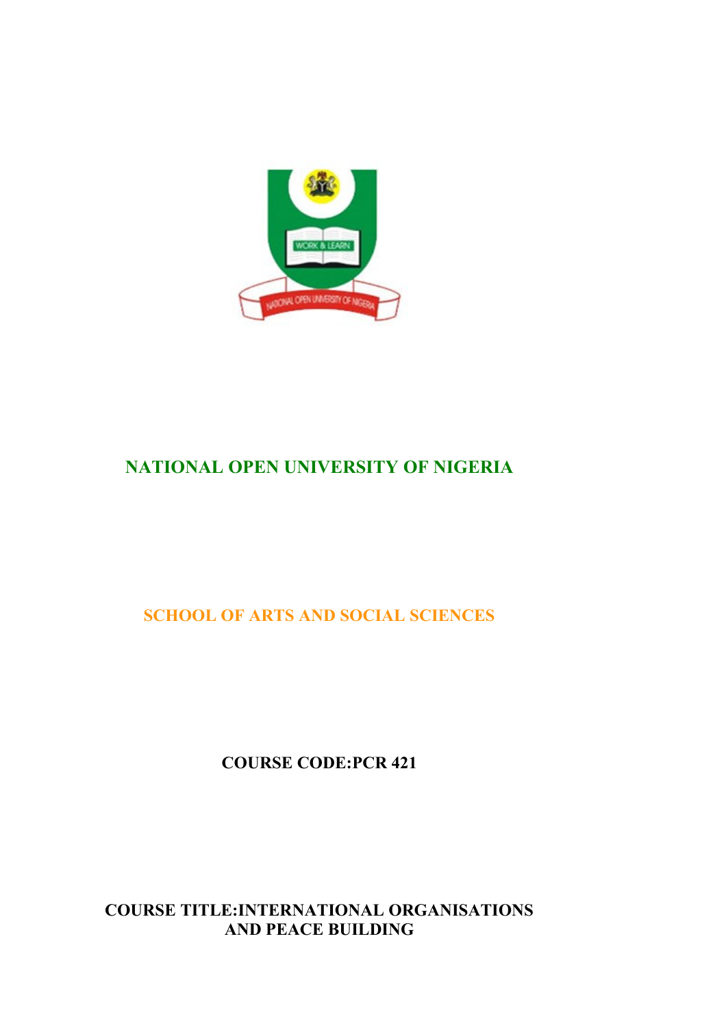# NATIONAL OPEN UNIVERSITY OF NIGERIA

## SCHOOL OF ARTS AND SOCIAL SCIENCES

**COURSE CODE:PCR 421**

**COURSE TITLE:INTERNATIONAL ORGANISATIONS AND PEACE BUILDING**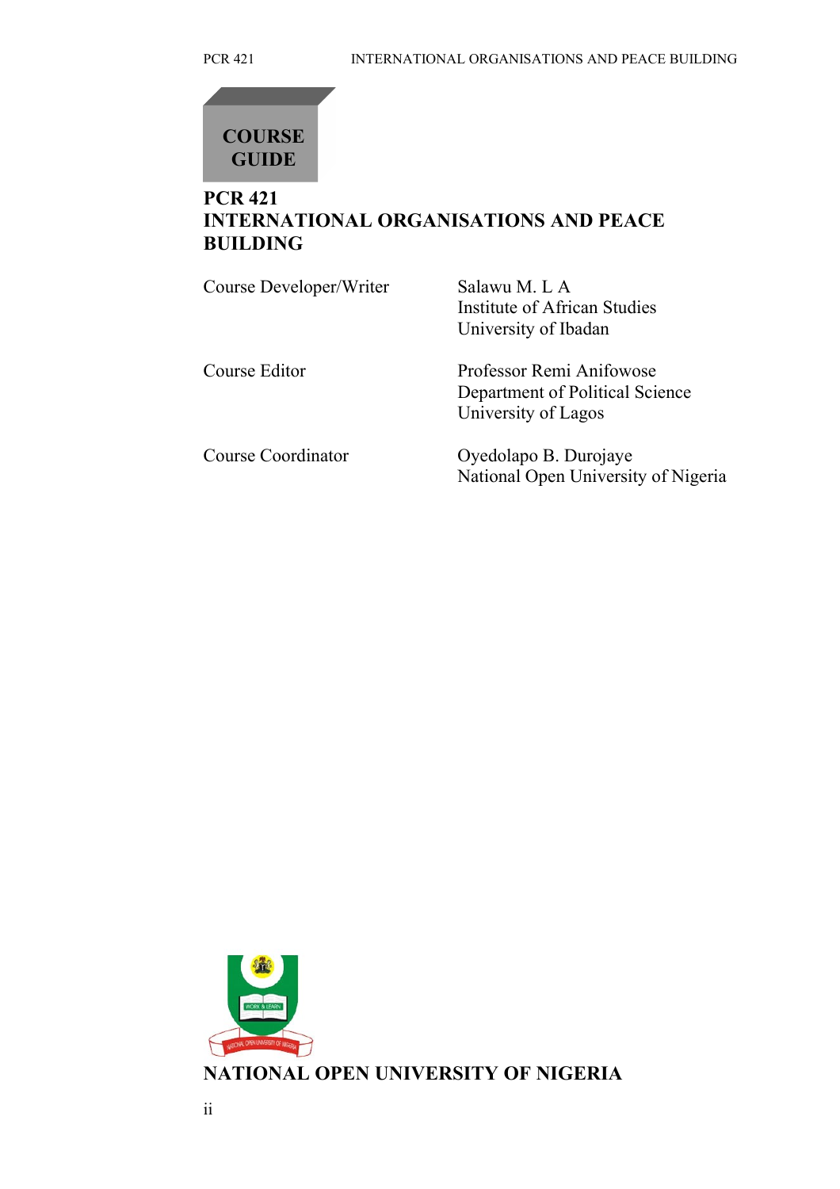**COURSE GUIDE**

# PCR 421
# INTERNATIONAL ORGANISATIONS AND PEACE BUILDING

| | |
|---|---|
| Course Developer/Writer | Salawu M. L A<br>Institute of African Studies<br>University of Ibadan |
| Course Editor | Professor Remi Anifowose<br>Department of Political Science<br>University of Lagos |
| Course Coordinator | Oyedolapo B. Durojaye<br>National Open University of Nigeria |

**NATIONAL OPEN UNIVERSITY OF NIGERIA**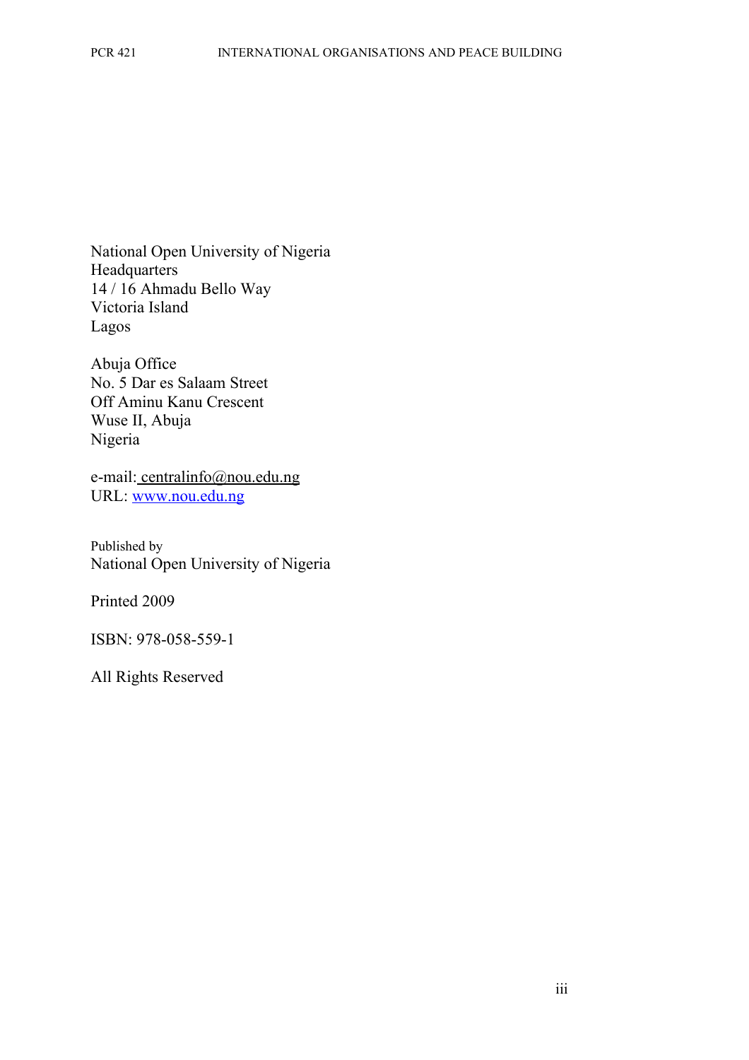National Open University of Nigeria
Headquarters
14 / 16 Ahmadu Bello Way
Victoria Island
Lagos

Abuja Office
No. 5 Dar es Salaam Street
Off Aminu Kanu Crescent
Wuse II, Abuja
Nigeria

e-mail: centralinfo@nou.edu.ng
URL: www.nou.edu.ng

Published by
National Open University of Nigeria

Printed 2009

ISBN: 978-058-559-1

All Rights Reserved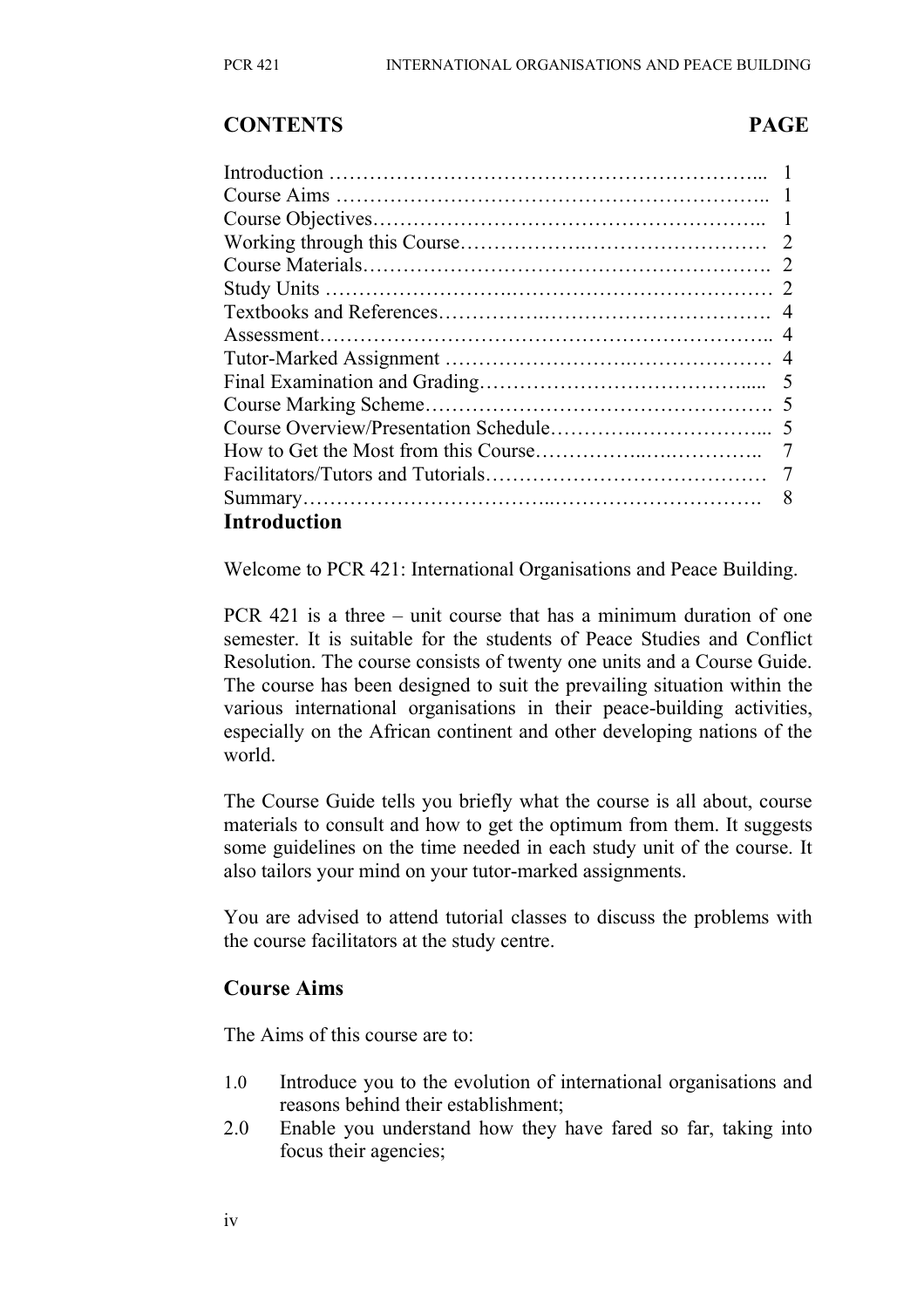## CONTENTS

| | PAGE |
|---|---|
| Introduction | 1 |
| Course Aims | 1 |
| Course Objectives | 1 |
| Working through this Course | 2 |
| Course Materials | 2 |
| Study Units | 2 |
| Textbooks and References | 4 |
| Assessment | 4 |
| Tutor-Marked Assignment | 4 |
| Final Examination and Grading | 5 |
| Course Marking Scheme | 5 |
| Course Overview/Presentation Schedule | 5 |
| How to Get the Most from this Course | 7 |
| Facilitators/Tutors and Tutorials | 7 |
| Summary | 8 |

## Introduction

Welcome to PCR 421: International Organisations and Peace Building.

PCR 421 is a three – unit course that has a minimum duration of one semester. It is suitable for the students of Peace Studies and Conflict Resolution. The course consists of twenty one units and a Course Guide. The course has been designed to suit the prevailing situation within the various international organisations in their peace-building activities, especially on the African continent and other developing nations of the world.

The Course Guide tells you briefly what the course is all about, course materials to consult and how to get the optimum from them. It suggests some guidelines on the time needed in each study unit of the course. It also tailors your mind on your tutor-marked assignments.

You are advised to attend tutorial classes to discuss the problems with the course facilitators at the study centre.

## Course Aims

The Aims of this course are to:

1.0 Introduce you to the evolution of international organisations and reasons behind their establishment;

2.0 Enable you understand how they have fared so far, taking into focus their agencies;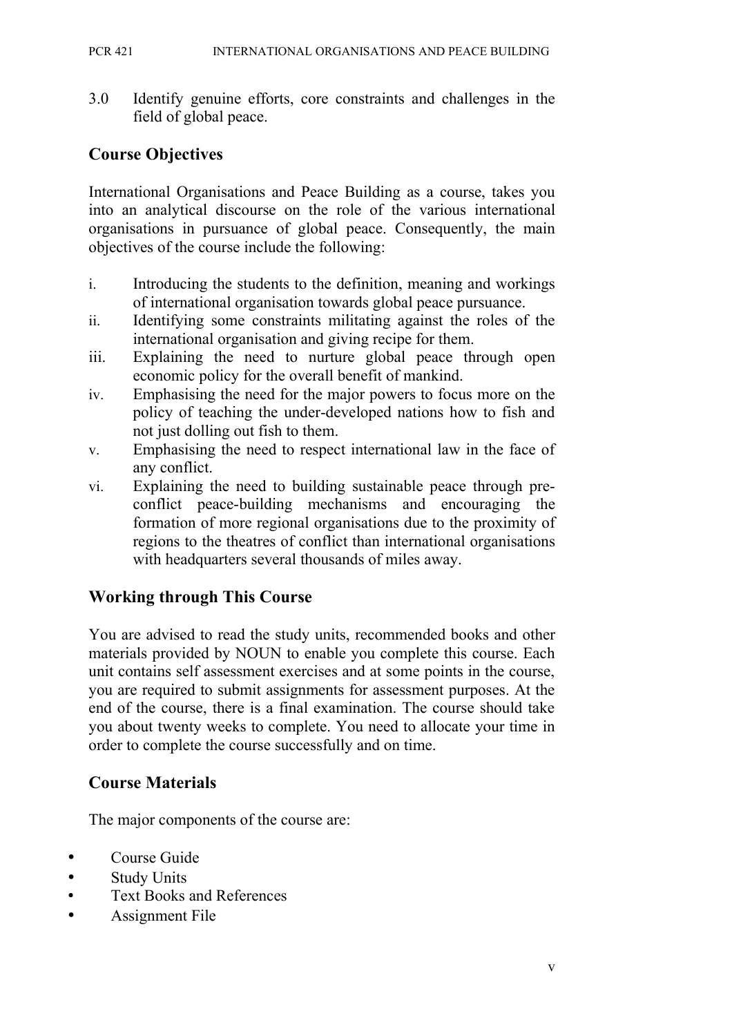3.0 Identify genuine efforts, core constraints and challenges in the field of global peace.

## Course Objectives

International Organisations and Peace Building as a course, takes you into an analytical discourse on the role of the various international organisations in pursuance of global peace. Consequently, the main objectives of the course include the following:

i. Introducing the students to the definition, meaning and workings of international organisation towards global peace pursuance.
ii. Identifying some constraints militating against the roles of the international organisation and giving recipe for them.
iii. Explaining the need to nurture global peace through open economic policy for the overall benefit of mankind.
iv. Emphasising the need for the major powers to focus more on the policy of teaching the under-developed nations how to fish and not just dolling out fish to them.
v. Emphasising the need to respect international law in the face of any conflict.
vi. Explaining the need to building sustainable peace through pre-conflict peace-building mechanisms and encouraging the formation of more regional organisations due to the proximity of regions to the theatres of conflict than international organisations with headquarters several thousands of miles away.

## Working through This Course

You are advised to read the study units, recommended books and other materials provided by NOUN to enable you complete this course. Each unit contains self assessment exercises and at some points in the course, you are required to submit assignments for assessment purposes. At the end of the course, there is a final examination. The course should take you about twenty weeks to complete. You need to allocate your time in order to complete the course successfully and on time.

## Course Materials

The major components of the course are:

- Course Guide
- Study Units
- Text Books and References
- Assignment File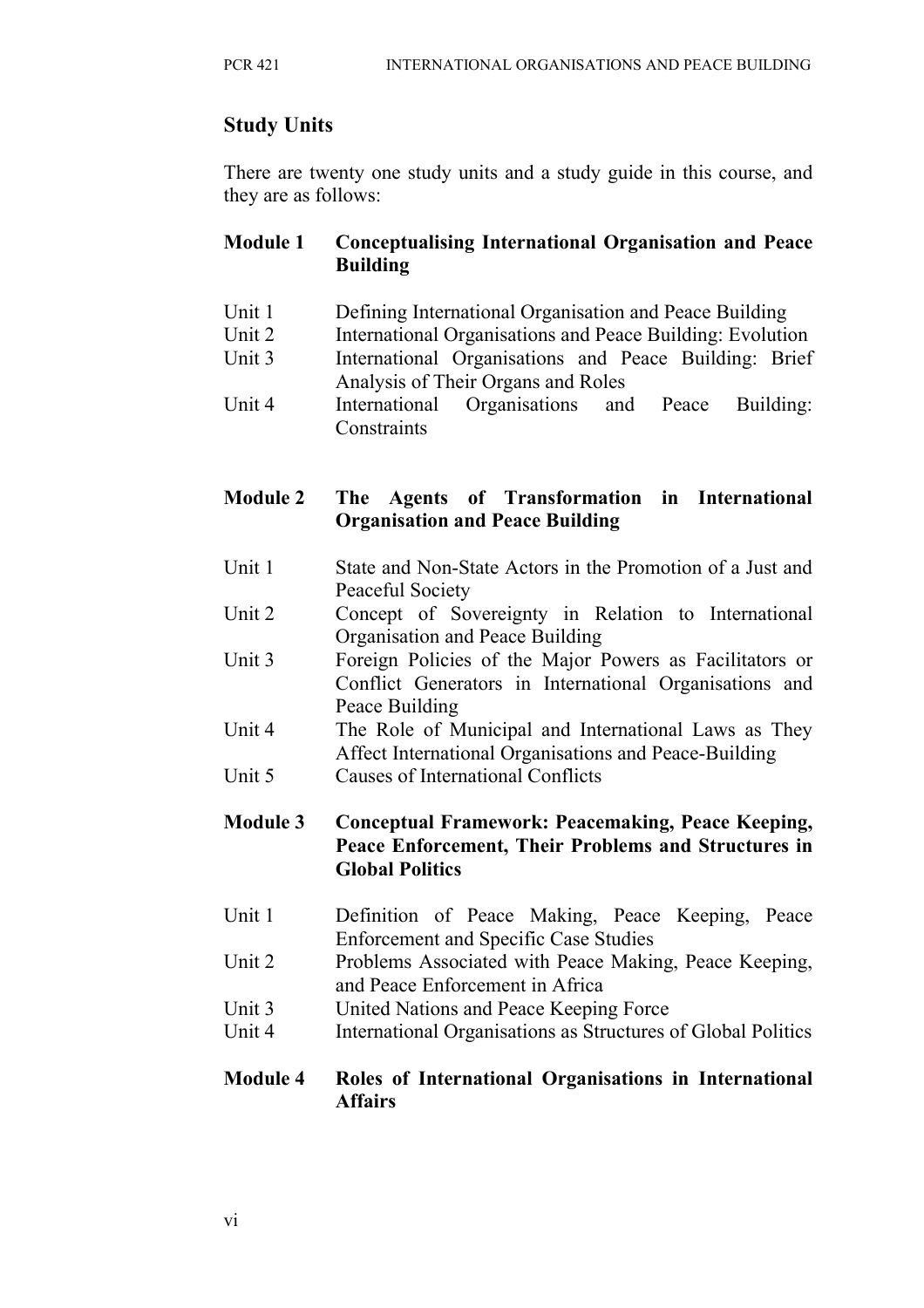## Study Units

There are twenty one study units and a study guide in this course, and they are as follows:

**Module 1 Conceptualising International Organisation and Peace Building**

- Unit 1 Defining International Organisation and Peace Building
- Unit 2 International Organisations and Peace Building: Evolution
- Unit 3 International Organisations and Peace Building: Brief Analysis of Their Organs and Roles
- Unit 4 International Organisations and Peace Building: Constraints

**Module 2 The Agents of Transformation in International Organisation and Peace Building**

- Unit 1 State and Non-State Actors in the Promotion of a Just and Peaceful Society
- Unit 2 Concept of Sovereignty in Relation to International Organisation and Peace Building
- Unit 3 Foreign Policies of the Major Powers as Facilitators or Conflict Generators in International Organisations and Peace Building
- Unit 4 The Role of Municipal and International Laws as They Affect International Organisations and Peace-Building
- Unit 5 Causes of International Conflicts

**Module 3 Conceptual Framework: Peacemaking, Peace Keeping, Peace Enforcement, Their Problems and Structures in Global Politics**

- Unit 1 Definition of Peace Making, Peace Keeping, Peace Enforcement and Specific Case Studies
- Unit 2 Problems Associated with Peace Making, Peace Keeping, and Peace Enforcement in Africa
- Unit 3 United Nations and Peace Keeping Force
- Unit 4 International Organisations as Structures of Global Politics

**Module 4 Roles of International Organisations in International Affairs**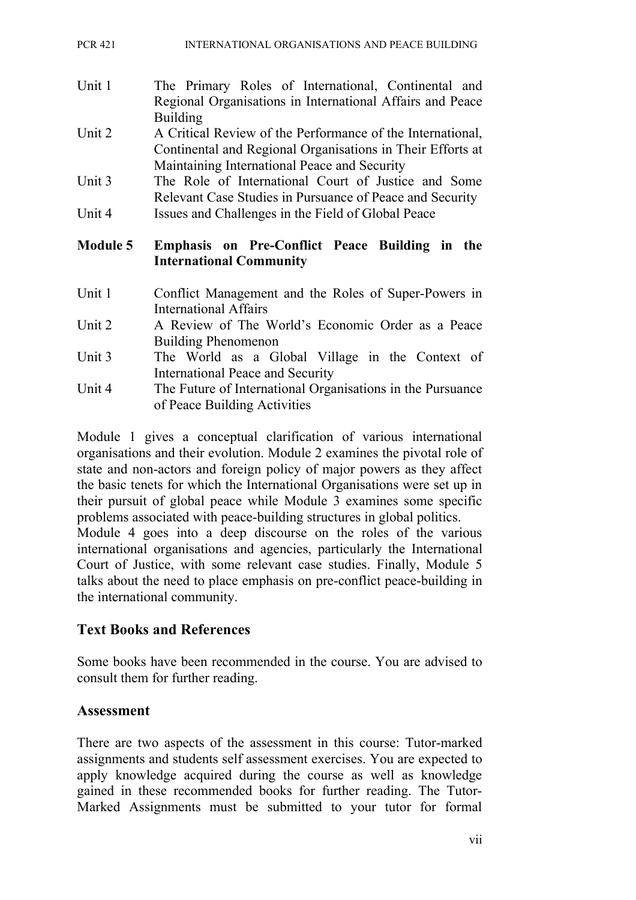Unit 1 The Primary Roles of International, Continental and Regional Organisations in International Affairs and Peace Building

Unit 2 A Critical Review of the Performance of the International, Continental and Regional Organisations in Their Efforts at Maintaining International Peace and Security

Unit 3 The Role of International Court of Justice and Some Relevant Case Studies in Pursuance of Peace and Security

Unit 4 Issues and Challenges in the Field of Global Peace

**Module 5 Emphasis on Pre-Conflict Peace Building in the International Community**

Unit 1 Conflict Management and the Roles of Super-Powers in International Affairs

Unit 2 A Review of The World's Economic Order as a Peace Building Phenomenon

Unit 3 The World as a Global Village in the Context of International Peace and Security

Unit 4 The Future of International Organisations in the Pursuance of Peace Building Activities

Module 1 gives a conceptual clarification of various international organisations and their evolution. Module 2 examines the pivotal role of state and non-actors and foreign policy of major powers as they affect the basic tenets for which the International Organisations were set up in their pursuit of global peace while Module 3 examines some specific problems associated with peace-building structures in global politics.
Module 4 goes into a deep discourse on the roles of the various international organisations and agencies, particularly the International Court of Justice, with some relevant case studies. Finally, Module 5 talks about the need to place emphasis on pre-conflict peace-building in the international community.

## Text Books and References

Some books have been recommended in the course. You are advised to consult them for further reading.

## Assessment

There are two aspects of the assessment in this course: Tutor-marked assignments and students self assessment exercises. You are expected to apply knowledge acquired during the course as well as knowledge gained in these recommended books for further reading. The Tutor-Marked Assignments must be submitted to your tutor for formal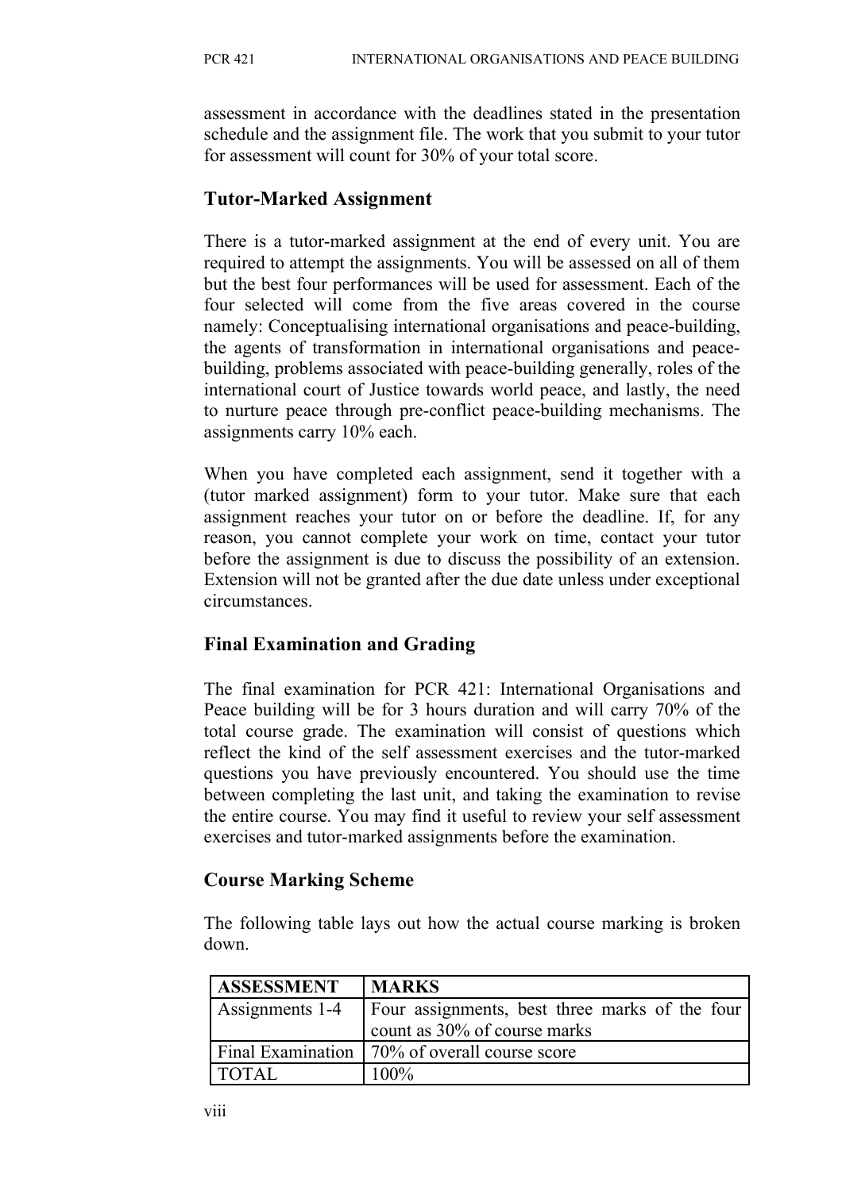assessment in accordance with the deadlines stated in the presentation schedule and the assignment file. The work that you submit to your tutor for assessment will count for 30% of your total score.

## Tutor-Marked Assignment

There is a tutor-marked assignment at the end of every unit. You are required to attempt the assignments. You will be assessed on all of them but the best four performances will be used for assessment. Each of the four selected will come from the five areas covered in the course namely: Conceptualising international organisations and peace-building, the agents of transformation in international organisations and peace-building, problems associated with peace-building generally, roles of the international court of Justice towards world peace, and lastly, the need to nurture peace through pre-conflict peace-building mechanisms. The assignments carry 10% each.

When you have completed each assignment, send it together with a (tutor marked assignment) form to your tutor. Make sure that each assignment reaches your tutor on or before the deadline. If, for any reason, you cannot complete your work on time, contact your tutor before the assignment is due to discuss the possibility of an extension. Extension will not be granted after the due date unless under exceptional circumstances.

## Final Examination and Grading

The final examination for PCR 421: International Organisations and Peace building will be for 3 hours duration and will carry 70% of the total course grade. The examination will consist of questions which reflect the kind of the self assessment exercises and the tutor-marked questions you have previously encountered. You should use the time between completing the last unit, and taking the examination to revise the entire course. You may find it useful to review your self assessment exercises and tutor-marked assignments before the examination.

## Course Marking Scheme

The following table lays out how the actual course marking is broken down.

| ASSESSMENT | MARKS |
|---|---|
| Assignments 1-4 | Four assignments, best three marks of the four count as 30% of course marks |
| Final Examination | 70% of overall course score |
| TOTAL | 100% |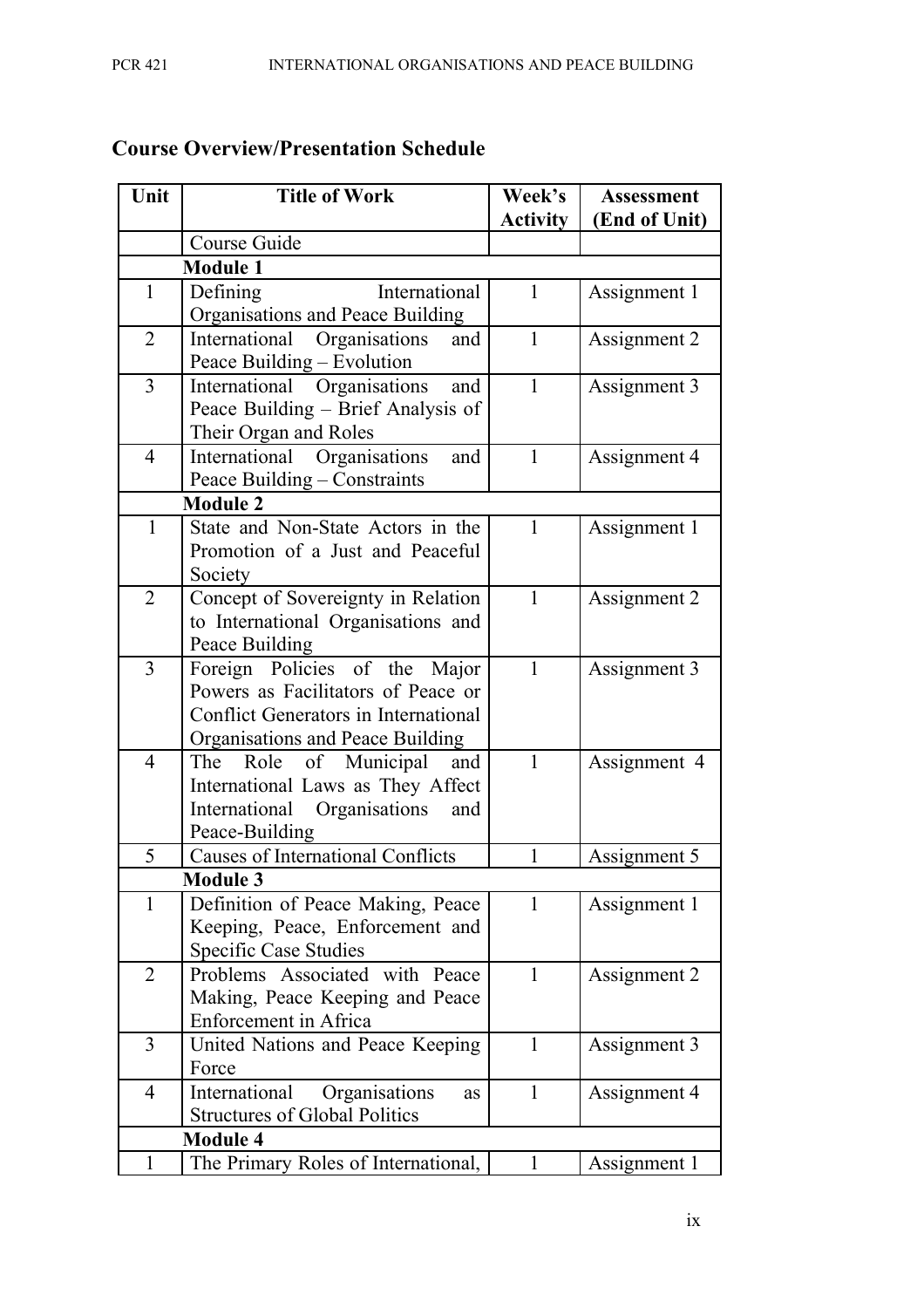## Course Overview/Presentation Schedule

| Unit | Title of Work | Week's Activity | Assessment (End of Unit) |
|---|---|---|---|
| | Course Guide | | |
| | **Module 1** | | |
| 1 | Defining International Organisations and Peace Building | 1 | Assignment 1 |
| 2 | International Organisations and Peace Building – Evolution | 1 | Assignment 2 |
| 3 | International Organisations and Peace Building – Brief Analysis of Their Organ and Roles | 1 | Assignment 3 |
| 4 | International Organisations and Peace Building – Constraints | 1 | Assignment 4 |
| | **Module 2** | | |
| 1 | State and Non-State Actors in the Promotion of a Just and Peaceful Society | 1 | Assignment 1 |
| 2 | Concept of Sovereignty in Relation to International Organisations and Peace Building | 1 | Assignment 2 |
| 3 | Foreign Policies of the Major Powers as Facilitators of Peace or Conflict Generators in International Organisations and Peace Building | 1 | Assignment 3 |
| 4 | The Role of Municipal and International Laws as They Affect International Organisations and Peace-Building | 1 | Assignment 4 |
| 5 | Causes of International Conflicts | 1 | Assignment 5 |
| | **Module 3** | | |
| 1 | Definition of Peace Making, Peace Keeping, Peace, Enforcement and Specific Case Studies | 1 | Assignment 1 |
| 2 | Problems Associated with Peace Making, Peace Keeping and Peace Enforcement in Africa | 1 | Assignment 2 |
| 3 | United Nations and Peace Keeping Force | 1 | Assignment 3 |
| 4 | International Organisations as Structures of Global Politics | 1 | Assignment 4 |
| | **Module 4** | | |
| 1 | The Primary Roles of International, | 1 | Assignment 1 |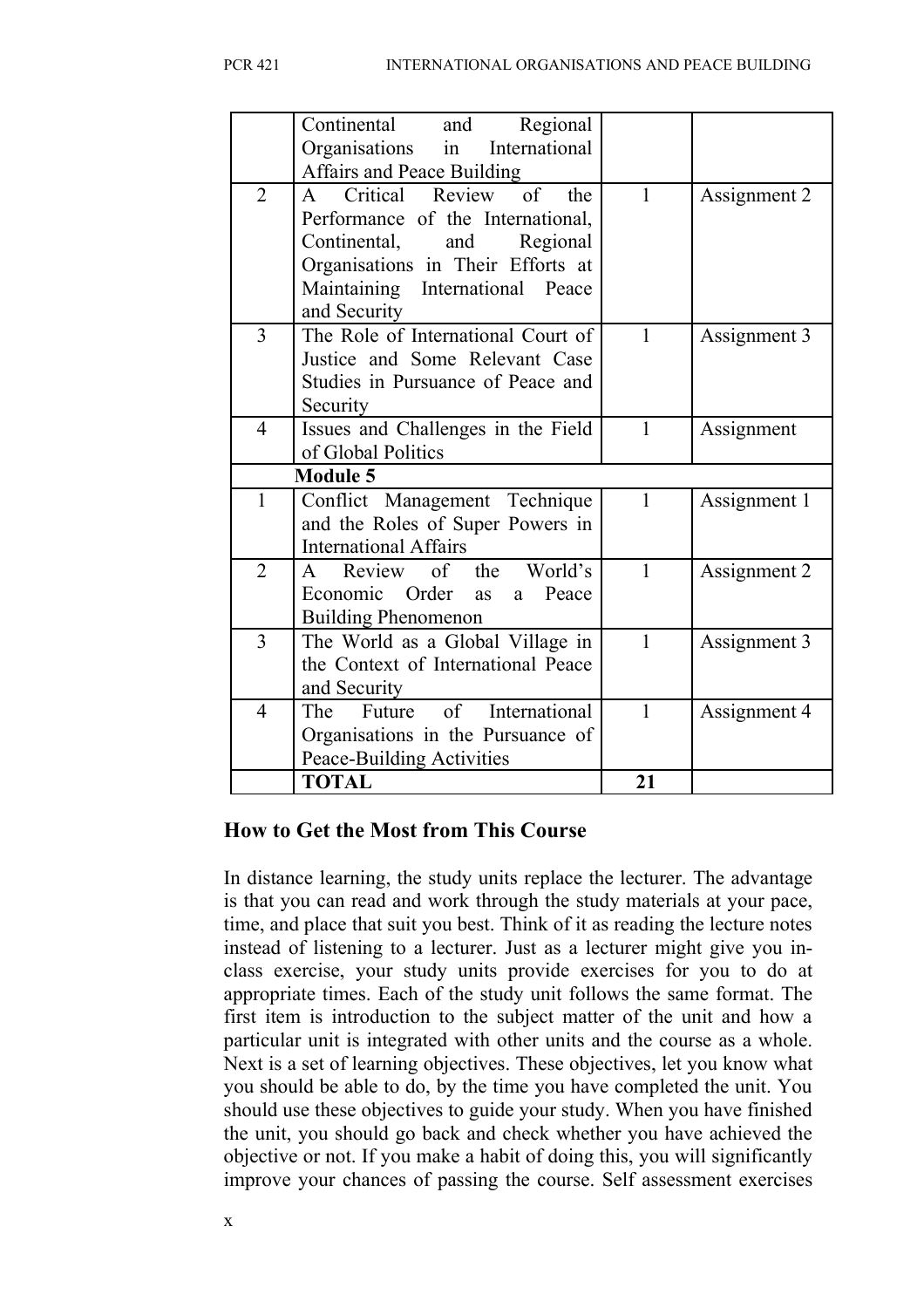| | | | |
|---|---|---|---|
| | Continental and Regional Organisations in International Affairs and Peace Building | | |
| 2 | A Critical Review of the Performance of the International, Continental, and Regional Organisations in Their Efforts at Maintaining International Peace and Security | 1 | Assignment 2 |
| 3 | The Role of International Court of Justice and Some Relevant Case Studies in Pursuance of Peace and Security | 1 | Assignment 3 |
| 4 | Issues and Challenges in the Field of Global Politics | 1 | Assignment |
| | **Module 5** | | |
| 1 | Conflict Management Technique and the Roles of Super Powers in International Affairs | 1 | Assignment 1 |
| 2 | A Review of the World's Economic Order as a Peace Building Phenomenon | 1 | Assignment 2 |
| 3 | The World as a Global Village in the Context of International Peace and Security | 1 | Assignment 3 |
| 4 | The Future of International Organisations in the Pursuance of Peace-Building Activities | 1 | Assignment 4 |
| | **TOTAL** | **21** | |

## How to Get the Most from This Course

In distance learning, the study units replace the lecturer. The advantage is that you can read and work through the study materials at your pace, time, and place that suit you best. Think of it as reading the lecture notes instead of listening to a lecturer. Just as a lecturer might give you in-class exercise, your study units provide exercises for you to do at appropriate times. Each of the study unit follows the same format. The first item is introduction to the subject matter of the unit and how a particular unit is integrated with other units and the course as a whole. Next is a set of learning objectives. These objectives, let you know what you should be able to do, by the time you have completed the unit. You should use these objectives to guide your study. When you have finished the unit, you should go back and check whether you have achieved the objective or not. If you make a habit of doing this, you will significantly improve your chances of passing the course. Self assessment exercises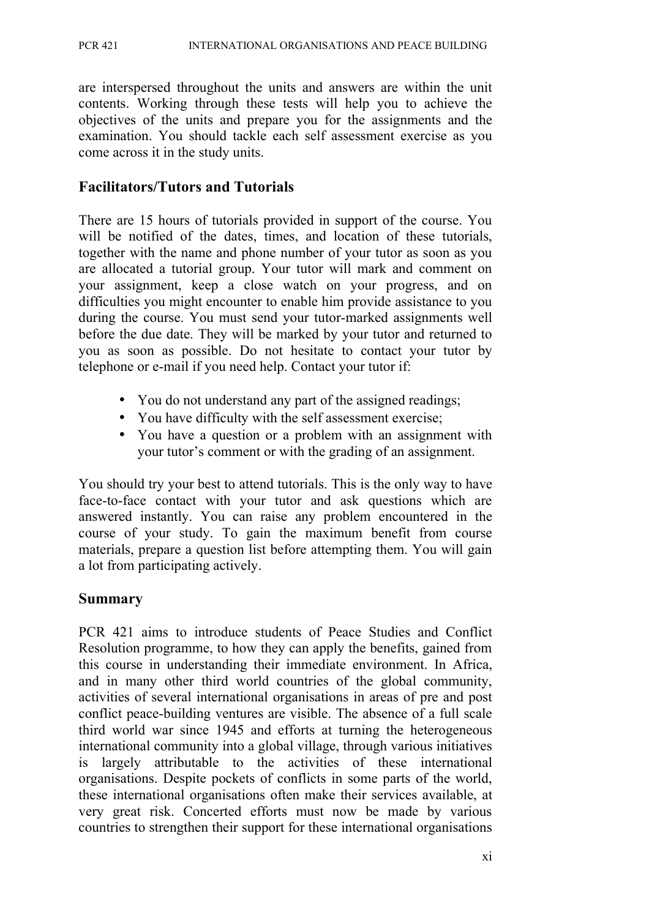are interspersed throughout the units and answers are within the unit contents. Working through these tests will help you to achieve the objectives of the units and prepare you for the assignments and the examination. You should tackle each self assessment exercise as you come across it in the study units.

## Facilitators/Tutors and Tutorials

There are 15 hours of tutorials provided in support of the course. You will be notified of the dates, times, and location of these tutorials, together with the name and phone number of your tutor as soon as you are allocated a tutorial group. Your tutor will mark and comment on your assignment, keep a close watch on your progress, and on difficulties you might encounter to enable him provide assistance to you during the course. You must send your tutor-marked assignments well before the due date. They will be marked by your tutor and returned to you as soon as possible. Do not hesitate to contact your tutor by telephone or e-mail if you need help. Contact your tutor if:

- You do not understand any part of the assigned readings;
- You have difficulty with the self assessment exercise;
- You have a question or a problem with an assignment with your tutor's comment or with the grading of an assignment.

You should try your best to attend tutorials. This is the only way to have face-to-face contact with your tutor and ask questions which are answered instantly. You can raise any problem encountered in the course of your study. To gain the maximum benefit from course materials, prepare a question list before attempting them. You will gain a lot from participating actively.

## Summary

PCR 421 aims to introduce students of Peace Studies and Conflict Resolution programme, to how they can apply the benefits, gained from this course in understanding their immediate environment. In Africa, and in many other third world countries of the global community, activities of several international organisations in areas of pre and post conflict peace-building ventures are visible. The absence of a full scale third world war since 1945 and efforts at turning the heterogeneous international community into a global village, through various initiatives is largely attributable to the activities of these international organisations. Despite pockets of conflicts in some parts of the world, these international organisations often make their services available, at very great risk. Concerted efforts must now be made by various countries to strengthen their support for these international organisations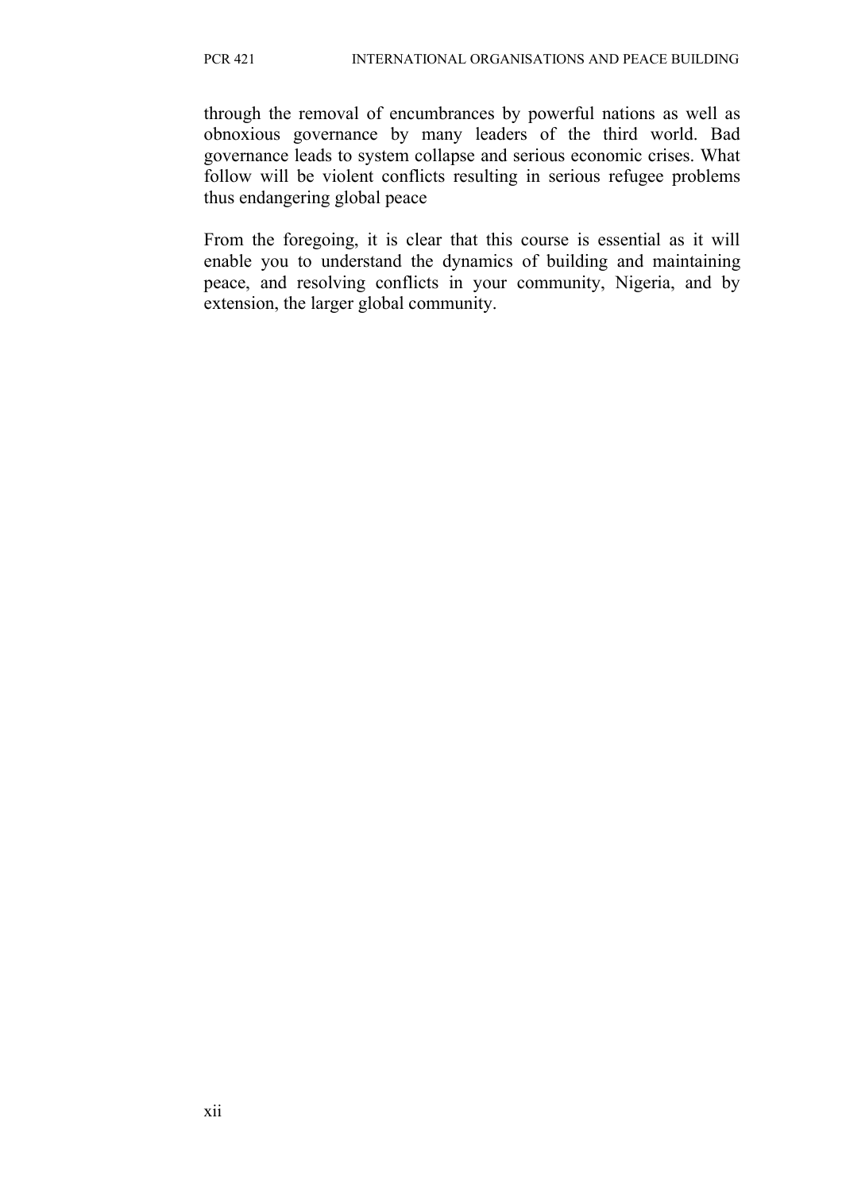through the removal of encumbrances by powerful nations as well as obnoxious governance by many leaders of the third world. Bad governance leads to system collapse and serious economic crises. What follow will be violent conflicts resulting in serious refugee problems thus endangering global peace

From the foregoing, it is clear that this course is essential as it will enable you to understand the dynamics of building and maintaining peace, and resolving conflicts in your community, Nigeria, and by extension, the larger global community.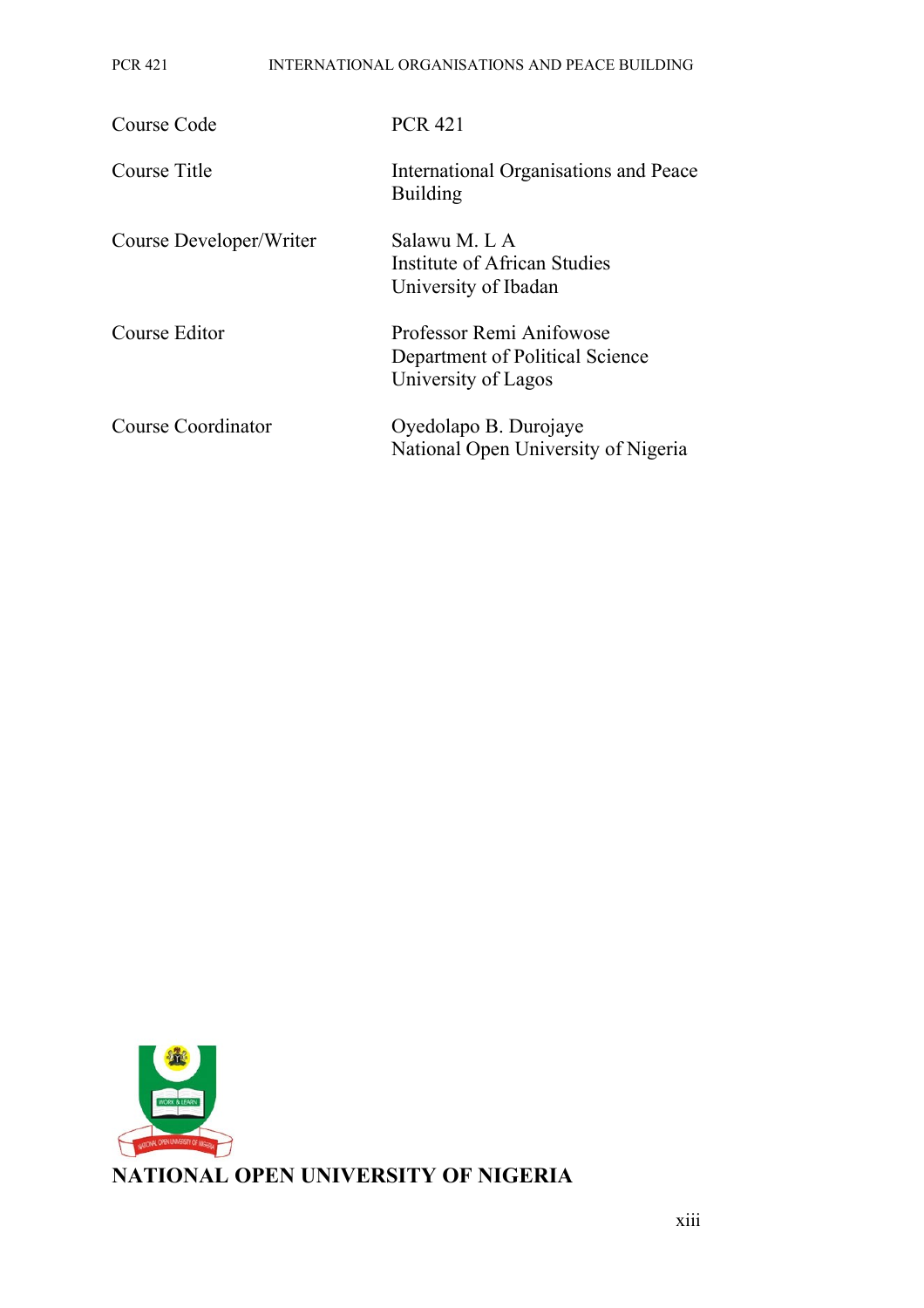| | |
|---|---|
| Course Code | PCR 421 |
| Course Title | International Organisations and Peace Building |
| Course Developer/Writer | Salawu M. L A<br>Institute of African Studies<br>University of Ibadan |
| Course Editor | Professor Remi Anifowose<br>Department of Political Science<br>University of Lagos |
| Course Coordinator | Oyedolapo B. Durojaye<br>National Open University of Nigeria |

**NATIONAL OPEN UNIVERSITY OF NIGERIA**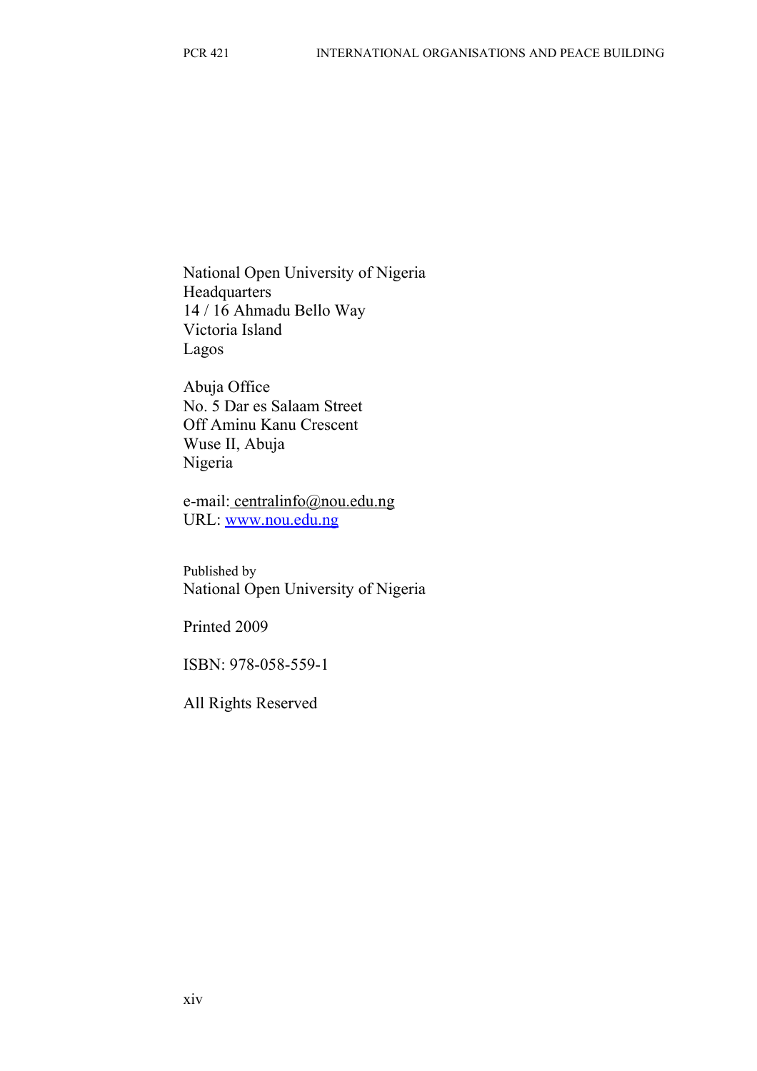National Open University of Nigeria
Headquarters
14 / 16 Ahmadu Bello Way
Victoria Island
Lagos

Abuja Office
No. 5 Dar es Salaam Street
Off Aminu Kanu Crescent
Wuse II, Abuja
Nigeria

e-mail: centralinfo@nou.edu.ng
URL: www.nou.edu.ng

Published by
National Open University of Nigeria

Printed 2009

ISBN: 978-058-559-1

All Rights Reserved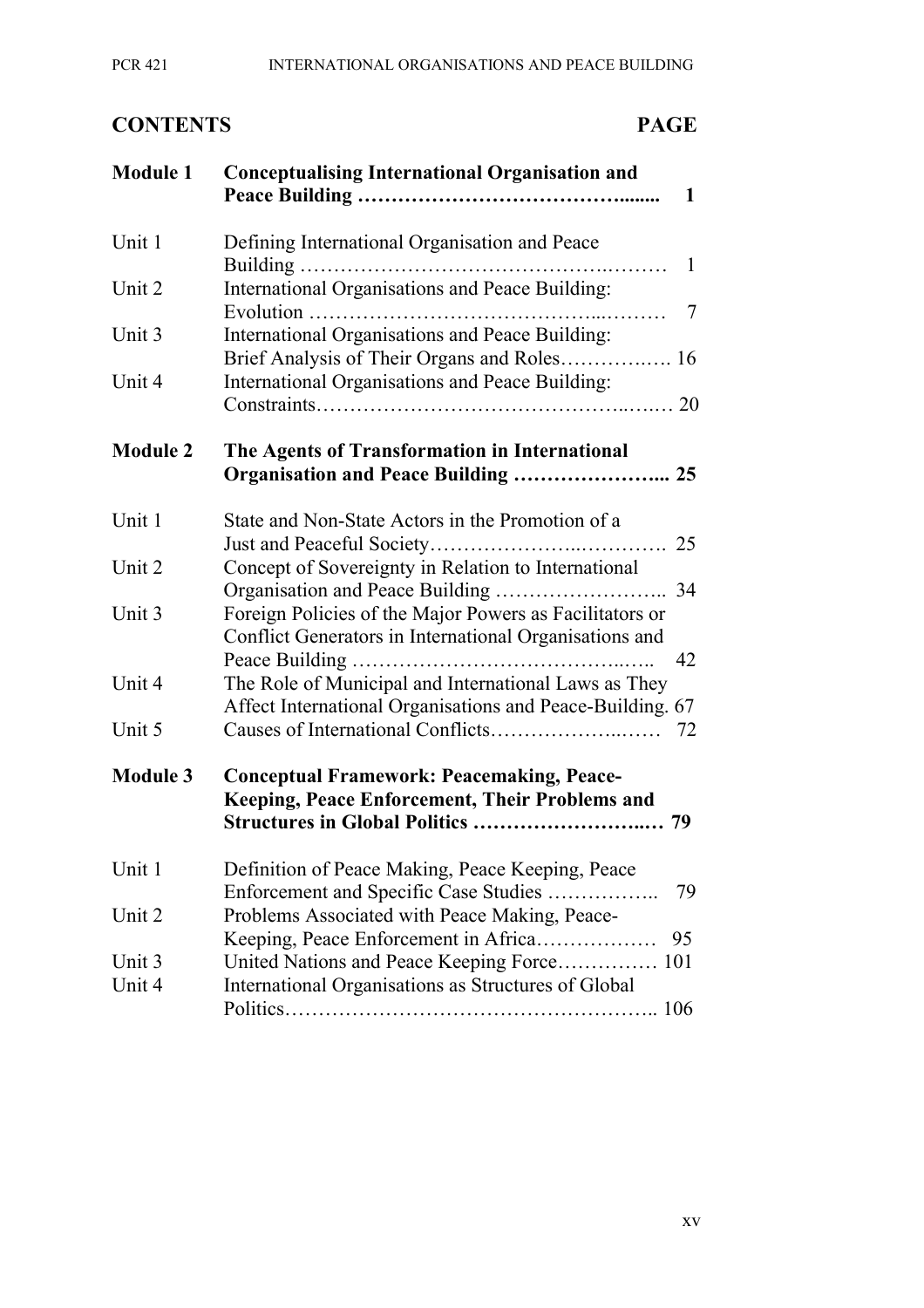## CONTENTS PAGE

| | | |
|---|---|---|
| **Module 1** | **Conceptualising International Organisation and Peace Building ………………………………….......** | **1** |
| Unit 1 | Defining International Organisation and Peace Building ………………………………………….……… | 1 |
| Unit 2 | International Organisations and Peace Building: Evolution …………………………………...……… | 7 |
| Unit 3 | International Organisations and Peace Building: Brief Analysis of Their Organs and Roles…………..…. | 16 |
| Unit 4 | International Organisations and Peace Building: Constraints……………………………………..….… | 20 |
| **Module 2** | **The Agents of Transformation in International Organisation and Peace Building …………………...** | **25** |
| Unit 1 | State and Non-State Actors in the Promotion of a Just and Peaceful Society………………...…………. | 25 |
| Unit 2 | Concept of Sovereignty in Relation to International Organisation and Peace Building …………………….. | 34 |
| Unit 3 | Foreign Policies of the Major Powers as Facilitators or Conflict Generators in International Organisations and Peace Building ……………………………...….. | 42 |
| Unit 4 | The Role of Municipal and International Laws as They Affect International Organisations and Peace-Building. | 67 |
| Unit 5 | Causes of International Conflicts………………..…… | 72 |
| **Module 3** | **Conceptual Framework: Peacemaking, Peace-Keeping, Peace Enforcement, Their Problems and Structures in Global Politics ……………………..…** | **79** |
| Unit 1 | Definition of Peace Making, Peace Keeping, Peace Enforcement and Specific Case Studies …………….. | 79 |
| Unit 2 | Problems Associated with Peace Making, Peace-Keeping, Peace Enforcement in Africa……………… | 95 |
| Unit 3 | United Nations and Peace Keeping Force…………… | 101 |
| Unit 4 | International Organisations as Structures of Global Politics…………………………………………….. | 106 |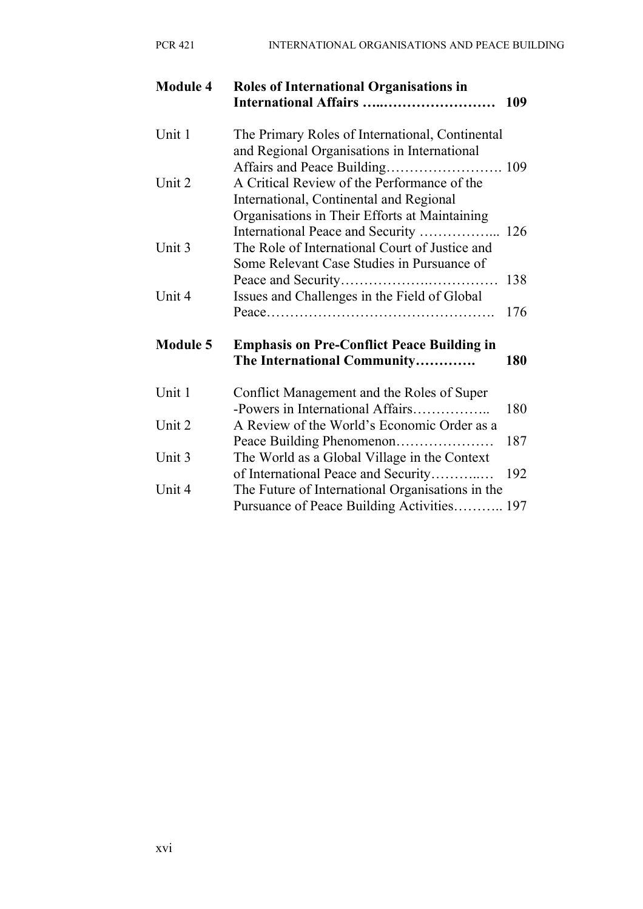| | | |
|---|---|---|
| **Module 4** | **Roles of International Organisations in International Affairs …..……………………** | **109** |
| Unit 1 | The Primary Roles of International, Continental and Regional Organisations in International Affairs and Peace Building……………………. | 109 |
| Unit 2 | A Critical Review of the Performance of the International, Continental and Regional Organisations in Their Efforts at Maintaining International Peace and Security …………….. | 126 |
| Unit 3 | The Role of International Court of Justice and Some Relevant Case Studies in Pursuance of Peace and Security……………….…………… | 138 |
| Unit 4 | Issues and Challenges in the Field of Global Peace…………………………………………. | 176 |
| **Module 5** | **Emphasis on Pre-Conflict Peace Building in The International Community………….** | **180** |
| Unit 1 | Conflict Management and the Roles of Super -Powers in International Affairs…………….. | 180 |
| Unit 2 | A Review of the World's Economic Order as a Peace Building Phenomenon………………… | 187 |
| Unit 3 | The World as a Global Village in the Context of International Peace and Security………..… | 192 |
| Unit 4 | The Future of International Organisations in the Pursuance of Peace Building Activities……….. | 197 |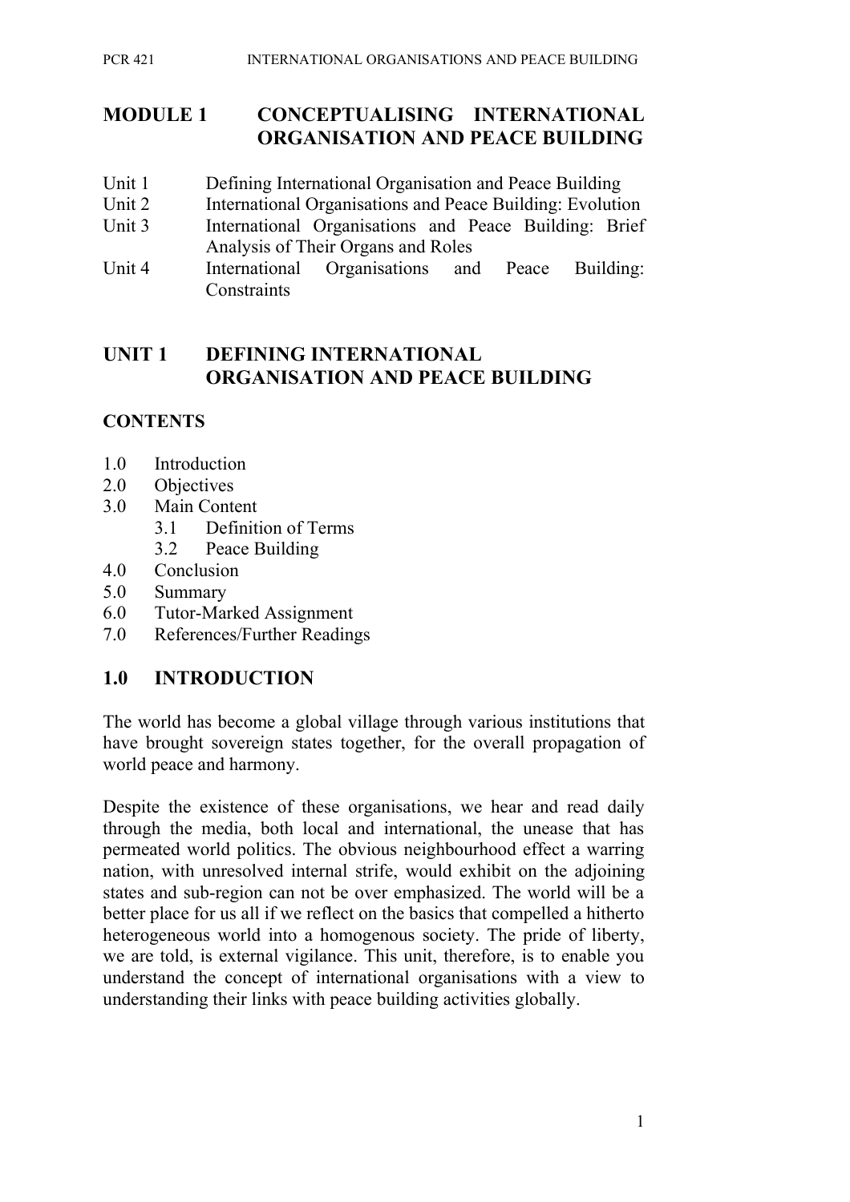# MODULE 1 CONCEPTUALISING INTERNATIONAL ORGANISATION AND PEACE BUILDING

- Unit 1 Defining International Organisation and Peace Building
- Unit 2 International Organisations and Peace Building: Evolution
- Unit 3 International Organisations and Peace Building: Brief Analysis of Their Organs and Roles
- Unit 4 International Organisations and Peace Building: Constraints

## UNIT 1 DEFINING INTERNATIONAL ORGANISATION AND PEACE BUILDING

### CONTENTS

- 1.0 Introduction
- 2.0 Objectives
- 3.0 Main Content
  - 3.1 Definition of Terms
  - 3.2 Peace Building
- 4.0 Conclusion
- 5.0 Summary
- 6.0 Tutor-Marked Assignment
- 7.0 References/Further Readings

## 1.0 INTRODUCTION

The world has become a global village through various institutions that have brought sovereign states together, for the overall propagation of world peace and harmony.

Despite the existence of these organisations, we hear and read daily through the media, both local and international, the unease that has permeated world politics. The obvious neighbourhood effect a warring nation, with unresolved internal strife, would exhibit on the adjoining states and sub-region can not be over emphasized. The world will be a better place for us all if we reflect on the basics that compelled a hitherto heterogeneous world into a homogenous society. The pride of liberty, we are told, is external vigilance. This unit, therefore, is to enable you understand the concept of international organisations with a view to understanding their links with peace building activities globally.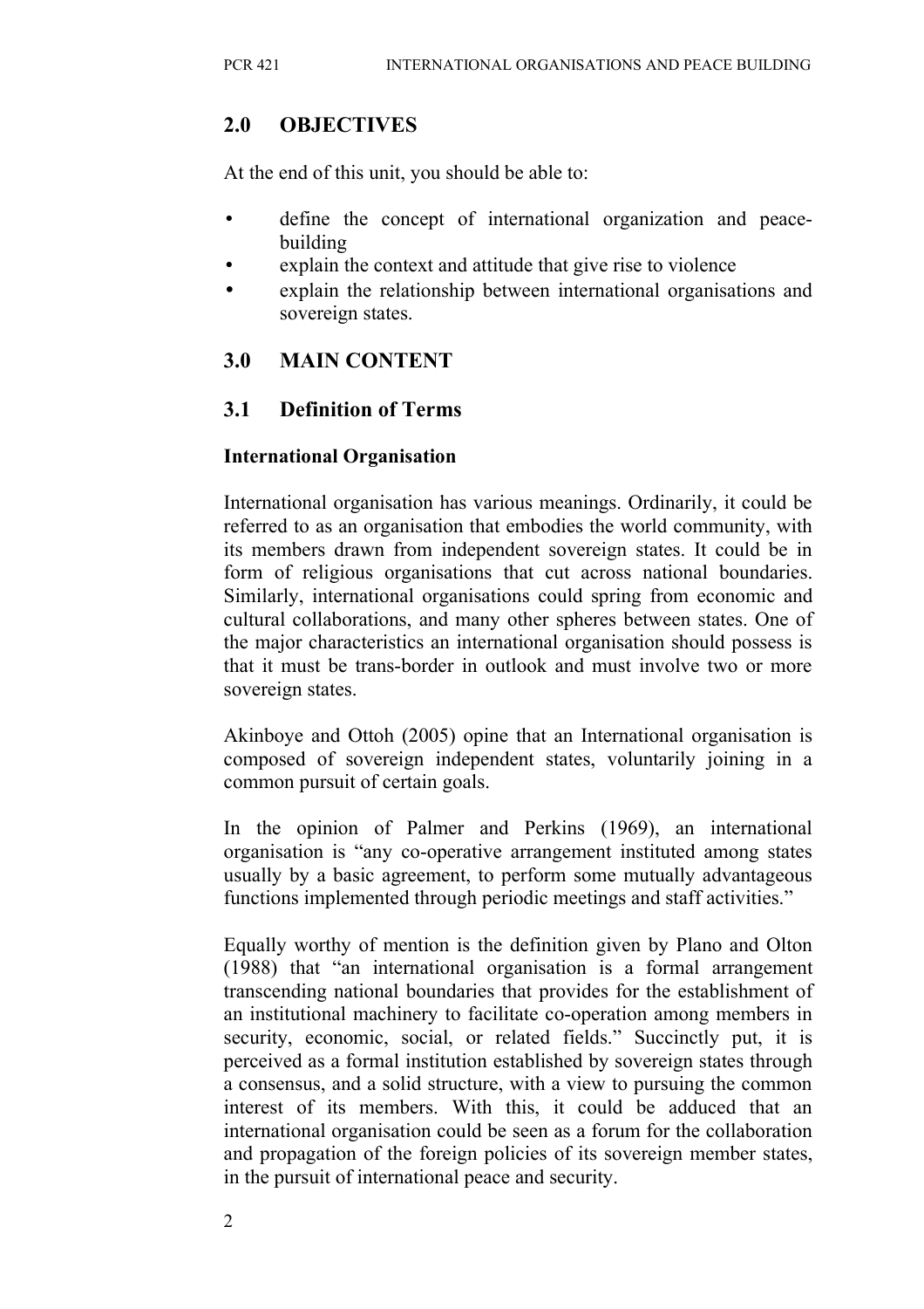## 2.0 OBJECTIVES

At the end of this unit, you should be able to:

- define the concept of international organization and peace-building
- explain the context and attitude that give rise to violence
- explain the relationship between international organisations and sovereign states.

## 3.0 MAIN CONTENT

### 3.1 Definition of Terms

**International Organisation**

International organisation has various meanings. Ordinarily, it could be referred to as an organisation that embodies the world community, with its members drawn from independent sovereign states. It could be in form of religious organisations that cut across national boundaries. Similarly, international organisations could spring from economic and cultural collaborations, and many other spheres between states. One of the major characteristics an international organisation should possess is that it must be trans-border in outlook and must involve two or more sovereign states.

Akinboye and Ottoh (2005) opine that an International organisation is composed of sovereign independent states, voluntarily joining in a common pursuit of certain goals.

In the opinion of Palmer and Perkins (1969), an international organisation is "any co-operative arrangement instituted among states usually by a basic agreement, to perform some mutually advantageous functions implemented through periodic meetings and staff activities."

Equally worthy of mention is the definition given by Plano and Olton (1988) that "an international organisation is a formal arrangement transcending national boundaries that provides for the establishment of an institutional machinery to facilitate co-operation among members in security, economic, social, or related fields." Succinctly put, it is perceived as a formal institution established by sovereign states through a consensus, and a solid structure, with a view to pursuing the common interest of its members. With this, it could be adduced that an international organisation could be seen as a forum for the collaboration and propagation of the foreign policies of its sovereign member states, in the pursuit of international peace and security.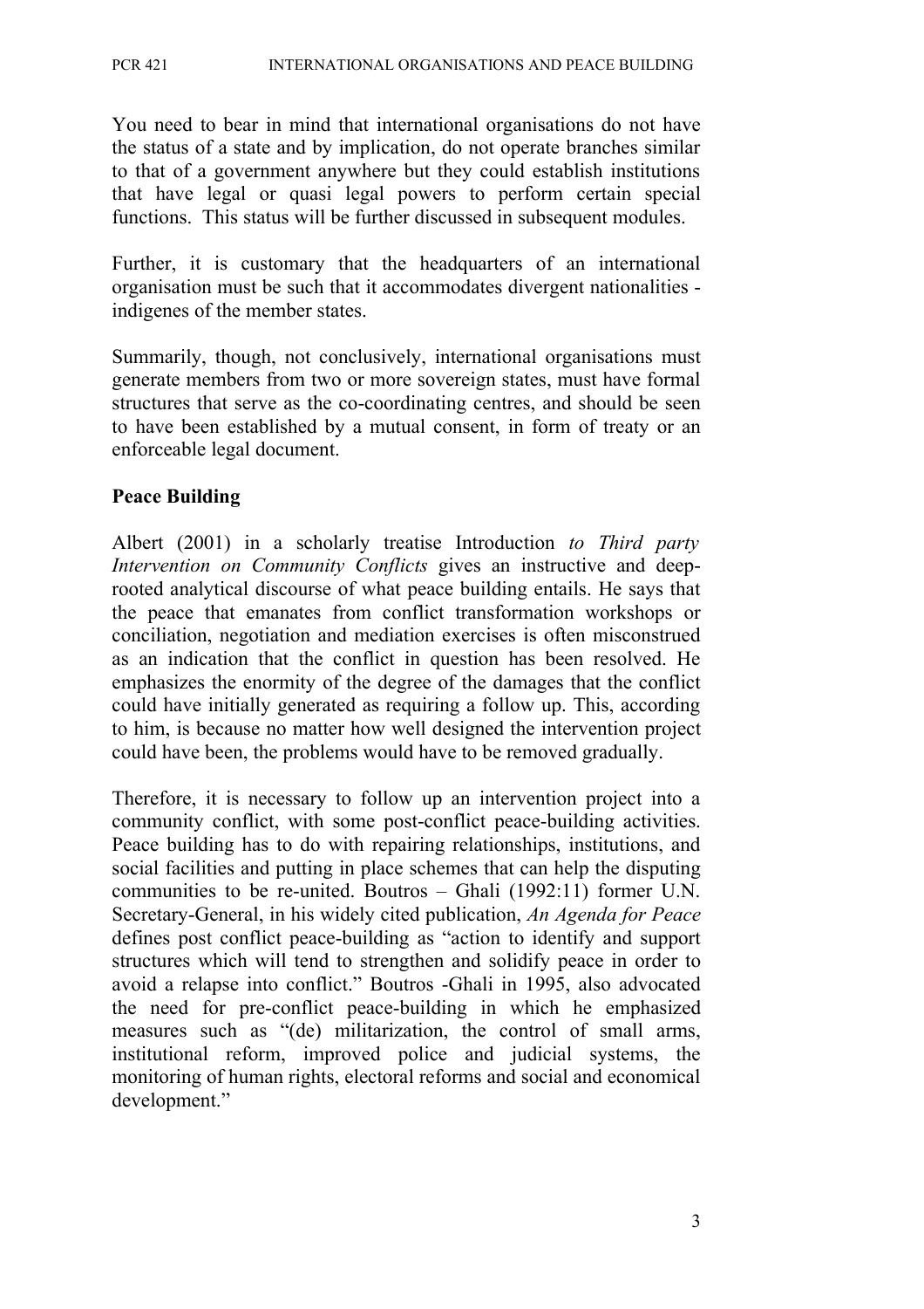You need to bear in mind that international organisations do not have the status of a state and by implication, do not operate branches similar to that of a government anywhere but they could establish institutions that have legal or quasi legal powers to perform certain special functions. This status will be further discussed in subsequent modules.

Further, it is customary that the headquarters of an international organisation must be such that it accommodates divergent nationalities - indigenes of the member states.

Summarily, though, not conclusively, international organisations must generate members from two or more sovereign states, must have formal structures that serve as the co-coordinating centres, and should be seen to have been established by a mutual consent, in form of treaty or an enforceable legal document.

## Peace Building

Albert (2001) in a scholarly treatise Introduction *to Third party Intervention on Community Conflicts* gives an instructive and deep-rooted analytical discourse of what peace building entails. He says that the peace that emanates from conflict transformation workshops or conciliation, negotiation and mediation exercises is often misconstrued as an indication that the conflict in question has been resolved. He emphasizes the enormity of the degree of the damages that the conflict could have initially generated as requiring a follow up. This, according to him, is because no matter how well designed the intervention project could have been, the problems would have to be removed gradually.

Therefore, it is necessary to follow up an intervention project into a community conflict, with some post-conflict peace-building activities. Peace building has to do with repairing relationships, institutions, and social facilities and putting in place schemes that can help the disputing communities to be re-united. Boutros – Ghali (1992:11) former U.N. Secretary-General, in his widely cited publication, *An Agenda for Peace* defines post conflict peace-building as "action to identify and support structures which will tend to strengthen and solidify peace in order to avoid a relapse into conflict." Boutros -Ghali in 1995, also advocated the need for pre-conflict peace-building in which he emphasized measures such as "(de) militarization, the control of small arms, institutional reform, improved police and judicial systems, the monitoring of human rights, electoral reforms and social and economical development."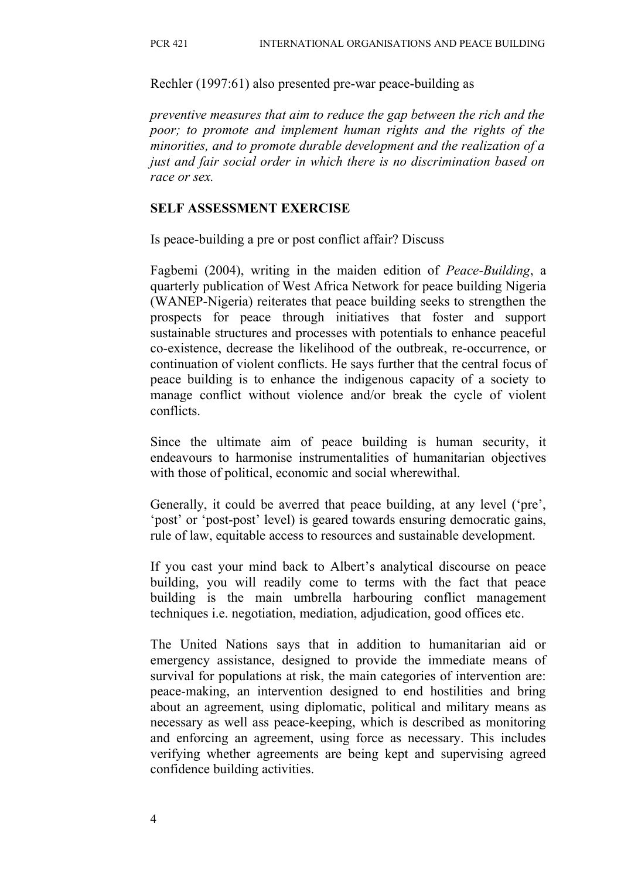Rechler (1997:61) also presented pre-war peace-building as

*preventive measures that aim to reduce the gap between the rich and the poor; to promote and implement human rights and the rights of the minorities, and to promote durable development and the realization of a just and fair social order in which there is no discrimination based on race or sex.*

**SELF ASSESSMENT EXERCISE**

Is peace-building a pre or post conflict affair? Discuss

Fagbemi (2004), writing in the maiden edition of *Peace-Building*, a quarterly publication of West Africa Network for peace building Nigeria (WANEP-Nigeria) reiterates that peace building seeks to strengthen the prospects for peace through initiatives that foster and support sustainable structures and processes with potentials to enhance peaceful co-existence, decrease the likelihood of the outbreak, re-occurrence, or continuation of violent conflicts. He says further that the central focus of peace building is to enhance the indigenous capacity of a society to manage conflict without violence and/or break the cycle of violent conflicts.

Since the ultimate aim of peace building is human security, it endeavours to harmonise instrumentalities of humanitarian objectives with those of political, economic and social wherewithal.

Generally, it could be averred that peace building, at any level ('pre', 'post' or 'post-post' level) is geared towards ensuring democratic gains, rule of law, equitable access to resources and sustainable development.

If you cast your mind back to Albert's analytical discourse on peace building, you will readily come to terms with the fact that peace building is the main umbrella harbouring conflict management techniques i.e. negotiation, mediation, adjudication, good offices etc.

The United Nations says that in addition to humanitarian aid or emergency assistance, designed to provide the immediate means of survival for populations at risk, the main categories of intervention are: peace-making, an intervention designed to end hostilities and bring about an agreement, using diplomatic, political and military means as necessary as well ass peace-keeping, which is described as monitoring and enforcing an agreement, using force as necessary. This includes verifying whether agreements are being kept and supervising agreed confidence building activities.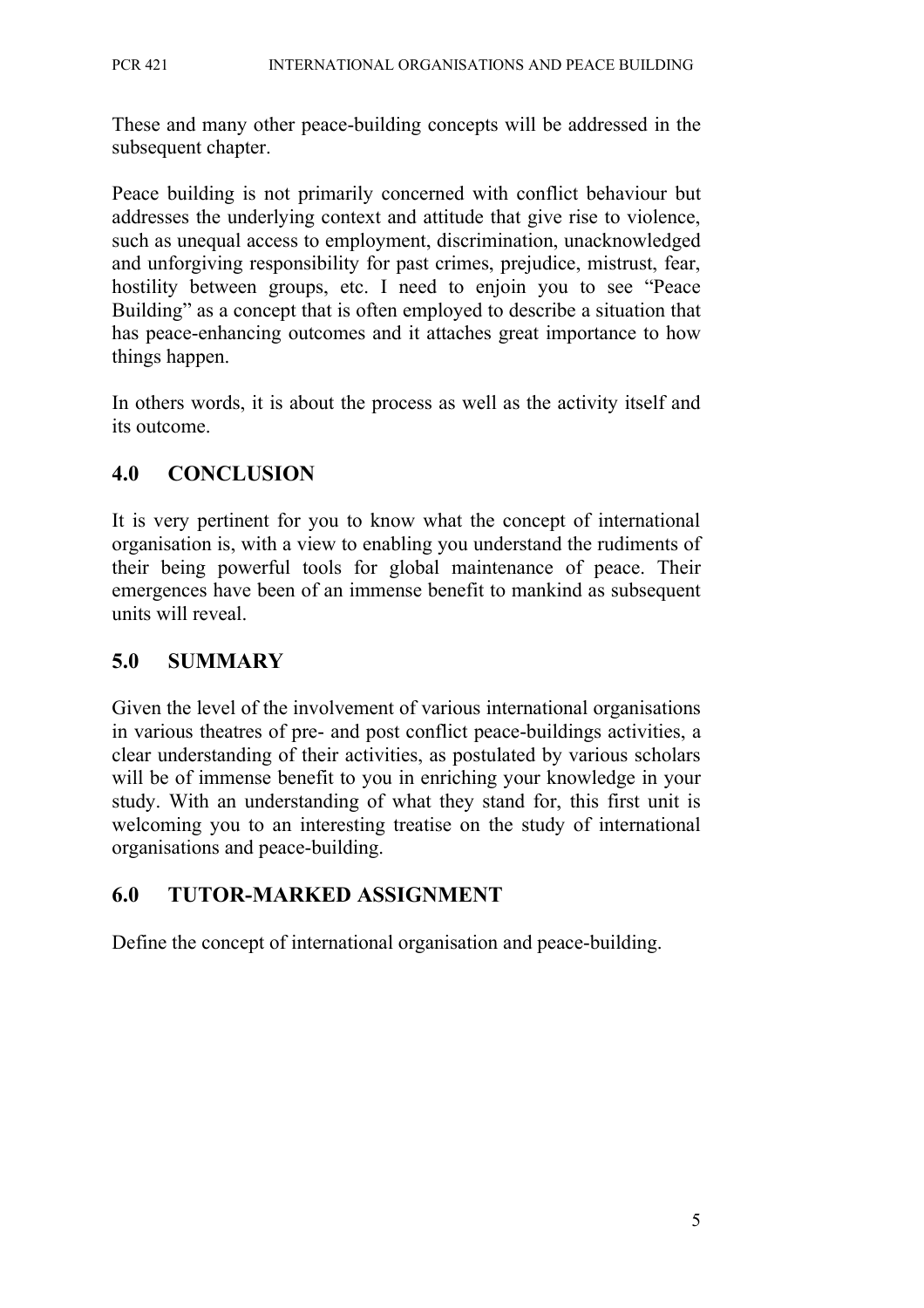These and many other peace-building concepts will be addressed in the subsequent chapter.

Peace building is not primarily concerned with conflict behaviour but addresses the underlying context and attitude that give rise to violence, such as unequal access to employment, discrimination, unacknowledged and unforgiving responsibility for past crimes, prejudice, mistrust, fear, hostility between groups, etc. I need to enjoin you to see "Peace Building" as a concept that is often employed to describe a situation that has peace-enhancing outcomes and it attaches great importance to how things happen.

In others words, it is about the process as well as the activity itself and its outcome.

## 4.0 CONCLUSION

It is very pertinent for you to know what the concept of international organisation is, with a view to enabling you understand the rudiments of their being powerful tools for global maintenance of peace. Their emergences have been of an immense benefit to mankind as subsequent units will reveal.

## 5.0 SUMMARY

Given the level of the involvement of various international organisations in various theatres of pre- and post conflict peace-buildings activities, a clear understanding of their activities, as postulated by various scholars will be of immense benefit to you in enriching your knowledge in your study. With an understanding of what they stand for, this first unit is welcoming you to an interesting treatise on the study of international organisations and peace-building.

## 6.0 TUTOR-MARKED ASSIGNMENT

Define the concept of international organisation and peace-building.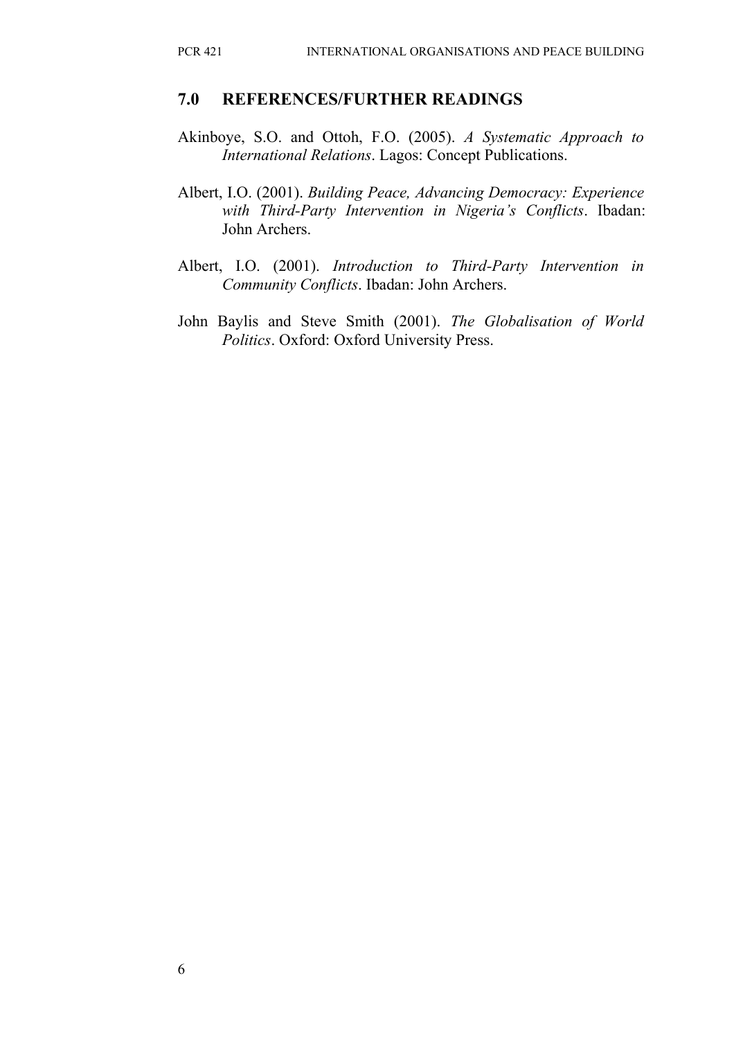## 7.0 REFERENCES/FURTHER READINGS

Akinboye, S.O. and Ottoh, F.O. (2005). *A Systematic Approach to International Relations*. Lagos: Concept Publications.

Albert, I.O. (2001). *Building Peace, Advancing Democracy: Experience with Third-Party Intervention in Nigeria's Conflicts*. Ibadan: John Archers.

Albert, I.O. (2001). *Introduction to Third-Party Intervention in Community Conflicts*. Ibadan: John Archers.

John Baylis and Steve Smith (2001). *The Globalisation of World Politics*. Oxford: Oxford University Press.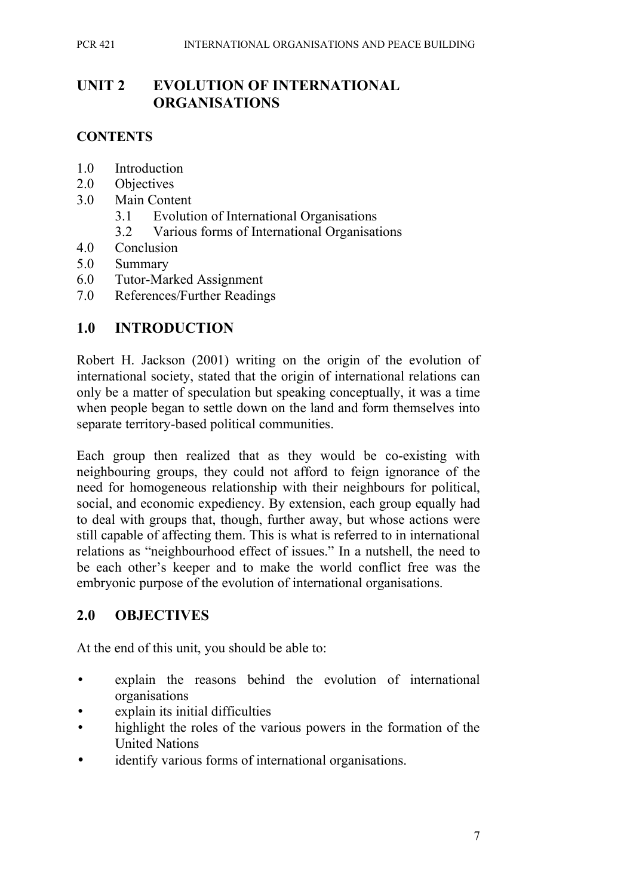# UNIT 2 EVOLUTION OF INTERNATIONAL ORGANISATIONS

## CONTENTS

1.0 Introduction
2.0 Objectives
3.0 Main Content
  3.1 Evolution of International Organisations
  3.2 Various forms of International Organisations
4.0 Conclusion
5.0 Summary
6.0 Tutor-Marked Assignment
7.0 References/Further Readings

## 1.0 INTRODUCTION

Robert H. Jackson (2001) writing on the origin of the evolution of international society, stated that the origin of international relations can only be a matter of speculation but speaking conceptually, it was a time when people began to settle down on the land and form themselves into separate territory-based political communities.

Each group then realized that as they would be co-existing with neighbouring groups, they could not afford to feign ignorance of the need for homogeneous relationship with their neighbours for political, social, and economic expediency. By extension, each group equally had to deal with groups that, though, further away, but whose actions were still capable of affecting them. This is what is referred to in international relations as "neighbourhood effect of issues." In a nutshell, the need to be each other's keeper and to make the world conflict free was the embryonic purpose of the evolution of international organisations.

## 2.0 OBJECTIVES

At the end of this unit, you should be able to:

- explain the reasons behind the evolution of international organisations
- explain its initial difficulties
- highlight the roles of the various powers in the formation of the United Nations
- identify various forms of international organisations.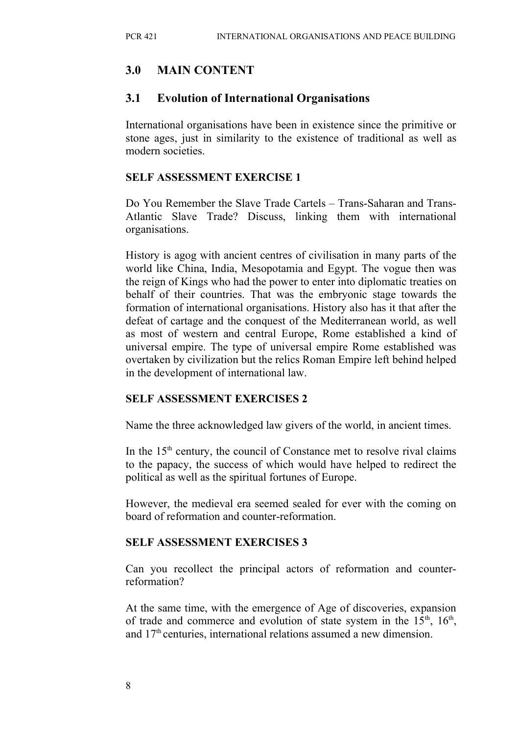## 3.0 MAIN CONTENT

### 3.1 Evolution of International Organisations

International organisations have been in existence since the primitive or stone ages, just in similarity to the existence of traditional as well as modern societies.

#### SELF ASSESSMENT EXERCISE 1

Do You Remember the Slave Trade Cartels – Trans-Saharan and Trans-Atlantic Slave Trade? Discuss, linking them with international organisations.

History is agog with ancient centres of civilisation in many parts of the world like China, India, Mesopotamia and Egypt. The vogue then was the reign of Kings who had the power to enter into diplomatic treaties on behalf of their countries. That was the embryonic stage towards the formation of international organisations. History also has it that after the defeat of cartage and the conquest of the Mediterranean world, as well as most of western and central Europe, Rome established a kind of universal empire. The type of universal empire Rome established was overtaken by civilization but the relics Roman Empire left behind helped in the development of international law.

#### SELF ASSESSMENT EXERCISES 2

Name the three acknowledged law givers of the world, in ancient times.

In the $15^{th}$ century, the council of Constance met to resolve rival claims to the papacy, the success of which would have helped to redirect the political as well as the spiritual fortunes of Europe.

However, the medieval era seemed sealed for ever with the coming on board of reformation and counter-reformation.

#### SELF ASSESSMENT EXERCISES 3

Can you recollect the principal actors of reformation and counter-reformation?

At the same time, with the emergence of Age of discoveries, expansion of trade and commerce and evolution of state system in the $15^{th}$, $16^{th}$, and $17^{th}$ centuries, international relations assumed a new dimension.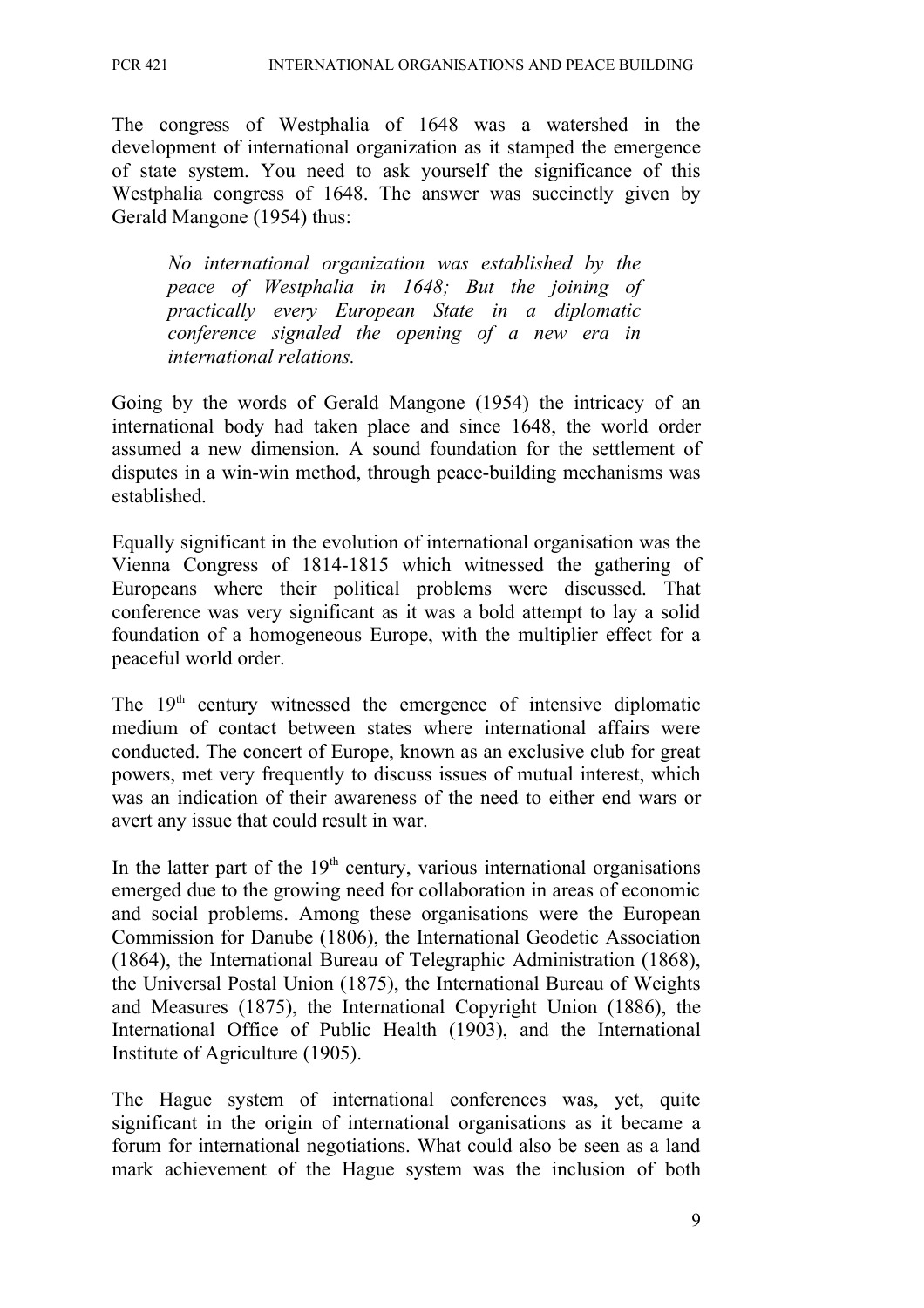The congress of Westphalia of 1648 was a watershed in the development of international organization as it stamped the emergence of state system. You need to ask yourself the significance of this Westphalia congress of 1648. The answer was succinctly given by Gerald Mangone (1954) thus:

> *No international organization was established by the peace of Westphalia in 1648; But the joining of practically every European State in a diplomatic conference signaled the opening of a new era in international relations.*

Going by the words of Gerald Mangone (1954) the intricacy of an international body had taken place and since 1648, the world order assumed a new dimension. A sound foundation for the settlement of disputes in a win-win method, through peace-building mechanisms was established.

Equally significant in the evolution of international organisation was the Vienna Congress of 1814-1815 which witnessed the gathering of Europeans where their political problems were discussed. That conference was very significant as it was a bold attempt to lay a solid foundation of a homogeneous Europe, with the multiplier effect for a peaceful world order.

The 19th century witnessed the emergence of intensive diplomatic medium of contact between states where international affairs were conducted. The concert of Europe, known as an exclusive club for great powers, met very frequently to discuss issues of mutual interest, which was an indication of their awareness of the need to either end wars or avert any issue that could result in war.

In the latter part of the 19th century, various international organisations emerged due to the growing need for collaboration in areas of economic and social problems. Among these organisations were the European Commission for Danube (1806), the International Geodetic Association (1864), the International Bureau of Telegraphic Administration (1868), the Universal Postal Union (1875), the International Bureau of Weights and Measures (1875), the International Copyright Union (1886), the International Office of Public Health (1903), and the International Institute of Agriculture (1905).

The Hague system of international conferences was, yet, quite significant in the origin of international organisations as it became a forum for international negotiations. What could also be seen as a land mark achievement of the Hague system was the inclusion of both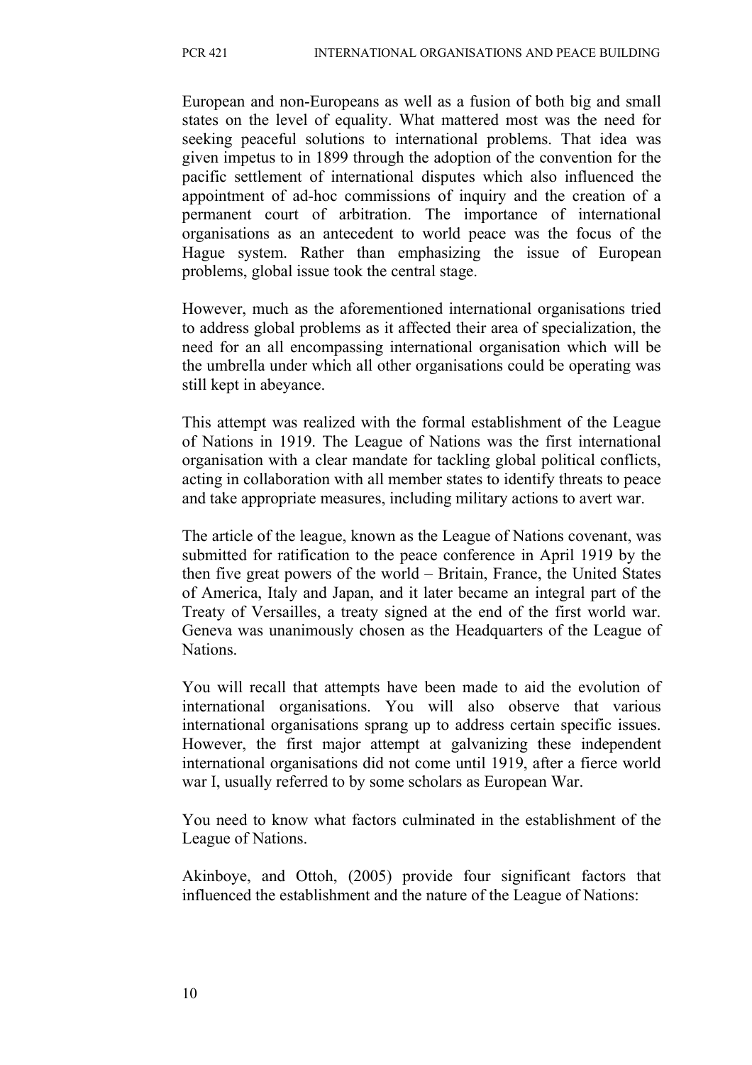European and non-Europeans as well as a fusion of both big and small states on the level of equality. What mattered most was the need for seeking peaceful solutions to international problems. That idea was given impetus to in 1899 through the adoption of the convention for the pacific settlement of international disputes which also influenced the appointment of ad-hoc commissions of inquiry and the creation of a permanent court of arbitration. The importance of international organisations as an antecedent to world peace was the focus of the Hague system. Rather than emphasizing the issue of European problems, global issue took the central stage.

However, much as the aforementioned international organisations tried to address global problems as it affected their area of specialization, the need for an all encompassing international organisation which will be the umbrella under which all other organisations could be operating was still kept in abeyance.

This attempt was realized with the formal establishment of the League of Nations in 1919. The League of Nations was the first international organisation with a clear mandate for tackling global political conflicts, acting in collaboration with all member states to identify threats to peace and take appropriate measures, including military actions to avert war.

The article of the league, known as the League of Nations covenant, was submitted for ratification to the peace conference in April 1919 by the then five great powers of the world – Britain, France, the United States of America, Italy and Japan, and it later became an integral part of the Treaty of Versailles, a treaty signed at the end of the first world war. Geneva was unanimously chosen as the Headquarters of the League of Nations.

You will recall that attempts have been made to aid the evolution of international organisations. You will also observe that various international organisations sprang up to address certain specific issues. However, the first major attempt at galvanizing these independent international organisations did not come until 1919, after a fierce world war I, usually referred to by some scholars as European War.

You need to know what factors culminated in the establishment of the League of Nations.

Akinboye, and Ottoh, (2005) provide four significant factors that influenced the establishment and the nature of the League of Nations: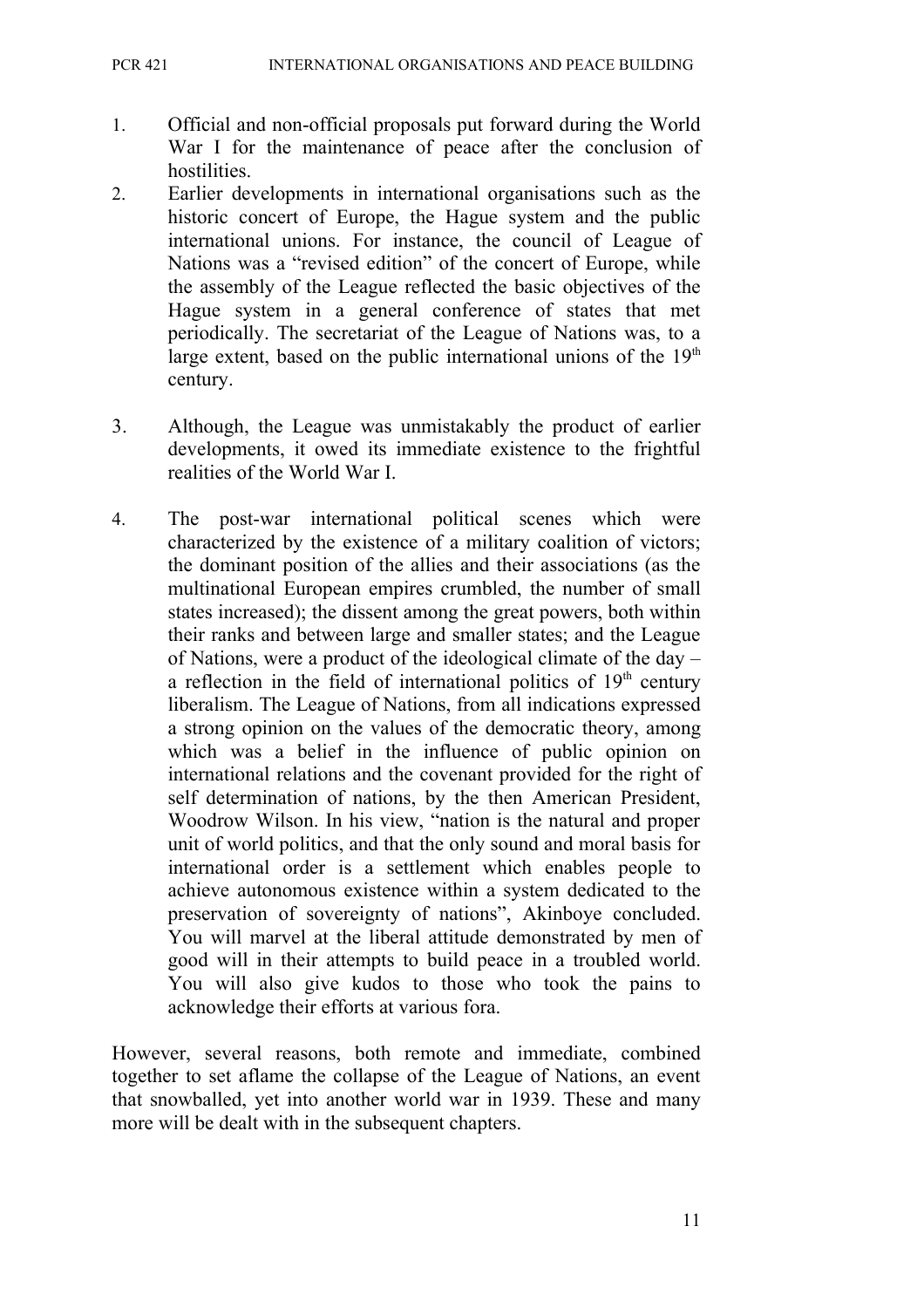1. Official and non-official proposals put forward during the World War I for the maintenance of peace after the conclusion of hostilities.
2. Earlier developments in international organisations such as the historic concert of Europe, the Hague system and the public international unions. For instance, the council of League of Nations was a "revised edition" of the concert of Europe, while the assembly of the League reflected the basic objectives of the Hague system in a general conference of states that met periodically. The secretariat of the League of Nations was, to a large extent, based on the public international unions of the 19th century.

3. Although, the League was unmistakably the product of earlier developments, it owed its immediate existence to the frightful realities of the World War I.

4. The post-war international political scenes which were characterized by the existence of a military coalition of victors; the dominant position of the allies and their associations (as the multinational European empires crumbled, the number of small states increased); the dissent among the great powers, both within their ranks and between large and smaller states; and the League of Nations, were a product of the ideological climate of the day – a reflection in the field of international politics of 19th century liberalism. The League of Nations, from all indications expressed a strong opinion on the values of the democratic theory, among which was a belief in the influence of public opinion on international relations and the covenant provided for the right of self determination of nations, by the then American President, Woodrow Wilson. In his view, "nation is the natural and proper unit of world politics, and that the only sound and moral basis for international order is a settlement which enables people to achieve autonomous existence within a system dedicated to the preservation of sovereignty of nations", Akinboye concluded. You will marvel at the liberal attitude demonstrated by men of good will in their attempts to build peace in a troubled world. You will also give kudos to those who took the pains to acknowledge their efforts at various fora.

However, several reasons, both remote and immediate, combined together to set aflame the collapse of the League of Nations, an event that snowballed, yet into another world war in 1939. These and many more will be dealt with in the subsequent chapters.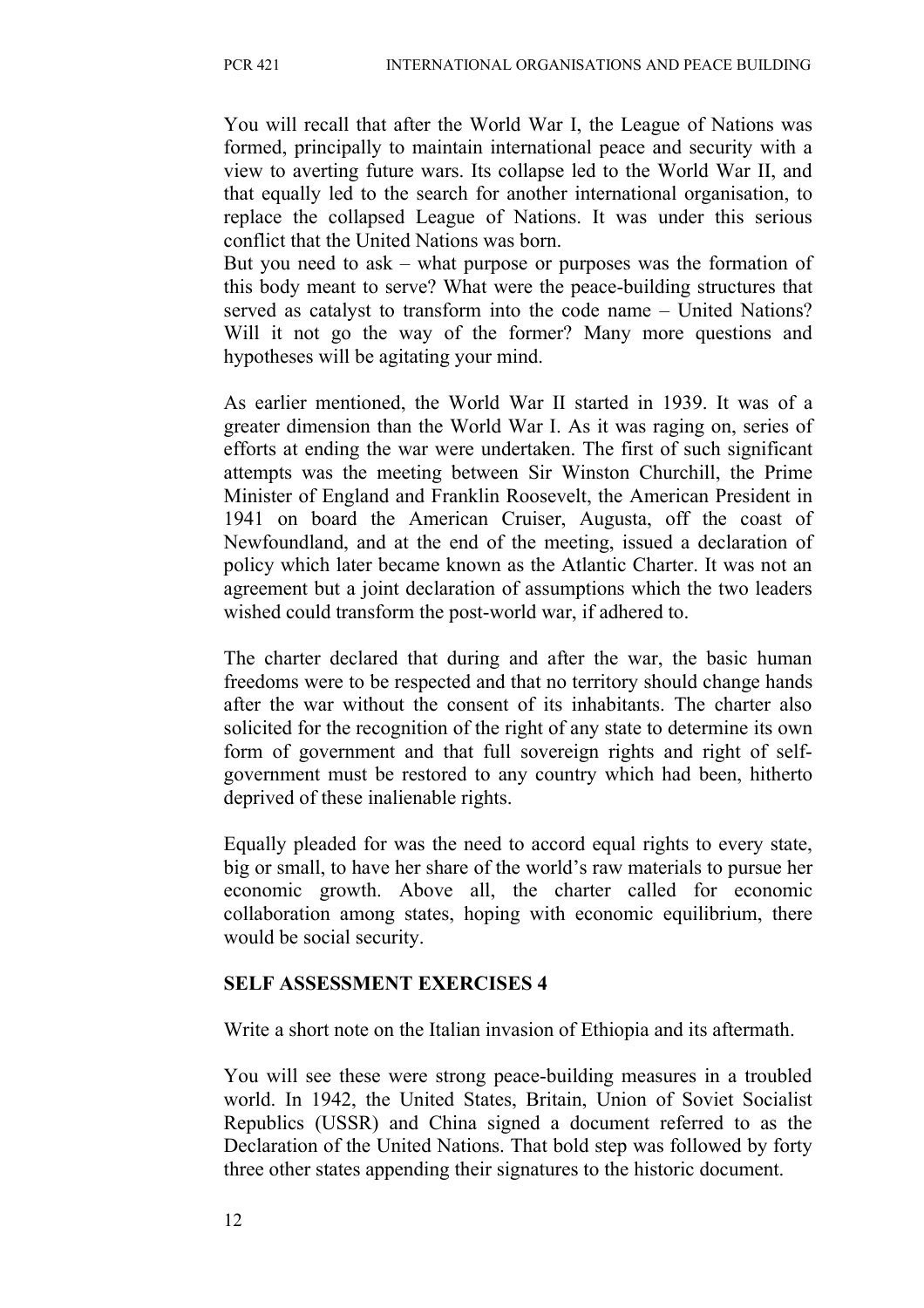You will recall that after the World War I, the League of Nations was formed, principally to maintain international peace and security with a view to averting future wars. Its collapse led to the World War II, and that equally led to the search for another international organisation, to replace the collapsed League of Nations. It was under this serious conflict that the United Nations was born.

But you need to ask – what purpose or purposes was the formation of this body meant to serve? What were the peace-building structures that served as catalyst to transform into the code name – United Nations? Will it not go the way of the former? Many more questions and hypotheses will be agitating your mind.

As earlier mentioned, the World War II started in 1939. It was of a greater dimension than the World War I. As it was raging on, series of efforts at ending the war were undertaken. The first of such significant attempts was the meeting between Sir Winston Churchill, the Prime Minister of England and Franklin Roosevelt, the American President in 1941 on board the American Cruiser, Augusta, off the coast of Newfoundland, and at the end of the meeting, issued a declaration of policy which later became known as the Atlantic Charter. It was not an agreement but a joint declaration of assumptions which the two leaders wished could transform the post-world war, if adhered to.

The charter declared that during and after the war, the basic human freedoms were to be respected and that no territory should change hands after the war without the consent of its inhabitants. The charter also solicited for the recognition of the right of any state to determine its own form of government and that full sovereign rights and right of self-government must be restored to any country which had been, hitherto deprived of these inalienable rights.

Equally pleaded for was the need to accord equal rights to every state, big or small, to have her share of the world's raw materials to pursue her economic growth. Above all, the charter called for economic collaboration among states, hoping with economic equilibrium, there would be social security.

**SELF ASSESSMENT EXERCISES 4**

Write a short note on the Italian invasion of Ethiopia and its aftermath.

You will see these were strong peace-building measures in a troubled world. In 1942, the United States, Britain, Union of Soviet Socialist Republics (USSR) and China signed a document referred to as the Declaration of the United Nations. That bold step was followed by forty three other states appending their signatures to the historic document.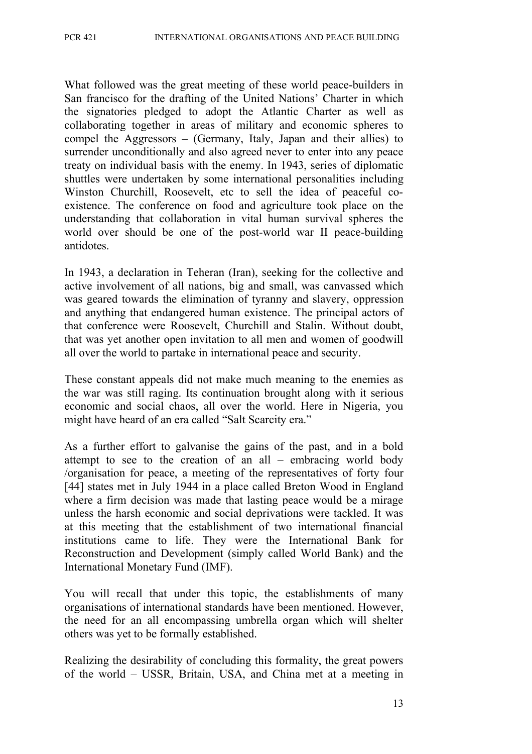What followed was the great meeting of these world peace-builders in San francisco for the drafting of the United Nations' Charter in which the signatories pledged to adopt the Atlantic Charter as well as collaborating together in areas of military and economic spheres to compel the Aggressors – (Germany, Italy, Japan and their allies) to surrender unconditionally and also agreed never to enter into any peace treaty on individual basis with the enemy. In 1943, series of diplomatic shuttles were undertaken by some international personalities including Winston Churchill, Roosevelt, etc to sell the idea of peaceful co-existence. The conference on food and agriculture took place on the understanding that collaboration in vital human survival spheres the world over should be one of the post-world war II peace-building antidotes.

In 1943, a declaration in Teheran (Iran), seeking for the collective and active involvement of all nations, big and small, was canvassed which was geared towards the elimination of tyranny and slavery, oppression and anything that endangered human existence. The principal actors of that conference were Roosevelt, Churchill and Stalin. Without doubt, that was yet another open invitation to all men and women of goodwill all over the world to partake in international peace and security.

These constant appeals did not make much meaning to the enemies as the war was still raging. Its continuation brought along with it serious economic and social chaos, all over the world. Here in Nigeria, you might have heard of an era called "Salt Scarcity era."

As a further effort to galvanise the gains of the past, and in a bold attempt to see to the creation of an all – embracing world body /organisation for peace, a meeting of the representatives of forty four [44] states met in July 1944 in a place called Breton Wood in England where a firm decision was made that lasting peace would be a mirage unless the harsh economic and social deprivations were tackled. It was at this meeting that the establishment of two international financial institutions came to life. They were the International Bank for Reconstruction and Development (simply called World Bank) and the International Monetary Fund (IMF).

You will recall that under this topic, the establishments of many organisations of international standards have been mentioned. However, the need for an all encompassing umbrella organ which will shelter others was yet to be formally established.

Realizing the desirability of concluding this formality, the great powers of the world – USSR, Britain, USA, and China met at a meeting in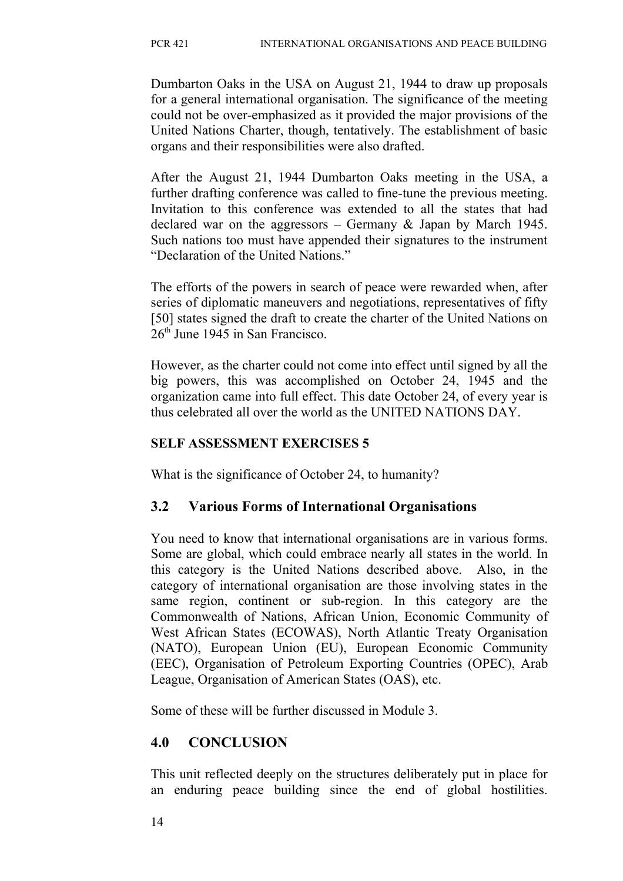Dumbarton Oaks in the USA on August 21, 1944 to draw up proposals for a general international organisation. The significance of the meeting could not be over-emphasized as it provided the major provisions of the United Nations Charter, though, tentatively. The establishment of basic organs and their responsibilities were also drafted.

After the August 21, 1944 Dumbarton Oaks meeting in the USA, a further drafting conference was called to fine-tune the previous meeting. Invitation to this conference was extended to all the states that had declared war on the aggressors – Germany & Japan by March 1945. Such nations too must have appended their signatures to the instrument "Declaration of the United Nations."

The efforts of the powers in search of peace were rewarded when, after series of diplomatic maneuvers and negotiations, representatives of fifty [50] states signed the draft to create the charter of the United Nations on 26th June 1945 in San Francisco.

However, as the charter could not come into effect until signed by all the big powers, this was accomplished on October 24, 1945 and the organization came into full effect. This date October 24, of every year is thus celebrated all over the world as the UNITED NATIONS DAY.

**SELF ASSESSMENT EXERCISES 5**

What is the significance of October 24, to humanity?

## 3.2 Various Forms of International Organisations

You need to know that international organisations are in various forms. Some are global, which could embrace nearly all states in the world. In this category is the United Nations described above. Also, in the category of international organisation are those involving states in the same region, continent or sub-region. In this category are the Commonwealth of Nations, African Union, Economic Community of West African States (ECOWAS), North Atlantic Treaty Organisation (NATO), European Union (EU), European Economic Community (EEC), Organisation of Petroleum Exporting Countries (OPEC), Arab League, Organisation of American States (OAS), etc.

Some of these will be further discussed in Module 3.

## 4.0 CONCLUSION

This unit reflected deeply on the structures deliberately put in place for an enduring peace building since the end of global hostilities.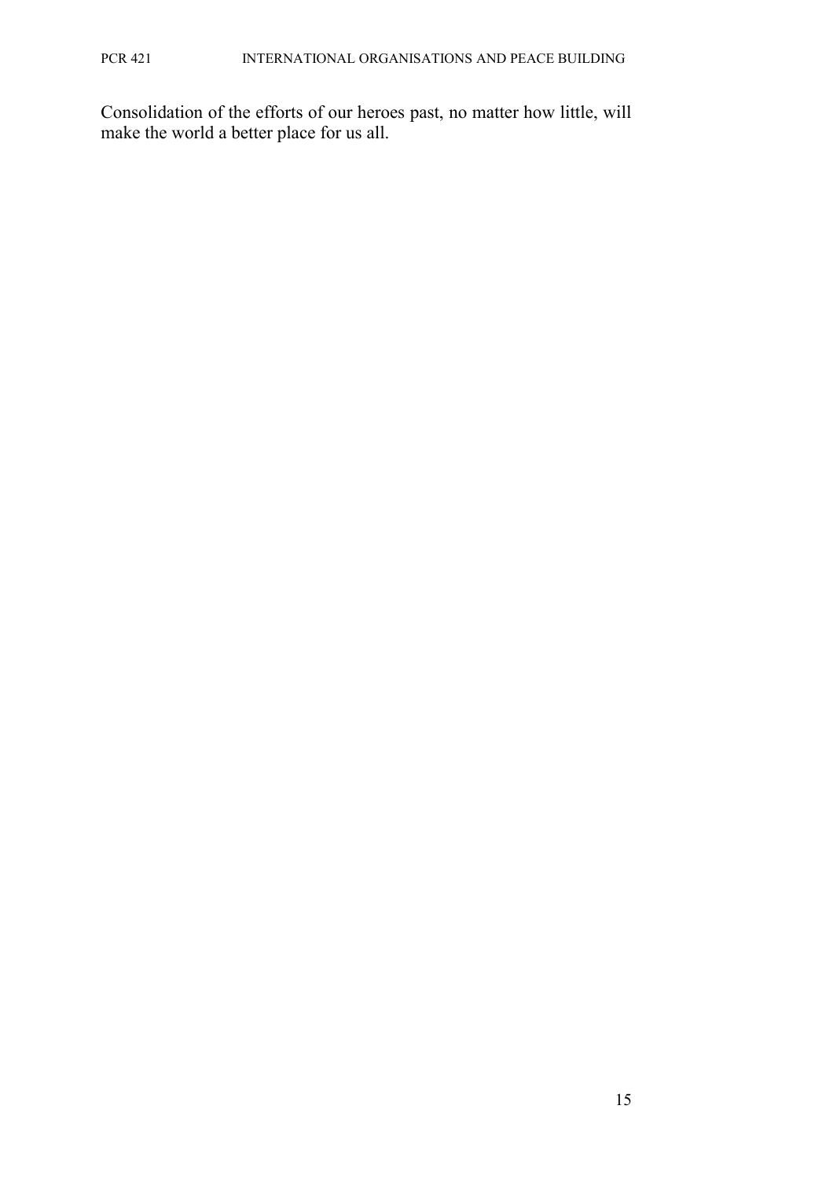Consolidation of the efforts of our heroes past, no matter how little, will make the world a better place for us all.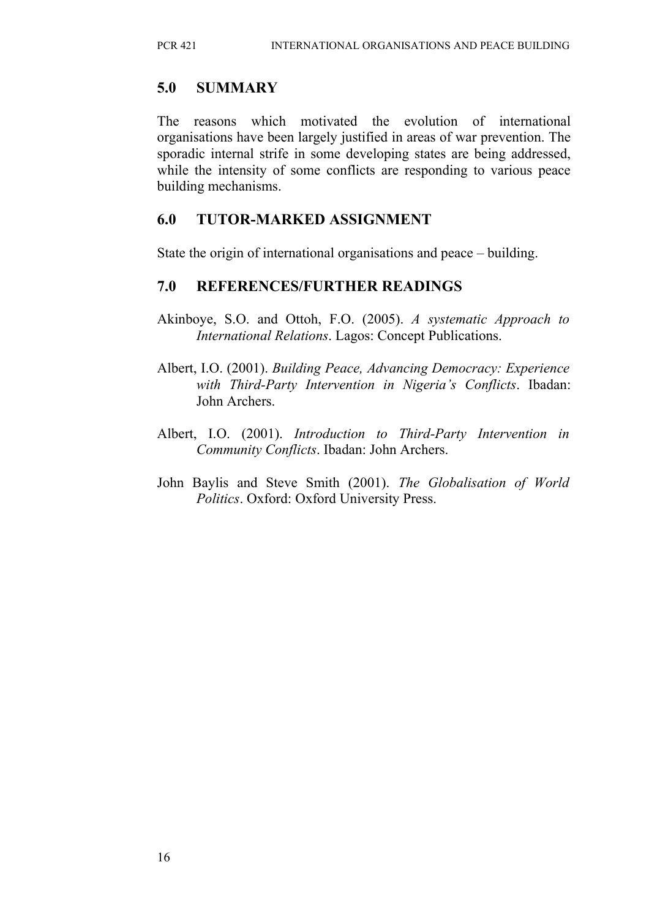## 5.0 SUMMARY

The reasons which motivated the evolution of international organisations have been largely justified in areas of war prevention. The sporadic internal strife in some developing states are being addressed, while the intensity of some conflicts are responding to various peace building mechanisms.

## 6.0 TUTOR-MARKED ASSIGNMENT

State the origin of international organisations and peace – building.

## 7.0 REFERENCES/FURTHER READINGS

Akinboye, S.O. and Ottoh, F.O. (2005). *A systematic Approach to International Relations*. Lagos: Concept Publications.

Albert, I.O. (2001). *Building Peace, Advancing Democracy: Experience with Third-Party Intervention in Nigeria's Conflicts*. Ibadan: John Archers.

Albert, I.O. (2001). *Introduction to Third-Party Intervention in Community Conflicts*. Ibadan: John Archers.

John Baylis and Steve Smith (2001). *The Globalisation of World Politics*. Oxford: Oxford University Press.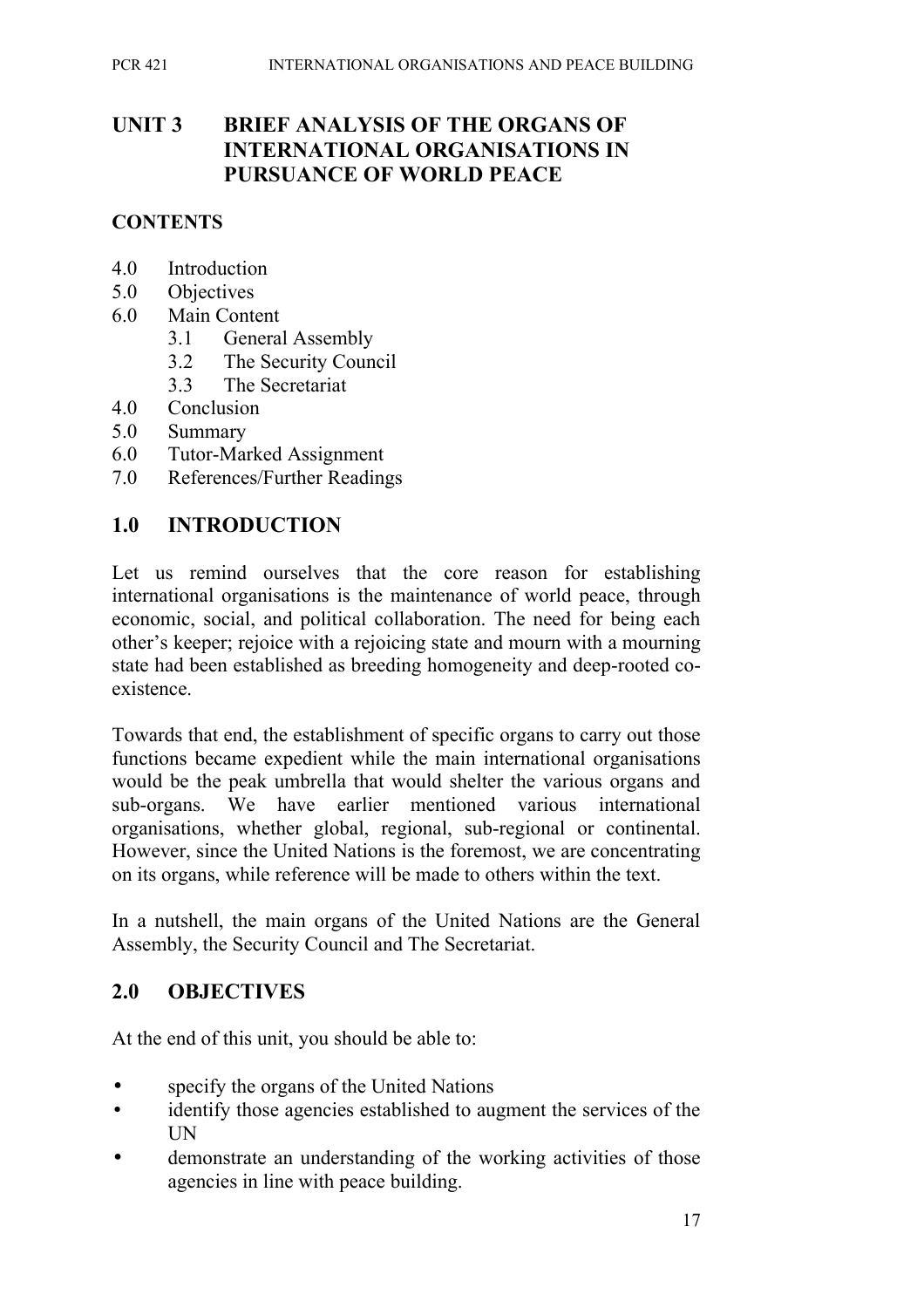# UNIT 3 BRIEF ANALYSIS OF THE ORGANS OF INTERNATIONAL ORGANISATIONS IN PURSUANCE OF WORLD PEACE

## CONTENTS

- 4.0 Introduction
- 5.0 Objectives
- 6.0 Main Content
  - 3.1 General Assembly
  - 3.2 The Security Council
  - 3.3 The Secretariat
- 4.0 Conclusion
- 5.0 Summary
- 6.0 Tutor-Marked Assignment
- 7.0 References/Further Readings

## 1.0 INTRODUCTION

Let us remind ourselves that the core reason for establishing international organisations is the maintenance of world peace, through economic, social, and political collaboration. The need for being each other's keeper; rejoice with a rejoicing state and mourn with a mourning state had been established as breeding homogeneity and deep-rooted co-existence.

Towards that end, the establishment of specific organs to carry out those functions became expedient while the main international organisations would be the peak umbrella that would shelter the various organs and sub-organs. We have earlier mentioned various international organisations, whether global, regional, sub-regional or continental. However, since the United Nations is the foremost, we are concentrating on its organs, while reference will be made to others within the text.

In a nutshell, the main organs of the United Nations are the General Assembly, the Security Council and The Secretariat.

## 2.0 OBJECTIVES

At the end of this unit, you should be able to:

- specify the organs of the United Nations
- identify those agencies established to augment the services of the UN
- demonstrate an understanding of the working activities of those agencies in line with peace building.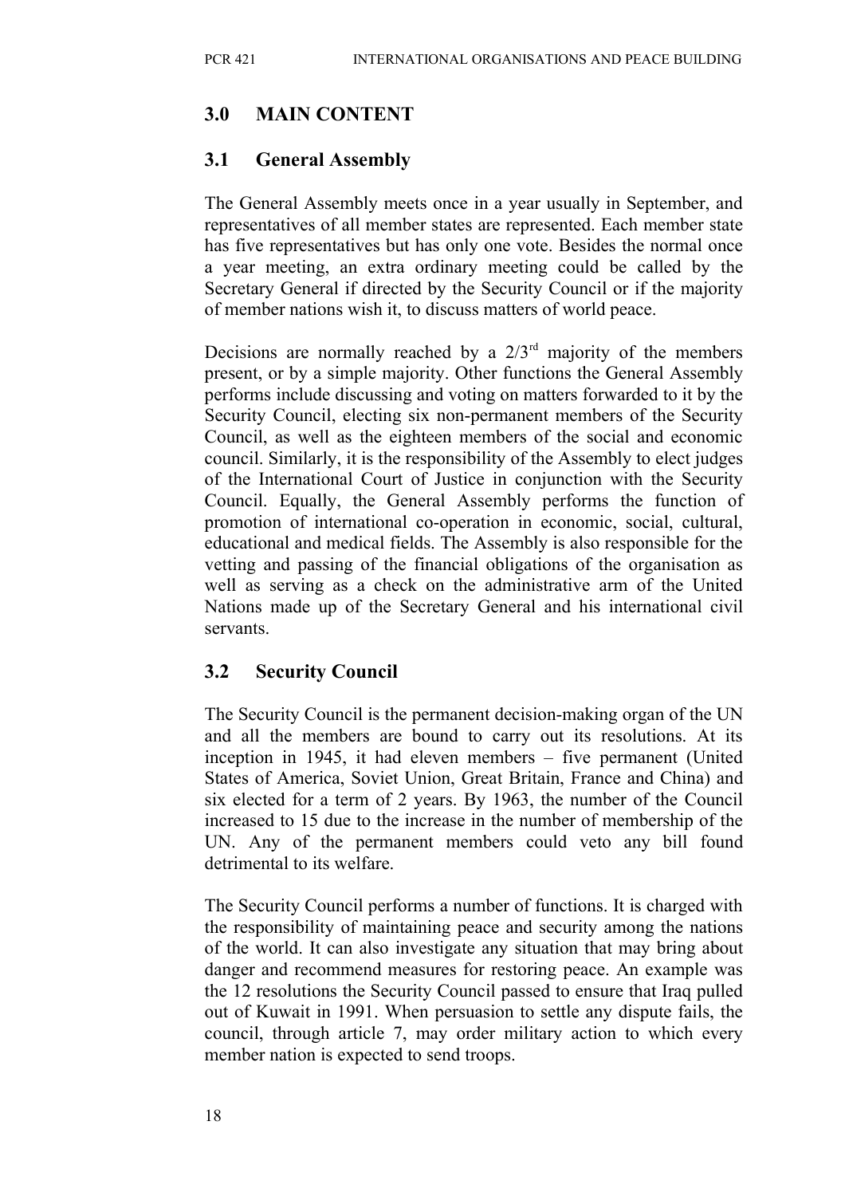## 3.0 MAIN CONTENT

### 3.1 General Assembly

The General Assembly meets once in a year usually in September, and representatives of all member states are represented. Each member state has five representatives but has only one vote. Besides the normal once a year meeting, an extra ordinary meeting could be called by the Secretary General if directed by the Security Council or if the majority of member nations wish it, to discuss matters of world peace.

Decisions are normally reached by a 2/3rd majority of the members present, or by a simple majority. Other functions the General Assembly performs include discussing and voting on matters forwarded to it by the Security Council, electing six non-permanent members of the Security Council, as well as the eighteen members of the social and economic council. Similarly, it is the responsibility of the Assembly to elect judges of the International Court of Justice in conjunction with the Security Council. Equally, the General Assembly performs the function of promotion of international co-operation in economic, social, cultural, educational and medical fields. The Assembly is also responsible for the vetting and passing of the financial obligations of the organisation as well as serving as a check on the administrative arm of the United Nations made up of the Secretary General and his international civil servants.

### 3.2 Security Council

The Security Council is the permanent decision-making organ of the UN and all the members are bound to carry out its resolutions. At its inception in 1945, it had eleven members – five permanent (United States of America, Soviet Union, Great Britain, France and China) and six elected for a term of 2 years. By 1963, the number of the Council increased to 15 due to the increase in the number of membership of the UN. Any of the permanent members could veto any bill found detrimental to its welfare.

The Security Council performs a number of functions. It is charged with the responsibility of maintaining peace and security among the nations of the world. It can also investigate any situation that may bring about danger and recommend measures for restoring peace. An example was the 12 resolutions the Security Council passed to ensure that Iraq pulled out of Kuwait in 1991. When persuasion to settle any dispute fails, the council, through article 7, may order military action to which every member nation is expected to send troops.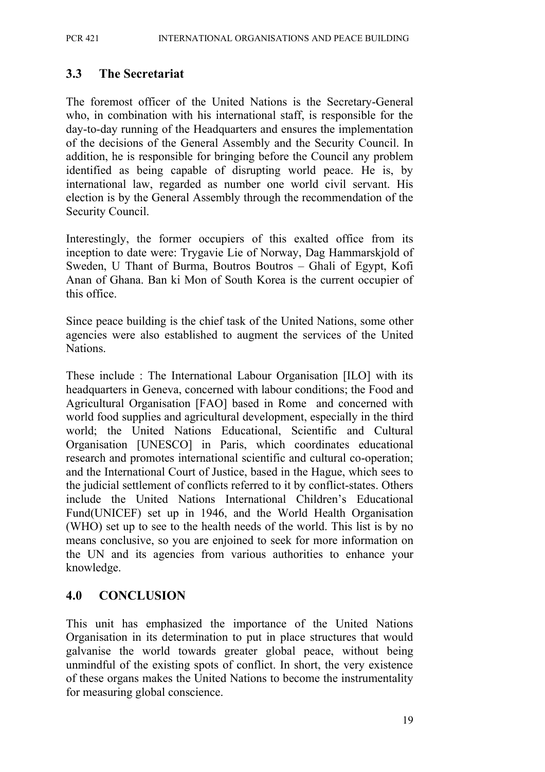## 3.3 The Secretariat

The foremost officer of the United Nations is the Secretary-General who, in combination with his international staff, is responsible for the day-to-day running of the Headquarters and ensures the implementation of the decisions of the General Assembly and the Security Council. In addition, he is responsible for bringing before the Council any problem identified as being capable of disrupting world peace. He is, by international law, regarded as number one world civil servant. His election is by the General Assembly through the recommendation of the Security Council.

Interestingly, the former occupiers of this exalted office from its inception to date were: Trygavie Lie of Norway, Dag Hammarskjold of Sweden, U Thant of Burma, Boutros Boutros – Ghali of Egypt, Kofi Anan of Ghana. Ban ki Mon of South Korea is the current occupier of this office.

Since peace building is the chief task of the United Nations, some other agencies were also established to augment the services of the United Nations.

These include : The International Labour Organisation [ILO] with its headquarters in Geneva, concerned with labour conditions; the Food and Agricultural Organisation [FAO] based in Rome and concerned with world food supplies and agricultural development, especially in the third world; the United Nations Educational, Scientific and Cultural Organisation [UNESCO] in Paris, which coordinates educational research and promotes international scientific and cultural co-operation; and the International Court of Justice, based in the Hague, which sees to the judicial settlement of conflicts referred to it by conflict-states. Others include the United Nations International Children's Educational Fund(UNICEF) set up in 1946, and the World Health Organisation (WHO) set up to see to the health needs of the world. This list is by no means conclusive, so you are enjoined to seek for more information on the UN and its agencies from various authorities to enhance your knowledge.

## 4.0 CONCLUSION

This unit has emphasized the importance of the United Nations Organisation in its determination to put in place structures that would galvanise the world towards greater global peace, without being unmindful of the existing spots of conflict. In short, the very existence of these organs makes the United Nations to become the instrumentality for measuring global conscience.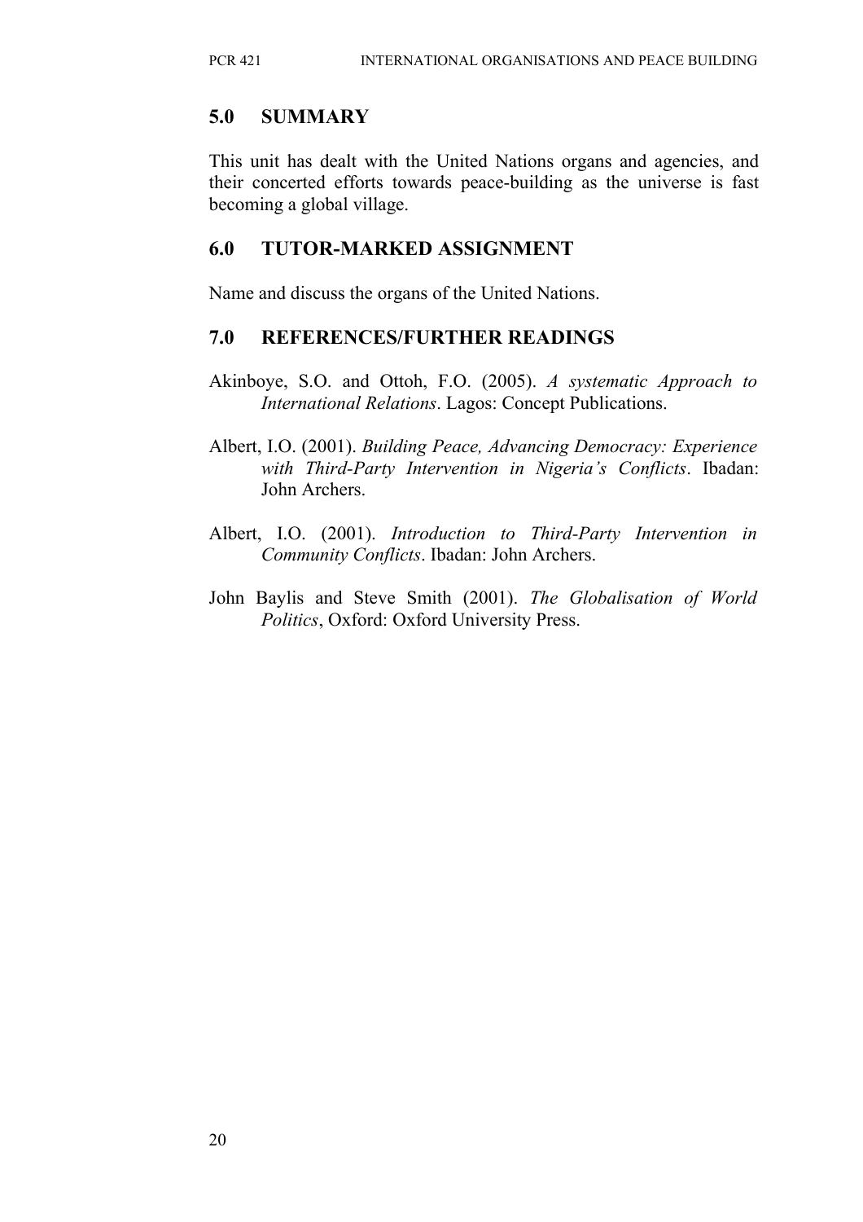## 5.0 SUMMARY

This unit has dealt with the United Nations organs and agencies, and their concerted efforts towards peace-building as the universe is fast becoming a global village.

## 6.0 TUTOR-MARKED ASSIGNMENT

Name and discuss the organs of the United Nations.

## 7.0 REFERENCES/FURTHER READINGS

Akinboye, S.O. and Ottoh, F.O. (2005). *A systematic Approach to International Relations*. Lagos: Concept Publications.

Albert, I.O. (2001). *Building Peace, Advancing Democracy: Experience with Third-Party Intervention in Nigeria's Conflicts*. Ibadan: John Archers.

Albert, I.O. (2001). *Introduction to Third-Party Intervention in Community Conflicts*. Ibadan: John Archers.

John Baylis and Steve Smith (2001). *The Globalisation of World Politics*, Oxford: Oxford University Press.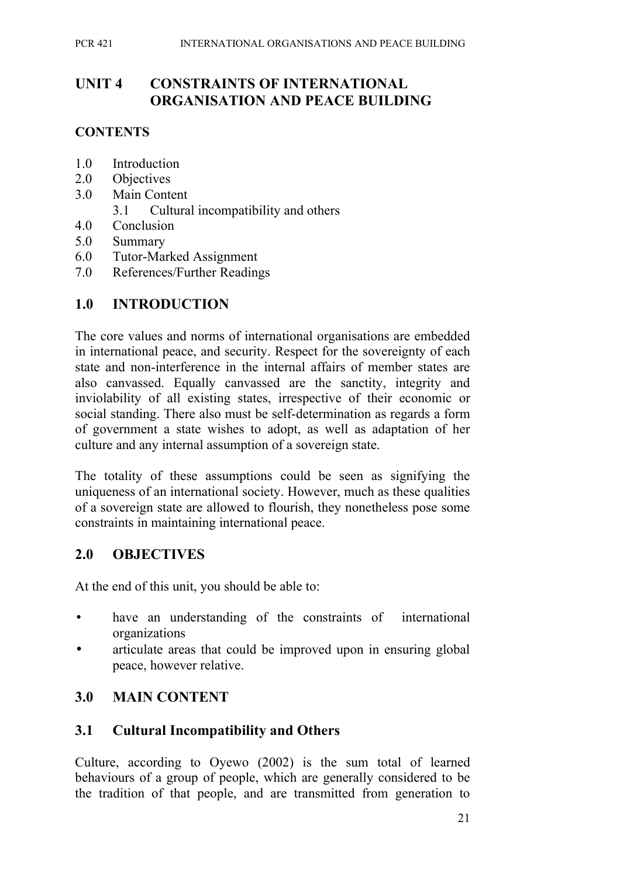# UNIT 4 CONSTRAINTS OF INTERNATIONAL ORGANISATION AND PEACE BUILDING

## CONTENTS

- 1.0 Introduction
- 2.0 Objectives
- 3.0 Main Content
  - 3.1 Cultural incompatibility and others
- 4.0 Conclusion
- 5.0 Summary
- 6.0 Tutor-Marked Assignment
- 7.0 References/Further Readings

## 1.0 INTRODUCTION

The core values and norms of international organisations are embedded in international peace, and security. Respect for the sovereignty of each state and non-interference in the internal affairs of member states are also canvassed. Equally canvassed are the sanctity, integrity and inviolability of all existing states, irrespective of their economic or social standing. There also must be self-determination as regards a form of government a state wishes to adopt, as well as adaptation of her culture and any internal assumption of a sovereign state.

The totality of these assumptions could be seen as signifying the uniqueness of an international society. However, much as these qualities of a sovereign state are allowed to flourish, they nonetheless pose some constraints in maintaining international peace.

## 2.0 OBJECTIVES

At the end of this unit, you should be able to:

- have an understanding of the constraints of international organizations
- articulate areas that could be improved upon in ensuring global peace, however relative.

## 3.0 MAIN CONTENT

### 3.1 Cultural Incompatibility and Others

Culture, according to Oyewo (2002) is the sum total of learned behaviours of a group of people, which are generally considered to be the tradition of that people, and are transmitted from generation to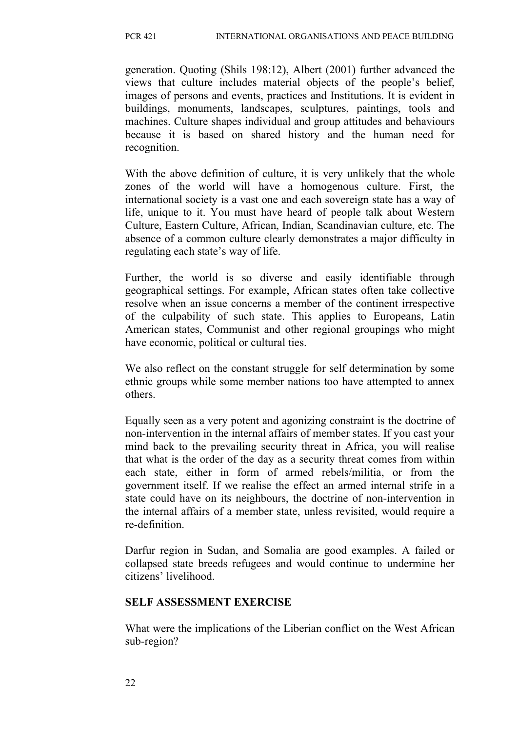generation. Quoting (Shils 198:12), Albert (2001) further advanced the views that culture includes material objects of the people's belief, images of persons and events, practices and Institutions. It is evident in buildings, monuments, landscapes, sculptures, paintings, tools and machines. Culture shapes individual and group attitudes and behaviours because it is based on shared history and the human need for recognition.

With the above definition of culture, it is very unlikely that the whole zones of the world will have a homogenous culture. First, the international society is a vast one and each sovereign state has a way of life, unique to it. You must have heard of people talk about Western Culture, Eastern Culture, African, Indian, Scandinavian culture, etc. The absence of a common culture clearly demonstrates a major difficulty in regulating each state's way of life.

Further, the world is so diverse and easily identifiable through geographical settings. For example, African states often take collective resolve when an issue concerns a member of the continent irrespective of the culpability of such state. This applies to Europeans, Latin American states, Communist and other regional groupings who might have economic, political or cultural ties.

We also reflect on the constant struggle for self determination by some ethnic groups while some member nations too have attempted to annex others.

Equally seen as a very potent and agonizing constraint is the doctrine of non-intervention in the internal affairs of member states. If you cast your mind back to the prevailing security threat in Africa, you will realise that what is the order of the day as a security threat comes from within each state, either in form of armed rebels/militia, or from the government itself. If we realise the effect an armed internal strife in a state could have on its neighbours, the doctrine of non-intervention in the internal affairs of a member state, unless revisited, would require a re-definition.

Darfur region in Sudan, and Somalia are good examples. A failed or collapsed state breeds refugees and would continue to undermine her citizens' livelihood.

**SELF ASSESSMENT EXERCISE**

What were the implications of the Liberian conflict on the West African sub-region?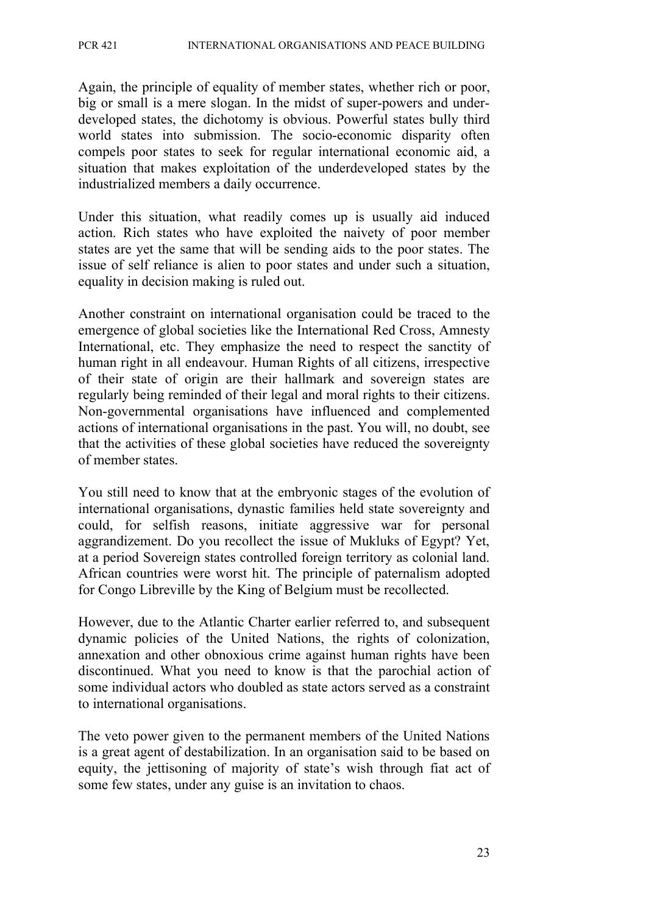Again, the principle of equality of member states, whether rich or poor, big or small is a mere slogan. In the midst of super-powers and under-developed states, the dichotomy is obvious. Powerful states bully third world states into submission. The socio-economic disparity often compels poor states to seek for regular international economic aid, a situation that makes exploitation of the underdeveloped states by the industrialized members a daily occurrence.

Under this situation, what readily comes up is usually aid induced action. Rich states who have exploited the naivety of poor member states are yet the same that will be sending aids to the poor states. The issue of self reliance is alien to poor states and under such a situation, equality in decision making is ruled out.

Another constraint on international organisation could be traced to the emergence of global societies like the International Red Cross, Amnesty International, etc. They emphasize the need to respect the sanctity of human right in all endeavour. Human Rights of all citizens, irrespective of their state of origin are their hallmark and sovereign states are regularly being reminded of their legal and moral rights to their citizens. Non-governmental organisations have influenced and complemented actions of international organisations in the past. You will, no doubt, see that the activities of these global societies have reduced the sovereignty of member states.

You still need to know that at the embryonic stages of the evolution of international organisations, dynastic families held state sovereignty and could, for selfish reasons, initiate aggressive war for personal aggrandizement. Do you recollect the issue of Mukluks of Egypt? Yet, at a period Sovereign states controlled foreign territory as colonial land. African countries were worst hit. The principle of paternalism adopted for Congo Libreville by the King of Belgium must be recollected.

However, due to the Atlantic Charter earlier referred to, and subsequent dynamic policies of the United Nations, the rights of colonization, annexation and other obnoxious crime against human rights have been discontinued. What you need to know is that the parochial action of some individual actors who doubled as state actors served as a constraint to international organisations.

The veto power given to the permanent members of the United Nations is a great agent of destabilization. In an organisation said to be based on equity, the jettisoning of majority of state's wish through fiat act of some few states, under any guise is an invitation to chaos.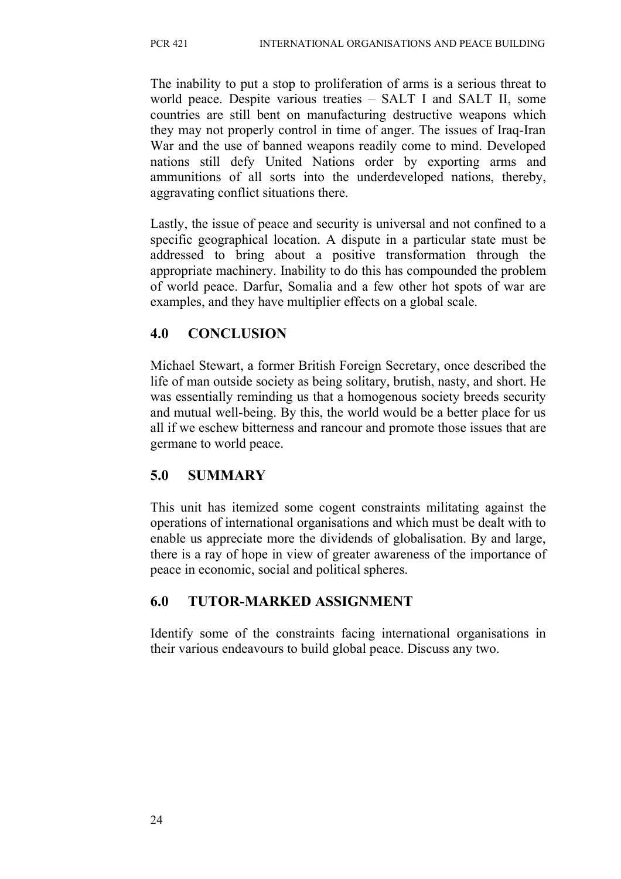The inability to put a stop to proliferation of arms is a serious threat to world peace. Despite various treaties – SALT I and SALT II, some countries are still bent on manufacturing destructive weapons which they may not properly control in time of anger. The issues of Iraq-Iran War and the use of banned weapons readily come to mind. Developed nations still defy United Nations order by exporting arms and ammunitions of all sorts into the underdeveloped nations, thereby, aggravating conflict situations there.

Lastly, the issue of peace and security is universal and not confined to a specific geographical location. A dispute in a particular state must be addressed to bring about a positive transformation through the appropriate machinery. Inability to do this has compounded the problem of world peace. Darfur, Somalia and a few other hot spots of war are examples, and they have multiplier effects on a global scale.

## 4.0 CONCLUSION

Michael Stewart, a former British Foreign Secretary, once described the life of man outside society as being solitary, brutish, nasty, and short. He was essentially reminding us that a homogenous society breeds security and mutual well-being. By this, the world would be a better place for us all if we eschew bitterness and rancour and promote those issues that are germane to world peace.

## 5.0 SUMMARY

This unit has itemized some cogent constraints militating against the operations of international organisations and which must be dealt with to enable us appreciate more the dividends of globalisation. By and large, there is a ray of hope in view of greater awareness of the importance of peace in economic, social and political spheres.

## 6.0 TUTOR-MARKED ASSIGNMENT

Identify some of the constraints facing international organisations in their various endeavours to build global peace. Discuss any two.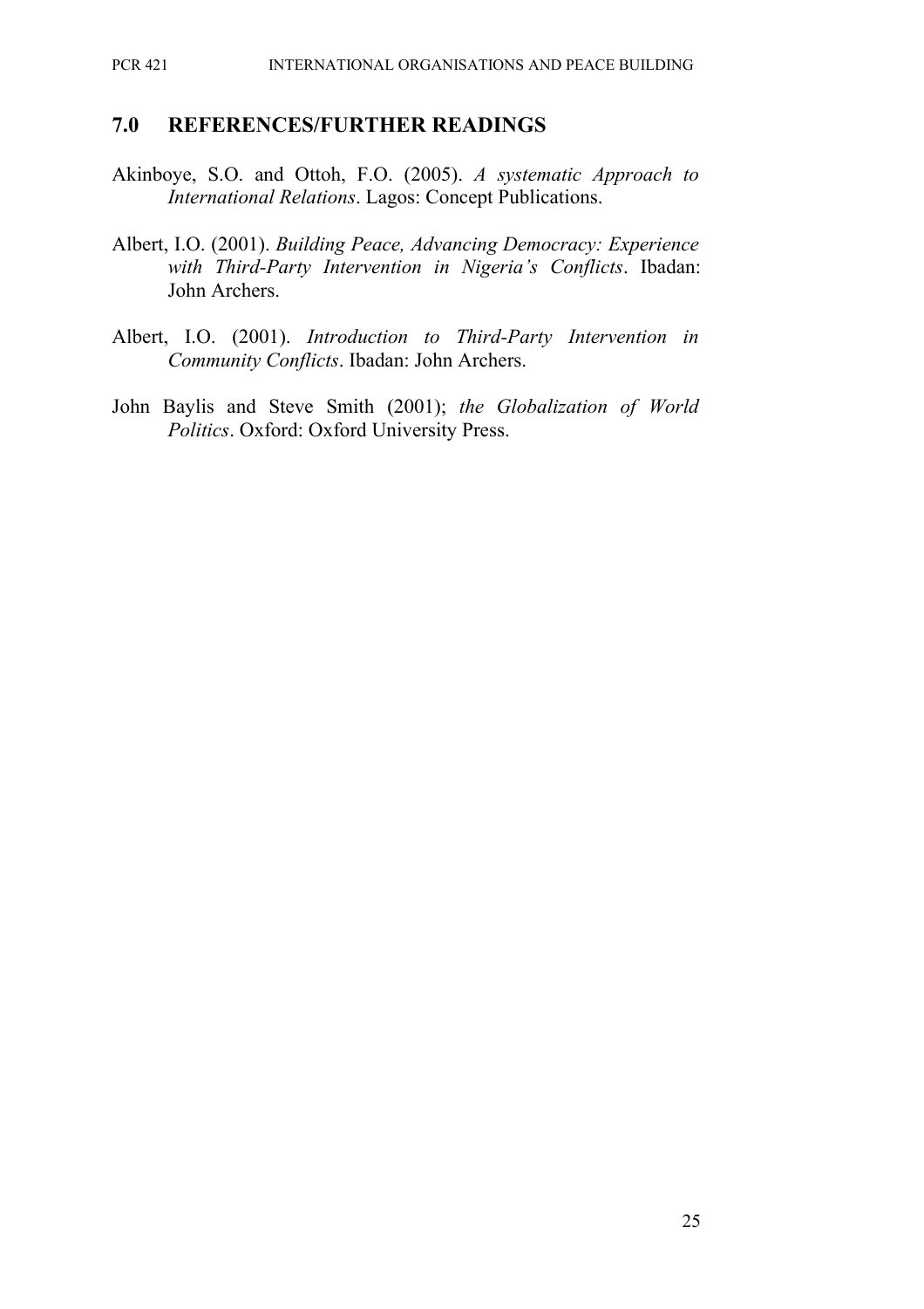## 7.0 REFERENCES/FURTHER READINGS

Akinboye, S.O. and Ottoh, F.O. (2005). *A systematic Approach to International Relations*. Lagos: Concept Publications.

Albert, I.O. (2001). *Building Peace, Advancing Democracy: Experience with Third-Party Intervention in Nigeria's Conflicts*. Ibadan: John Archers.

Albert, I.O. (2001). *Introduction to Third-Party Intervention in Community Conflicts*. Ibadan: John Archers.

John Baylis and Steve Smith (2001); *the Globalization of World Politics*. Oxford: Oxford University Press.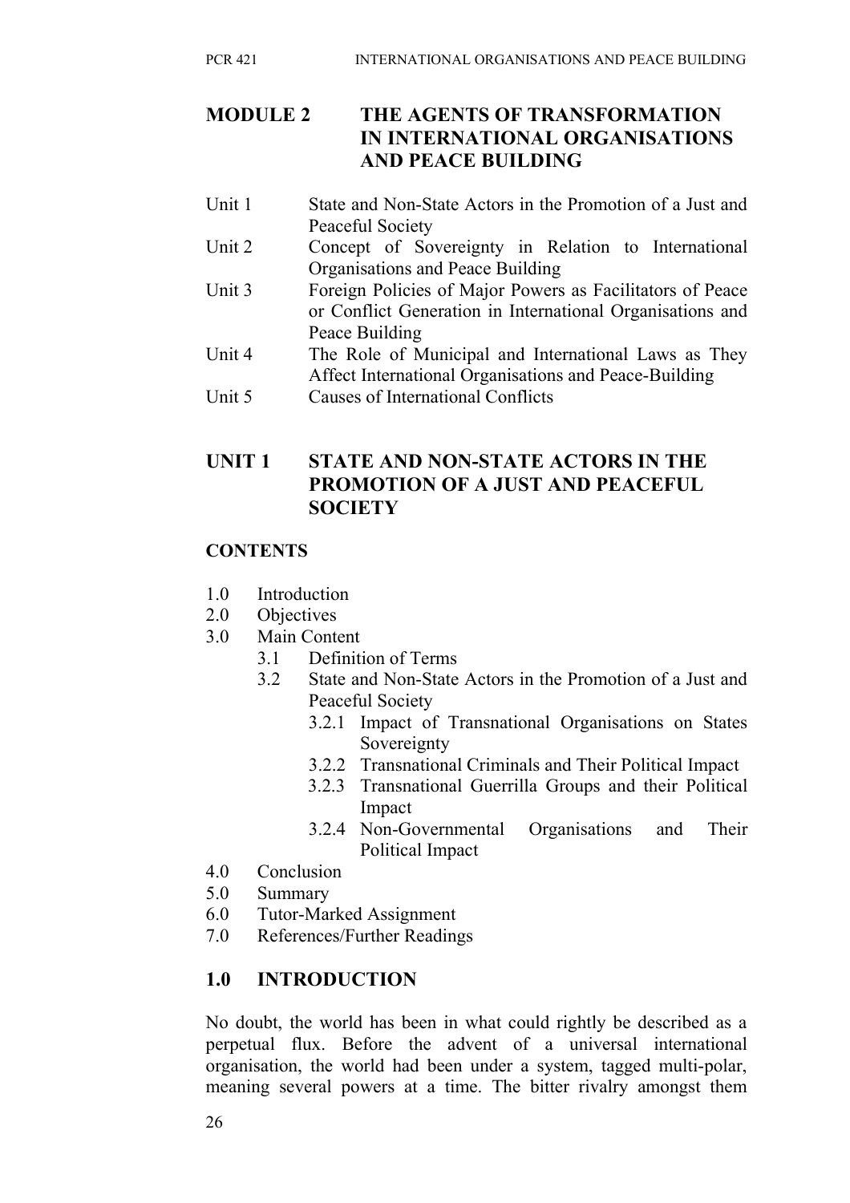# MODULE 2 THE AGENTS OF TRANSFORMATION IN INTERNATIONAL ORGANISATIONS AND PEACE BUILDING

Unit 1 State and Non-State Actors in the Promotion of a Just and Peaceful Society
Unit 2 Concept of Sovereignty in Relation to International Organisations and Peace Building
Unit 3 Foreign Policies of Major Powers as Facilitators of Peace or Conflict Generation in International Organisations and Peace Building
Unit 4 The Role of Municipal and International Laws as They Affect International Organisations and Peace-Building
Unit 5 Causes of International Conflicts

## UNIT 1 STATE AND NON-STATE ACTORS IN THE PROMOTION OF A JUST AND PEACEFUL SOCIETY

### CONTENTS

1.0 Introduction
2.0 Objectives
3.0 Main Content
   3.1 Definition of Terms
   3.2 State and Non-State Actors in the Promotion of a Just and Peaceful Society
      3.2.1 Impact of Transnational Organisations on States Sovereignty
      3.2.2 Transnational Criminals and Their Political Impact
      3.2.3 Transnational Guerrilla Groups and their Political Impact
      3.2.4 Non-Governmental Organisations and Their Political Impact
4.0 Conclusion
5.0 Summary
6.0 Tutor-Marked Assignment
7.0 References/Further Readings

## 1.0 INTRODUCTION

No doubt, the world has been in what could rightly be described as a perpetual flux. Before the advent of a universal international organisation, the world had been under a system, tagged multi-polar, meaning several powers at a time. The bitter rivalry amongst them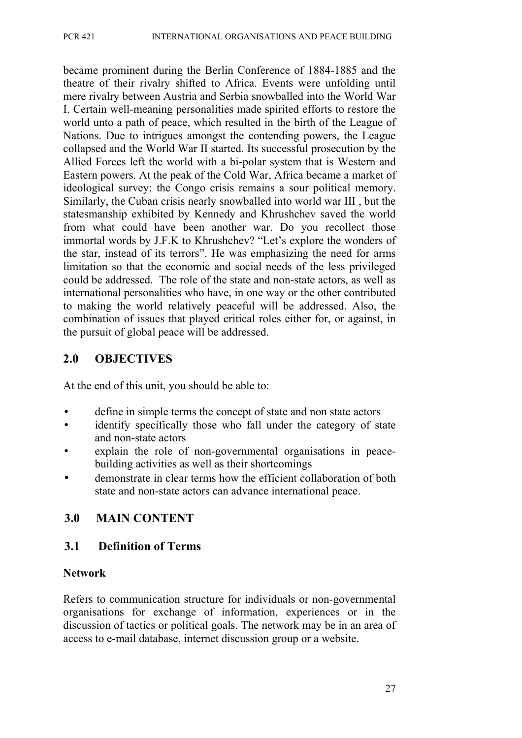became prominent during the Berlin Conference of 1884-1885 and the theatre of their rivalry shifted to Africa. Events were unfolding until mere rivalry between Austria and Serbia snowballed into the World War I. Certain well-meaning personalities made spirited efforts to restore the world unto a path of peace, which resulted in the birth of the League of Nations. Due to intrigues amongst the contending powers, the League collapsed and the World War II started. Its successful prosecution by the Allied Forces left the world with a bi-polar system that is Western and Eastern powers. At the peak of the Cold War, Africa became a market of ideological survey: the Congo crisis remains a sour political memory. Similarly, the Cuban crisis nearly snowballed into world war III , but the statesmanship exhibited by Kennedy and Khrushchev saved the world from what could have been another war. Do you recollect those immortal words by J.F.K to Khrushchev? "Let's explore the wonders of the star, instead of its terrors". He was emphasizing the need for arms limitation so that the economic and social needs of the less privileged could be addressed. The role of the state and non-state actors, as well as international personalities who have, in one way or the other contributed to making the world relatively peaceful will be addressed. Also, the combination of issues that played critical roles either for, or against, in the pursuit of global peace will be addressed.

## 2.0 OBJECTIVES

At the end of this unit, you should be able to:

- define in simple terms the concept of state and non state actors
- identify specifically those who fall under the category of state and non-state actors
- explain the role of non-governmental organisations in peace-building activities as well as their shortcomings
- demonstrate in clear terms how the efficient collaboration of both state and non-state actors can advance international peace.

## 3.0 MAIN CONTENT

### 3.1 Definition of Terms

**Network**

Refers to communication structure for individuals or non-governmental organisations for exchange of information, experiences or in the discussion of tactics or political goals. The network may be in an area of access to e-mail database, internet discussion group or a website.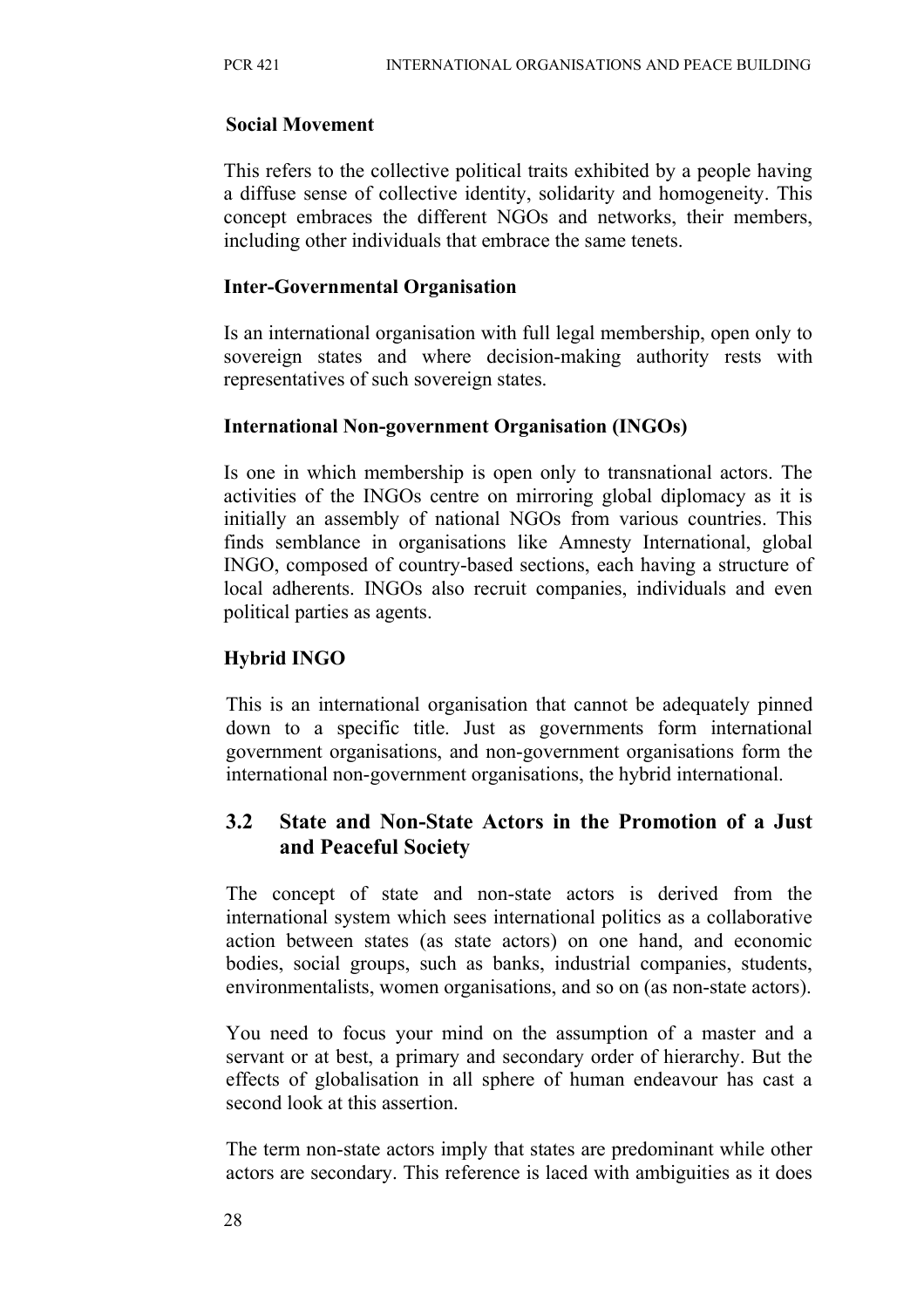**Social Movement**

This refers to the collective political traits exhibited by a people having a diffuse sense of collective identity, solidarity and homogeneity. This concept embraces the different NGOs and networks, their members, including other individuals that embrace the same tenets.

**Inter-Governmental Organisation**

Is an international organisation with full legal membership, open only to sovereign states and where decision-making authority rests with representatives of such sovereign states.

**International Non-government Organisation (INGOs)**

Is one in which membership is open only to transnational actors. The activities of the INGOs centre on mirroring global diplomacy as it is initially an assembly of national NGOs from various countries. This finds semblance in organisations like Amnesty International, global INGO, composed of country-based sections, each having a structure of local adherents. INGOs also recruit companies, individuals and even political parties as agents.

**Hybrid INGO**

This is an international organisation that cannot be adequately pinned down to a specific title. Just as governments form international government organisations, and non-government organisations form the international non-government organisations, the hybrid international.

## 3.2 State and Non-State Actors in the Promotion of a Just and Peaceful Society

The concept of state and non-state actors is derived from the international system which sees international politics as a collaborative action between states (as state actors) on one hand, and economic bodies, social groups, such as banks, industrial companies, students, environmentalists, women organisations, and so on (as non-state actors).

You need to focus your mind on the assumption of a master and a servant or at best, a primary and secondary order of hierarchy. But the effects of globalisation in all sphere of human endeavour has cast a second look at this assertion.

The term non-state actors imply that states are predominant while other actors are secondary. This reference is laced with ambiguities as it does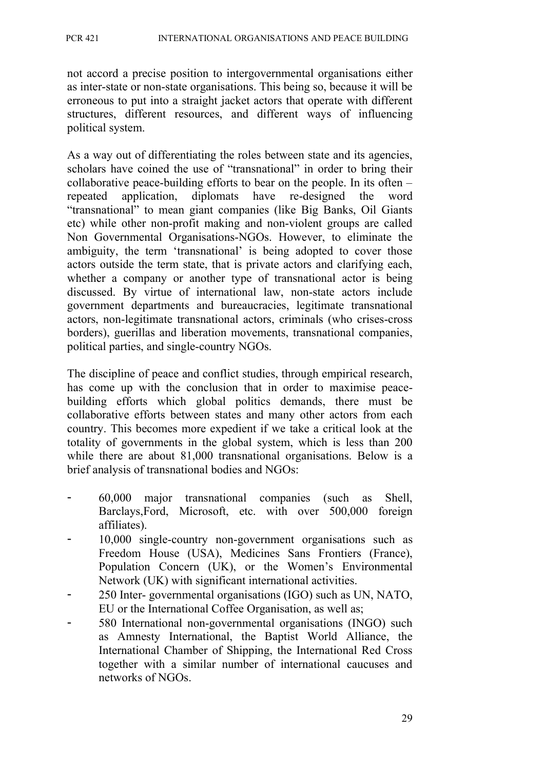not accord a precise position to intergovernmental organisations either as inter-state or non-state organisations. This being so, because it will be erroneous to put into a straight jacket actors that operate with different structures, different resources, and different ways of influencing political system.

As a way out of differentiating the roles between state and its agencies, scholars have coined the use of "transnational" in order to bring their collaborative peace-building efforts to bear on the people. In its often – repeated application, diplomats have re-designed the word "transnational" to mean giant companies (like Big Banks, Oil Giants etc) while other non-profit making and non-violent groups are called Non Governmental Organisations-NGOs. However, to eliminate the ambiguity, the term 'transnational' is being adopted to cover those actors outside the term state, that is private actors and clarifying each, whether a company or another type of transnational actor is being discussed. By virtue of international law, non-state actors include government departments and bureaucracies, legitimate transnational actors, non-legitimate transnational actors, criminals (who crises-cross borders), guerillas and liberation movements, transnational companies, political parties, and single-country NGOs.

The discipline of peace and conflict studies, through empirical research, has come up with the conclusion that in order to maximise peace-building efforts which global politics demands, there must be collaborative efforts between states and many other actors from each country. This becomes more expedient if we take a critical look at the totality of governments in the global system, which is less than 200 while there are about 81,000 transnational organisations. Below is a brief analysis of transnational bodies and NGOs:

- 60,000 major transnational companies (such as Shell, Barclays,Ford, Microsoft, etc. with over 500,000 foreign affiliates).
- 10,000 single-country non-government organisations such as Freedom House (USA), Medicines Sans Frontiers (France), Population Concern (UK), or the Women's Environmental Network (UK) with significant international activities.
- 250 Inter- governmental organisations (IGO) such as UN, NATO, EU or the International Coffee Organisation, as well as;
- 580 International non-governmental organisations (INGO) such as Amnesty International, the Baptist World Alliance, the International Chamber of Shipping, the International Red Cross together with a similar number of international caucuses and networks of NGOs.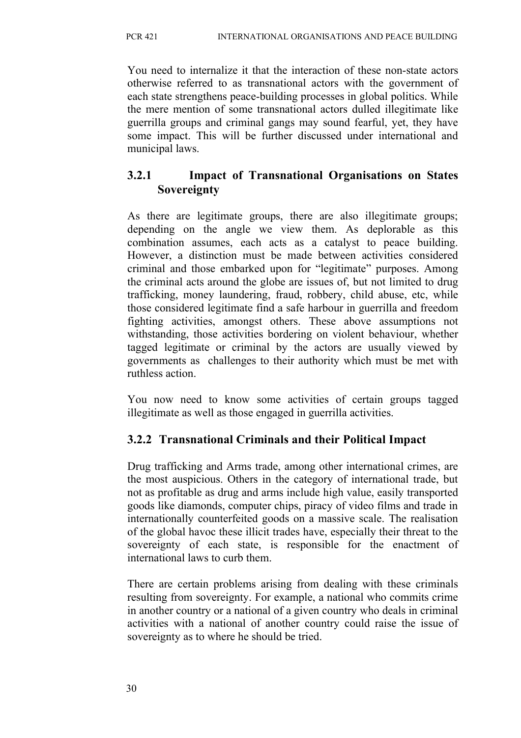You need to internalize it that the interaction of these non-state actors otherwise referred to as transnational actors with the government of each state strengthens peace-building processes in global politics. While the mere mention of some transnational actors dulled illegitimate like guerrilla groups and criminal gangs may sound fearful, yet, they have some impact. This will be further discussed under international and municipal laws.

### 3.2.1 Impact of Transnational Organisations on States Sovereignty

As there are legitimate groups, there are also illegitimate groups; depending on the angle we view them. As deplorable as this combination assumes, each acts as a catalyst to peace building. However, a distinction must be made between activities considered criminal and those embarked upon for "legitimate" purposes. Among the criminal acts around the globe are issues of, but not limited to drug trafficking, money laundering, fraud, robbery, child abuse, etc, while those considered legitimate find a safe harbour in guerrilla and freedom fighting activities, amongst others. These above assumptions not withstanding, those activities bordering on violent behaviour, whether tagged legitimate or criminal by the actors are usually viewed by governments as challenges to their authority which must be met with ruthless action.

You now need to know some activities of certain groups tagged illegitimate as well as those engaged in guerrilla activities.

### 3.2.2 Transnational Criminals and their Political Impact

Drug trafficking and Arms trade, among other international crimes, are the most auspicious. Others in the category of international trade, but not as profitable as drug and arms include high value, easily transported goods like diamonds, computer chips, piracy of video films and trade in internationally counterfeited goods on a massive scale. The realisation of the global havoc these illicit trades have, especially their threat to the sovereignty of each state, is responsible for the enactment of international laws to curb them.

There are certain problems arising from dealing with these criminals resulting from sovereignty. For example, a national who commits crime in another country or a national of a given country who deals in criminal activities with a national of another country could raise the issue of sovereignty as to where he should be tried.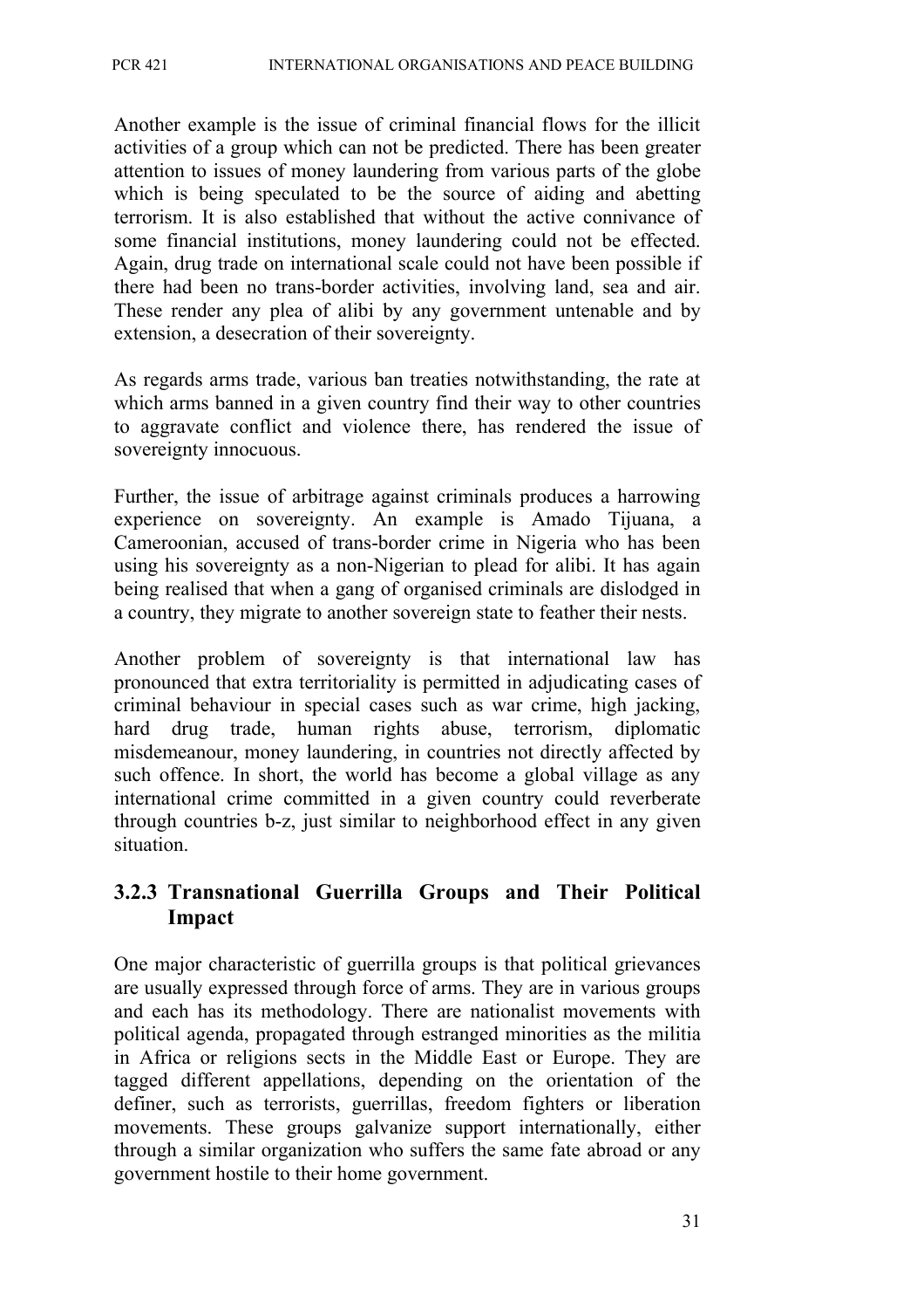Another example is the issue of criminal financial flows for the illicit activities of a group which can not be predicted. There has been greater attention to issues of money laundering from various parts of the globe which is being speculated to be the source of aiding and abetting terrorism. It is also established that without the active connivance of some financial institutions, money laundering could not be effected. Again, drug trade on international scale could not have been possible if there had been no trans-border activities, involving land, sea and air. These render any plea of alibi by any government untenable and by extension, a desecration of their sovereignty.

As regards arms trade, various ban treaties notwithstanding, the rate at which arms banned in a given country find their way to other countries to aggravate conflict and violence there, has rendered the issue of sovereignty innocuous.

Further, the issue of arbitrage against criminals produces a harrowing experience on sovereignty. An example is Amado Tijuana, a Cameroonian, accused of trans-border crime in Nigeria who has been using his sovereignty as a non-Nigerian to plead for alibi. It has again being realised that when a gang of organised criminals are dislodged in a country, they migrate to another sovereign state to feather their nests.

Another problem of sovereignty is that international law has pronounced that extra territoriality is permitted in adjudicating cases of criminal behaviour in special cases such as war crime, high jacking, hard drug trade, human rights abuse, terrorism, diplomatic misdemeanour, money laundering, in countries not directly affected by such offence. In short, the world has become a global village as any international crime committed in a given country could reverberate through countries b-z, just similar to neighborhood effect in any given situation.

### 3.2.3 Transnational Guerrilla Groups and Their Political Impact

One major characteristic of guerrilla groups is that political grievances are usually expressed through force of arms. They are in various groups and each has its methodology. There are nationalist movements with political agenda, propagated through estranged minorities as the militia in Africa or religions sects in the Middle East or Europe. They are tagged different appellations, depending on the orientation of the definer, such as terrorists, guerrillas, freedom fighters or liberation movements. These groups galvanize support internationally, either through a similar organization who suffers the same fate abroad or any government hostile to their home government.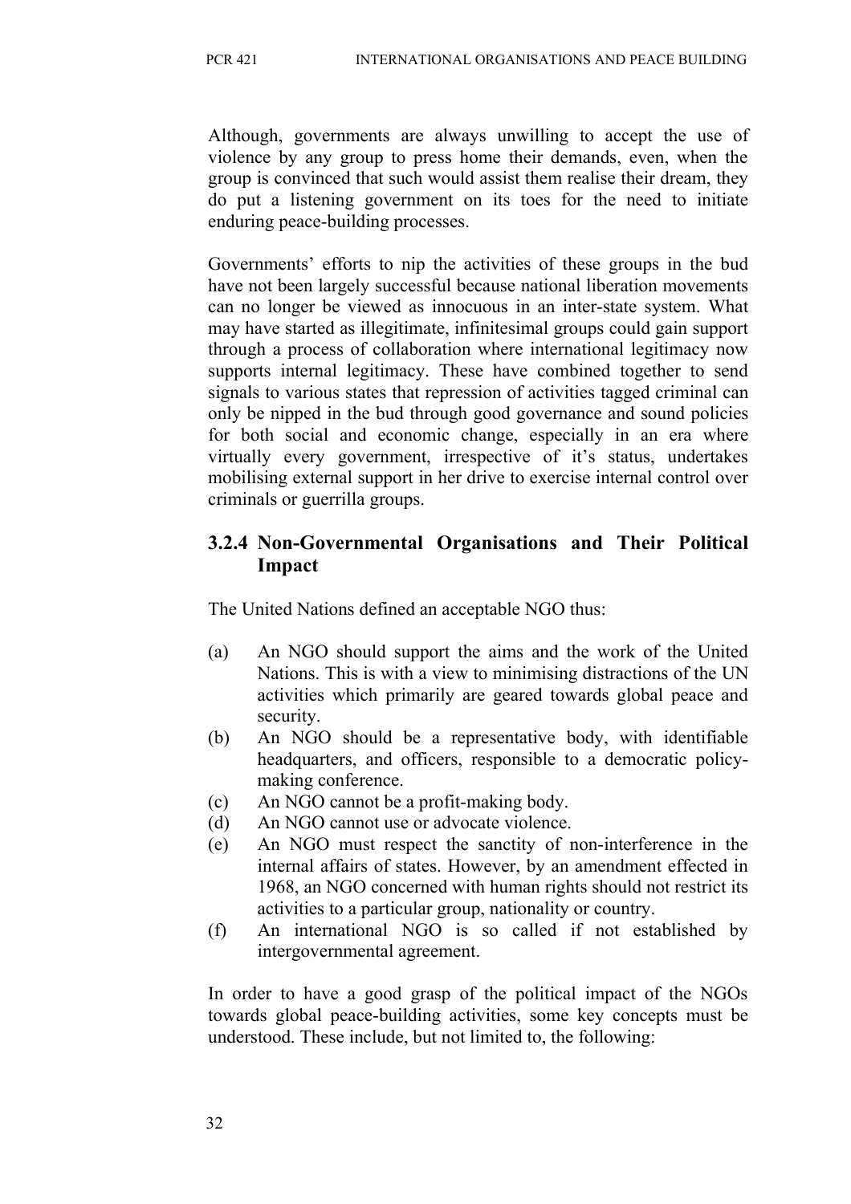Although, governments are always unwilling to accept the use of violence by any group to press home their demands, even, when the group is convinced that such would assist them realise their dream, they do put a listening government on its toes for the need to initiate enduring peace-building processes.

Governments' efforts to nip the activities of these groups in the bud have not been largely successful because national liberation movements can no longer be viewed as innocuous in an inter-state system. What may have started as illegitimate, infinitesimal groups could gain support through a process of collaboration where international legitimacy now supports internal legitimacy. These have combined together to send signals to various states that repression of activities tagged criminal can only be nipped in the bud through good governance and sound policies for both social and economic change, especially in an era where virtually every government, irrespective of it's status, undertakes mobilising external support in her drive to exercise internal control over criminals or guerrilla groups.

### 3.2.4 Non-Governmental Organisations and Their Political Impact

The United Nations defined an acceptable NGO thus:

(a) An NGO should support the aims and the work of the United Nations. This is with a view to minimising distractions of the UN activities which primarily are geared towards global peace and security.
(b) An NGO should be a representative body, with identifiable headquarters, and officers, responsible to a democratic policy-making conference.
(c) An NGO cannot be a profit-making body.
(d) An NGO cannot use or advocate violence.
(e) An NGO must respect the sanctity of non-interference in the internal affairs of states. However, by an amendment effected in 1968, an NGO concerned with human rights should not restrict its activities to a particular group, nationality or country.
(f) An international NGO is so called if not established by intergovernmental agreement.

In order to have a good grasp of the political impact of the NGOs towards global peace-building activities, some key concepts must be understood. These include, but not limited to, the following: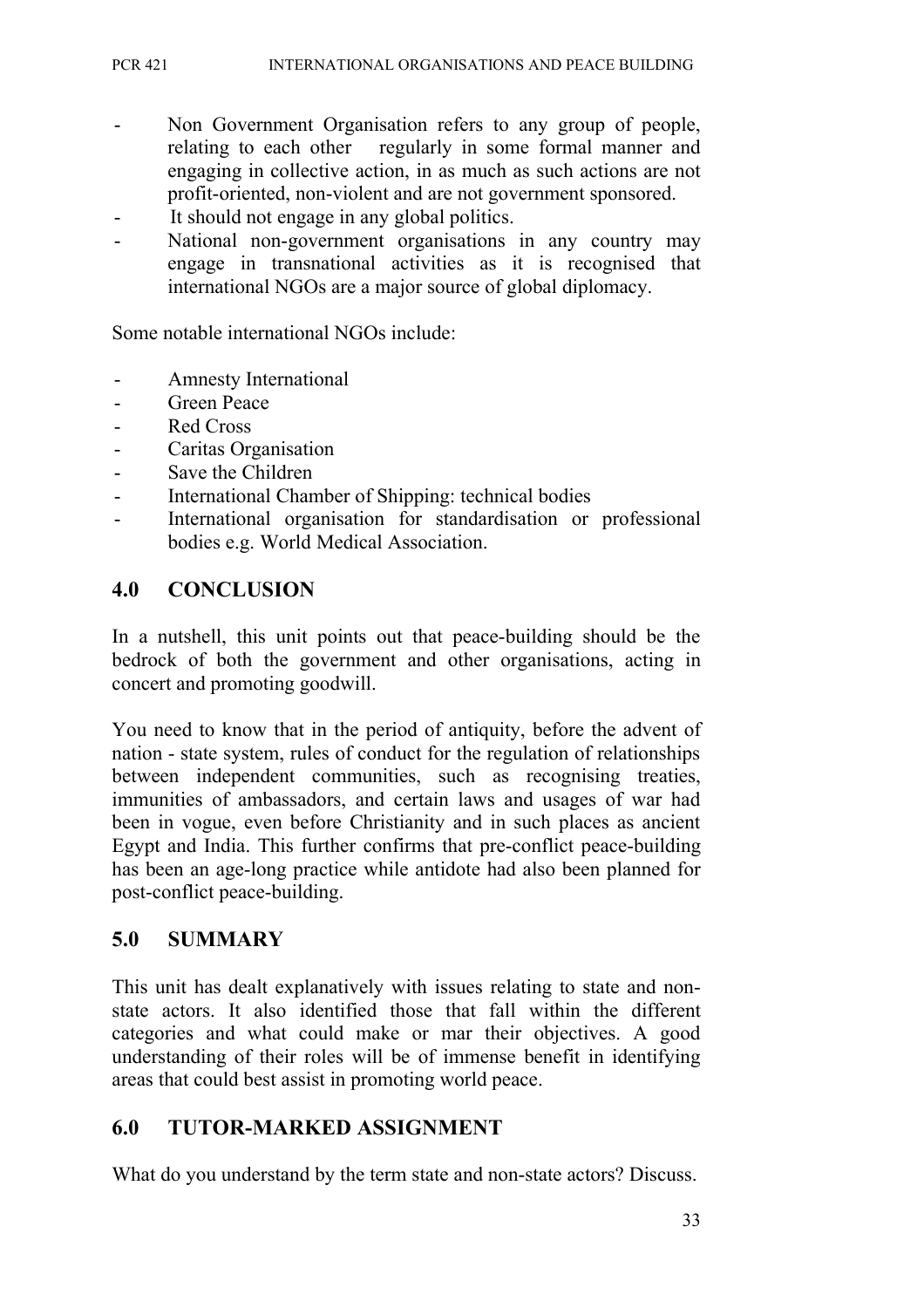- Non Government Organisation refers to any group of people, relating to each other regularly in some formal manner and engaging in collective action, in as much as such actions are not profit-oriented, non-violent and are not government sponsored.
- It should not engage in any global politics.
- National non-government organisations in any country may engage in transnational activities as it is recognised that international NGOs are a major source of global diplomacy.

Some notable international NGOs include:

- Amnesty International
- Green Peace
- Red Cross
- Caritas Organisation
- Save the Children
- International Chamber of Shipping: technical bodies
- International organisation for standardisation or professional bodies e.g. World Medical Association.

## 4.0 CONCLUSION

In a nutshell, this unit points out that peace-building should be the bedrock of both the government and other organisations, acting in concert and promoting goodwill.

You need to know that in the period of antiquity, before the advent of nation - state system, rules of conduct for the regulation of relationships between independent communities, such as recognising treaties, immunities of ambassadors, and certain laws and usages of war had been in vogue, even before Christianity and in such places as ancient Egypt and India. This further confirms that pre-conflict peace-building has been an age-long practice while antidote had also been planned for post-conflict peace-building.

## 5.0 SUMMARY

This unit has dealt explanatively with issues relating to state and non-state actors. It also identified those that fall within the different categories and what could make or mar their objectives. A good understanding of their roles will be of immense benefit in identifying areas that could best assist in promoting world peace.

## 6.0 TUTOR-MARKED ASSIGNMENT

What do you understand by the term state and non-state actors? Discuss.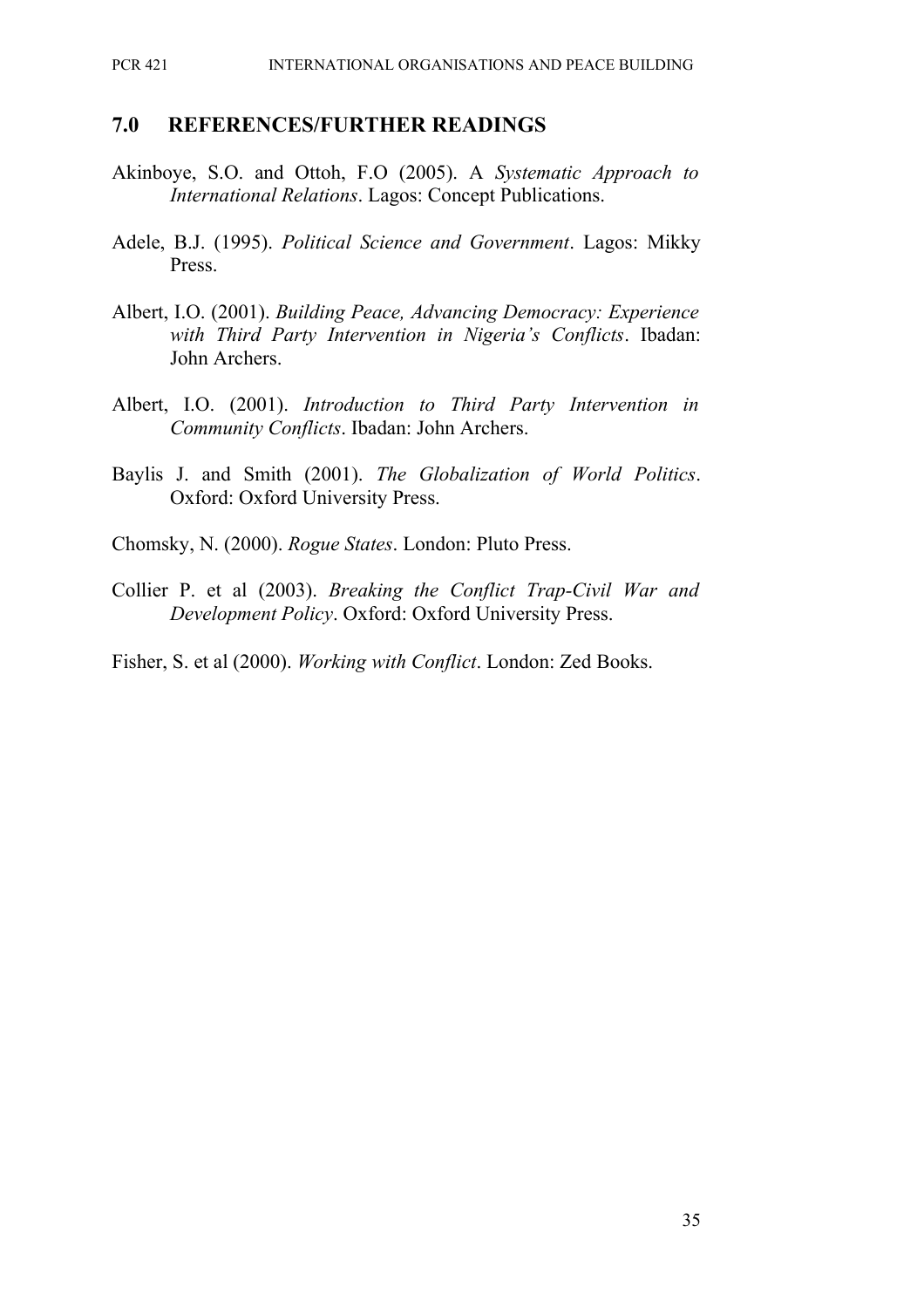## 7.0 REFERENCES/FURTHER READINGS

Akinboye, S.O. and Ottoh, F.O (2005). A *Systematic Approach to International Relations*. Lagos: Concept Publications.

Adele, B.J. (1995). *Political Science and Government*. Lagos: Mikky Press.

Albert, I.O. (2001). *Building Peace, Advancing Democracy: Experience with Third Party Intervention in Nigeria's Conflicts*. Ibadan: John Archers.

Albert, I.O. (2001). *Introduction to Third Party Intervention in Community Conflicts*. Ibadan: John Archers.

Baylis J. and Smith (2001). *The Globalization of World Politics*. Oxford: Oxford University Press.

Chomsky, N. (2000). *Rogue States*. London: Pluto Press.

Collier P. et al (2003). *Breaking the Conflict Trap-Civil War and Development Policy*. Oxford: Oxford University Press.

Fisher, S. et al (2000). *Working with Conflict*. London: Zed Books.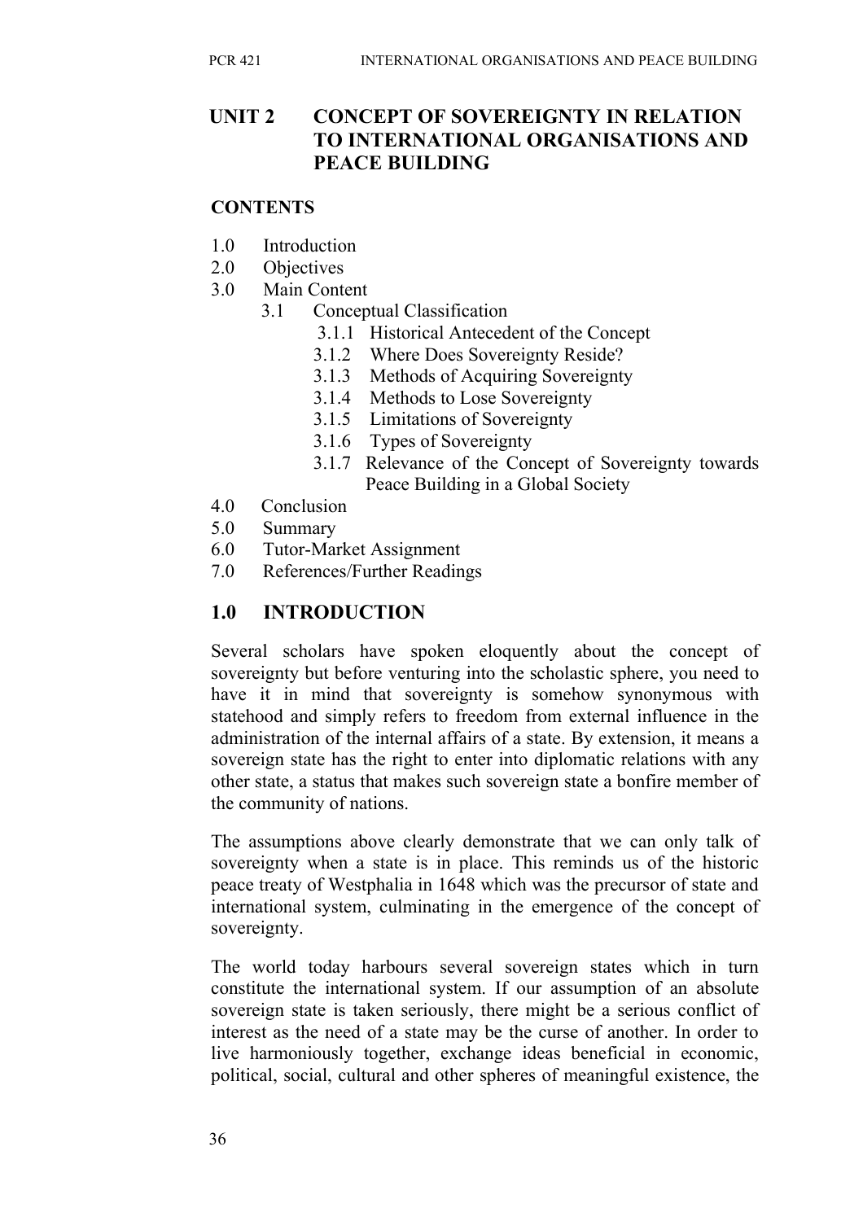## UNIT 2 CONCEPT OF SOVEREIGNTY IN RELATION TO INTERNATIONAL ORGANISATIONS AND PEACE BUILDING

**CONTENTS**

- 1.0 Introduction
- 2.0 Objectives
- 3.0 Main Content
    - 3.1 Conceptual Classification
        - 3.1.1 Historical Antecedent of the Concept
        - 3.1.2 Where Does Sovereignty Reside?
        - 3.1.3 Methods of Acquiring Sovereignty
        - 3.1.4 Methods to Lose Sovereignty
        - 3.1.5 Limitations of Sovereignty
        - 3.1.6 Types of Sovereignty
        - 3.1.7 Relevance of the Concept of Sovereignty towards Peace Building in a Global Society
- 4.0 Conclusion
- 5.0 Summary
- 6.0 Tutor-Market Assignment
- 7.0 References/Further Readings

## 1.0 INTRODUCTION

Several scholars have spoken eloquently about the concept of sovereignty but before venturing into the scholastic sphere, you need to have it in mind that sovereignty is somehow synonymous with statehood and simply refers to freedom from external influence in the administration of the internal affairs of a state. By extension, it means a sovereign state has the right to enter into diplomatic relations with any other state, a status that makes such sovereign state a bonfire member of the community of nations.

The assumptions above clearly demonstrate that we can only talk of sovereignty when a state is in place. This reminds us of the historic peace treaty of Westphalia in 1648 which was the precursor of state and international system, culminating in the emergence of the concept of sovereignty.

The world today harbours several sovereign states which in turn constitute the international system. If our assumption of an absolute sovereign state is taken seriously, there might be a serious conflict of interest as the need of a state may be the curse of another. In order to live harmoniously together, exchange ideas beneficial in economic, political, social, cultural and other spheres of meaningful existence, the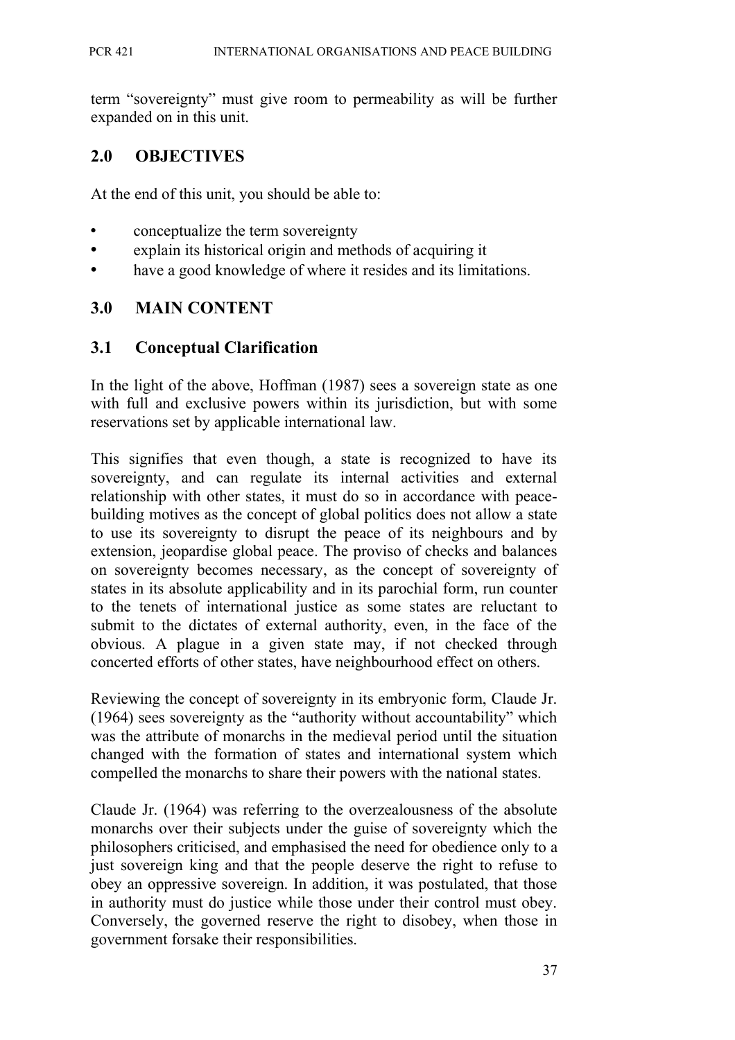term "sovereignty" must give room to permeability as will be further expanded on in this unit.

## 2.0 OBJECTIVES

At the end of this unit, you should be able to:

- conceptualize the term sovereignty
- explain its historical origin and methods of acquiring it
- have a good knowledge of where it resides and its limitations.

## 3.0 MAIN CONTENT

### 3.1 Conceptual Clarification

In the light of the above, Hoffman (1987) sees a sovereign state as one with full and exclusive powers within its jurisdiction, but with some reservations set by applicable international law.

This signifies that even though, a state is recognized to have its sovereignty, and can regulate its internal activities and external relationship with other states, it must do so in accordance with peace-building motives as the concept of global politics does not allow a state to use its sovereignty to disrupt the peace of its neighbours and by extension, jeopardise global peace. The proviso of checks and balances on sovereignty becomes necessary, as the concept of sovereignty of states in its absolute applicability and in its parochial form, run counter to the tenets of international justice as some states are reluctant to submit to the dictates of external authority, even, in the face of the obvious. A plague in a given state may, if not checked through concerted efforts of other states, have neighbourhood effect on others.

Reviewing the concept of sovereignty in its embryonic form, Claude Jr. (1964) sees sovereignty as the "authority without accountability" which was the attribute of monarchs in the medieval period until the situation changed with the formation of states and international system which compelled the monarchs to share their powers with the national states.

Claude Jr. (1964) was referring to the overzealousness of the absolute monarchs over their subjects under the guise of sovereignty which the philosophers criticised, and emphasised the need for obedience only to a just sovereign king and that the people deserve the right to refuse to obey an oppressive sovereign. In addition, it was postulated, that those in authority must do justice while those under their control must obey. Conversely, the governed reserve the right to disobey, when those in government forsake their responsibilities.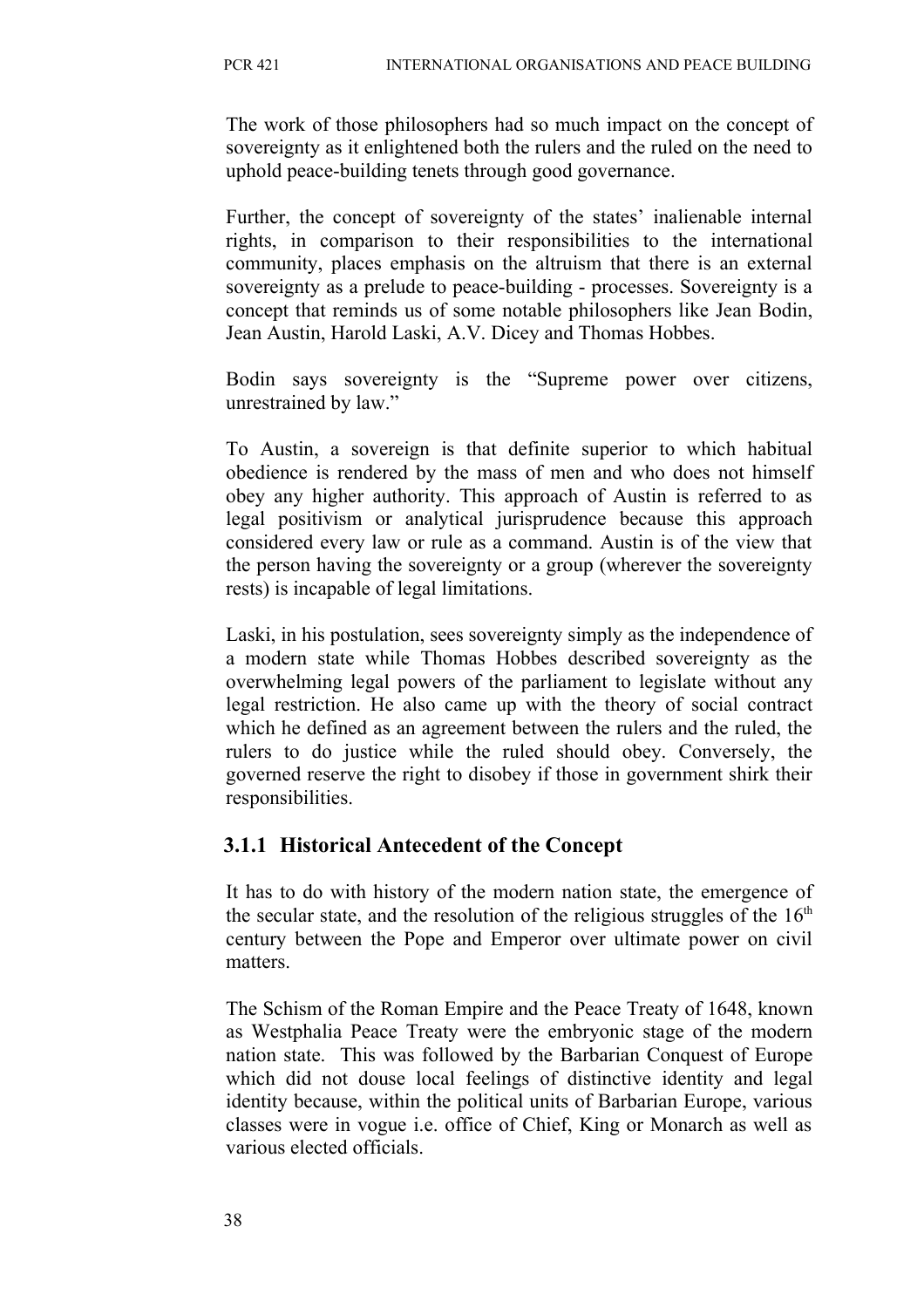The work of those philosophers had so much impact on the concept of sovereignty as it enlightened both the rulers and the ruled on the need to uphold peace-building tenets through good governance.

Further, the concept of sovereignty of the states' inalienable internal rights, in comparison to their responsibilities to the international community, places emphasis on the altruism that there is an external sovereignty as a prelude to peace-building - processes. Sovereignty is a concept that reminds us of some notable philosophers like Jean Bodin, Jean Austin, Harold Laski, A.V. Dicey and Thomas Hobbes.

Bodin says sovereignty is the "Supreme power over citizens, unrestrained by law."

To Austin, a sovereign is that definite superior to which habitual obedience is rendered by the mass of men and who does not himself obey any higher authority. This approach of Austin is referred to as legal positivism or analytical jurisprudence because this approach considered every law or rule as a command. Austin is of the view that the person having the sovereignty or a group (wherever the sovereignty rests) is incapable of legal limitations.

Laski, in his postulation, sees sovereignty simply as the independence of a modern state while Thomas Hobbes described sovereignty as the overwhelming legal powers of the parliament to legislate without any legal restriction. He also came up with the theory of social contract which he defined as an agreement between the rulers and the ruled, the rulers to do justice while the ruled should obey. Conversely, the governed reserve the right to disobey if those in government shirk their responsibilities.

### 3.1.1 Historical Antecedent of the Concept

It has to do with history of the modern nation state, the emergence of the secular state, and the resolution of the religious struggles of the 16th century between the Pope and Emperor over ultimate power on civil matters.

The Schism of the Roman Empire and the Peace Treaty of 1648, known as Westphalia Peace Treaty were the embryonic stage of the modern nation state. This was followed by the Barbarian Conquest of Europe which did not douse local feelings of distinctive identity and legal identity because, within the political units of Barbarian Europe, various classes were in vogue i.e. office of Chief, King or Monarch as well as various elected officials.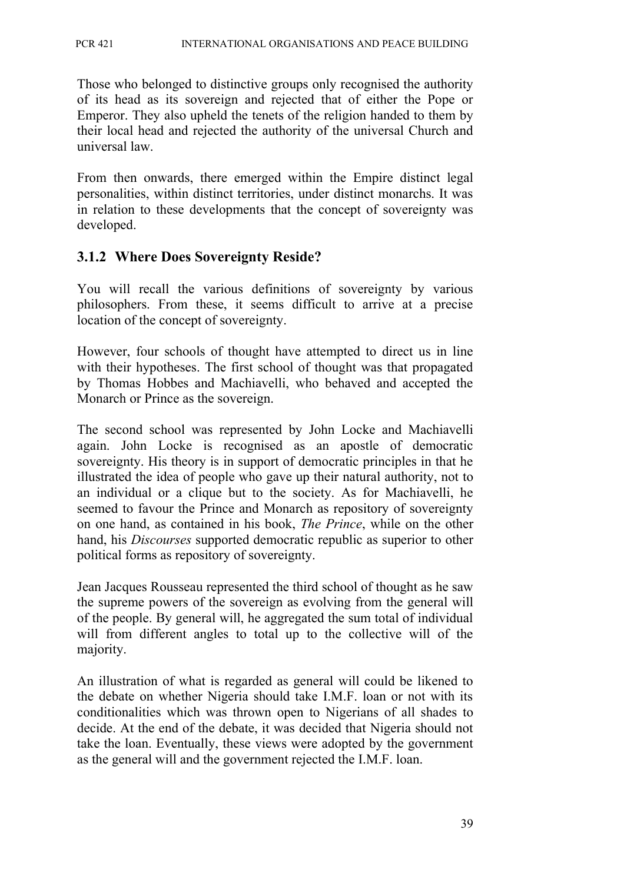Those who belonged to distinctive groups only recognised the authority of its head as its sovereign and rejected that of either the Pope or Emperor. They also upheld the tenets of the religion handed to them by their local head and rejected the authority of the universal Church and universal law.

From then onwards, there emerged within the Empire distinct legal personalities, within distinct territories, under distinct monarchs. It was in relation to these developments that the concept of sovereignty was developed.

### 3.1.2 Where Does Sovereignty Reside?

You will recall the various definitions of sovereignty by various philosophers. From these, it seems difficult to arrive at a precise location of the concept of sovereignty.

However, four schools of thought have attempted to direct us in line with their hypotheses. The first school of thought was that propagated by Thomas Hobbes and Machiavelli, who behaved and accepted the Monarch or Prince as the sovereign.

The second school was represented by John Locke and Machiavelli again. John Locke is recognised as an apostle of democratic sovereignty. His theory is in support of democratic principles in that he illustrated the idea of people who gave up their natural authority, not to an individual or a clique but to the society. As for Machiavelli, he seemed to favour the Prince and Monarch as repository of sovereignty on one hand, as contained in his book, *The Prince*, while on the other hand, his *Discourses* supported democratic republic as superior to other political forms as repository of sovereignty.

Jean Jacques Rousseau represented the third school of thought as he saw the supreme powers of the sovereign as evolving from the general will of the people. By general will, he aggregated the sum total of individual will from different angles to total up to the collective will of the majority.

An illustration of what is regarded as general will could be likened to the debate on whether Nigeria should take I.M.F. loan or not with its conditionalities which was thrown open to Nigerians of all shades to decide. At the end of the debate, it was decided that Nigeria should not take the loan. Eventually, these views were adopted by the government as the general will and the government rejected the I.M.F. loan.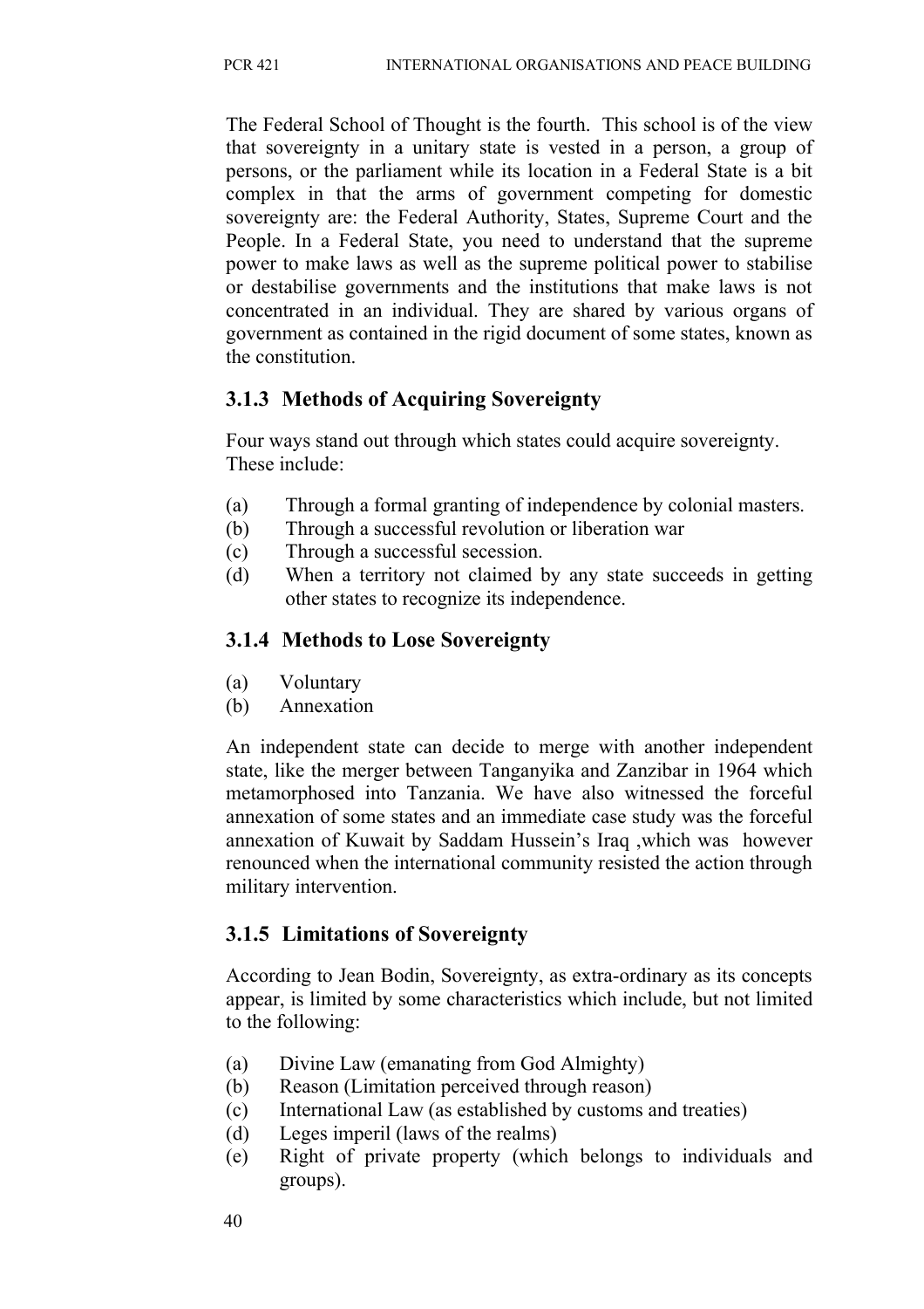The Federal School of Thought is the fourth. This school is of the view that sovereignty in a unitary state is vested in a person, a group of persons, or the parliament while its location in a Federal State is a bit complex in that the arms of government competing for domestic sovereignty are: the Federal Authority, States, Supreme Court and the People. In a Federal State, you need to understand that the supreme power to make laws as well as the supreme political power to stabilise or destabilise governments and the institutions that make laws is not concentrated in an individual. They are shared by various organs of government as contained in the rigid document of some states, known as the constitution.

### 3.1.3 Methods of Acquiring Sovereignty

Four ways stand out through which states could acquire sovereignty. These include:

(a) Through a formal granting of independence by colonial masters.
(b) Through a successful revolution or liberation war
(c) Through a successful secession.
(d) When a territory not claimed by any state succeeds in getting other states to recognize its independence.

### 3.1.4 Methods to Lose Sovereignty

(a) Voluntary
(b) Annexation

An independent state can decide to merge with another independent state, like the merger between Tanganyika and Zanzibar in 1964 which metamorphosed into Tanzania. We have also witnessed the forceful annexation of some states and an immediate case study was the forceful annexation of Kuwait by Saddam Hussein's Iraq ,which was however renounced when the international community resisted the action through military intervention.

### 3.1.5 Limitations of Sovereignty

According to Jean Bodin, Sovereignty, as extra-ordinary as its concepts appear, is limited by some characteristics which include, but not limited to the following:

(a) Divine Law (emanating from God Almighty)
(b) Reason (Limitation perceived through reason)
(c) International Law (as established by customs and treaties)
(d) Leges imperil (laws of the realms)
(e) Right of private property (which belongs to individuals and groups).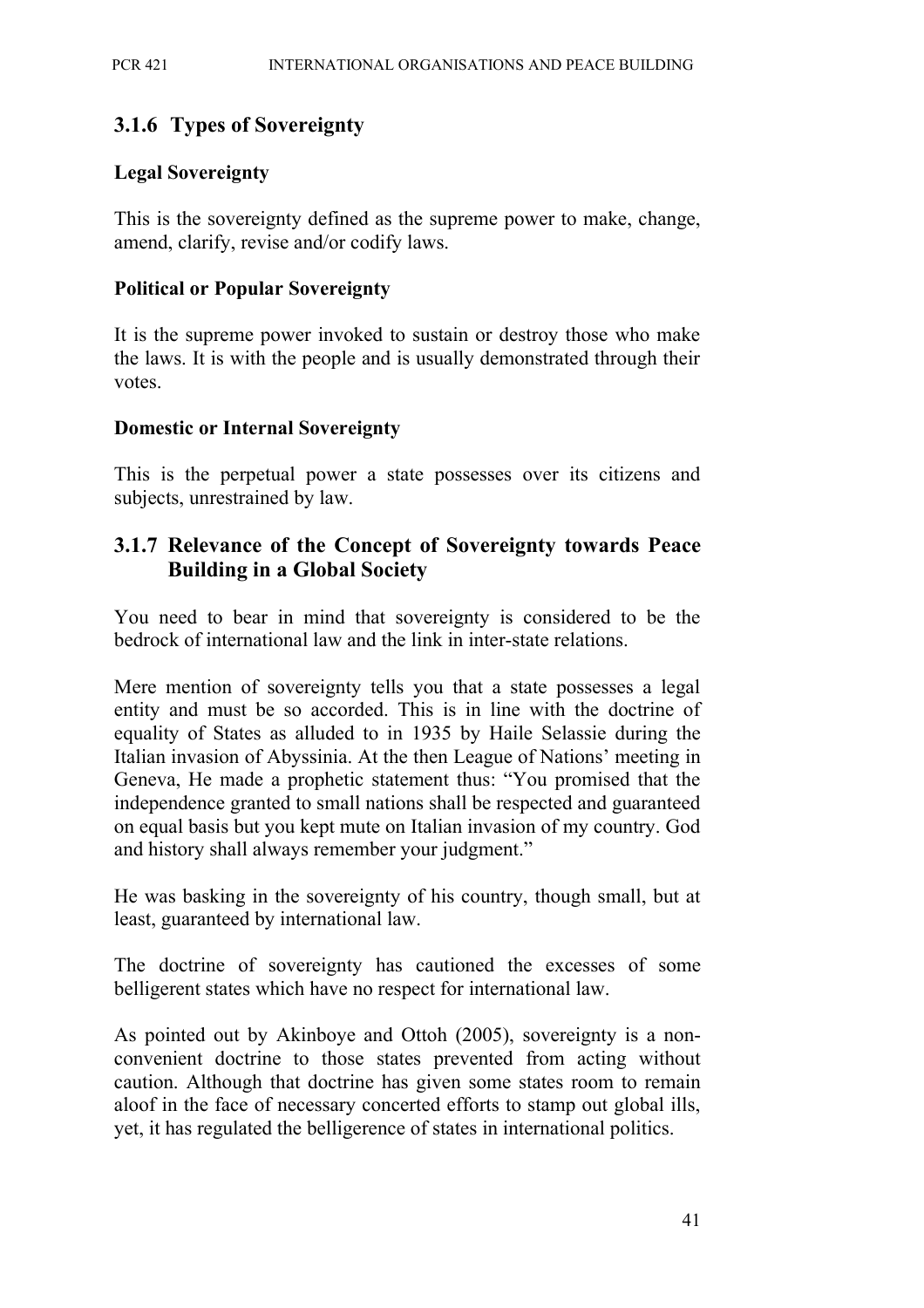### 3.1.6 Types of Sovereignty

**Legal Sovereignty**

This is the sovereignty defined as the supreme power to make, change, amend, clarify, revise and/or codify laws.

**Political or Popular Sovereignty**

It is the supreme power invoked to sustain or destroy those who make the laws. It is with the people and is usually demonstrated through their votes.

**Domestic or Internal Sovereignty**

This is the perpetual power a state possesses over its citizens and subjects, unrestrained by law.

### 3.1.7 Relevance of the Concept of Sovereignty towards Peace Building in a Global Society

You need to bear in mind that sovereignty is considered to be the bedrock of international law and the link in inter-state relations.

Mere mention of sovereignty tells you that a state possesses a legal entity and must be so accorded. This is in line with the doctrine of equality of States as alluded to in 1935 by Haile Selassie during the Italian invasion of Abyssinia. At the then League of Nations' meeting in Geneva, He made a prophetic statement thus: "You promised that the independence granted to small nations shall be respected and guaranteed on equal basis but you kept mute on Italian invasion of my country. God and history shall always remember your judgment."

He was basking in the sovereignty of his country, though small, but at least, guaranteed by international law.

The doctrine of sovereignty has cautioned the excesses of some belligerent states which have no respect for international law.

As pointed out by Akinboye and Ottoh (2005), sovereignty is a non-convenient doctrine to those states prevented from acting without caution. Although that doctrine has given some states room to remain aloof in the face of necessary concerted efforts to stamp out global ills, yet, it has regulated the belligerence of states in international politics.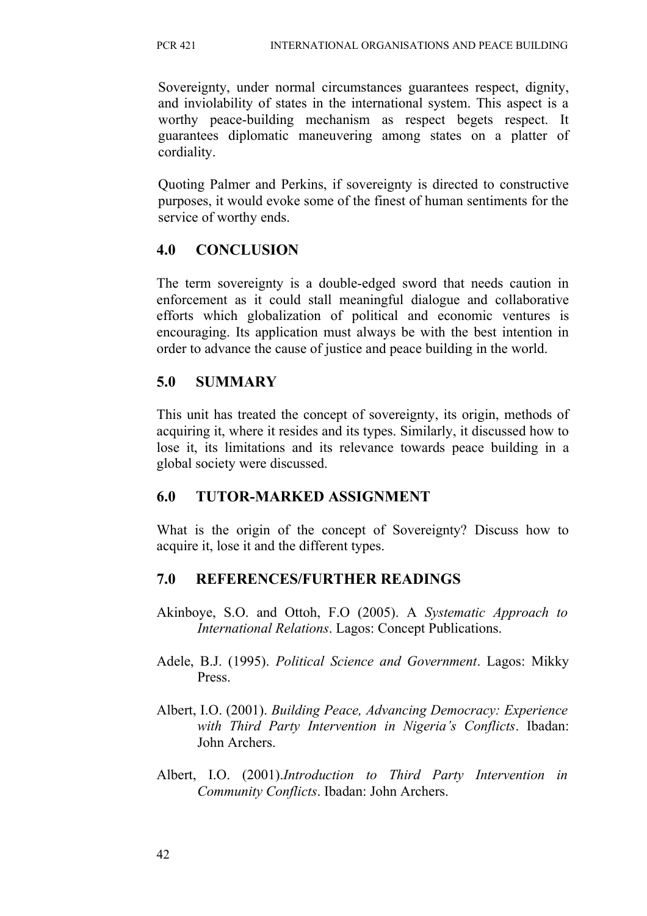Sovereignty, under normal circumstances guarantees respect, dignity, and inviolability of states in the international system. This aspect is a worthy peace-building mechanism as respect begets respect. It guarantees diplomatic maneuvering among states on a platter of cordiality.

Quoting Palmer and Perkins, if sovereignty is directed to constructive purposes, it would evoke some of the finest of human sentiments for the service of worthy ends.

## 4.0 CONCLUSION

The term sovereignty is a double-edged sword that needs caution in enforcement as it could stall meaningful dialogue and collaborative efforts which globalization of political and economic ventures is encouraging. Its application must always be with the best intention in order to advance the cause of justice and peace building in the world.

## 5.0 SUMMARY

This unit has treated the concept of sovereignty, its origin, methods of acquiring it, where it resides and its types. Similarly, it discussed how to lose it, its limitations and its relevance towards peace building in a global society were discussed.

## 6.0 TUTOR-MARKED ASSIGNMENT

What is the origin of the concept of Sovereignty? Discuss how to acquire it, lose it and the different types.

## 7.0 REFERENCES/FURTHER READINGS

Akinboye, S.O. and Ottoh, F.O (2005). A *Systematic Approach to International Relations*. Lagos: Concept Publications.

Adele, B.J. (1995). *Political Science and Government*. Lagos: Mikky Press.

Albert, I.O. (2001). *Building Peace, Advancing Democracy: Experience with Third Party Intervention in Nigeria's Conflicts*. Ibadan: John Archers.

Albert, I.O. (2001).*Introduction to Third Party Intervention in Community Conflicts*. Ibadan: John Archers.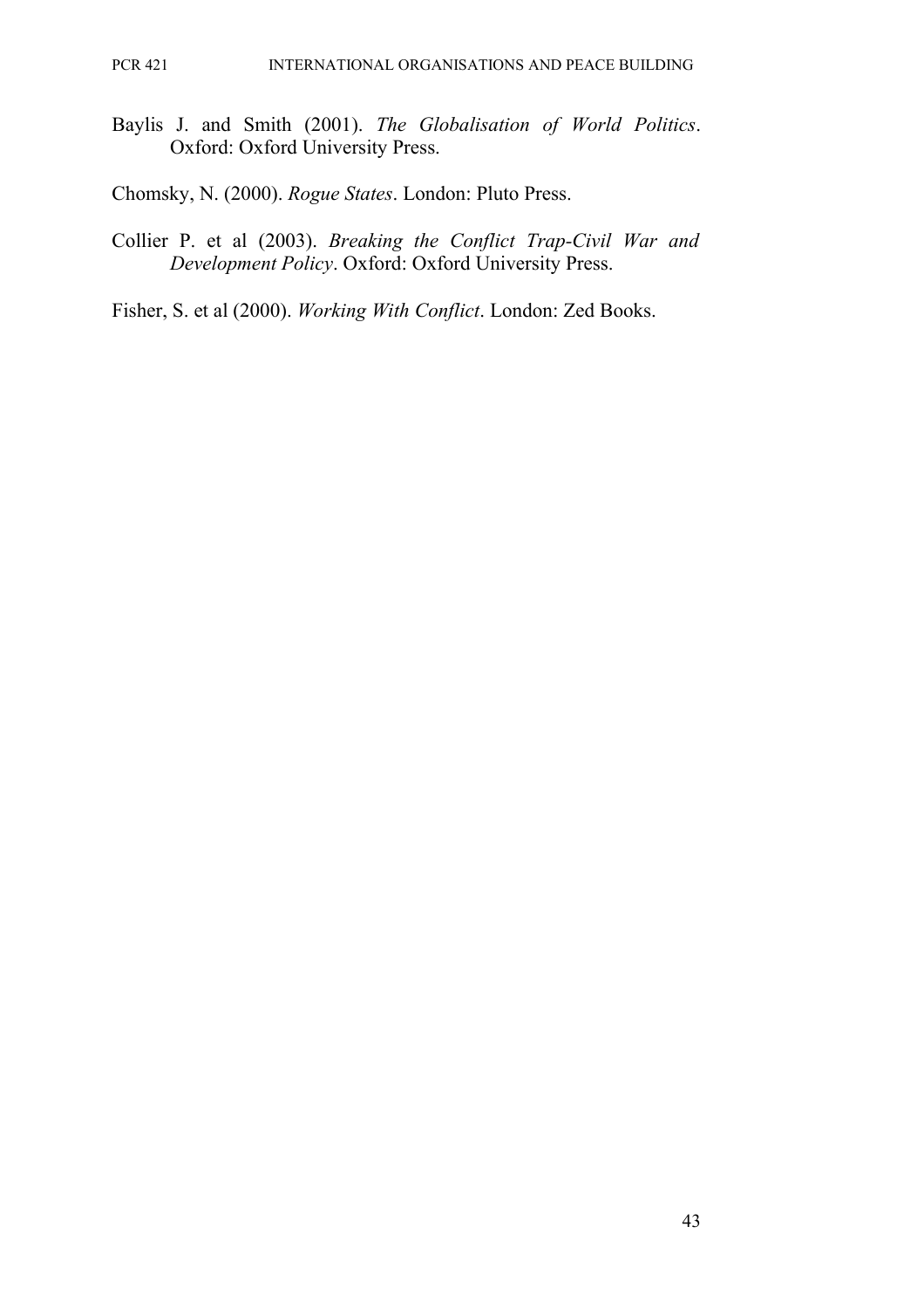Baylis J. and Smith (2001). *The Globalisation of World Politics*. Oxford: Oxford University Press.

Chomsky, N. (2000). *Rogue States*. London: Pluto Press.

Collier P. et al (2003). *Breaking the Conflict Trap-Civil War and Development Policy*. Oxford: Oxford University Press.

Fisher, S. et al (2000). *Working With Conflict*. London: Zed Books.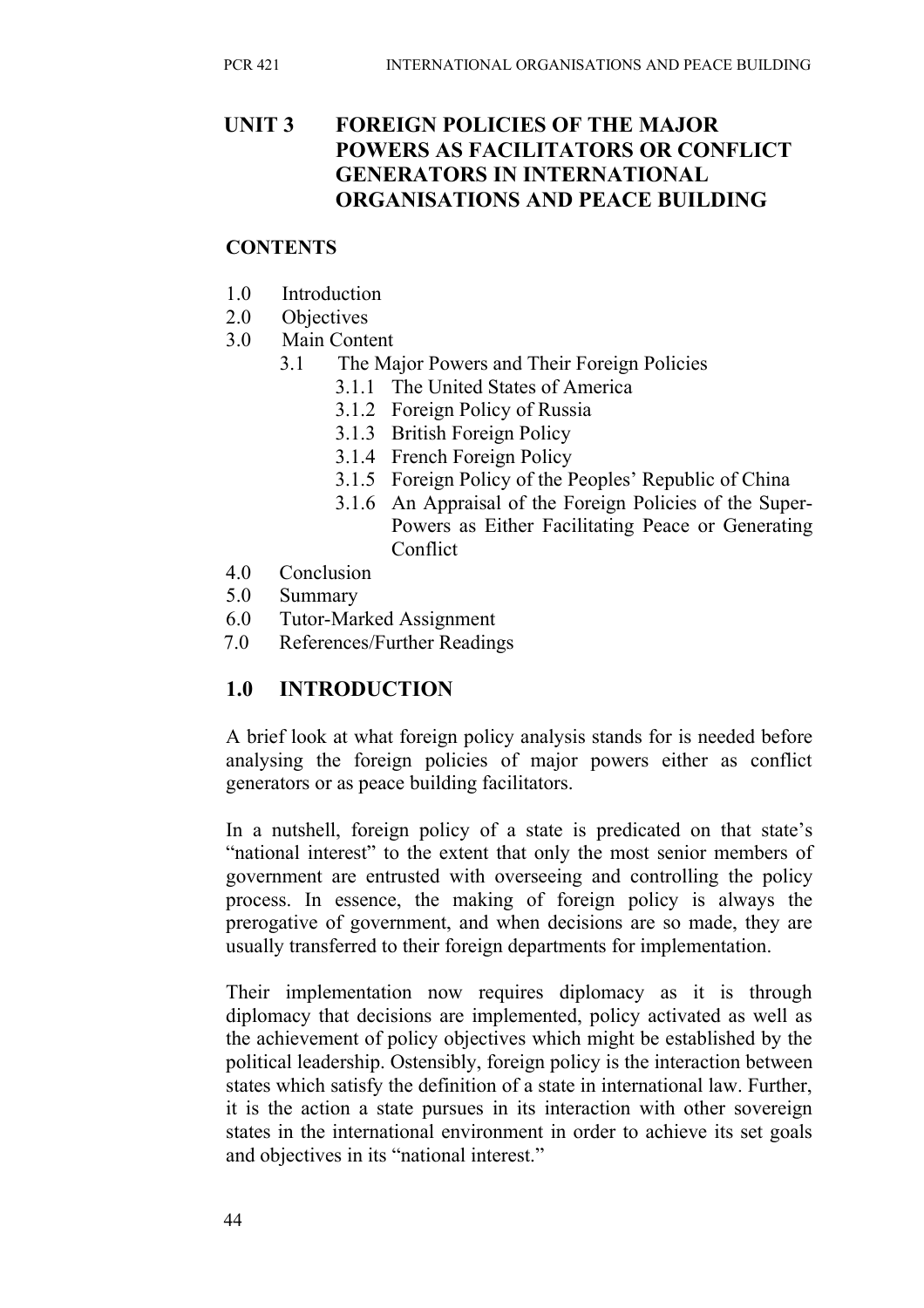# UNIT 3 FOREIGN POLICIES OF THE MAJOR POWERS AS FACILITATORS OR CONFLICT GENERATORS IN INTERNATIONAL ORGANISATIONS AND PEACE BUILDING

## CONTENTS

1.0 Introduction
2.0 Objectives
3.0 Main Content
   3.1 The Major Powers and Their Foreign Policies
      3.1.1 The United States of America
      3.1.2 Foreign Policy of Russia
      3.1.3 British Foreign Policy
      3.1.4 French Foreign Policy
      3.1.5 Foreign Policy of the Peoples' Republic of China
      3.1.6 An Appraisal of the Foreign Policies of the Super-Powers as Either Facilitating Peace or Generating Conflict
4.0 Conclusion
5.0 Summary
6.0 Tutor-Marked Assignment
7.0 References/Further Readings

## 1.0 INTRODUCTION

A brief look at what foreign policy analysis stands for is needed before analysing the foreign policies of major powers either as conflict generators or as peace building facilitators.

In a nutshell, foreign policy of a state is predicated on that state's "national interest" to the extent that only the most senior members of government are entrusted with overseeing and controlling the policy process. In essence, the making of foreign policy is always the prerogative of government, and when decisions are so made, they are usually transferred to their foreign departments for implementation.

Their implementation now requires diplomacy as it is through diplomacy that decisions are implemented, policy activated as well as the achievement of policy objectives which might be established by the political leadership. Ostensibly, foreign policy is the interaction between states which satisfy the definition of a state in international law. Further, it is the action a state pursues in its interaction with other sovereign states in the international environment in order to achieve its set goals and objectives in its "national interest."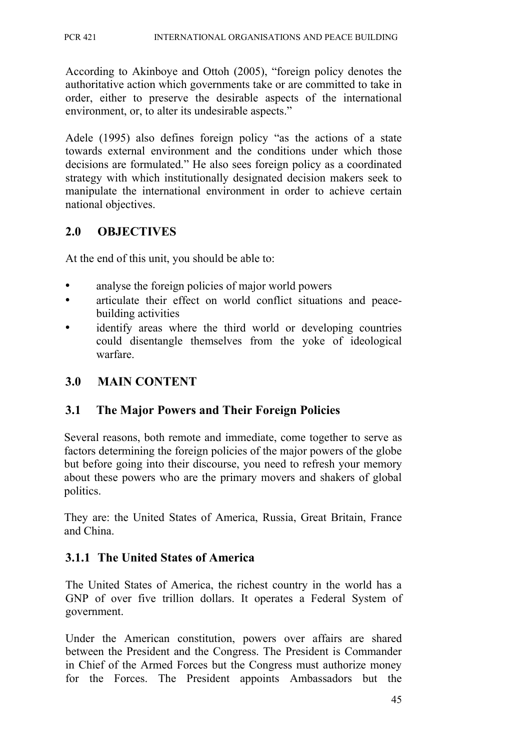According to Akinboye and Ottoh (2005), "foreign policy denotes the authoritative action which governments take or are committed to take in order, either to preserve the desirable aspects of the international environment, or, to alter its undesirable aspects."

Adele (1995) also defines foreign policy "as the actions of a state towards external environment and the conditions under which those decisions are formulated." He also sees foreign policy as a coordinated strategy with which institutionally designated decision makers seek to manipulate the international environment in order to achieve certain national objectives.

## 2.0 OBJECTIVES

At the end of this unit, you should be able to:

- analyse the foreign policies of major world powers
- articulate their effect on world conflict situations and peace-building activities
- identify areas where the third world or developing countries could disentangle themselves from the yoke of ideological warfare.

## 3.0 MAIN CONTENT

### 3.1 The Major Powers and Their Foreign Policies

Several reasons, both remote and immediate, come together to serve as factors determining the foreign policies of the major powers of the globe but before going into their discourse, you need to refresh your memory about these powers who are the primary movers and shakers of global politics.

They are: the United States of America, Russia, Great Britain, France and China.

#### 3.1.1 The United States of America

The United States of America, the richest country in the world has a GNP of over five trillion dollars. It operates a Federal System of government.

Under the American constitution, powers over affairs are shared between the President and the Congress. The President is Commander in Chief of the Armed Forces but the Congress must authorize money for the Forces. The President appoints Ambassadors but the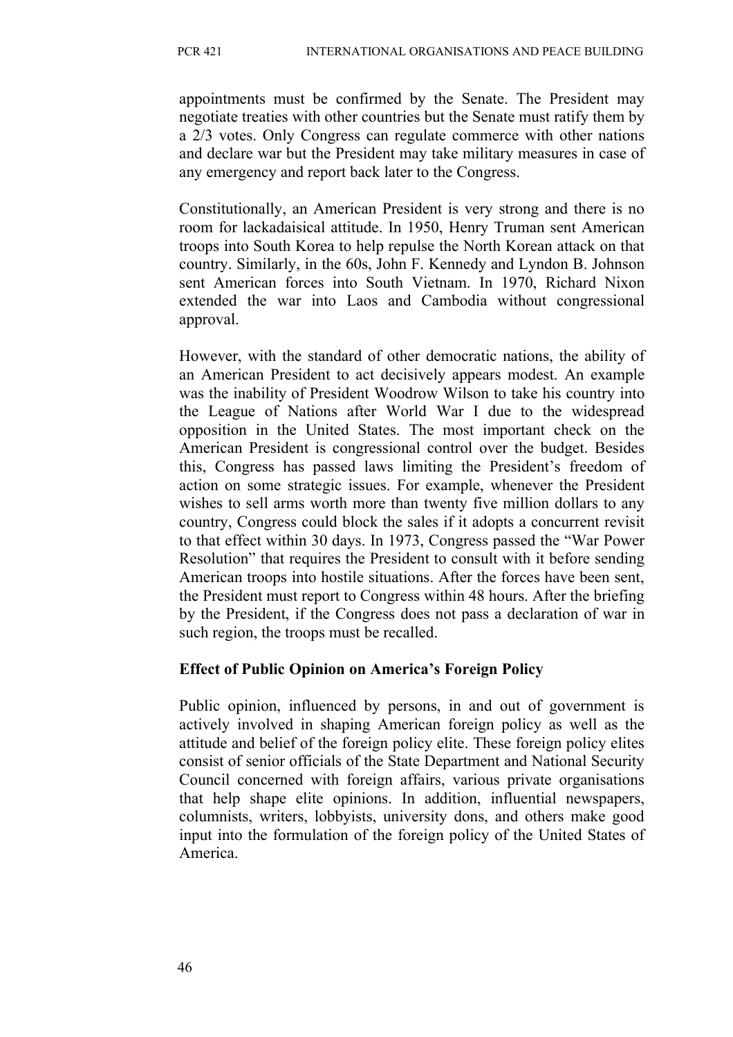appointments must be confirmed by the Senate. The President may negotiate treaties with other countries but the Senate must ratify them by a 2/3 votes. Only Congress can regulate commerce with other nations and declare war but the President may take military measures in case of any emergency and report back later to the Congress.

Constitutionally, an American President is very strong and there is no room for lackadaisical attitude. In 1950, Henry Truman sent American troops into South Korea to help repulse the North Korean attack on that country. Similarly, in the 60s, John F. Kennedy and Lyndon B. Johnson sent American forces into South Vietnam. In 1970, Richard Nixon extended the war into Laos and Cambodia without congressional approval.

However, with the standard of other democratic nations, the ability of an American President to act decisively appears modest. An example was the inability of President Woodrow Wilson to take his country into the League of Nations after World War I due to the widespread opposition in the United States. The most important check on the American President is congressional control over the budget. Besides this, Congress has passed laws limiting the President's freedom of action on some strategic issues. For example, whenever the President wishes to sell arms worth more than twenty five million dollars to any country, Congress could block the sales if it adopts a concurrent revisit to that effect within 30 days. In 1973, Congress passed the "War Power Resolution" that requires the President to consult with it before sending American troops into hostile situations. After the forces have been sent, the President must report to Congress within 48 hours. After the briefing by the President, if the Congress does not pass a declaration of war in such region, the troops must be recalled.

**Effect of Public Opinion on America's Foreign Policy**

Public opinion, influenced by persons, in and out of government is actively involved in shaping American foreign policy as well as the attitude and belief of the foreign policy elite. These foreign policy elites consist of senior officials of the State Department and National Security Council concerned with foreign affairs, various private organisations that help shape elite opinions. In addition, influential newspapers, columnists, writers, lobbyists, university dons, and others make good input into the formulation of the foreign policy of the United States of America.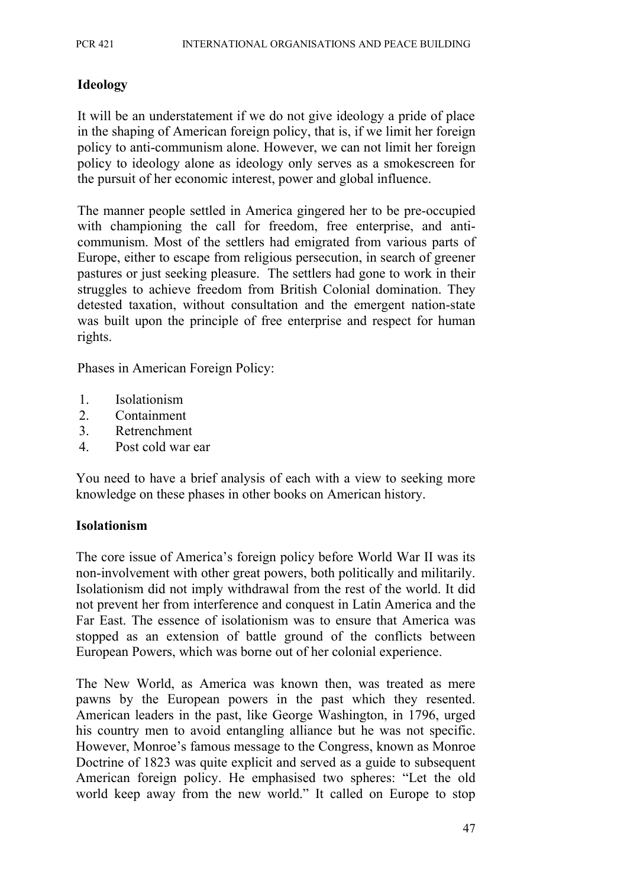**Ideology**

It will be an understatement if we do not give ideology a pride of place in the shaping of American foreign policy, that is, if we limit her foreign policy to anti-communism alone. However, we can not limit her foreign policy to ideology alone as ideology only serves as a smokescreen for the pursuit of her economic interest, power and global influence.

The manner people settled in America gingered her to be pre-occupied with championing the call for freedom, free enterprise, and anti-communism. Most of the settlers had emigrated from various parts of Europe, either to escape from religious persecution, in search of greener pastures or just seeking pleasure. The settlers had gone to work in their struggles to achieve freedom from British Colonial domination. They detested taxation, without consultation and the emergent nation-state was built upon the principle of free enterprise and respect for human rights.

Phases in American Foreign Policy:

1. Isolationism
2. Containment
3. Retrenchment
4. Post cold war ear

You need to have a brief analysis of each with a view to seeking more knowledge on these phases in other books on American history.

**Isolationism**

The core issue of America's foreign policy before World War II was its non-involvement with other great powers, both politically and militarily. Isolationism did not imply withdrawal from the rest of the world. It did not prevent her from interference and conquest in Latin America and the Far East. The essence of isolationism was to ensure that America was stopped as an extension of battle ground of the conflicts between European Powers, which was borne out of her colonial experience.

The New World, as America was known then, was treated as mere pawns by the European powers in the past which they resented. American leaders in the past, like George Washington, in 1796, urged his country men to avoid entangling alliance but he was not specific. However, Monroe's famous message to the Congress, known as Monroe Doctrine of 1823 was quite explicit and served as a guide to subsequent American foreign policy. He emphasised two spheres: "Let the old world keep away from the new world." It called on Europe to stop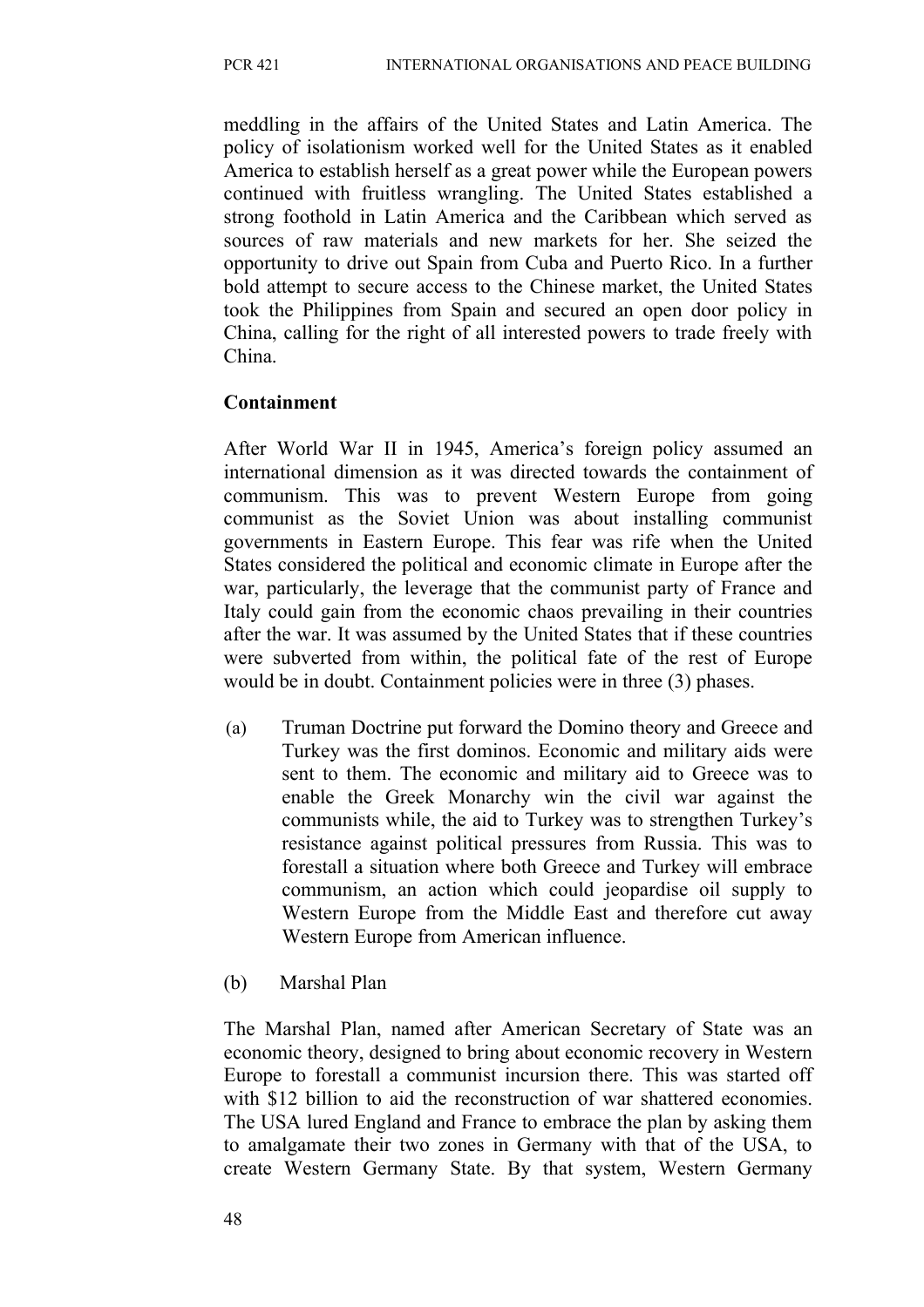meddling in the affairs of the United States and Latin America. The policy of isolationism worked well for the United States as it enabled America to establish herself as a great power while the European powers continued with fruitless wrangling. The United States established a strong foothold in Latin America and the Caribbean which served as sources of raw materials and new markets for her. She seized the opportunity to drive out Spain from Cuba and Puerto Rico. In a further bold attempt to secure access to the Chinese market, the United States took the Philippines from Spain and secured an open door policy in China, calling for the right of all interested powers to trade freely with China.

**Containment**

After World War II in 1945, America's foreign policy assumed an international dimension as it was directed towards the containment of communism. This was to prevent Western Europe from going communist as the Soviet Union was about installing communist governments in Eastern Europe. This fear was rife when the United States considered the political and economic climate in Europe after the war, particularly, the leverage that the communist party of France and Italy could gain from the economic chaos prevailing in their countries after the war. It was assumed by the United States that if these countries were subverted from within, the political fate of the rest of Europe would be in doubt. Containment policies were in three (3) phases.

(a) Truman Doctrine put forward the Domino theory and Greece and Turkey was the first dominos. Economic and military aids were sent to them. The economic and military aid to Greece was to enable the Greek Monarchy win the civil war against the communists while, the aid to Turkey was to strengthen Turkey's resistance against political pressures from Russia. This was to forestall a situation where both Greece and Turkey will embrace communism, an action which could jeopardise oil supply to Western Europe from the Middle East and therefore cut away Western Europe from American influence.

(b) Marshal Plan

The Marshal Plan, named after American Secretary of State was an economic theory, designed to bring about economic recovery in Western Europe to forestall a communist incursion there. This was started off with \$12 billion to aid the reconstruction of war shattered economies. The USA lured England and France to embrace the plan by asking them to amalgamate their two zones in Germany with that of the USA, to create Western Germany State. By that system, Western Germany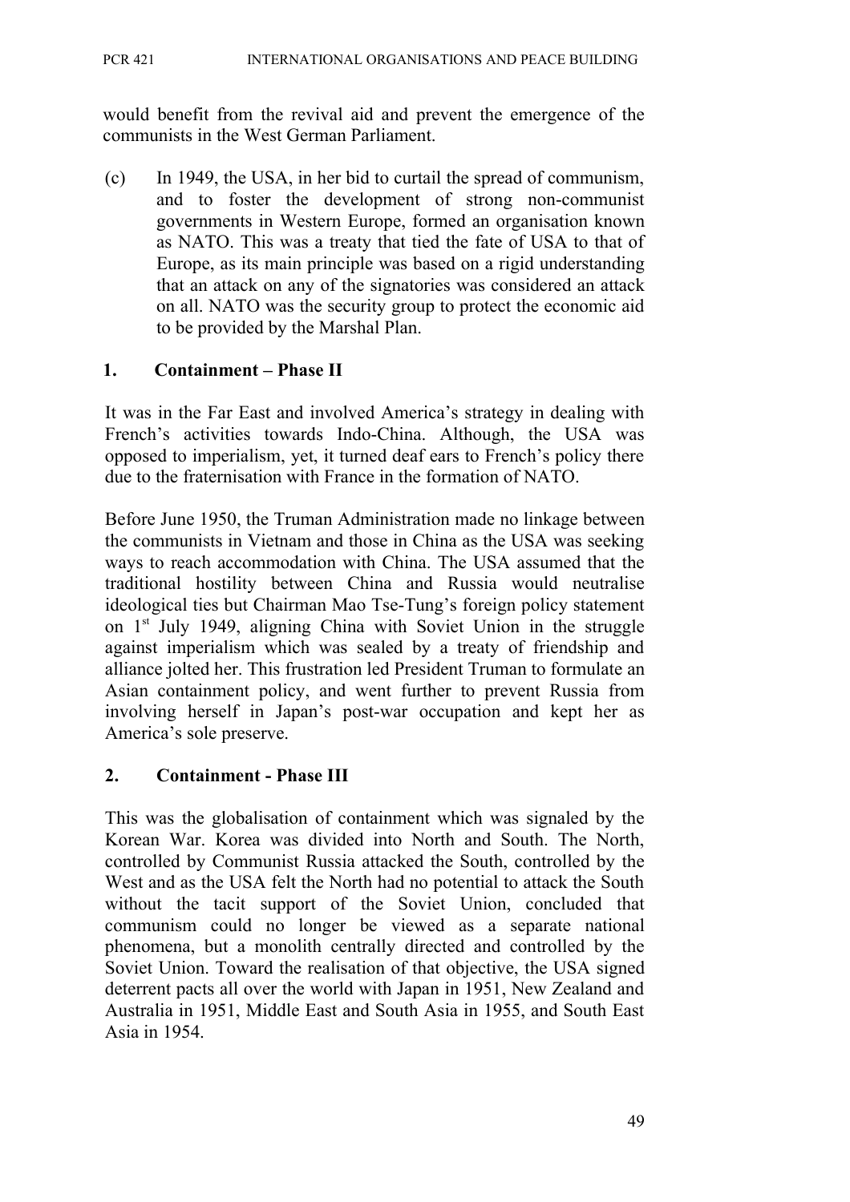would benefit from the revival aid and prevent the emergence of the communists in the West German Parliament.

(c) In 1949, the USA, in her bid to curtail the spread of communism, and to foster the development of strong non-communist governments in Western Europe, formed an organisation known as NATO. This was a treaty that tied the fate of USA to that of Europe, as its main principle was based on a rigid understanding that an attack on any of the signatories was considered an attack on all. NATO was the security group to protect the economic aid to be provided by the Marshal Plan.

## 1. Containment – Phase II

It was in the Far East and involved America's strategy in dealing with French's activities towards Indo-China. Although, the USA was opposed to imperialism, yet, it turned deaf ears to French's policy there due to the fraternisation with France in the formation of NATO.

Before June 1950, the Truman Administration made no linkage between the communists in Vietnam and those in China as the USA was seeking ways to reach accommodation with China. The USA assumed that the traditional hostility between China and Russia would neutralise ideological ties but Chairman Mao Tse-Tung's foreign policy statement on 1st July 1949, aligning China with Soviet Union in the struggle against imperialism which was sealed by a treaty of friendship and alliance jolted her. This frustration led President Truman to formulate an Asian containment policy, and went further to prevent Russia from involving herself in Japan's post-war occupation and kept her as America's sole preserve.

## 2. Containment - Phase III

This was the globalisation of containment which was signaled by the Korean War. Korea was divided into North and South. The North, controlled by Communist Russia attacked the South, controlled by the West and as the USA felt the North had no potential to attack the South without the tacit support of the Soviet Union, concluded that communism could no longer be viewed as a separate national phenomena, but a monolith centrally directed and controlled by the Soviet Union. Toward the realisation of that objective, the USA signed deterrent pacts all over the world with Japan in 1951, New Zealand and Australia in 1951, Middle East and South Asia in 1955, and South East Asia in 1954.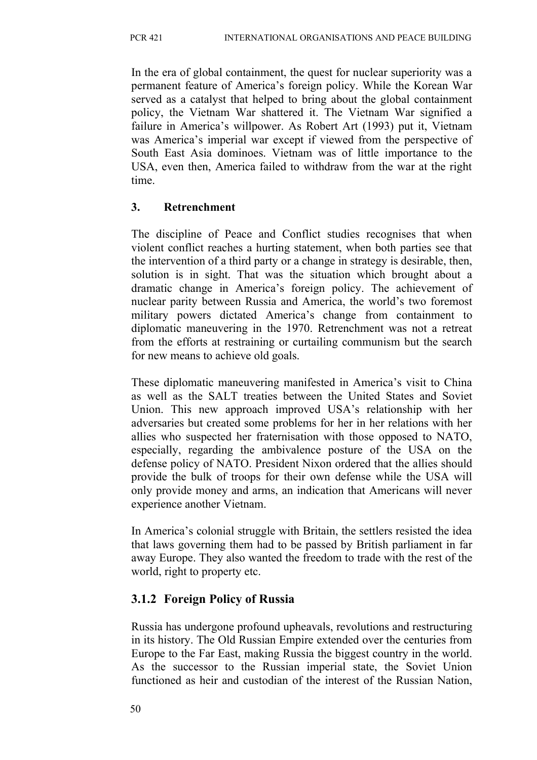In the era of global containment, the quest for nuclear superiority was a permanent feature of America's foreign policy. While the Korean War served as a catalyst that helped to bring about the global containment policy, the Vietnam War shattered it. The Vietnam War signified a failure in America's willpower. As Robert Art (1993) put it, Vietnam was America's imperial war except if viewed from the perspective of South East Asia dominoes. Vietnam was of little importance to the USA, even then, America failed to withdraw from the war at the right time.

### 3. Retrenchment

The discipline of Peace and Conflict studies recognises that when violent conflict reaches a hurting statement, when both parties see that the intervention of a third party or a change in strategy is desirable, then, solution is in sight. That was the situation which brought about a dramatic change in America's foreign policy. The achievement of nuclear parity between Russia and America, the world's two foremost military powers dictated America's change from containment to diplomatic maneuvering in the 1970. Retrenchment was not a retreat from the efforts at restraining or curtailing communism but the search for new means to achieve old goals.

These diplomatic maneuvering manifested in America's visit to China as well as the SALT treaties between the United States and Soviet Union. This new approach improved USA's relationship with her adversaries but created some problems for her in her relations with her allies who suspected her fraternisation with those opposed to NATO, especially, regarding the ambivalence posture of the USA on the defense policy of NATO. President Nixon ordered that the allies should provide the bulk of troops for their own defense while the USA will only provide money and arms, an indication that Americans will never experience another Vietnam.

In America's colonial struggle with Britain, the settlers resisted the idea that laws governing them had to be passed by British parliament in far away Europe. They also wanted the freedom to trade with the rest of the world, right to property etc.

### 3.1.2 Foreign Policy of Russia

Russia has undergone profound upheavals, revolutions and restructuring in its history. The Old Russian Empire extended over the centuries from Europe to the Far East, making Russia the biggest country in the world. As the successor to the Russian imperial state, the Soviet Union functioned as heir and custodian of the interest of the Russian Nation,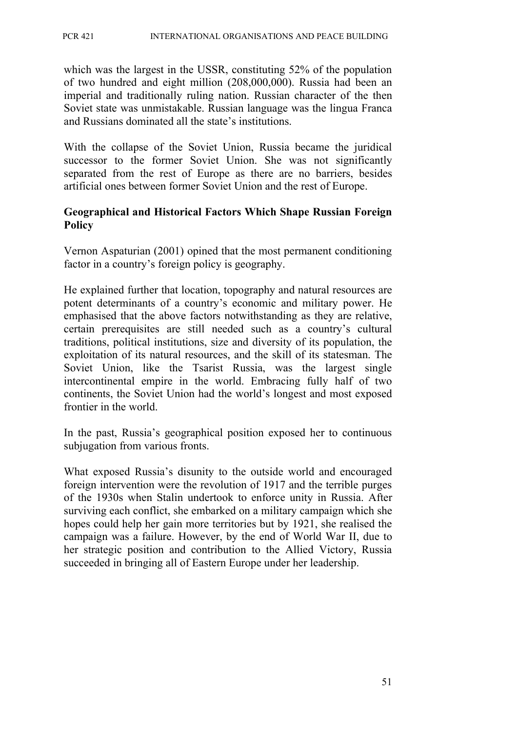which was the largest in the USSR, constituting 52% of the population of two hundred and eight million (208,000,000). Russia had been an imperial and traditionally ruling nation. Russian character of the then Soviet state was unmistakable. Russian language was the lingua Franca and Russians dominated all the state's institutions.

With the collapse of the Soviet Union, Russia became the juridical successor to the former Soviet Union. She was not significantly separated from the rest of Europe as there are no barriers, besides artificial ones between former Soviet Union and the rest of Europe.

**Geographical and Historical Factors Which Shape Russian Foreign Policy**

Vernon Aspaturian (2001) opined that the most permanent conditioning factor in a country's foreign policy is geography.

He explained further that location, topography and natural resources are potent determinants of a country's economic and military power. He emphasised that the above factors notwithstanding as they are relative, certain prerequisites are still needed such as a country's cultural traditions, political institutions, size and diversity of its population, the exploitation of its natural resources, and the skill of its statesman. The Soviet Union, like the Tsarist Russia, was the largest single intercontinental empire in the world. Embracing fully half of two continents, the Soviet Union had the world's longest and most exposed frontier in the world.

In the past, Russia's geographical position exposed her to continuous subjugation from various fronts.

What exposed Russia's disunity to the outside world and encouraged foreign intervention were the revolution of 1917 and the terrible purges of the 1930s when Stalin undertook to enforce unity in Russia. After surviving each conflict, she embarked on a military campaign which she hopes could help her gain more territories but by 1921, she realised the campaign was a failure. However, by the end of World War II, due to her strategic position and contribution to the Allied Victory, Russia succeeded in bringing all of Eastern Europe under her leadership.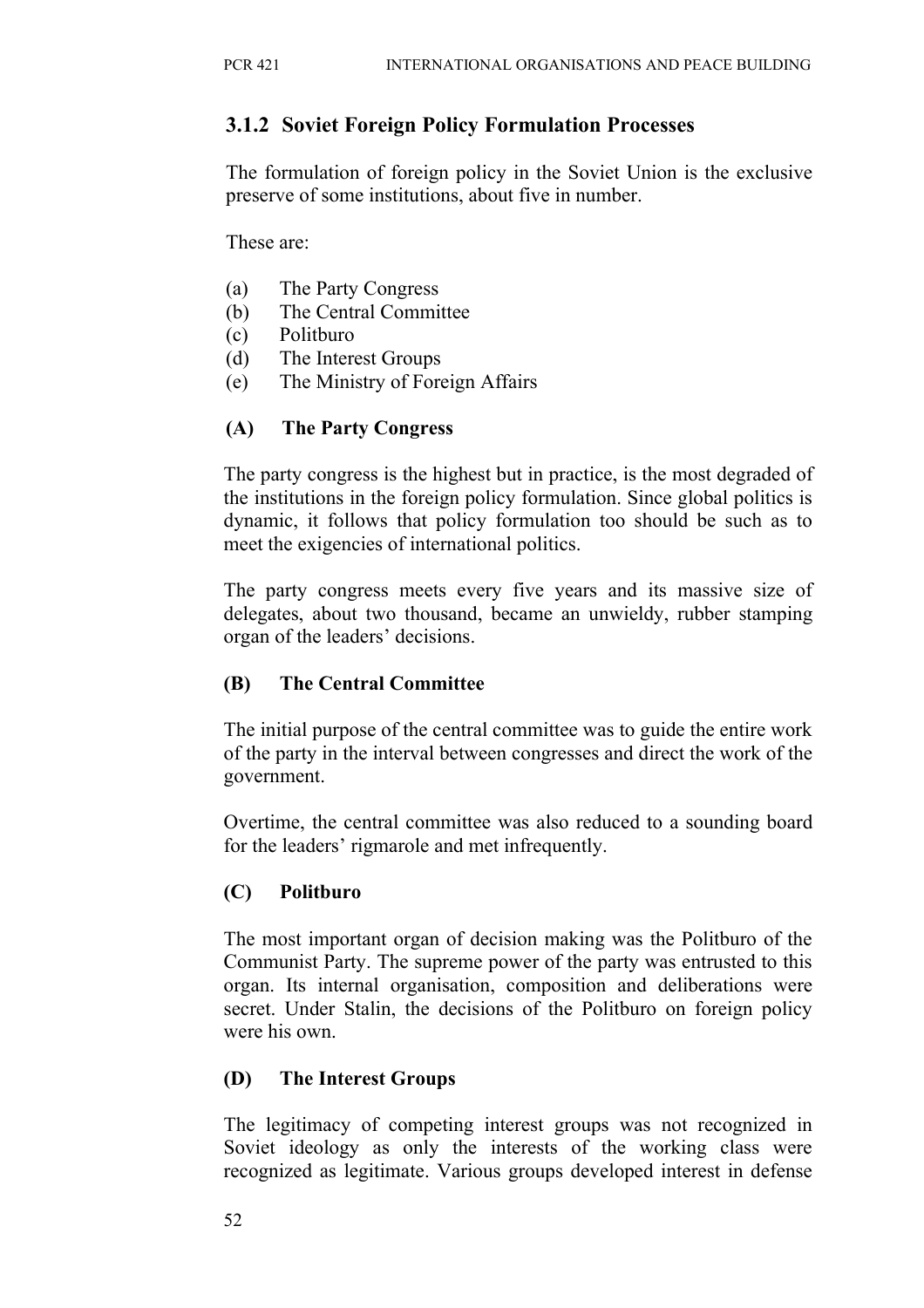### 3.1.2 Soviet Foreign Policy Formulation Processes

The formulation of foreign policy in the Soviet Union is the exclusive preserve of some institutions, about five in number.

These are:

(a) The Party Congress
(b) The Central Committee
(c) Politburo
(d) The Interest Groups
(e) The Ministry of Foreign Affairs

#### (A) The Party Congress

The party congress is the highest but in practice, is the most degraded of the institutions in the foreign policy formulation. Since global politics is dynamic, it follows that policy formulation too should be such as to meet the exigencies of international politics.

The party congress meets every five years and its massive size of delegates, about two thousand, became an unwieldy, rubber stamping organ of the leaders' decisions.

#### (B) The Central Committee

The initial purpose of the central committee was to guide the entire work of the party in the interval between congresses and direct the work of the government.

Overtime, the central committee was also reduced to a sounding board for the leaders' rigmarole and met infrequently.

#### (C) Politburo

The most important organ of decision making was the Politburo of the Communist Party. The supreme power of the party was entrusted to this organ. Its internal organisation, composition and deliberations were secret. Under Stalin, the decisions of the Politburo on foreign policy were his own.

#### (D) The Interest Groups

The legitimacy of competing interest groups was not recognized in Soviet ideology as only the interests of the working class were recognized as legitimate. Various groups developed interest in defense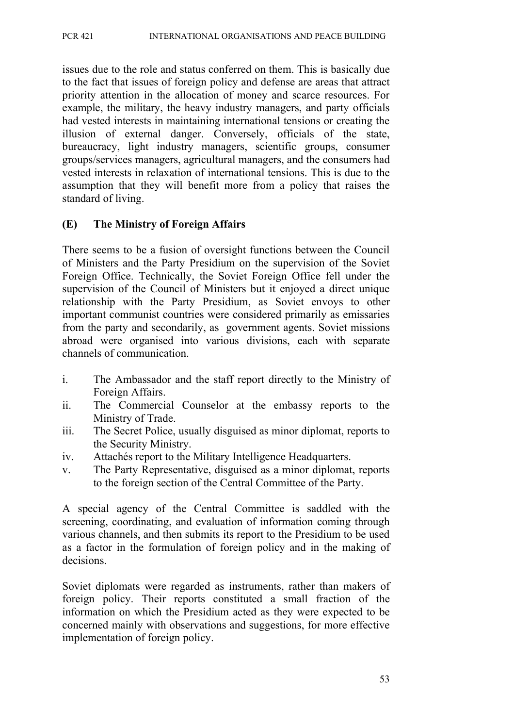issues due to the role and status conferred on them. This is basically due to the fact that issues of foreign policy and defense are areas that attract priority attention in the allocation of money and scarce resources. For example, the military, the heavy industry managers, and party officials had vested interests in maintaining international tensions or creating the illusion of external danger. Conversely, officials of the state, bureaucracy, light industry managers, scientific groups, consumer groups/services managers, agricultural managers, and the consumers had vested interests in relaxation of international tensions. This is due to the assumption that they will benefit more from a policy that raises the standard of living.

### (E) The Ministry of Foreign Affairs

There seems to be a fusion of oversight functions between the Council of Ministers and the Party Presidium on the supervision of the Soviet Foreign Office. Technically, the Soviet Foreign Office fell under the supervision of the Council of Ministers but it enjoyed a direct unique relationship with the Party Presidium, as Soviet envoys to other important communist countries were considered primarily as emissaries from the party and secondarily, as government agents. Soviet missions abroad were organised into various divisions, each with separate channels of communication.

i. The Ambassador and the staff report directly to the Ministry of Foreign Affairs.
ii. The Commercial Counselor at the embassy reports to the Ministry of Trade.
iii. The Secret Police, usually disguised as minor diplomat, reports to the Security Ministry.
iv. Attachés report to the Military Intelligence Headquarters.
v. The Party Representative, disguised as a minor diplomat, reports to the foreign section of the Central Committee of the Party.

A special agency of the Central Committee is saddled with the screening, coordinating, and evaluation of information coming through various channels, and then submits its report to the Presidium to be used as a factor in the formulation of foreign policy and in the making of decisions.

Soviet diplomats were regarded as instruments, rather than makers of foreign policy. Their reports constituted a small fraction of the information on which the Presidium acted as they were expected to be concerned mainly with observations and suggestions, for more effective implementation of foreign policy.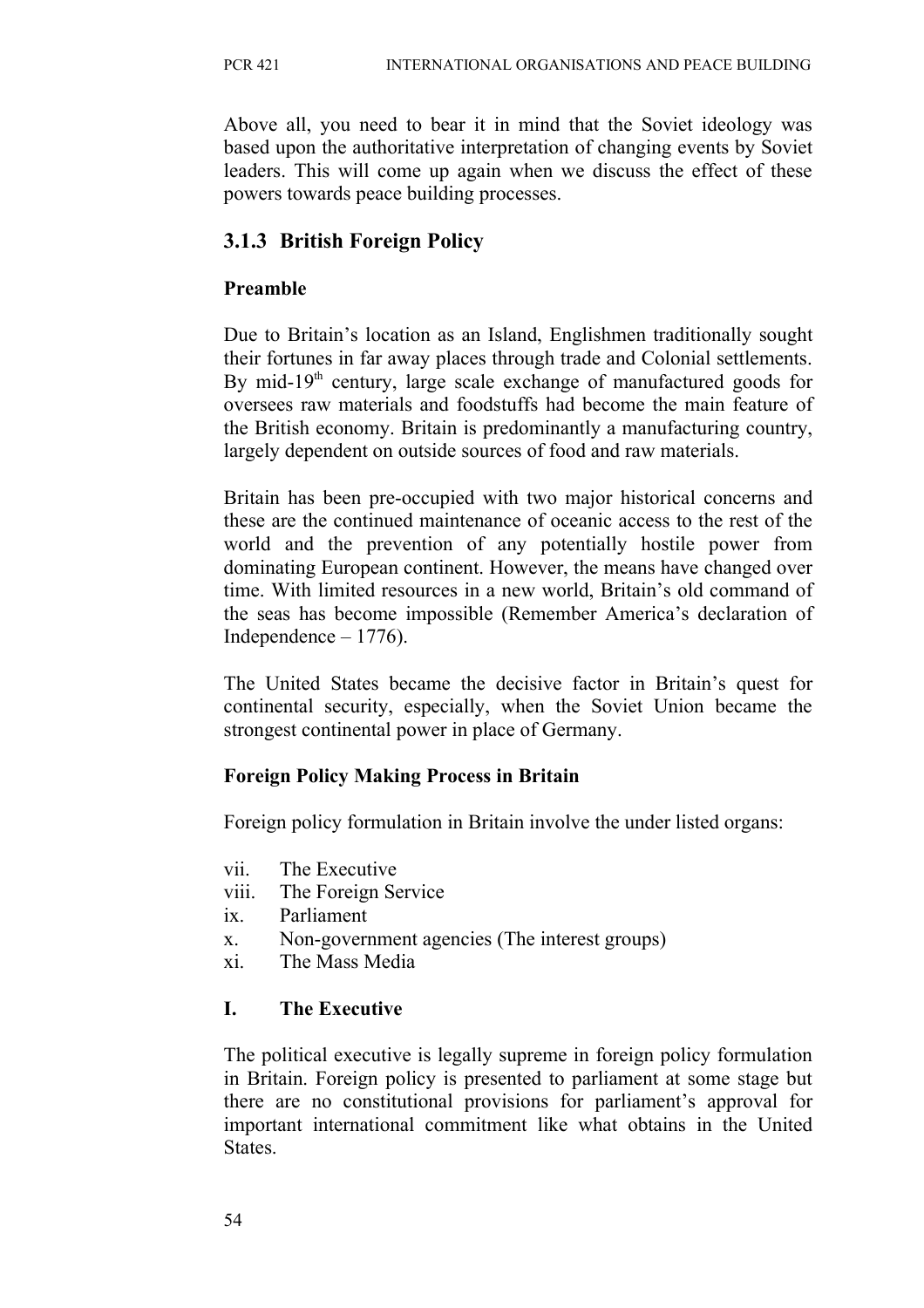Above all, you need to bear it in mind that the Soviet ideology was based upon the authoritative interpretation of changing events by Soviet leaders. This will come up again when we discuss the effect of these powers towards peace building processes.

### 3.1.3 British Foreign Policy

**Preamble**

Due to Britain's location as an Island, Englishmen traditionally sought their fortunes in far away places through trade and Colonial settlements. By mid-19th century, large scale exchange of manufactured goods for oversees raw materials and foodstuffs had become the main feature of the British economy. Britain is predominantly a manufacturing country, largely dependent on outside sources of food and raw materials.

Britain has been pre-occupied with two major historical concerns and these are the continued maintenance of oceanic access to the rest of the world and the prevention of any potentially hostile power from dominating European continent. However, the means have changed over time. With limited resources in a new world, Britain's old command of the seas has become impossible (Remember America's declaration of Independence – 1776).

The United States became the decisive factor in Britain's quest for continental security, especially, when the Soviet Union became the strongest continental power in place of Germany.

**Foreign Policy Making Process in Britain**

Foreign policy formulation in Britain involve the under listed organs:

vii. The Executive
viii. The Foreign Service
ix. Parliament
x. Non-government agencies (The interest groups)
xi. The Mass Media

**I. The Executive**

The political executive is legally supreme in foreign policy formulation in Britain. Foreign policy is presented to parliament at some stage but there are no constitutional provisions for parliament's approval for important international commitment like what obtains in the United States.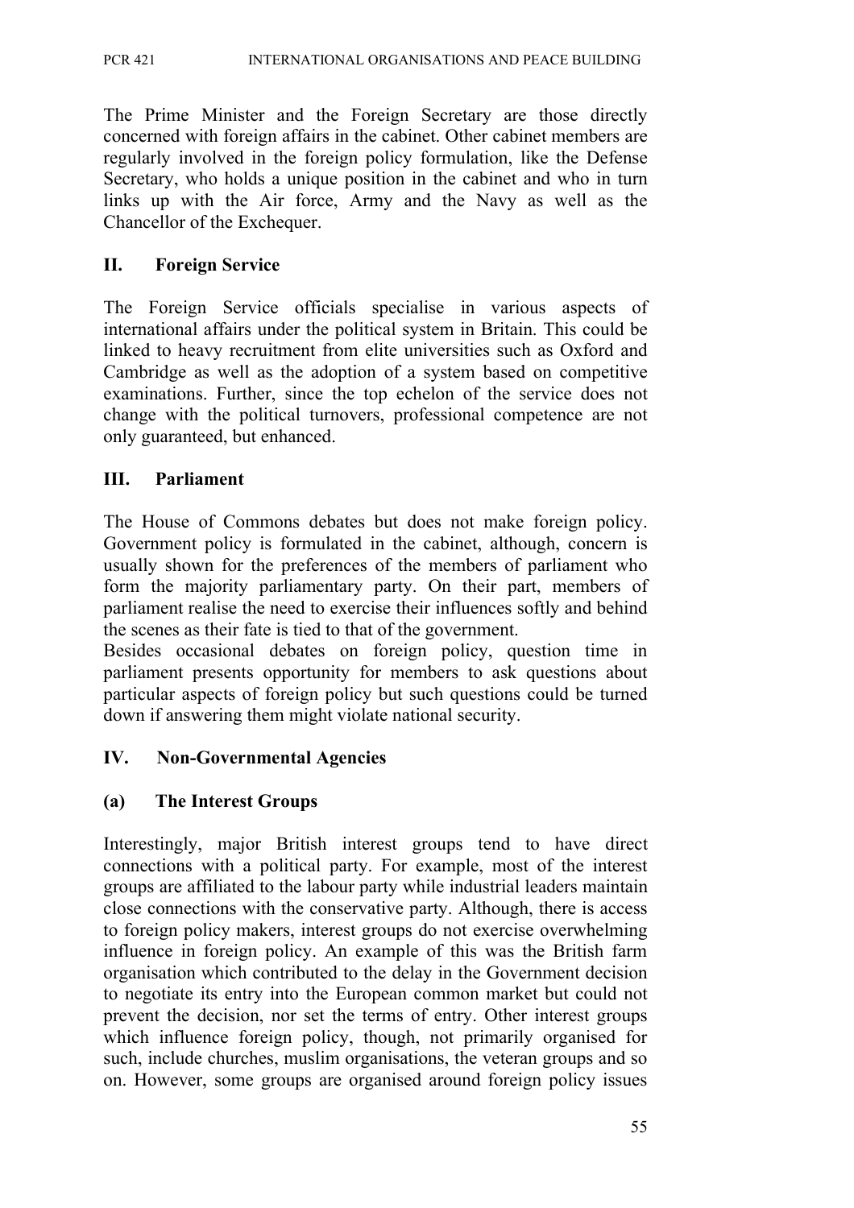The Prime Minister and the Foreign Secretary are those directly concerned with foreign affairs in the cabinet. Other cabinet members are regularly involved in the foreign policy formulation, like the Defense Secretary, who holds a unique position in the cabinet and who in turn links up with the Air force, Army and the Navy as well as the Chancellor of the Exchequer.

### II. Foreign Service

The Foreign Service officials specialise in various aspects of international affairs under the political system in Britain. This could be linked to heavy recruitment from elite universities such as Oxford and Cambridge as well as the adoption of a system based on competitive examinations. Further, since the top echelon of the service does not change with the political turnovers, professional competence are not only guaranteed, but enhanced.

### III. Parliament

The House of Commons debates but does not make foreign policy. Government policy is formulated in the cabinet, although, concern is usually shown for the preferences of the members of parliament who form the majority parliamentary party. On their part, members of parliament realise the need to exercise their influences softly and behind the scenes as their fate is tied to that of the government.

Besides occasional debates on foreign policy, question time in parliament presents opportunity for members to ask questions about particular aspects of foreign policy but such questions could be turned down if answering them might violate national security.

### IV. Non-Governmental Agencies

#### (a) The Interest Groups

Interestingly, major British interest groups tend to have direct connections with a political party. For example, most of the interest groups are affiliated to the labour party while industrial leaders maintain close connections with the conservative party. Although, there is access to foreign policy makers, interest groups do not exercise overwhelming influence in foreign policy. An example of this was the British farm organisation which contributed to the delay in the Government decision to negotiate its entry into the European common market but could not prevent the decision, nor set the terms of entry. Other interest groups which influence foreign policy, though, not primarily organised for such, include churches, muslim organisations, the veteran groups and so on. However, some groups are organised around foreign policy issues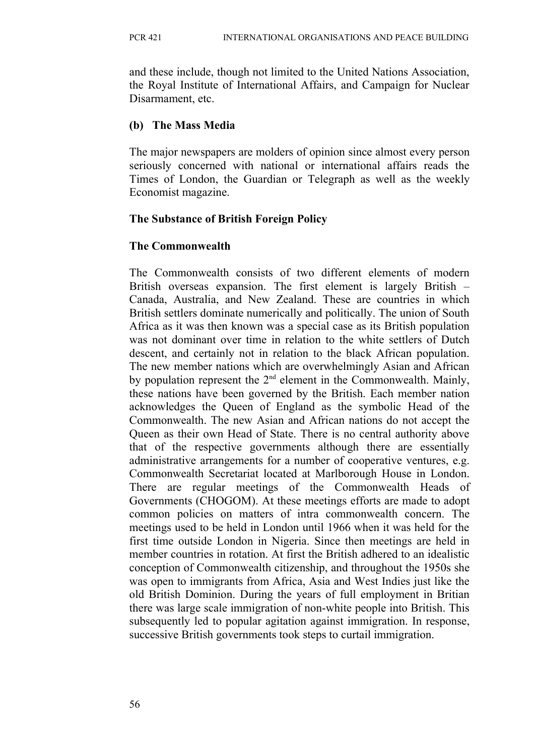and these include, though not limited to the United Nations Association, the Royal Institute of International Affairs, and Campaign for Nuclear Disarmament, etc.

**(b) The Mass Media**

The major newspapers are molders of opinion since almost every person seriously concerned with national or international affairs reads the Times of London, the Guardian or Telegraph as well as the weekly Economist magazine.

**The Substance of British Foreign Policy**

**The Commonwealth**

The Commonwealth consists of two different elements of modern British overseas expansion. The first element is largely British – Canada, Australia, and New Zealand. These are countries in which British settlers dominate numerically and politically. The union of South Africa as it was then known was a special case as its British population was not dominant over time in relation to the white settlers of Dutch descent, and certainly not in relation to the black African population. The new member nations which are overwhelmingly Asian and African by population represent the 2nd element in the Commonwealth. Mainly, these nations have been governed by the British. Each member nation acknowledges the Queen of England as the symbolic Head of the Commonwealth. The new Asian and African nations do not accept the Queen as their own Head of State. There is no central authority above that of the respective governments although there are essentially administrative arrangements for a number of cooperative ventures, e.g. Commonwealth Secretariat located at Marlborough House in London. There are regular meetings of the Commonwealth Heads of Governments (CHOGOM). At these meetings efforts are made to adopt common policies on matters of intra commonwealth concern. The meetings used to be held in London until 1966 when it was held for the first time outside London in Nigeria. Since then meetings are held in member countries in rotation. At first the British adhered to an idealistic conception of Commonwealth citizenship, and throughout the 1950s she was open to immigrants from Africa, Asia and West Indies just like the old British Dominion. During the years of full employment in Britian there was large scale immigration of non-white people into British. This subsequently led to popular agitation against immigration. In response, successive British governments took steps to curtail immigration.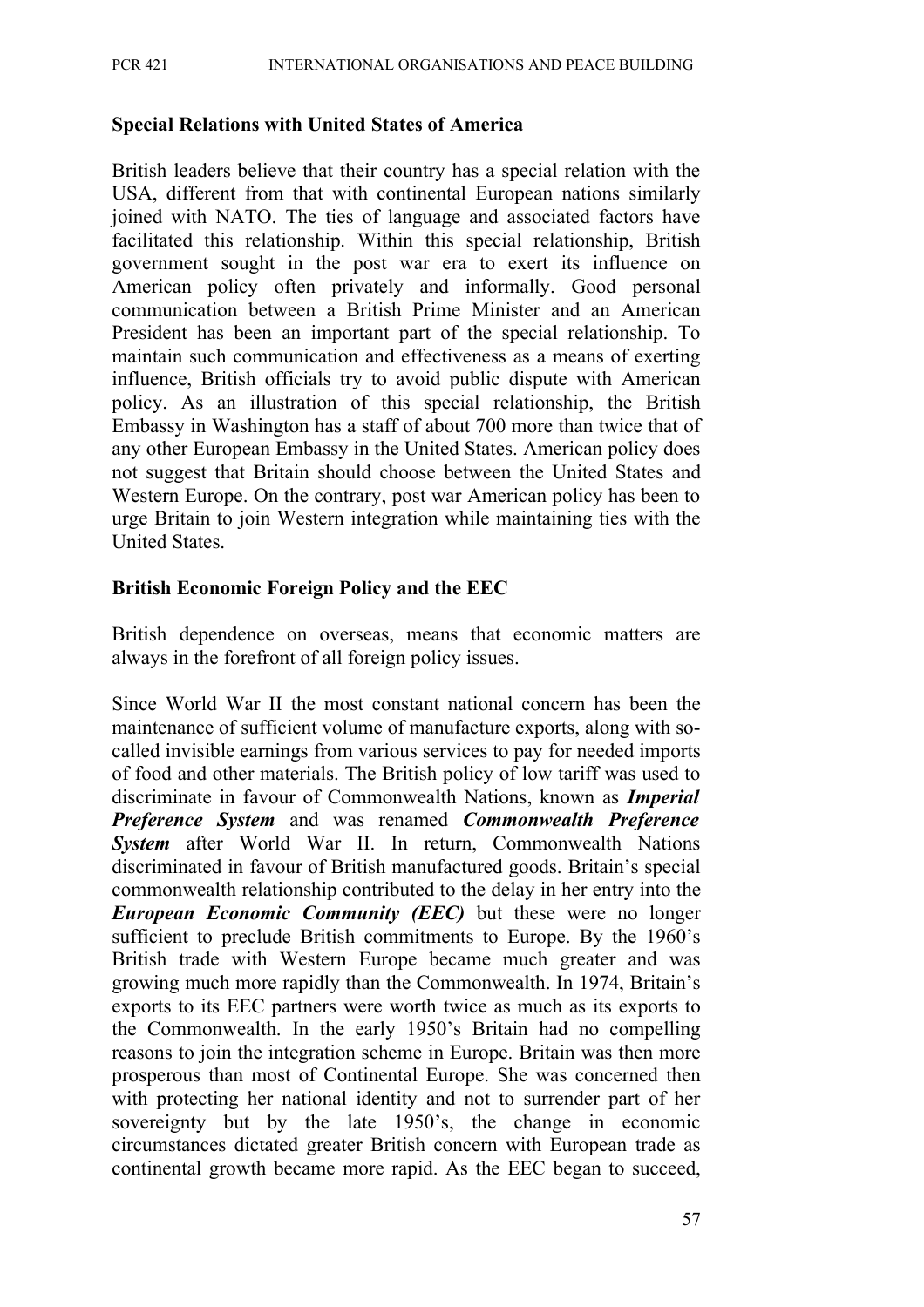**Special Relations with United States of America**

British leaders believe that their country has a special relation with the USA, different from that with continental European nations similarly joined with NATO. The ties of language and associated factors have facilitated this relationship. Within this special relationship, British government sought in the post war era to exert its influence on American policy often privately and informally. Good personal communication between a British Prime Minister and an American President has been an important part of the special relationship. To maintain such communication and effectiveness as a means of exerting influence, British officials try to avoid public dispute with American policy. As an illustration of this special relationship, the British Embassy in Washington has a staff of about 700 more than twice that of any other European Embassy in the United States. American policy does not suggest that Britain should choose between the United States and Western Europe. On the contrary, post war American policy has been to urge Britain to join Western integration while maintaining ties with the United States.

**British Economic Foreign Policy and the EEC**

British dependence on overseas, means that economic matters are always in the forefront of all foreign policy issues.

Since World War II the most constant national concern has been the maintenance of sufficient volume of manufacture exports, along with so-called invisible earnings from various services to pay for needed imports of food and other materials. The British policy of low tariff was used to discriminate in favour of Commonwealth Nations, known as ***Imperial Preference System*** and was renamed ***Commonwealth Preference System*** after World War II. In return, Commonwealth Nations discriminated in favour of British manufactured goods. Britain's special commonwealth relationship contributed to the delay in her entry into the ***European Economic Community (EEC)*** but these were no longer sufficient to preclude British commitments to Europe. By the 1960's British trade with Western Europe became much greater and was growing much more rapidly than the Commonwealth. In 1974, Britain's exports to its EEC partners were worth twice as much as its exports to the Commonwealth. In the early 1950's Britain had no compelling reasons to join the integration scheme in Europe. Britain was then more prosperous than most of Continental Europe. She was concerned then with protecting her national identity and not to surrender part of her sovereignty but by the late 1950's, the change in economic circumstances dictated greater British concern with European trade as continental growth became more rapid. As the EEC began to succeed,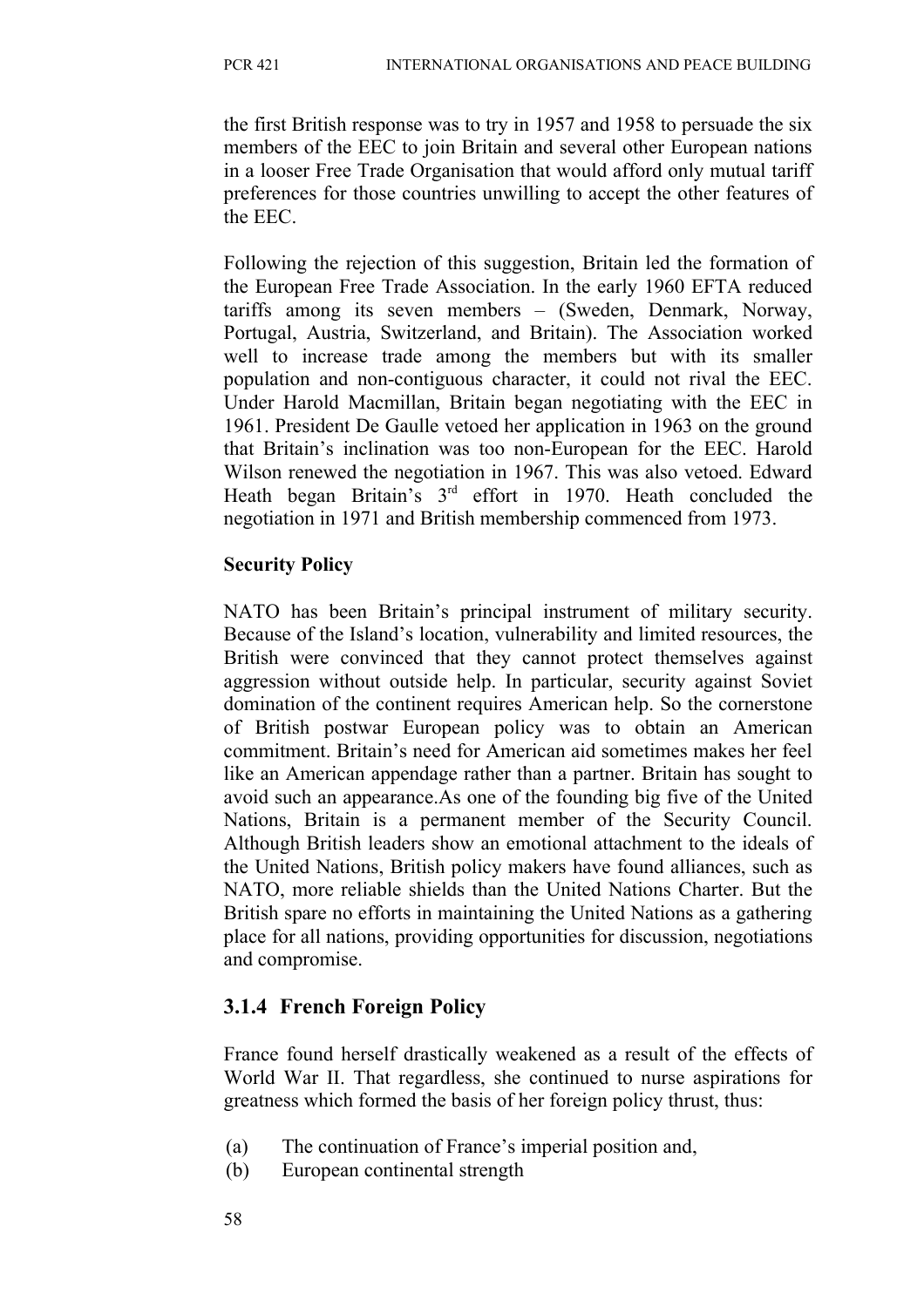the first British response was to try in 1957 and 1958 to persuade the six members of the EEC to join Britain and several other European nations in a looser Free Trade Organisation that would afford only mutual tariff preferences for those countries unwilling to accept the other features of the EEC.

Following the rejection of this suggestion, Britain led the formation of the European Free Trade Association. In the early 1960 EFTA reduced tariffs among its seven members – (Sweden, Denmark, Norway, Portugal, Austria, Switzerland, and Britain). The Association worked well to increase trade among the members but with its smaller population and non-contiguous character, it could not rival the EEC. Under Harold Macmillan, Britain began negotiating with the EEC in 1961. President De Gaulle vetoed her application in 1963 on the ground that Britain's inclination was too non-European for the EEC. Harold Wilson renewed the negotiation in 1967. This was also vetoed. Edward Heath began Britain's 3rd effort in 1970. Heath concluded the negotiation in 1971 and British membership commenced from 1973.

**Security Policy**

NATO has been Britain's principal instrument of military security. Because of the Island's location, vulnerability and limited resources, the British were convinced that they cannot protect themselves against aggression without outside help. In particular, security against Soviet domination of the continent requires American help. So the cornerstone of British postwar European policy was to obtain an American commitment. Britain's need for American aid sometimes makes her feel like an American appendage rather than a partner. Britain has sought to avoid such an appearance.As one of the founding big five of the United Nations, Britain is a permanent member of the Security Council. Although British leaders show an emotional attachment to the ideals of the United Nations, British policy makers have found alliances, such as NATO, more reliable shields than the United Nations Charter. But the British spare no efforts in maintaining the United Nations as a gathering place for all nations, providing opportunities for discussion, negotiations and compromise.

## 3.1.4 French Foreign Policy

France found herself drastically weakened as a result of the effects of World War II. That regardless, she continued to nurse aspirations for greatness which formed the basis of her foreign policy thrust, thus:

(a) The continuation of France's imperial position and,
(b) European continental strength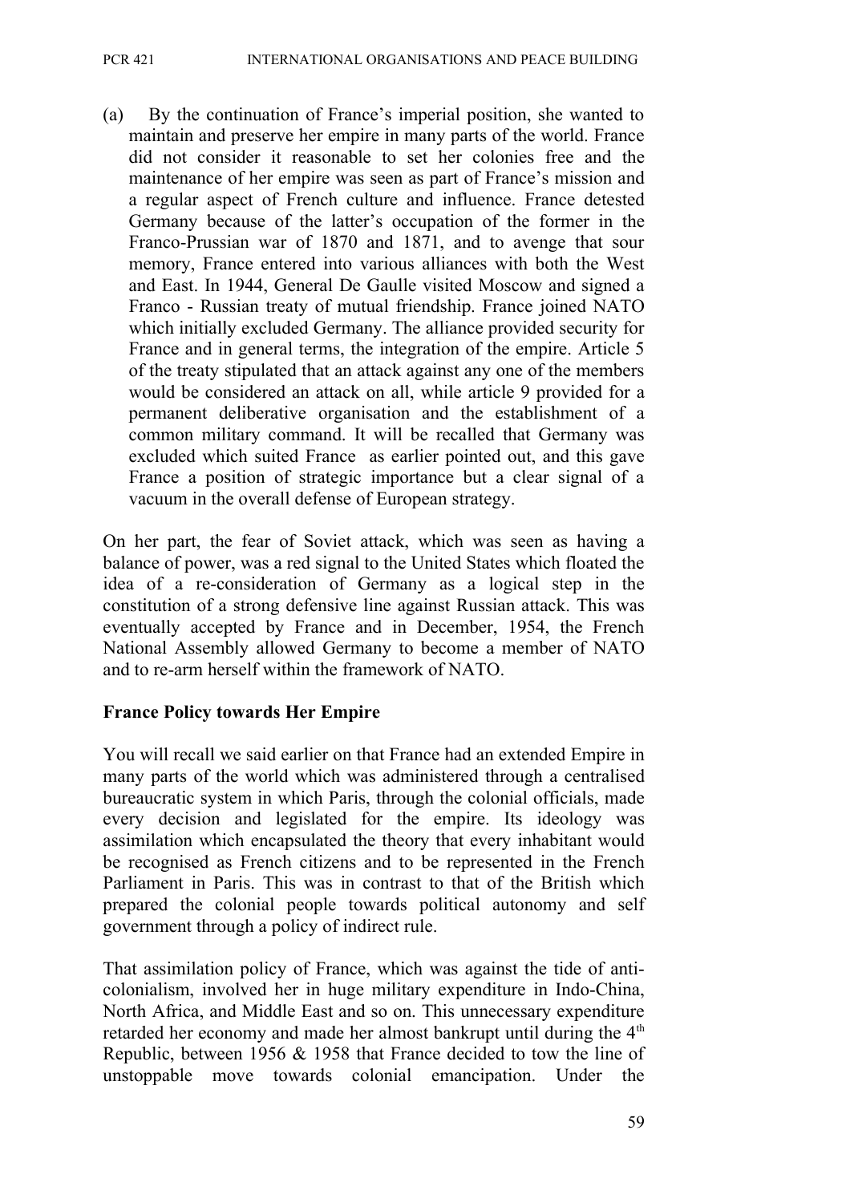(a) By the continuation of France's imperial position, she wanted to maintain and preserve her empire in many parts of the world. France did not consider it reasonable to set her colonies free and the maintenance of her empire was seen as part of France's mission and a regular aspect of French culture and influence. France detested Germany because of the latter's occupation of the former in the Franco-Prussian war of 1870 and 1871, and to avenge that sour memory, France entered into various alliances with both the West and East. In 1944, General De Gaulle visited Moscow and signed a Franco - Russian treaty of mutual friendship. France joined NATO which initially excluded Germany. The alliance provided security for France and in general terms, the integration of the empire. Article 5 of the treaty stipulated that an attack against any one of the members would be considered an attack on all, while article 9 provided for a permanent deliberative organisation and the establishment of a common military command. It will be recalled that Germany was excluded which suited France as earlier pointed out, and this gave France a position of strategic importance but a clear signal of a vacuum in the overall defense of European strategy.

On her part, the fear of Soviet attack, which was seen as having a balance of power, was a red signal to the United States which floated the idea of a re-consideration of Germany as a logical step in the constitution of a strong defensive line against Russian attack. This was eventually accepted by France and in December, 1954, the French National Assembly allowed Germany to become a member of NATO and to re-arm herself within the framework of NATO.

**France Policy towards Her Empire**

You will recall we said earlier on that France had an extended Empire in many parts of the world which was administered through a centralised bureaucratic system in which Paris, through the colonial officials, made every decision and legislated for the empire. Its ideology was assimilation which encapsulated the theory that every inhabitant would be recognised as French citizens and to be represented in the French Parliament in Paris. This was in contrast to that of the British which prepared the colonial people towards political autonomy and self government through a policy of indirect rule.

That assimilation policy of France, which was against the tide of anti-colonialism, involved her in huge military expenditure in Indo-China, North Africa, and Middle East and so on. This unnecessary expenditure retarded her economy and made her almost bankrupt until during the 4th Republic, between 1956 & 1958 that France decided to tow the line of unstoppable move towards colonial emancipation. Under the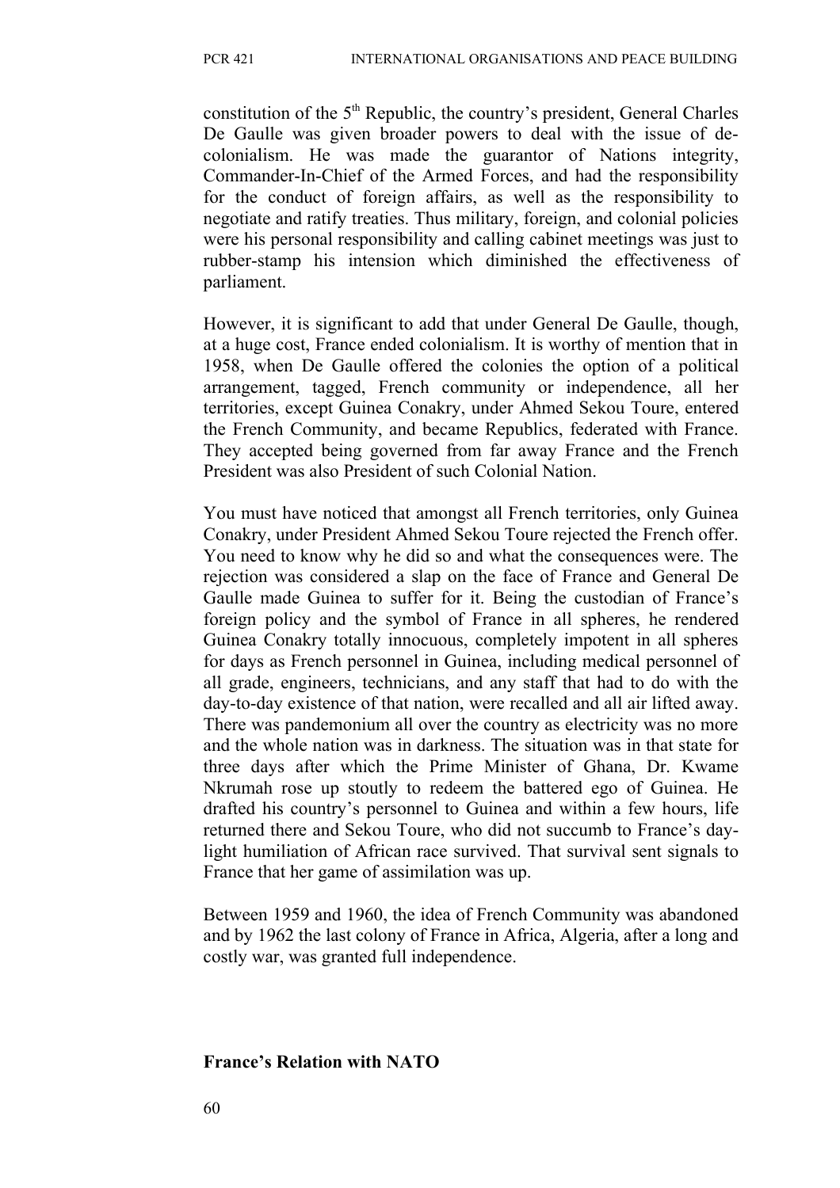constitution of the 5th Republic, the country's president, General Charles De Gaulle was given broader powers to deal with the issue of de-colonialism. He was made the guarantor of Nations integrity, Commander-In-Chief of the Armed Forces, and had the responsibility for the conduct of foreign affairs, as well as the responsibility to negotiate and ratify treaties. Thus military, foreign, and colonial policies were his personal responsibility and calling cabinet meetings was just to rubber-stamp his intension which diminished the effectiveness of parliament.

However, it is significant to add that under General De Gaulle, though, at a huge cost, France ended colonialism. It is worthy of mention that in 1958, when De Gaulle offered the colonies the option of a political arrangement, tagged, French community or independence, all her territories, except Guinea Conakry, under Ahmed Sekou Toure, entered the French Community, and became Republics, federated with France. They accepted being governed from far away France and the French President was also President of such Colonial Nation.

You must have noticed that amongst all French territories, only Guinea Conakry, under President Ahmed Sekou Toure rejected the French offer. You need to know why he did so and what the consequences were. The rejection was considered a slap on the face of France and General De Gaulle made Guinea to suffer for it. Being the custodian of France's foreign policy and the symbol of France in all spheres, he rendered Guinea Conakry totally innocuous, completely impotent in all spheres for days as French personnel in Guinea, including medical personnel of all grade, engineers, technicians, and any staff that had to do with the day-to-day existence of that nation, were recalled and all air lifted away. There was pandemonium all over the country as electricity was no more and the whole nation was in darkness. The situation was in that state for three days after which the Prime Minister of Ghana, Dr. Kwame Nkrumah rose up stoutly to redeem the battered ego of Guinea. He drafted his country's personnel to Guinea and within a few hours, life returned there and Sekou Toure, who did not succumb to France's day-light humiliation of African race survived. That survival sent signals to France that her game of assimilation was up.

Between 1959 and 1960, the idea of French Community was abandoned and by 1962 the last colony of France in Africa, Algeria, after a long and costly war, was granted full independence.

**France's Relation with NATO**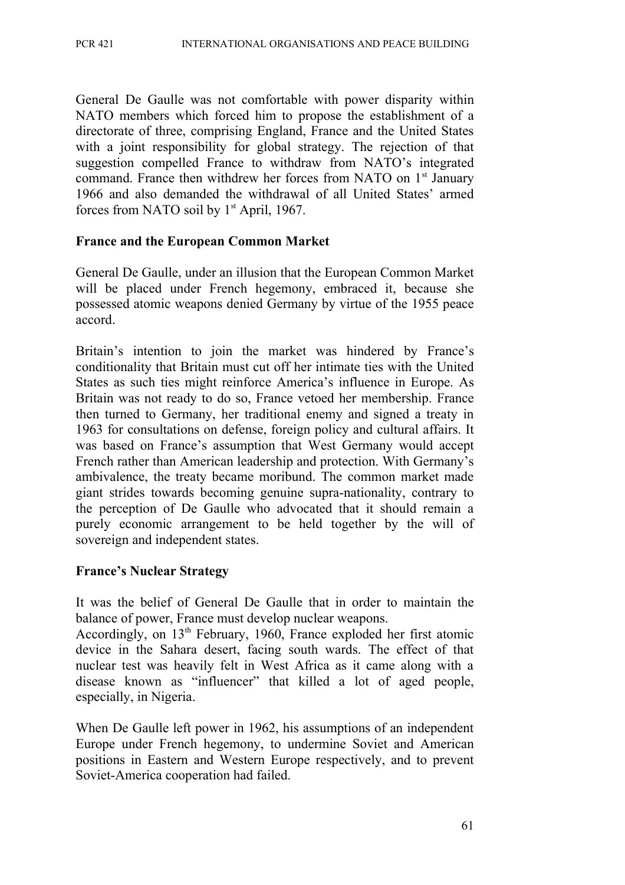General De Gaulle was not comfortable with power disparity within NATO members which forced him to propose the establishment of a directorate of three, comprising England, France and the United States with a joint responsibility for global strategy. The rejection of that suggestion compelled France to withdraw from NATO's integrated command. France then withdrew her forces from NATO on 1st January 1966 and also demanded the withdrawal of all United States' armed forces from NATO soil by 1st April, 1967.

**France and the European Common Market**

General De Gaulle, under an illusion that the European Common Market will be placed under French hegemony, embraced it, because she possessed atomic weapons denied Germany by virtue of the 1955 peace accord.

Britain's intention to join the market was hindered by France's conditionality that Britain must cut off her intimate ties with the United States as such ties might reinforce America's influence in Europe. As Britain was not ready to do so, France vetoed her membership. France then turned to Germany, her traditional enemy and signed a treaty in 1963 for consultations on defense, foreign policy and cultural affairs. It was based on France's assumption that West Germany would accept French rather than American leadership and protection. With Germany's ambivalence, the treaty became moribund. The common market made giant strides towards becoming genuine supra-nationality, contrary to the perception of De Gaulle who advocated that it should remain a purely economic arrangement to be held together by the will of sovereign and independent states.

**France's Nuclear Strategy**

It was the belief of General De Gaulle that in order to maintain the balance of power, France must develop nuclear weapons.
Accordingly, on 13th February, 1960, France exploded her first atomic device in the Sahara desert, facing south wards. The effect of that nuclear test was heavily felt in West Africa as it came along with a disease known as "influencer" that killed a lot of aged people, especially, in Nigeria.

When De Gaulle left power in 1962, his assumptions of an independent Europe under French hegemony, to undermine Soviet and American positions in Eastern and Western Europe respectively, and to prevent Soviet-America cooperation had failed.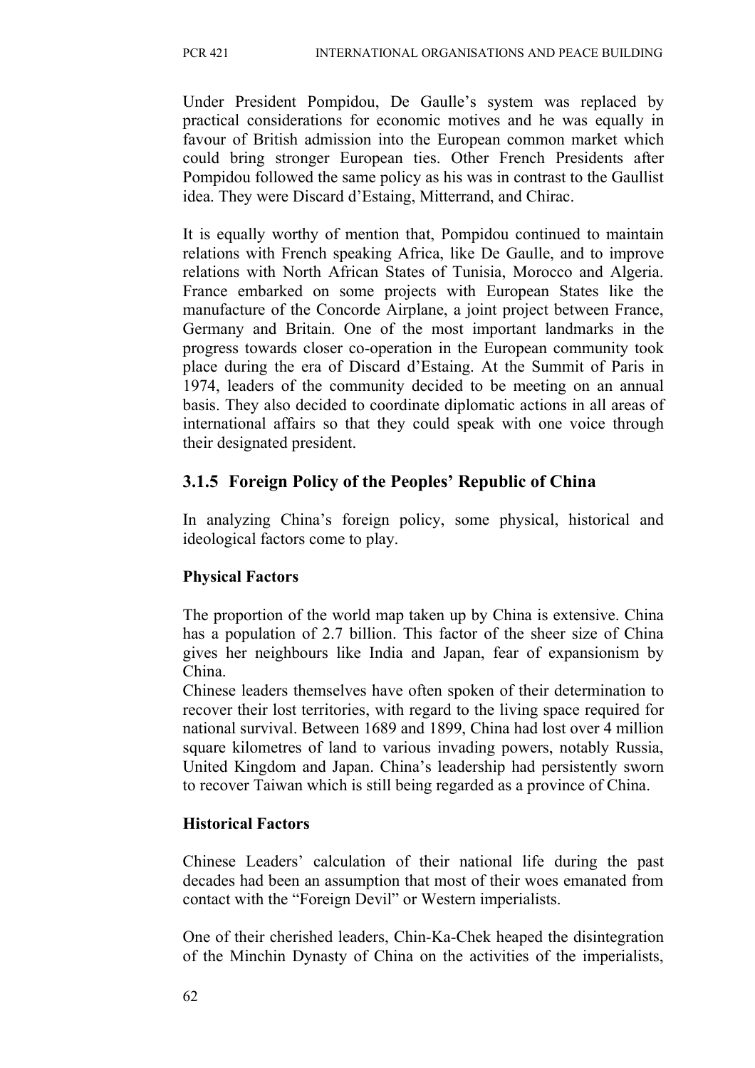Under President Pompidou, De Gaulle's system was replaced by practical considerations for economic motives and he was equally in favour of British admission into the European common market which could bring stronger European ties. Other French Presidents after Pompidou followed the same policy as his was in contrast to the Gaullist idea. They were Discard d'Estaing, Mitterrand, and Chirac.

It is equally worthy of mention that, Pompidou continued to maintain relations with French speaking Africa, like De Gaulle, and to improve relations with North African States of Tunisia, Morocco and Algeria. France embarked on some projects with European States like the manufacture of the Concorde Airplane, a joint project between France, Germany and Britain. One of the most important landmarks in the progress towards closer co-operation in the European community took place during the era of Discard d'Estaing. At the Summit of Paris in 1974, leaders of the community decided to be meeting on an annual basis. They also decided to coordinate diplomatic actions in all areas of international affairs so that they could speak with one voice through their designated president.

### 3.1.5 Foreign Policy of the Peoples' Republic of China

In analyzing China's foreign policy, some physical, historical and ideological factors come to play.

**Physical Factors**

The proportion of the world map taken up by China is extensive. China has a population of 2.7 billion. This factor of the sheer size of China gives her neighbours like India and Japan, fear of expansionism by China.

Chinese leaders themselves have often spoken of their determination to recover their lost territories, with regard to the living space required for national survival. Between 1689 and 1899, China had lost over 4 million square kilometres of land to various invading powers, notably Russia, United Kingdom and Japan. China's leadership had persistently sworn to recover Taiwan which is still being regarded as a province of China.

**Historical Factors**

Chinese Leaders' calculation of their national life during the past decades had been an assumption that most of their woes emanated from contact with the "Foreign Devil" or Western imperialists.

One of their cherished leaders, Chin-Ka-Chek heaped the disintegration of the Minchin Dynasty of China on the activities of the imperialists,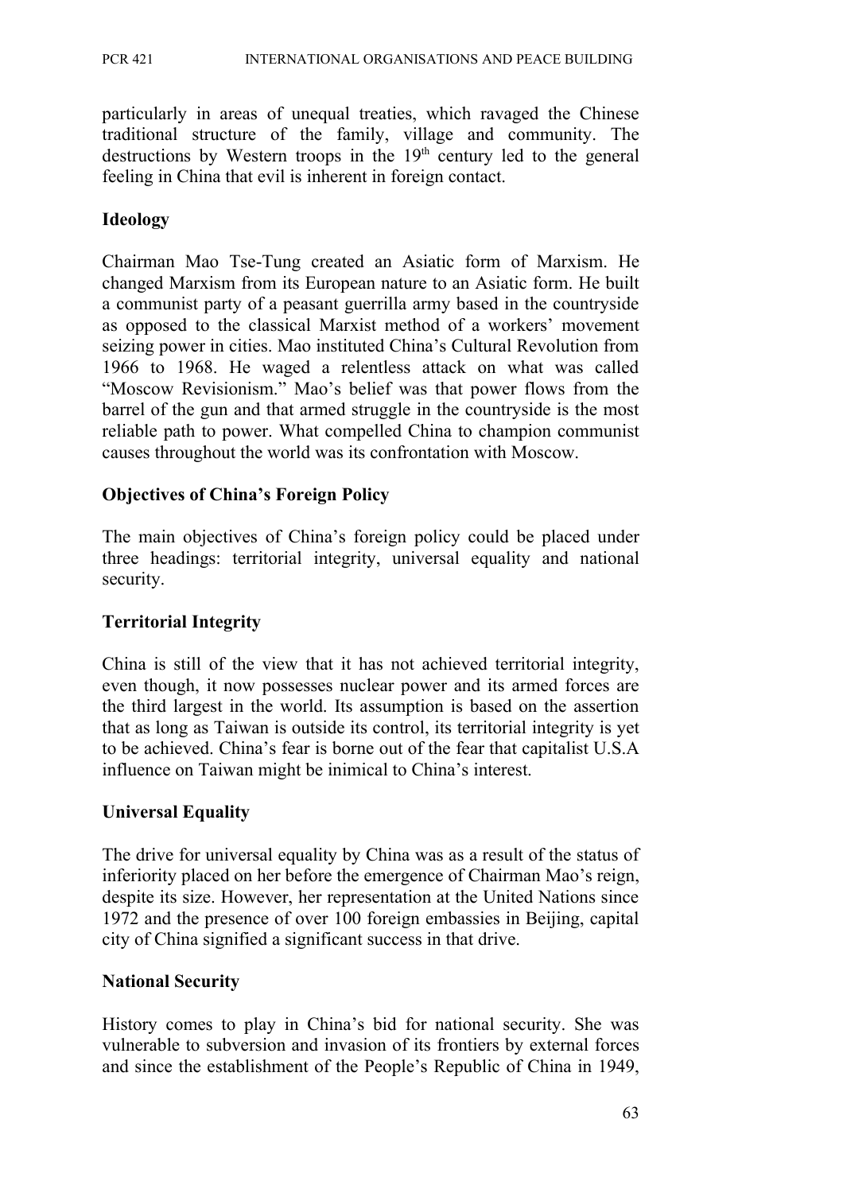particularly in areas of unequal treaties, which ravaged the Chinese traditional structure of the family, village and community. The destructions by Western troops in the $19^{th}$ century led to the general feeling in China that evil is inherent in foreign contact.

**Ideology**

Chairman Mao Tse-Tung created an Asiatic form of Marxism. He changed Marxism from its European nature to an Asiatic form. He built a communist party of a peasant guerrilla army based in the countryside as opposed to the classical Marxist method of a workers' movement seizing power in cities. Mao instituted China's Cultural Revolution from 1966 to 1968. He waged a relentless attack on what was called "Moscow Revisionism." Mao's belief was that power flows from the barrel of the gun and that armed struggle in the countryside is the most reliable path to power. What compelled China to champion communist causes throughout the world was its confrontation with Moscow.

**Objectives of China's Foreign Policy**

The main objectives of China's foreign policy could be placed under three headings: territorial integrity, universal equality and national security.

**Territorial Integrity**

China is still of the view that it has not achieved territorial integrity, even though, it now possesses nuclear power and its armed forces are the third largest in the world. Its assumption is based on the assertion that as long as Taiwan is outside its control, its territorial integrity is yet to be achieved. China's fear is borne out of the fear that capitalist U.S.A influence on Taiwan might be inimical to China's interest.

**Universal Equality**

The drive for universal equality by China was as a result of the status of inferiority placed on her before the emergence of Chairman Mao's reign, despite its size. However, her representation at the United Nations since 1972 and the presence of over 100 foreign embassies in Beijing, capital city of China signified a significant success in that drive.

**National Security**

History comes to play in China's bid for national security. She was vulnerable to subversion and invasion of its frontiers by external forces and since the establishment of the People's Republic of China in 1949,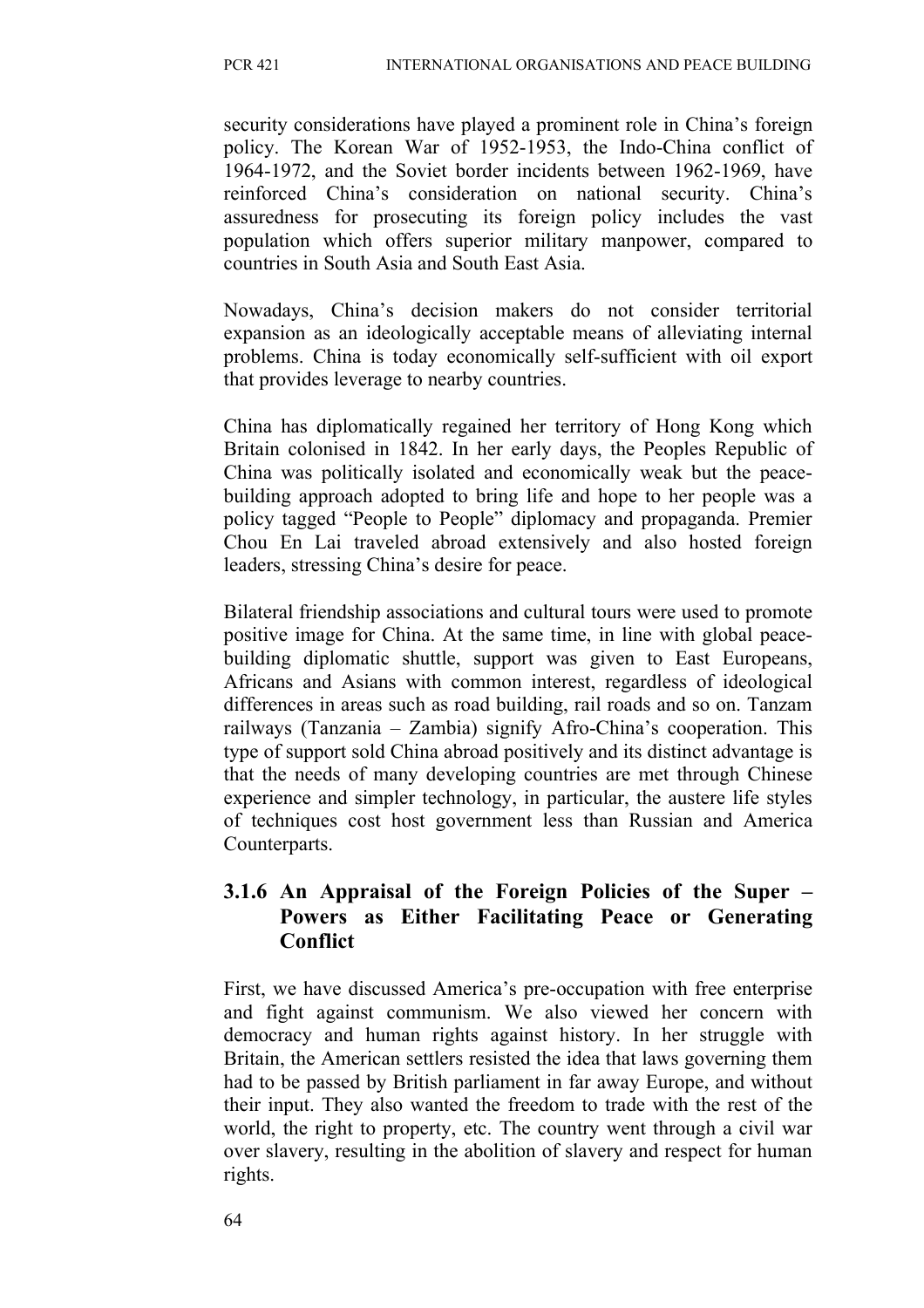security considerations have played a prominent role in China's foreign policy. The Korean War of 1952-1953, the Indo-China conflict of 1964-1972, and the Soviet border incidents between 1962-1969, have reinforced China's consideration on national security. China's assuredness for prosecuting its foreign policy includes the vast population which offers superior military manpower, compared to countries in South Asia and South East Asia.

Nowadays, China's decision makers do not consider territorial expansion as an ideologically acceptable means of alleviating internal problems. China is today economically self-sufficient with oil export that provides leverage to nearby countries.

China has diplomatically regained her territory of Hong Kong which Britain colonised in 1842. In her early days, the Peoples Republic of China was politically isolated and economically weak but the peace-building approach adopted to bring life and hope to her people was a policy tagged "People to People" diplomacy and propaganda. Premier Chou En Lai traveled abroad extensively and also hosted foreign leaders, stressing China's desire for peace.

Bilateral friendship associations and cultural tours were used to promote positive image for China. At the same time, in line with global peace-building diplomatic shuttle, support was given to East Europeans, Africans and Asians with common interest, regardless of ideological differences in areas such as road building, rail roads and so on. Tanzam railways (Tanzania – Zambia) signify Afro-China's cooperation. This type of support sold China abroad positively and its distinct advantage is that the needs of many developing countries are met through Chinese experience and simpler technology, in particular, the austere life styles of techniques cost host government less than Russian and America Counterparts.

### 3.1.6 An Appraisal of the Foreign Policies of the Super – Powers as Either Facilitating Peace or Generating Conflict

First, we have discussed America's pre-occupation with free enterprise and fight against communism. We also viewed her concern with democracy and human rights against history. In her struggle with Britain, the American settlers resisted the idea that laws governing them had to be passed by British parliament in far away Europe, and without their input. They also wanted the freedom to trade with the rest of the world, the right to property, etc. The country went through a civil war over slavery, resulting in the abolition of slavery and respect for human rights.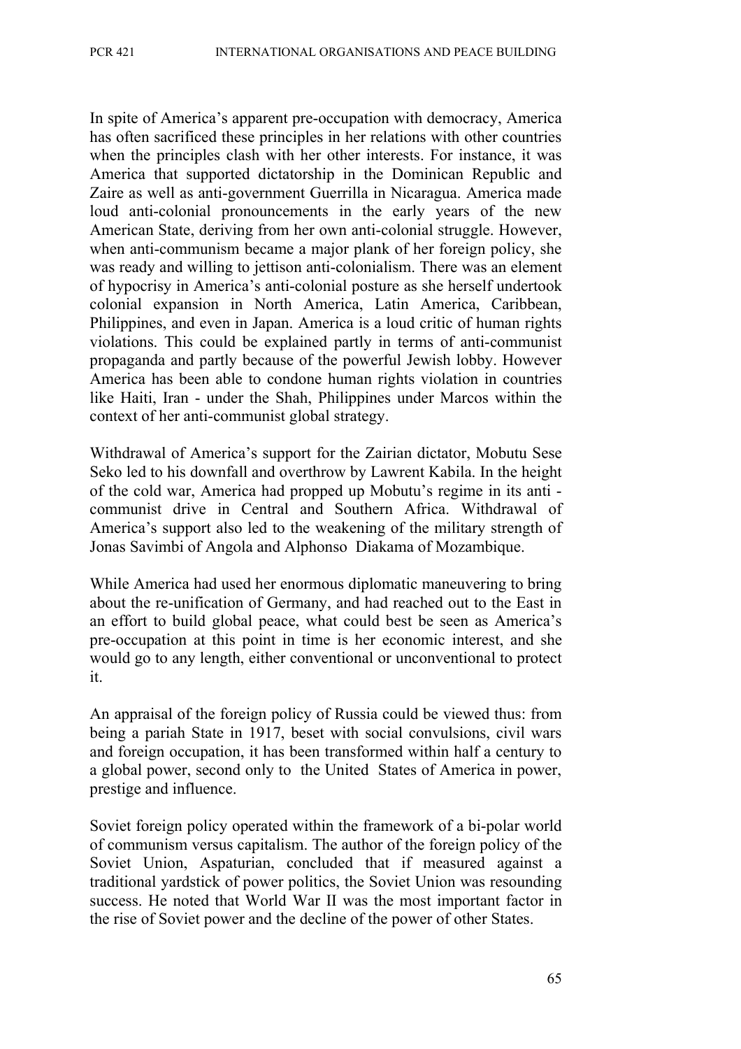In spite of America's apparent pre-occupation with democracy, America has often sacrificed these principles in her relations with other countries when the principles clash with her other interests. For instance, it was America that supported dictatorship in the Dominican Republic and Zaire as well as anti-government Guerrilla in Nicaragua. America made loud anti-colonial pronouncements in the early years of the new American State, deriving from her own anti-colonial struggle. However, when anti-communism became a major plank of her foreign policy, she was ready and willing to jettison anti-colonialism. There was an element of hypocrisy in America's anti-colonial posture as she herself undertook colonial expansion in North America, Latin America, Caribbean, Philippines, and even in Japan. America is a loud critic of human rights violations. This could be explained partly in terms of anti-communist propaganda and partly because of the powerful Jewish lobby. However America has been able to condone human rights violation in countries like Haiti, Iran - under the Shah, Philippines under Marcos within the context of her anti-communist global strategy.

Withdrawal of America's support for the Zairian dictator, Mobutu Sese Seko led to his downfall and overthrow by Lawrent Kabila. In the height of the cold war, America had propped up Mobutu's regime in its anti - communist drive in Central and Southern Africa. Withdrawal of America's support also led to the weakening of the military strength of Jonas Savimbi of Angola and Alphonso Diakama of Mozambique.

While America had used her enormous diplomatic maneuvering to bring about the re-unification of Germany, and had reached out to the East in an effort to build global peace, what could best be seen as America's pre-occupation at this point in time is her economic interest, and she would go to any length, either conventional or unconventional to protect it.

An appraisal of the foreign policy of Russia could be viewed thus: from being a pariah State in 1917, beset with social convulsions, civil wars and foreign occupation, it has been transformed within half a century to a global power, second only to the United States of America in power, prestige and influence.

Soviet foreign policy operated within the framework of a bi-polar world of communism versus capitalism. The author of the foreign policy of the Soviet Union, Aspaturian, concluded that if measured against a traditional yardstick of power politics, the Soviet Union was resounding success. He noted that World War II was the most important factor in the rise of Soviet power and the decline of the power of other States.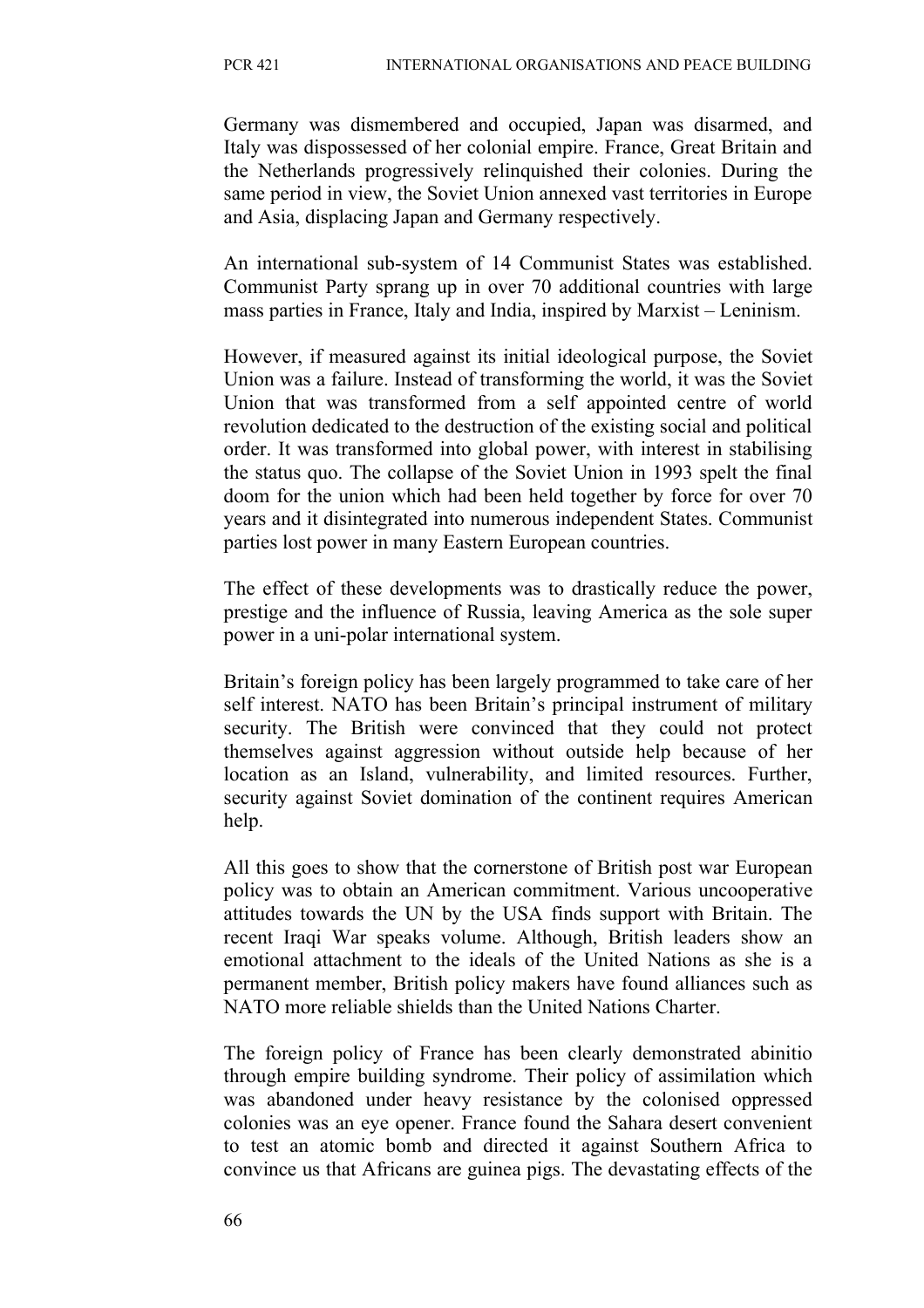Germany was dismembered and occupied, Japan was disarmed, and Italy was dispossessed of her colonial empire. France, Great Britain and the Netherlands progressively relinquished their colonies. During the same period in view, the Soviet Union annexed vast territories in Europe and Asia, displacing Japan and Germany respectively.

An international sub-system of 14 Communist States was established. Communist Party sprang up in over 70 additional countries with large mass parties in France, Italy and India, inspired by Marxist – Leninism.

However, if measured against its initial ideological purpose, the Soviet Union was a failure. Instead of transforming the world, it was the Soviet Union that was transformed from a self appointed centre of world revolution dedicated to the destruction of the existing social and political order. It was transformed into global power, with interest in stabilising the status quo. The collapse of the Soviet Union in 1993 spelt the final doom for the union which had been held together by force for over 70 years and it disintegrated into numerous independent States. Communist parties lost power in many Eastern European countries.

The effect of these developments was to drastically reduce the power, prestige and the influence of Russia, leaving America as the sole super power in a uni-polar international system.

Britain's foreign policy has been largely programmed to take care of her self interest. NATO has been Britain's principal instrument of military security. The British were convinced that they could not protect themselves against aggression without outside help because of her location as an Island, vulnerability, and limited resources. Further, security against Soviet domination of the continent requires American help.

All this goes to show that the cornerstone of British post war European policy was to obtain an American commitment. Various uncooperative attitudes towards the UN by the USA finds support with Britain. The recent Iraqi War speaks volume. Although, British leaders show an emotional attachment to the ideals of the United Nations as she is a permanent member, British policy makers have found alliances such as NATO more reliable shields than the United Nations Charter.

The foreign policy of France has been clearly demonstrated abinitio through empire building syndrome. Their policy of assimilation which was abandoned under heavy resistance by the colonised oppressed colonies was an eye opener. France found the Sahara desert convenient to test an atomic bomb and directed it against Southern Africa to convince us that Africans are guinea pigs. The devastating effects of the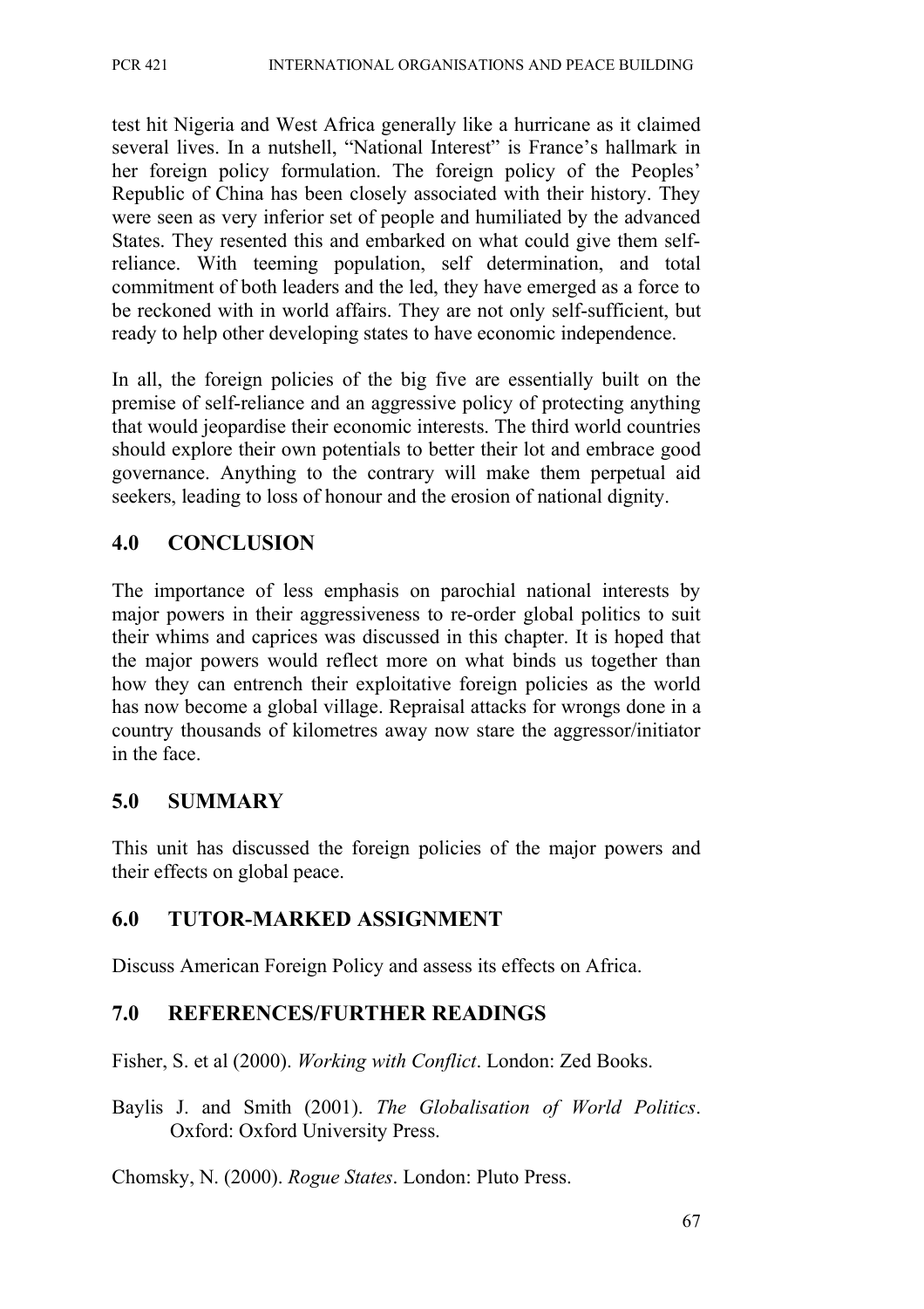test hit Nigeria and West Africa generally like a hurricane as it claimed several lives. In a nutshell, "National Interest" is France's hallmark in her foreign policy formulation. The foreign policy of the Peoples' Republic of China has been closely associated with their history. They were seen as very inferior set of people and humiliated by the advanced States. They resented this and embarked on what could give them self-reliance. With teeming population, self determination, and total commitment of both leaders and the led, they have emerged as a force to be reckoned with in world affairs. They are not only self-sufficient, but ready to help other developing states to have economic independence.

In all, the foreign policies of the big five are essentially built on the premise of self-reliance and an aggressive policy of protecting anything that would jeopardise their economic interests. The third world countries should explore their own potentials to better their lot and embrace good governance. Anything to the contrary will make them perpetual aid seekers, leading to loss of honour and the erosion of national dignity.

## 4.0 CONCLUSION

The importance of less emphasis on parochial national interests by major powers in their aggressiveness to re-order global politics to suit their whims and caprices was discussed in this chapter. It is hoped that the major powers would reflect more on what binds us together than how they can entrench their exploitative foreign policies as the world has now become a global village. Repraisal attacks for wrongs done in a country thousands of kilometres away now stare the aggressor/initiator in the face.

## 5.0 SUMMARY

This unit has discussed the foreign policies of the major powers and their effects on global peace.

## 6.0 TUTOR-MARKED ASSIGNMENT

Discuss American Foreign Policy and assess its effects on Africa.

## 7.0 REFERENCES/FURTHER READINGS

Fisher, S. et al (2000). *Working with Conflict*. London: Zed Books.

Baylis J. and Smith (2001). *The Globalisation of World Politics*. Oxford: Oxford University Press.

Chomsky, N. (2000). *Rogue States*. London: Pluto Press.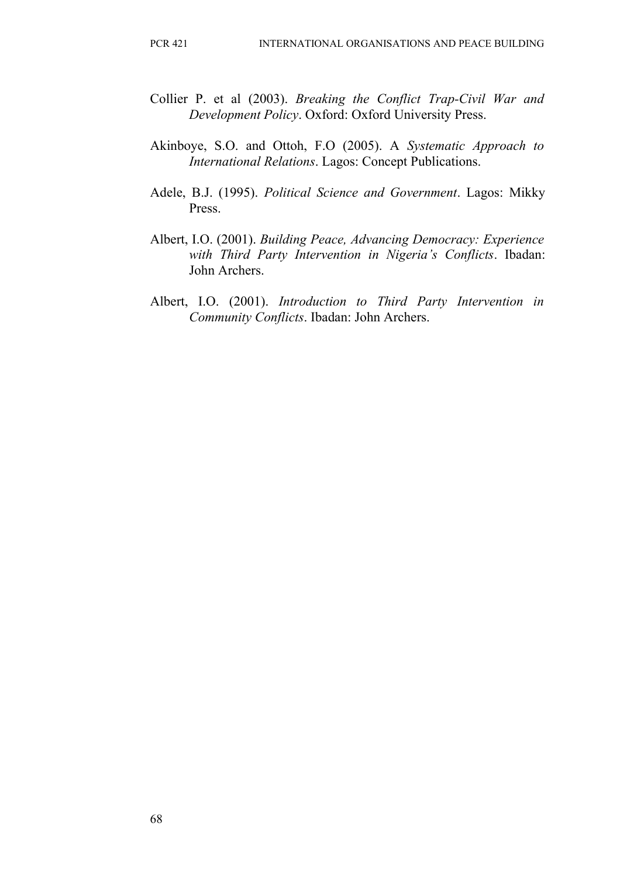Collier P. et al (2003). *Breaking the Conflict Trap-Civil War and Development Policy*. Oxford: Oxford University Press.

Akinboye, S.O. and Ottoh, F.O (2005). A *Systematic Approach to International Relations*. Lagos: Concept Publications.

Adele, B.J. (1995). *Political Science and Government*. Lagos: Mikky Press.

Albert, I.O. (2001). *Building Peace, Advancing Democracy: Experience with Third Party Intervention in Nigeria's Conflicts*. Ibadan: John Archers.

Albert, I.O. (2001). *Introduction to Third Party Intervention in Community Conflicts*. Ibadan: John Archers.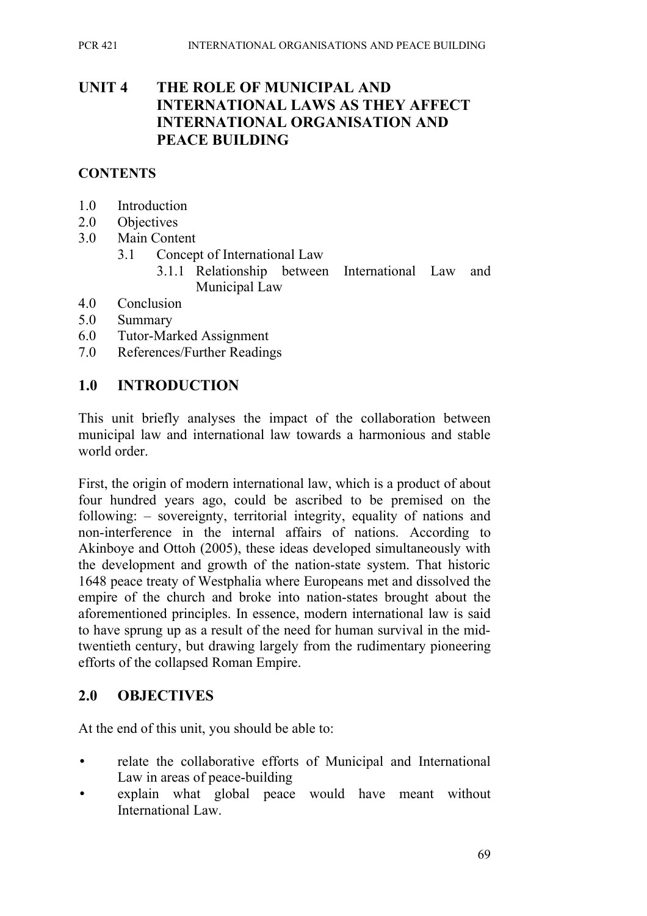# UNIT 4 THE ROLE OF MUNICIPAL AND INTERNATIONAL LAWS AS THEY AFFECT INTERNATIONAL ORGANISATION AND PEACE BUILDING

## CONTENTS

- 1.0 Introduction
- 2.0 Objectives
- 3.0 Main Content
    - 3.1 Concept of International Law
        - 3.1.1 Relationship between International Law and Municipal Law
- 4.0 Conclusion
- 5.0 Summary
- 6.0 Tutor-Marked Assignment
- 7.0 References/Further Readings

## 1.0 INTRODUCTION

This unit briefly analyses the impact of the collaboration between municipal law and international law towards a harmonious and stable world order.

First, the origin of modern international law, which is a product of about four hundred years ago, could be ascribed to be premised on the following: – sovereignty, territorial integrity, equality of nations and non-interference in the internal affairs of nations. According to Akinboye and Ottoh (2005), these ideas developed simultaneously with the development and growth of the nation-state system. That historic 1648 peace treaty of Westphalia where Europeans met and dissolved the empire of the church and broke into nation-states brought about the aforementioned principles. In essence, modern international law is said to have sprung up as a result of the need for human survival in the mid-twentieth century, but drawing largely from the rudimentary pioneering efforts of the collapsed Roman Empire.

## 2.0 OBJECTIVES

At the end of this unit, you should be able to:

- relate the collaborative efforts of Municipal and International Law in areas of peace-building
- explain what global peace would have meant without International Law.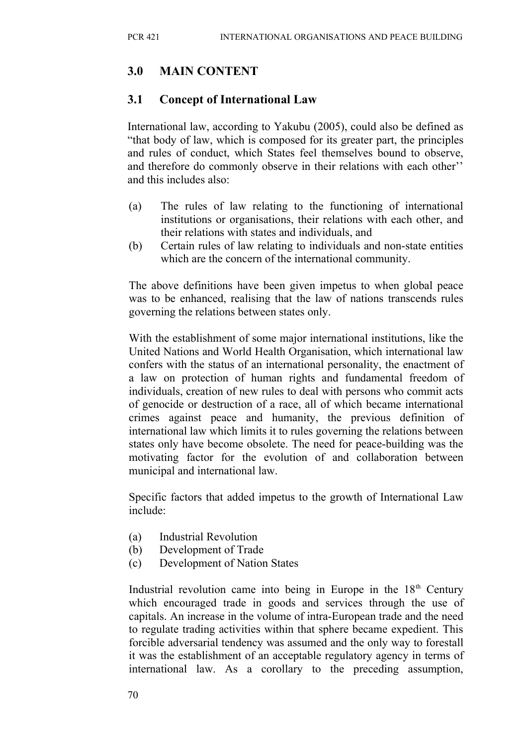## 3.0 MAIN CONTENT

### 3.1 Concept of International Law

International law, according to Yakubu (2005), could also be defined as "that body of law, which is composed for its greater part, the principles and rules of conduct, which States feel themselves bound to observe, and therefore do commonly observe in their relations with each other'' and this includes also:

(a) The rules of law relating to the functioning of international institutions or organisations, their relations with each other, and their relations with states and individuals, and
(b) Certain rules of law relating to individuals and non-state entities which are the concern of the international community.

The above definitions have been given impetus to when global peace was to be enhanced, realising that the law of nations transcends rules governing the relations between states only.

With the establishment of some major international institutions, like the United Nations and World Health Organisation, which international law confers with the status of an international personality, the enactment of a law on protection of human rights and fundamental freedom of individuals, creation of new rules to deal with persons who commit acts of genocide or destruction of a race, all of which became international crimes against peace and humanity, the previous definition of international law which limits it to rules governing the relations between states only have become obsolete. The need for peace-building was the motivating factor for the evolution of and collaboration between municipal and international law.

Specific factors that added impetus to the growth of International Law include:

(a) Industrial Revolution
(b) Development of Trade
(c) Development of Nation States

Industrial revolution came into being in Europe in the 18th Century which encouraged trade in goods and services through the use of capitals. An increase in the volume of intra-European trade and the need to regulate trading activities within that sphere became expedient. This forcible adversarial tendency was assumed and the only way to forestall it was the establishment of an acceptable regulatory agency in terms of international law. As a corollary to the preceding assumption,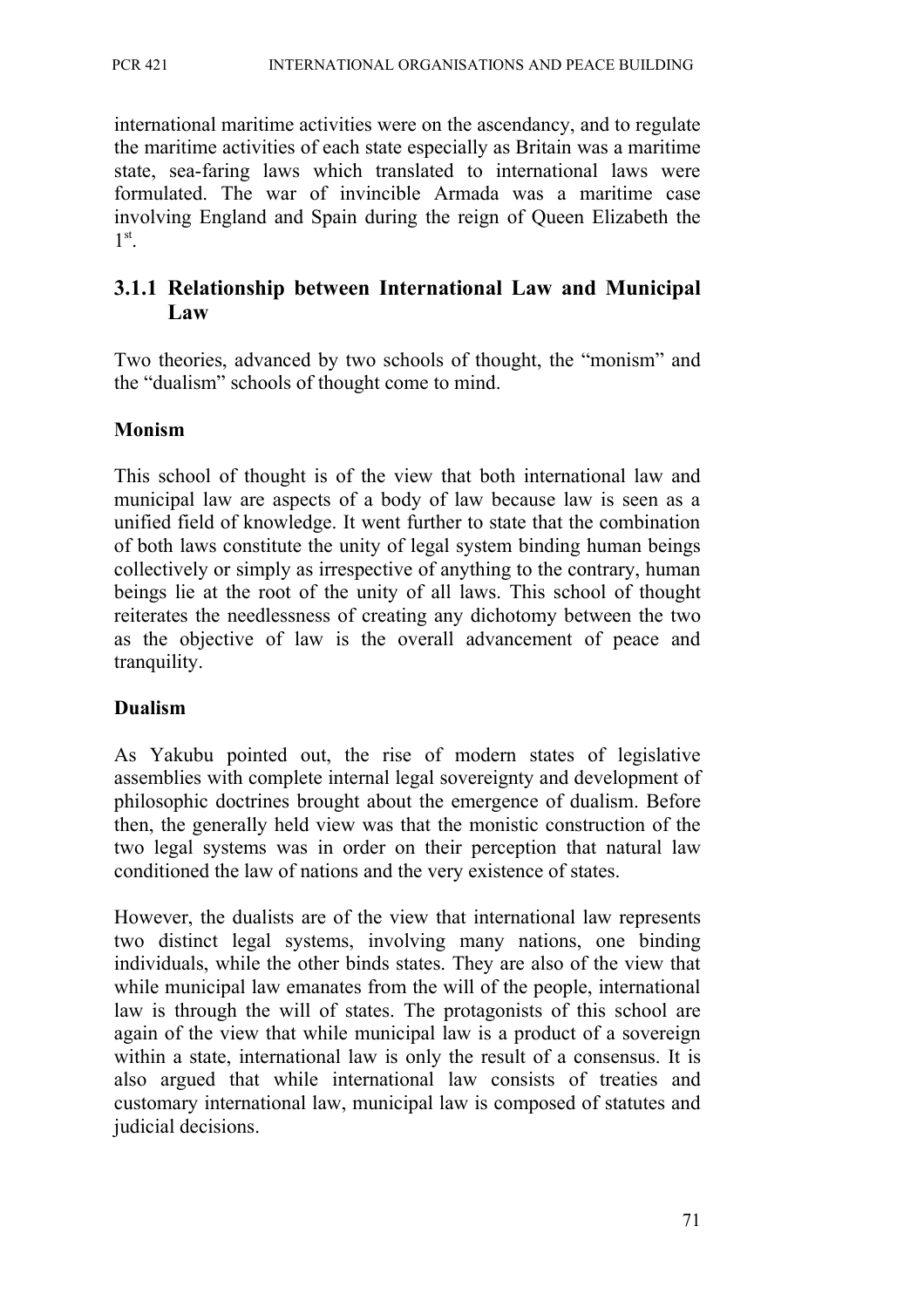international maritime activities were on the ascendancy, and to regulate the maritime activities of each state especially as Britain was a maritime state, sea-faring laws which translated to international laws were formulated. The war of invincible Armada was a maritime case involving England and Spain during the reign of Queen Elizabeth the 1st.

### 3.1.1 Relationship between International Law and Municipal Law

Two theories, advanced by two schools of thought, the "monism" and the "dualism" schools of thought come to mind.

**Monism**

This school of thought is of the view that both international law and municipal law are aspects of a body of law because law is seen as a unified field of knowledge. It went further to state that the combination of both laws constitute the unity of legal system binding human beings collectively or simply as irrespective of anything to the contrary, human beings lie at the root of the unity of all laws. This school of thought reiterates the needlessness of creating any dichotomy between the two as the objective of law is the overall advancement of peace and tranquility.

**Dualism**

As Yakubu pointed out, the rise of modern states of legislative assemblies with complete internal legal sovereignty and development of philosophic doctrines brought about the emergence of dualism. Before then, the generally held view was that the monistic construction of the two legal systems was in order on their perception that natural law conditioned the law of nations and the very existence of states.

However, the dualists are of the view that international law represents two distinct legal systems, involving many nations, one binding individuals, while the other binds states. They are also of the view that while municipal law emanates from the will of the people, international law is through the will of states. The protagonists of this school are again of the view that while municipal law is a product of a sovereign within a state, international law is only the result of a consensus. It is also argued that while international law consists of treaties and customary international law, municipal law is composed of statutes and judicial decisions.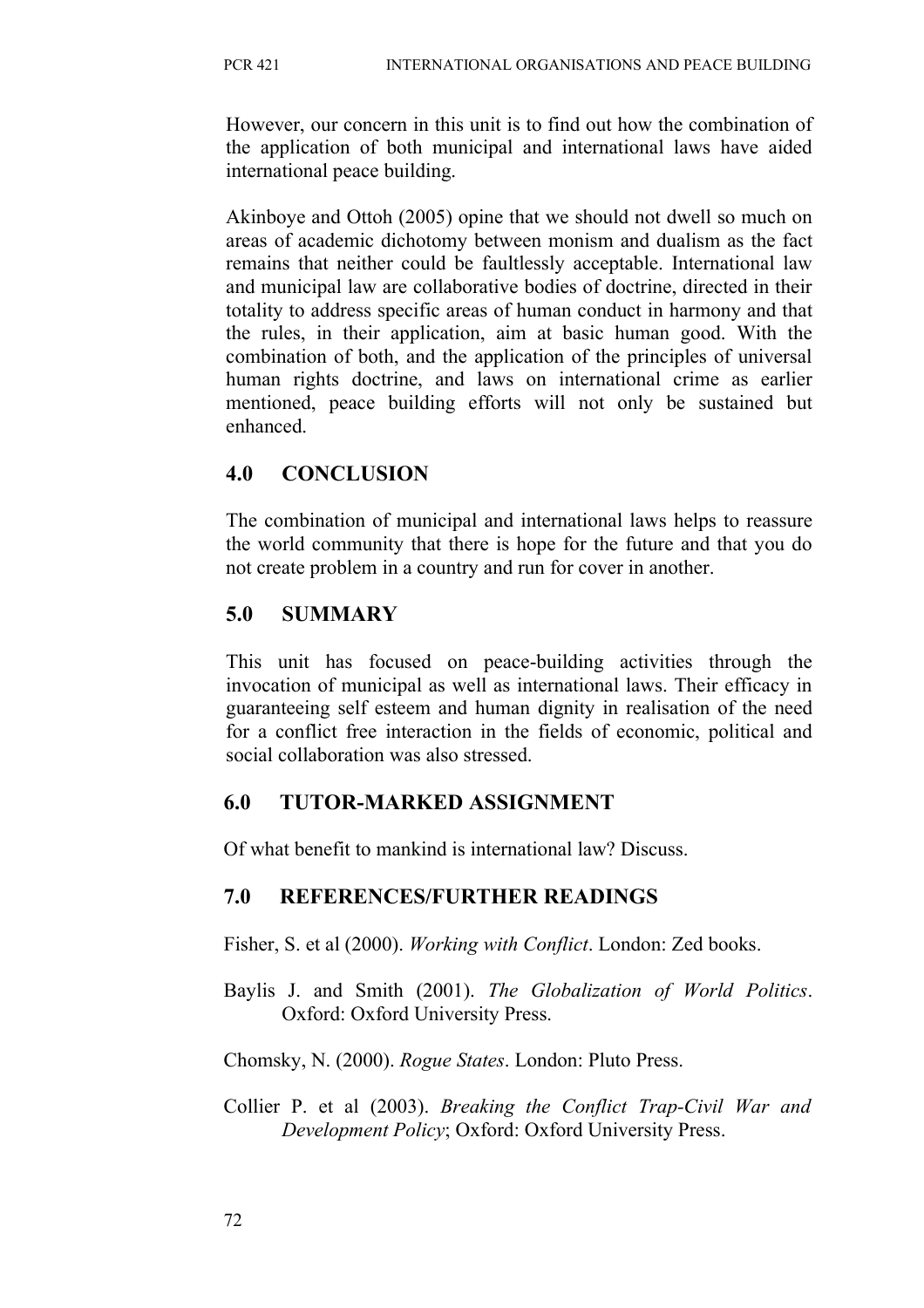However, our concern in this unit is to find out how the combination of the application of both municipal and international laws have aided international peace building.

Akinboye and Ottoh (2005) opine that we should not dwell so much on areas of academic dichotomy between monism and dualism as the fact remains that neither could be faultlessly acceptable. International law and municipal law are collaborative bodies of doctrine, directed in their totality to address specific areas of human conduct in harmony and that the rules, in their application, aim at basic human good. With the combination of both, and the application of the principles of universal human rights doctrine, and laws on international crime as earlier mentioned, peace building efforts will not only be sustained but enhanced.

## 4.0 CONCLUSION

The combination of municipal and international laws helps to reassure the world community that there is hope for the future and that you do not create problem in a country and run for cover in another.

## 5.0 SUMMARY

This unit has focused on peace-building activities through the invocation of municipal as well as international laws. Their efficacy in guaranteeing self esteem and human dignity in realisation of the need for a conflict free interaction in the fields of economic, political and social collaboration was also stressed.

## 6.0 TUTOR-MARKED ASSIGNMENT

Of what benefit to mankind is international law? Discuss.

## 7.0 REFERENCES/FURTHER READINGS

Fisher, S. et al (2000). *Working with Conflict*. London: Zed books.

Baylis J. and Smith (2001). *The Globalization of World Politics*. Oxford: Oxford University Press.

Chomsky, N. (2000). *Rogue States*. London: Pluto Press.

Collier P. et al (2003). *Breaking the Conflict Trap-Civil War and Development Policy*; Oxford: Oxford University Press.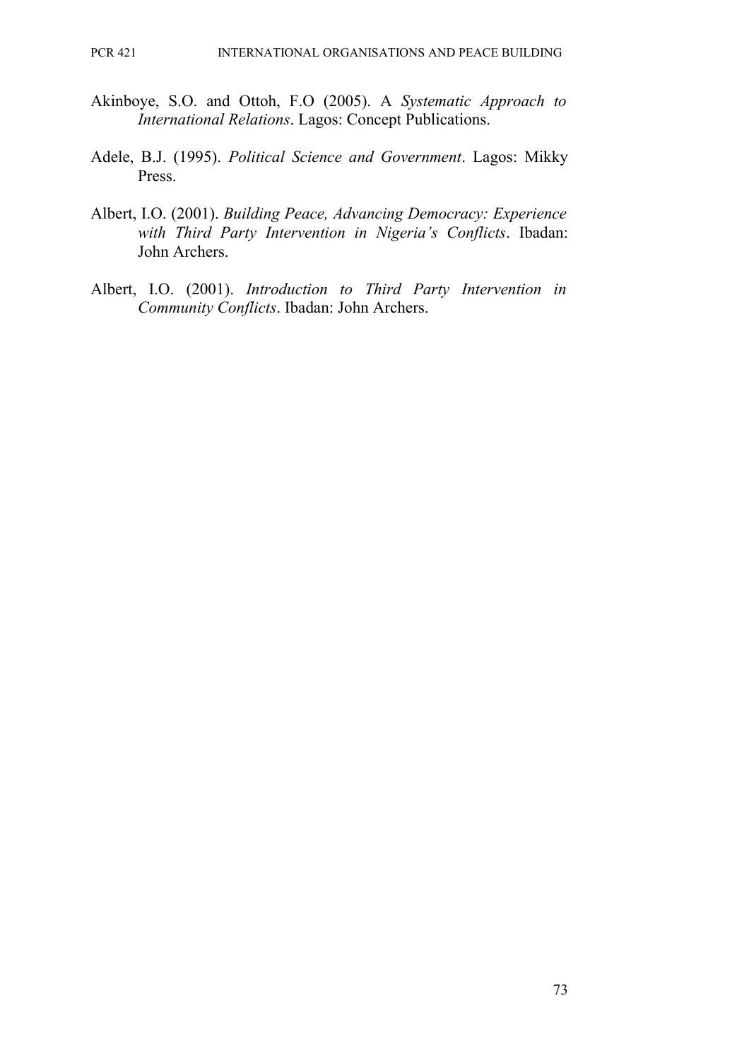Akinboye, S.O. and Ottoh, F.O (2005). A *Systematic Approach to International Relations*. Lagos: Concept Publications.

Adele, B.J. (1995). *Political Science and Government*. Lagos: Mikky Press.

Albert, I.O. (2001). *Building Peace, Advancing Democracy: Experience with Third Party Intervention in Nigeria's Conflicts*. Ibadan: John Archers.

Albert, I.O. (2001). *Introduction to Third Party Intervention in Community Conflicts*. Ibadan: John Archers.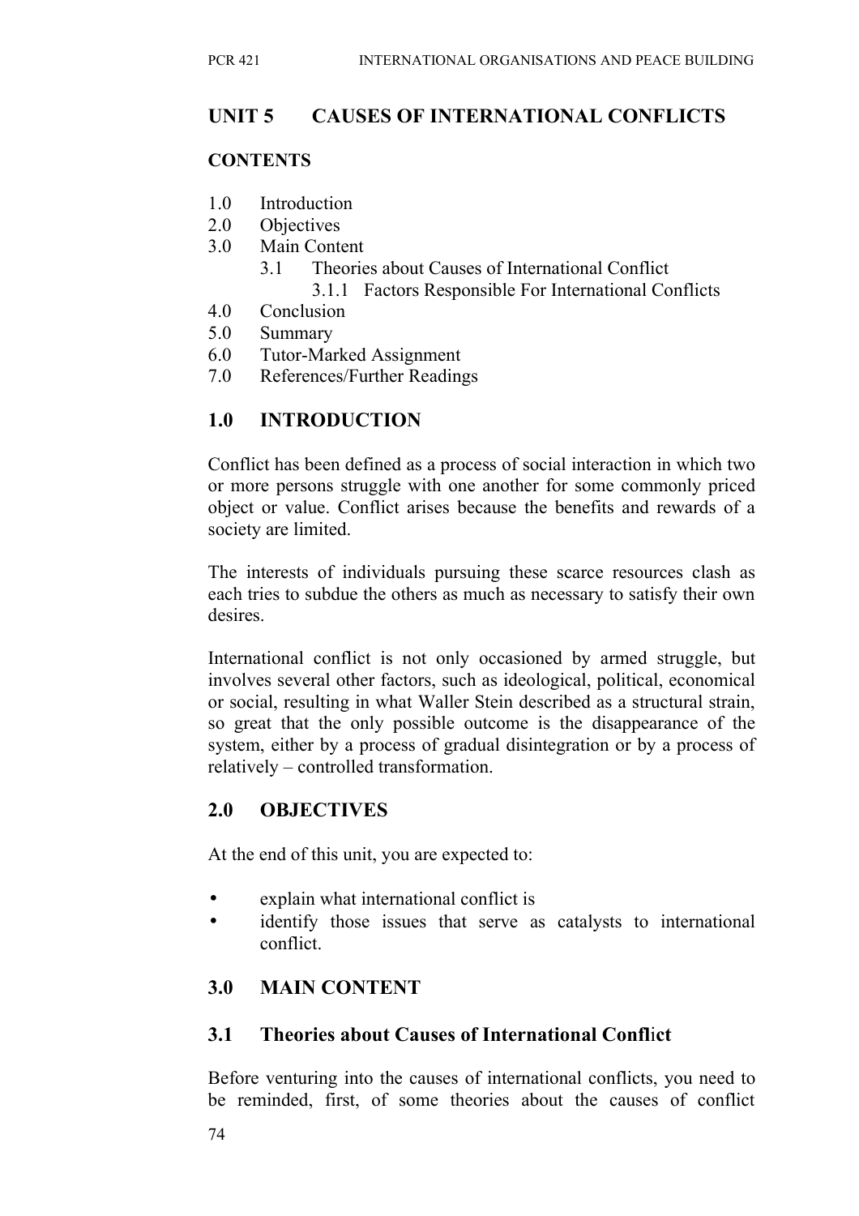## UNIT 5 CAUSES OF INTERNATIONAL CONFLICTS

**CONTENTS**

1.0 Introduction
2.0 Objectives
3.0 Main Content
  3.1 Theories about Causes of International Conflict
    3.1.1 Factors Responsible For International Conflicts
4.0 Conclusion
5.0 Summary
6.0 Tutor-Marked Assignment
7.0 References/Further Readings

## 1.0 INTRODUCTION

Conflict has been defined as a process of social interaction in which two or more persons struggle with one another for some commonly priced object or value. Conflict arises because the benefits and rewards of a society are limited.

The interests of individuals pursuing these scarce resources clash as each tries to subdue the others as much as necessary to satisfy their own desires.

International conflict is not only occasioned by armed struggle, but involves several other factors, such as ideological, political, economical or social, resulting in what Waller Stein described as a structural strain, so great that the only possible outcome is the disappearance of the system, either by a process of gradual disintegration or by a process of relatively – controlled transformation.

## 2.0 OBJECTIVES

At the end of this unit, you are expected to:

- explain what international conflict is
- identify those issues that serve as catalysts to international conflict.

## 3.0 MAIN CONTENT

### 3.1 Theories about Causes of International Conflict

Before venturing into the causes of international conflicts, you need to be reminded, first, of some theories about the causes of conflict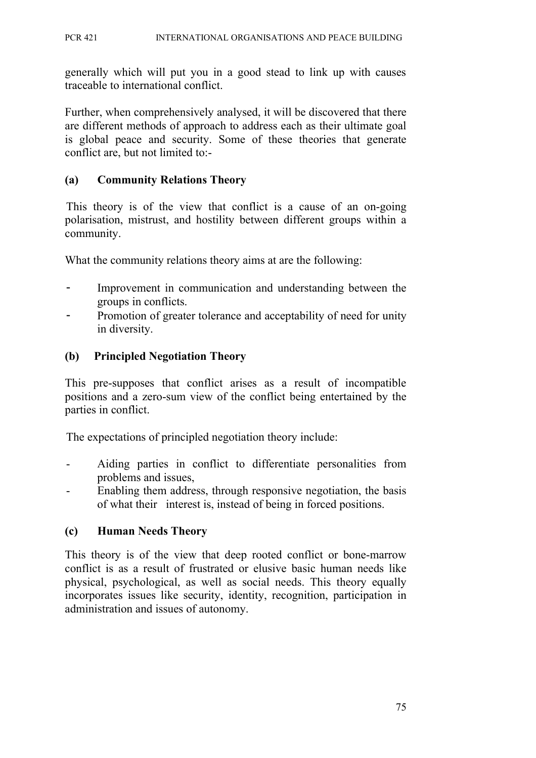generally which will put you in a good stead to link up with causes traceable to international conflict.

Further, when comprehensively analysed, it will be discovered that there are different methods of approach to address each as their ultimate goal is global peace and security. Some of these theories that generate conflict are, but not limited to:-

**(a) Community Relations Theory**

This theory is of the view that conflict is a cause of an on-going polarisation, mistrust, and hostility between different groups within a community.

What the community relations theory aims at are the following:

- Improvement in communication and understanding between the groups in conflicts.
- Promotion of greater tolerance and acceptability of need for unity in diversity.

**(b) Principled Negotiation Theory**

This pre-supposes that conflict arises as a result of incompatible positions and a zero-sum view of the conflict being entertained by the parties in conflict.

The expectations of principled negotiation theory include:

- Aiding parties in conflict to differentiate personalities from problems and issues,
- Enabling them address, through responsive negotiation, the basis of what their interest is, instead of being in forced positions.

**(c) Human Needs Theory**

This theory is of the view that deep rooted conflict or bone-marrow conflict is as a result of frustrated or elusive basic human needs like physical, psychological, as well as social needs. This theory equally incorporates issues like security, identity, recognition, participation in administration and issues of autonomy.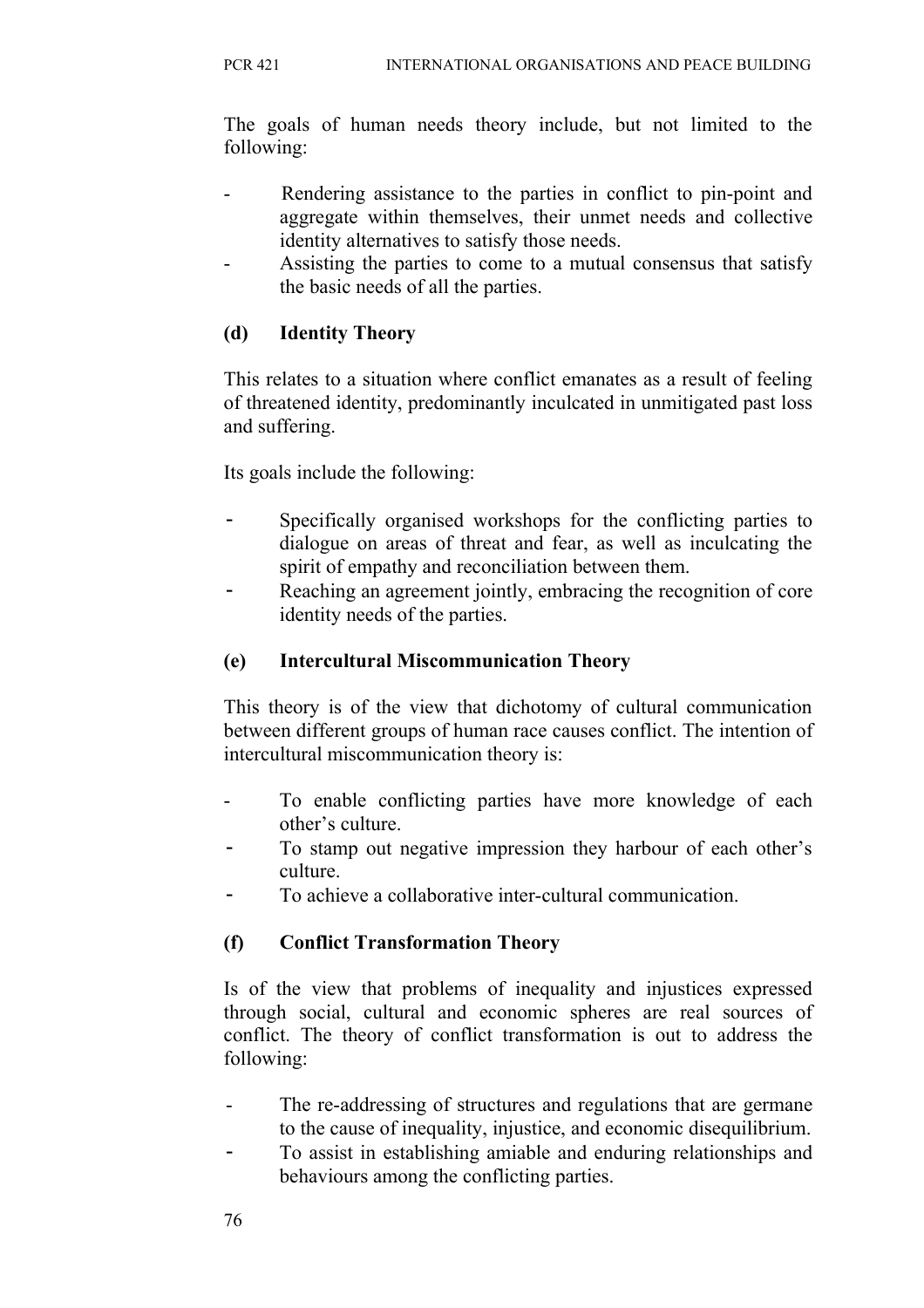The goals of human needs theory include, but not limited to the following:

- Rendering assistance to the parties in conflict to pin-point and aggregate within themselves, their unmet needs and collective identity alternatives to satisfy those needs.
- Assisting the parties to come to a mutual consensus that satisfy the basic needs of all the parties.

### (d) Identity Theory

This relates to a situation where conflict emanates as a result of feeling of threatened identity, predominantly inculcated in unmitigated past loss and suffering.

Its goals include the following:

- Specifically organised workshops for the conflicting parties to dialogue on areas of threat and fear, as well as inculcating the spirit of empathy and reconciliation between them.
- Reaching an agreement jointly, embracing the recognition of core identity needs of the parties.

### (e) Intercultural Miscommunication Theory

This theory is of the view that dichotomy of cultural communication between different groups of human race causes conflict. The intention of intercultural miscommunication theory is:

- To enable conflicting parties have more knowledge of each other's culture.
- To stamp out negative impression they harbour of each other's culture.
- To achieve a collaborative inter-cultural communication.

### (f) Conflict Transformation Theory

Is of the view that problems of inequality and injustices expressed through social, cultural and economic spheres are real sources of conflict. The theory of conflict transformation is out to address the following:

- The re-addressing of structures and regulations that are germane to the cause of inequality, injustice, and economic disequilibrium.
- To assist in establishing amiable and enduring relationships and behaviours among the conflicting parties.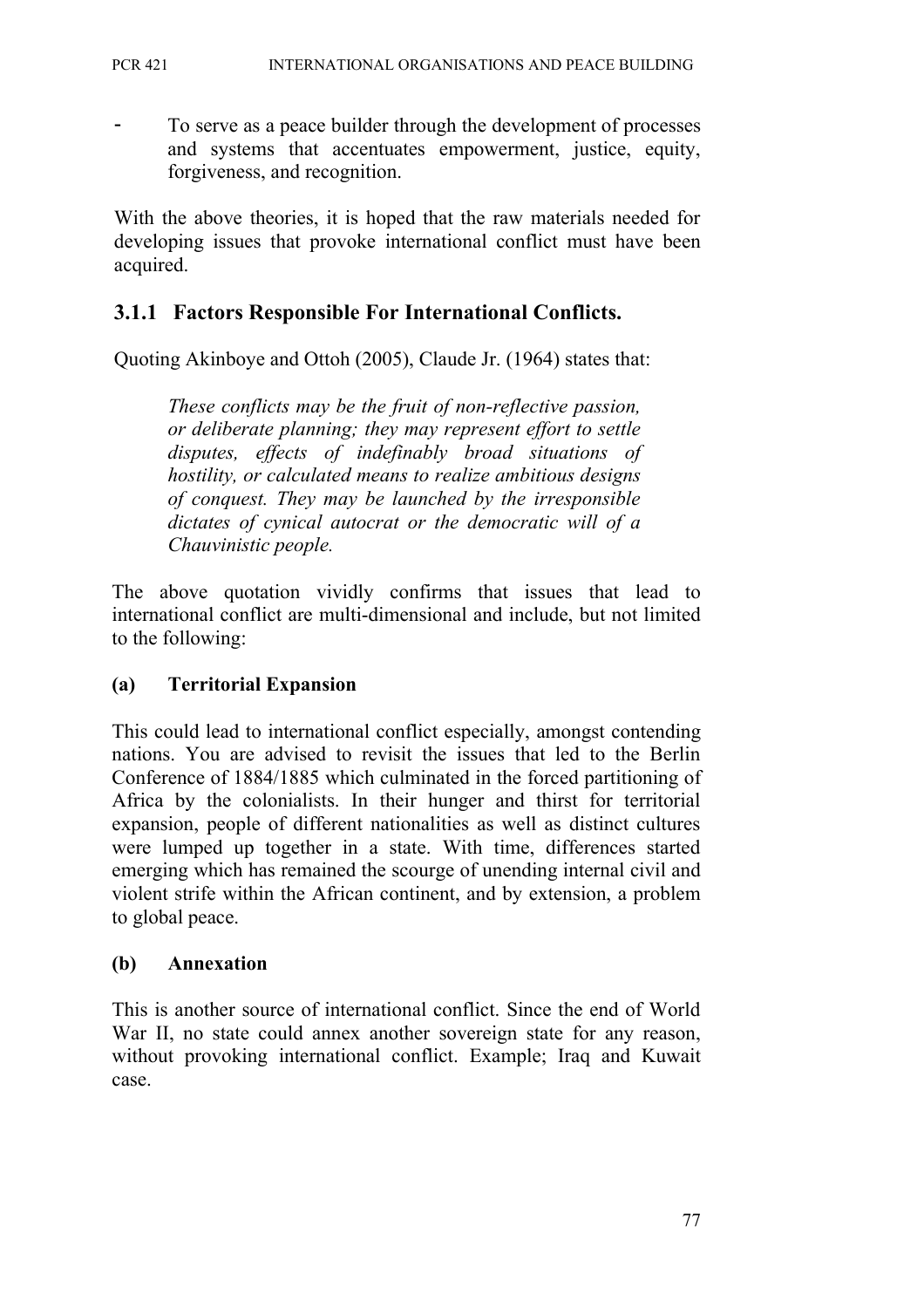- To serve as a peace builder through the development of processes and systems that accentuates empowerment, justice, equity, forgiveness, and recognition.

With the above theories, it is hoped that the raw materials needed for developing issues that provoke international conflict must have been acquired.

### 3.1.1 Factors Responsible For International Conflicts.

Quoting Akinboye and Ottoh (2005), Claude Jr. (1964) states that:

> *These conflicts may be the fruit of non-reflective passion, or deliberate planning; they may represent effort to settle disputes, effects of indefinably broad situations of hostility, or calculated means to realize ambitious designs of conquest. They may be launched by the irresponsible dictates of cynical autocrat or the democratic will of a Chauvinistic people.*

The above quotation vividly confirms that issues that lead to international conflict are multi-dimensional and include, but not limited to the following:

**(a) Territorial Expansion**

This could lead to international conflict especially, amongst contending nations. You are advised to revisit the issues that led to the Berlin Conference of 1884/1885 which culminated in the forced partitioning of Africa by the colonialists. In their hunger and thirst for territorial expansion, people of different nationalities as well as distinct cultures were lumped up together in a state. With time, differences started emerging which has remained the scourge of unending internal civil and violent strife within the African continent, and by extension, a problem to global peace.

**(b) Annexation**

This is another source of international conflict. Since the end of World War II, no state could annex another sovereign state for any reason, without provoking international conflict. Example; Iraq and Kuwait case.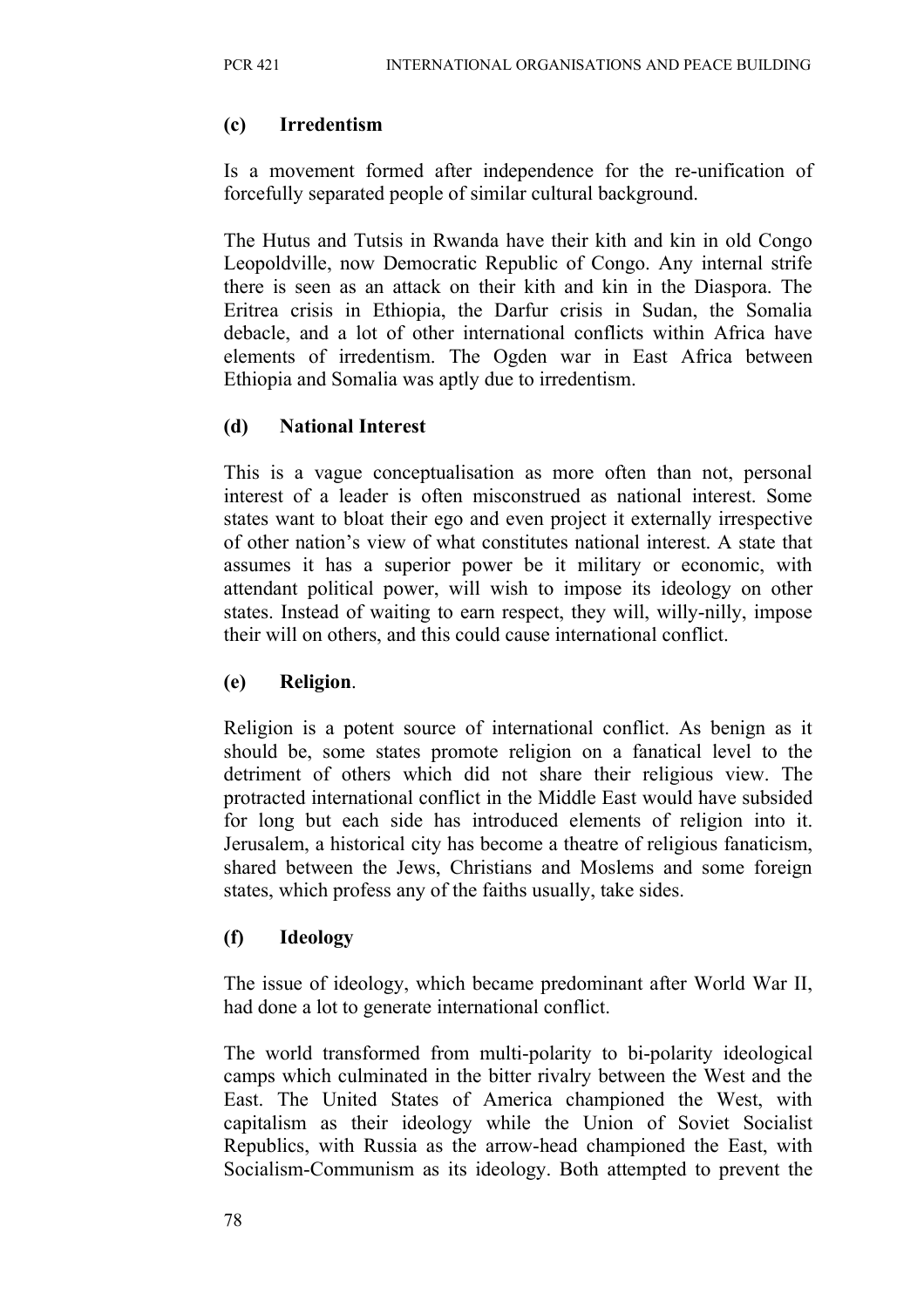### (c) Irredentism

Is a movement formed after independence for the re-unification of forcefully separated people of similar cultural background.

The Hutus and Tutsis in Rwanda have their kith and kin in old Congo Leopoldville, now Democratic Republic of Congo. Any internal strife there is seen as an attack on their kith and kin in the Diaspora. The Eritrea crisis in Ethiopia, the Darfur crisis in Sudan, the Somalia debacle, and a lot of other international conflicts within Africa have elements of irredentism. The Ogden war in East Africa between Ethiopia and Somalia was aptly due to irredentism.

### (d) National Interest

This is a vague conceptualisation as more often than not, personal interest of a leader is often misconstrued as national interest. Some states want to bloat their ego and even project it externally irrespective of other nation's view of what constitutes national interest. A state that assumes it has a superior power be it military or economic, with attendant political power, will wish to impose its ideology on other states. Instead of waiting to earn respect, they will, willy-nilly, impose their will on others, and this could cause international conflict.

### (e) Religion.

Religion is a potent source of international conflict. As benign as it should be, some states promote religion on a fanatical level to the detriment of others which did not share their religious view. The protracted international conflict in the Middle East would have subsided for long but each side has introduced elements of religion into it. Jerusalem, a historical city has become a theatre of religious fanaticism, shared between the Jews, Christians and Moslems and some foreign states, which profess any of the faiths usually, take sides.

### (f) Ideology

The issue of ideology, which became predominant after World War II, had done a lot to generate international conflict.

The world transformed from multi-polarity to bi-polarity ideological camps which culminated in the bitter rivalry between the West and the East. The United States of America championed the West, with capitalism as their ideology while the Union of Soviet Socialist Republics, with Russia as the arrow-head championed the East, with Socialism-Communism as its ideology. Both attempted to prevent the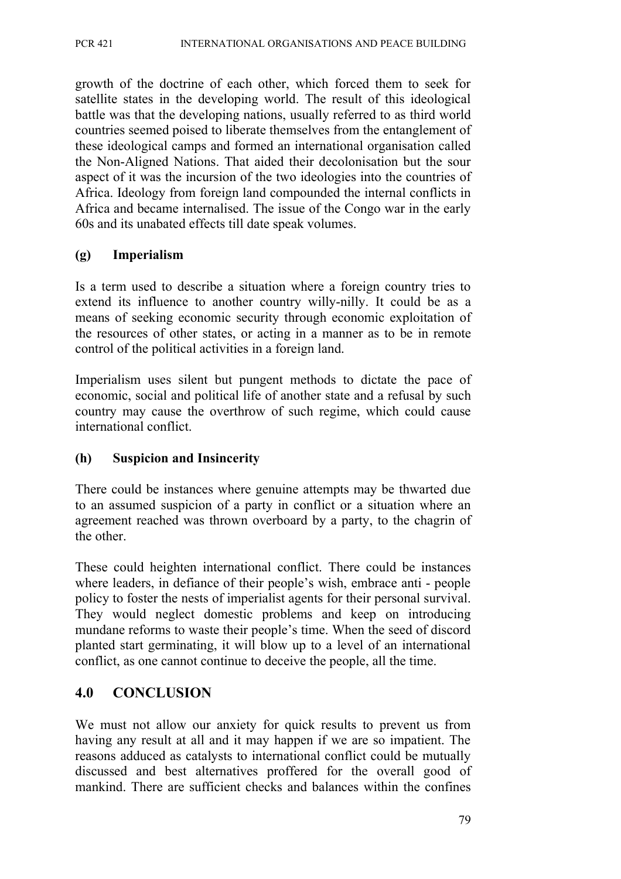growth of the doctrine of each other, which forced them to seek for satellite states in the developing world. The result of this ideological battle was that the developing nations, usually referred to as third world countries seemed poised to liberate themselves from the entanglement of these ideological camps and formed an international organisation called the Non-Aligned Nations. That aided their decolonisation but the sour aspect of it was the incursion of the two ideologies into the countries of Africa. Ideology from foreign land compounded the internal conflicts in Africa and became internalised. The issue of the Congo war in the early 60s and its unabated effects till date speak volumes.

### (g) Imperialism

Is a term used to describe a situation where a foreign country tries to extend its influence to another country willy-nilly. It could be as a means of seeking economic security through economic exploitation of the resources of other states, or acting in a manner as to be in remote control of the political activities in a foreign land.

Imperialism uses silent but pungent methods to dictate the pace of economic, social and political life of another state and a refusal by such country may cause the overthrow of such regime, which could cause international conflict.

### (h) Suspicion and Insincerity

There could be instances where genuine attempts may be thwarted due to an assumed suspicion of a party in conflict or a situation where an agreement reached was thrown overboard by a party, to the chagrin of the other.

These could heighten international conflict. There could be instances where leaders, in defiance of their people's wish, embrace anti - people policy to foster the nests of imperialist agents for their personal survival. They would neglect domestic problems and keep on introducing mundane reforms to waste their people's time. When the seed of discord planted start germinating, it will blow up to a level of an international conflict, as one cannot continue to deceive the people, all the time.

## 4.0 CONCLUSION

We must not allow our anxiety for quick results to prevent us from having any result at all and it may happen if we are so impatient. The reasons adduced as catalysts to international conflict could be mutually discussed and best alternatives proffered for the overall good of mankind. There are sufficient checks and balances within the confines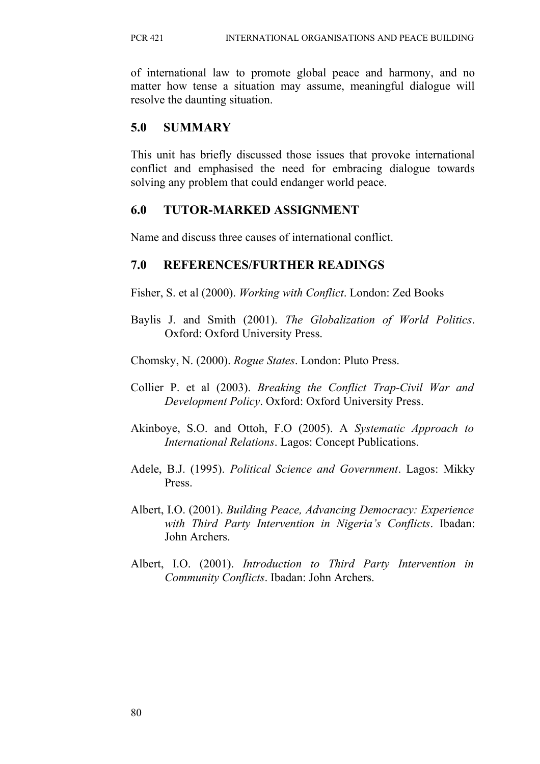of international law to promote global peace and harmony, and no matter how tense a situation may assume, meaningful dialogue will resolve the daunting situation.

## 5.0 SUMMARY

This unit has briefly discussed those issues that provoke international conflict and emphasised the need for embracing dialogue towards solving any problem that could endanger world peace.

## 6.0 TUTOR-MARKED ASSIGNMENT

Name and discuss three causes of international conflict.

## 7.0 REFERENCES/FURTHER READINGS

Fisher, S. et al (2000). *Working with Conflict*. London: Zed Books

Baylis J. and Smith (2001). *The Globalization of World Politics*. Oxford: Oxford University Press.

Chomsky, N. (2000). *Rogue States*. London: Pluto Press.

Collier P. et al (2003). *Breaking the Conflict Trap-Civil War and Development Policy*. Oxford: Oxford University Press.

Akinboye, S.O. and Ottoh, F.O (2005). A *Systematic Approach to International Relations*. Lagos: Concept Publications.

Adele, B.J. (1995). *Political Science and Government*. Lagos: Mikky Press.

Albert, I.O. (2001). *Building Peace, Advancing Democracy: Experience with Third Party Intervention in Nigeria's Conflicts*. Ibadan: John Archers.

Albert, I.O. (2001). *Introduction to Third Party Intervention in Community Conflicts*. Ibadan: John Archers.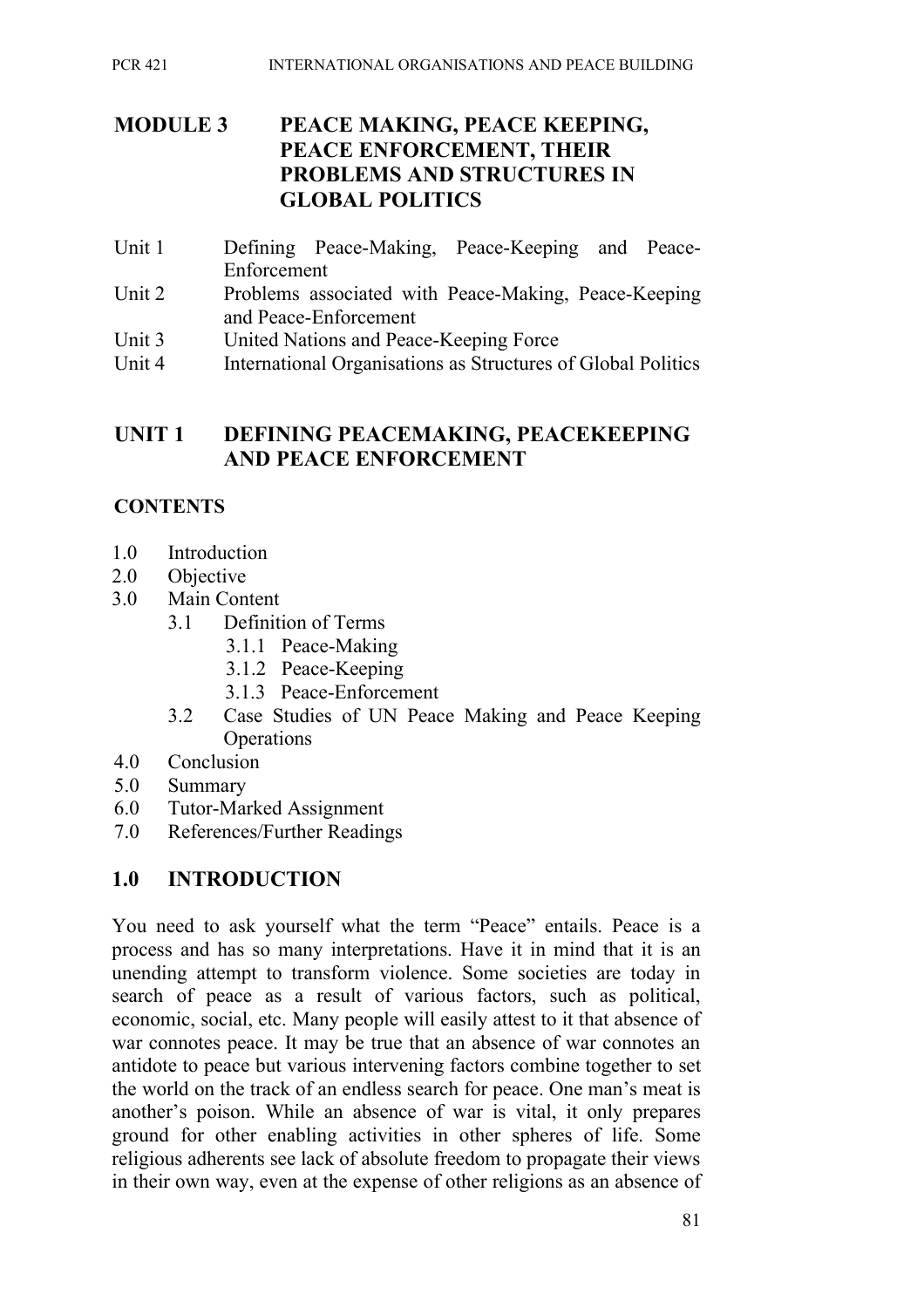# MODULE 3 PEACE MAKING, PEACE KEEPING, PEACE ENFORCEMENT, THEIR PROBLEMS AND STRUCTURES IN GLOBAL POLITICS

Unit 1 Defining Peace-Making, Peace-Keeping and Peace-Enforcement
Unit 2 Problems associated with Peace-Making, Peace-Keeping and Peace-Enforcement
Unit 3 United Nations and Peace-Keeping Force
Unit 4 International Organisations as Structures of Global Politics

## UNIT 1 DEFINING PEACEMAKING, PEACEKEEPING AND PEACE ENFORCEMENT

### CONTENTS

1.0 Introduction
2.0 Objective
3.0 Main Content
 3.1 Definition of Terms
  3.1.1 Peace-Making
  3.1.2 Peace-Keeping
  3.1.3 Peace-Enforcement
 3.2 Case Studies of UN Peace Making and Peace Keeping Operations
4.0 Conclusion
5.0 Summary
6.0 Tutor-Marked Assignment
7.0 References/Further Readings

## 1.0 INTRODUCTION

You need to ask yourself what the term "Peace" entails. Peace is a process and has so many interpretations. Have it in mind that it is an unending attempt to transform violence. Some societies are today in search of peace as a result of various factors, such as political, economic, social, etc. Many people will easily attest to it that absence of war connotes peace. It may be true that an absence of war connotes an antidote to peace but various intervening factors combine together to set the world on the track of an endless search for peace. One man's meat is another's poison. While an absence of war is vital, it only prepares ground for other enabling activities in other spheres of life. Some religious adherents see lack of absolute freedom to propagate their views in their own way, even at the expense of other religions as an absence of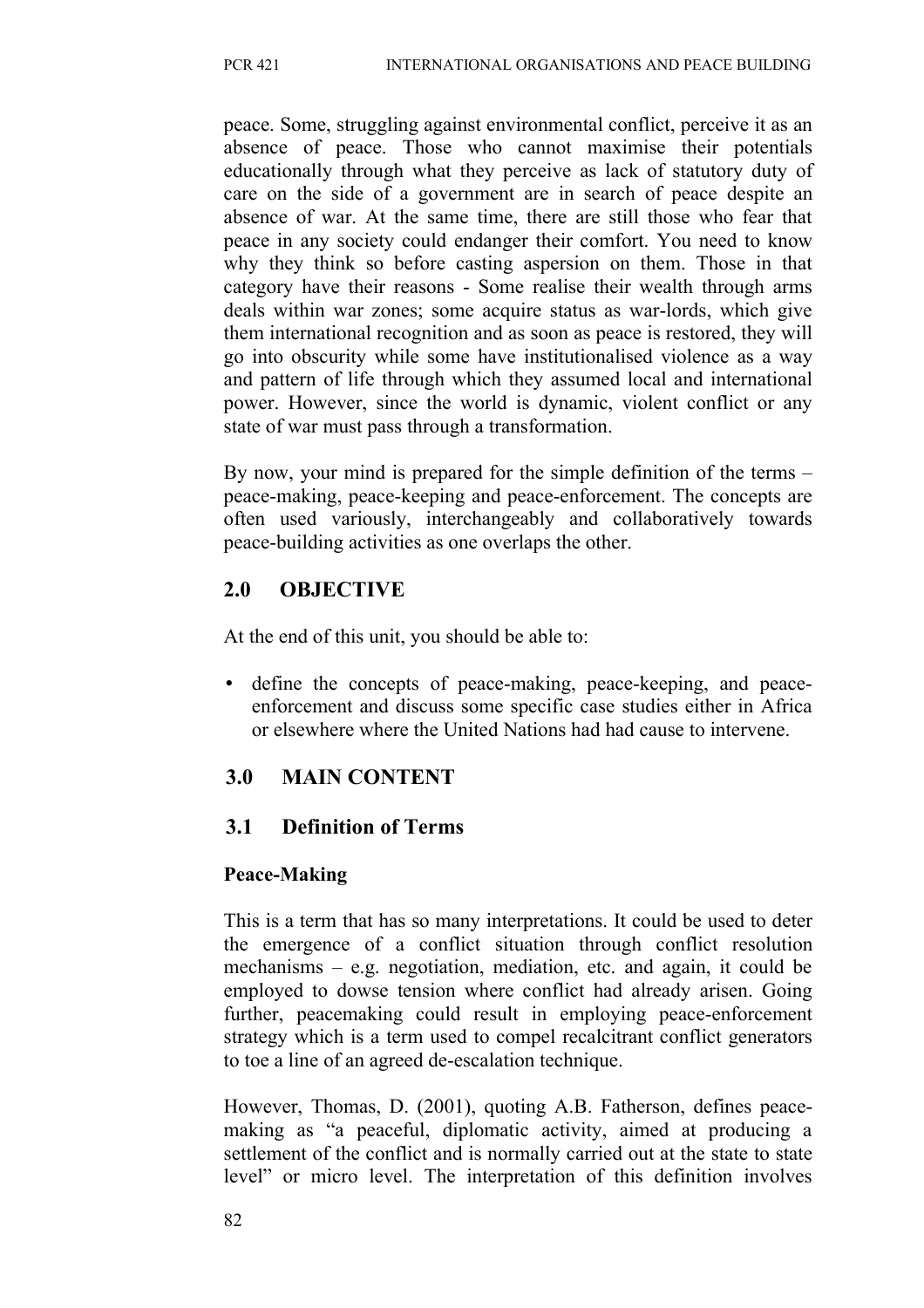peace. Some, struggling against environmental conflict, perceive it as an absence of peace. Those who cannot maximise their potentials educationally through what they perceive as lack of statutory duty of care on the side of a government are in search of peace despite an absence of war. At the same time, there are still those who fear that peace in any society could endanger their comfort. You need to know why they think so before casting aspersion on them. Those in that category have their reasons - Some realise their wealth through arms deals within war zones; some acquire status as war-lords, which give them international recognition and as soon as peace is restored, they will go into obscurity while some have institutionalised violence as a way and pattern of life through which they assumed local and international power. However, since the world is dynamic, violent conflict or any state of war must pass through a transformation.

By now, your mind is prepared for the simple definition of the terms – peace-making, peace-keeping and peace-enforcement. The concepts are often used variously, interchangeably and collaboratively towards peace-building activities as one overlaps the other.

## 2.0 OBJECTIVE

At the end of this unit, you should be able to:

- define the concepts of peace-making, peace-keeping, and peace-enforcement and discuss some specific case studies either in Africa or elsewhere where the United Nations had had cause to intervene.

## 3.0 MAIN CONTENT

### 3.1 Definition of Terms

**Peace-Making**

This is a term that has so many interpretations. It could be used to deter the emergence of a conflict situation through conflict resolution mechanisms – e.g. negotiation, mediation, etc. and again, it could be employed to dowse tension where conflict had already arisen. Going further, peacemaking could result in employing peace-enforcement strategy which is a term used to compel recalcitrant conflict generators to toe a line of an agreed de-escalation technique.

However, Thomas, D. (2001), quoting A.B. Fatherson, defines peace-making as "a peaceful, diplomatic activity, aimed at producing a settlement of the conflict and is normally carried out at the state to state level" or micro level. The interpretation of this definition involves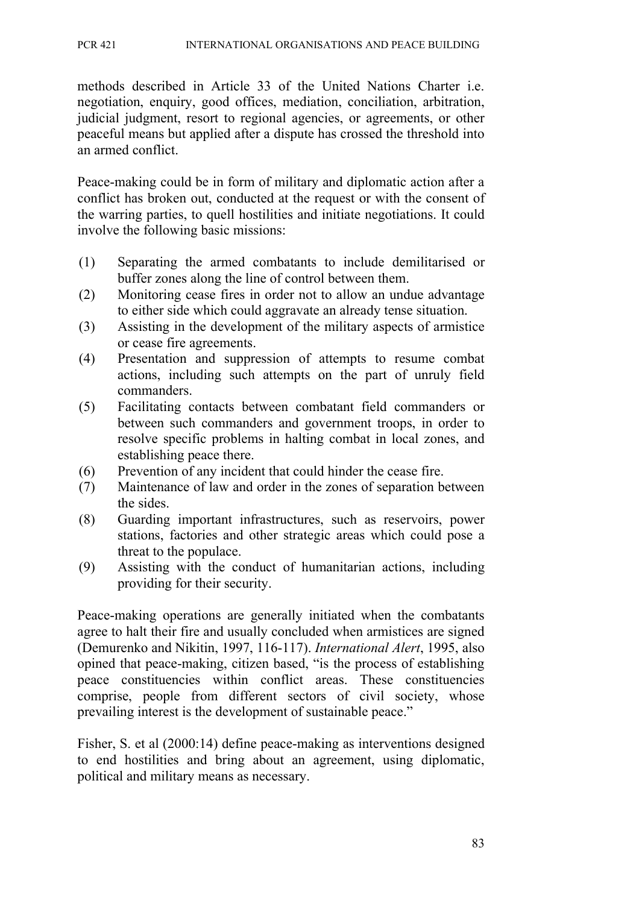methods described in Article 33 of the United Nations Charter i.e. negotiation, enquiry, good offices, mediation, conciliation, arbitration, judicial judgment, resort to regional agencies, or agreements, or other peaceful means but applied after a dispute has crossed the threshold into an armed conflict.

Peace-making could be in form of military and diplomatic action after a conflict has broken out, conducted at the request or with the consent of the warring parties, to quell hostilities and initiate negotiations. It could involve the following basic missions:

(1) Separating the armed combatants to include demilitarised or buffer zones along the line of control between them.
(2) Monitoring cease fires in order not to allow an undue advantage to either side which could aggravate an already tense situation.
(3) Assisting in the development of the military aspects of armistice or cease fire agreements.
(4) Presentation and suppression of attempts to resume combat actions, including such attempts on the part of unruly field commanders.
(5) Facilitating contacts between combatant field commanders or between such commanders and government troops, in order to resolve specific problems in halting combat in local zones, and establishing peace there.
(6) Prevention of any incident that could hinder the cease fire.
(7) Maintenance of law and order in the zones of separation between the sides.
(8) Guarding important infrastructures, such as reservoirs, power stations, factories and other strategic areas which could pose a threat to the populace.
(9) Assisting with the conduct of humanitarian actions, including providing for their security.

Peace-making operations are generally initiated when the combatants agree to halt their fire and usually concluded when armistices are signed (Demurenko and Nikitin, 1997, 116-117). *International Alert*, 1995, also opined that peace-making, citizen based, "is the process of establishing peace constituencies within conflict areas. These constituencies comprise, people from different sectors of civil society, whose prevailing interest is the development of sustainable peace."

Fisher, S. et al (2000:14) define peace-making as interventions designed to end hostilities and bring about an agreement, using diplomatic, political and military means as necessary.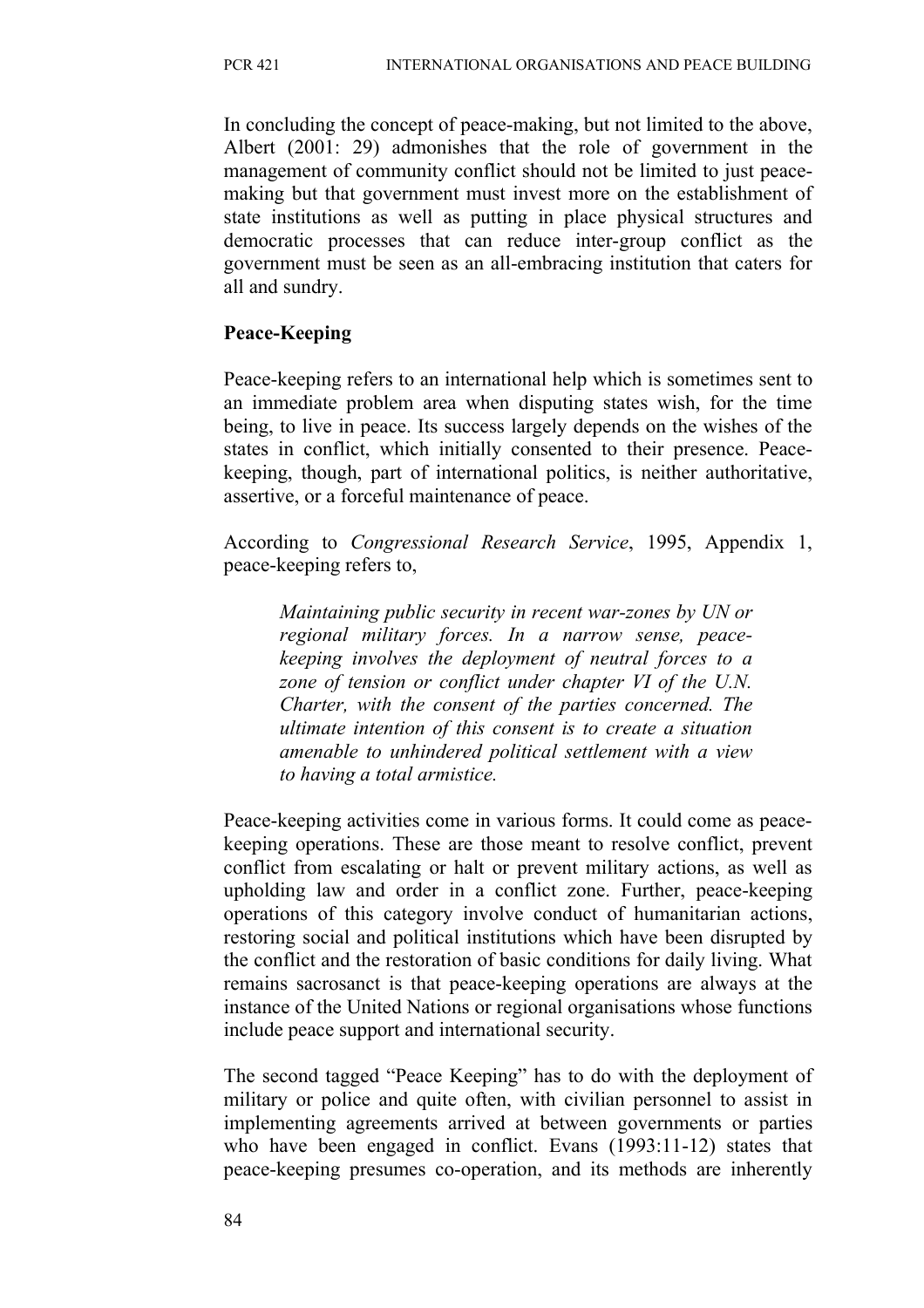In concluding the concept of peace-making, but not limited to the above, Albert (2001: 29) admonishes that the role of government in the management of community conflict should not be limited to just peace-making but that government must invest more on the establishment of state institutions as well as putting in place physical structures and democratic processes that can reduce inter-group conflict as the government must be seen as an all-embracing institution that caters for all and sundry.

**Peace-Keeping**

Peace-keeping refers to an international help which is sometimes sent to an immediate problem area when disputing states wish, for the time being, to live in peace. Its success largely depends on the wishes of the states in conflict, which initially consented to their presence. Peace-keeping, though, part of international politics, is neither authoritative, assertive, or a forceful maintenance of peace.

According to *Congressional Research Service*, 1995, Appendix 1, peace-keeping refers to,

> *Maintaining public security in recent war-zones by UN or regional military forces. In a narrow sense, peace-keeping involves the deployment of neutral forces to a zone of tension or conflict under chapter VI of the U.N. Charter, with the consent of the parties concerned. The ultimate intention of this consent is to create a situation amenable to unhindered political settlement with a view to having a total armistice.*

Peace-keeping activities come in various forms. It could come as peace-keeping operations. These are those meant to resolve conflict, prevent conflict from escalating or halt or prevent military actions, as well as upholding law and order in a conflict zone. Further, peace-keeping operations of this category involve conduct of humanitarian actions, restoring social and political institutions which have been disrupted by the conflict and the restoration of basic conditions for daily living. What remains sacrosanct is that peace-keeping operations are always at the instance of the United Nations or regional organisations whose functions include peace support and international security.

The second tagged "Peace Keeping" has to do with the deployment of military or police and quite often, with civilian personnel to assist in implementing agreements arrived at between governments or parties who have been engaged in conflict. Evans (1993:11-12) states that peace-keeping presumes co-operation, and its methods are inherently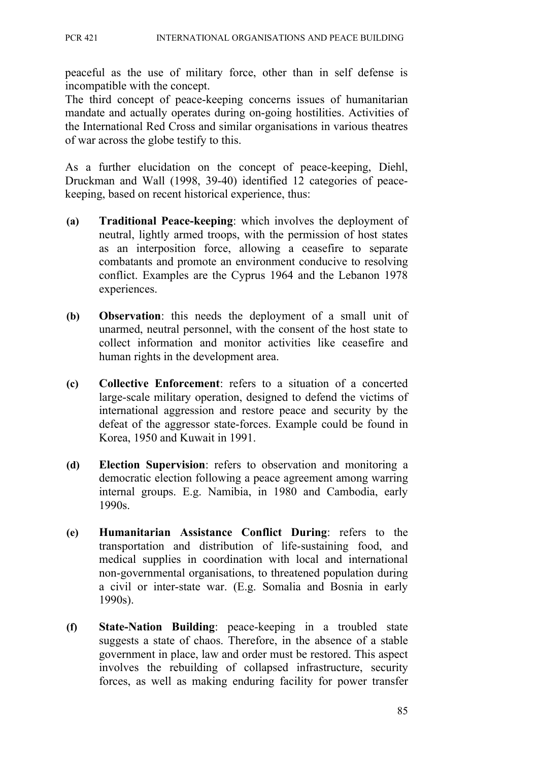peaceful as the use of military force, other than in self defense is incompatible with the concept.

The third concept of peace-keeping concerns issues of humanitarian mandate and actually operates during on-going hostilities. Activities of the International Red Cross and similar organisations in various theatres of war across the globe testify to this.

As a further elucidation on the concept of peace-keeping, Diehl, Druckman and Wall (1998, 39-40) identified 12 categories of peace-keeping, based on recent historical experience, thus:

**(a)** **Traditional Peace-keeping**: which involves the deployment of neutral, lightly armed troops, with the permission of host states as an interposition force, allowing a ceasefire to separate combatants and promote an environment conducive to resolving conflict. Examples are the Cyprus 1964 and the Lebanon 1978 experiences.

**(b)** **Observation**: this needs the deployment of a small unit of unarmed, neutral personnel, with the consent of the host state to collect information and monitor activities like ceasefire and human rights in the development area.

**(c)** **Collective Enforcement**: refers to a situation of a concerted large-scale military operation, designed to defend the victims of international aggression and restore peace and security by the defeat of the aggressor state-forces. Example could be found in Korea, 1950 and Kuwait in 1991.

**(d)** **Election Supervision**: refers to observation and monitoring a democratic election following a peace agreement among warring internal groups. E.g. Namibia, in 1980 and Cambodia, early 1990s.

**(e)** **Humanitarian Assistance Conflict During**: refers to the transportation and distribution of life-sustaining food, and medical supplies in coordination with local and international non-governmental organisations, to threatened population during a civil or inter-state war. (E.g. Somalia and Bosnia in early 1990s).

**(f)** **State-Nation Building**: peace-keeping in a troubled state suggests a state of chaos. Therefore, in the absence of a stable government in place, law and order must be restored. This aspect involves the rebuilding of collapsed infrastructure, security forces, as well as making enduring facility for power transfer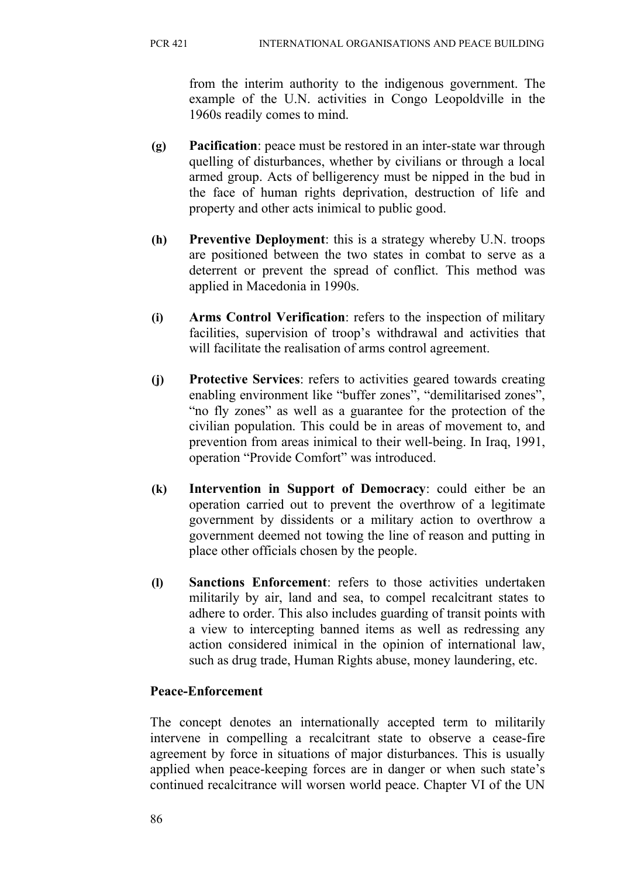from the interim authority to the indigenous government. The example of the U.N. activities in Congo Leopoldville in the 1960s readily comes to mind.

**(g) Pacification**: peace must be restored in an inter-state war through quelling of disturbances, whether by civilians or through a local armed group. Acts of belligerency must be nipped in the bud in the face of human rights deprivation, destruction of life and property and other acts inimical to public good.

**(h) Preventive Deployment**: this is a strategy whereby U.N. troops are positioned between the two states in combat to serve as a deterrent or prevent the spread of conflict. This method was applied in Macedonia in 1990s.

**(i) Arms Control Verification**: refers to the inspection of military facilities, supervision of troop's withdrawal and activities that will facilitate the realisation of arms control agreement.

**(j) Protective Services**: refers to activities geared towards creating enabling environment like "buffer zones", "demilitarised zones", "no fly zones" as well as a guarantee for the protection of the civilian population. This could be in areas of movement to, and prevention from areas inimical to their well-being. In Iraq, 1991, operation "Provide Comfort" was introduced.

**(k) Intervention in Support of Democracy**: could either be an operation carried out to prevent the overthrow of a legitimate government by dissidents or a military action to overthrow a government deemed not towing the line of reason and putting in place other officials chosen by the people.

**(l) Sanctions Enforcement**: refers to those activities undertaken militarily by air, land and sea, to compel recalcitrant states to adhere to order. This also includes guarding of transit points with a view to intercepting banned items as well as redressing any action considered inimical in the opinion of international law, such as drug trade, Human Rights abuse, money laundering, etc.

**Peace-Enforcement**

The concept denotes an internationally accepted term to militarily intervene in compelling a recalcitrant state to observe a cease-fire agreement by force in situations of major disturbances. This is usually applied when peace-keeping forces are in danger or when such state's continued recalcitrance will worsen world peace. Chapter VI of the UN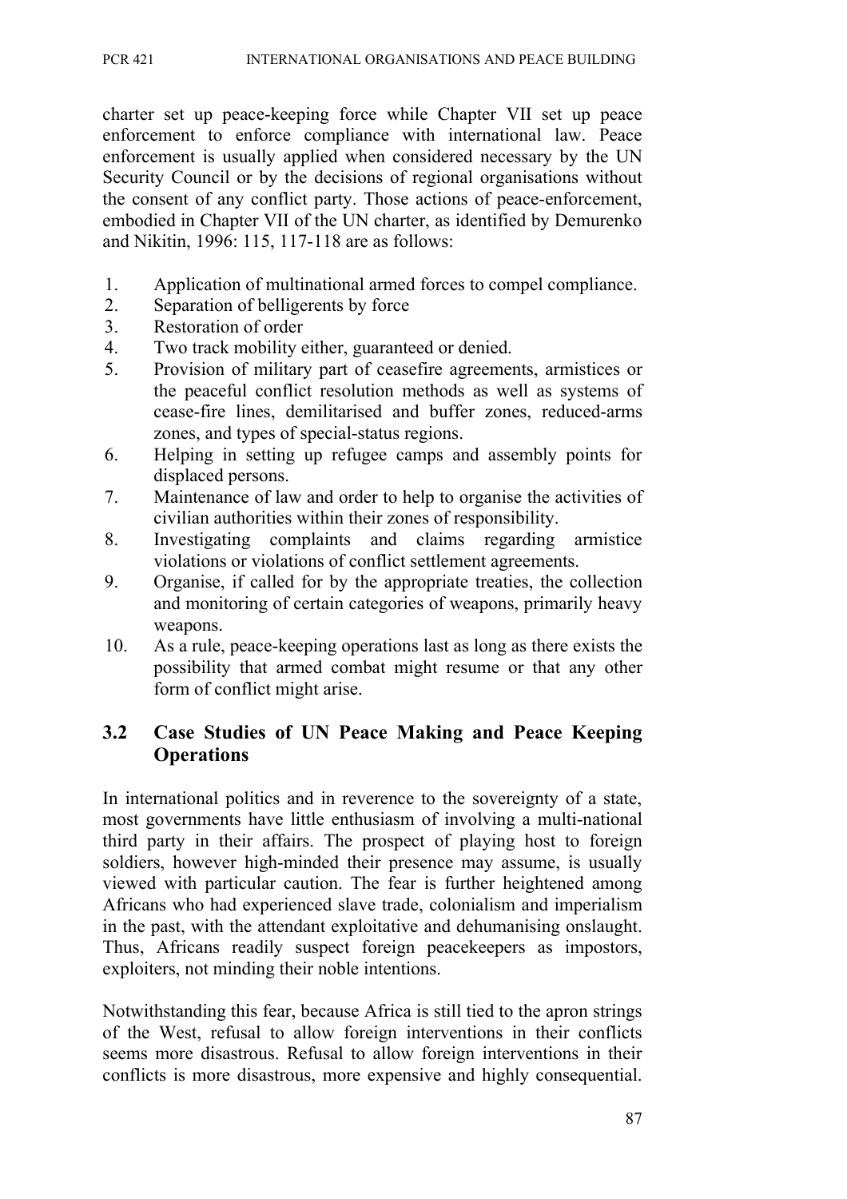charter set up peace-keeping force while Chapter VII set up peace enforcement to enforce compliance with international law. Peace enforcement is usually applied when considered necessary by the UN Security Council or by the decisions of regional organisations without the consent of any conflict party. Those actions of peace-enforcement, embodied in Chapter VII of the UN charter, as identified by Demurenko and Nikitin, 1996: 115, 117-118 are as follows:

1. Application of multinational armed forces to compel compliance.
2. Separation of belligerents by force
3. Restoration of order
4. Two track mobility either, guaranteed or denied.
5. Provision of military part of ceasefire agreements, armistices or the peaceful conflict resolution methods as well as systems of cease-fire lines, demilitarised and buffer zones, reduced-arms zones, and types of special-status regions.
6. Helping in setting up refugee camps and assembly points for displaced persons.
7. Maintenance of law and order to help to organise the activities of civilian authorities within their zones of responsibility.
8. Investigating complaints and claims regarding armistice violations or violations of conflict settlement agreements.
9. Organise, if called for by the appropriate treaties, the collection and monitoring of certain categories of weapons, primarily heavy weapons.
10. As a rule, peace-keeping operations last as long as there exists the possibility that armed combat might resume or that any other form of conflict might arise.

## 3.2 Case Studies of UN Peace Making and Peace Keeping Operations

In international politics and in reverence to the sovereignty of a state, most governments have little enthusiasm of involving a multi-national third party in their affairs. The prospect of playing host to foreign soldiers, however high-minded their presence may assume, is usually viewed with particular caution. The fear is further heightened among Africans who had experienced slave trade, colonialism and imperialism in the past, with the attendant exploitative and dehumanising onslaught. Thus, Africans readily suspect foreign peacekeepers as impostors, exploiters, not minding their noble intentions.

Notwithstanding this fear, because Africa is still tied to the apron strings of the West, refusal to allow foreign interventions in their conflicts seems more disastrous. Refusal to allow foreign interventions in their conflicts is more disastrous, more expensive and highly consequential.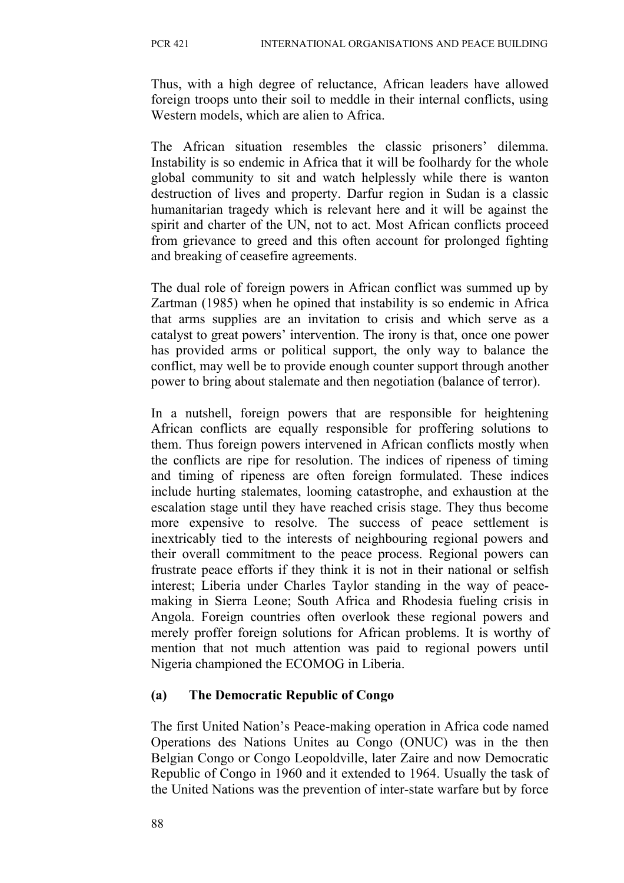Thus, with a high degree of reluctance, African leaders have allowed foreign troops unto their soil to meddle in their internal conflicts, using Western models, which are alien to Africa.

The African situation resembles the classic prisoners' dilemma. Instability is so endemic in Africa that it will be foolhardy for the whole global community to sit and watch helplessly while there is wanton destruction of lives and property. Darfur region in Sudan is a classic humanitarian tragedy which is relevant here and it will be against the spirit and charter of the UN, not to act. Most African conflicts proceed from grievance to greed and this often account for prolonged fighting and breaking of ceasefire agreements.

The dual role of foreign powers in African conflict was summed up by Zartman (1985) when he opined that instability is so endemic in Africa that arms supplies are an invitation to crisis and which serve as a catalyst to great powers' intervention. The irony is that, once one power has provided arms or political support, the only way to balance the conflict, may well be to provide enough counter support through another power to bring about stalemate and then negotiation (balance of terror).

In a nutshell, foreign powers that are responsible for heightening African conflicts are equally responsible for proffering solutions to them. Thus foreign powers intervened in African conflicts mostly when the conflicts are ripe for resolution. The indices of ripeness of timing and timing of ripeness are often foreign formulated. These indices include hurting stalemates, looming catastrophe, and exhaustion at the escalation stage until they have reached crisis stage. They thus become more expensive to resolve. The success of peace settlement is inextricably tied to the interests of neighbouring regional powers and their overall commitment to the peace process. Regional powers can frustrate peace efforts if they think it is not in their national or selfish interest; Liberia under Charles Taylor standing in the way of peace-making in Sierra Leone; South Africa and Rhodesia fueling crisis in Angola. Foreign countries often overlook these regional powers and merely proffer foreign solutions for African problems. It is worthy of mention that not much attention was paid to regional powers until Nigeria championed the ECOMOG in Liberia.

**(a) The Democratic Republic of Congo**

The first United Nation's Peace-making operation in Africa code named Operations des Nations Unites au Congo (ONUC) was in the then Belgian Congo or Congo Leopoldville, later Zaire and now Democratic Republic of Congo in 1960 and it extended to 1964. Usually the task of the United Nations was the prevention of inter-state warfare but by force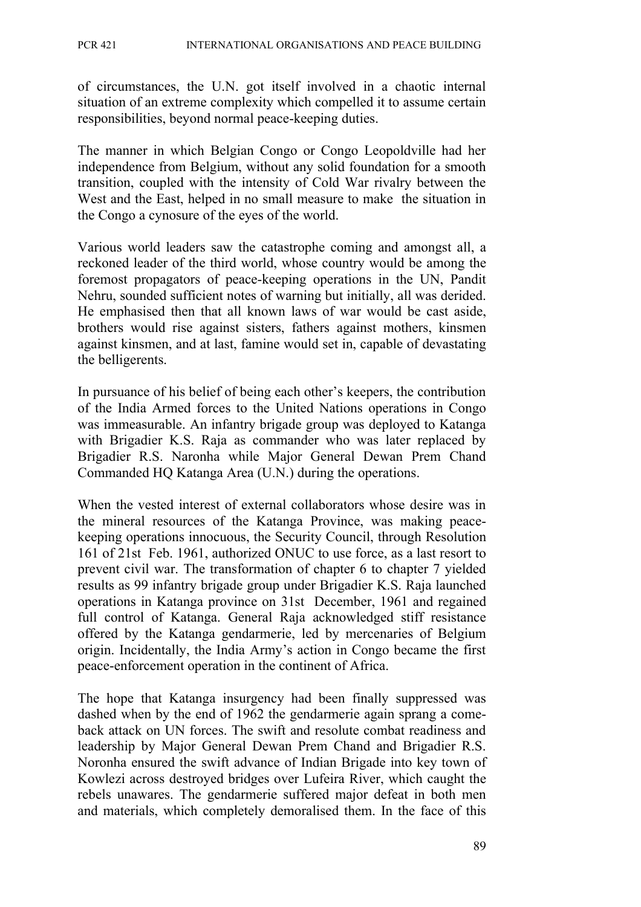of circumstances, the U.N. got itself involved in a chaotic internal situation of an extreme complexity which compelled it to assume certain responsibilities, beyond normal peace-keeping duties.

The manner in which Belgian Congo or Congo Leopoldville had her independence from Belgium, without any solid foundation for a smooth transition, coupled with the intensity of Cold War rivalry between the West and the East, helped in no small measure to make the situation in the Congo a cynosure of the eyes of the world.

Various world leaders saw the catastrophe coming and amongst all, a reckoned leader of the third world, whose country would be among the foremost propagators of peace-keeping operations in the UN, Pandit Nehru, sounded sufficient notes of warning but initially, all was derided. He emphasised then that all known laws of war would be cast aside, brothers would rise against sisters, fathers against mothers, kinsmen against kinsmen, and at last, famine would set in, capable of devastating the belligerents.

In pursuance of his belief of being each other's keepers, the contribution of the India Armed forces to the United Nations operations in Congo was immeasurable. An infantry brigade group was deployed to Katanga with Brigadier K.S. Raja as commander who was later replaced by Brigadier R.S. Naronha while Major General Dewan Prem Chand Commanded HQ Katanga Area (U.N.) during the operations.

When the vested interest of external collaborators whose desire was in the mineral resources of the Katanga Province, was making peace-keeping operations innocuous, the Security Council, through Resolution 161 of 21st Feb. 1961, authorized ONUC to use force, as a last resort to prevent civil war. The transformation of chapter 6 to chapter 7 yielded results as 99 infantry brigade group under Brigadier K.S. Raja launched operations in Katanga province on 31st December, 1961 and regained full control of Katanga. General Raja acknowledged stiff resistance offered by the Katanga gendarmerie, led by mercenaries of Belgium origin. Incidentally, the India Army's action in Congo became the first peace-enforcement operation in the continent of Africa.

The hope that Katanga insurgency had been finally suppressed was dashed when by the end of 1962 the gendarmerie again sprang a come-back attack on UN forces. The swift and resolute combat readiness and leadership by Major General Dewan Prem Chand and Brigadier R.S. Noronha ensured the swift advance of Indian Brigade into key town of Kowlezi across destroyed bridges over Lufeira River, which caught the rebels unawares. The gendarmerie suffered major defeat in both men and materials, which completely demoralised them. In the face of this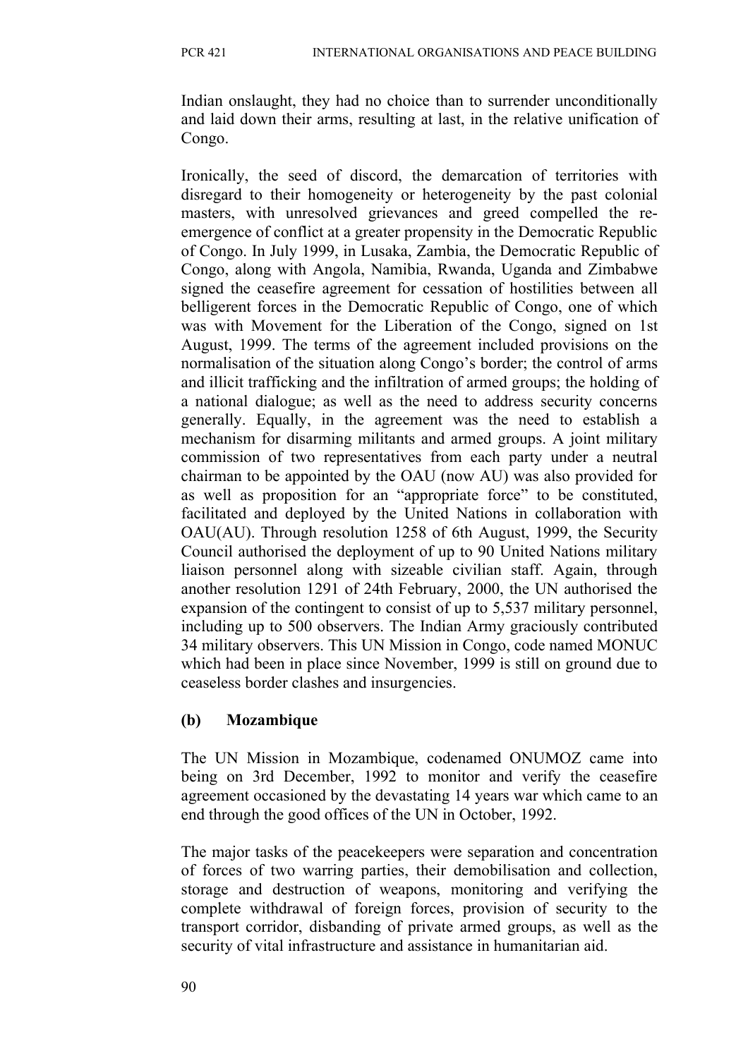Indian onslaught, they had no choice than to surrender unconditionally and laid down their arms, resulting at last, in the relative unification of Congo.

Ironically, the seed of discord, the demarcation of territories with disregard to their homogeneity or heterogeneity by the past colonial masters, with unresolved grievances and greed compelled the re-emergence of conflict at a greater propensity in the Democratic Republic of Congo. In July 1999, in Lusaka, Zambia, the Democratic Republic of Congo, along with Angola, Namibia, Rwanda, Uganda and Zimbabwe signed the ceasefire agreement for cessation of hostilities between all belligerent forces in the Democratic Republic of Congo, one of which was with Movement for the Liberation of the Congo, signed on 1st August, 1999. The terms of the agreement included provisions on the normalisation of the situation along Congo's border; the control of arms and illicit trafficking and the infiltration of armed groups; the holding of a national dialogue; as well as the need to address security concerns generally. Equally, in the agreement was the need to establish a mechanism for disarming militants and armed groups. A joint military commission of two representatives from each party under a neutral chairman to be appointed by the OAU (now AU) was also provided for as well as proposition for an "appropriate force" to be constituted, facilitated and deployed by the United Nations in collaboration with OAU(AU). Through resolution 1258 of 6th August, 1999, the Security Council authorised the deployment of up to 90 United Nations military liaison personnel along with sizeable civilian staff. Again, through another resolution 1291 of 24th February, 2000, the UN authorised the expansion of the contingent to consist of up to 5,537 military personnel, including up to 500 observers. The Indian Army graciously contributed 34 military observers. This UN Mission in Congo, code named MONUC which had been in place since November, 1999 is still on ground due to ceaseless border clashes and insurgencies.

### (b) Mozambique

The UN Mission in Mozambique, codenamed ONUMOZ came into being on 3rd December, 1992 to monitor and verify the ceasefire agreement occasioned by the devastating 14 years war which came to an end through the good offices of the UN in October, 1992.

The major tasks of the peacekeepers were separation and concentration of forces of two warring parties, their demobilisation and collection, storage and destruction of weapons, monitoring and verifying the complete withdrawal of foreign forces, provision of security to the transport corridor, disbanding of private armed groups, as well as the security of vital infrastructure and assistance in humanitarian aid.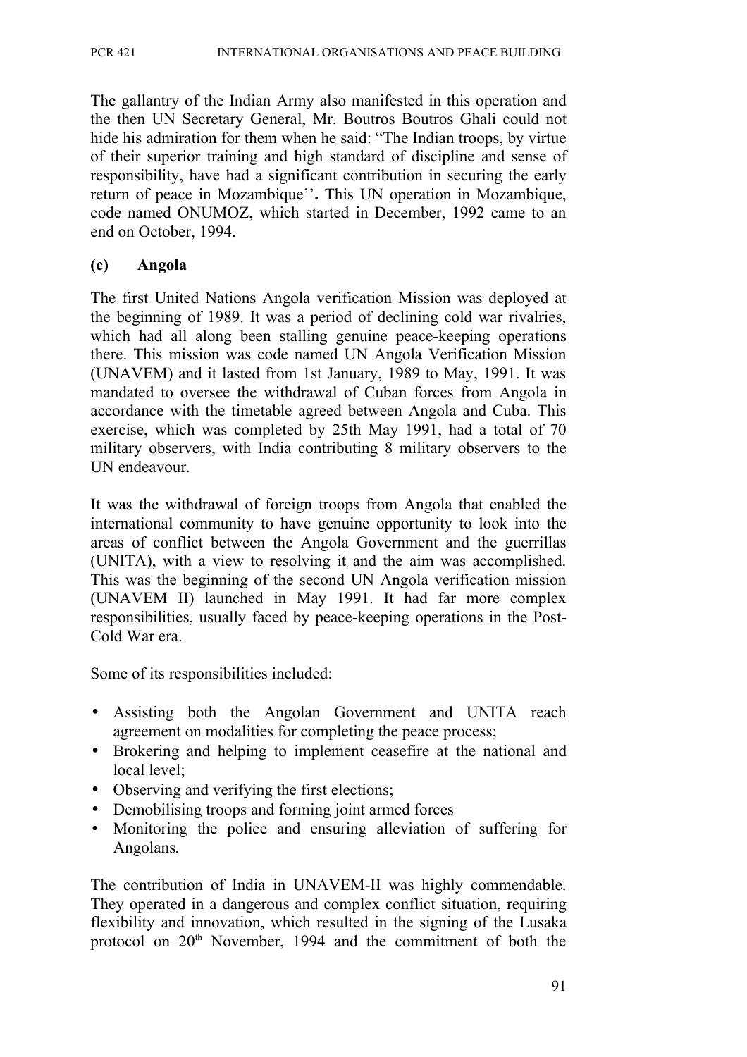The gallantry of the Indian Army also manifested in this operation and the then UN Secretary General, Mr. Boutros Boutros Ghali could not hide his admiration for them when he said: "The Indian troops, by virtue of their superior training and high standard of discipline and sense of responsibility, have had a significant contribution in securing the early return of peace in Mozambique''**.** This UN operation in Mozambique, code named ONUMOZ, which started in December, 1992 came to an end on October, 1994.

### (c) Angola

The first United Nations Angola verification Mission was deployed at the beginning of 1989. It was a period of declining cold war rivalries, which had all along been stalling genuine peace-keeping operations there. This mission was code named UN Angola Verification Mission (UNAVEM) and it lasted from 1st January, 1989 to May, 1991. It was mandated to oversee the withdrawal of Cuban forces from Angola in accordance with the timetable agreed between Angola and Cuba. This exercise, which was completed by 25th May 1991, had a total of 70 military observers, with India contributing 8 military observers to the UN endeavour.

It was the withdrawal of foreign troops from Angola that enabled the international community to have genuine opportunity to look into the areas of conflict between the Angola Government and the guerrillas (UNITA), with a view to resolving it and the aim was accomplished. This was the beginning of the second UN Angola verification mission (UNAVEM II) launched in May 1991. It had far more complex responsibilities, usually faced by peace-keeping operations in the Post-Cold War era.

Some of its responsibilities included:

- Assisting both the Angolan Government and UNITA reach agreement on modalities for completing the peace process;
- Brokering and helping to implement ceasefire at the national and local level;
- Observing and verifying the first elections;
- Demobilising troops and forming joint armed forces
- Monitoring the police and ensuring alleviation of suffering for Angolans*.*

The contribution of India in UNAVEM-II was highly commendable. They operated in a dangerous and complex conflict situation, requiring flexibility and innovation, which resulted in the signing of the Lusaka protocol on 20th November, 1994 and the commitment of both the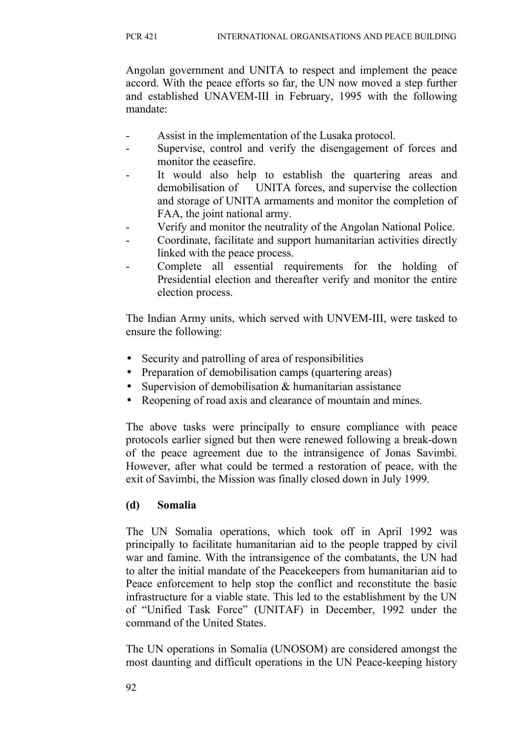Angolan government and UNITA to respect and implement the peace accord. With the peace efforts so far, the UN now moved a step further and established UNAVEM-III in February, 1995 with the following mandate:

- Assist in the implementation of the Lusaka protocol.
- Supervise, control and verify the disengagement of forces and monitor the ceasefire.
- It would also help to establish the quartering areas and demobilisation of UNITA forces, and supervise the collection and storage of UNITA armaments and monitor the completion of FAA, the joint national army.
- Verify and monitor the neutrality of the Angolan National Police.
- Coordinate, facilitate and support humanitarian activities directly linked with the peace process.
- Complete all essential requirements for the holding of Presidential election and thereafter verify and monitor the entire election process.

The Indian Army units, which served with UNVEM-III, were tasked to ensure the following:

- Security and patrolling of area of responsibilities
- Preparation of demobilisation camps (quartering areas)
- Supervision of demobilisation & humanitarian assistance
- Reopening of road axis and clearance of mountain and mines.

The above tasks were principally to ensure compliance with peace protocols earlier signed but then were renewed following a break-down of the peace agreement due to the intransigence of Jonas Savimbi. However, after what could be termed a restoration of peace, with the exit of Savimbi, the Mission was finally closed down in July 1999.

**(d) Somalia**

The UN Somalia operations, which took off in April 1992 was principally to facilitate humanitarian aid to the people trapped by civil war and famine. With the intransigence of the combatants, the UN had to alter the initial mandate of the Peacekeepers from humanitarian aid to Peace enforcement to help stop the conflict and reconstitute the basic infrastructure for a viable state. This led to the establishment by the UN of "Unified Task Force" (UNITAF) in December, 1992 under the command of the United States.

The UN operations in Somalia (UNOSOM) are considered amongst the most daunting and difficult operations in the UN Peace-keeping history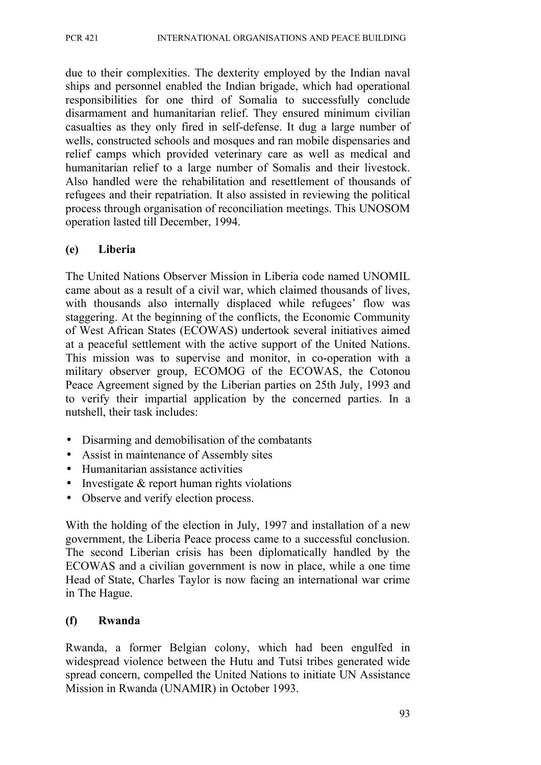due to their complexities. The dexterity employed by the Indian naval ships and personnel enabled the Indian brigade, which had operational responsibilities for one third of Somalia to successfully conclude disarmament and humanitarian relief. They ensured minimum civilian casualties as they only fired in self-defense. It dug a large number of wells, constructed schools and mosques and ran mobile dispensaries and relief camps which provided veterinary care as well as medical and humanitarian relief to a large number of Somalis and their livestock. Also handled were the rehabilitation and resettlement of thousands of refugees and their repatriation. It also assisted in reviewing the political process through organisation of reconciliation meetings. This UNOSOM operation lasted till December, 1994.

### (e) Liberia

The United Nations Observer Mission in Liberia code named UNOMIL came about as a result of a civil war, which claimed thousands of lives, with thousands also internally displaced while refugees' flow was staggering. At the beginning of the conflicts, the Economic Community of West African States (ECOWAS) undertook several initiatives aimed at a peaceful settlement with the active support of the United Nations. This mission was to supervise and monitor, in co-operation with a military observer group, ECOMOG of the ECOWAS, the Cotonou Peace Agreement signed by the Liberian parties on 25th July, 1993 and to verify their impartial application by the concerned parties. In a nutshell, their task includes:

- Disarming and demobilisation of the combatants
- Assist in maintenance of Assembly sites
- Humanitarian assistance activities
- Investigate & report human rights violations
- Observe and verify election process.

With the holding of the election in July, 1997 and installation of a new government, the Liberia Peace process came to a successful conclusion. The second Liberian crisis has been diplomatically handled by the ECOWAS and a civilian government is now in place, while a one time Head of State, Charles Taylor is now facing an international war crime in The Hague.

### (f) Rwanda

Rwanda, a former Belgian colony, which had been engulfed in widespread violence between the Hutu and Tutsi tribes generated wide spread concern, compelled the United Nations to initiate UN Assistance Mission in Rwanda (UNAMIR) in October 1993.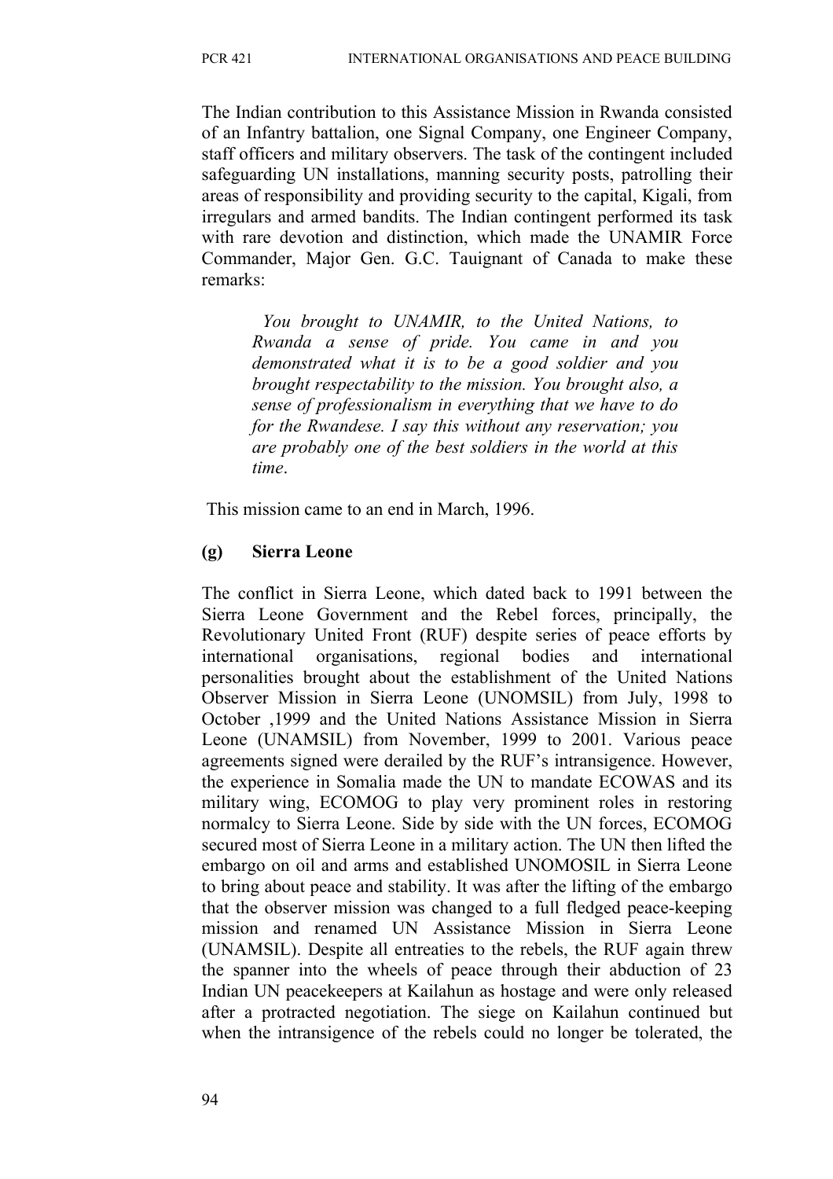The Indian contribution to this Assistance Mission in Rwanda consisted of an Infantry battalion, one Signal Company, one Engineer Company, staff officers and military observers. The task of the contingent included safeguarding UN installations, manning security posts, patrolling their areas of responsibility and providing security to the capital, Kigali, from irregulars and armed bandits. The Indian contingent performed its task with rare devotion and distinction, which made the UNAMIR Force Commander, Major Gen. G.C. Tauignant of Canada to make these remarks:

> *You brought to UNAMIR, to the United Nations, to Rwanda a sense of pride. You came in and you demonstrated what it is to be a good soldier and you brought respectability to the mission. You brought also, a sense of professionalism in everything that we have to do for the Rwandese. I say this without any reservation; you are probably one of the best soldiers in the world at this time*.

This mission came to an end in March, 1996.

**(g) Sierra Leone**

The conflict in Sierra Leone, which dated back to 1991 between the Sierra Leone Government and the Rebel forces, principally, the Revolutionary United Front (RUF) despite series of peace efforts by international organisations, regional bodies and international personalities brought about the establishment of the United Nations Observer Mission in Sierra Leone (UNOMSIL) from July, 1998 to October ,1999 and the United Nations Assistance Mission in Sierra Leone (UNAMSIL) from November, 1999 to 2001. Various peace agreements signed were derailed by the RUF's intransigence. However, the experience in Somalia made the UN to mandate ECOWAS and its military wing, ECOMOG to play very prominent roles in restoring normalcy to Sierra Leone. Side by side with the UN forces, ECOMOG secured most of Sierra Leone in a military action. The UN then lifted the embargo on oil and arms and established UNOMOSIL in Sierra Leone to bring about peace and stability. It was after the lifting of the embargo that the observer mission was changed to a full fledged peace-keeping mission and renamed UN Assistance Mission in Sierra Leone (UNAMSIL). Despite all entreaties to the rebels, the RUF again threw the spanner into the wheels of peace through their abduction of 23 Indian UN peacekeepers at Kailahun as hostage and were only released after a protracted negotiation. The siege on Kailahun continued but when the intransigence of the rebels could no longer be tolerated, the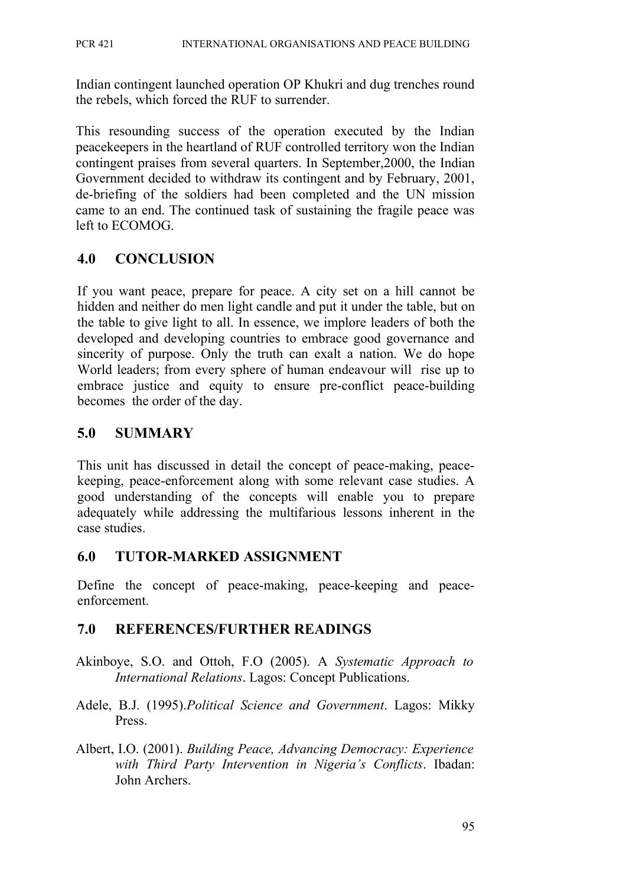Indian contingent launched operation OP Khukri and dug trenches round the rebels, which forced the RUF to surrender.

This resounding success of the operation executed by the Indian peacekeepers in the heartland of RUF controlled territory won the Indian contingent praises from several quarters. In September,2000, the Indian Government decided to withdraw its contingent and by February, 2001, de-briefing of the soldiers had been completed and the UN mission came to an end. The continued task of sustaining the fragile peace was left to ECOMOG.

## 4.0 CONCLUSION

If you want peace, prepare for peace. A city set on a hill cannot be hidden and neither do men light candle and put it under the table, but on the table to give light to all. In essence, we implore leaders of both the developed and developing countries to embrace good governance and sincerity of purpose. Only the truth can exalt a nation. We do hope World leaders; from every sphere of human endeavour will rise up to embrace justice and equity to ensure pre-conflict peace-building becomes the order of the day.

## 5.0 SUMMARY

This unit has discussed in detail the concept of peace-making, peace-keeping, peace-enforcement along with some relevant case studies. A good understanding of the concepts will enable you to prepare adequately while addressing the multifarious lessons inherent in the case studies.

## 6.0 TUTOR-MARKED ASSIGNMENT

Define the concept of peace-making, peace-keeping and peace-enforcement.

## 7.0 REFERENCES/FURTHER READINGS

Akinboye, S.O. and Ottoh, F.O (2005). A *Systematic Approach to International Relations*. Lagos: Concept Publications.

Adele, B.J. (1995).*Political Science and Government*. Lagos: Mikky Press.

Albert, I.O. (2001). *Building Peace, Advancing Democracy: Experience with Third Party Intervention in Nigeria's Conflicts*. Ibadan: John Archers.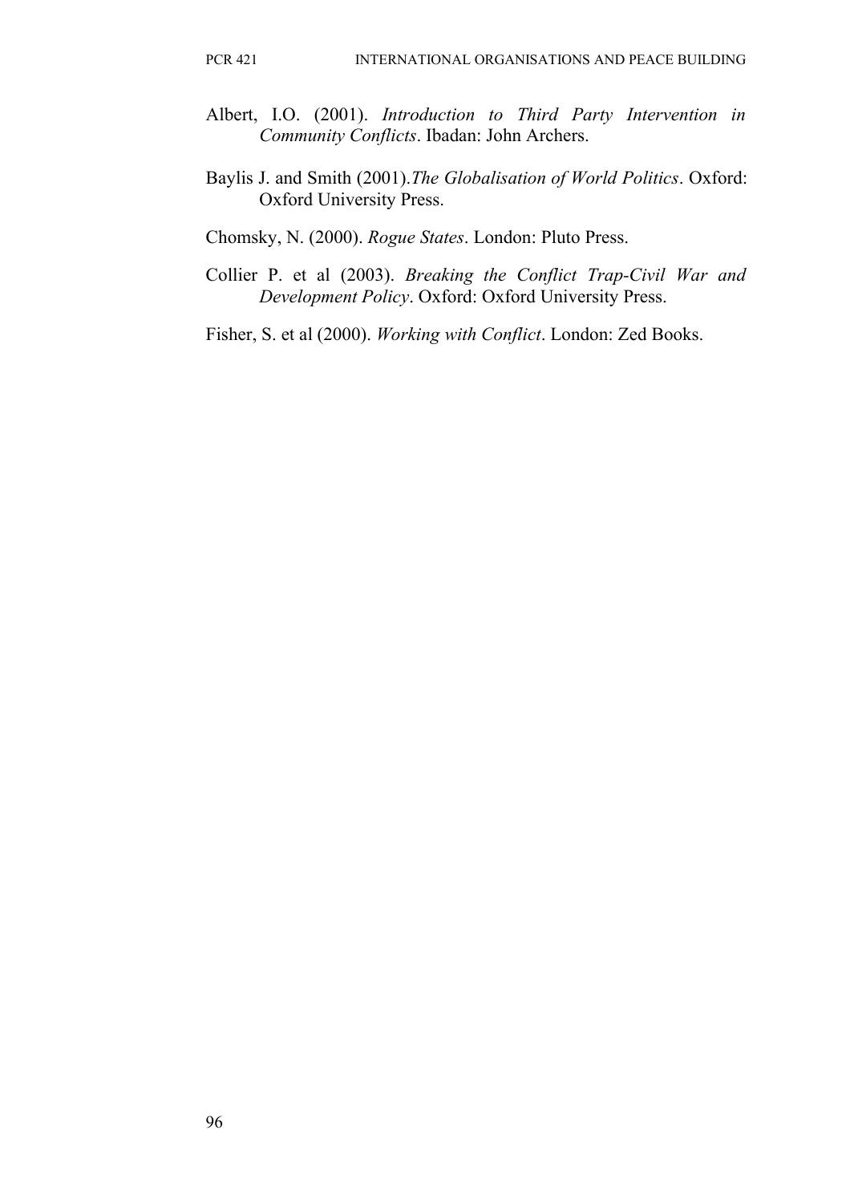Albert, I.O. (2001). *Introduction to Third Party Intervention in Community Conflicts*. Ibadan: John Archers.

Baylis J. and Smith (2001).*The Globalisation of World Politics*. Oxford: Oxford University Press.

Chomsky, N. (2000). *Rogue States*. London: Pluto Press.

Collier P. et al (2003). *Breaking the Conflict Trap-Civil War and Development Policy*. Oxford: Oxford University Press.

Fisher, S. et al (2000). *Working with Conflict*. London: Zed Books.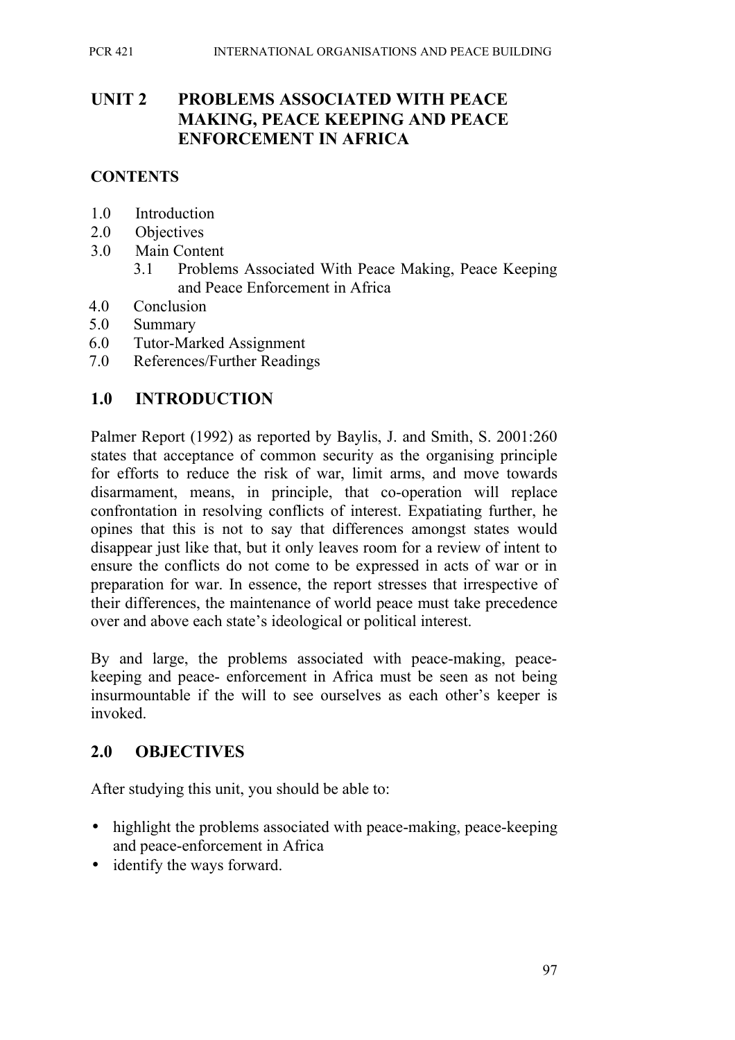# UNIT 2 PROBLEMS ASSOCIATED WITH PEACE MAKING, PEACE KEEPING AND PEACE ENFORCEMENT IN AFRICA

## CONTENTS

1.0 Introduction
2.0 Objectives
3.0 Main Content
    3.1 Problems Associated With Peace Making, Peace Keeping and Peace Enforcement in Africa
4.0 Conclusion
5.0 Summary
6.0 Tutor-Marked Assignment
7.0 References/Further Readings

## 1.0 INTRODUCTION

Palmer Report (1992) as reported by Baylis, J. and Smith, S. 2001:260 states that acceptance of common security as the organising principle for efforts to reduce the risk of war, limit arms, and move towards disarmament, means, in principle, that co-operation will replace confrontation in resolving conflicts of interest. Expatiating further, he opines that this is not to say that differences amongst states would disappear just like that, but it only leaves room for a review of intent to ensure the conflicts do not come to be expressed in acts of war or in preparation for war. In essence, the report stresses that irrespective of their differences, the maintenance of world peace must take precedence over and above each state's ideological or political interest.

By and large, the problems associated with peace-making, peace-keeping and peace- enforcement in Africa must be seen as not being insurmountable if the will to see ourselves as each other's keeper is invoked.

## 2.0 OBJECTIVES

After studying this unit, you should be able to:

- highlight the problems associated with peace-making, peace-keeping and peace-enforcement in Africa
- identify the ways forward.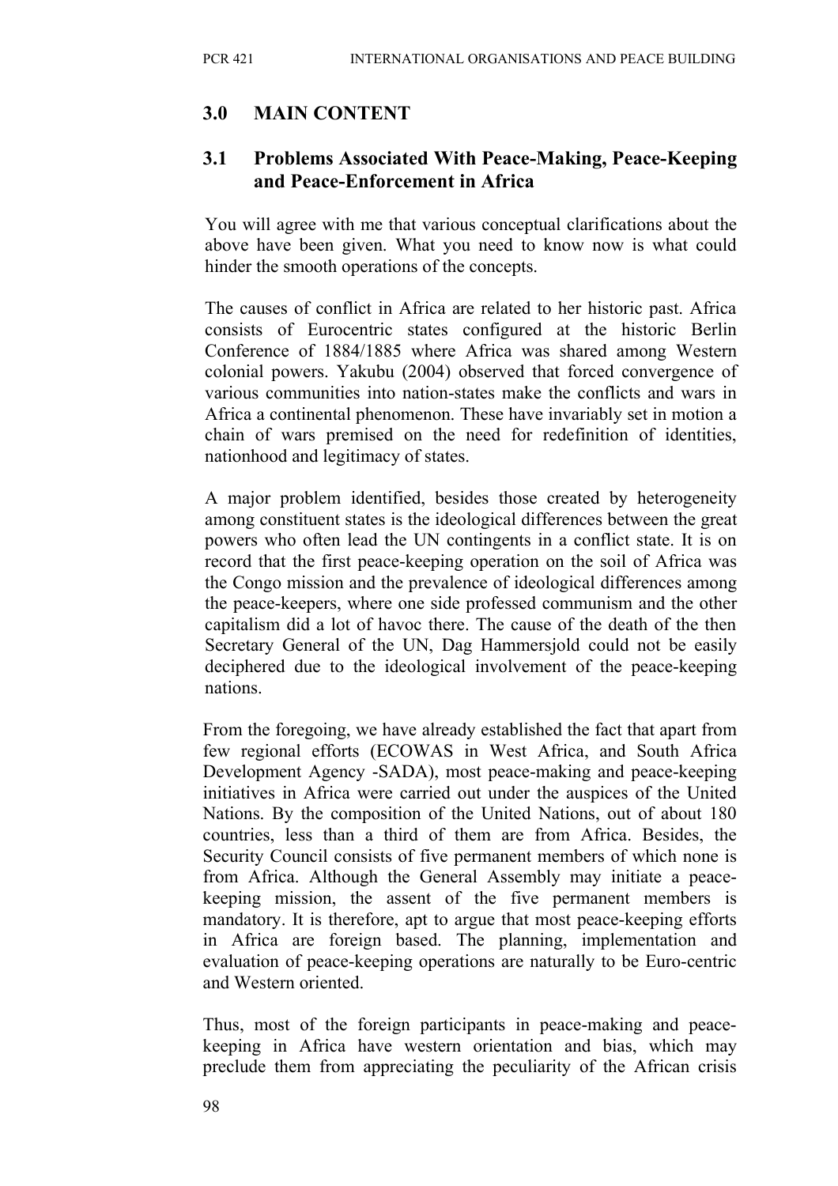## 3.0 MAIN CONTENT

### 3.1 Problems Associated With Peace-Making, Peace-Keeping and Peace-Enforcement in Africa

You will agree with me that various conceptual clarifications about the above have been given. What you need to know now is what could hinder the smooth operations of the concepts.

The causes of conflict in Africa are related to her historic past. Africa consists of Eurocentric states configured at the historic Berlin Conference of 1884/1885 where Africa was shared among Western colonial powers. Yakubu (2004) observed that forced convergence of various communities into nation-states make the conflicts and wars in Africa a continental phenomenon. These have invariably set in motion a chain of wars premised on the need for redefinition of identities, nationhood and legitimacy of states.

A major problem identified, besides those created by heterogeneity among constituent states is the ideological differences between the great powers who often lead the UN contingents in a conflict state. It is on record that the first peace-keeping operation on the soil of Africa was the Congo mission and the prevalence of ideological differences among the peace-keepers, where one side professed communism and the other capitalism did a lot of havoc there. The cause of the death of the then Secretary General of the UN, Dag Hammersjold could not be easily deciphered due to the ideological involvement of the peace-keeping nations.

From the foregoing, we have already established the fact that apart from few regional efforts (ECOWAS in West Africa, and South Africa Development Agency -SADA), most peace-making and peace-keeping initiatives in Africa were carried out under the auspices of the United Nations. By the composition of the United Nations, out of about 180 countries, less than a third of them are from Africa. Besides, the Security Council consists of five permanent members of which none is from Africa. Although the General Assembly may initiate a peace-keeping mission, the assent of the five permanent members is mandatory. It is therefore, apt to argue that most peace-keeping efforts in Africa are foreign based. The planning, implementation and evaluation of peace-keeping operations are naturally to be Euro-centric and Western oriented.

Thus, most of the foreign participants in peace-making and peace-keeping in Africa have western orientation and bias, which may preclude them from appreciating the peculiarity of the African crisis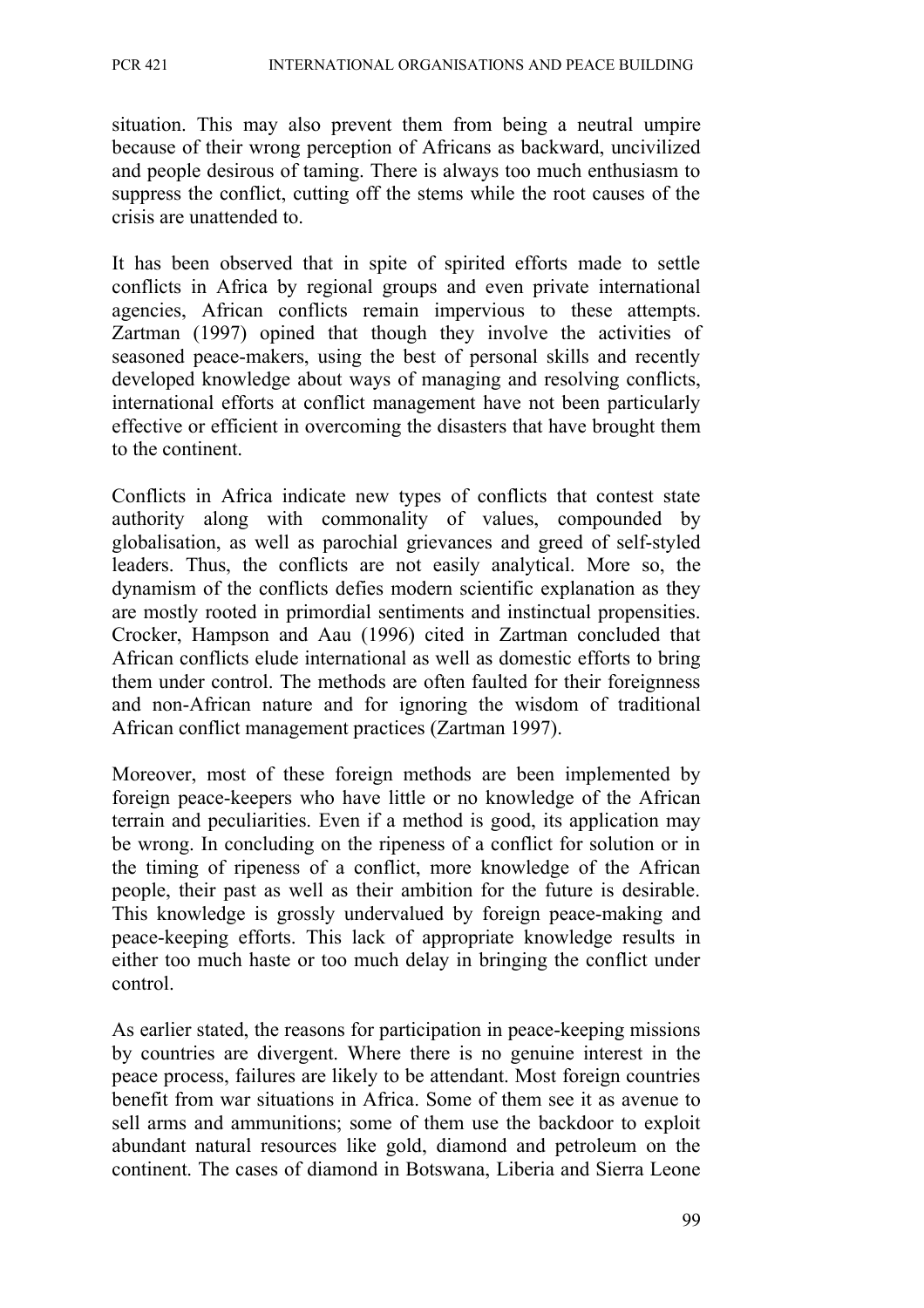situation. This may also prevent them from being a neutral umpire because of their wrong perception of Africans as backward, uncivilized and people desirous of taming. There is always too much enthusiasm to suppress the conflict, cutting off the stems while the root causes of the crisis are unattended to.

It has been observed that in spite of spirited efforts made to settle conflicts in Africa by regional groups and even private international agencies, African conflicts remain impervious to these attempts. Zartman (1997) opined that though they involve the activities of seasoned peace-makers, using the best of personal skills and recently developed knowledge about ways of managing and resolving conflicts, international efforts at conflict management have not been particularly effective or efficient in overcoming the disasters that have brought them to the continent.

Conflicts in Africa indicate new types of conflicts that contest state authority along with commonality of values, compounded by globalisation, as well as parochial grievances and greed of self-styled leaders. Thus, the conflicts are not easily analytical. More so, the dynamism of the conflicts defies modern scientific explanation as they are mostly rooted in primordial sentiments and instinctual propensities. Crocker, Hampson and Aau (1996) cited in Zartman concluded that African conflicts elude international as well as domestic efforts to bring them under control. The methods are often faulted for their foreignness and non-African nature and for ignoring the wisdom of traditional African conflict management practices (Zartman 1997).

Moreover, most of these foreign methods are been implemented by foreign peace-keepers who have little or no knowledge of the African terrain and peculiarities. Even if a method is good, its application may be wrong. In concluding on the ripeness of a conflict for solution or in the timing of ripeness of a conflict, more knowledge of the African people, their past as well as their ambition for the future is desirable. This knowledge is grossly undervalued by foreign peace-making and peace-keeping efforts. This lack of appropriate knowledge results in either too much haste or too much delay in bringing the conflict under control.

As earlier stated, the reasons for participation in peace-keeping missions by countries are divergent. Where there is no genuine interest in the peace process, failures are likely to be attendant. Most foreign countries benefit from war situations in Africa. Some of them see it as avenue to sell arms and ammunitions; some of them use the backdoor to exploit abundant natural resources like gold, diamond and petroleum on the continent. The cases of diamond in Botswana, Liberia and Sierra Leone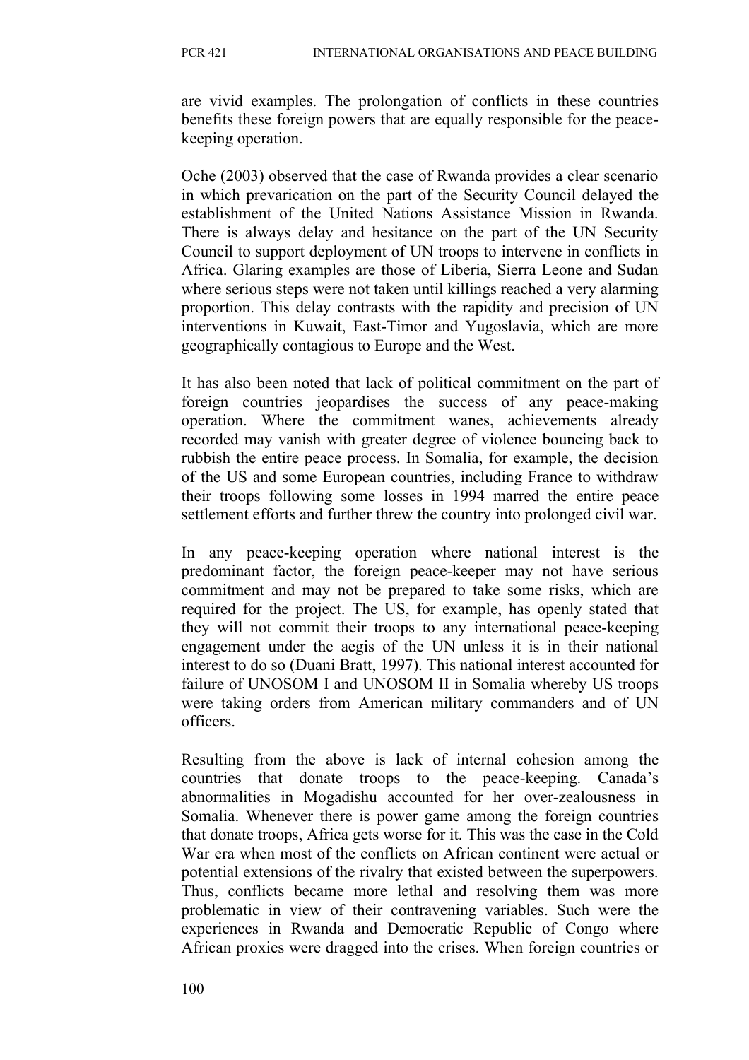are vivid examples. The prolongation of conflicts in these countries benefits these foreign powers that are equally responsible for the peace-keeping operation.

Oche (2003) observed that the case of Rwanda provides a clear scenario in which prevarication on the part of the Security Council delayed the establishment of the United Nations Assistance Mission in Rwanda. There is always delay and hesitance on the part of the UN Security Council to support deployment of UN troops to intervene in conflicts in Africa. Glaring examples are those of Liberia, Sierra Leone and Sudan where serious steps were not taken until killings reached a very alarming proportion. This delay contrasts with the rapidity and precision of UN interventions in Kuwait, East-Timor and Yugoslavia, which are more geographically contagious to Europe and the West.

It has also been noted that lack of political commitment on the part of foreign countries jeopardises the success of any peace-making operation. Where the commitment wanes, achievements already recorded may vanish with greater degree of violence bouncing back to rubbish the entire peace process. In Somalia, for example, the decision of the US and some European countries, including France to withdraw their troops following some losses in 1994 marred the entire peace settlement efforts and further threw the country into prolonged civil war.

In any peace-keeping operation where national interest is the predominant factor, the foreign peace-keeper may not have serious commitment and may not be prepared to take some risks, which are required for the project. The US, for example, has openly stated that they will not commit their troops to any international peace-keeping engagement under the aegis of the UN unless it is in their national interest to do so (Duani Bratt, 1997). This national interest accounted for failure of UNOSOM I and UNOSOM II in Somalia whereby US troops were taking orders from American military commanders and of UN officers.

Resulting from the above is lack of internal cohesion among the countries that donate troops to the peace-keeping. Canada's abnormalities in Mogadishu accounted for her over-zealousness in Somalia. Whenever there is power game among the foreign countries that donate troops, Africa gets worse for it. This was the case in the Cold War era when most of the conflicts on African continent were actual or potential extensions of the rivalry that existed between the superpowers. Thus, conflicts became more lethal and resolving them was more problematic in view of their contravening variables. Such were the experiences in Rwanda and Democratic Republic of Congo where African proxies were dragged into the crises. When foreign countries or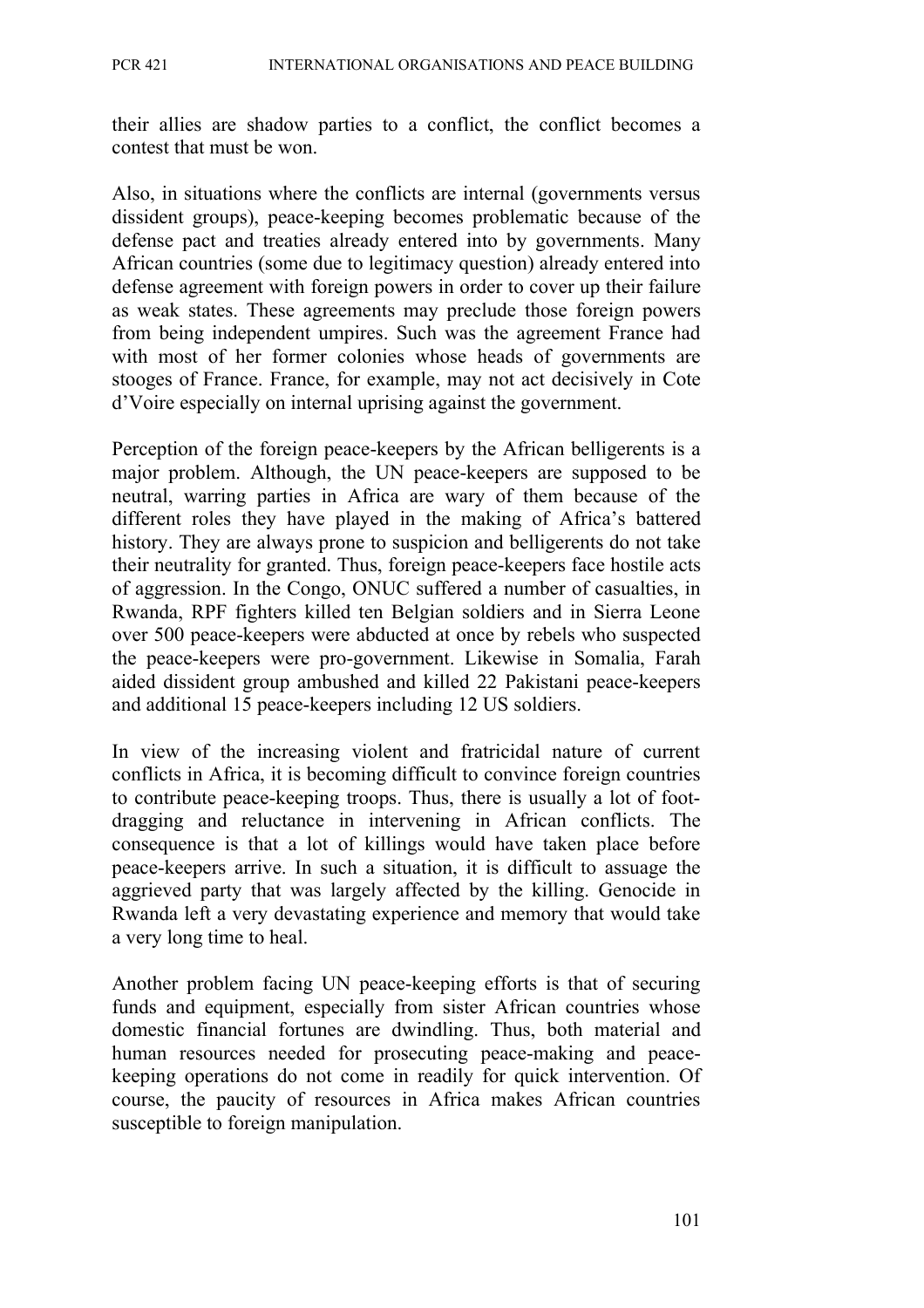their allies are shadow parties to a conflict, the conflict becomes a contest that must be won.

Also, in situations where the conflicts are internal (governments versus dissident groups), peace-keeping becomes problematic because of the defense pact and treaties already entered into by governments. Many African countries (some due to legitimacy question) already entered into defense agreement with foreign powers in order to cover up their failure as weak states. These agreements may preclude those foreign powers from being independent umpires. Such was the agreement France had with most of her former colonies whose heads of governments are stooges of France. France, for example, may not act decisively in Cote d'Voire especially on internal uprising against the government.

Perception of the foreign peace-keepers by the African belligerents is a major problem. Although, the UN peace-keepers are supposed to be neutral, warring parties in Africa are wary of them because of the different roles they have played in the making of Africa's battered history. They are always prone to suspicion and belligerents do not take their neutrality for granted. Thus, foreign peace-keepers face hostile acts of aggression. In the Congo, ONUC suffered a number of casualties, in Rwanda, RPF fighters killed ten Belgian soldiers and in Sierra Leone over 500 peace-keepers were abducted at once by rebels who suspected the peace-keepers were pro-government. Likewise in Somalia, Farah aided dissident group ambushed and killed 22 Pakistani peace-keepers and additional 15 peace-keepers including 12 US soldiers.

In view of the increasing violent and fratricidal nature of current conflicts in Africa, it is becoming difficult to convince foreign countries to contribute peace-keeping troops. Thus, there is usually a lot of foot-dragging and reluctance in intervening in African conflicts. The consequence is that a lot of killings would have taken place before peace-keepers arrive. In such a situation, it is difficult to assuage the aggrieved party that was largely affected by the killing. Genocide in Rwanda left a very devastating experience and memory that would take a very long time to heal.

Another problem facing UN peace-keeping efforts is that of securing funds and equipment, especially from sister African countries whose domestic financial fortunes are dwindling. Thus, both material and human resources needed for prosecuting peace-making and peace-keeping operations do not come in readily for quick intervention. Of course, the paucity of resources in Africa makes African countries susceptible to foreign manipulation.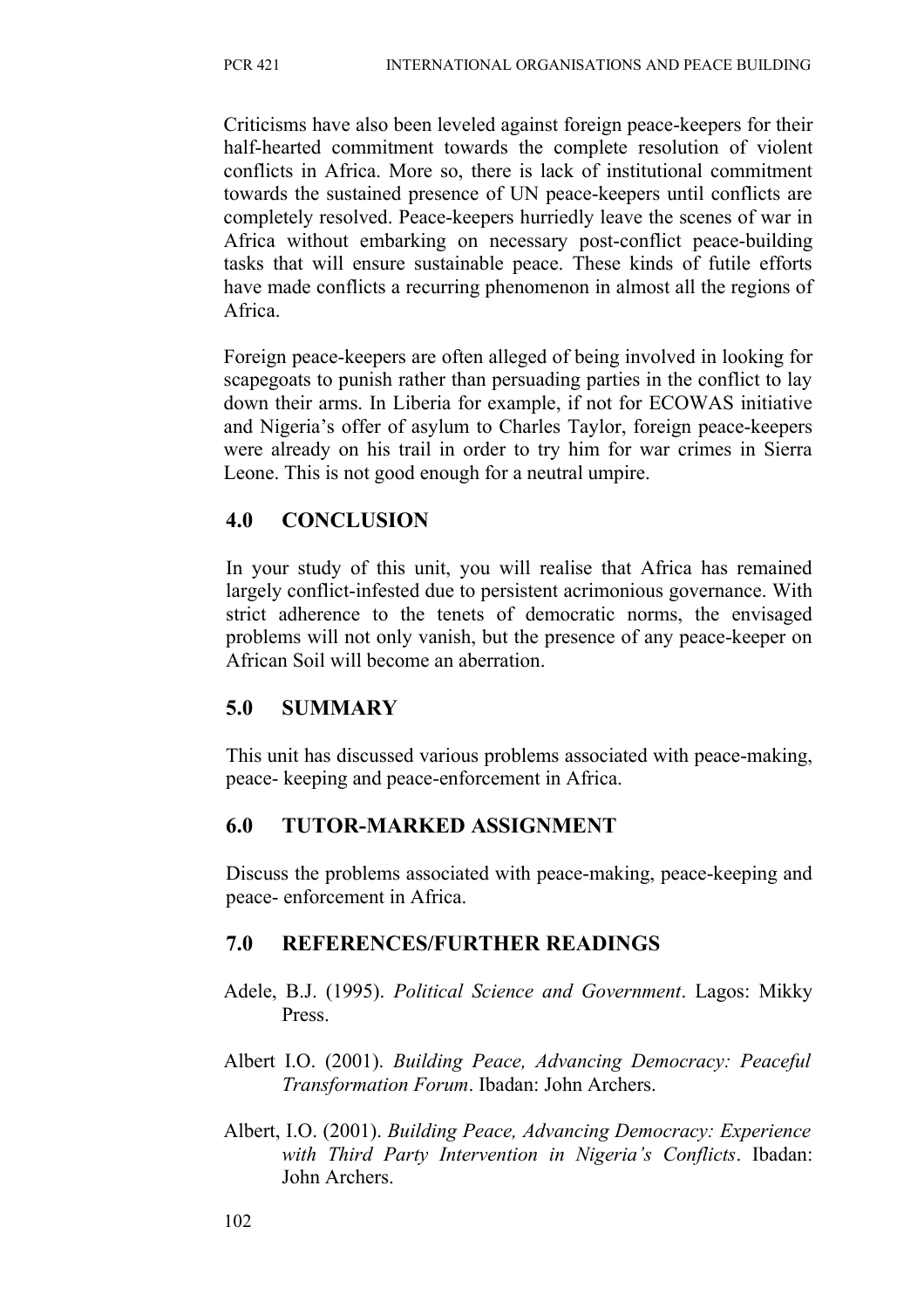Criticisms have also been leveled against foreign peace-keepers for their half-hearted commitment towards the complete resolution of violent conflicts in Africa. More so, there is lack of institutional commitment towards the sustained presence of UN peace-keepers until conflicts are completely resolved. Peace-keepers hurriedly leave the scenes of war in Africa without embarking on necessary post-conflict peace-building tasks that will ensure sustainable peace. These kinds of futile efforts have made conflicts a recurring phenomenon in almost all the regions of Africa.

Foreign peace-keepers are often alleged of being involved in looking for scapegoats to punish rather than persuading parties in the conflict to lay down their arms. In Liberia for example, if not for ECOWAS initiative and Nigeria's offer of asylum to Charles Taylor, foreign peace-keepers were already on his trail in order to try him for war crimes in Sierra Leone. This is not good enough for a neutral umpire.

## 4.0 CONCLUSION

In your study of this unit, you will realise that Africa has remained largely conflict-infested due to persistent acrimonious governance. With strict adherence to the tenets of democratic norms, the envisaged problems will not only vanish, but the presence of any peace-keeper on African Soil will become an aberration.

## 5.0 SUMMARY

This unit has discussed various problems associated with peace-making, peace- keeping and peace-enforcement in Africa.

## 6.0 TUTOR-MARKED ASSIGNMENT

Discuss the problems associated with peace-making, peace-keeping and peace- enforcement in Africa.

## 7.0 REFERENCES/FURTHER READINGS

Adele, B.J. (1995). *Political Science and Government*. Lagos: Mikky Press.

Albert I.O. (2001). *Building Peace, Advancing Democracy: Peaceful Transformation Forum*. Ibadan: John Archers.

Albert, I.O. (2001). *Building Peace, Advancing Democracy: Experience with Third Party Intervention in Nigeria's Conflicts*. Ibadan: John Archers.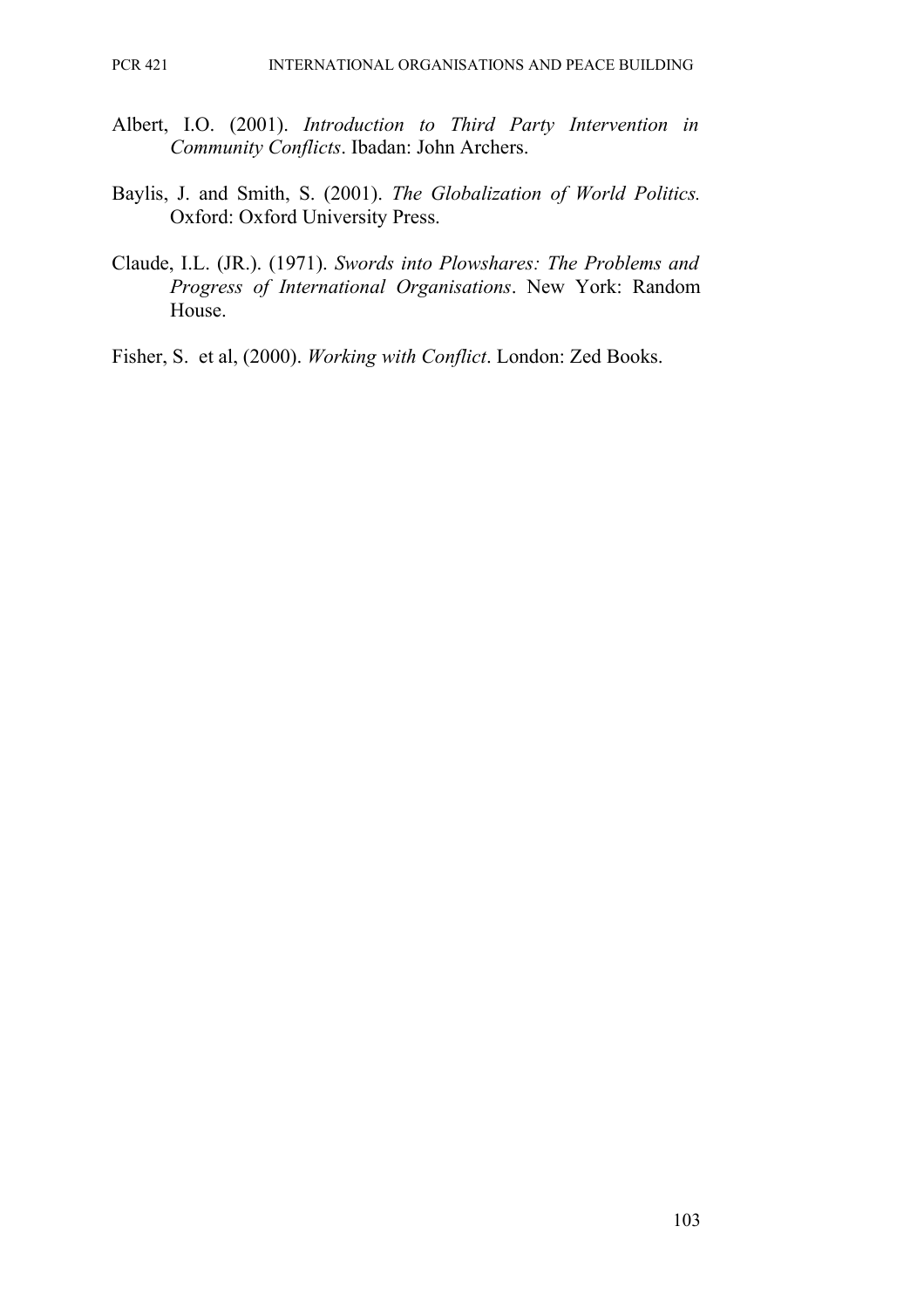Albert, I.O. (2001). *Introduction to Third Party Intervention in Community Conflicts*. Ibadan: John Archers.

Baylis, J. and Smith, S. (2001). *The Globalization of World Politics.* Oxford: Oxford University Press.

Claude, I.L. (JR.). (1971). *Swords into Plowshares: The Problems and Progress of International Organisations*. New York: Random House.

Fisher, S. et al, (2000). *Working with Conflict*. London: Zed Books.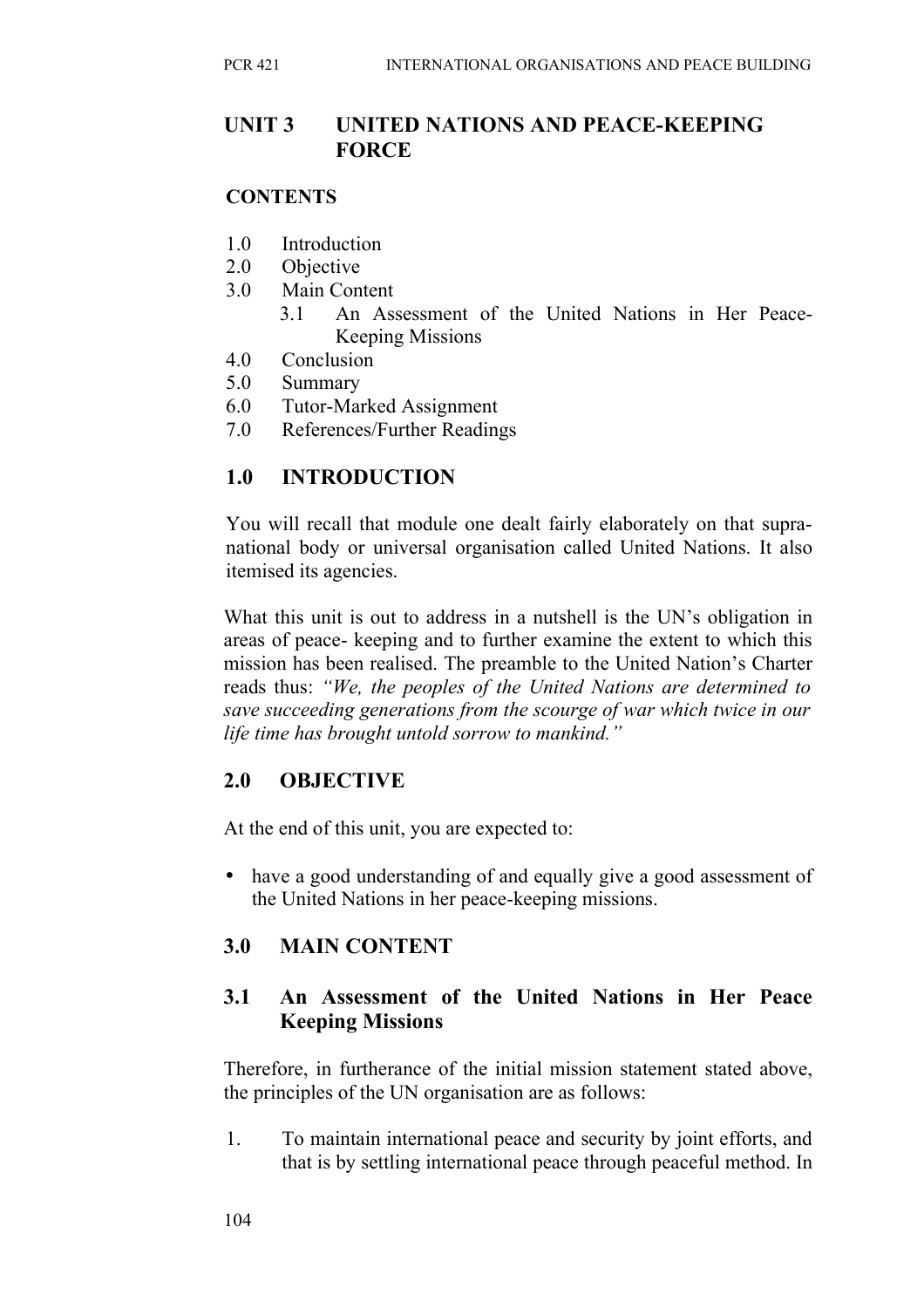## UNIT 3 UNITED NATIONS AND PEACE-KEEPING FORCE

**CONTENTS**

- 1.0 Introduction
- 2.0 Objective
- 3.0 Main Content
    - 3.1 An Assessment of the United Nations in Her Peace-Keeping Missions
- 4.0 Conclusion
- 5.0 Summary
- 6.0 Tutor-Marked Assignment
- 7.0 References/Further Readings

## 1.0 INTRODUCTION

You will recall that module one dealt fairly elaborately on that supra-national body or universal organisation called United Nations. It also itemised its agencies.

What this unit is out to address in a nutshell is the UN's obligation in areas of peace- keeping and to further examine the extent to which this mission has been realised. The preamble to the United Nation's Charter reads thus: *"We, the peoples of the United Nations are determined to save succeeding generations from the scourge of war which twice in our life time has brought untold sorrow to mankind."*

## 2.0 OBJECTIVE

At the end of this unit, you are expected to:

- have a good understanding of and equally give a good assessment of the United Nations in her peace-keeping missions.

## 3.0 MAIN CONTENT

### 3.1 An Assessment of the United Nations in Her Peace Keeping Missions

Therefore, in furtherance of the initial mission statement stated above, the principles of the UN organisation are as follows:

1. To maintain international peace and security by joint efforts, and that is by settling international peace through peaceful method. In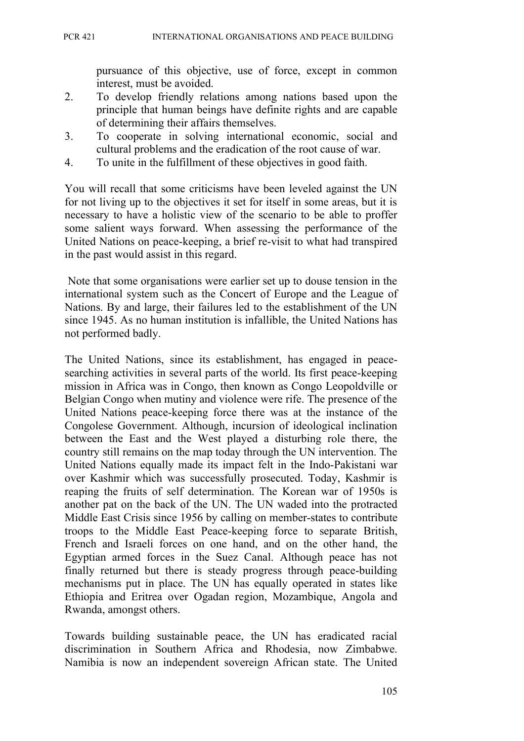pursuance of this objective, use of force, except in common interest, must be avoided.

2. To develop friendly relations among nations based upon the principle that human beings have definite rights and are capable of determining their affairs themselves.
3. To cooperate in solving international economic, social and cultural problems and the eradication of the root cause of war.
4. To unite in the fulfillment of these objectives in good faith.

You will recall that some criticisms have been leveled against the UN for not living up to the objectives it set for itself in some areas, but it is necessary to have a holistic view of the scenario to be able to proffer some salient ways forward. When assessing the performance of the United Nations on peace-keeping, a brief re-visit to what had transpired in the past would assist in this regard.

Note that some organisations were earlier set up to douse tension in the international system such as the Concert of Europe and the League of Nations. By and large, their failures led to the establishment of the UN since 1945. As no human institution is infallible, the United Nations has not performed badly.

The United Nations, since its establishment, has engaged in peace-searching activities in several parts of the world. Its first peace-keeping mission in Africa was in Congo, then known as Congo Leopoldville or Belgian Congo when mutiny and violence were rife. The presence of the United Nations peace-keeping force there was at the instance of the Congolese Government. Although, incursion of ideological inclination between the East and the West played a disturbing role there, the country still remains on the map today through the UN intervention. The United Nations equally made its impact felt in the Indo-Pakistani war over Kashmir which was successfully prosecuted. Today, Kashmir is reaping the fruits of self determination. The Korean war of 1950s is another pat on the back of the UN. The UN waded into the protracted Middle East Crisis since 1956 by calling on member-states to contribute troops to the Middle East Peace-keeping force to separate British, French and Israeli forces on one hand, and on the other hand, the Egyptian armed forces in the Suez Canal. Although peace has not finally returned but there is steady progress through peace-building mechanisms put in place. The UN has equally operated in states like Ethiopia and Eritrea over Ogadan region, Mozambique, Angola and Rwanda, amongst others.

Towards building sustainable peace, the UN has eradicated racial discrimination in Southern Africa and Rhodesia, now Zimbabwe. Namibia is now an independent sovereign African state. The United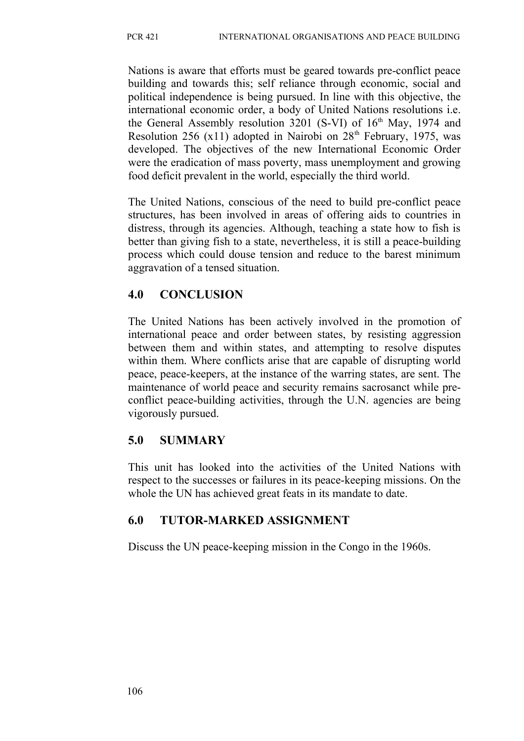Nations is aware that efforts must be geared towards pre-conflict peace building and towards this; self reliance through economic, social and political independence is being pursued. In line with this objective, the international economic order, a body of United Nations resolutions i.e. the General Assembly resolution 3201 (S-VI) of 16th May, 1974 and Resolution 256 (x11) adopted in Nairobi on 28th February, 1975, was developed. The objectives of the new International Economic Order were the eradication of mass poverty, mass unemployment and growing food deficit prevalent in the world, especially the third world.

The United Nations, conscious of the need to build pre-conflict peace structures, has been involved in areas of offering aids to countries in distress, through its agencies. Although, teaching a state how to fish is better than giving fish to a state, nevertheless, it is still a peace-building process which could douse tension and reduce to the barest minimum aggravation of a tensed situation.

## 4.0 CONCLUSION

The United Nations has been actively involved in the promotion of international peace and order between states, by resisting aggression between them and within states, and attempting to resolve disputes within them. Where conflicts arise that are capable of disrupting world peace, peace-keepers, at the instance of the warring states, are sent. The maintenance of world peace and security remains sacrosanct while pre-conflict peace-building activities, through the U.N. agencies are being vigorously pursued.

## 5.0 SUMMARY

This unit has looked into the activities of the United Nations with respect to the successes or failures in its peace-keeping missions. On the whole the UN has achieved great feats in its mandate to date.

## 6.0 TUTOR-MARKED ASSIGNMENT

Discuss the UN peace-keeping mission in the Congo in the 1960s.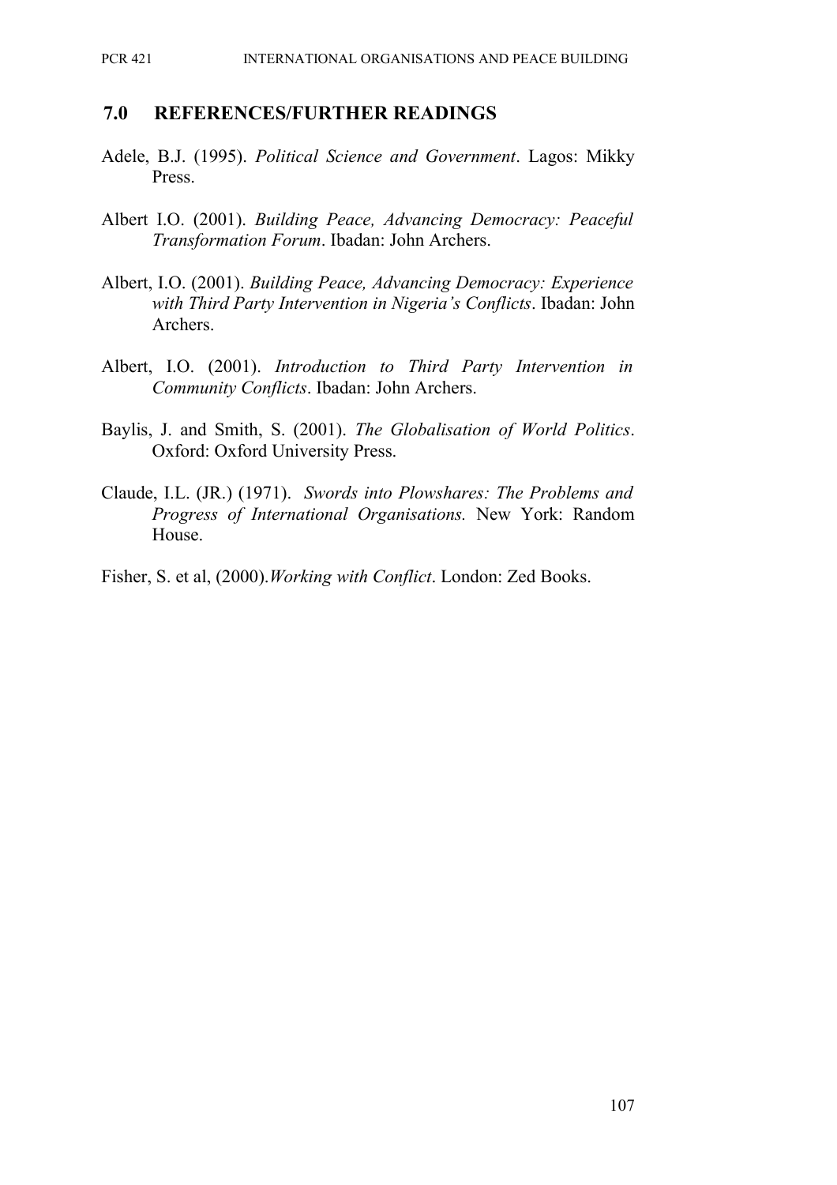## 7.0 REFERENCES/FURTHER READINGS

Adele, B.J. (1995). *Political Science and Government*. Lagos: Mikky Press.

Albert I.O. (2001). *Building Peace, Advancing Democracy: Peaceful Transformation Forum*. Ibadan: John Archers.

Albert, I.O. (2001). *Building Peace, Advancing Democracy: Experience with Third Party Intervention in Nigeria's Conflicts*. Ibadan: John Archers.

Albert, I.O. (2001). *Introduction to Third Party Intervention in Community Conflicts*. Ibadan: John Archers.

Baylis, J. and Smith, S. (2001). *The Globalisation of World Politics*. Oxford: Oxford University Press.

Claude, I.L. (JR.) (1971). *Swords into Plowshares: The Problems and Progress of International Organisations.* New York: Random House.

Fisher, S. et al, (2000).*Working with Conflict*. London: Zed Books.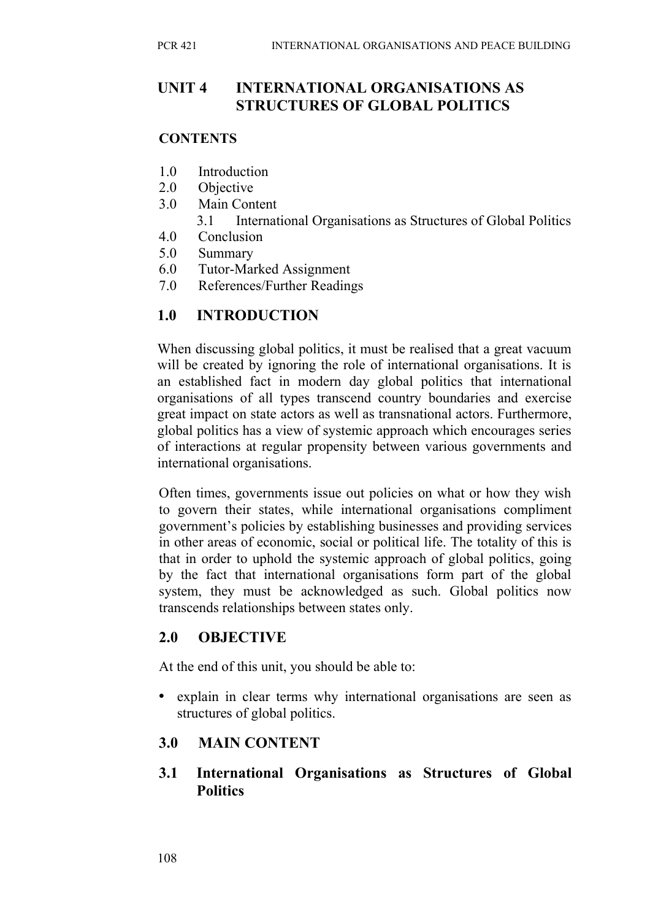# UNIT 4 INTERNATIONAL ORGANISATIONS AS STRUCTURES OF GLOBAL POLITICS

**CONTENTS**

1.0 Introduction
2.0 Objective
3.0 Main Content
  3.1 International Organisations as Structures of Global Politics
4.0 Conclusion
5.0 Summary
6.0 Tutor-Marked Assignment
7.0 References/Further Readings

## 1.0 INTRODUCTION

When discussing global politics, it must be realised that a great vacuum will be created by ignoring the role of international organisations. It is an established fact in modern day global politics that international organisations of all types transcend country boundaries and exercise great impact on state actors as well as transnational actors. Furthermore, global politics has a view of systemic approach which encourages series of interactions at regular propensity between various governments and international organisations.

Often times, governments issue out policies on what or how they wish to govern their states, while international organisations compliment government's policies by establishing businesses and providing services in other areas of economic, social or political life. The totality of this is that in order to uphold the systemic approach of global politics, going by the fact that international organisations form part of the global system, they must be acknowledged as such. Global politics now transcends relationships between states only.

## 2.0 OBJECTIVE

At the end of this unit, you should be able to:

- explain in clear terms why international organisations are seen as structures of global politics.

## 3.0 MAIN CONTENT

### 3.1 International Organisations as Structures of Global Politics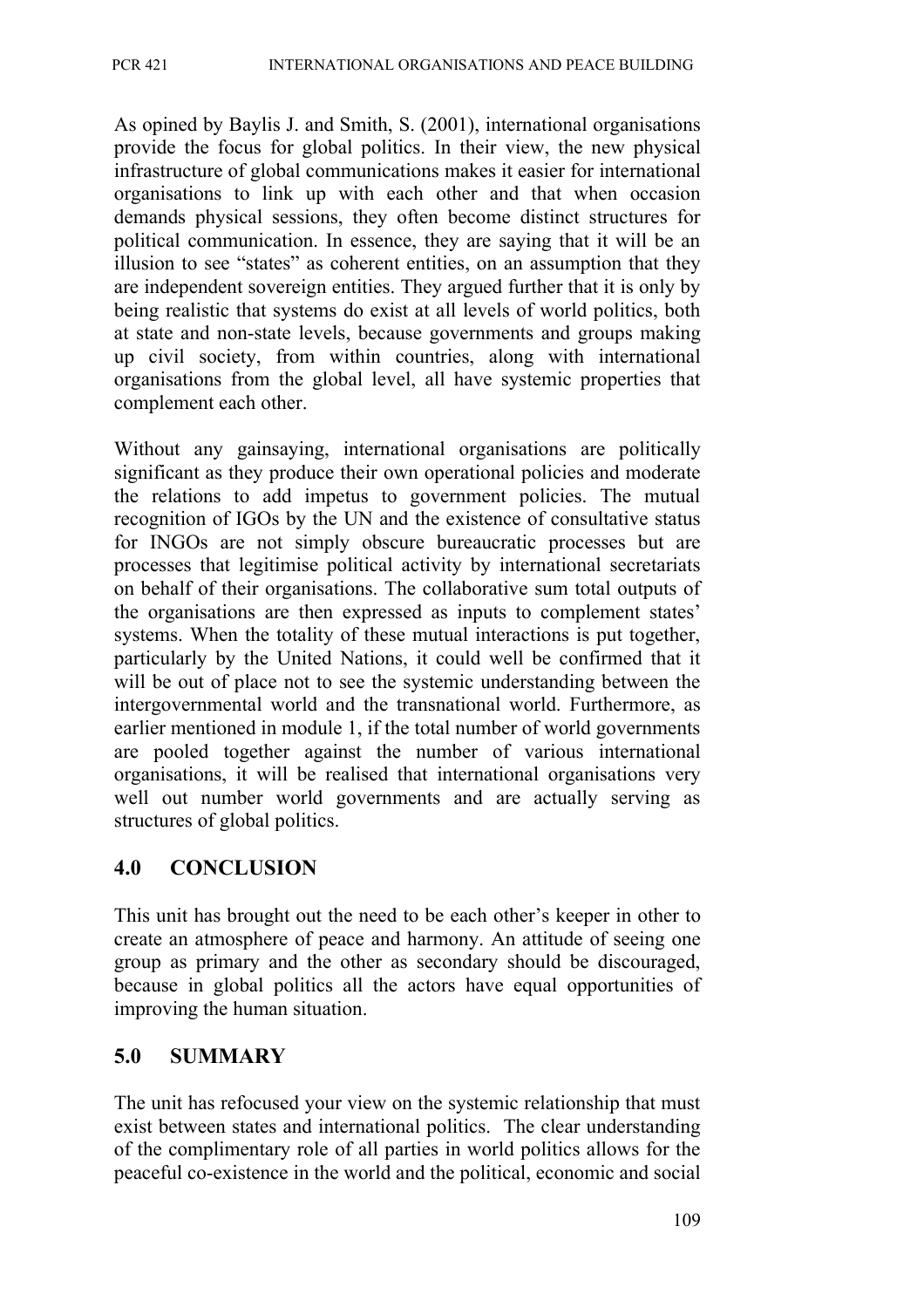As opined by Baylis J. and Smith, S. (2001), international organisations provide the focus for global politics. In their view, the new physical infrastructure of global communications makes it easier for international organisations to link up with each other and that when occasion demands physical sessions, they often become distinct structures for political communication. In essence, they are saying that it will be an illusion to see "states" as coherent entities, on an assumption that they are independent sovereign entities. They argued further that it is only by being realistic that systems do exist at all levels of world politics, both at state and non-state levels, because governments and groups making up civil society, from within countries, along with international organisations from the global level, all have systemic properties that complement each other.

Without any gainsaying, international organisations are politically significant as they produce their own operational policies and moderate the relations to add impetus to government policies. The mutual recognition of IGOs by the UN and the existence of consultative status for INGOs are not simply obscure bureaucratic processes but are processes that legitimise political activity by international secretariats on behalf of their organisations. The collaborative sum total outputs of the organisations are then expressed as inputs to complement states' systems. When the totality of these mutual interactions is put together, particularly by the United Nations, it could well be confirmed that it will be out of place not to see the systemic understanding between the intergovernmental world and the transnational world. Furthermore, as earlier mentioned in module 1, if the total number of world governments are pooled together against the number of various international organisations, it will be realised that international organisations very well out number world governments and are actually serving as structures of global politics.

## 4.0 CONCLUSION

This unit has brought out the need to be each other's keeper in other to create an atmosphere of peace and harmony. An attitude of seeing one group as primary and the other as secondary should be discouraged, because in global politics all the actors have equal opportunities of improving the human situation.

## 5.0 SUMMARY

The unit has refocused your view on the systemic relationship that must exist between states and international politics. The clear understanding of the complimentary role of all parties in world politics allows for the peaceful co-existence in the world and the political, economic and social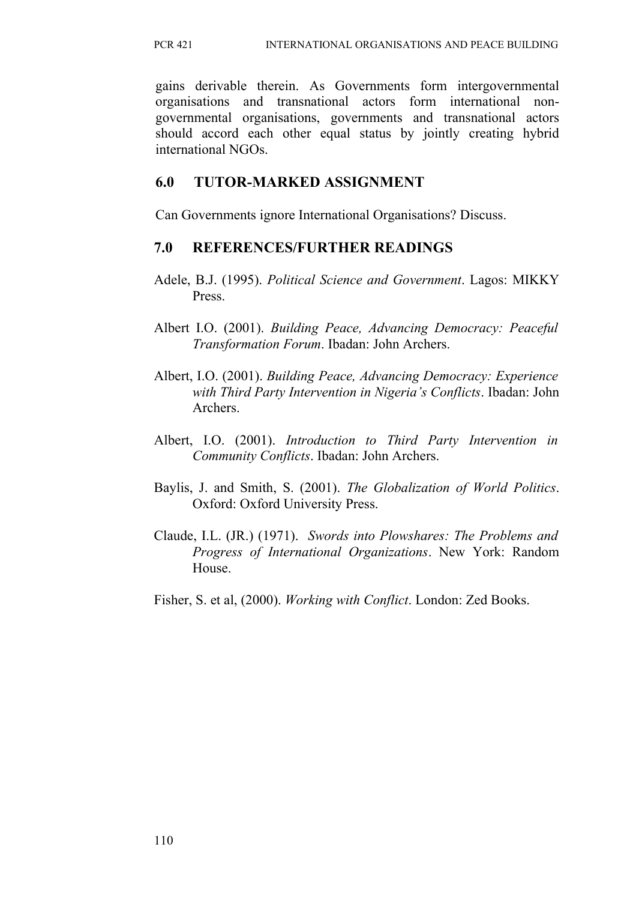gains derivable therein. As Governments form intergovernmental organisations and transnational actors form international non-governmental organisations, governments and transnational actors should accord each other equal status by jointly creating hybrid international NGOs.

## 6.0 TUTOR-MARKED ASSIGNMENT

Can Governments ignore International Organisations? Discuss.

## 7.0 REFERENCES/FURTHER READINGS

Adele, B.J. (1995). *Political Science and Government*. Lagos: MIKKY Press.

Albert I.O. (2001). *Building Peace, Advancing Democracy: Peaceful Transformation Forum*. Ibadan: John Archers.

Albert, I.O. (2001). *Building Peace, Advancing Democracy: Experience with Third Party Intervention in Nigeria's Conflicts*. Ibadan: John Archers.

Albert, I.O. (2001). *Introduction to Third Party Intervention in Community Conflicts*. Ibadan: John Archers.

Baylis, J. and Smith, S. (2001). *The Globalization of World Politics*. Oxford: Oxford University Press.

Claude, I.L. (JR.) (1971). *Swords into Plowshares: The Problems and Progress of International Organizations*. New York: Random House.

Fisher, S. et al, (2000). *Working with Conflict*. London: Zed Books.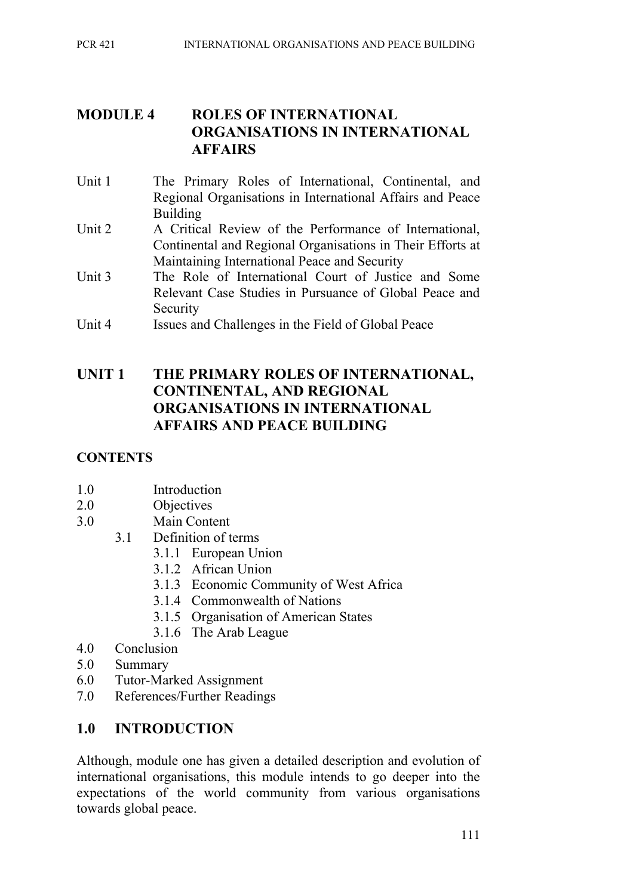# MODULE 4 ROLES OF INTERNATIONAL ORGANISATIONS IN INTERNATIONAL AFFAIRS

Unit 1 The Primary Roles of International, Continental, and Regional Organisations in International Affairs and Peace Building

Unit 2 A Critical Review of the Performance of International, Continental and Regional Organisations in Their Efforts at Maintaining International Peace and Security

Unit 3 The Role of International Court of Justice and Some Relevant Case Studies in Pursuance of Global Peace and Security

Unit 4 Issues and Challenges in the Field of Global Peace

## UNIT 1 THE PRIMARY ROLES OF INTERNATIONAL, CONTINENTAL, AND REGIONAL ORGANISATIONS IN INTERNATIONAL AFFAIRS AND PEACE BUILDING

### CONTENTS

- 1.0 Introduction
- 2.0 Objectives
- 3.0 Main Content
  - 3.1 Definition of terms
    - 3.1.1 European Union
    - 3.1.2 African Union
    - 3.1.3 Economic Community of West Africa
    - 3.1.4 Commonwealth of Nations
    - 3.1.5 Organisation of American States
    - 3.1.6 The Arab League
- 4.0 Conclusion
- 5.0 Summary
- 6.0 Tutor-Marked Assignment
- 7.0 References/Further Readings

### 1.0 INTRODUCTION

Although, module one has given a detailed description and evolution of international organisations, this module intends to go deeper into the expectations of the world community from various organisations towards global peace.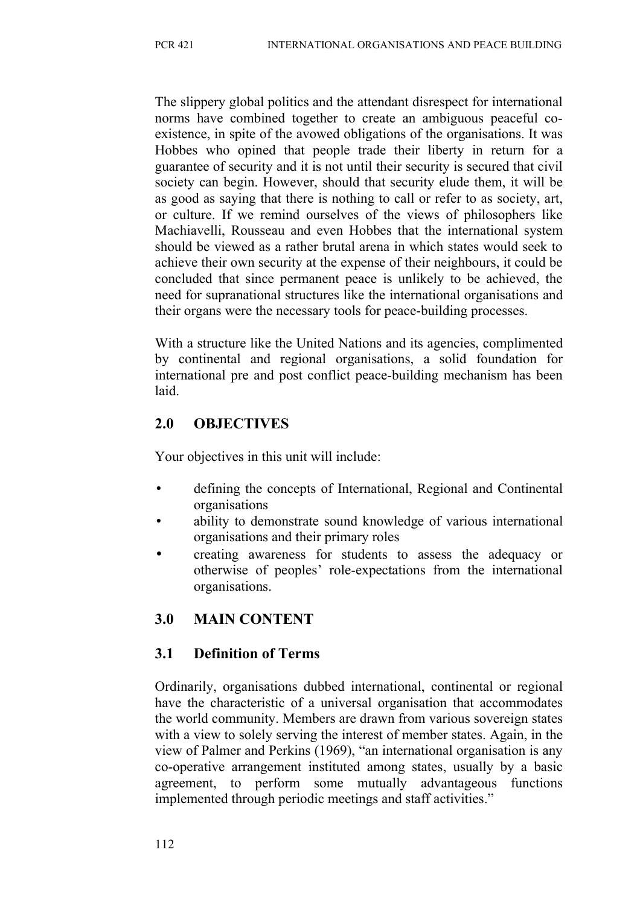The slippery global politics and the attendant disrespect for international norms have combined together to create an ambiguous peaceful co-existence, in spite of the avowed obligations of the organisations. It was Hobbes who opined that people trade their liberty in return for a guarantee of security and it is not until their security is secured that civil society can begin. However, should that security elude them, it will be as good as saying that there is nothing to call or refer to as society, art, or culture. If we remind ourselves of the views of philosophers like Machiavelli, Rousseau and even Hobbes that the international system should be viewed as a rather brutal arena in which states would seek to achieve their own security at the expense of their neighbours, it could be concluded that since permanent peace is unlikely to be achieved, the need for supranational structures like the international organisations and their organs were the necessary tools for peace-building processes.

With a structure like the United Nations and its agencies, complimented by continental and regional organisations, a solid foundation for international pre and post conflict peace-building mechanism has been laid.

## 2.0 OBJECTIVES

Your objectives in this unit will include:

- defining the concepts of International, Regional and Continental organisations
- ability to demonstrate sound knowledge of various international organisations and their primary roles
- creating awareness for students to assess the adequacy or otherwise of peoples' role-expectations from the international organisations.

## 3.0 MAIN CONTENT

### 3.1 Definition of Terms

Ordinarily, organisations dubbed international, continental or regional have the characteristic of a universal organisation that accommodates the world community. Members are drawn from various sovereign states with a view to solely serving the interest of member states. Again, in the view of Palmer and Perkins (1969), "an international organisation is any co-operative arrangement instituted among states, usually by a basic agreement, to perform some mutually advantageous functions implemented through periodic meetings and staff activities."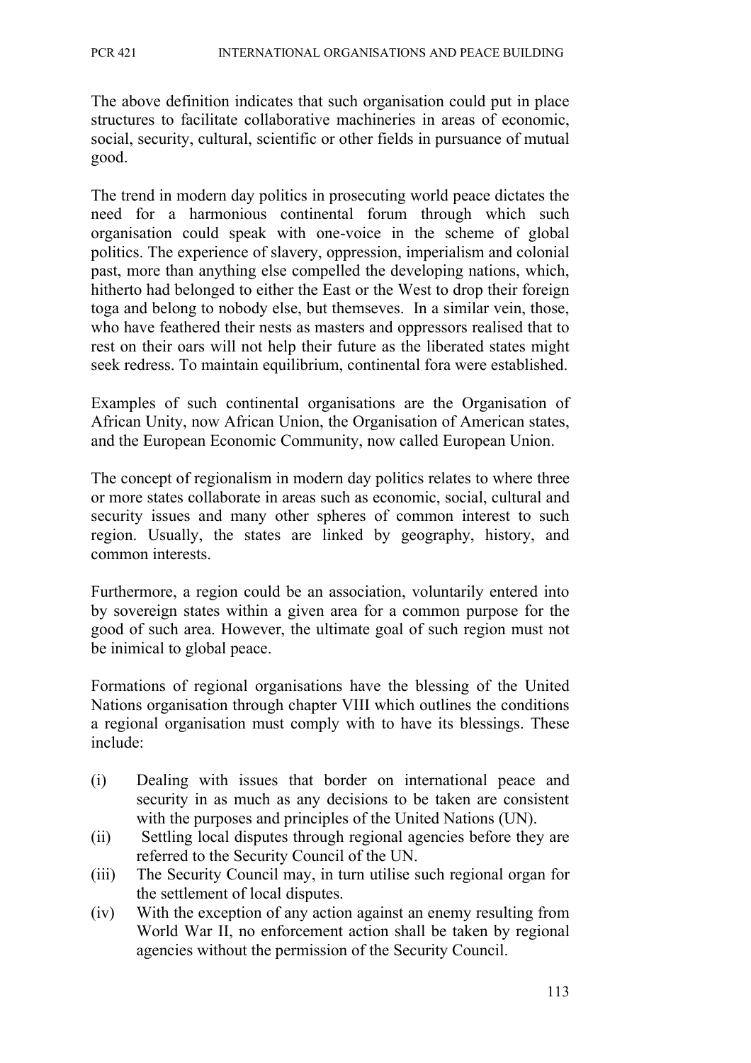The above definition indicates that such organisation could put in place structures to facilitate collaborative machineries in areas of economic, social, security, cultural, scientific or other fields in pursuance of mutual good.

The trend in modern day politics in prosecuting world peace dictates the need for a harmonious continental forum through which such organisation could speak with one-voice in the scheme of global politics. The experience of slavery, oppression, imperialism and colonial past, more than anything else compelled the developing nations, which, hitherto had belonged to either the East or the West to drop their foreign toga and belong to nobody else, but themseves. In a similar vein, those, who have feathered their nests as masters and oppressors realised that to rest on their oars will not help their future as the liberated states might seek redress. To maintain equilibrium, continental fora were established.

Examples of such continental organisations are the Organisation of African Unity, now African Union, the Organisation of American states, and the European Economic Community, now called European Union.

The concept of regionalism in modern day politics relates to where three or more states collaborate in areas such as economic, social, cultural and security issues and many other spheres of common interest to such region. Usually, the states are linked by geography, history, and common interests.

Furthermore, a region could be an association, voluntarily entered into by sovereign states within a given area for a common purpose for the good of such area. However, the ultimate goal of such region must not be inimical to global peace.

Formations of regional organisations have the blessing of the United Nations organisation through chapter VIII which outlines the conditions a regional organisation must comply with to have its blessings. These include:

(i) Dealing with issues that border on international peace and security in as much as any decisions to be taken are consistent with the purposes and principles of the United Nations (UN).

(ii) Settling local disputes through regional agencies before they are referred to the Security Council of the UN.

(iii) The Security Council may, in turn utilise such regional organ for the settlement of local disputes.

(iv) With the exception of any action against an enemy resulting from World War II, no enforcement action shall be taken by regional agencies without the permission of the Security Council.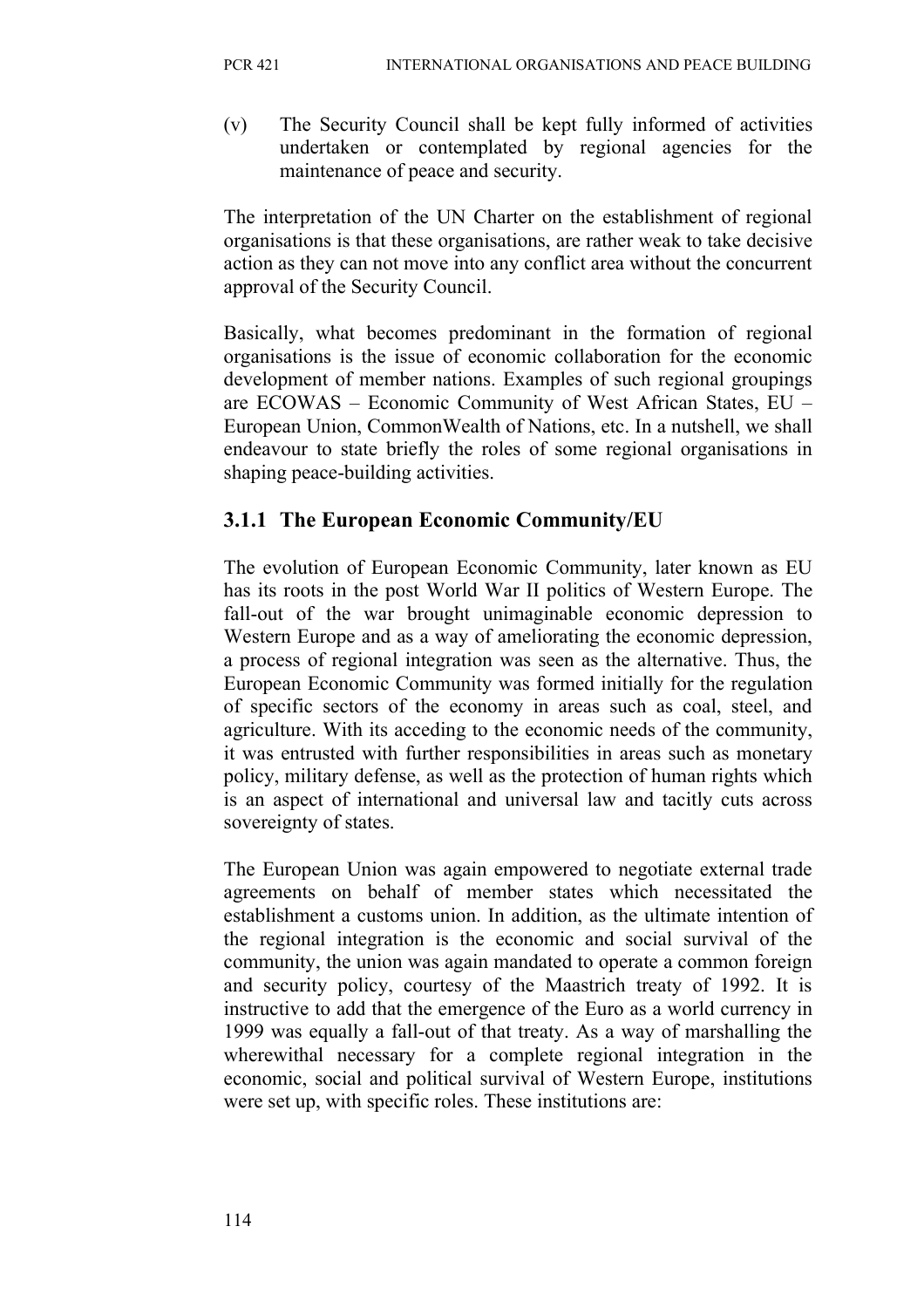(v) The Security Council shall be kept fully informed of activities undertaken or contemplated by regional agencies for the maintenance of peace and security.

The interpretation of the UN Charter on the establishment of regional organisations is that these organisations, are rather weak to take decisive action as they can not move into any conflict area without the concurrent approval of the Security Council.

Basically, what becomes predominant in the formation of regional organisations is the issue of economic collaboration for the economic development of member nations. Examples of such regional groupings are ECOWAS – Economic Community of West African States, EU – European Union, CommonWealth of Nations, etc. In a nutshell, we shall endeavour to state briefly the roles of some regional organisations in shaping peace-building activities.

### 3.1.1 The European Economic Community/EU

The evolution of European Economic Community, later known as EU has its roots in the post World War II politics of Western Europe. The fall-out of the war brought unimaginable economic depression to Western Europe and as a way of ameliorating the economic depression, a process of regional integration was seen as the alternative. Thus, the European Economic Community was formed initially for the regulation of specific sectors of the economy in areas such as coal, steel, and agriculture. With its acceding to the economic needs of the community, it was entrusted with further responsibilities in areas such as monetary policy, military defense, as well as the protection of human rights which is an aspect of international and universal law and tacitly cuts across sovereignty of states.

The European Union was again empowered to negotiate external trade agreements on behalf of member states which necessitated the establishment a customs union. In addition, as the ultimate intention of the regional integration is the economic and social survival of the community, the union was again mandated to operate a common foreign and security policy, courtesy of the Maastrich treaty of 1992. It is instructive to add that the emergence of the Euro as a world currency in 1999 was equally a fall-out of that treaty. As a way of marshalling the wherewithal necessary for a complete regional integration in the economic, social and political survival of Western Europe, institutions were set up, with specific roles. These institutions are: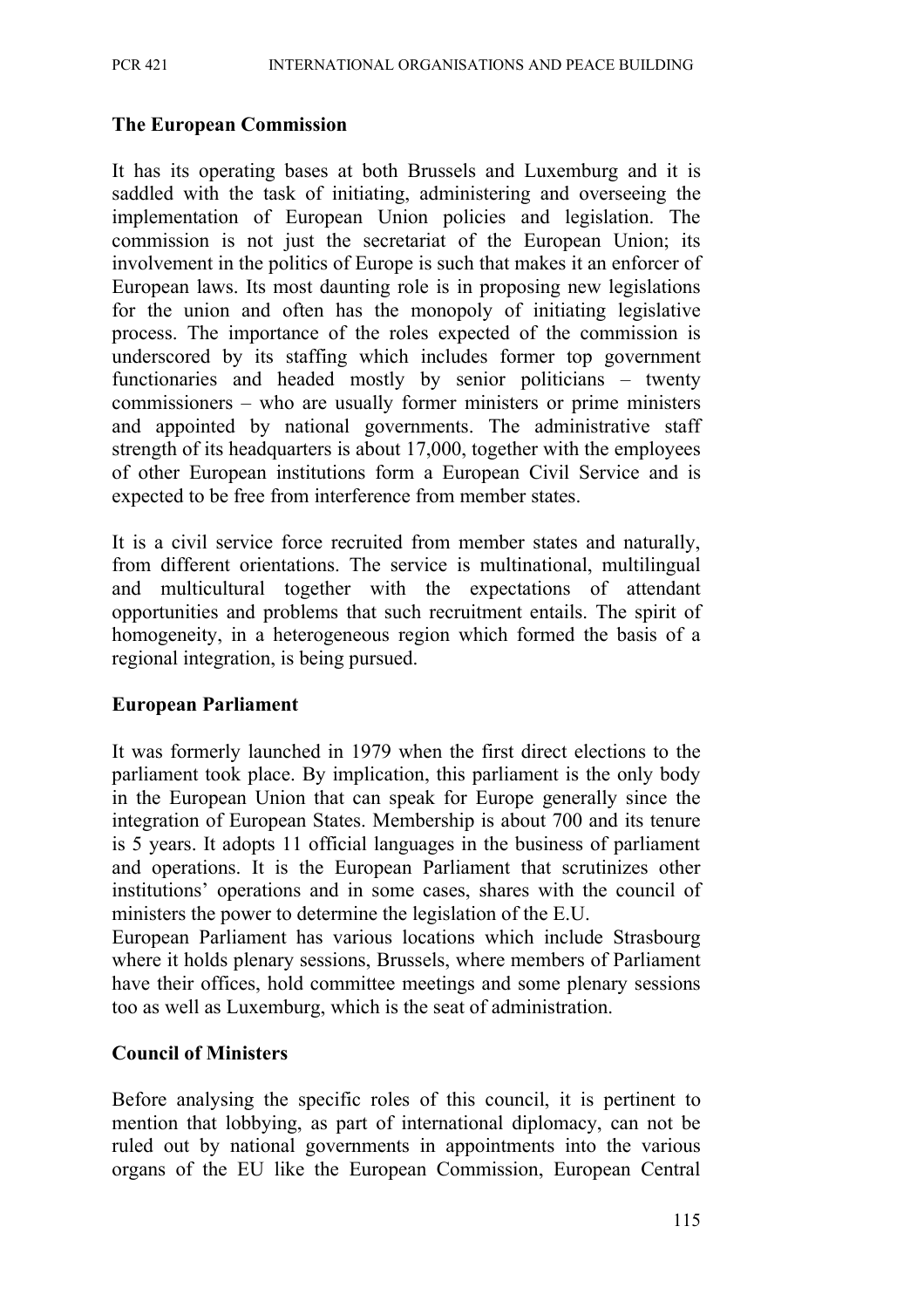### The European Commission

It has its operating bases at both Brussels and Luxemburg and it is saddled with the task of initiating, administering and overseeing the implementation of European Union policies and legislation. The commission is not just the secretariat of the European Union; its involvement in the politics of Europe is such that makes it an enforcer of European laws. Its most daunting role is in proposing new legislations for the union and often has the monopoly of initiating legislative process. The importance of the roles expected of the commission is underscored by its staffing which includes former top government functionaries and headed mostly by senior politicians – twenty commissioners – who are usually former ministers or prime ministers and appointed by national governments. The administrative staff strength of its headquarters is about 17,000, together with the employees of other European institutions form a European Civil Service and is expected to be free from interference from member states.

It is a civil service force recruited from member states and naturally, from different orientations. The service is multinational, multilingual and multicultural together with the expectations of attendant opportunities and problems that such recruitment entails. The spirit of homogeneity, in a heterogeneous region which formed the basis of a regional integration, is being pursued.

### European Parliament

It was formerly launched in 1979 when the first direct elections to the parliament took place. By implication, this parliament is the only body in the European Union that can speak for Europe generally since the integration of European States. Membership is about 700 and its tenure is 5 years. It adopts 11 official languages in the business of parliament and operations. It is the European Parliament that scrutinizes other institutions' operations and in some cases, shares with the council of ministers the power to determine the legislation of the E.U.

European Parliament has various locations which include Strasbourg where it holds plenary sessions, Brussels, where members of Parliament have their offices, hold committee meetings and some plenary sessions too as well as Luxemburg, which is the seat of administration.

### Council of Ministers

Before analysing the specific roles of this council, it is pertinent to mention that lobbying, as part of international diplomacy, can not be ruled out by national governments in appointments into the various organs of the EU like the European Commission, European Central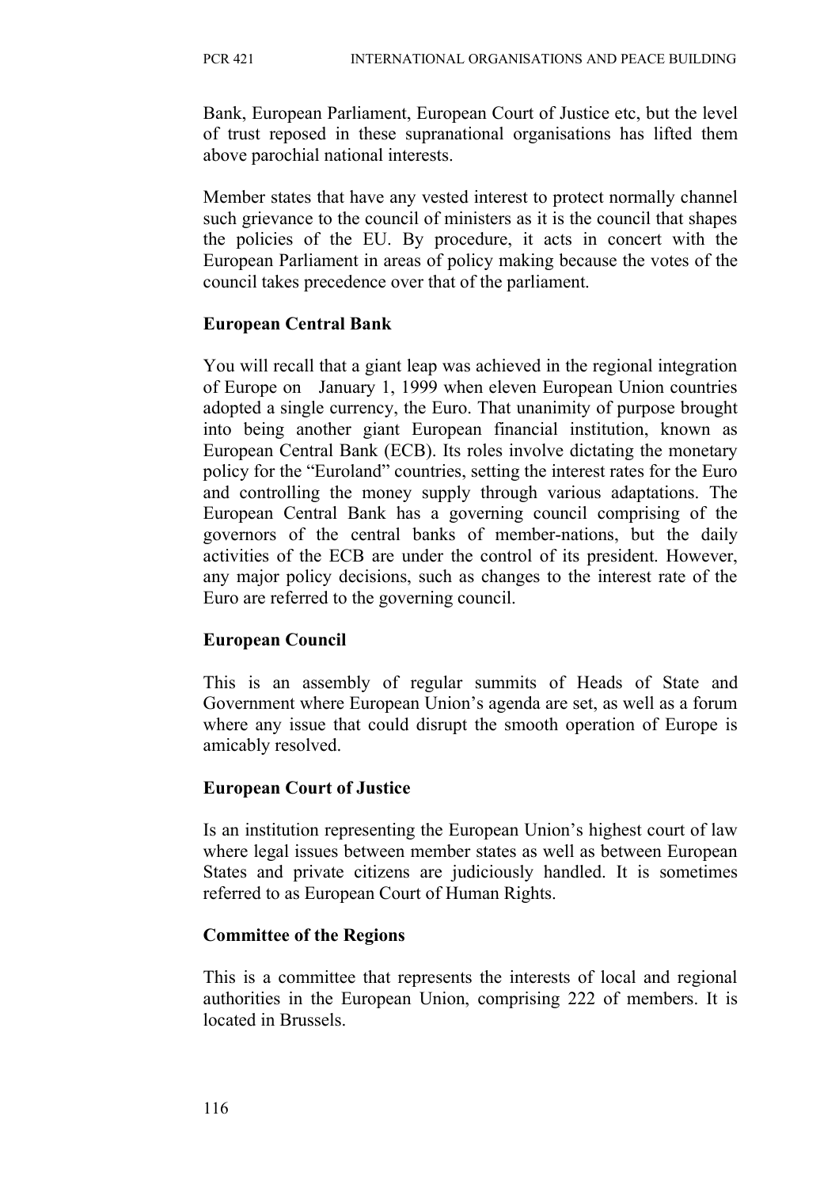Bank, European Parliament, European Court of Justice etc, but the level of trust reposed in these supranational organisations has lifted them above parochial national interests.

Member states that have any vested interest to protect normally channel such grievance to the council of ministers as it is the council that shapes the policies of the EU. By procedure, it acts in concert with the European Parliament in areas of policy making because the votes of the council takes precedence over that of the parliament.

**European Central Bank**

You will recall that a giant leap was achieved in the regional integration of Europe on January 1, 1999 when eleven European Union countries adopted a single currency, the Euro. That unanimity of purpose brought into being another giant European financial institution, known as European Central Bank (ECB). Its roles involve dictating the monetary policy for the "Euroland" countries, setting the interest rates for the Euro and controlling the money supply through various adaptations. The European Central Bank has a governing council comprising of the governors of the central banks of member-nations, but the daily activities of the ECB are under the control of its president. However, any major policy decisions, such as changes to the interest rate of the Euro are referred to the governing council.

**European Council**

This is an assembly of regular summits of Heads of State and Government where European Union's agenda are set, as well as a forum where any issue that could disrupt the smooth operation of Europe is amicably resolved.

**European Court of Justice**

Is an institution representing the European Union's highest court of law where legal issues between member states as well as between European States and private citizens are judiciously handled. It is sometimes referred to as European Court of Human Rights.

**Committee of the Regions**

This is a committee that represents the interests of local and regional authorities in the European Union, comprising 222 of members. It is located in Brussels.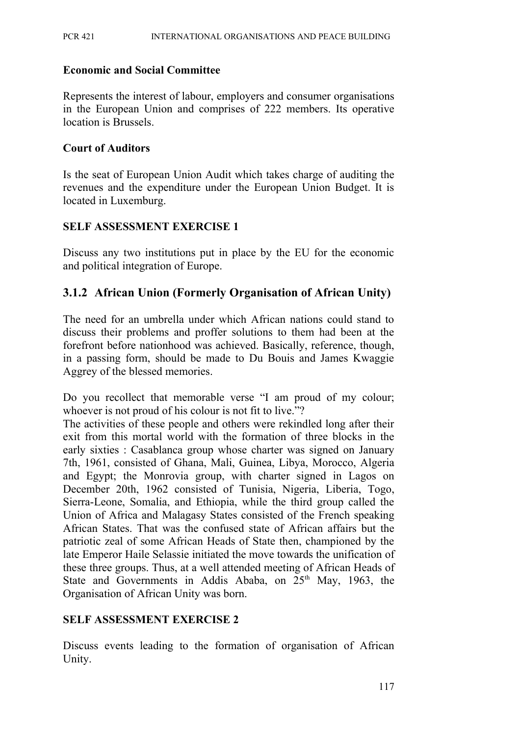**Economic and Social Committee**

Represents the interest of labour, employers and consumer organisations in the European Union and comprises of 222 members. Its operative location is Brussels.

**Court of Auditors**

Is the seat of European Union Audit which takes charge of auditing the revenues and the expenditure under the European Union Budget. It is located in Luxemburg.

**SELF ASSESSMENT EXERCISE 1**

Discuss any two institutions put in place by the EU for the economic and political integration of Europe.

### 3.1.2 African Union (Formerly Organisation of African Unity)

The need for an umbrella under which African nations could stand to discuss their problems and proffer solutions to them had been at the forefront before nationhood was achieved. Basically, reference, though, in a passing form, should be made to Du Bouis and James Kwaggie Aggrey of the blessed memories.

Do you recollect that memorable verse "I am proud of my colour; whoever is not proud of his colour is not fit to live."?

The activities of these people and others were rekindled long after their exit from this mortal world with the formation of three blocks in the early sixties : Casablanca group whose charter was signed on January 7th, 1961, consisted of Ghana, Mali, Guinea, Libya, Morocco, Algeria and Egypt; the Monrovia group, with charter signed in Lagos on December 20th, 1962 consisted of Tunisia, Nigeria, Liberia, Togo, Sierra-Leone, Somalia, and Ethiopia, while the third group called the Union of Africa and Malagasy States consisted of the French speaking African States. That was the confused state of African affairs but the patriotic zeal of some African Heads of State then, championed by the late Emperor Haile Selassie initiated the move towards the unification of these three groups. Thus, at a well attended meeting of African Heads of State and Governments in Addis Ababa, on 25th May, 1963, the Organisation of African Unity was born.

**SELF ASSESSMENT EXERCISE 2**

Discuss events leading to the formation of organisation of African Unity.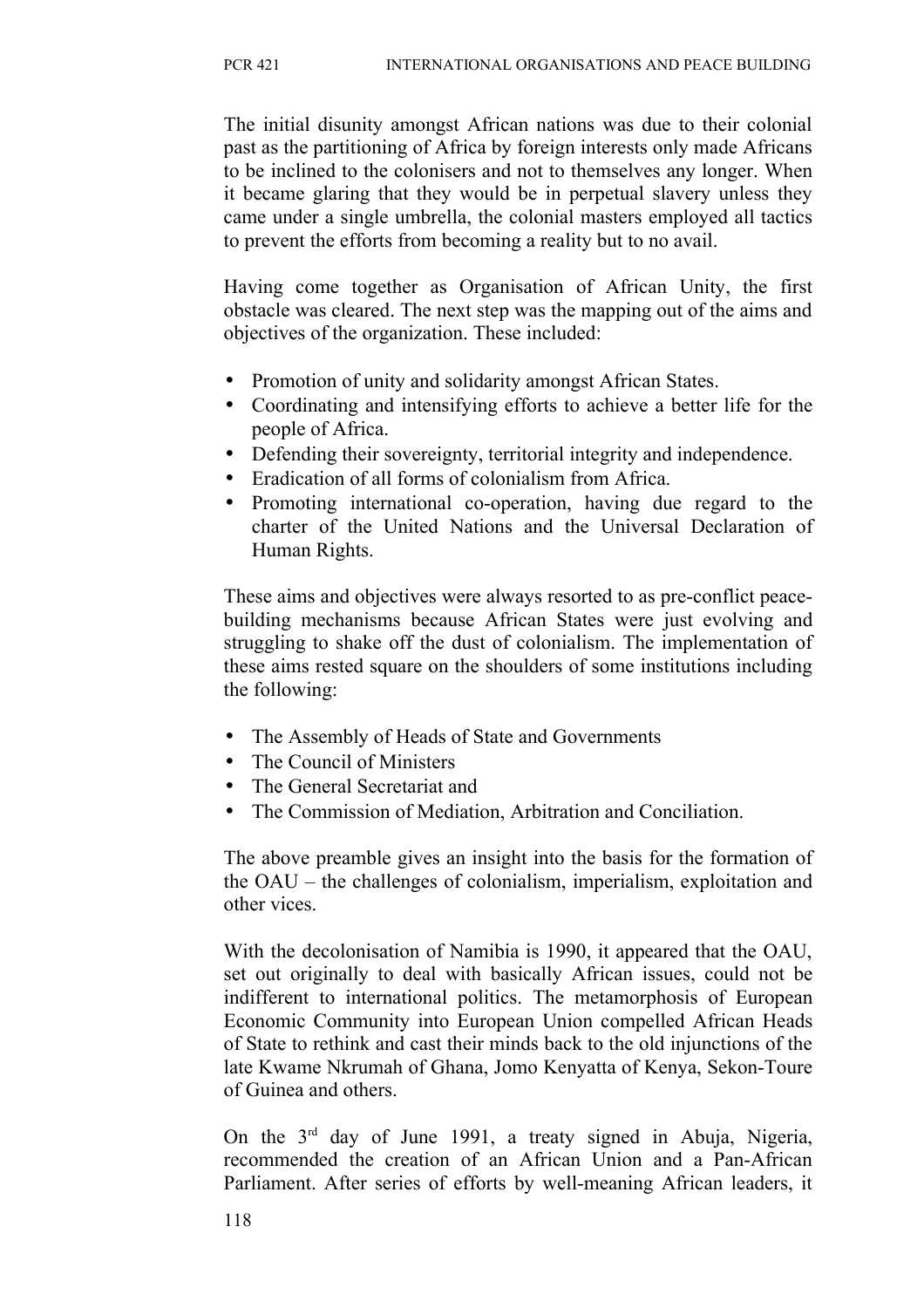The initial disunity amongst African nations was due to their colonial past as the partitioning of Africa by foreign interests only made Africans to be inclined to the colonisers and not to themselves any longer. When it became glaring that they would be in perpetual slavery unless they came under a single umbrella, the colonial masters employed all tactics to prevent the efforts from becoming a reality but to no avail.

Having come together as Organisation of African Unity, the first obstacle was cleared. The next step was the mapping out of the aims and objectives of the organization. These included:

- Promotion of unity and solidarity amongst African States.
- Coordinating and intensifying efforts to achieve a better life for the people of Africa.
- Defending their sovereignty, territorial integrity and independence.
- Eradication of all forms of colonialism from Africa.
- Promoting international co-operation, having due regard to the charter of the United Nations and the Universal Declaration of Human Rights.

These aims and objectives were always resorted to as pre-conflict peace-building mechanisms because African States were just evolving and struggling to shake off the dust of colonialism. The implementation of these aims rested square on the shoulders of some institutions including the following:

- The Assembly of Heads of State and Governments
- The Council of Ministers
- The General Secretariat and
- The Commission of Mediation, Arbitration and Conciliation.

The above preamble gives an insight into the basis for the formation of the OAU – the challenges of colonialism, imperialism, exploitation and other vices.

With the decolonisation of Namibia is 1990, it appeared that the OAU, set out originally to deal with basically African issues, could not be indifferent to international politics. The metamorphosis of European Economic Community into European Union compelled African Heads of State to rethink and cast their minds back to the old injunctions of the late Kwame Nkrumah of Ghana, Jomo Kenyatta of Kenya, Sekon-Toure of Guinea and others.

On the 3rd day of June 1991, a treaty signed in Abuja, Nigeria, recommended the creation of an African Union and a Pan-African Parliament. After series of efforts by well-meaning African leaders, it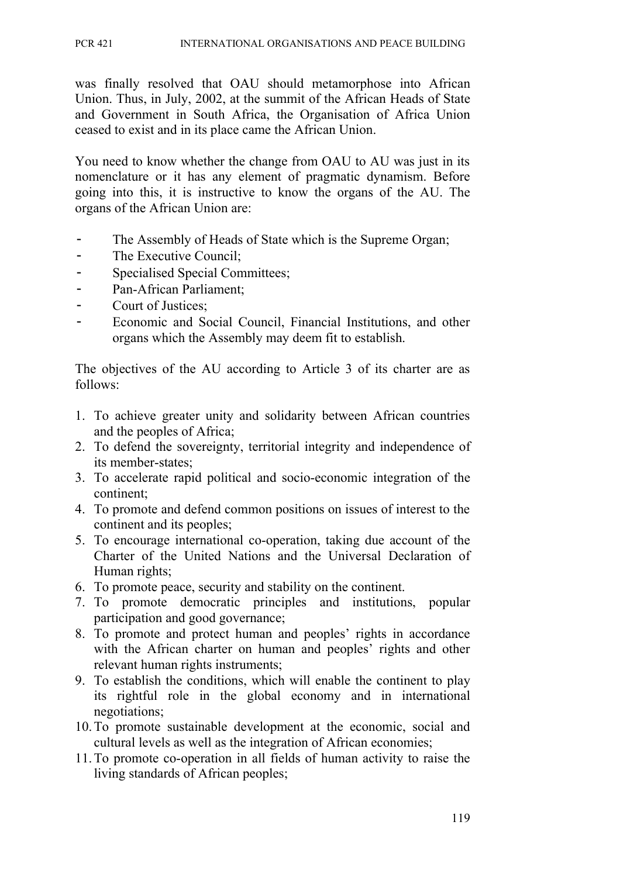was finally resolved that OAU should metamorphose into African Union. Thus, in July, 2002, at the summit of the African Heads of State and Government in South Africa, the Organisation of Africa Union ceased to exist and in its place came the African Union.

You need to know whether the change from OAU to AU was just in its nomenclature or it has any element of pragmatic dynamism. Before going into this, it is instructive to know the organs of the AU. The organs of the African Union are:

- The Assembly of Heads of State which is the Supreme Organ;
- The Executive Council;
- Specialised Special Committees;
- Pan-African Parliament;
- Court of Justices;
- Economic and Social Council, Financial Institutions, and other organs which the Assembly may deem fit to establish.

The objectives of the AU according to Article 3 of its charter are as follows:

1. To achieve greater unity and solidarity between African countries and the peoples of Africa;
2. To defend the sovereignty, territorial integrity and independence of its member-states;
3. To accelerate rapid political and socio-economic integration of the continent;
4. To promote and defend common positions on issues of interest to the continent and its peoples;
5. To encourage international co-operation, taking due account of the Charter of the United Nations and the Universal Declaration of Human rights;
6. To promote peace, security and stability on the continent.
7. To promote democratic principles and institutions, popular participation and good governance;
8. To promote and protect human and peoples' rights in accordance with the African charter on human and peoples' rights and other relevant human rights instruments;
9. To establish the conditions, which will enable the continent to play its rightful role in the global economy and in international negotiations;
10. To promote sustainable development at the economic, social and cultural levels as well as the integration of African economies;
11. To promote co-operation in all fields of human activity to raise the living standards of African peoples;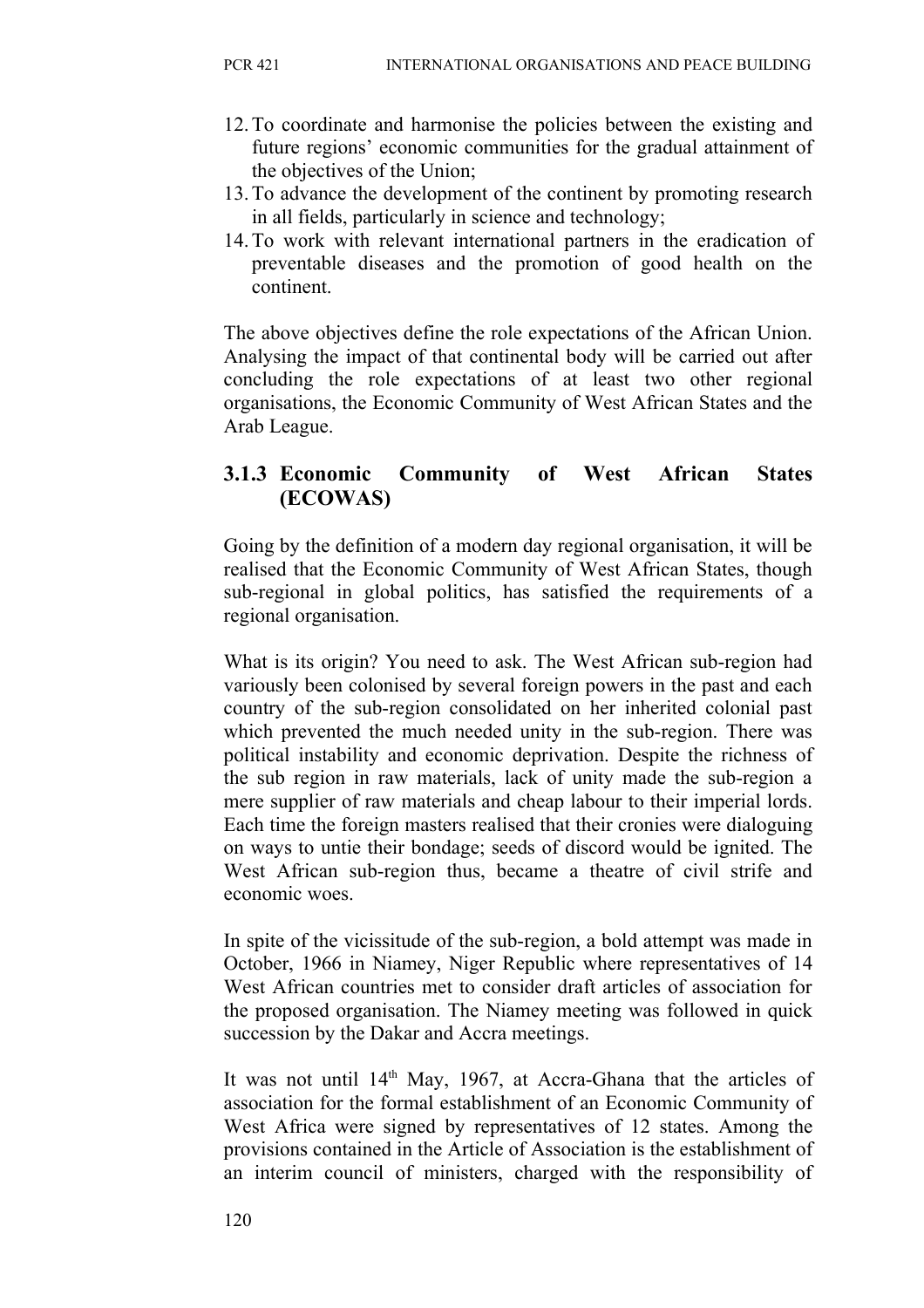12. To coordinate and harmonise the policies between the existing and future regions' economic communities for the gradual attainment of the objectives of the Union;
13. To advance the development of the continent by promoting research in all fields, particularly in science and technology;
14. To work with relevant international partners in the eradication of preventable diseases and the promotion of good health on the continent.

The above objectives define the role expectations of the African Union. Analysing the impact of that continental body will be carried out after concluding the role expectations of at least two other regional organisations, the Economic Community of West African States and the Arab League.

### 3.1.3 Economic Community of West African States (ECOWAS)

Going by the definition of a modern day regional organisation, it will be realised that the Economic Community of West African States, though sub-regional in global politics, has satisfied the requirements of a regional organisation.

What is its origin? You need to ask. The West African sub-region had variously been colonised by several foreign powers in the past and each country of the sub-region consolidated on her inherited colonial past which prevented the much needed unity in the sub-region. There was political instability and economic deprivation. Despite the richness of the sub region in raw materials, lack of unity made the sub-region a mere supplier of raw materials and cheap labour to their imperial lords. Each time the foreign masters realised that their cronies were dialoguing on ways to untie their bondage; seeds of discord would be ignited. The West African sub-region thus, became a theatre of civil strife and economic woes.

In spite of the vicissitude of the sub-region, a bold attempt was made in October, 1966 in Niamey, Niger Republic where representatives of 14 West African countries met to consider draft articles of association for the proposed organisation. The Niamey meeting was followed in quick succession by the Dakar and Accra meetings.

It was not until 14th May, 1967, at Accra-Ghana that the articles of association for the formal establishment of an Economic Community of West Africa were signed by representatives of 12 states. Among the provisions contained in the Article of Association is the establishment of an interim council of ministers, charged with the responsibility of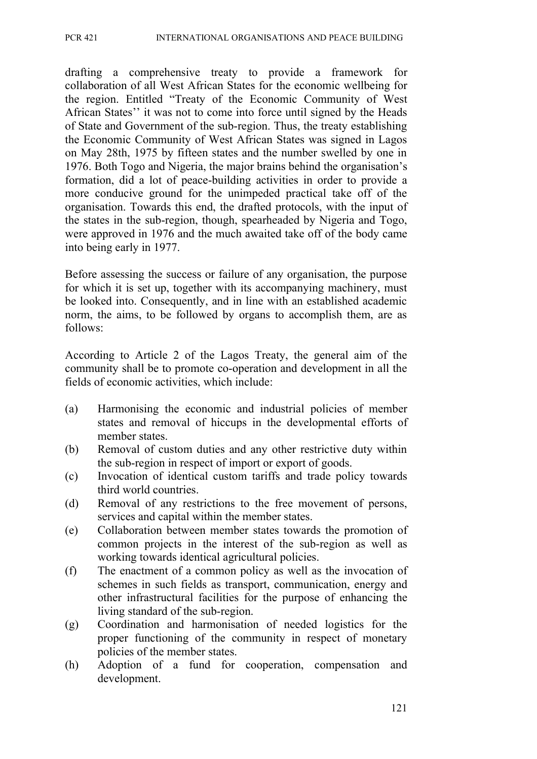drafting a comprehensive treaty to provide a framework for collaboration of all West African States for the economic wellbeing for the region. Entitled "Treaty of the Economic Community of West African States'' it was not to come into force until signed by the Heads of State and Government of the sub-region. Thus, the treaty establishing the Economic Community of West African States was signed in Lagos on May 28th, 1975 by fifteen states and the number swelled by one in 1976. Both Togo and Nigeria, the major brains behind the organisation's formation, did a lot of peace-building activities in order to provide a more conducive ground for the unimpeded practical take off of the organisation. Towards this end, the drafted protocols, with the input of the states in the sub-region, though, spearheaded by Nigeria and Togo, were approved in 1976 and the much awaited take off of the body came into being early in 1977.

Before assessing the success or failure of any organisation, the purpose for which it is set up, together with its accompanying machinery, must be looked into. Consequently, and in line with an established academic norm, the aims, to be followed by organs to accomplish them, are as follows:

According to Article 2 of the Lagos Treaty, the general aim of the community shall be to promote co-operation and development in all the fields of economic activities, which include:

(a) Harmonising the economic and industrial policies of member states and removal of hiccups in the developmental efforts of member states.
(b) Removal of custom duties and any other restrictive duty within the sub-region in respect of import or export of goods.
(c) Invocation of identical custom tariffs and trade policy towards third world countries.
(d) Removal of any restrictions to the free movement of persons, services and capital within the member states.
(e) Collaboration between member states towards the promotion of common projects in the interest of the sub-region as well as working towards identical agricultural policies.
(f) The enactment of a common policy as well as the invocation of schemes in such fields as transport, communication, energy and other infrastructural facilities for the purpose of enhancing the living standard of the sub-region.
(g) Coordination and harmonisation of needed logistics for the proper functioning of the community in respect of monetary policies of the member states.
(h) Adoption of a fund for cooperation, compensation and development.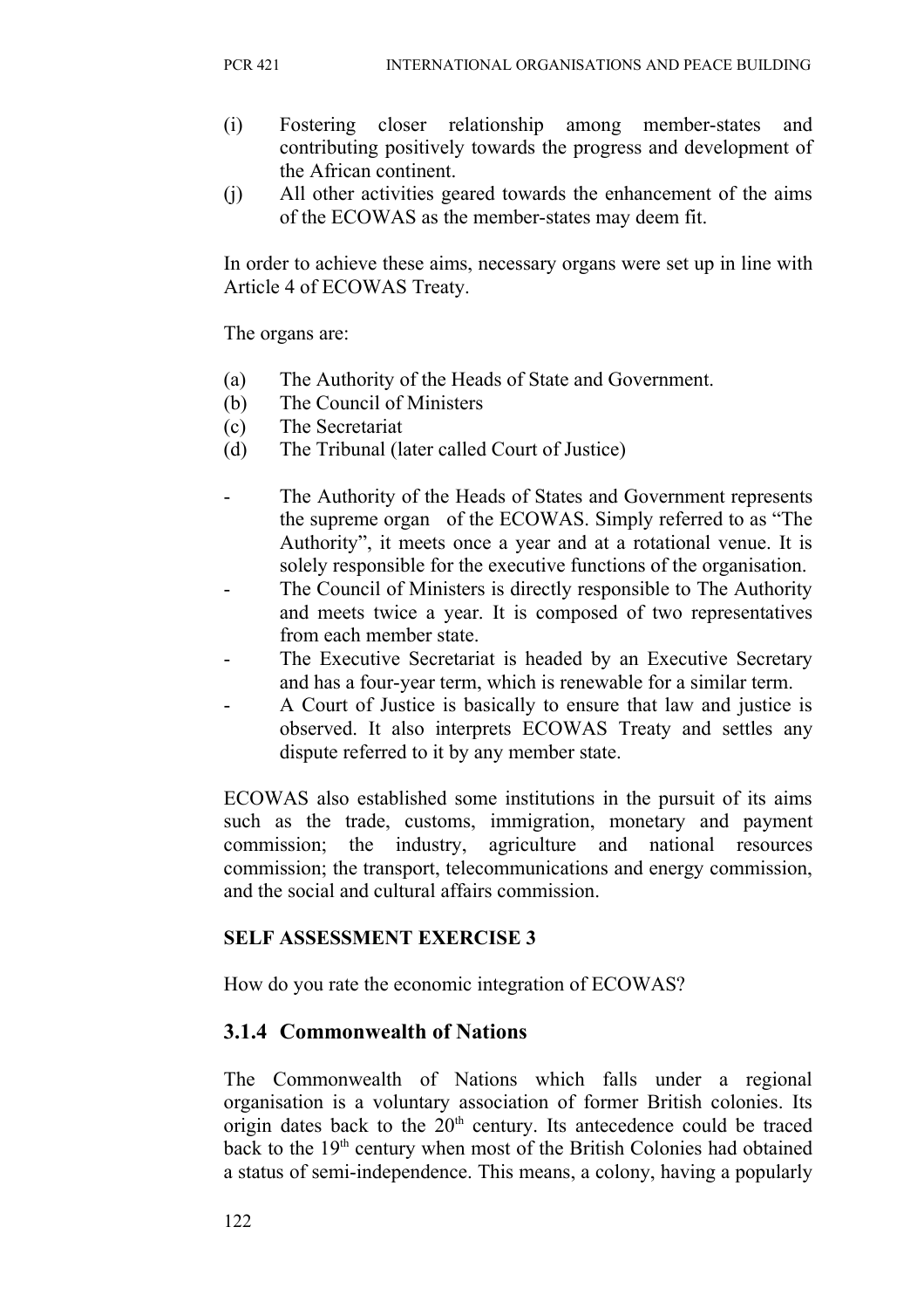(i) Fostering closer relationship among member-states and contributing positively towards the progress and development of the African continent.

(j) All other activities geared towards the enhancement of the aims of the ECOWAS as the member-states may deem fit.

In order to achieve these aims, necessary organs were set up in line with Article 4 of ECOWAS Treaty.

The organs are:

(a) The Authority of the Heads of State and Government.
(b) The Council of Ministers
(c) The Secretariat
(d) The Tribunal (later called Court of Justice)

- The Authority of the Heads of States and Government represents the supreme organ of the ECOWAS. Simply referred to as "The Authority", it meets once a year and at a rotational venue. It is solely responsible for the executive functions of the organisation.
- The Council of Ministers is directly responsible to The Authority and meets twice a year. It is composed of two representatives from each member state.
- The Executive Secretariat is headed by an Executive Secretary and has a four-year term, which is renewable for a similar term.
- A Court of Justice is basically to ensure that law and justice is observed. It also interprets ECOWAS Treaty and settles any dispute referred to it by any member state.

ECOWAS also established some institutions in the pursuit of its aims such as the trade, customs, immigration, monetary and payment commission; the industry, agriculture and national resources commission; the transport, telecommunications and energy commission, and the social and cultural affairs commission.

**SELF ASSESSMENT EXERCISE 3**

How do you rate the economic integration of ECOWAS?

### 3.1.4 Commonwealth of Nations

The Commonwealth of Nations which falls under a regional organisation is a voluntary association of former British colonies. Its origin dates back to the 20th century. Its antecedence could be traced back to the 19th century when most of the British Colonies had obtained a status of semi-independence. This means, a colony, having a popularly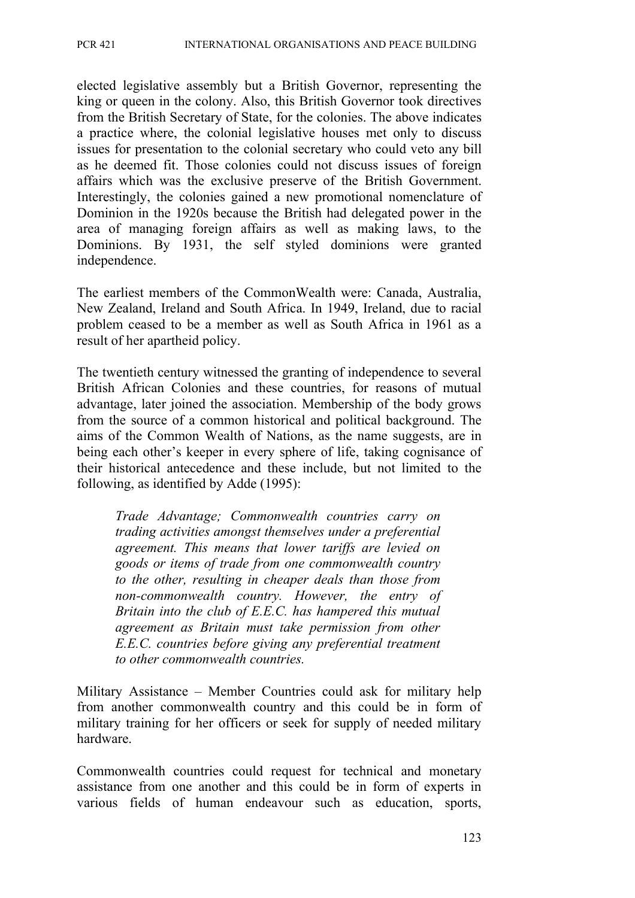elected legislative assembly but a British Governor, representing the king or queen in the colony. Also, this British Governor took directives from the British Secretary of State, for the colonies. The above indicates a practice where, the colonial legislative houses met only to discuss issues for presentation to the colonial secretary who could veto any bill as he deemed fit. Those colonies could not discuss issues of foreign affairs which was the exclusive preserve of the British Government. Interestingly, the colonies gained a new promotional nomenclature of Dominion in the 1920s because the British had delegated power in the area of managing foreign affairs as well as making laws, to the Dominions. By 1931, the self styled dominions were granted independence.

The earliest members of the CommonWealth were: Canada, Australia, New Zealand, Ireland and South Africa. In 1949, Ireland, due to racial problem ceased to be a member as well as South Africa in 1961 as a result of her apartheid policy.

The twentieth century witnessed the granting of independence to several British African Colonies and these countries, for reasons of mutual advantage, later joined the association. Membership of the body grows from the source of a common historical and political background. The aims of the Common Wealth of Nations, as the name suggests, are in being each other's keeper in every sphere of life, taking cognisance of their historical antecedence and these include, but not limited to the following, as identified by Adde (1995):

> *Trade Advantage; Commonwealth countries carry on trading activities amongst themselves under a preferential agreement. This means that lower tariffs are levied on goods or items of trade from one commonwealth country to the other, resulting in cheaper deals than those from non-commonwealth country. However, the entry of Britain into the club of E.E.C. has hampered this mutual agreement as Britain must take permission from other E.E.C. countries before giving any preferential treatment to other commonwealth countries.*

Military Assistance – Member Countries could ask for military help from another commonwealth country and this could be in form of military training for her officers or seek for supply of needed military hardware.

Commonwealth countries could request for technical and monetary assistance from one another and this could be in form of experts in various fields of human endeavour such as education, sports,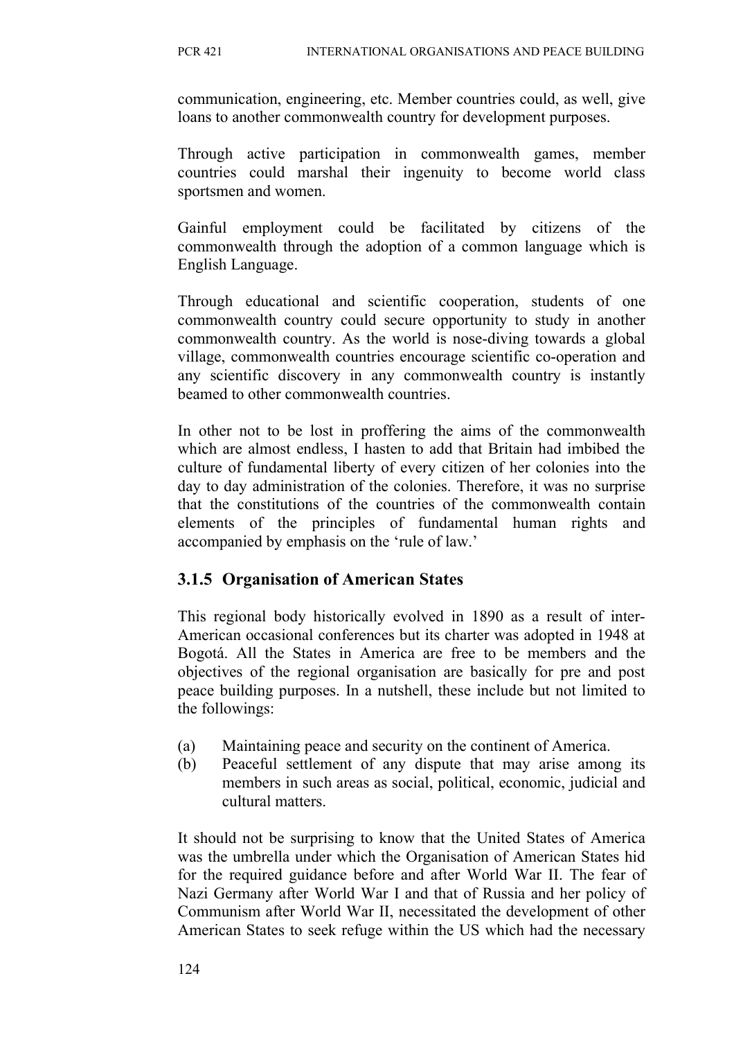communication, engineering, etc. Member countries could, as well, give loans to another commonwealth country for development purposes.

Through active participation in commonwealth games, member countries could marshal their ingenuity to become world class sportsmen and women.

Gainful employment could be facilitated by citizens of the commonwealth through the adoption of a common language which is English Language.

Through educational and scientific cooperation, students of one commonwealth country could secure opportunity to study in another commonwealth country. As the world is nose-diving towards a global village, commonwealth countries encourage scientific co-operation and any scientific discovery in any commonwealth country is instantly beamed to other commonwealth countries.

In other not to be lost in proffering the aims of the commonwealth which are almost endless, I hasten to add that Britain had imbibed the culture of fundamental liberty of every citizen of her colonies into the day to day administration of the colonies. Therefore, it was no surprise that the constitutions of the countries of the commonwealth contain elements of the principles of fundamental human rights and accompanied by emphasis on the 'rule of law.'

### 3.1.5 Organisation of American States

This regional body historically evolved in 1890 as a result of inter-American occasional conferences but its charter was adopted in 1948 at Bogotá. All the States in America are free to be members and the objectives of the regional organisation are basically for pre and post peace building purposes. In a nutshell, these include but not limited to the followings:

(a) Maintaining peace and security on the continent of America.
(b) Peaceful settlement of any dispute that may arise among its members in such areas as social, political, economic, judicial and cultural matters.

It should not be surprising to know that the United States of America was the umbrella under which the Organisation of American States hid for the required guidance before and after World War II. The fear of Nazi Germany after World War I and that of Russia and her policy of Communism after World War II, necessitated the development of other American States to seek refuge within the US which had the necessary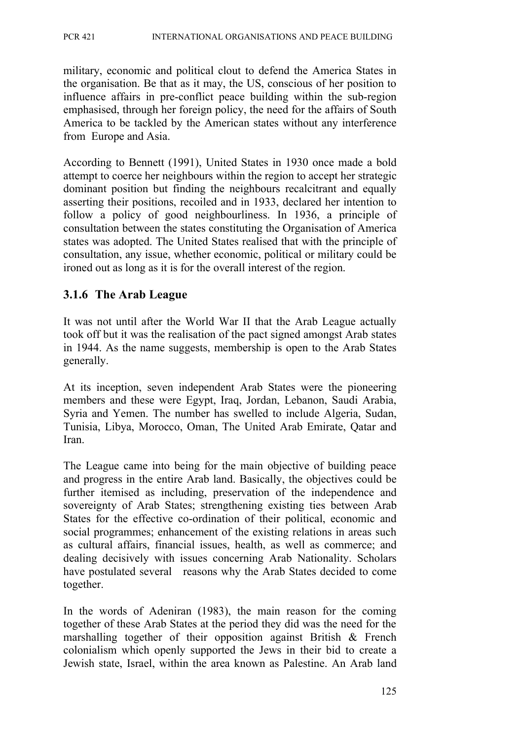military, economic and political clout to defend the America States in the organisation. Be that as it may, the US, conscious of her position to influence affairs in pre-conflict peace building within the sub-region emphasised, through her foreign policy, the need for the affairs of South America to be tackled by the American states without any interference from Europe and Asia.

According to Bennett (1991), United States in 1930 once made a bold attempt to coerce her neighbours within the region to accept her strategic dominant position but finding the neighbours recalcitrant and equally asserting their positions, recoiled and in 1933, declared her intention to follow a policy of good neighbourliness. In 1936, a principle of consultation between the states constituting the Organisation of America states was adopted. The United States realised that with the principle of consultation, any issue, whether economic, political or military could be ironed out as long as it is for the overall interest of the region.

### 3.1.6 The Arab League

It was not until after the World War II that the Arab League actually took off but it was the realisation of the pact signed amongst Arab states in 1944. As the name suggests, membership is open to the Arab States generally.

At its inception, seven independent Arab States were the pioneering members and these were Egypt, Iraq, Jordan, Lebanon, Saudi Arabia, Syria and Yemen. The number has swelled to include Algeria, Sudan, Tunisia, Libya, Morocco, Oman, The United Arab Emirate, Qatar and Iran.

The League came into being for the main objective of building peace and progress in the entire Arab land. Basically, the objectives could be further itemised as including, preservation of the independence and sovereignty of Arab States; strengthening existing ties between Arab States for the effective co-ordination of their political, economic and social programmes; enhancement of the existing relations in areas such as cultural affairs, financial issues, health, as well as commerce; and dealing decisively with issues concerning Arab Nationality. Scholars have postulated several reasons why the Arab States decided to come together.

In the words of Adeniran (1983), the main reason for the coming together of these Arab States at the period they did was the need for the marshalling together of their opposition against British & French colonialism which openly supported the Jews in their bid to create a Jewish state, Israel, within the area known as Palestine. An Arab land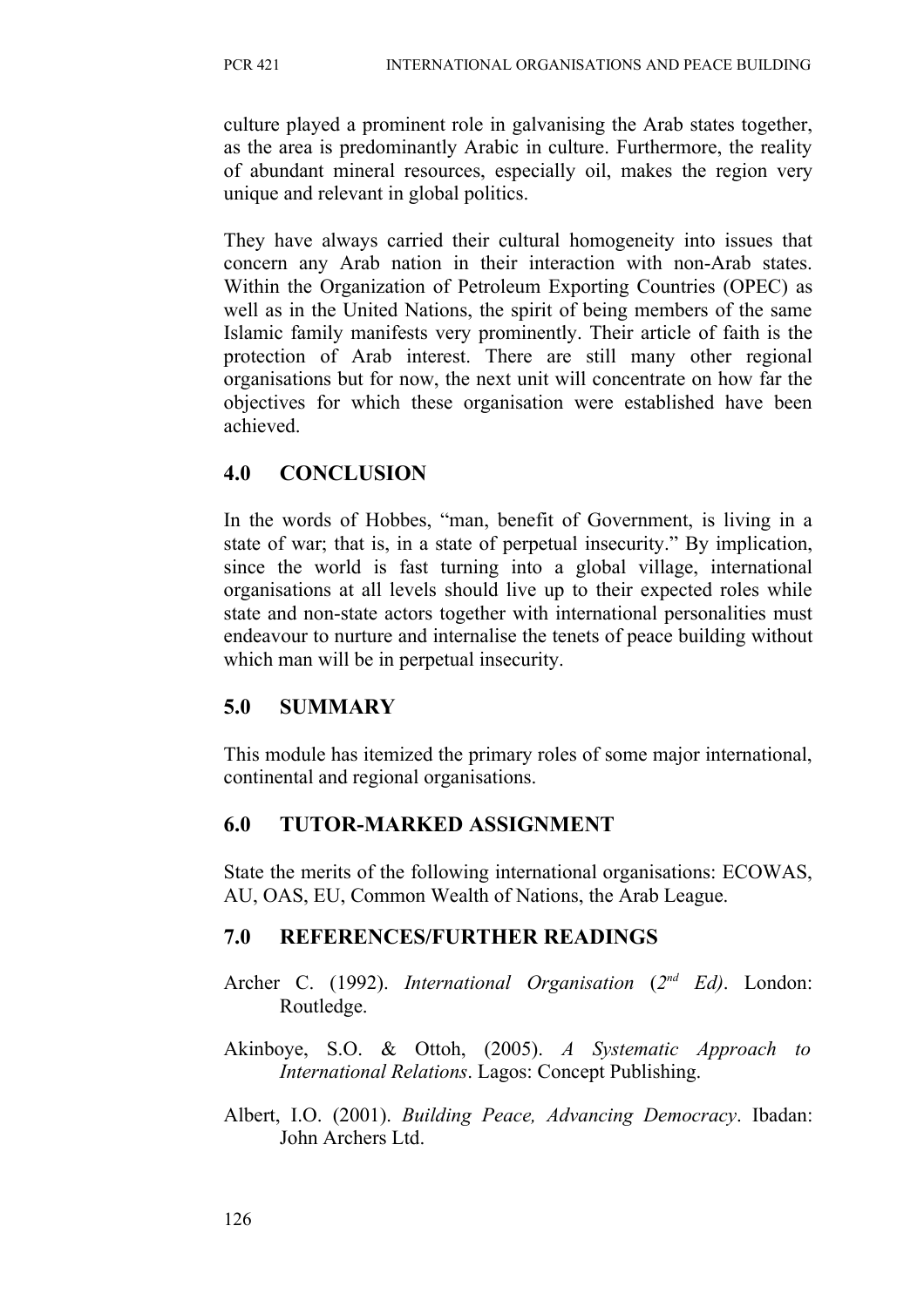culture played a prominent role in galvanising the Arab states together, as the area is predominantly Arabic in culture. Furthermore, the reality of abundant mineral resources, especially oil, makes the region very unique and relevant in global politics.

They have always carried their cultural homogeneity into issues that concern any Arab nation in their interaction with non-Arab states. Within the Organization of Petroleum Exporting Countries (OPEC) as well as in the United Nations, the spirit of being members of the same Islamic family manifests very prominently. Their article of faith is the protection of Arab interest. There are still many other regional organisations but for now, the next unit will concentrate on how far the objectives for which these organisation were established have been achieved.

## 4.0 CONCLUSION

In the words of Hobbes, "man, benefit of Government, is living in a state of war; that is, in a state of perpetual insecurity." By implication, since the world is fast turning into a global village, international organisations at all levels should live up to their expected roles while state and non-state actors together with international personalities must endeavour to nurture and internalise the tenets of peace building without which man will be in perpetual insecurity.

## 5.0 SUMMARY

This module has itemized the primary roles of some major international, continental and regional organisations.

## 6.0 TUTOR-MARKED ASSIGNMENT

State the merits of the following international organisations: ECOWAS, AU, OAS, EU, Common Wealth of Nations, the Arab League.

## 7.0 REFERENCES/FURTHER READINGS

Archer C. (1992). *International Organisation* (*2nd Ed)*. London: Routledge.

Akinboye, S.O. & Ottoh, (2005). *A Systematic Approach to International Relations*. Lagos: Concept Publishing.

Albert, I.O. (2001). *Building Peace, Advancing Democracy*. Ibadan: John Archers Ltd.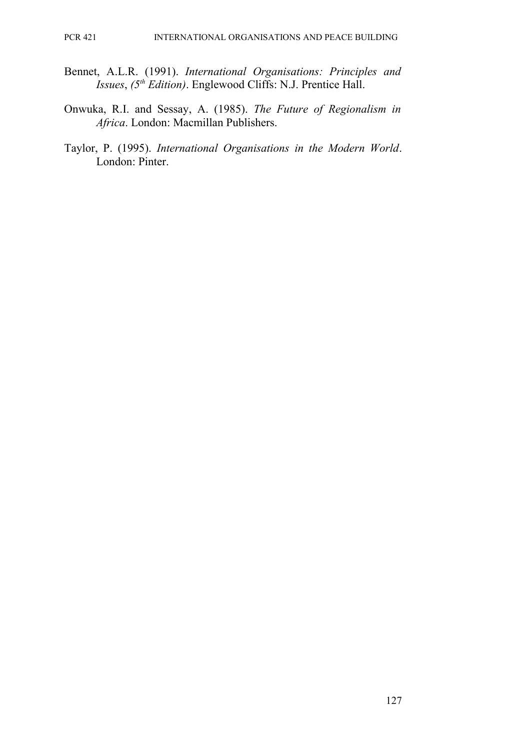Bennet, A.L.R. (1991). *International Organisations: Principles and Issues*, *(5th Edition)*. Englewood Cliffs: N.J. Prentice Hall.

Onwuka, R.I. and Sessay, A. (1985). *The Future of Regionalism in Africa*. London: Macmillan Publishers.

Taylor, P. (1995). *International Organisations in the Modern World*. London: Pinter.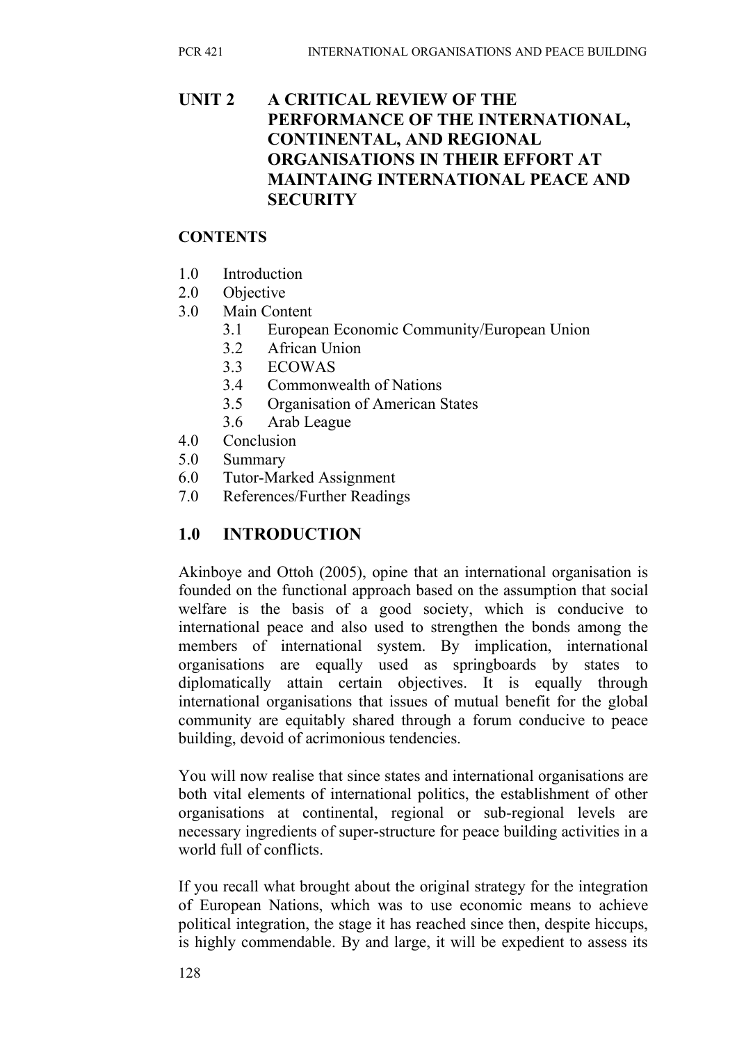# UNIT 2 A CRITICAL REVIEW OF THE PERFORMANCE OF THE INTERNATIONAL, CONTINENTAL, AND REGIONAL ORGANISATIONS IN THEIR EFFORT AT MAINTAING INTERNATIONAL PEACE AND SECURITY

**CONTENTS**

1.0 Introduction
2.0 Objective
3.0 Main Content
   3.1 European Economic Community/European Union
   3.2 African Union
   3.3 ECOWAS
   3.4 Commonwealth of Nations
   3.5 Organisation of American States
   3.6 Arab League
4.0 Conclusion
5.0 Summary
6.0 Tutor-Marked Assignment
7.0 References/Further Readings

## 1.0 INTRODUCTION

Akinboye and Ottoh (2005), opine that an international organisation is founded on the functional approach based on the assumption that social welfare is the basis of a good society, which is conducive to international peace and also used to strengthen the bonds among the members of international system. By implication, international organisations are equally used as springboards by states to diplomatically attain certain objectives. It is equally through international organisations that issues of mutual benefit for the global community are equitably shared through a forum conducive to peace building, devoid of acrimonious tendencies.

You will now realise that since states and international organisations are both vital elements of international politics, the establishment of other organisations at continental, regional or sub-regional levels are necessary ingredients of super-structure for peace building activities in a world full of conflicts.

If you recall what brought about the original strategy for the integration of European Nations, which was to use economic means to achieve political integration, the stage it has reached since then, despite hiccups, is highly commendable. By and large, it will be expedient to assess its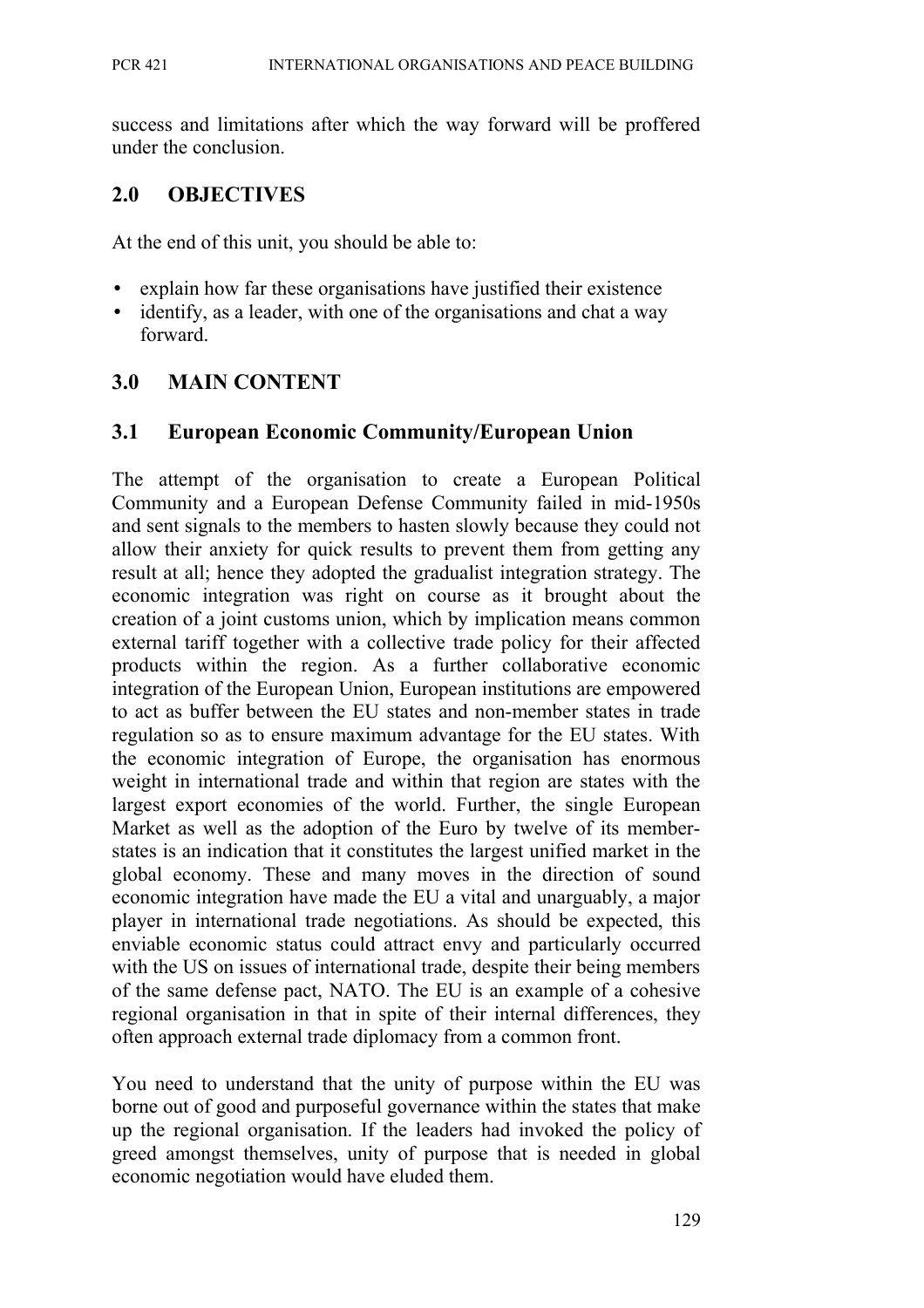success and limitations after which the way forward will be proffered under the conclusion.

## 2.0 OBJECTIVES

At the end of this unit, you should be able to:

- explain how far these organisations have justified their existence
- identify, as a leader, with one of the organisations and chat a way forward.

## 3.0 MAIN CONTENT

### 3.1 European Economic Community/European Union

The attempt of the organisation to create a European Political Community and a European Defense Community failed in mid-1950s and sent signals to the members to hasten slowly because they could not allow their anxiety for quick results to prevent them from getting any result at all; hence they adopted the gradualist integration strategy. The economic integration was right on course as it brought about the creation of a joint customs union, which by implication means common external tariff together with a collective trade policy for their affected products within the region. As a further collaborative economic integration of the European Union, European institutions are empowered to act as buffer between the EU states and non-member states in trade regulation so as to ensure maximum advantage for the EU states. With the economic integration of Europe, the organisation has enormous weight in international trade and within that region are states with the largest export economies of the world. Further, the single European Market as well as the adoption of the Euro by twelve of its member-states is an indication that it constitutes the largest unified market in the global economy. These and many moves in the direction of sound economic integration have made the EU a vital and unarguably, a major player in international trade negotiations. As should be expected, this enviable economic status could attract envy and particularly occurred with the US on issues of international trade, despite their being members of the same defense pact, NATO. The EU is an example of a cohesive regional organisation in that in spite of their internal differences, they often approach external trade diplomacy from a common front.

You need to understand that the unity of purpose within the EU was borne out of good and purposeful governance within the states that make up the regional organisation. If the leaders had invoked the policy of greed amongst themselves, unity of purpose that is needed in global economic negotiation would have eluded them.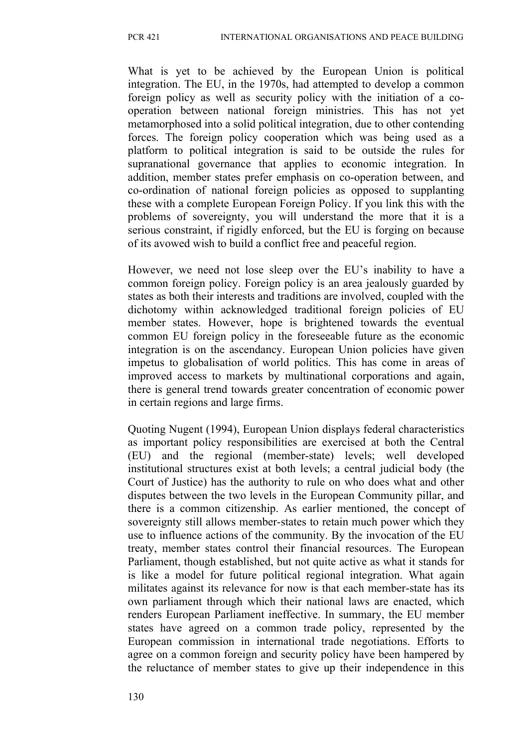What is yet to be achieved by the European Union is political integration. The EU, in the 1970s, had attempted to develop a common foreign policy as well as security policy with the initiation of a co-operation between national foreign ministries. This has not yet metamorphosed into a solid political integration, due to other contending forces. The foreign policy cooperation which was being used as a platform to political integration is said to be outside the rules for supranational governance that applies to economic integration. In addition, member states prefer emphasis on co-operation between, and co-ordination of national foreign policies as opposed to supplanting these with a complete European Foreign Policy. If you link this with the problems of sovereignty, you will understand the more that it is a serious constraint, if rigidly enforced, but the EU is forging on because of its avowed wish to build a conflict free and peaceful region.

However, we need not lose sleep over the EU's inability to have a common foreign policy. Foreign policy is an area jealously guarded by states as both their interests and traditions are involved, coupled with the dichotomy within acknowledged traditional foreign policies of EU member states. However, hope is brightened towards the eventual common EU foreign policy in the foreseeable future as the economic integration is on the ascendancy. European Union policies have given impetus to globalisation of world politics. This has come in areas of improved access to markets by multinational corporations and again, there is general trend towards greater concentration of economic power in certain regions and large firms.

Quoting Nugent (1994), European Union displays federal characteristics as important policy responsibilities are exercised at both the Central (EU) and the regional (member-state) levels; well developed institutional structures exist at both levels; a central judicial body (the Court of Justice) has the authority to rule on who does what and other disputes between the two levels in the European Community pillar, and there is a common citizenship. As earlier mentioned, the concept of sovereignty still allows member-states to retain much power which they use to influence actions of the community. By the invocation of the EU treaty, member states control their financial resources. The European Parliament, though established, but not quite active as what it stands for is like a model for future political regional integration. What again militates against its relevance for now is that each member-state has its own parliament through which their national laws are enacted, which renders European Parliament ineffective. In summary, the EU member states have agreed on a common trade policy, represented by the European commission in international trade negotiations. Efforts to agree on a common foreign and security policy have been hampered by the reluctance of member states to give up their independence in this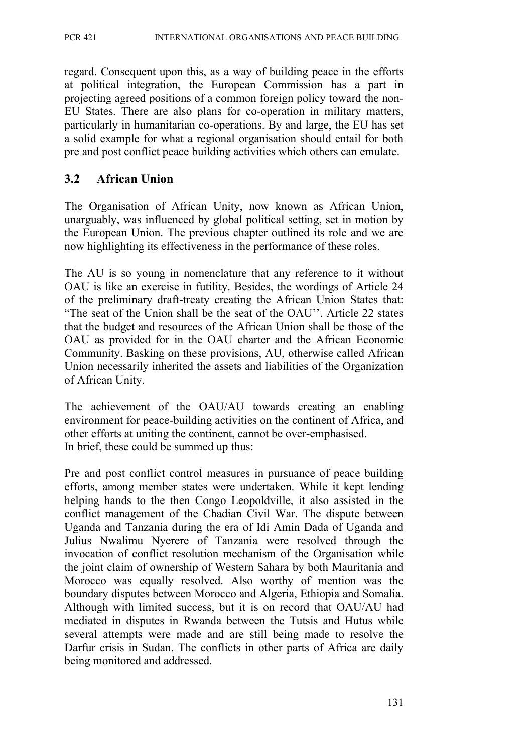regard. Consequent upon this, as a way of building peace in the efforts at political integration, the European Commission has a part in projecting agreed positions of a common foreign policy toward the non-EU States. There are also plans for co-operation in military matters, particularly in humanitarian co-operations. By and large, the EU has set a solid example for what a regional organisation should entail for both pre and post conflict peace building activities which others can emulate.

## 3.2 African Union

The Organisation of African Unity, now known as African Union, unarguably, was influenced by global political setting, set in motion by the European Union. The previous chapter outlined its role and we are now highlighting its effectiveness in the performance of these roles.

The AU is so young in nomenclature that any reference to it without OAU is like an exercise in futility. Besides, the wordings of Article 24 of the preliminary draft-treaty creating the African Union States that: "The seat of the Union shall be the seat of the OAU''. Article 22 states that the budget and resources of the African Union shall be those of the OAU as provided for in the OAU charter and the African Economic Community. Basking on these provisions, AU, otherwise called African Union necessarily inherited the assets and liabilities of the Organization of African Unity.

The achievement of the OAU/AU towards creating an enabling environment for peace-building activities on the continent of Africa, and other efforts at uniting the continent, cannot be over-emphasised.
In brief, these could be summed up thus:

Pre and post conflict control measures in pursuance of peace building efforts, among member states were undertaken. While it kept lending helping hands to the then Congo Leopoldville, it also assisted in the conflict management of the Chadian Civil War. The dispute between Uganda and Tanzania during the era of Idi Amin Dada of Uganda and Julius Nwalimu Nyerere of Tanzania were resolved through the invocation of conflict resolution mechanism of the Organisation while the joint claim of ownership of Western Sahara by both Mauritania and Morocco was equally resolved. Also worthy of mention was the boundary disputes between Morocco and Algeria, Ethiopia and Somalia. Although with limited success, but it is on record that OAU/AU had mediated in disputes in Rwanda between the Tutsis and Hutus while several attempts were made and are still being made to resolve the Darfur crisis in Sudan. The conflicts in other parts of Africa are daily being monitored and addressed.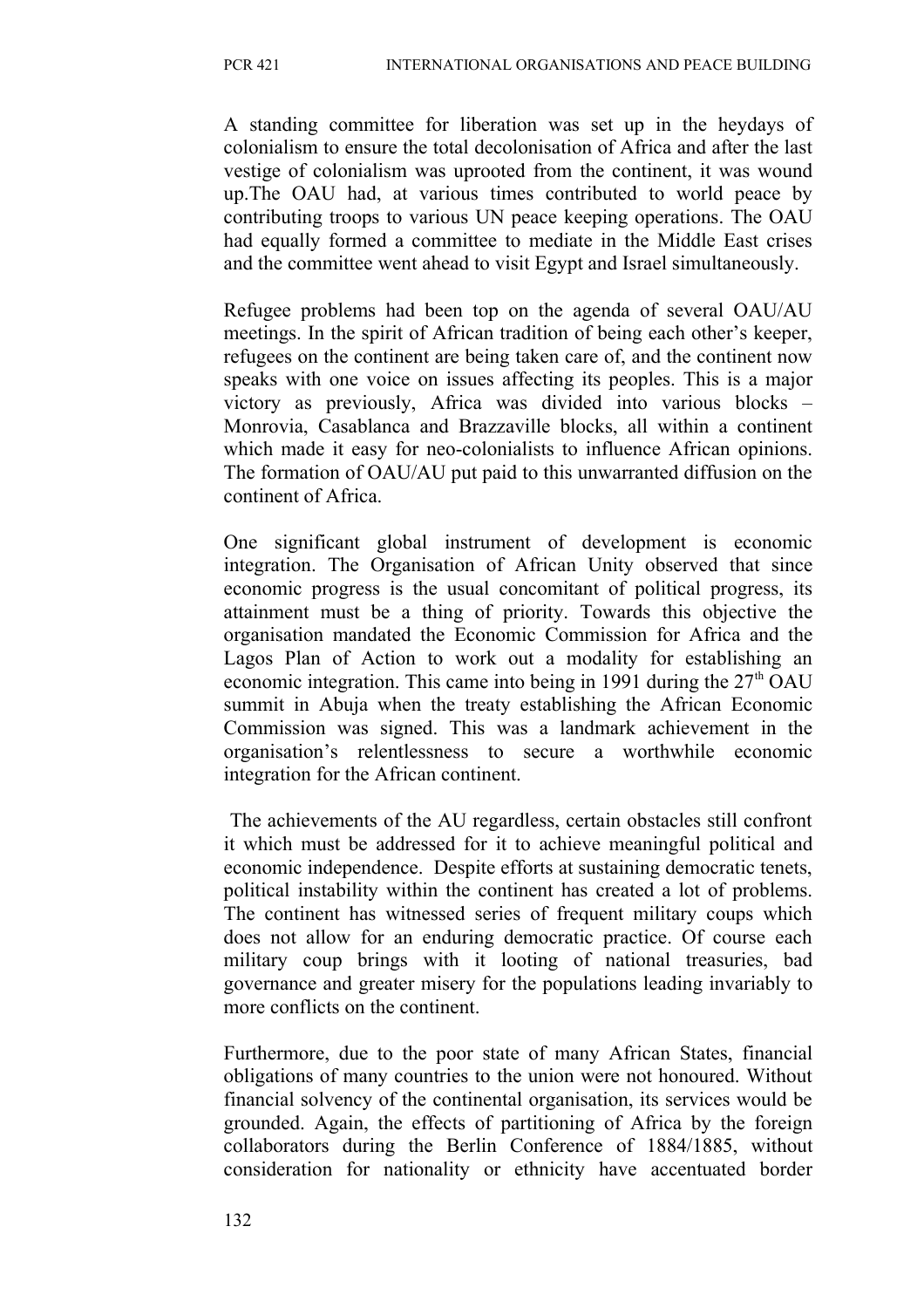A standing committee for liberation was set up in the heydays of colonialism to ensure the total decolonisation of Africa and after the last vestige of colonialism was uprooted from the continent, it was wound up.The OAU had, at various times contributed to world peace by contributing troops to various UN peace keeping operations. The OAU had equally formed a committee to mediate in the Middle East crises and the committee went ahead to visit Egypt and Israel simultaneously.

Refugee problems had been top on the agenda of several OAU/AU meetings. In the spirit of African tradition of being each other's keeper, refugees on the continent are being taken care of, and the continent now speaks with one voice on issues affecting its peoples. This is a major victory as previously, Africa was divided into various blocks – Monrovia, Casablanca and Brazzaville blocks, all within a continent which made it easy for neo-colonialists to influence African opinions. The formation of OAU/AU put paid to this unwarranted diffusion on the continent of Africa.

One significant global instrument of development is economic integration. The Organisation of African Unity observed that since economic progress is the usual concomitant of political progress, its attainment must be a thing of priority. Towards this objective the organisation mandated the Economic Commission for Africa and the Lagos Plan of Action to work out a modality for establishing an economic integration. This came into being in 1991 during the 27th OAU summit in Abuja when the treaty establishing the African Economic Commission was signed. This was a landmark achievement in the organisation's relentlessness to secure a worthwhile economic integration for the African continent.

The achievements of the AU regardless, certain obstacles still confront it which must be addressed for it to achieve meaningful political and economic independence. Despite efforts at sustaining democratic tenets, political instability within the continent has created a lot of problems. The continent has witnessed series of frequent military coups which does not allow for an enduring democratic practice. Of course each military coup brings with it looting of national treasuries, bad governance and greater misery for the populations leading invariably to more conflicts on the continent.

Furthermore, due to the poor state of many African States, financial obligations of many countries to the union were not honoured. Without financial solvency of the continental organisation, its services would be grounded. Again, the effects of partitioning of Africa by the foreign collaborators during the Berlin Conference of 1884/1885, without consideration for nationality or ethnicity have accentuated border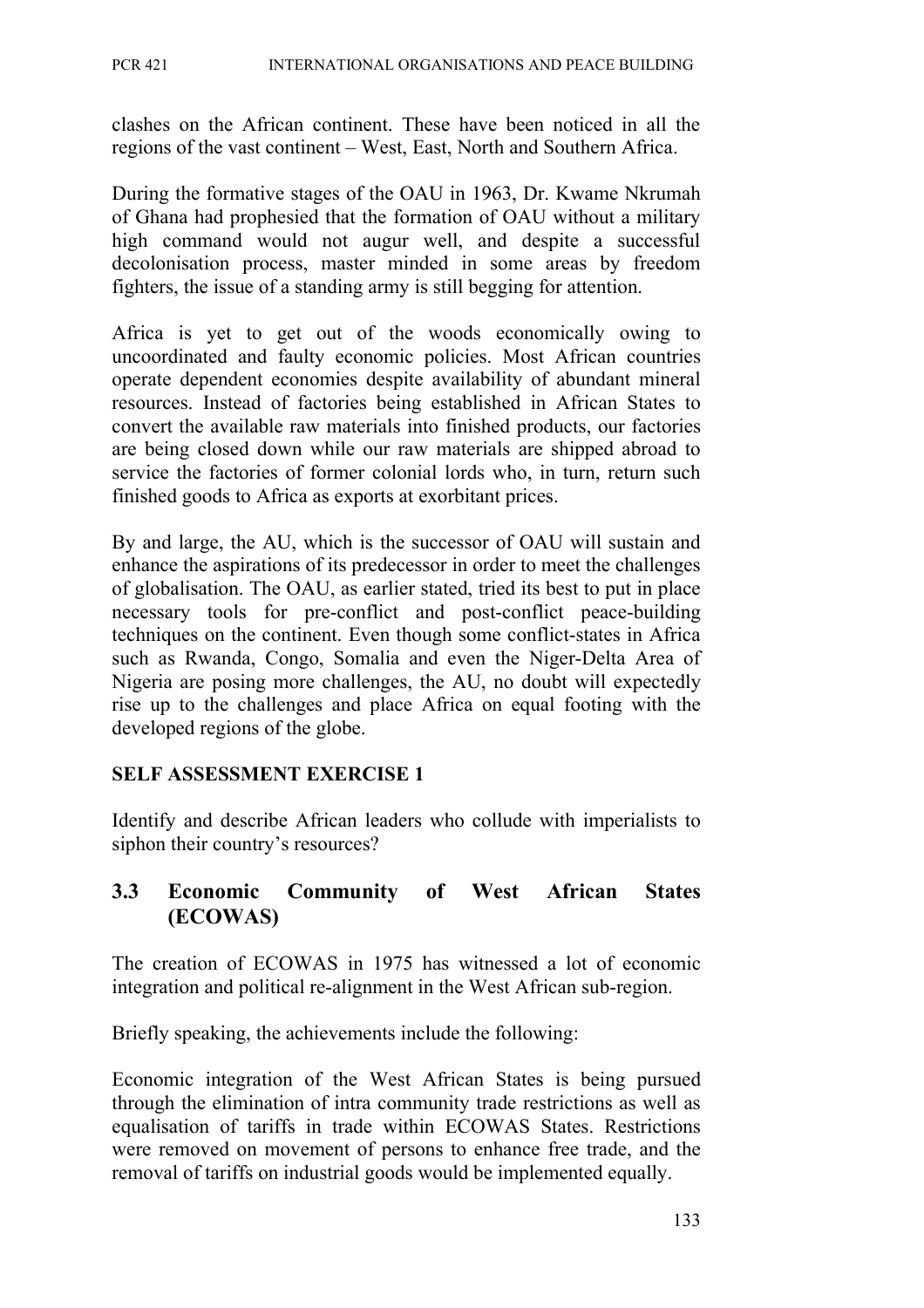clashes on the African continent. These have been noticed in all the regions of the vast continent – West, East, North and Southern Africa.

During the formative stages of the OAU in 1963, Dr. Kwame Nkrumah of Ghana had prophesied that the formation of OAU without a military high command would not augur well, and despite a successful decolonisation process, master minded in some areas by freedom fighters, the issue of a standing army is still begging for attention.

Africa is yet to get out of the woods economically owing to uncoordinated and faulty economic policies. Most African countries operate dependent economies despite availability of abundant mineral resources. Instead of factories being established in African States to convert the available raw materials into finished products, our factories are being closed down while our raw materials are shipped abroad to service the factories of former colonial lords who, in turn, return such finished goods to Africa as exports at exorbitant prices.

By and large, the AU, which is the successor of OAU will sustain and enhance the aspirations of its predecessor in order to meet the challenges of globalisation. The OAU, as earlier stated, tried its best to put in place necessary tools for pre-conflict and post-conflict peace-building techniques on the continent. Even though some conflict-states in Africa such as Rwanda, Congo, Somalia and even the Niger-Delta Area of Nigeria are posing more challenges, the AU, no doubt will expectedly rise up to the challenges and place Africa on equal footing with the developed regions of the globe.

**SELF ASSESSMENT EXERCISE 1**

Identify and describe African leaders who collude with imperialists to siphon their country's resources?

## 3.3 Economic Community of West African States (ECOWAS)

The creation of ECOWAS in 1975 has witnessed a lot of economic integration and political re-alignment in the West African sub-region.

Briefly speaking, the achievements include the following:

Economic integration of the West African States is being pursued through the elimination of intra community trade restrictions as well as equalisation of tariffs in trade within ECOWAS States. Restrictions were removed on movement of persons to enhance free trade, and the removal of tariffs on industrial goods would be implemented equally.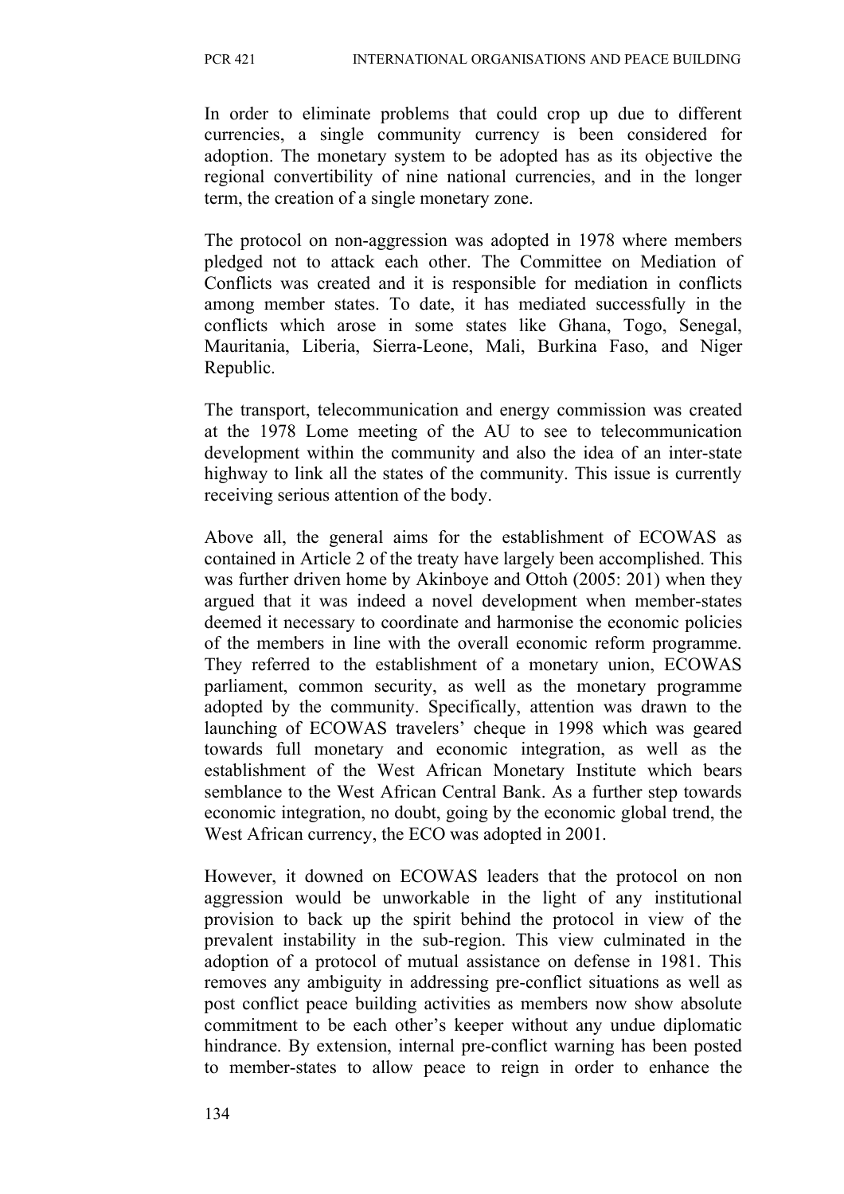In order to eliminate problems that could crop up due to different currencies, a single community currency is been considered for adoption. The monetary system to be adopted has as its objective the regional convertibility of nine national currencies, and in the longer term, the creation of a single monetary zone.

The protocol on non-aggression was adopted in 1978 where members pledged not to attack each other. The Committee on Mediation of Conflicts was created and it is responsible for mediation in conflicts among member states. To date, it has mediated successfully in the conflicts which arose in some states like Ghana, Togo, Senegal, Mauritania, Liberia, Sierra-Leone, Mali, Burkina Faso, and Niger Republic.

The transport, telecommunication and energy commission was created at the 1978 Lome meeting of the AU to see to telecommunication development within the community and also the idea of an inter-state highway to link all the states of the community. This issue is currently receiving serious attention of the body.

Above all, the general aims for the establishment of ECOWAS as contained in Article 2 of the treaty have largely been accomplished. This was further driven home by Akinboye and Ottoh (2005: 201) when they argued that it was indeed a novel development when member-states deemed it necessary to coordinate and harmonise the economic policies of the members in line with the overall economic reform programme. They referred to the establishment of a monetary union, ECOWAS parliament, common security, as well as the monetary programme adopted by the community. Specifically, attention was drawn to the launching of ECOWAS travelers' cheque in 1998 which was geared towards full monetary and economic integration, as well as the establishment of the West African Monetary Institute which bears semblance to the West African Central Bank. As a further step towards economic integration, no doubt, going by the economic global trend, the West African currency, the ECO was adopted in 2001.

However, it downed on ECOWAS leaders that the protocol on non aggression would be unworkable in the light of any institutional provision to back up the spirit behind the protocol in view of the prevalent instability in the sub-region. This view culminated in the adoption of a protocol of mutual assistance on defense in 1981. This removes any ambiguity in addressing pre-conflict situations as well as post conflict peace building activities as members now show absolute commitment to be each other's keeper without any undue diplomatic hindrance. By extension, internal pre-conflict warning has been posted to member-states to allow peace to reign in order to enhance the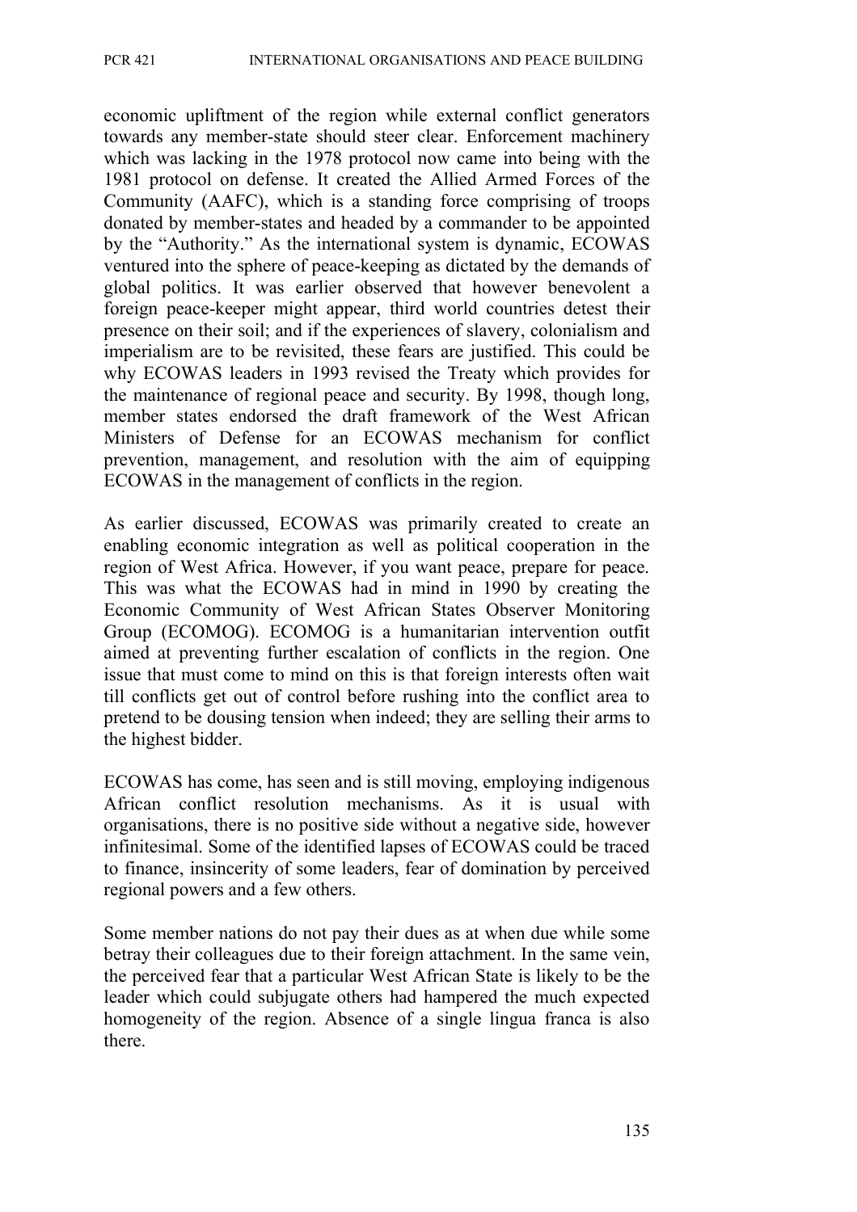economic upliftment of the region while external conflict generators towards any member-state should steer clear. Enforcement machinery which was lacking in the 1978 protocol now came into being with the 1981 protocol on defense. It created the Allied Armed Forces of the Community (AAFC), which is a standing force comprising of troops donated by member-states and headed by a commander to be appointed by the "Authority." As the international system is dynamic, ECOWAS ventured into the sphere of peace-keeping as dictated by the demands of global politics. It was earlier observed that however benevolent a foreign peace-keeper might appear, third world countries detest their presence on their soil; and if the experiences of slavery, colonialism and imperialism are to be revisited, these fears are justified. This could be why ECOWAS leaders in 1993 revised the Treaty which provides for the maintenance of regional peace and security. By 1998, though long, member states endorsed the draft framework of the West African Ministers of Defense for an ECOWAS mechanism for conflict prevention, management, and resolution with the aim of equipping ECOWAS in the management of conflicts in the region.

As earlier discussed, ECOWAS was primarily created to create an enabling economic integration as well as political cooperation in the region of West Africa. However, if you want peace, prepare for peace. This was what the ECOWAS had in mind in 1990 by creating the Economic Community of West African States Observer Monitoring Group (ECOMOG). ECOMOG is a humanitarian intervention outfit aimed at preventing further escalation of conflicts in the region. One issue that must come to mind on this is that foreign interests often wait till conflicts get out of control before rushing into the conflict area to pretend to be dousing tension when indeed; they are selling their arms to the highest bidder.

ECOWAS has come, has seen and is still moving, employing indigenous African conflict resolution mechanisms. As it is usual with organisations, there is no positive side without a negative side, however infinitesimal. Some of the identified lapses of ECOWAS could be traced to finance, insincerity of some leaders, fear of domination by perceived regional powers and a few others.

Some member nations do not pay their dues as at when due while some betray their colleagues due to their foreign attachment. In the same vein, the perceived fear that a particular West African State is likely to be the leader which could subjugate others had hampered the much expected homogeneity of the region. Absence of a single lingua franca is also there.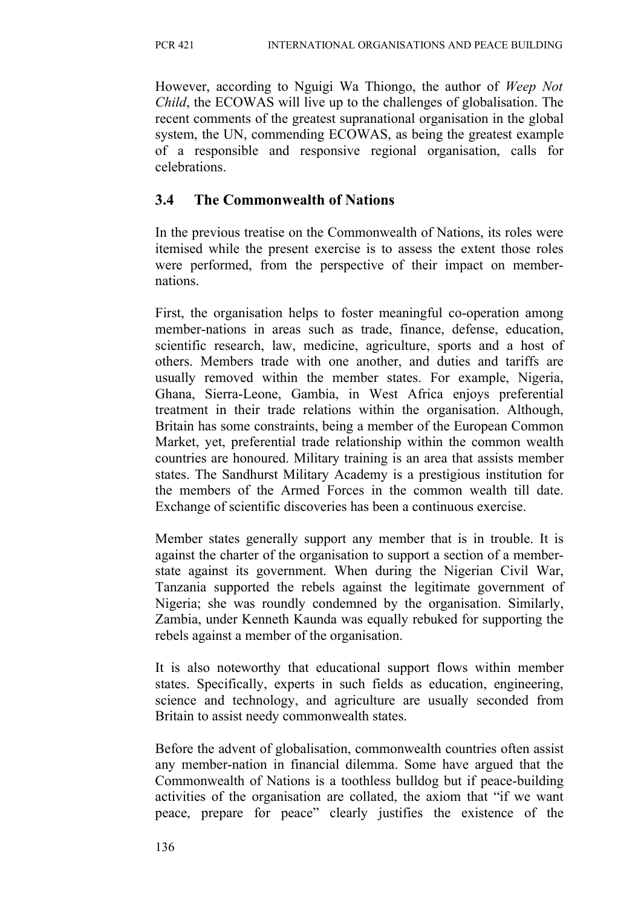However, according to Nguigi Wa Thiongo, the author of *Weep Not Child*, the ECOWAS will live up to the challenges of globalisation. The recent comments of the greatest supranational organisation in the global system, the UN, commending ECOWAS, as being the greatest example of a responsible and responsive regional organisation, calls for celebrations.

## 3.4 The Commonwealth of Nations

In the previous treatise on the Commonwealth of Nations, its roles were itemised while the present exercise is to assess the extent those roles were performed, from the perspective of their impact on member-nations.

First, the organisation helps to foster meaningful co-operation among member-nations in areas such as trade, finance, defense, education, scientific research, law, medicine, agriculture, sports and a host of others. Members trade with one another, and duties and tariffs are usually removed within the member states. For example, Nigeria, Ghana, Sierra-Leone, Gambia, in West Africa enjoys preferential treatment in their trade relations within the organisation. Although, Britain has some constraints, being a member of the European Common Market, yet, preferential trade relationship within the common wealth countries are honoured. Military training is an area that assists member states. The Sandhurst Military Academy is a prestigious institution for the members of the Armed Forces in the common wealth till date. Exchange of scientific discoveries has been a continuous exercise.

Member states generally support any member that is in trouble. It is against the charter of the organisation to support a section of a member-state against its government. When during the Nigerian Civil War, Tanzania supported the rebels against the legitimate government of Nigeria; she was roundly condemned by the organisation. Similarly, Zambia, under Kenneth Kaunda was equally rebuked for supporting the rebels against a member of the organisation.

It is also noteworthy that educational support flows within member states. Specifically, experts in such fields as education, engineering, science and technology, and agriculture are usually seconded from Britain to assist needy commonwealth states.

Before the advent of globalisation, commonwealth countries often assist any member-nation in financial dilemma. Some have argued that the Commonwealth of Nations is a toothless bulldog but if peace-building activities of the organisation are collated, the axiom that "if we want peace, prepare for peace" clearly justifies the existence of the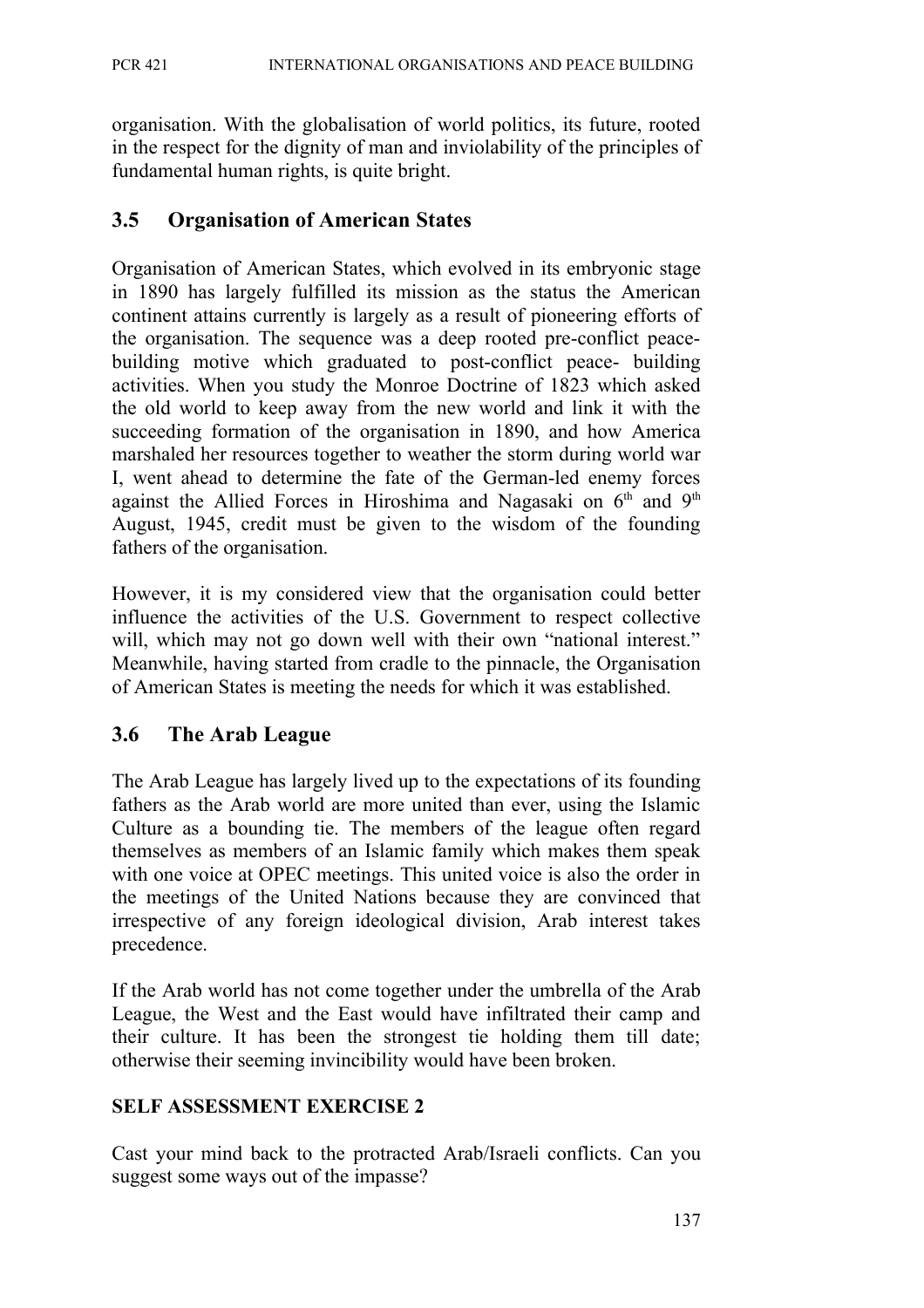organisation. With the globalisation of world politics, its future, rooted in the respect for the dignity of man and inviolability of the principles of fundamental human rights, is quite bright.

## 3.5 Organisation of American States

Organisation of American States, which evolved in its embryonic stage in 1890 has largely fulfilled its mission as the status the American continent attains currently is largely as a result of pioneering efforts of the organisation. The sequence was a deep rooted pre-conflict peace-building motive which graduated to post-conflict peace- building activities. When you study the Monroe Doctrine of 1823 which asked the old world to keep away from the new world and link it with the succeeding formation of the organisation in 1890, and how America marshaled her resources together to weather the storm during world war I, went ahead to determine the fate of the German-led enemy forces against the Allied Forces in Hiroshima and Nagasaki on 6th and 9th August, 1945, credit must be given to the wisdom of the founding fathers of the organisation.

However, it is my considered view that the organisation could better influence the activities of the U.S. Government to respect collective will, which may not go down well with their own "national interest." Meanwhile, having started from cradle to the pinnacle, the Organisation of American States is meeting the needs for which it was established.

## 3.6 The Arab League

The Arab League has largely lived up to the expectations of its founding fathers as the Arab world are more united than ever, using the Islamic Culture as a bounding tie. The members of the league often regard themselves as members of an Islamic family which makes them speak with one voice at OPEC meetings. This united voice is also the order in the meetings of the United Nations because they are convinced that irrespective of any foreign ideological division, Arab interest takes precedence.

If the Arab world has not come together under the umbrella of the Arab League, the West and the East would have infiltrated their camp and their culture. It has been the strongest tie holding them till date; otherwise their seeming invincibility would have been broken.

### SELF ASSESSMENT EXERCISE 2

Cast your mind back to the protracted Arab/Israeli conflicts. Can you suggest some ways out of the impasse?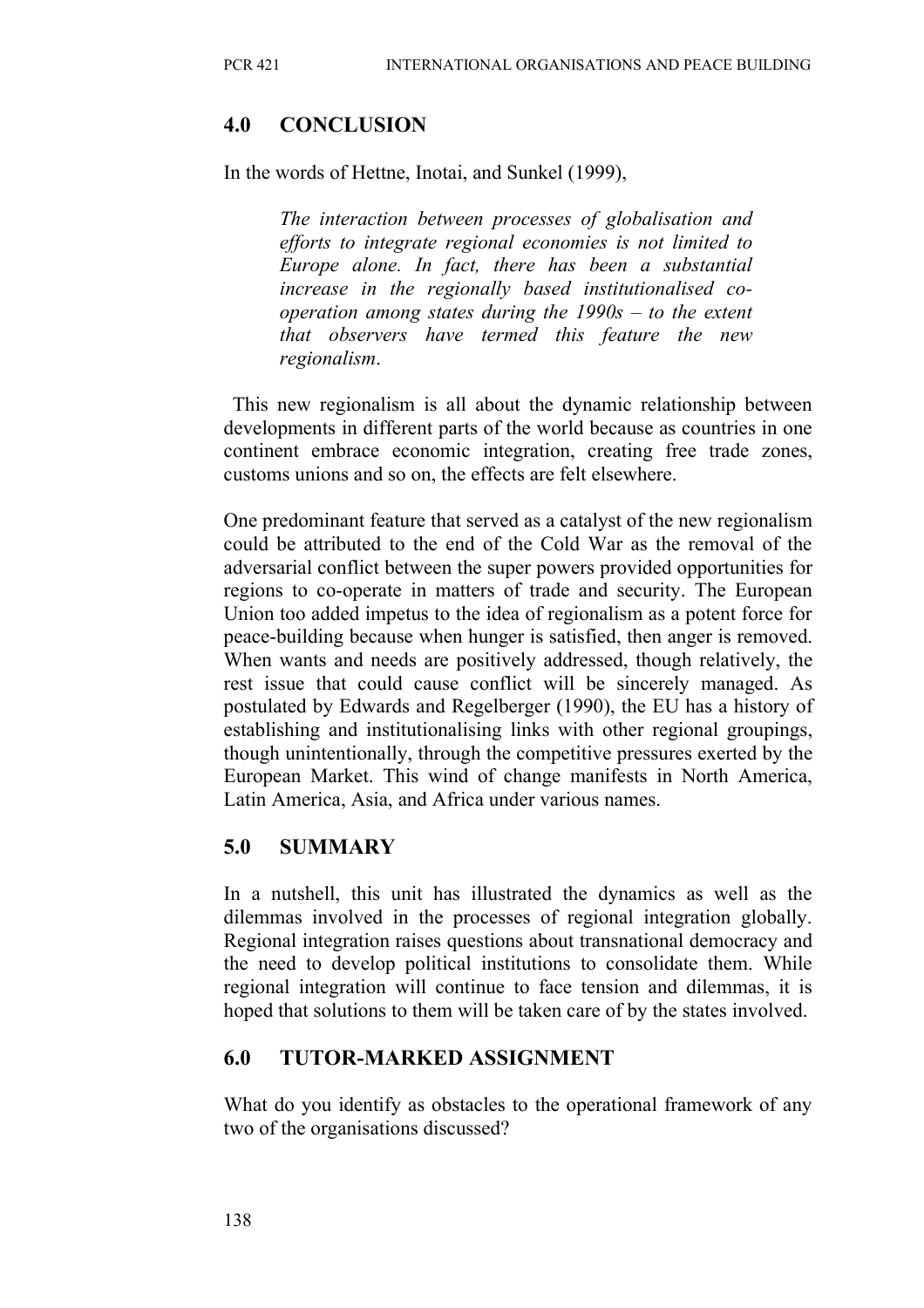## 4.0 CONCLUSION

In the words of Hettne, Inotai, and Sunkel (1999),

> *The interaction between processes of globalisation and efforts to integrate regional economies is not limited to Europe alone. In fact, there has been a substantial increase in the regionally based institutionalised co-operation among states during the 1990s – to the extent that observers have termed this feature the new regionalism.*

This new regionalism is all about the dynamic relationship between developments in different parts of the world because as countries in one continent embrace economic integration, creating free trade zones, customs unions and so on, the effects are felt elsewhere.

One predominant feature that served as a catalyst of the new regionalism could be attributed to the end of the Cold War as the removal of the adversarial conflict between the super powers provided opportunities for regions to co-operate in matters of trade and security. The European Union too added impetus to the idea of regionalism as a potent force for peace-building because when hunger is satisfied, then anger is removed. When wants and needs are positively addressed, though relatively, the rest issue that could cause conflict will be sincerely managed. As postulated by Edwards and Regelberger (1990), the EU has a history of establishing and institutionalising links with other regional groupings, though unintentionally, through the competitive pressures exerted by the European Market. This wind of change manifests in North America, Latin America, Asia, and Africa under various names.

## 5.0 SUMMARY

In a nutshell, this unit has illustrated the dynamics as well as the dilemmas involved in the processes of regional integration globally. Regional integration raises questions about transnational democracy and the need to develop political institutions to consolidate them. While regional integration will continue to face tension and dilemmas, it is hoped that solutions to them will be taken care of by the states involved.

## 6.0 TUTOR-MARKED ASSIGNMENT

What do you identify as obstacles to the operational framework of any two of the organisations discussed?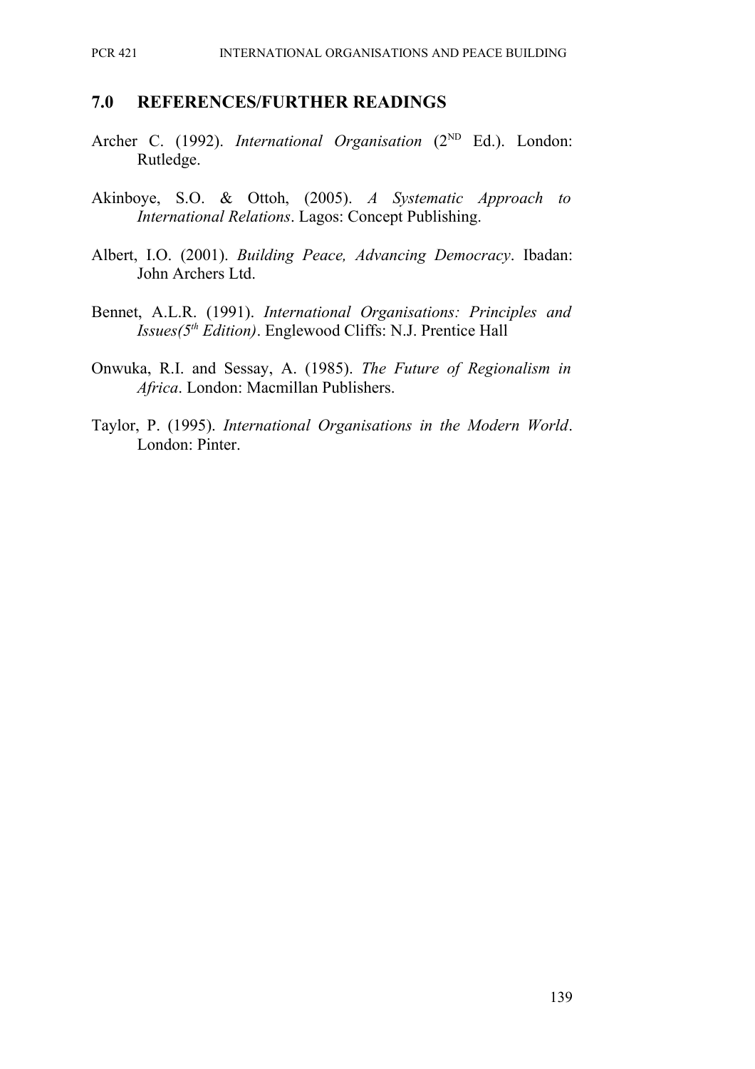## 7.0 REFERENCES/FURTHER READINGS

Archer C. (1992). *International Organisation* (2ND Ed.). London: Rutledge.

Akinboye, S.O. & Ottoh, (2005). *A Systematic Approach to International Relations*. Lagos: Concept Publishing.

Albert, I.O. (2001). *Building Peace, Advancing Democracy*. Ibadan: John Archers Ltd.

Bennet, A.L.R. (1991). *International Organisations: Principles and Issues(5th Edition)*. Englewood Cliffs: N.J. Prentice Hall

Onwuka, R.I. and Sessay, A. (1985). *The Future of Regionalism in Africa*. London: Macmillan Publishers.

Taylor, P. (1995). *International Organisations in the Modern World*. London: Pinter.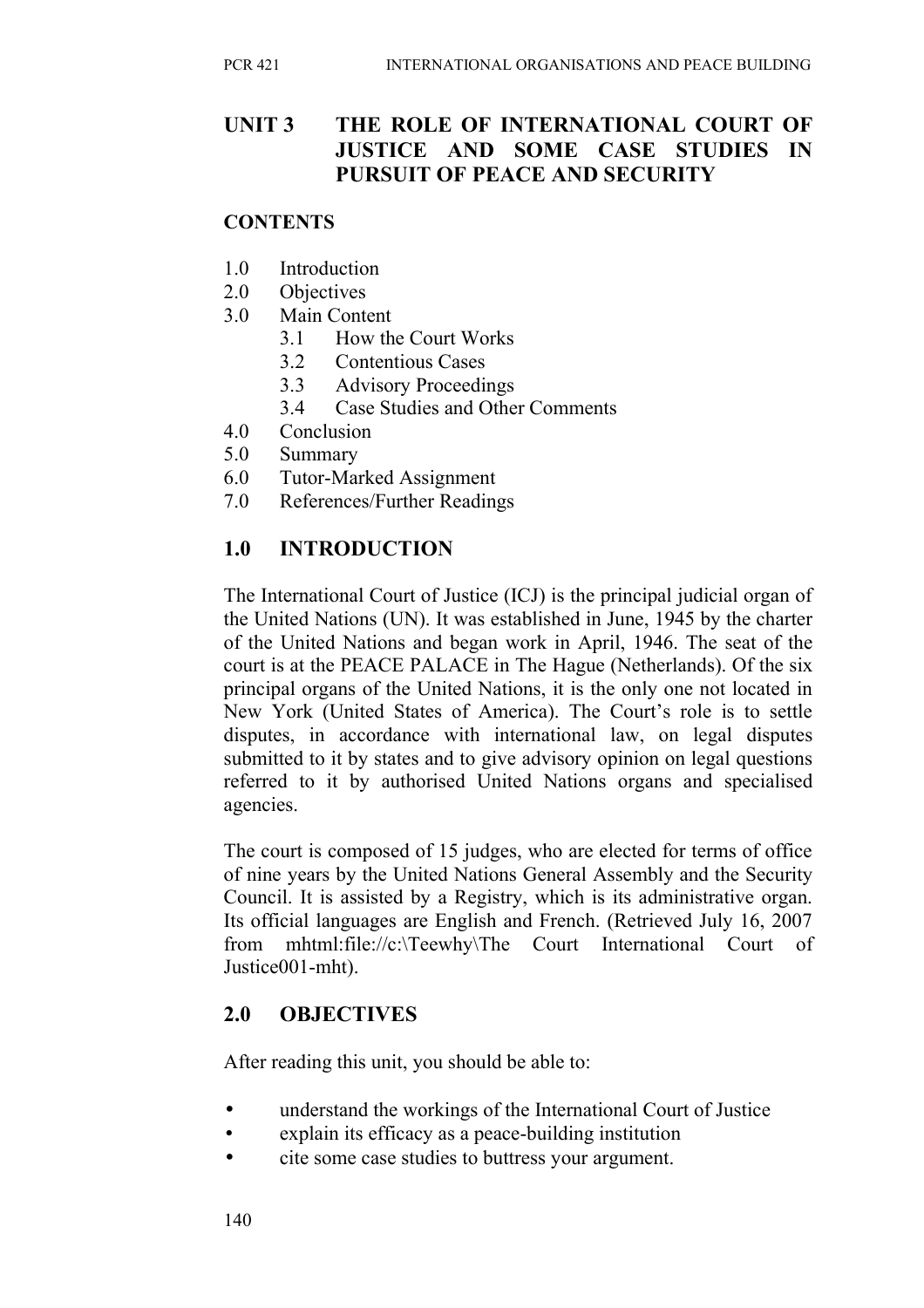## UNIT 3 THE ROLE OF INTERNATIONAL COURT OF JUSTICE AND SOME CASE STUDIES IN PURSUIT OF PEACE AND SECURITY

**CONTENTS**

- 1.0 Introduction
- 2.0 Objectives
- 3.0 Main Content
  - 3.1 How the Court Works
  - 3.2 Contentious Cases
  - 3.3 Advisory Proceedings
  - 3.4 Case Studies and Other Comments
- 4.0 Conclusion
- 5.0 Summary
- 6.0 Tutor-Marked Assignment
- 7.0 References/Further Readings

### 1.0 INTRODUCTION

The International Court of Justice (ICJ) is the principal judicial organ of the United Nations (UN). It was established in June, 1945 by the charter of the United Nations and began work in April, 1946. The seat of the court is at the PEACE PALACE in The Hague (Netherlands). Of the six principal organs of the United Nations, it is the only one not located in New York (United States of America). The Court's role is to settle disputes, in accordance with international law, on legal disputes submitted to it by states and to give advisory opinion on legal questions referred to it by authorised United Nations organs and specialised agencies.

The court is composed of 15 judges, who are elected for terms of office of nine years by the United Nations General Assembly and the Security Council. It is assisted by a Registry, which is its administrative organ. Its official languages are English and French. (Retrieved July 16, 2007 from mhtml:file://c:\Teewhy\The Court International Court of Justice001-mht).

### 2.0 OBJECTIVES

After reading this unit, you should be able to:

- understand the workings of the International Court of Justice
- explain its efficacy as a peace-building institution
- cite some case studies to buttress your argument.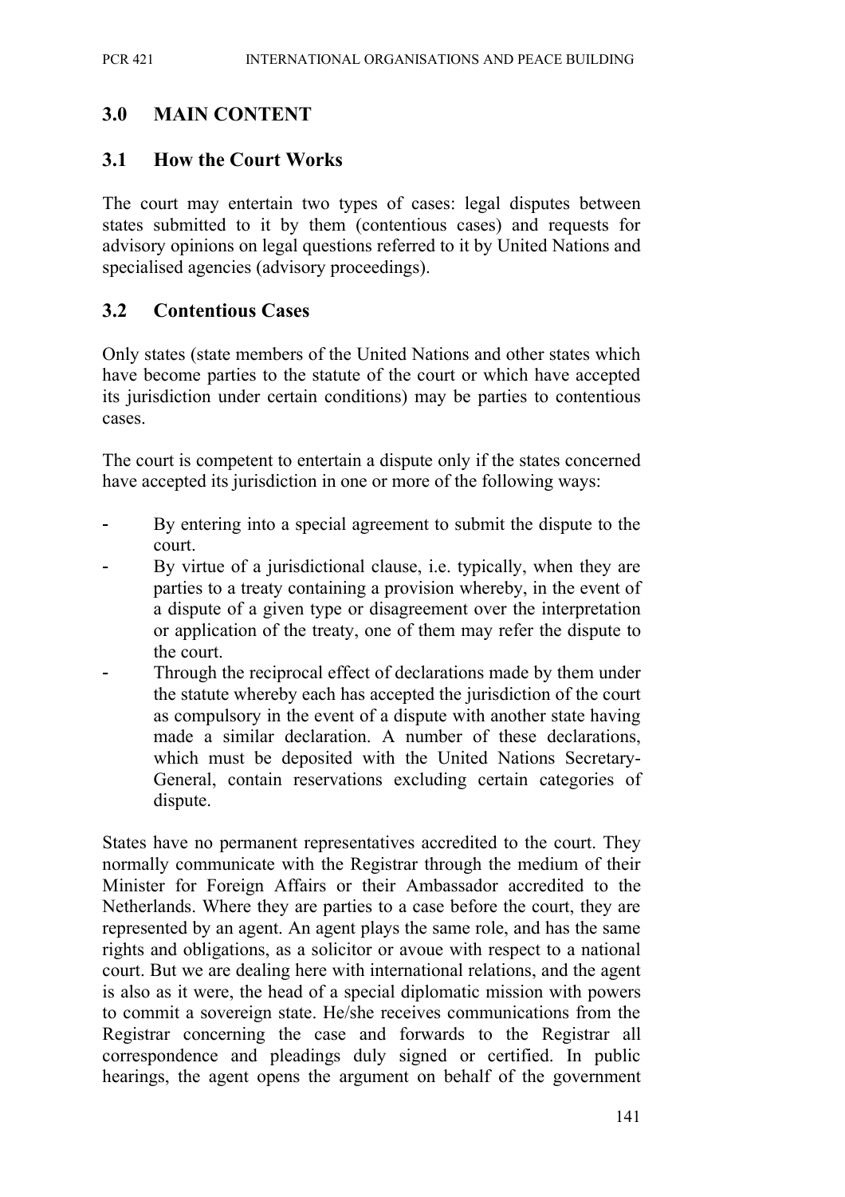## 3.0 MAIN CONTENT

### 3.1 How the Court Works

The court may entertain two types of cases: legal disputes between states submitted to it by them (contentious cases) and requests for advisory opinions on legal questions referred to it by United Nations and specialised agencies (advisory proceedings).

### 3.2 Contentious Cases

Only states (state members of the United Nations and other states which have become parties to the statute of the court or which have accepted its jurisdiction under certain conditions) may be parties to contentious cases.

The court is competent to entertain a dispute only if the states concerned have accepted its jurisdiction in one or more of the following ways:

- By entering into a special agreement to submit the dispute to the court.
- By virtue of a jurisdictional clause, i.e. typically, when they are parties to a treaty containing a provision whereby, in the event of a dispute of a given type or disagreement over the interpretation or application of the treaty, one of them may refer the dispute to the court.
- Through the reciprocal effect of declarations made by them under the statute whereby each has accepted the jurisdiction of the court as compulsory in the event of a dispute with another state having made a similar declaration. A number of these declarations, which must be deposited with the United Nations Secretary-General, contain reservations excluding certain categories of dispute.

States have no permanent representatives accredited to the court. They normally communicate with the Registrar through the medium of their Minister for Foreign Affairs or their Ambassador accredited to the Netherlands. Where they are parties to a case before the court, they are represented by an agent. An agent plays the same role, and has the same rights and obligations, as a solicitor or avoue with respect to a national court. But we are dealing here with international relations, and the agent is also as it were, the head of a special diplomatic mission with powers to commit a sovereign state. He/she receives communications from the Registrar concerning the case and forwards to the Registrar all correspondence and pleadings duly signed or certified. In public hearings, the agent opens the argument on behalf of the government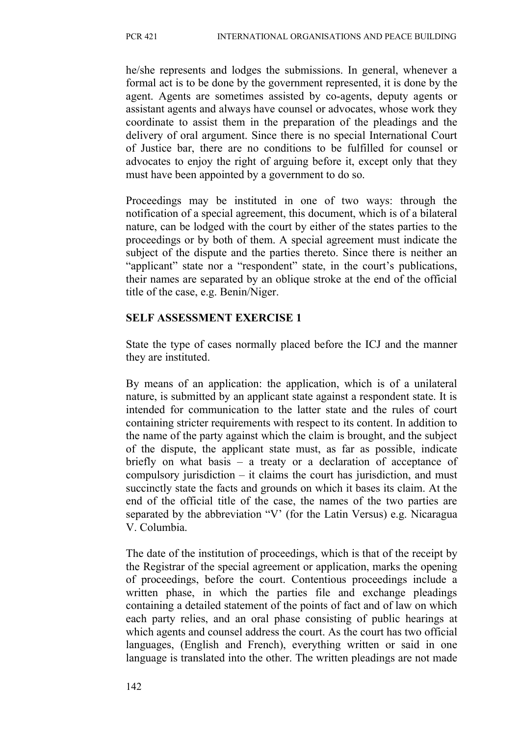he/she represents and lodges the submissions. In general, whenever a formal act is to be done by the government represented, it is done by the agent. Agents are sometimes assisted by co-agents, deputy agents or assistant agents and always have counsel or advocates, whose work they coordinate to assist them in the preparation of the pleadings and the delivery of oral argument. Since there is no special International Court of Justice bar, there are no conditions to be fulfilled for counsel or advocates to enjoy the right of arguing before it, except only that they must have been appointed by a government to do so.

Proceedings may be instituted in one of two ways: through the notification of a special agreement, this document, which is of a bilateral nature, can be lodged with the court by either of the states parties to the proceedings or by both of them. A special agreement must indicate the subject of the dispute and the parties thereto. Since there is neither an "applicant" state nor a "respondent" state, in the court's publications, their names are separated by an oblique stroke at the end of the official title of the case, e.g. Benin/Niger.

**SELF ASSESSMENT EXERCISE 1**

State the type of cases normally placed before the ICJ and the manner they are instituted.

By means of an application: the application, which is of a unilateral nature, is submitted by an applicant state against a respondent state. It is intended for communication to the latter state and the rules of court containing stricter requirements with respect to its content. In addition to the name of the party against which the claim is brought, and the subject of the dispute, the applicant state must, as far as possible, indicate briefly on what basis – a treaty or a declaration of acceptance of compulsory jurisdiction – it claims the court has jurisdiction, and must succinctly state the facts and grounds on which it bases its claim. At the end of the official title of the case, the names of the two parties are separated by the abbreviation "V' (for the Latin Versus) e.g. Nicaragua V. Columbia.

The date of the institution of proceedings, which is that of the receipt by the Registrar of the special agreement or application, marks the opening of proceedings, before the court. Contentious proceedings include a written phase, in which the parties file and exchange pleadings containing a detailed statement of the points of fact and of law on which each party relies, and an oral phase consisting of public hearings at which agents and counsel address the court. As the court has two official languages, (English and French), everything written or said in one language is translated into the other. The written pleadings are not made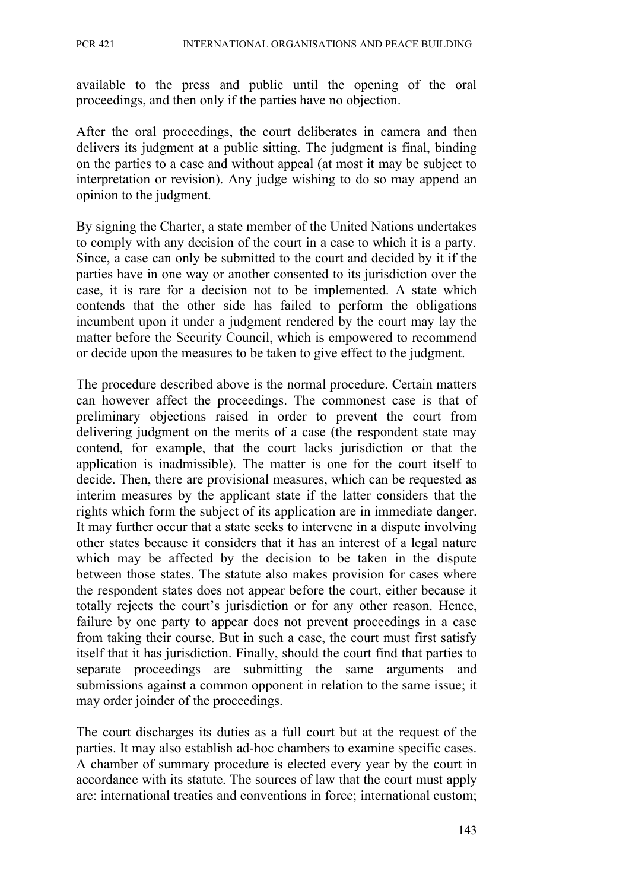available to the press and public until the opening of the oral proceedings, and then only if the parties have no objection.

After the oral proceedings, the court deliberates in camera and then delivers its judgment at a public sitting. The judgment is final, binding on the parties to a case and without appeal (at most it may be subject to interpretation or revision). Any judge wishing to do so may append an opinion to the judgment.

By signing the Charter, a state member of the United Nations undertakes to comply with any decision of the court in a case to which it is a party. Since, a case can only be submitted to the court and decided by it if the parties have in one way or another consented to its jurisdiction over the case, it is rare for a decision not to be implemented. A state which contends that the other side has failed to perform the obligations incumbent upon it under a judgment rendered by the court may lay the matter before the Security Council, which is empowered to recommend or decide upon the measures to be taken to give effect to the judgment.

The procedure described above is the normal procedure. Certain matters can however affect the proceedings. The commonest case is that of preliminary objections raised in order to prevent the court from delivering judgment on the merits of a case (the respondent state may contend, for example, that the court lacks jurisdiction or that the application is inadmissible). The matter is one for the court itself to decide. Then, there are provisional measures, which can be requested as interim measures by the applicant state if the latter considers that the rights which form the subject of its application are in immediate danger. It may further occur that a state seeks to intervene in a dispute involving other states because it considers that it has an interest of a legal nature which may be affected by the decision to be taken in the dispute between those states. The statute also makes provision for cases where the respondent states does not appear before the court, either because it totally rejects the court's jurisdiction or for any other reason. Hence, failure by one party to appear does not prevent proceedings in a case from taking their course. But in such a case, the court must first satisfy itself that it has jurisdiction. Finally, should the court find that parties to separate proceedings are submitting the same arguments and submissions against a common opponent in relation to the same issue; it may order joinder of the proceedings.

The court discharges its duties as a full court but at the request of the parties. It may also establish ad-hoc chambers to examine specific cases. A chamber of summary procedure is elected every year by the court in accordance with its statute. The sources of law that the court must apply are: international treaties and conventions in force; international custom;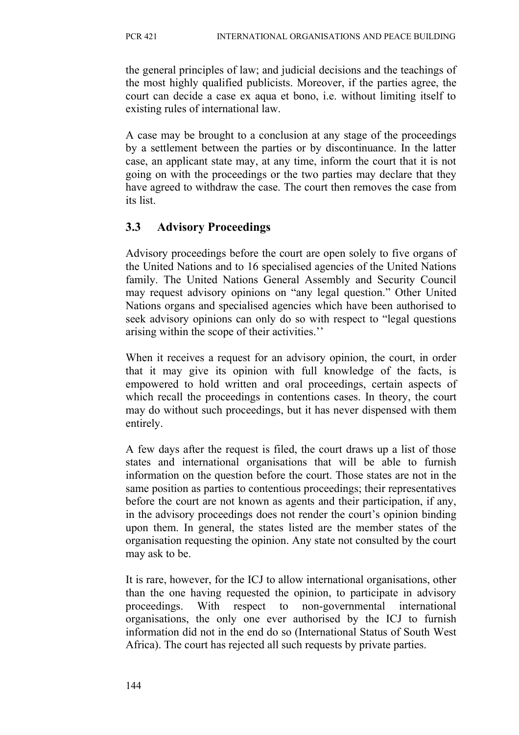the general principles of law; and judicial decisions and the teachings of the most highly qualified publicists. Moreover, if the parties agree, the court can decide a case ex aqua et bono, i.e. without limiting itself to existing rules of international law.

A case may be brought to a conclusion at any stage of the proceedings by a settlement between the parties or by discontinuance. In the latter case, an applicant state may, at any time, inform the court that it is not going on with the proceedings or the two parties may declare that they have agreed to withdraw the case. The court then removes the case from its list.

### 3.3 Advisory Proceedings

Advisory proceedings before the court are open solely to five organs of the United Nations and to 16 specialised agencies of the United Nations family. The United Nations General Assembly and Security Council may request advisory opinions on "any legal question." Other United Nations organs and specialised agencies which have been authorised to seek advisory opinions can only do so with respect to "legal questions arising within the scope of their activities.''

When it receives a request for an advisory opinion, the court, in order that it may give its opinion with full knowledge of the facts, is empowered to hold written and oral proceedings, certain aspects of which recall the proceedings in contentions cases. In theory, the court may do without such proceedings, but it has never dispensed with them entirely.

A few days after the request is filed, the court draws up a list of those states and international organisations that will be able to furnish information on the question before the court. Those states are not in the same position as parties to contentious proceedings; their representatives before the court are not known as agents and their participation, if any, in the advisory proceedings does not render the court's opinion binding upon them. In general, the states listed are the member states of the organisation requesting the opinion. Any state not consulted by the court may ask to be.

It is rare, however, for the ICJ to allow international organisations, other than the one having requested the opinion, to participate in advisory proceedings. With respect to non-governmental international organisations, the only one ever authorised by the ICJ to furnish information did not in the end do so (International Status of South West Africa). The court has rejected all such requests by private parties.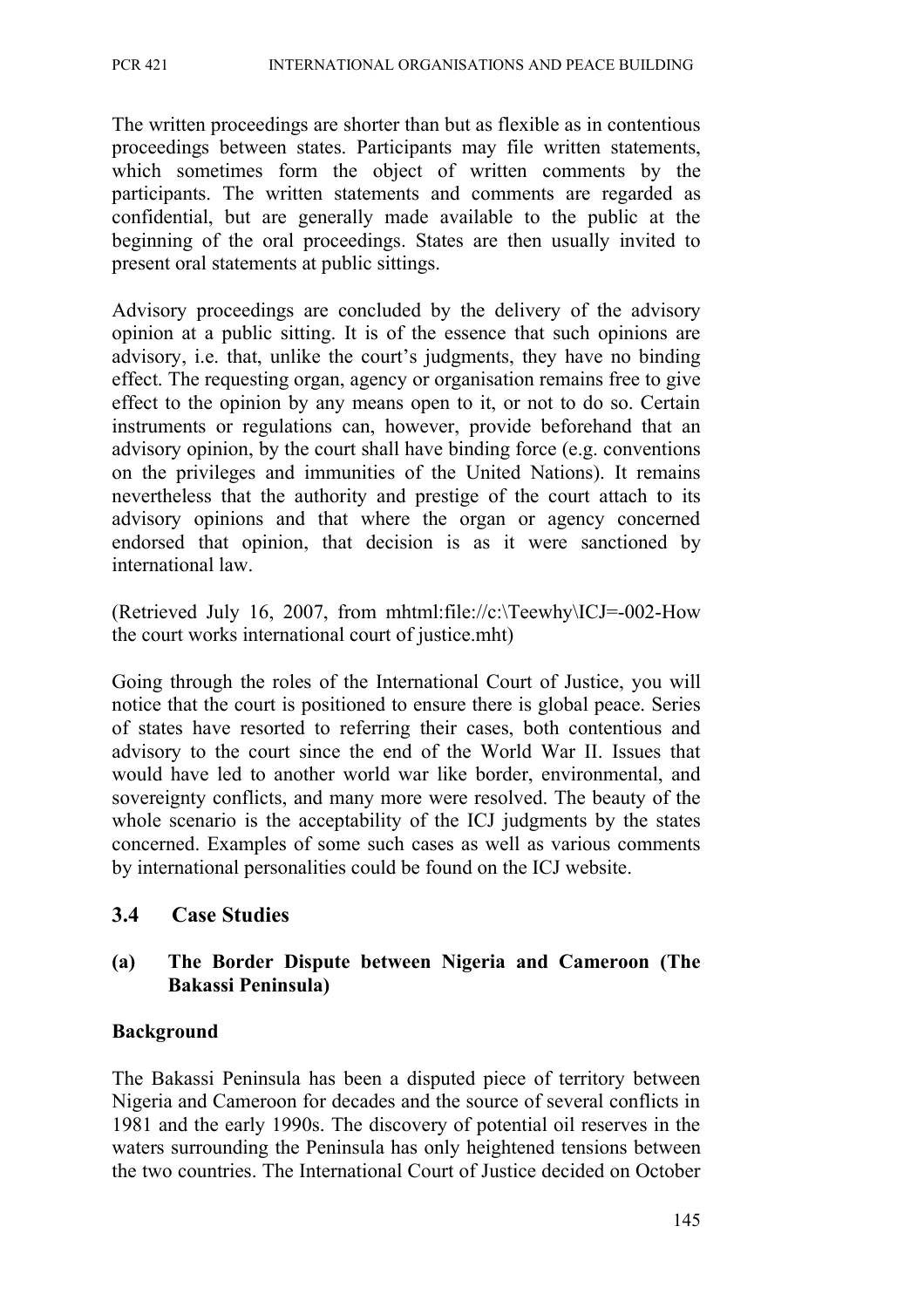The written proceedings are shorter than but as flexible as in contentious proceedings between states. Participants may file written statements, which sometimes form the object of written comments by the participants. The written statements and comments are regarded as confidential, but are generally made available to the public at the beginning of the oral proceedings. States are then usually invited to present oral statements at public sittings.

Advisory proceedings are concluded by the delivery of the advisory opinion at a public sitting. It is of the essence that such opinions are advisory, i.e. that, unlike the court's judgments, they have no binding effect. The requesting organ, agency or organisation remains free to give effect to the opinion by any means open to it, or not to do so. Certain instruments or regulations can, however, provide beforehand that an advisory opinion, by the court shall have binding force (e.g. conventions on the privileges and immunities of the United Nations). It remains nevertheless that the authority and prestige of the court attach to its advisory opinions and that where the organ or agency concerned endorsed that opinion, that decision is as it were sanctioned by international law.

(Retrieved July 16, 2007, from mhtml:file://c:\Teewhy\ICJ=-002-How the court works international court of justice.mht)

Going through the roles of the International Court of Justice, you will notice that the court is positioned to ensure there is global peace. Series of states have resorted to referring their cases, both contentious and advisory to the court since the end of the World War II. Issues that would have led to another world war like border, environmental, and sovereignty conflicts, and many more were resolved. The beauty of the whole scenario is the acceptability of the ICJ judgments by the states concerned. Examples of some such cases as well as various comments by international personalities could be found on the ICJ website.

## 3.4 Case Studies

### (a) The Border Dispute between Nigeria and Cameroon (The Bakassi Peninsula)

**Background**

The Bakassi Peninsula has been a disputed piece of territory between Nigeria and Cameroon for decades and the source of several conflicts in 1981 and the early 1990s. The discovery of potential oil reserves in the waters surrounding the Peninsula has only heightened tensions between the two countries. The International Court of Justice decided on October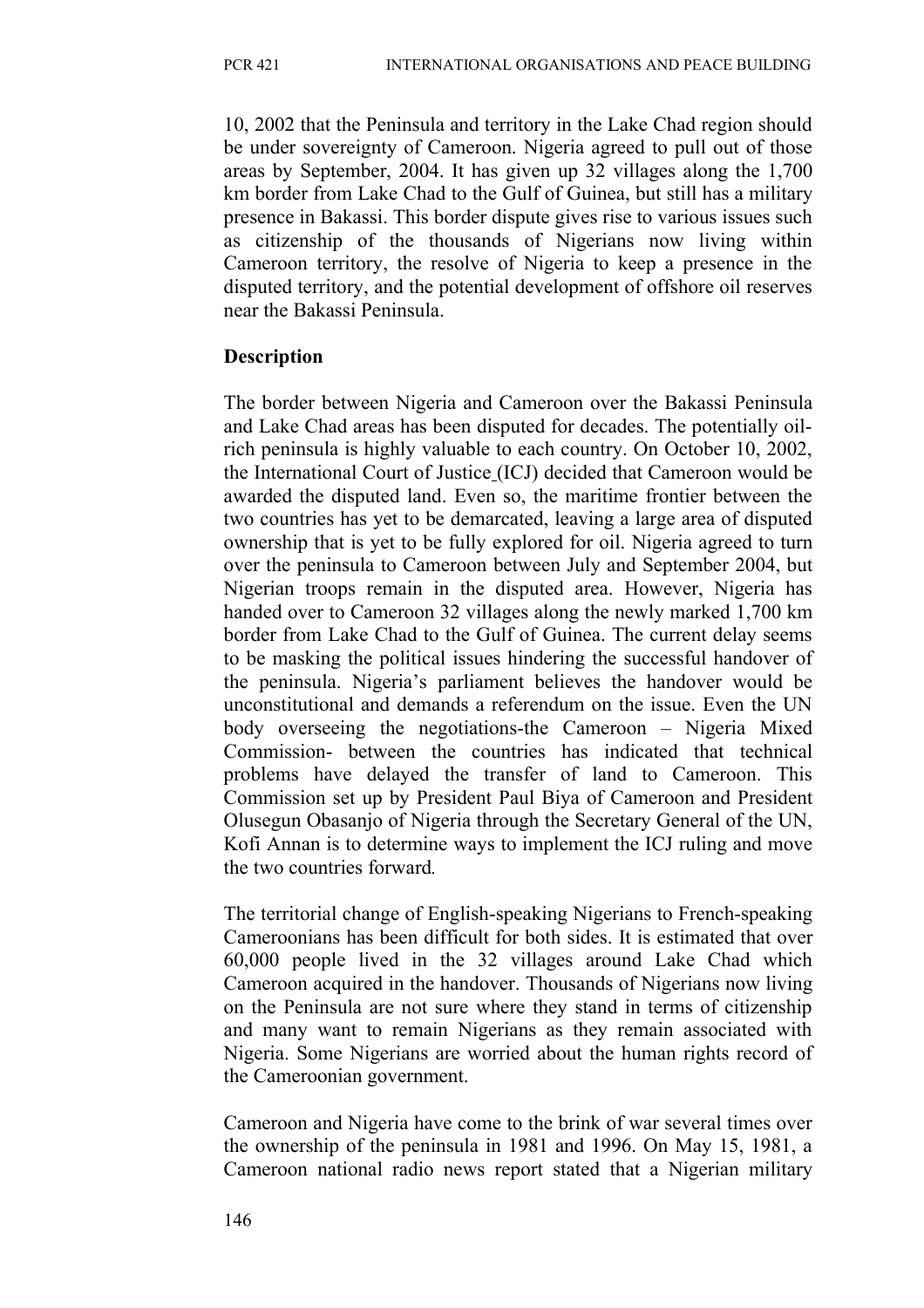10, 2002 that the Peninsula and territory in the Lake Chad region should be under sovereignty of Cameroon. Nigeria agreed to pull out of those areas by September, 2004. It has given up 32 villages along the 1,700 km border from Lake Chad to the Gulf of Guinea, but still has a military presence in Bakassi. This border dispute gives rise to various issues such as citizenship of the thousands of Nigerians now living within Cameroon territory, the resolve of Nigeria to keep a presence in the disputed territory, and the potential development of offshore oil reserves near the Bakassi Peninsula.

**Description**

The border between Nigeria and Cameroon over the Bakassi Peninsula and Lake Chad areas has been disputed for decades. The potentially oil-rich peninsula is highly valuable to each country. On October 10, 2002, the International Court of Justice (ICJ) decided that Cameroon would be awarded the disputed land. Even so, the maritime frontier between the two countries has yet to be demarcated, leaving a large area of disputed ownership that is yet to be fully explored for oil. Nigeria agreed to turn over the peninsula to Cameroon between July and September 2004, but Nigerian troops remain in the disputed area. However, Nigeria has handed over to Cameroon 32 villages along the newly marked 1,700 km border from Lake Chad to the Gulf of Guinea. The current delay seems to be masking the political issues hindering the successful handover of the peninsula. Nigeria's parliament believes the handover would be unconstitutional and demands a referendum on the issue. Even the UN body overseeing the negotiations-the Cameroon – Nigeria Mixed Commission- between the countries has indicated that technical problems have delayed the transfer of land to Cameroon. This Commission set up by President Paul Biya of Cameroon and President Olusegun Obasanjo of Nigeria through the Secretary General of the UN, Kofi Annan is to determine ways to implement the ICJ ruling and move the two countries forward.

The territorial change of English-speaking Nigerians to French-speaking Cameroonians has been difficult for both sides. It is estimated that over 60,000 people lived in the 32 villages around Lake Chad which Cameroon acquired in the handover. Thousands of Nigerians now living on the Peninsula are not sure where they stand in terms of citizenship and many want to remain Nigerians as they remain associated with Nigeria. Some Nigerians are worried about the human rights record of the Cameroonian government.

Cameroon and Nigeria have come to the brink of war several times over the ownership of the peninsula in 1981 and 1996. On May 15, 1981, a Cameroon national radio news report stated that a Nigerian military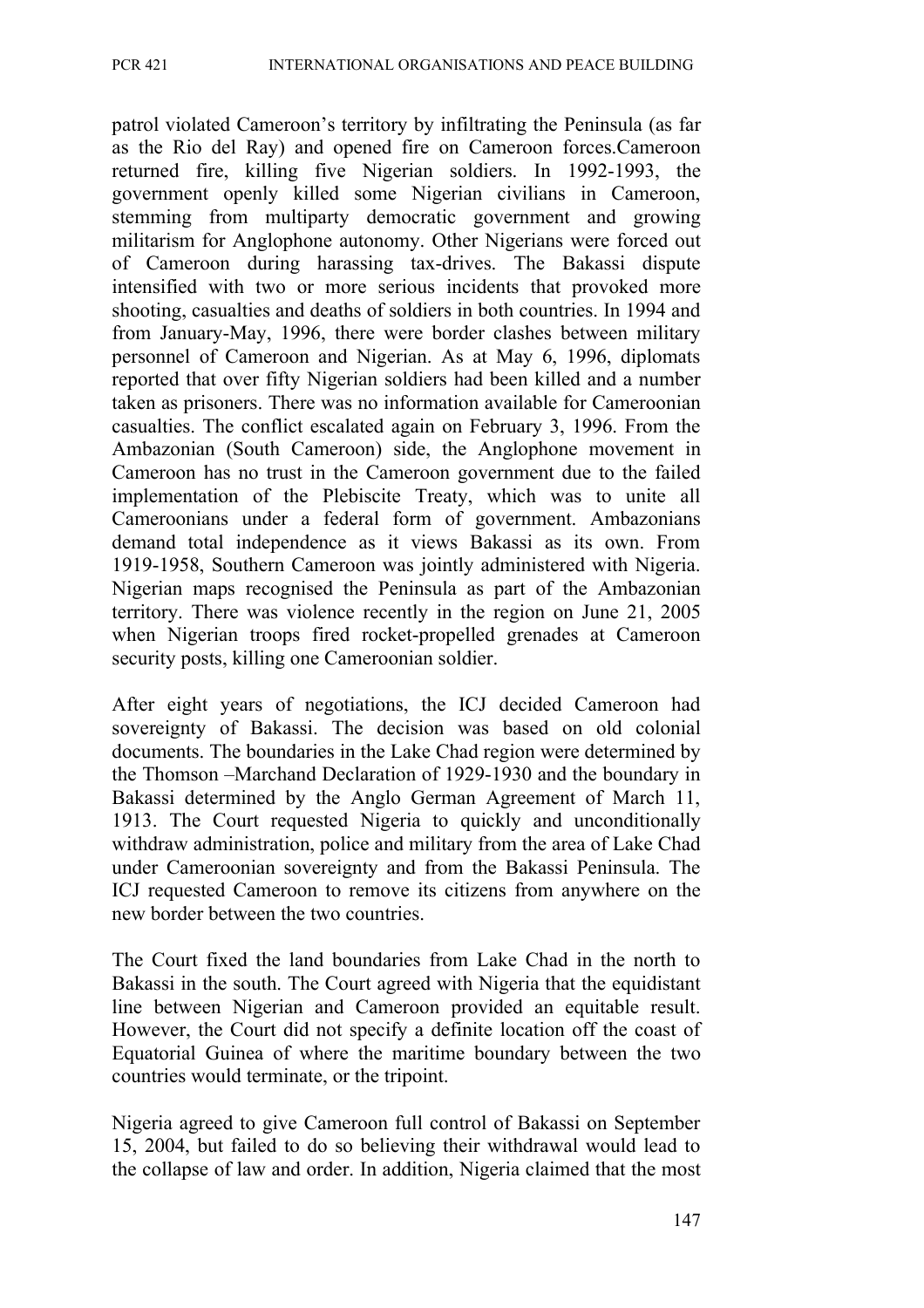patrol violated Cameroon's territory by infiltrating the Peninsula (as far as the Rio del Ray) and opened fire on Cameroon forces.Cameroon returned fire, killing five Nigerian soldiers. In 1992-1993, the government openly killed some Nigerian civilians in Cameroon, stemming from multiparty democratic government and growing militarism for Anglophone autonomy. Other Nigerians were forced out of Cameroon during harassing tax-drives. The Bakassi dispute intensified with two or more serious incidents that provoked more shooting, casualties and deaths of soldiers in both countries. In 1994 and from January-May, 1996, there were border clashes between military personnel of Cameroon and Nigerian. As at May 6, 1996, diplomats reported that over fifty Nigerian soldiers had been killed and a number taken as prisoners. There was no information available for Cameroonian casualties. The conflict escalated again on February 3, 1996. From the Ambazonian (South Cameroon) side, the Anglophone movement in Cameroon has no trust in the Cameroon government due to the failed implementation of the Plebiscite Treaty, which was to unite all Cameroonians under a federal form of government. Ambazonians demand total independence as it views Bakassi as its own. From 1919-1958, Southern Cameroon was jointly administered with Nigeria. Nigerian maps recognised the Peninsula as part of the Ambazonian territory. There was violence recently in the region on June 21, 2005 when Nigerian troops fired rocket-propelled grenades at Cameroon security posts, killing one Cameroonian soldier.

After eight years of negotiations, the ICJ decided Cameroon had sovereignty of Bakassi. The decision was based on old colonial documents. The boundaries in the Lake Chad region were determined by the Thomson –Marchand Declaration of 1929-1930 and the boundary in Bakassi determined by the Anglo German Agreement of March 11, 1913. The Court requested Nigeria to quickly and unconditionally withdraw administration, police and military from the area of Lake Chad under Cameroonian sovereignty and from the Bakassi Peninsula. The ICJ requested Cameroon to remove its citizens from anywhere on the new border between the two countries.

The Court fixed the land boundaries from Lake Chad in the north to Bakassi in the south. The Court agreed with Nigeria that the equidistant line between Nigerian and Cameroon provided an equitable result. However, the Court did not specify a definite location off the coast of Equatorial Guinea of where the maritime boundary between the two countries would terminate, or the tripoint.

Nigeria agreed to give Cameroon full control of Bakassi on September 15, 2004, but failed to do so believing their withdrawal would lead to the collapse of law and order. In addition, Nigeria claimed that the most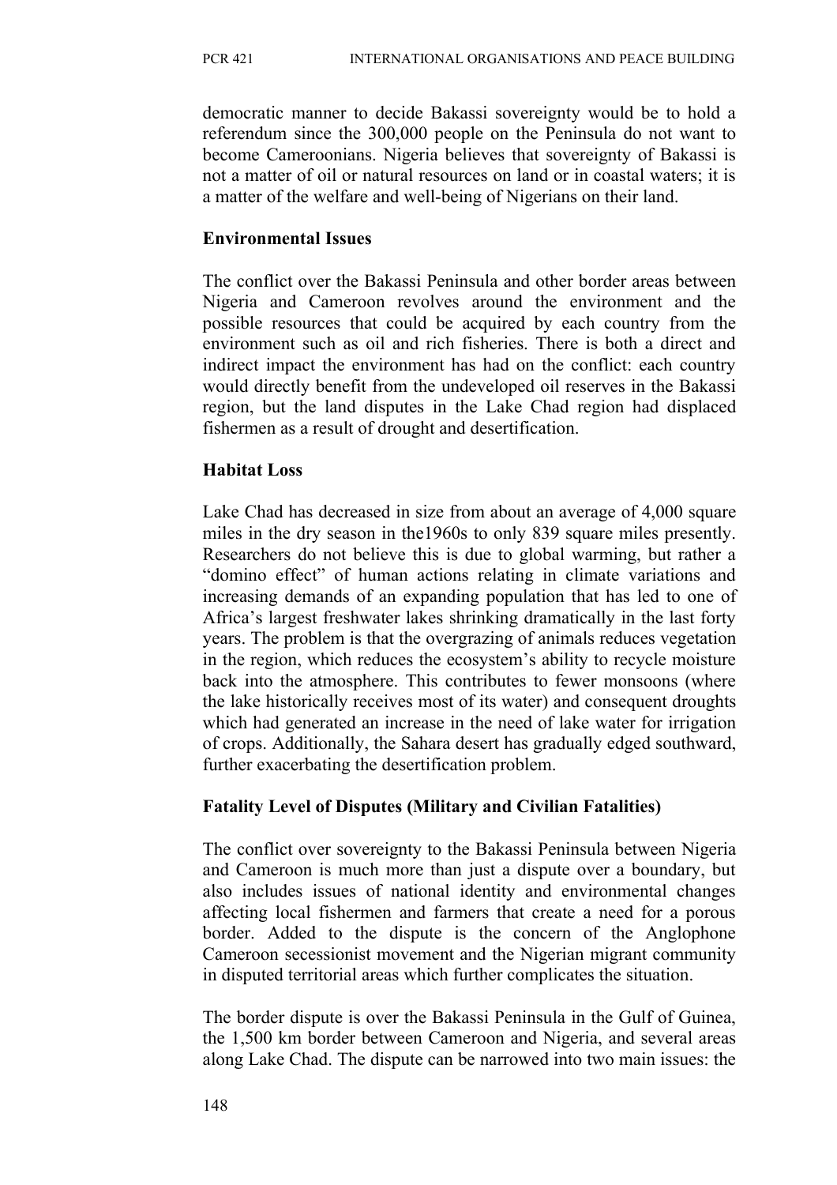democratic manner to decide Bakassi sovereignty would be to hold a referendum since the 300,000 people on the Peninsula do not want to become Cameroonians. Nigeria believes that sovereignty of Bakassi is not a matter of oil or natural resources on land or in coastal waters; it is a matter of the welfare and well-being of Nigerians on their land.

### Environmental Issues

The conflict over the Bakassi Peninsula and other border areas between Nigeria and Cameroon revolves around the environment and the possible resources that could be acquired by each country from the environment such as oil and rich fisheries. There is both a direct and indirect impact the environment has had on the conflict: each country would directly benefit from the undeveloped oil reserves in the Bakassi region, but the land disputes in the Lake Chad region had displaced fishermen as a result of drought and desertification.

### Habitat Loss

Lake Chad has decreased in size from about an average of 4,000 square miles in the dry season in the1960s to only 839 square miles presently. Researchers do not believe this is due to global warming, but rather a "domino effect" of human actions relating in climate variations and increasing demands of an expanding population that has led to one of Africa's largest freshwater lakes shrinking dramatically in the last forty years. The problem is that the overgrazing of animals reduces vegetation in the region, which reduces the ecosystem's ability to recycle moisture back into the atmosphere. This contributes to fewer monsoons (where the lake historically receives most of its water) and consequent droughts which had generated an increase in the need of lake water for irrigation of crops. Additionally, the Sahara desert has gradually edged southward, further exacerbating the desertification problem.

### Fatality Level of Disputes (Military and Civilian Fatalities)

The conflict over sovereignty to the Bakassi Peninsula between Nigeria and Cameroon is much more than just a dispute over a boundary, but also includes issues of national identity and environmental changes affecting local fishermen and farmers that create a need for a porous border. Added to the dispute is the concern of the Anglophone Cameroon secessionist movement and the Nigerian migrant community in disputed territorial areas which further complicates the situation.

The border dispute is over the Bakassi Peninsula in the Gulf of Guinea, the 1,500 km border between Cameroon and Nigeria, and several areas along Lake Chad. The dispute can be narrowed into two main issues: the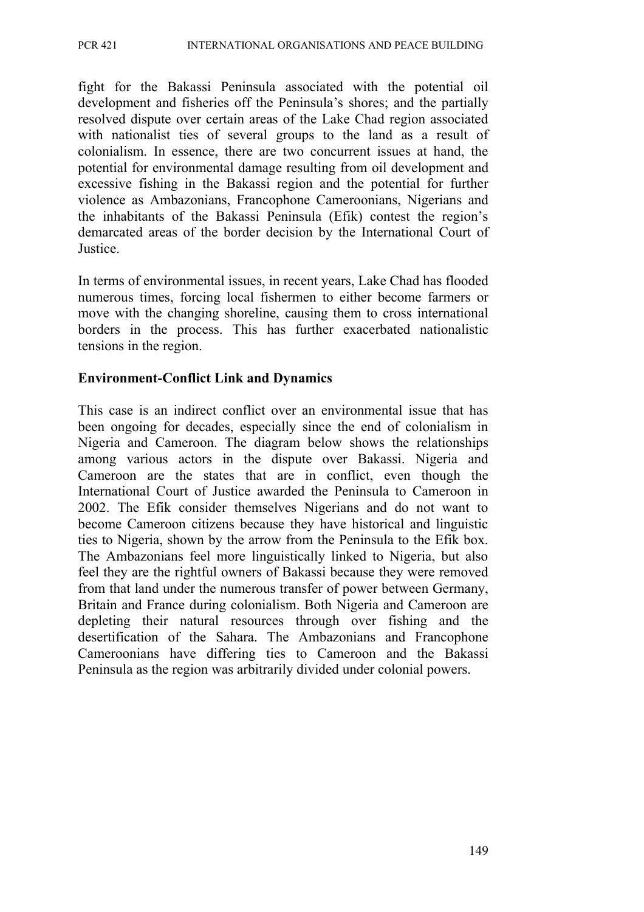fight for the Bakassi Peninsula associated with the potential oil development and fisheries off the Peninsula's shores; and the partially resolved dispute over certain areas of the Lake Chad region associated with nationalist ties of several groups to the land as a result of colonialism. In essence, there are two concurrent issues at hand, the potential for environmental damage resulting from oil development and excessive fishing in the Bakassi region and the potential for further violence as Ambazonians, Francophone Cameroonians, Nigerians and the inhabitants of the Bakassi Peninsula (Efik) contest the region's demarcated areas of the border decision by the International Court of Justice.

In terms of environmental issues, in recent years, Lake Chad has flooded numerous times, forcing local fishermen to either become farmers or move with the changing shoreline, causing them to cross international borders in the process. This has further exacerbated nationalistic tensions in the region.

**Environment-Conflict Link and Dynamics**

This case is an indirect conflict over an environmental issue that has been ongoing for decades, especially since the end of colonialism in Nigeria and Cameroon. The diagram below shows the relationships among various actors in the dispute over Bakassi. Nigeria and Cameroon are the states that are in conflict, even though the International Court of Justice awarded the Peninsula to Cameroon in 2002. The Efik consider themselves Nigerians and do not want to become Cameroon citizens because they have historical and linguistic ties to Nigeria, shown by the arrow from the Peninsula to the Efik box. The Ambazonians feel more linguistically linked to Nigeria, but also feel they are the rightful owners of Bakassi because they were removed from that land under the numerous transfer of power between Germany, Britain and France during colonialism. Both Nigeria and Cameroon are depleting their natural resources through over fishing and the desertification of the Sahara. The Ambazonians and Francophone Cameroonians have differing ties to Cameroon and the Bakassi Peninsula as the region was arbitrarily divided under colonial powers.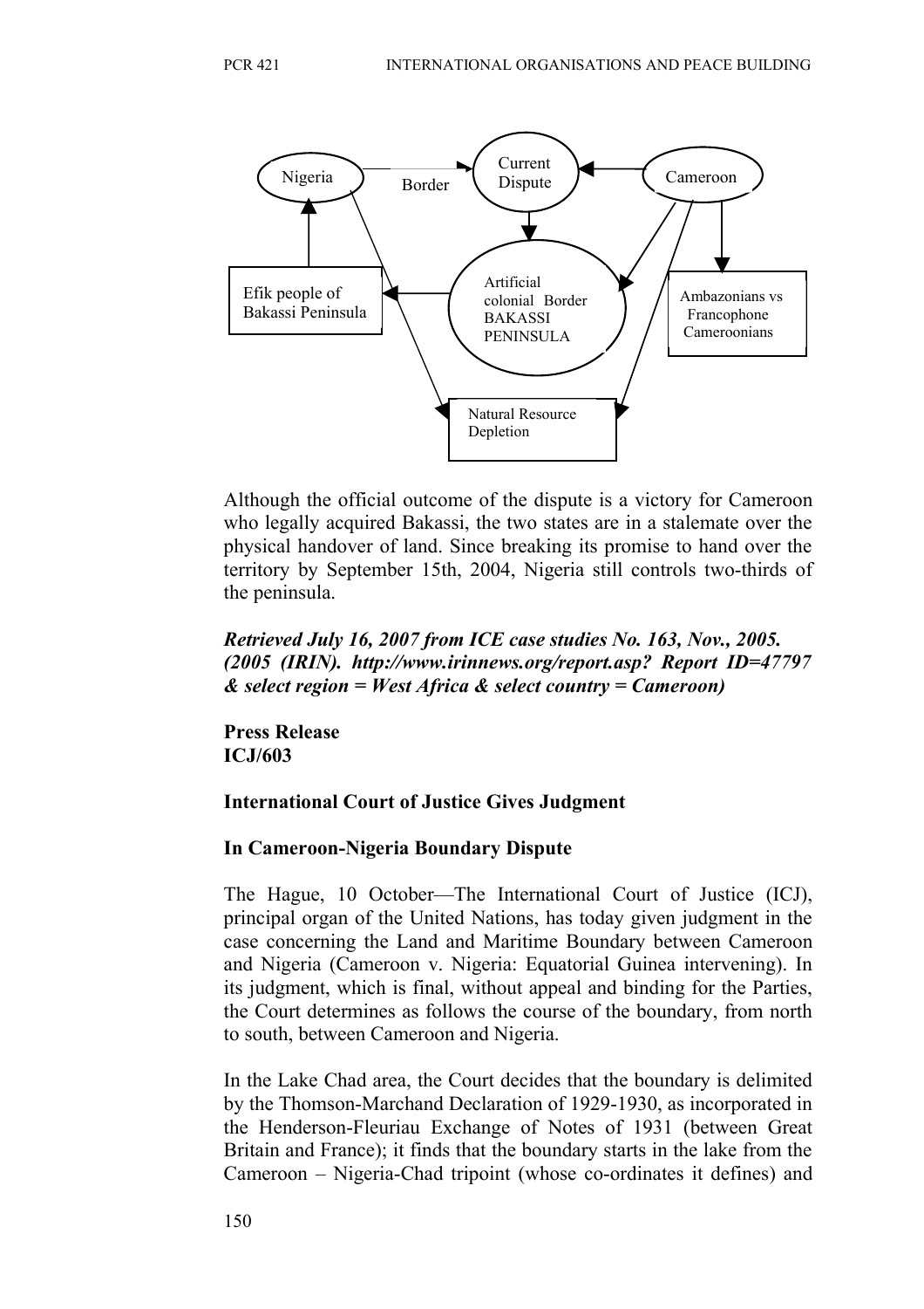Nigeria — Border → Current Dispute ← Cameroon

Artificial colonial Border BAKASSI PENINSULA

Efik people of Bakassi Peninsula

Ambazonians vs Francophone Cameroonians

Natural Resource Depletion

Although the official outcome of the dispute is a victory for Cameroon who legally acquired Bakassi, the two states are in a stalemate over the physical handover of land. Since breaking its promise to hand over the territory by September 15th, 2004, Nigeria still controls two-thirds of the peninsula.

***Retrieved July 16, 2007 from ICE case studies No. 163, Nov., 2005. (2005 (IRIN). http://www.irinnews.org/report.asp? Report ID=47797 & select region = West Africa & select country = Cameroon)***

**Press Release**
**ICJ/603**

**International Court of Justice Gives Judgment**

**In Cameroon-Nigeria Boundary Dispute**

The Hague, 10 October—The International Court of Justice (ICJ), principal organ of the United Nations, has today given judgment in the case concerning the Land and Maritime Boundary between Cameroon and Nigeria (Cameroon v. Nigeria: Equatorial Guinea intervening). In its judgment, which is final, without appeal and binding for the Parties, the Court determines as follows the course of the boundary, from north to south, between Cameroon and Nigeria.

In the Lake Chad area, the Court decides that the boundary is delimited by the Thomson-Marchand Declaration of 1929-1930, as incorporated in the Henderson-Fleuriau Exchange of Notes of 1931 (between Great Britain and France); it finds that the boundary starts in the lake from the Cameroon – Nigeria-Chad tripoint (whose co-ordinates it defines) and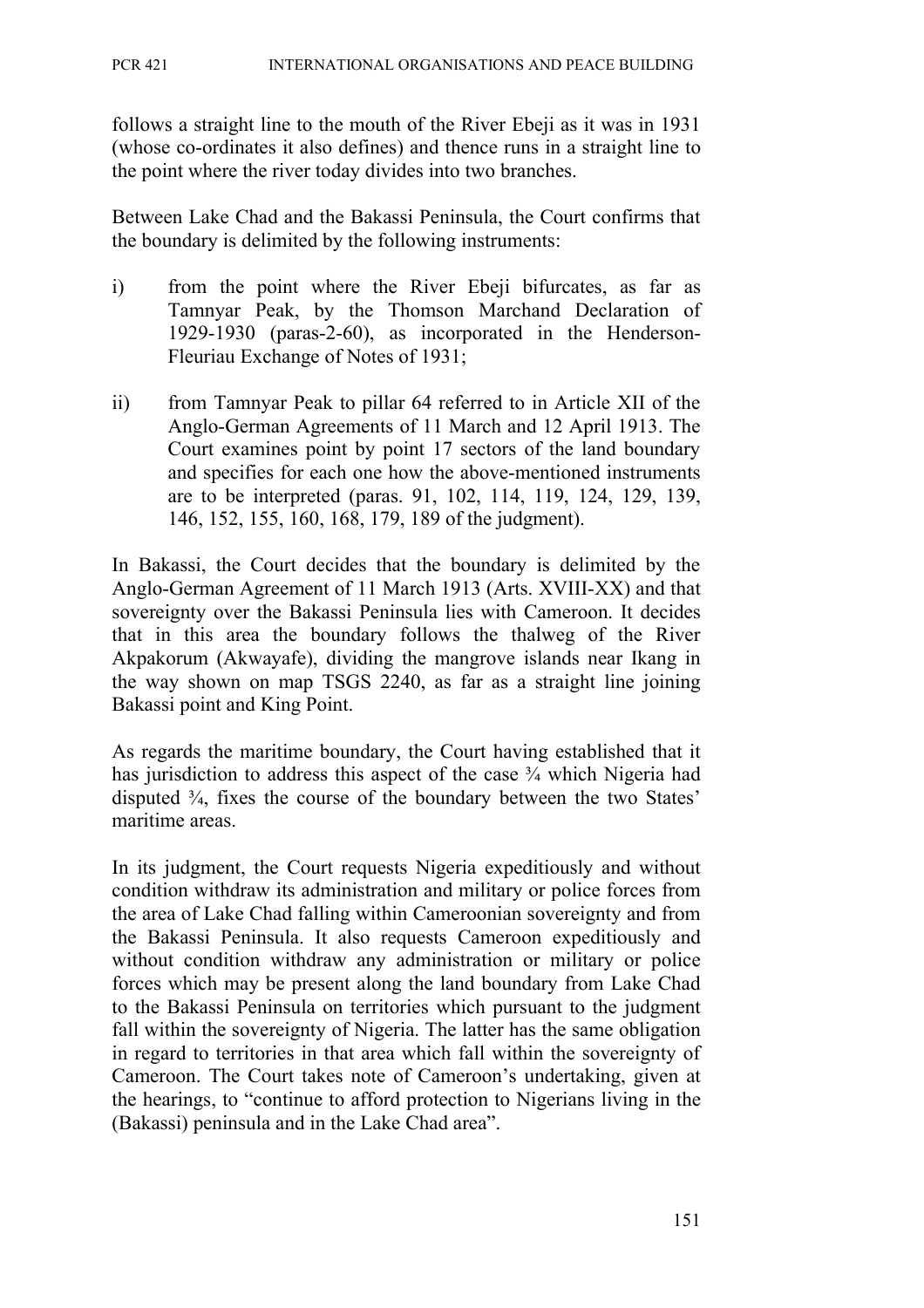follows a straight line to the mouth of the River Ebeji as it was in 1931 (whose co-ordinates it also defines) and thence runs in a straight line to the point where the river today divides into two branches.

Between Lake Chad and the Bakassi Peninsula, the Court confirms that the boundary is delimited by the following instruments:

i) from the point where the River Ebeji bifurcates, as far as Tamnyar Peak, by the Thomson Marchand Declaration of 1929-1930 (paras-2-60), as incorporated in the Henderson-Fleuriau Exchange of Notes of 1931;

ii) from Tamnyar Peak to pillar 64 referred to in Article XII of the Anglo-German Agreements of 11 March and 12 April 1913. The Court examines point by point 17 sectors of the land boundary and specifies for each one how the above-mentioned instruments are to be interpreted (paras. 91, 102, 114, 119, 124, 129, 139, 146, 152, 155, 160, 168, 179, 189 of the judgment).

In Bakassi, the Court decides that the boundary is delimited by the Anglo-German Agreement of 11 March 1913 (Arts. XVIII-XX) and that sovereignty over the Bakassi Peninsula lies with Cameroon. It decides that in this area the boundary follows the thalweg of the River Akpakorum (Akwayafe), dividing the mangrove islands near Ikang in the way shown on map TSGS 2240, as far as a straight line joining Bakassi point and King Point.

As regards the maritime boundary, the Court having established that it has jurisdiction to address this aspect of the case ¾ which Nigeria had disputed ¾, fixes the course of the boundary between the two States' maritime areas.

In its judgment, the Court requests Nigeria expeditiously and without condition withdraw its administration and military or police forces from the area of Lake Chad falling within Cameroonian sovereignty and from the Bakassi Peninsula. It also requests Cameroon expeditiously and without condition withdraw any administration or military or police forces which may be present along the land boundary from Lake Chad to the Bakassi Peninsula on territories which pursuant to the judgment fall within the sovereignty of Nigeria. The latter has the same obligation in regard to territories in that area which fall within the sovereignty of Cameroon. The Court takes note of Cameroon's undertaking, given at the hearings, to "continue to afford protection to Nigerians living in the (Bakassi) peninsula and in the Lake Chad area".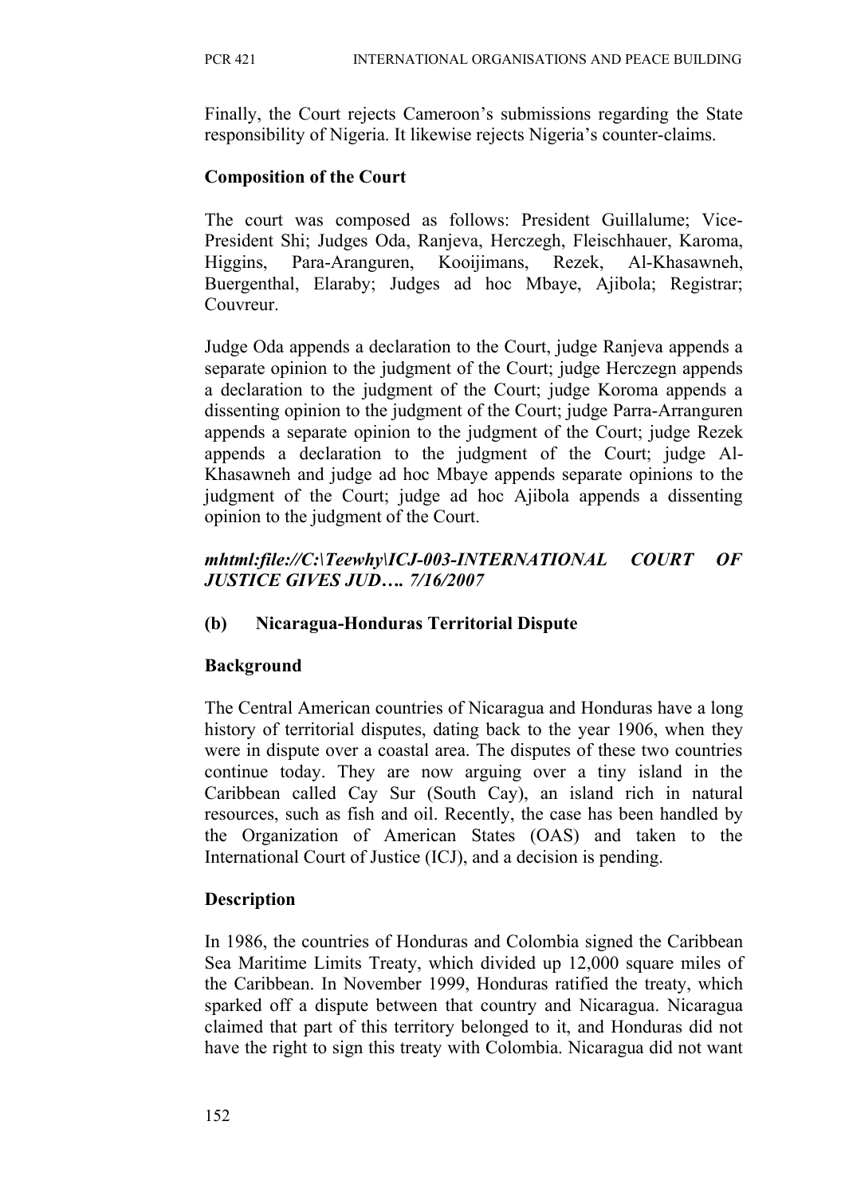Finally, the Court rejects Cameroon's submissions regarding the State responsibility of Nigeria. It likewise rejects Nigeria's counter-claims.

**Composition of the Court**

The court was composed as follows: President Guillalume; Vice-President Shi; Judges Oda, Ranjeva, Herczegh, Fleischhauer, Karoma, Higgins, Para-Aranguren, Kooijimans, Rezek, Al-Khasawneh, Buergenthal, Elaraby; Judges ad hoc Mbaye, Ajibola; Registrar; Couvreur.

Judge Oda appends a declaration to the Court, judge Ranjeva appends a separate opinion to the judgment of the Court; judge Herczegn appends a declaration to the judgment of the Court; judge Koroma appends a dissenting opinion to the judgment of the Court; judge Parra-Arranguren appends a separate opinion to the judgment of the Court; judge Rezek appends a declaration to the judgment of the Court; judge Al-Khasawneh and judge ad hoc Mbaye appends separate opinions to the judgment of the Court; judge ad hoc Ajibola appends a dissenting opinion to the judgment of the Court.

***mhtml:file://C:\Teewhy\ICJ-003-INTERNATIONAL COURT OF JUSTICE GIVES JUD…. 7/16/2007***

**(b) Nicaragua-Honduras Territorial Dispute**

**Background**

The Central American countries of Nicaragua and Honduras have a long history of territorial disputes, dating back to the year 1906, when they were in dispute over a coastal area. The disputes of these two countries continue today. They are now arguing over a tiny island in the Caribbean called Cay Sur (South Cay), an island rich in natural resources, such as fish and oil. Recently, the case has been handled by the Organization of American States (OAS) and taken to the International Court of Justice (ICJ), and a decision is pending.

**Description**

In 1986, the countries of Honduras and Colombia signed the Caribbean Sea Maritime Limits Treaty, which divided up 12,000 square miles of the Caribbean. In November 1999, Honduras ratified the treaty, which sparked off a dispute between that country and Nicaragua. Nicaragua claimed that part of this territory belonged to it, and Honduras did not have the right to sign this treaty with Colombia. Nicaragua did not want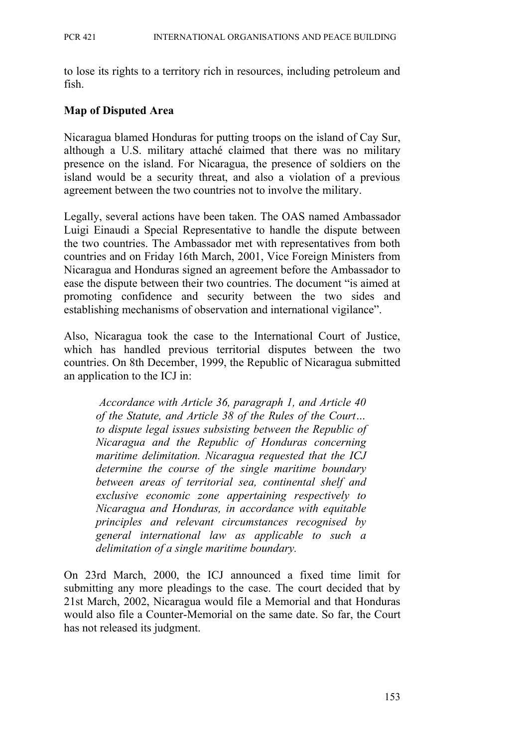to lose its rights to a territory rich in resources, including petroleum and fish.

**Map of Disputed Area**

Nicaragua blamed Honduras for putting troops on the island of Cay Sur, although a U.S. military attaché claimed that there was no military presence on the island. For Nicaragua, the presence of soldiers on the island would be a security threat, and also a violation of a previous agreement between the two countries not to involve the military.

Legally, several actions have been taken. The OAS named Ambassador Luigi Einaudi a Special Representative to handle the dispute between the two countries. The Ambassador met with representatives from both countries and on Friday 16th March, 2001, Vice Foreign Ministers from Nicaragua and Honduras signed an agreement before the Ambassador to ease the dispute between their two countries. The document "is aimed at promoting confidence and security between the two sides and establishing mechanisms of observation and international vigilance".

Also, Nicaragua took the case to the International Court of Justice, which has handled previous territorial disputes between the two countries. On 8th December, 1999, the Republic of Nicaragua submitted an application to the ICJ in:

> *Accordance with Article 36, paragraph 1, and Article 40 of the Statute, and Article 38 of the Rules of the Court… to dispute legal issues subsisting between the Republic of Nicaragua and the Republic of Honduras concerning maritime delimitation. Nicaragua requested that the ICJ determine the course of the single maritime boundary between areas of territorial sea, continental shelf and exclusive economic zone appertaining respectively to Nicaragua and Honduras, in accordance with equitable principles and relevant circumstances recognised by general international law as applicable to such a delimitation of a single maritime boundary.*

On 23rd March, 2000, the ICJ announced a fixed time limit for submitting any more pleadings to the case. The court decided that by 21st March, 2002, Nicaragua would file a Memorial and that Honduras would also file a Counter-Memorial on the same date. So far, the Court has not released its judgment.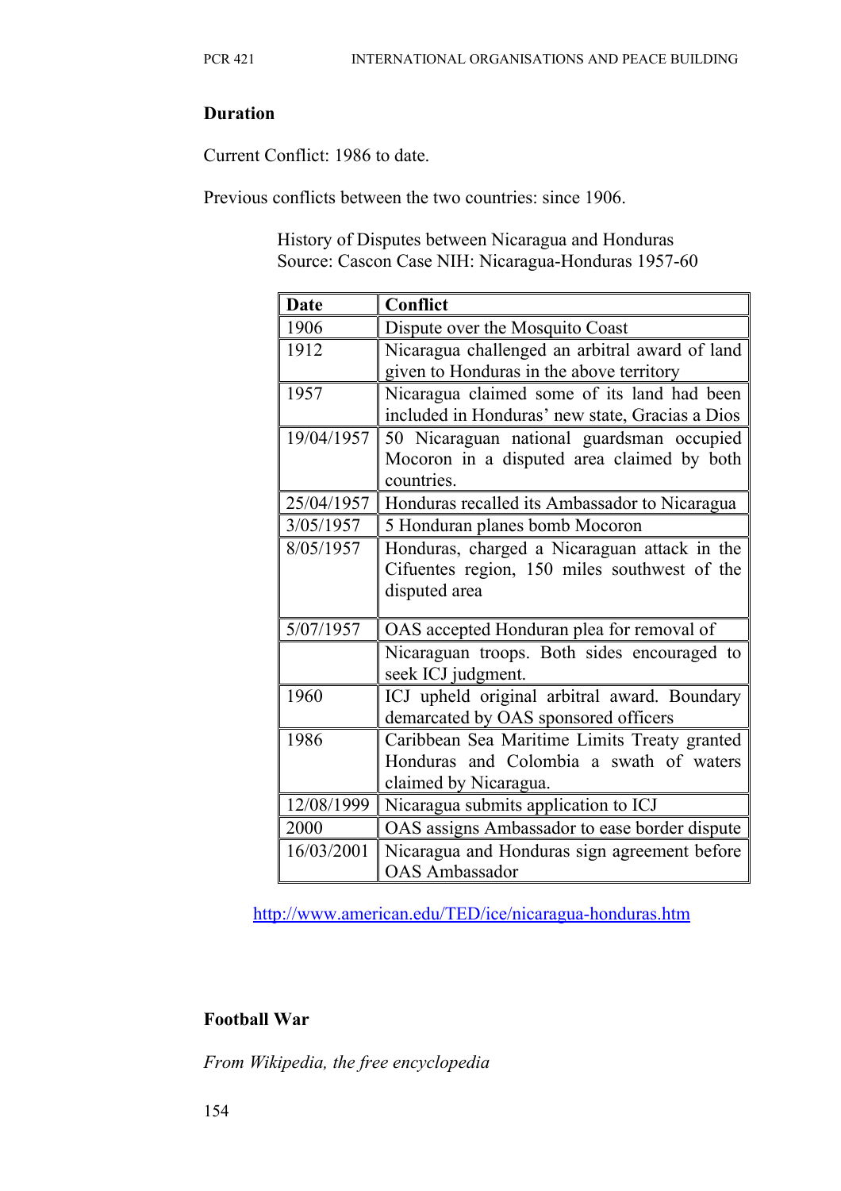**Duration**

Current Conflict: 1986 to date.

Previous conflicts between the two countries: since 1906.

History of Disputes between Nicaragua and Honduras
Source: Cascon Case NIH: Nicaragua-Honduras 1957-60

| Date | Conflict |
|---|---|
| 1906 | Dispute over the Mosquito Coast |
| 1912 | Nicaragua challenged an arbitral award of land given to Honduras in the above territory |
| 1957 | Nicaragua claimed some of its land had been included in Honduras' new state, Gracias a Dios |
| 19/04/1957 | 50 Nicaraguan national guardsman occupied Mocoron in a disputed area claimed by both countries. |
| 25/04/1957 | Honduras recalled its Ambassador to Nicaragua |
| 3/05/1957 | 5 Honduran planes bomb Mocoron |
| 8/05/1957 | Honduras, charged a Nicaraguan attack in the Cifuentes region, 150 miles southwest of the disputed area |
| 5/07/1957 | OAS accepted Honduran plea for removal of |
| | Nicaraguan troops. Both sides encouraged to seek ICJ judgment. |
| 1960 | ICJ upheld original arbitral award. Boundary demarcated by OAS sponsored officers |
| 1986 | Caribbean Sea Maritime Limits Treaty granted Honduras and Colombia a swath of waters claimed by Nicaragua. |
| 12/08/1999 | Nicaragua submits application to ICJ |
| 2000 | OAS assigns Ambassador to ease border dispute |
| 16/03/2001 | Nicaragua and Honduras sign agreement before OAS Ambassador |

http://www.american.edu/TED/ice/nicaragua-honduras.htm

**Football War**

*From Wikipedia, the free encyclopedia*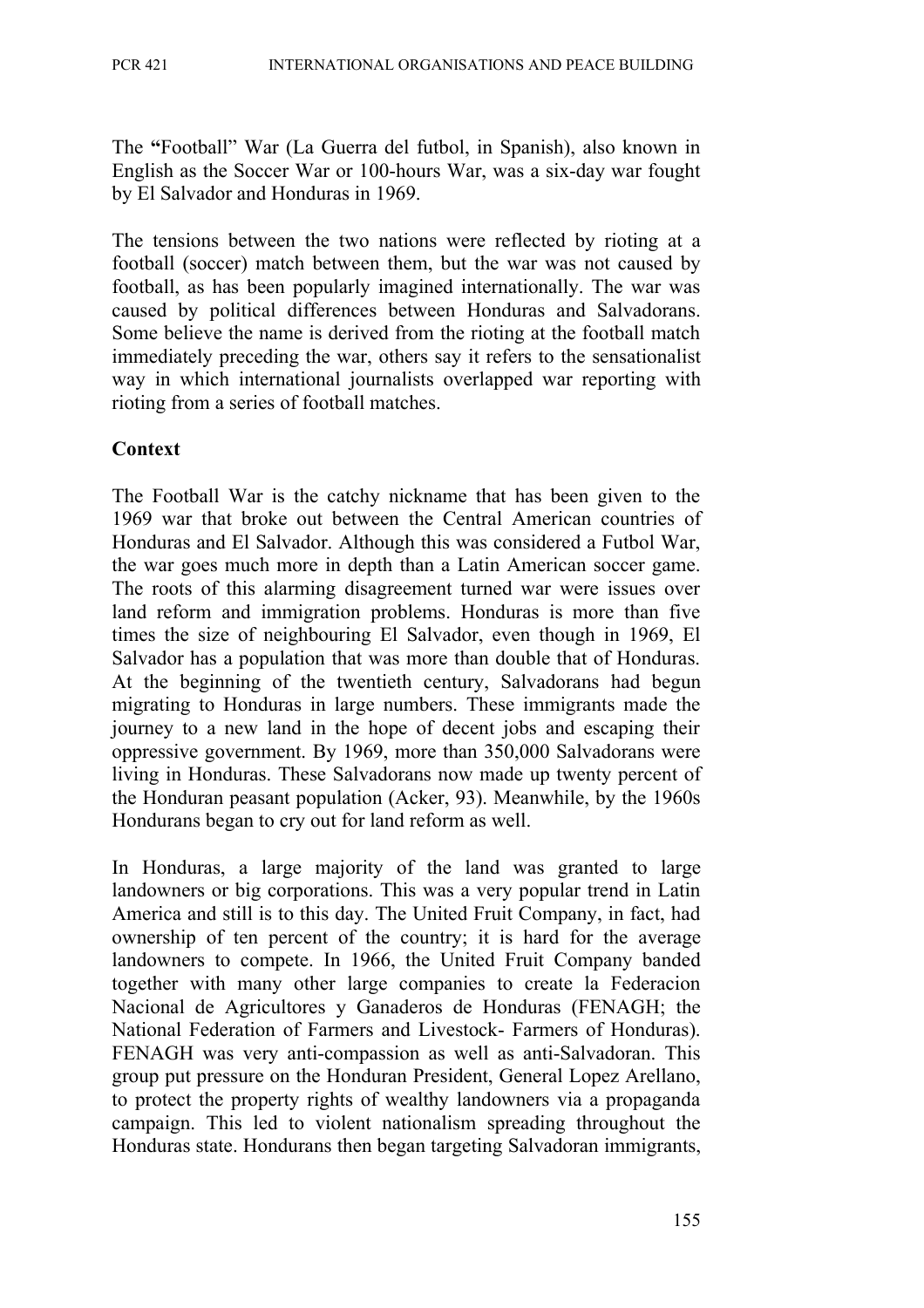The **"**Football" War (La Guerra del futbol, in Spanish), also known in English as the Soccer War or 100-hours War, was a six-day war fought by El Salvador and Honduras in 1969.

The tensions between the two nations were reflected by rioting at a football (soccer) match between them, but the war was not caused by football, as has been popularly imagined internationally. The war was caused by political differences between Honduras and Salvadorans. Some believe the name is derived from the rioting at the football match immediately preceding the war, others say it refers to the sensationalist way in which international journalists overlapped war reporting with rioting from a series of football matches.

**Context**

The Football War is the catchy nickname that has been given to the 1969 war that broke out between the Central American countries of Honduras and El Salvador. Although this was considered a Futbol War, the war goes much more in depth than a Latin American soccer game. The roots of this alarming disagreement turned war were issues over land reform and immigration problems. Honduras is more than five times the size of neighbouring El Salvador, even though in 1969, El Salvador has a population that was more than double that of Honduras. At the beginning of the twentieth century, Salvadorans had begun migrating to Honduras in large numbers. These immigrants made the journey to a new land in the hope of decent jobs and escaping their oppressive government. By 1969, more than 350,000 Salvadorans were living in Honduras. These Salvadorans now made up twenty percent of the Honduran peasant population (Acker, 93). Meanwhile, by the 1960s Hondurans began to cry out for land reform as well.

In Honduras, a large majority of the land was granted to large landowners or big corporations. This was a very popular trend in Latin America and still is to this day. The United Fruit Company, in fact, had ownership of ten percent of the country; it is hard for the average landowners to compete. In 1966, the United Fruit Company banded together with many other large companies to create la Federacion Nacional de Agricultores y Ganaderos de Honduras (FENAGH; the National Federation of Farmers and Livestock- Farmers of Honduras). FENAGH was very anti-compassion as well as anti-Salvadoran. This group put pressure on the Honduran President, General Lopez Arellano, to protect the property rights of wealthy landowners via a propaganda campaign. This led to violent nationalism spreading throughout the Honduras state. Hondurans then began targeting Salvadoran immigrants,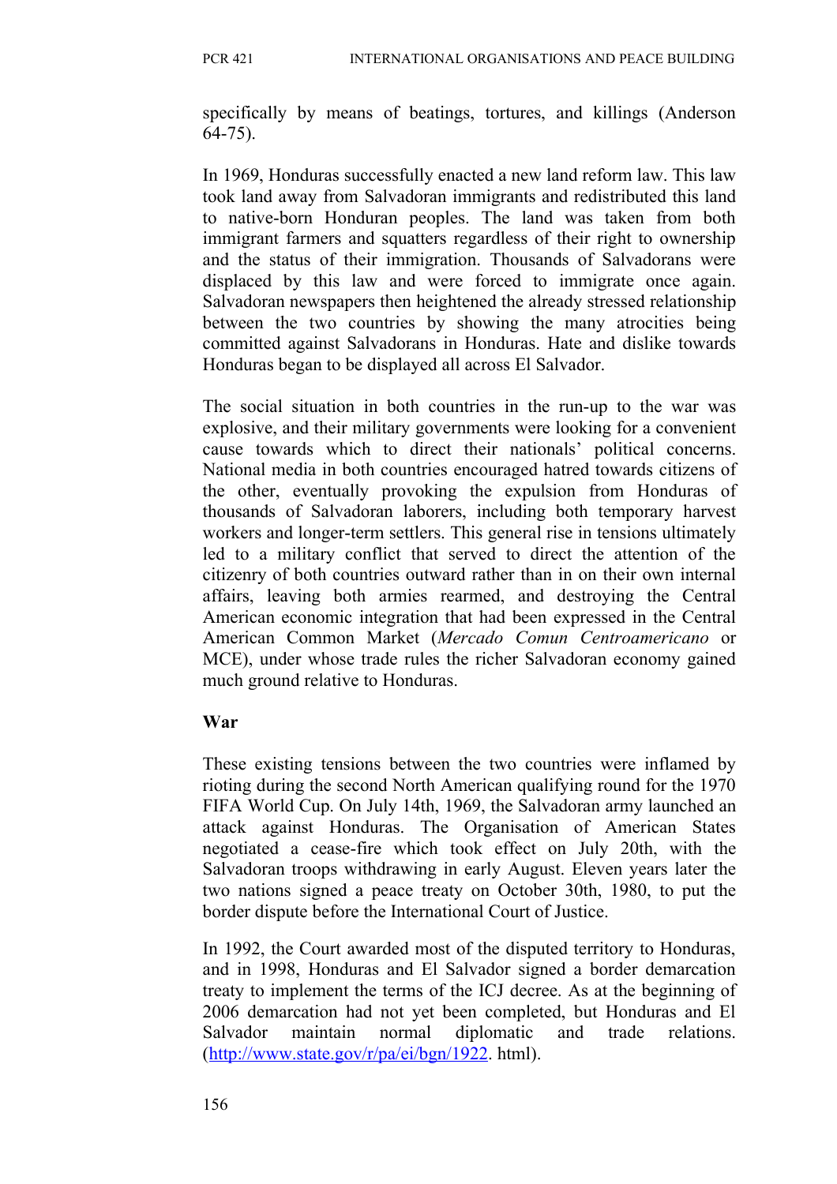specifically by means of beatings, tortures, and killings (Anderson 64-75).

In 1969, Honduras successfully enacted a new land reform law. This law took land away from Salvadoran immigrants and redistributed this land to native-born Honduran peoples. The land was taken from both immigrant farmers and squatters regardless of their right to ownership and the status of their immigration. Thousands of Salvadorans were displaced by this law and were forced to immigrate once again. Salvadoran newspapers then heightened the already stressed relationship between the two countries by showing the many atrocities being committed against Salvadorans in Honduras. Hate and dislike towards Honduras began to be displayed all across El Salvador.

The social situation in both countries in the run-up to the war was explosive, and their military governments were looking for a convenient cause towards which to direct their nationals' political concerns. National media in both countries encouraged hatred towards citizens of the other, eventually provoking the expulsion from Honduras of thousands of Salvadoran laborers, including both temporary harvest workers and longer-term settlers. This general rise in tensions ultimately led to a military conflict that served to direct the attention of the citizenry of both countries outward rather than in on their own internal affairs, leaving both armies rearmed, and destroying the Central American economic integration that had been expressed in the Central American Common Market (*Mercado Comun Centroamericano* or MCE), under whose trade rules the richer Salvadoran economy gained much ground relative to Honduras.

**War**

These existing tensions between the two countries were inflamed by rioting during the second North American qualifying round for the 1970 FIFA World Cup. On July 14th, 1969, the Salvadoran army launched an attack against Honduras. The Organisation of American States negotiated a cease-fire which took effect on July 20th, with the Salvadoran troops withdrawing in early August. Eleven years later the two nations signed a peace treaty on October 30th, 1980, to put the border dispute before the International Court of Justice.

In 1992, the Court awarded most of the disputed territory to Honduras, and in 1998, Honduras and El Salvador signed a border demarcation treaty to implement the terms of the ICJ decree. As at the beginning of 2006 demarcation had not yet been completed, but Honduras and El Salvador maintain normal diplomatic and trade relations. (http://www.state.gov/r/pa/ei/bgn/1922. html).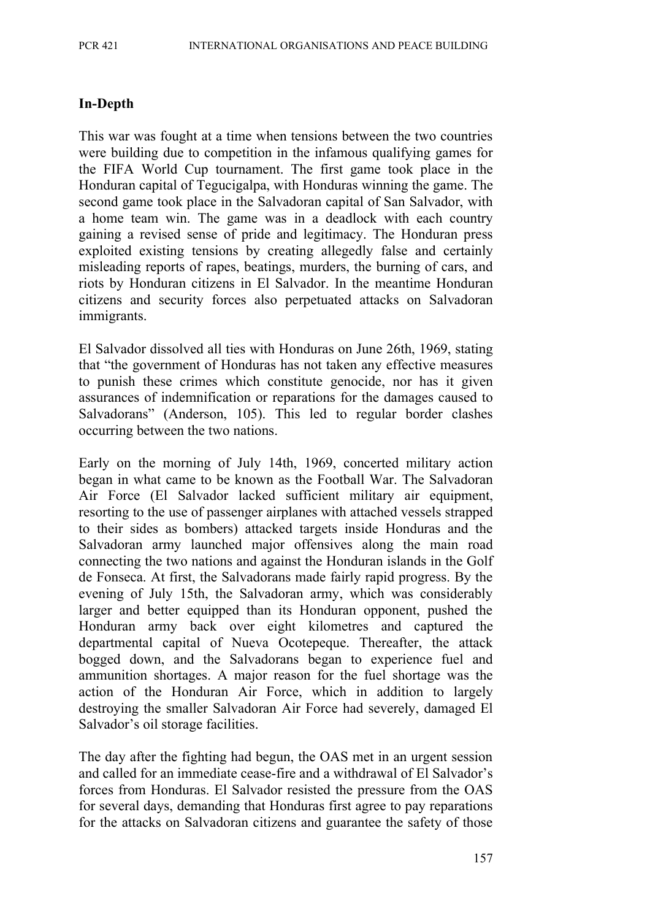## In-Depth

This war was fought at a time when tensions between the two countries were building due to competition in the infamous qualifying games for the FIFA World Cup tournament. The first game took place in the Honduran capital of Tegucigalpa, with Honduras winning the game. The second game took place in the Salvadoran capital of San Salvador, with a home team win. The game was in a deadlock with each country gaining a revised sense of pride and legitimacy. The Honduran press exploited existing tensions by creating allegedly false and certainly misleading reports of rapes, beatings, murders, the burning of cars, and riots by Honduran citizens in El Salvador. In the meantime Honduran citizens and security forces also perpetuated attacks on Salvadoran immigrants.

El Salvador dissolved all ties with Honduras on June 26th, 1969, stating that "the government of Honduras has not taken any effective measures to punish these crimes which constitute genocide, nor has it given assurances of indemnification or reparations for the damages caused to Salvadorans" (Anderson, 105). This led to regular border clashes occurring between the two nations.

Early on the morning of July 14th, 1969, concerted military action began in what came to be known as the Football War. The Salvadoran Air Force (El Salvador lacked sufficient military air equipment, resorting to the use of passenger airplanes with attached vessels strapped to their sides as bombers) attacked targets inside Honduras and the Salvadoran army launched major offensives along the main road connecting the two nations and against the Honduran islands in the Golf de Fonseca. At first, the Salvadorans made fairly rapid progress. By the evening of July 15th, the Salvadoran army, which was considerably larger and better equipped than its Honduran opponent, pushed the Honduran army back over eight kilometres and captured the departmental capital of Nueva Ocotepeque. Thereafter, the attack bogged down, and the Salvadorans began to experience fuel and ammunition shortages. A major reason for the fuel shortage was the action of the Honduran Air Force, which in addition to largely destroying the smaller Salvadoran Air Force had severely, damaged El Salvador's oil storage facilities.

The day after the fighting had begun, the OAS met in an urgent session and called for an immediate cease-fire and a withdrawal of El Salvador's forces from Honduras. El Salvador resisted the pressure from the OAS for several days, demanding that Honduras first agree to pay reparations for the attacks on Salvadoran citizens and guarantee the safety of those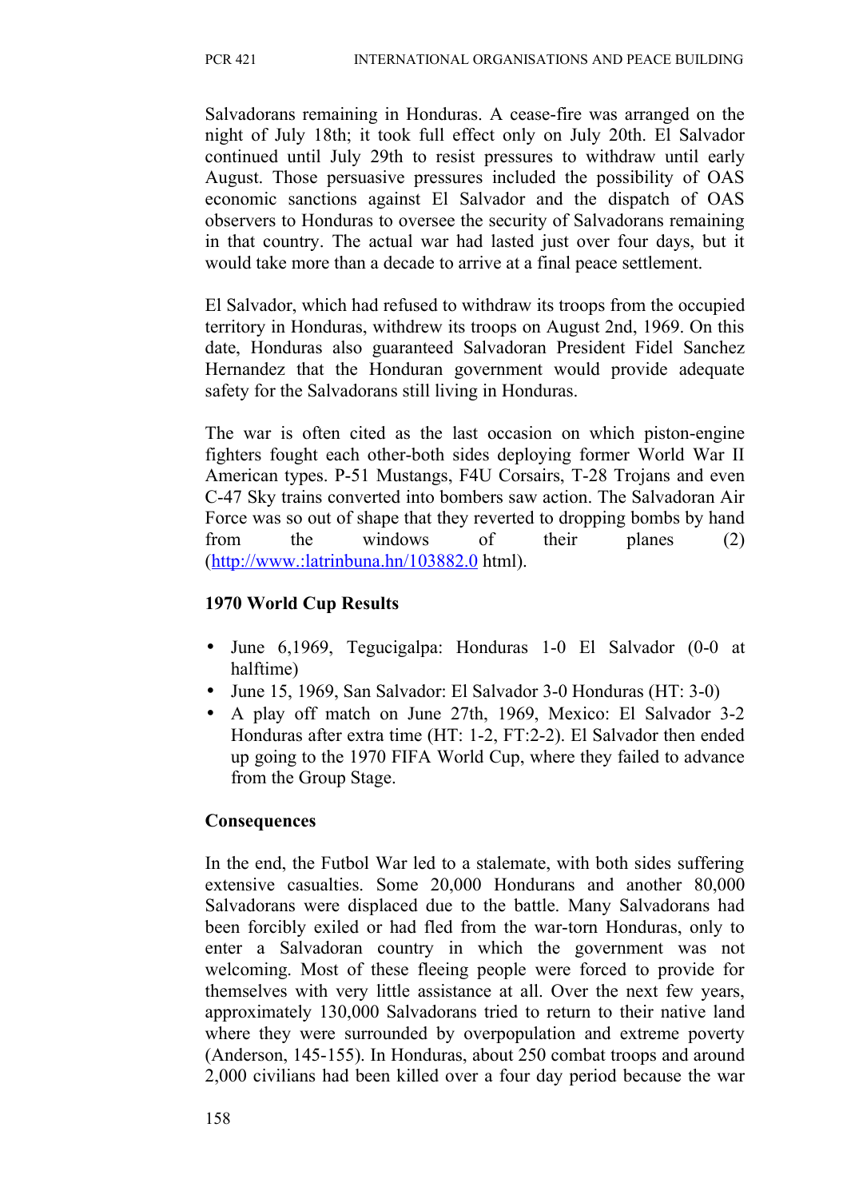Salvadorans remaining in Honduras. A cease-fire was arranged on the night of July 18th; it took full effect only on July 20th. El Salvador continued until July 29th to resist pressures to withdraw until early August. Those persuasive pressures included the possibility of OAS economic sanctions against El Salvador and the dispatch of OAS observers to Honduras to oversee the security of Salvadorans remaining in that country. The actual war had lasted just over four days, but it would take more than a decade to arrive at a final peace settlement.

El Salvador, which had refused to withdraw its troops from the occupied territory in Honduras, withdrew its troops on August 2nd, 1969. On this date, Honduras also guaranteed Salvadoran President Fidel Sanchez Hernandez that the Honduran government would provide adequate safety for the Salvadorans still living in Honduras.

The war is often cited as the last occasion on which piston-engine fighters fought each other-both sides deploying former World War II American types. P-51 Mustangs, F4U Corsairs, T-28 Trojans and even C-47 Sky trains converted into bombers saw action. The Salvadoran Air Force was so out of shape that they reverted to dropping bombs by hand from the windows of their planes (2) (http://www.:latrinbuna.hn/103882.0 html).

**1970 World Cup Results**

- June 6,1969, Tegucigalpa: Honduras 1-0 El Salvador (0-0 at halftime)
- June 15, 1969, San Salvador: El Salvador 3-0 Honduras (HT: 3-0)
- A play off match on June 27th, 1969, Mexico: El Salvador 3-2 Honduras after extra time (HT: 1-2, FT:2-2). El Salvador then ended up going to the 1970 FIFA World Cup, where they failed to advance from the Group Stage.

**Consequences**

In the end, the Futbol War led to a stalemate, with both sides suffering extensive casualties. Some 20,000 Hondurans and another 80,000 Salvadorans were displaced due to the battle. Many Salvadorans had been forcibly exiled or had fled from the war-torn Honduras, only to enter a Salvadoran country in which the government was not welcoming. Most of these fleeing people were forced to provide for themselves with very little assistance at all. Over the next few years, approximately 130,000 Salvadorans tried to return to their native land where they were surrounded by overpopulation and extreme poverty (Anderson, 145-155). In Honduras, about 250 combat troops and around 2,000 civilians had been killed over a four day period because the war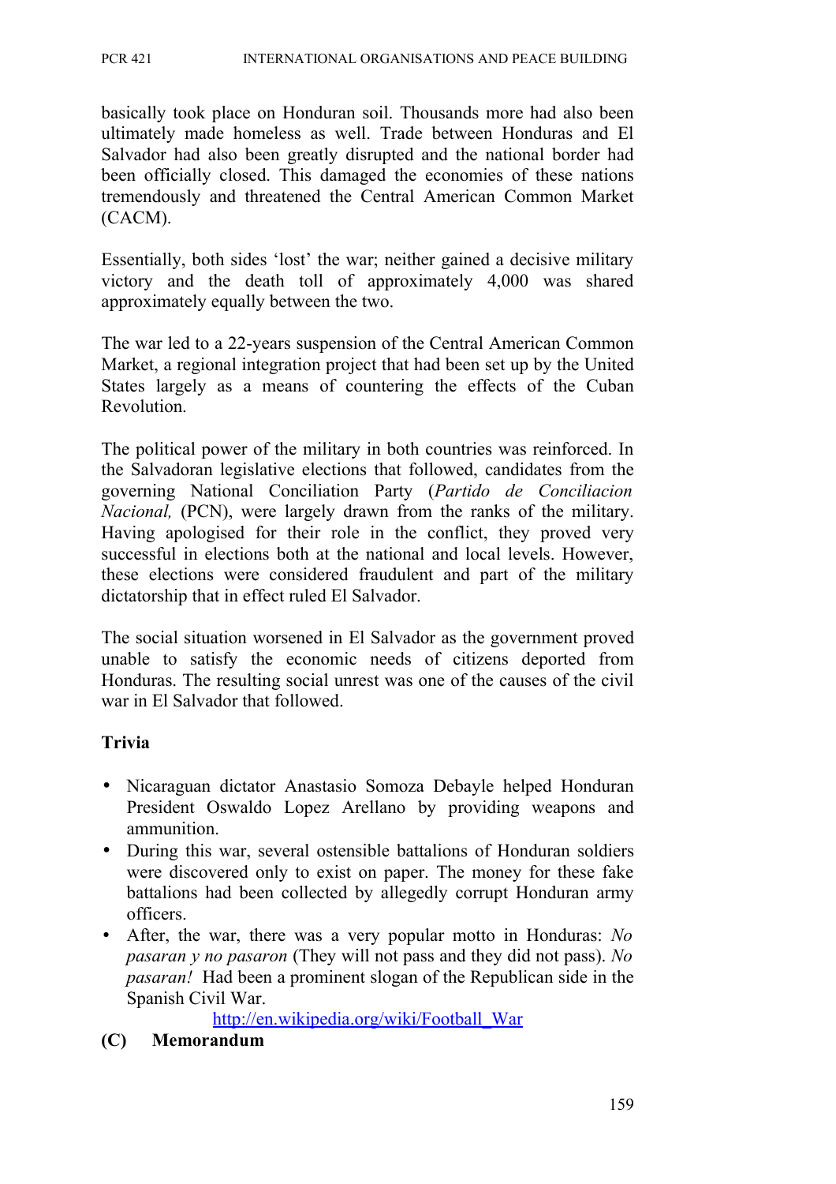basically took place on Honduran soil. Thousands more had also been ultimately made homeless as well. Trade between Honduras and El Salvador had also been greatly disrupted and the national border had been officially closed. This damaged the economies of these nations tremendously and threatened the Central American Common Market (CACM).

Essentially, both sides 'lost' the war; neither gained a decisive military victory and the death toll of approximately 4,000 was shared approximately equally between the two.

The war led to a 22-years suspension of the Central American Common Market, a regional integration project that had been set up by the United States largely as a means of countering the effects of the Cuban Revolution.

The political power of the military in both countries was reinforced. In the Salvadoran legislative elections that followed, candidates from the governing National Conciliation Party (*Partido de Conciliacion Nacional,* (PCN), were largely drawn from the ranks of the military. Having apologised for their role in the conflict, they proved very successful in elections both at the national and local levels. However, these elections were considered fraudulent and part of the military dictatorship that in effect ruled El Salvador.

The social situation worsened in El Salvador as the government proved unable to satisfy the economic needs of citizens deported from Honduras. The resulting social unrest was one of the causes of the civil war in El Salvador that followed.

**Trivia**

- Nicaraguan dictator Anastasio Somoza Debayle helped Honduran President Oswaldo Lopez Arellano by providing weapons and ammunition.
- During this war, several ostensible battalions of Honduran soldiers were discovered only to exist on paper. The money for these fake battalions had been collected by allegedly corrupt Honduran army officers.
- After, the war, there was a very popular motto in Honduras: *No pasaran y no pasaron* (They will not pass and they did not pass). *No pasaran!* Had been a prominent slogan of the Republican side in the Spanish Civil War.

http://en.wikipedia.org/wiki/Football_War

**(C) Memorandum**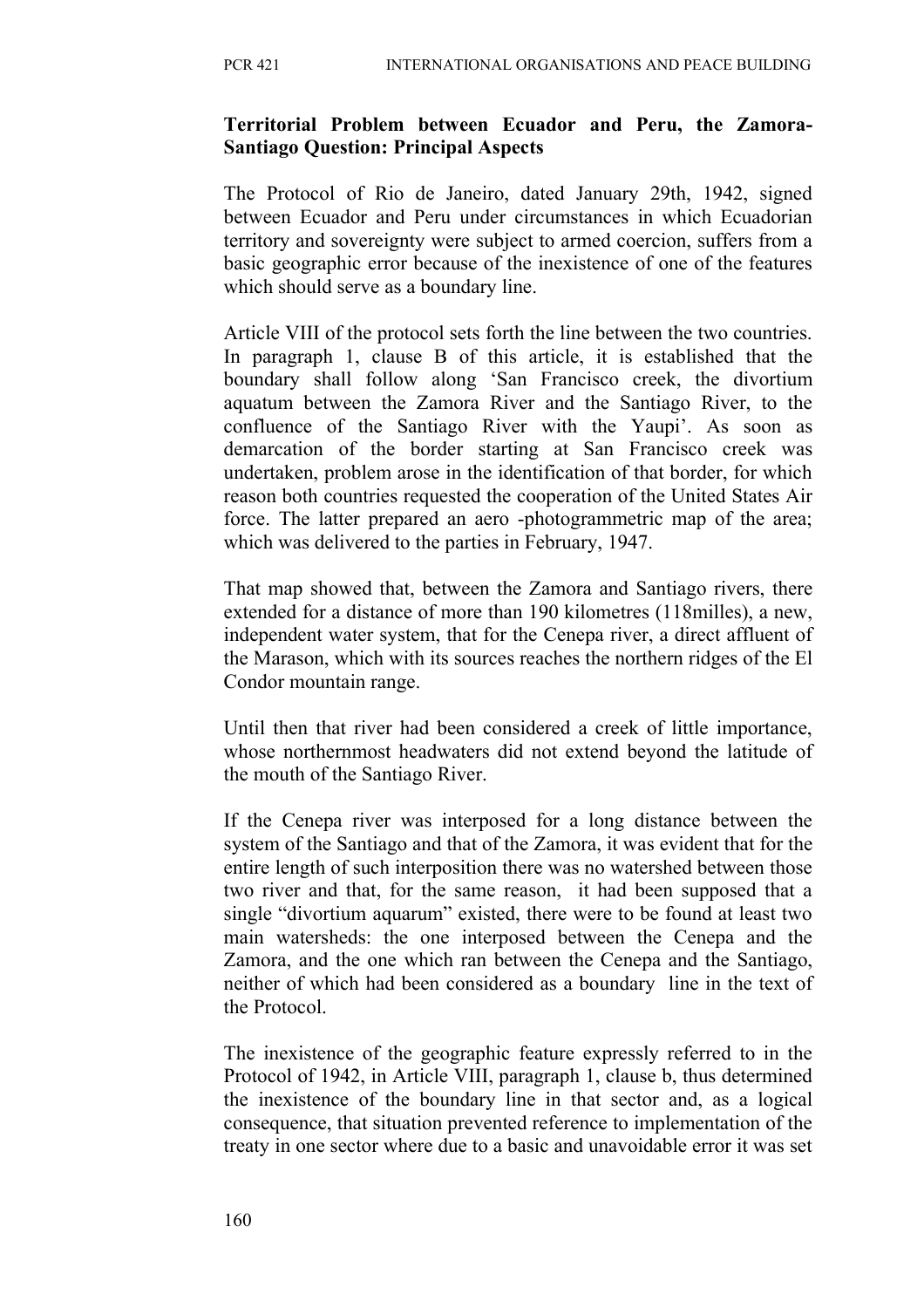**Territorial Problem between Ecuador and Peru, the Zamora-Santiago Question: Principal Aspects**

The Protocol of Rio de Janeiro, dated January 29th, 1942, signed between Ecuador and Peru under circumstances in which Ecuadorian territory and sovereignty were subject to armed coercion, suffers from a basic geographic error because of the inexistence of one of the features which should serve as a boundary line.

Article VIII of the protocol sets forth the line between the two countries. In paragraph 1, clause B of this article, it is established that the boundary shall follow along 'San Francisco creek, the divortium aquatum between the Zamora River and the Santiago River, to the confluence of the Santiago River with the Yaupi'. As soon as demarcation of the border starting at San Francisco creek was undertaken, problem arose in the identification of that border, for which reason both countries requested the cooperation of the United States Air force. The latter prepared an aero -photogrammetric map of the area; which was delivered to the parties in February, 1947.

That map showed that, between the Zamora and Santiago rivers, there extended for a distance of more than 190 kilometres (118milles), a new, independent water system, that for the Cenepa river, a direct affluent of the Marason, which with its sources reaches the northern ridges of the El Condor mountain range.

Until then that river had been considered a creek of little importance, whose northernmost headwaters did not extend beyond the latitude of the mouth of the Santiago River.

If the Cenepa river was interposed for a long distance between the system of the Santiago and that of the Zamora, it was evident that for the entire length of such interposition there was no watershed between those two river and that, for the same reason, it had been supposed that a single "divortium aquarum" existed, there were to be found at least two main watersheds: the one interposed between the Cenepa and the Zamora, and the one which ran between the Cenepa and the Santiago, neither of which had been considered as a boundary line in the text of the Protocol.

The inexistence of the geographic feature expressly referred to in the Protocol of 1942, in Article VIII, paragraph 1, clause b, thus determined the inexistence of the boundary line in that sector and, as a logical consequence, that situation prevented reference to implementation of the treaty in one sector where due to a basic and unavoidable error it was set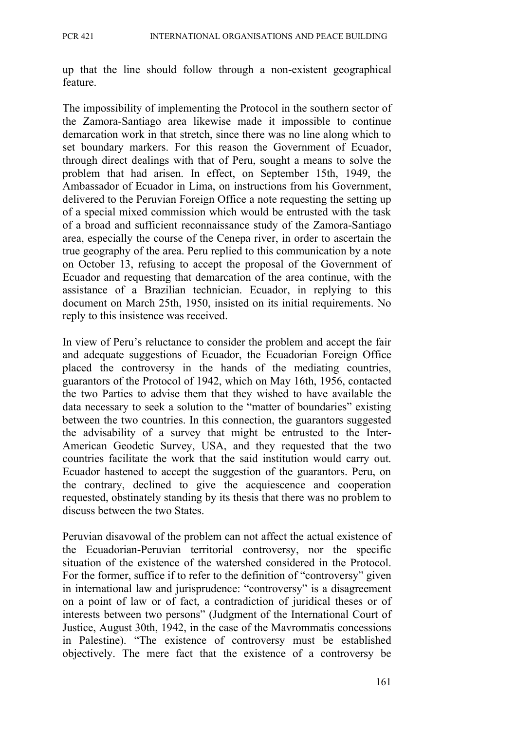up that the line should follow through a non-existent geographical feature.

The impossibility of implementing the Protocol in the southern sector of the Zamora-Santiago area likewise made it impossible to continue demarcation work in that stretch, since there was no line along which to set boundary markers. For this reason the Government of Ecuador, through direct dealings with that of Peru, sought a means to solve the problem that had arisen. In effect, on September 15th, 1949, the Ambassador of Ecuador in Lima, on instructions from his Government, delivered to the Peruvian Foreign Office a note requesting the setting up of a special mixed commission which would be entrusted with the task of a broad and sufficient reconnaissance study of the Zamora-Santiago area, especially the course of the Cenepa river, in order to ascertain the true geography of the area. Peru replied to this communication by a note on October 13, refusing to accept the proposal of the Government of Ecuador and requesting that demarcation of the area continue, with the assistance of a Brazilian technician. Ecuador, in replying to this document on March 25th, 1950, insisted on its initial requirements. No reply to this insistence was received.

In view of Peru's reluctance to consider the problem and accept the fair and adequate suggestions of Ecuador, the Ecuadorian Foreign Office placed the controversy in the hands of the mediating countries, guarantors of the Protocol of 1942, which on May 16th, 1956, contacted the two Parties to advise them that they wished to have available the data necessary to seek a solution to the "matter of boundaries" existing between the two countries. In this connection, the guarantors suggested the advisability of a survey that might be entrusted to the Inter-American Geodetic Survey, USA, and they requested that the two countries facilitate the work that the said institution would carry out. Ecuador hastened to accept the suggestion of the guarantors. Peru, on the contrary, declined to give the acquiescence and cooperation requested, obstinately standing by its thesis that there was no problem to discuss between the two States.

Peruvian disavowal of the problem can not affect the actual existence of the Ecuadorian-Peruvian territorial controversy, nor the specific situation of the existence of the watershed considered in the Protocol. For the former, suffice if to refer to the definition of "controversy" given in international law and jurisprudence: "controversy" is a disagreement on a point of law or of fact, a contradiction of juridical theses or of interests between two persons" (Judgment of the International Court of Justice, August 30th, 1942, in the case of the Mavrommatis concessions in Palestine). "The existence of controversy must be established objectively. The mere fact that the existence of a controversy be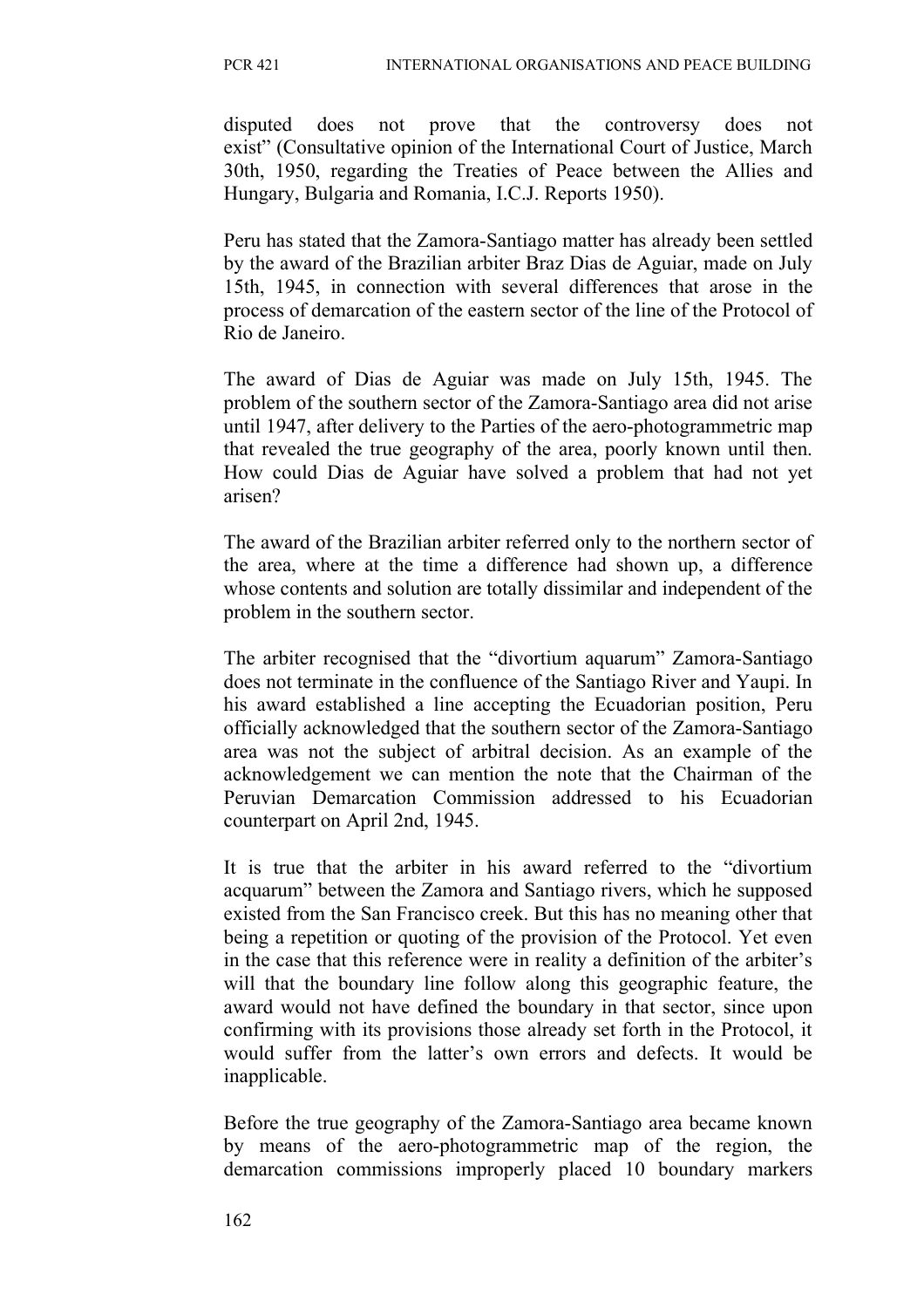disputed does not prove that the controversy does not exist" (Consultative opinion of the International Court of Justice, March 30th, 1950, regarding the Treaties of Peace between the Allies and Hungary, Bulgaria and Romania, I.C.J. Reports 1950).

Peru has stated that the Zamora-Santiago matter has already been settled by the award of the Brazilian arbiter Braz Dias de Aguiar, made on July 15th, 1945, in connection with several differences that arose in the process of demarcation of the eastern sector of the line of the Protocol of Rio de Janeiro.

The award of Dias de Aguiar was made on July 15th, 1945. The problem of the southern sector of the Zamora-Santiago area did not arise until 1947, after delivery to the Parties of the aero-photogrammetric map that revealed the true geography of the area, poorly known until then. How could Dias de Aguiar have solved a problem that had not yet arisen?

The award of the Brazilian arbiter referred only to the northern sector of the area, where at the time a difference had shown up, a difference whose contents and solution are totally dissimilar and independent of the problem in the southern sector.

The arbiter recognised that the "divortium aquarum" Zamora-Santiago does not terminate in the confluence of the Santiago River and Yaupi. In his award established a line accepting the Ecuadorian position, Peru officially acknowledged that the southern sector of the Zamora-Santiago area was not the subject of arbitral decision. As an example of the acknowledgement we can mention the note that the Chairman of the Peruvian Demarcation Commission addressed to his Ecuadorian counterpart on April 2nd, 1945.

It is true that the arbiter in his award referred to the "divortium acquarum" between the Zamora and Santiago rivers, which he supposed existed from the San Francisco creek. But this has no meaning other that being a repetition or quoting of the provision of the Protocol. Yet even in the case that this reference were in reality a definition of the arbiter's will that the boundary line follow along this geographic feature, the award would not have defined the boundary in that sector, since upon confirming with its provisions those already set forth in the Protocol, it would suffer from the latter's own errors and defects. It would be inapplicable.

Before the true geography of the Zamora-Santiago area became known by means of the aero-photogrammetric map of the region, the demarcation commissions improperly placed 10 boundary markers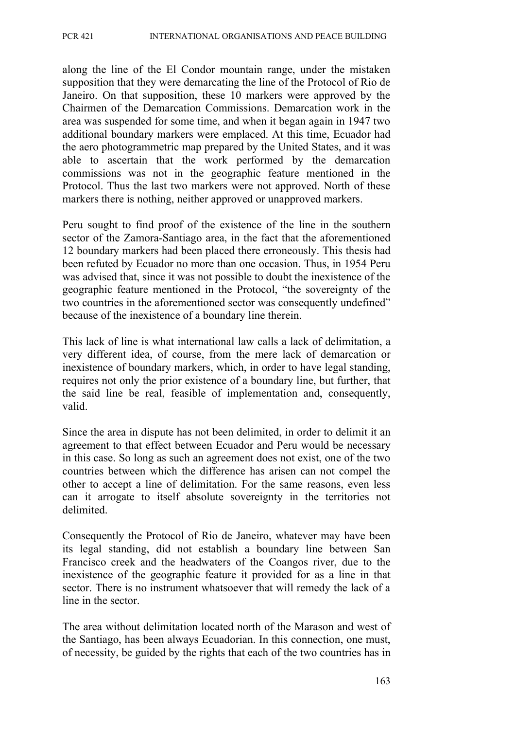along the line of the El Condor mountain range, under the mistaken supposition that they were demarcating the line of the Protocol of Rio de Janeiro. On that supposition, these 10 markers were approved by the Chairmen of the Demarcation Commissions. Demarcation work in the area was suspended for some time, and when it began again in 1947 two additional boundary markers were emplaced. At this time, Ecuador had the aero photogrammetric map prepared by the United States, and it was able to ascertain that the work performed by the demarcation commissions was not in the geographic feature mentioned in the Protocol. Thus the last two markers were not approved. North of these markers there is nothing, neither approved or unapproved markers.

Peru sought to find proof of the existence of the line in the southern sector of the Zamora-Santiago area, in the fact that the aforementioned 12 boundary markers had been placed there erroneously. This thesis had been refuted by Ecuador no more than one occasion. Thus, in 1954 Peru was advised that, since it was not possible to doubt the inexistence of the geographic feature mentioned in the Protocol, "the sovereignty of the two countries in the aforementioned sector was consequently undefined" because of the inexistence of a boundary line therein.

This lack of line is what international law calls a lack of delimitation, a very different idea, of course, from the mere lack of demarcation or inexistence of boundary markers, which, in order to have legal standing, requires not only the prior existence of a boundary line, but further, that the said line be real, feasible of implementation and, consequently, valid.

Since the area in dispute has not been delimited, in order to delimit it an agreement to that effect between Ecuador and Peru would be necessary in this case. So long as such an agreement does not exist, one of the two countries between which the difference has arisen can not compel the other to accept a line of delimitation. For the same reasons, even less can it arrogate to itself absolute sovereignty in the territories not delimited.

Consequently the Protocol of Rio de Janeiro, whatever may have been its legal standing, did not establish a boundary line between San Francisco creek and the headwaters of the Coangos river, due to the inexistence of the geographic feature it provided for as a line in that sector. There is no instrument whatsoever that will remedy the lack of a line in the sector.

The area without delimitation located north of the Marason and west of the Santiago, has been always Ecuadorian. In this connection, one must, of necessity, be guided by the rights that each of the two countries has in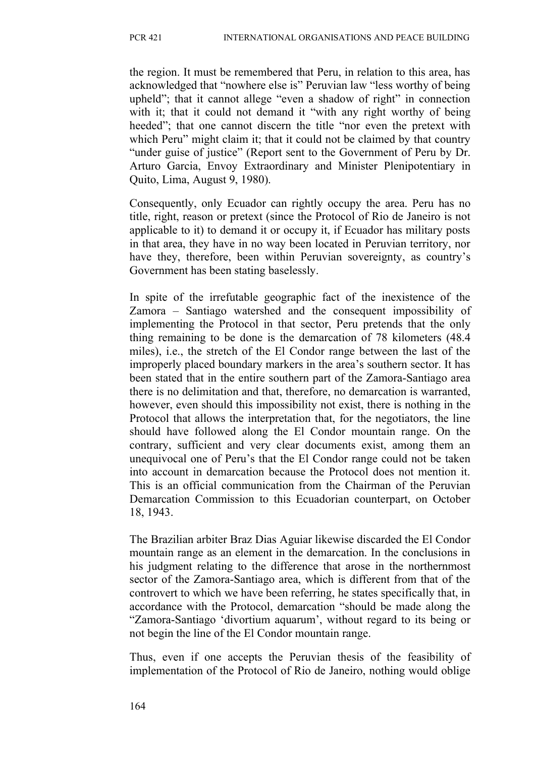the region. It must be remembered that Peru, in relation to this area, has acknowledged that "nowhere else is" Peruvian law "less worthy of being upheld"; that it cannot allege "even a shadow of right" in connection with it; that it could not demand it "with any right worthy of being heeded"; that one cannot discern the title "nor even the pretext with which Peru" might claim it; that it could not be claimed by that country "under guise of justice" (Report sent to the Government of Peru by Dr. Arturo Garcia, Envoy Extraordinary and Minister Plenipotentiary in Quito, Lima, August 9, 1980).

Consequently, only Ecuador can rightly occupy the area. Peru has no title, right, reason or pretext (since the Protocol of Rio de Janeiro is not applicable to it) to demand it or occupy it, if Ecuador has military posts in that area, they have in no way been located in Peruvian territory, nor have they, therefore, been within Peruvian sovereignty, as country's Government has been stating baselessly.

In spite of the irrefutable geographic fact of the inexistence of the Zamora – Santiago watershed and the consequent impossibility of implementing the Protocol in that sector, Peru pretends that the only thing remaining to be done is the demarcation of 78 kilometers (48.4 miles), i.e., the stretch of the El Condor range between the last of the improperly placed boundary markers in the area's southern sector. It has been stated that in the entire southern part of the Zamora-Santiago area there is no delimitation and that, therefore, no demarcation is warranted, however, even should this impossibility not exist, there is nothing in the Protocol that allows the interpretation that, for the negotiators, the line should have followed along the El Condor mountain range. On the contrary, sufficient and very clear documents exist, among them an unequivocal one of Peru's that the El Condor range could not be taken into account in demarcation because the Protocol does not mention it. This is an official communication from the Chairman of the Peruvian Demarcation Commission to this Ecuadorian counterpart, on October 18, 1943.

The Brazilian arbiter Braz Dias Aguiar likewise discarded the El Condor mountain range as an element in the demarcation. In the conclusions in his judgment relating to the difference that arose in the northernmost sector of the Zamora-Santiago area, which is different from that of the controvert to which we have been referring, he states specifically that, in accordance with the Protocol, demarcation "should be made along the "Zamora-Santiago 'divortium aquarum', without regard to its being or not begin the line of the El Condor mountain range.

Thus, even if one accepts the Peruvian thesis of the feasibility of implementation of the Protocol of Rio de Janeiro, nothing would oblige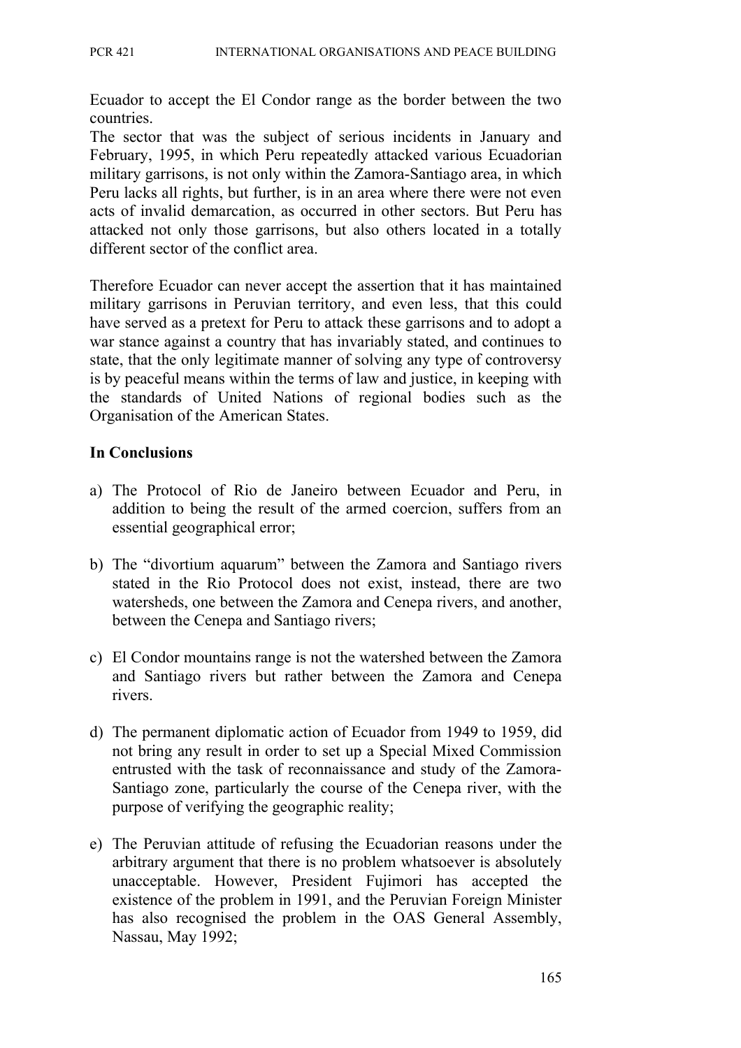Ecuador to accept the El Condor range as the border between the two countries.

The sector that was the subject of serious incidents in January and February, 1995, in which Peru repeatedly attacked various Ecuadorian military garrisons, is not only within the Zamora-Santiago area, in which Peru lacks all rights, but further, is in an area where there were not even acts of invalid demarcation, as occurred in other sectors. But Peru has attacked not only those garrisons, but also others located in a totally different sector of the conflict area.

Therefore Ecuador can never accept the assertion that it has maintained military garrisons in Peruvian territory, and even less, that this could have served as a pretext for Peru to attack these garrisons and to adopt a war stance against a country that has invariably stated, and continues to state, that the only legitimate manner of solving any type of controversy is by peaceful means within the terms of law and justice, in keeping with the standards of United Nations of regional bodies such as the Organisation of the American States.

**In Conclusions**

a) The Protocol of Rio de Janeiro between Ecuador and Peru, in addition to being the result of the armed coercion, suffers from an essential geographical error;

b) The "divortium aquarum" between the Zamora and Santiago rivers stated in the Rio Protocol does not exist, instead, there are two watersheds, one between the Zamora and Cenepa rivers, and another, between the Cenepa and Santiago rivers;

c) El Condor mountains range is not the watershed between the Zamora and Santiago rivers but rather between the Zamora and Cenepa rivers.

d) The permanent diplomatic action of Ecuador from 1949 to 1959, did not bring any result in order to set up a Special Mixed Commission entrusted with the task of reconnaissance and study of the Zamora-Santiago zone, particularly the course of the Cenepa river, with the purpose of verifying the geographic reality;

e) The Peruvian attitude of refusing the Ecuadorian reasons under the arbitrary argument that there is no problem whatsoever is absolutely unacceptable. However, President Fujimori has accepted the existence of the problem in 1991, and the Peruvian Foreign Minister has also recognised the problem in the OAS General Assembly, Nassau, May 1992;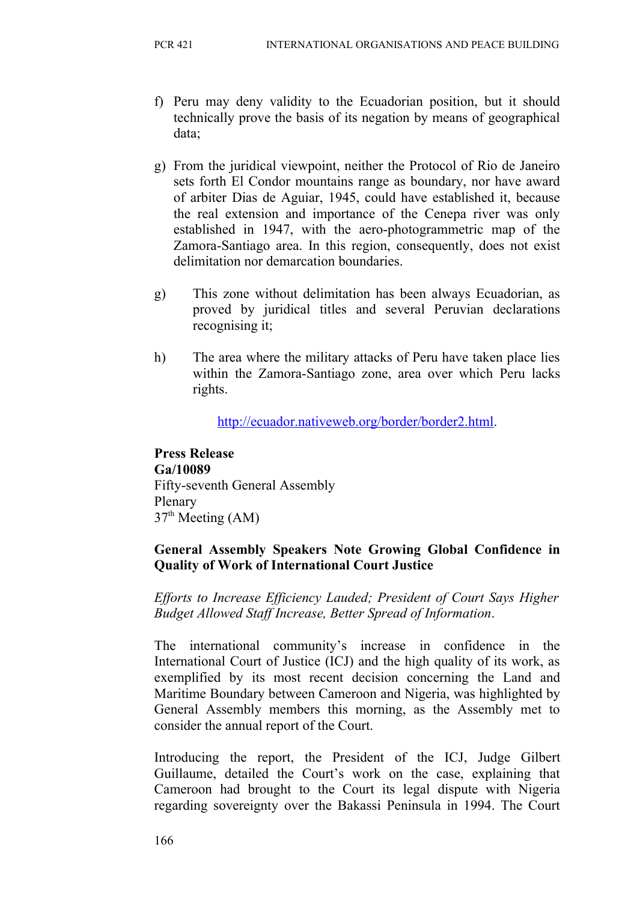f) Peru may deny validity to the Ecuadorian position, but it should technically prove the basis of its negation by means of geographical data;

g) From the juridical viewpoint, neither the Protocol of Rio de Janeiro sets forth El Condor mountains range as boundary, nor have award of arbiter Dias de Aguiar, 1945, could have established it, because the real extension and importance of the Cenepa river was only established in 1947, with the aero-photogrammetric map of the Zamora-Santiago area. In this region, consequently, does not exist delimitation nor demarcation boundaries.

g) This zone without delimitation has been always Ecuadorian, as proved by juridical titles and several Peruvian declarations recognising it;

h) The area where the military attacks of Peru have taken place lies within the Zamora-Santiago zone, area over which Peru lacks rights.

http://ecuador.nativeweb.org/border/border2.html.

**Press Release**
**Ga/10089**
Fifty-seventh General Assembly
Plenary
37th Meeting (AM)

**General Assembly Speakers Note Growing Global Confidence in Quality of Work of International Court Justice**

*Efforts to Increase Efficiency Lauded; President of Court Says Higher Budget Allowed Staff Increase, Better Spread of Information*.

The international community's increase in confidence in the International Court of Justice (ICJ) and the high quality of its work, as exemplified by its most recent decision concerning the Land and Maritime Boundary between Cameroon and Nigeria, was highlighted by General Assembly members this morning, as the Assembly met to consider the annual report of the Court.

Introducing the report, the President of the ICJ, Judge Gilbert Guillaume, detailed the Court's work on the case, explaining that Cameroon had brought to the Court its legal dispute with Nigeria regarding sovereignty over the Bakassi Peninsula in 1994. The Court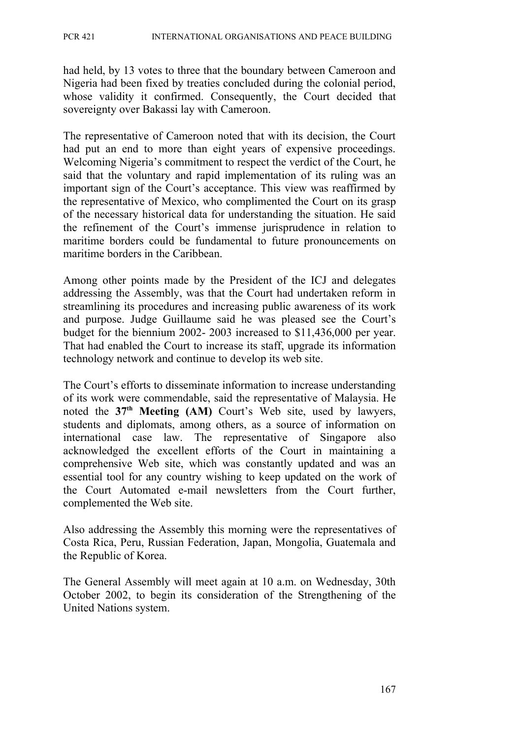had held, by 13 votes to three that the boundary between Cameroon and Nigeria had been fixed by treaties concluded during the colonial period, whose validity it confirmed. Consequently, the Court decided that sovereignty over Bakassi lay with Cameroon.

The representative of Cameroon noted that with its decision, the Court had put an end to more than eight years of expensive proceedings. Welcoming Nigeria's commitment to respect the verdict of the Court, he said that the voluntary and rapid implementation of its ruling was an important sign of the Court's acceptance. This view was reaffirmed by the representative of Mexico, who complimented the Court on its grasp of the necessary historical data for understanding the situation. He said the refinement of the Court's immense jurisprudence in relation to maritime borders could be fundamental to future pronouncements on maritime borders in the Caribbean.

Among other points made by the President of the ICJ and delegates addressing the Assembly, was that the Court had undertaken reform in streamlining its procedures and increasing public awareness of its work and purpose. Judge Guillaume said he was pleased see the Court's budget for the biennium 2002- 2003 increased to $11,436,000 per year. That had enabled the Court to increase its staff, upgrade its information technology network and continue to develop its web site.

The Court's efforts to disseminate information to increase understanding of its work were commendable, said the representative of Malaysia. He noted the **37th Meeting (AM)** Court's Web site, used by lawyers, students and diplomats, among others, as a source of information on international case law. The representative of Singapore also acknowledged the excellent efforts of the Court in maintaining a comprehensive Web site, which was constantly updated and was an essential tool for any country wishing to keep updated on the work of the Court Automated e-mail newsletters from the Court further, complemented the Web site.

Also addressing the Assembly this morning were the representatives of Costa Rica, Peru, Russian Federation, Japan, Mongolia, Guatemala and the Republic of Korea.

The General Assembly will meet again at 10 a.m. on Wednesday, 30th October 2002, to begin its consideration of the Strengthening of the United Nations system.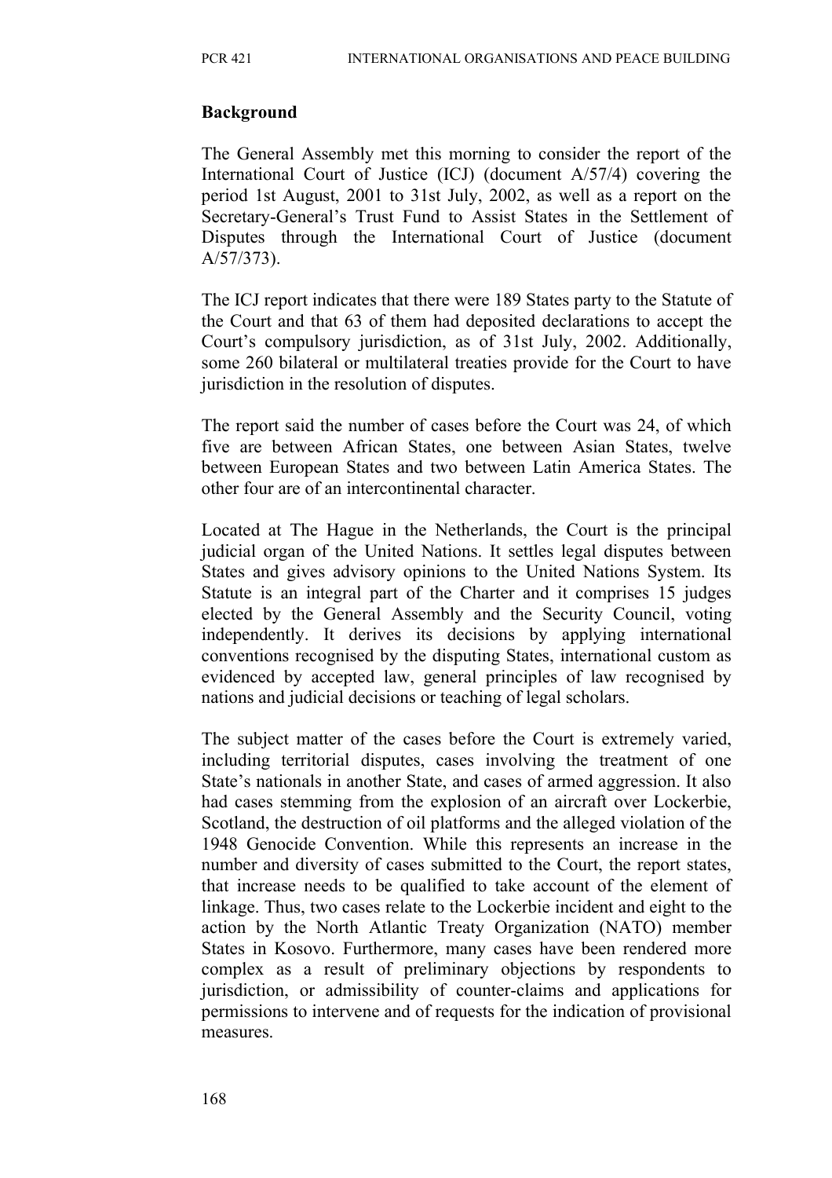### Background

The General Assembly met this morning to consider the report of the International Court of Justice (ICJ) (document A/57/4) covering the period 1st August, 2001 to 31st July, 2002, as well as a report on the Secretary-General's Trust Fund to Assist States in the Settlement of Disputes through the International Court of Justice (document A/57/373).

The ICJ report indicates that there were 189 States party to the Statute of the Court and that 63 of them had deposited declarations to accept the Court's compulsory jurisdiction, as of 31st July, 2002. Additionally, some 260 bilateral or multilateral treaties provide for the Court to have jurisdiction in the resolution of disputes.

The report said the number of cases before the Court was 24, of which five are between African States, one between Asian States, twelve between European States and two between Latin America States. The other four are of an intercontinental character.

Located at The Hague in the Netherlands, the Court is the principal judicial organ of the United Nations. It settles legal disputes between States and gives advisory opinions to the United Nations System. Its Statute is an integral part of the Charter and it comprises 15 judges elected by the General Assembly and the Security Council, voting independently. It derives its decisions by applying international conventions recognised by the disputing States, international custom as evidenced by accepted law, general principles of law recognised by nations and judicial decisions or teaching of legal scholars.

The subject matter of the cases before the Court is extremely varied, including territorial disputes, cases involving the treatment of one State's nationals in another State, and cases of armed aggression. It also had cases stemming from the explosion of an aircraft over Lockerbie, Scotland, the destruction of oil platforms and the alleged violation of the 1948 Genocide Convention. While this represents an increase in the number and diversity of cases submitted to the Court, the report states, that increase needs to be qualified to take account of the element of linkage. Thus, two cases relate to the Lockerbie incident and eight to the action by the North Atlantic Treaty Organization (NATO) member States in Kosovo. Furthermore, many cases have been rendered more complex as a result of preliminary objections by respondents to jurisdiction, or admissibility of counter-claims and applications for permissions to intervene and of requests for the indication of provisional measures.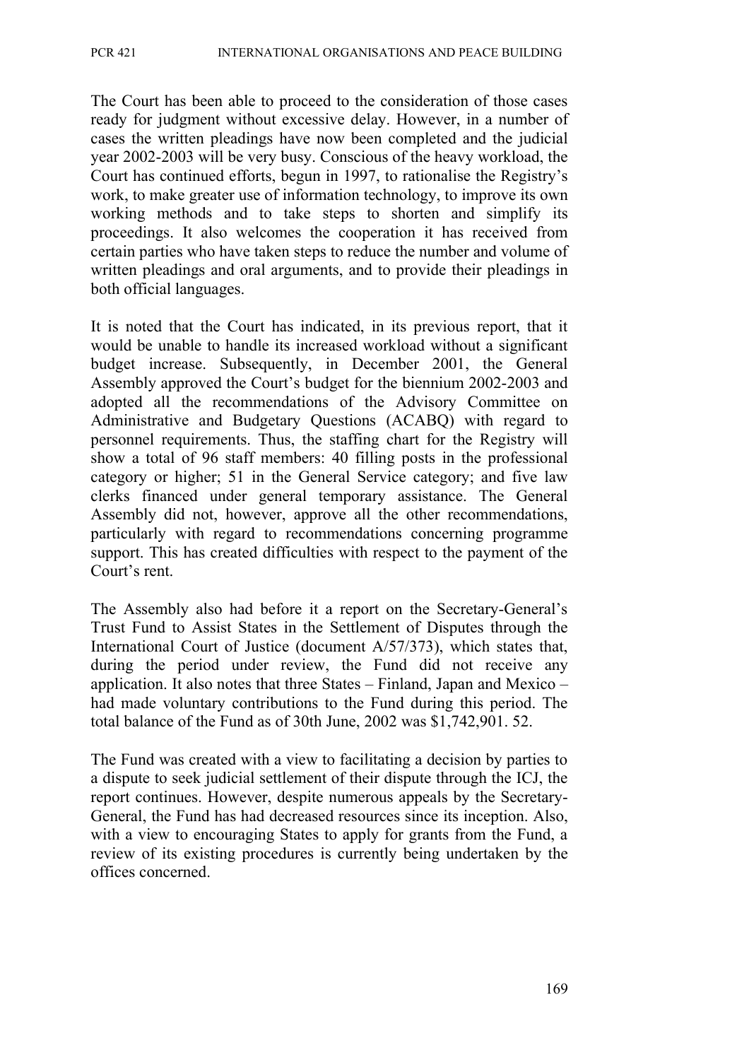The Court has been able to proceed to the consideration of those cases ready for judgment without excessive delay. However, in a number of cases the written pleadings have now been completed and the judicial year 2002-2003 will be very busy. Conscious of the heavy workload, the Court has continued efforts, begun in 1997, to rationalise the Registry's work, to make greater use of information technology, to improve its own working methods and to take steps to shorten and simplify its proceedings. It also welcomes the cooperation it has received from certain parties who have taken steps to reduce the number and volume of written pleadings and oral arguments, and to provide their pleadings in both official languages.

It is noted that the Court has indicated, in its previous report, that it would be unable to handle its increased workload without a significant budget increase. Subsequently, in December 2001, the General Assembly approved the Court's budget for the biennium 2002-2003 and adopted all the recommendations of the Advisory Committee on Administrative and Budgetary Questions (ACABQ) with regard to personnel requirements. Thus, the staffing chart for the Registry will show a total of 96 staff members: 40 filling posts in the professional category or higher; 51 in the General Service category; and five law clerks financed under general temporary assistance. The General Assembly did not, however, approve all the other recommendations, particularly with regard to recommendations concerning programme support. This has created difficulties with respect to the payment of the Court's rent.

The Assembly also had before it a report on the Secretary-General's Trust Fund to Assist States in the Settlement of Disputes through the International Court of Justice (document A/57/373), which states that, during the period under review, the Fund did not receive any application. It also notes that three States – Finland, Japan and Mexico – had made voluntary contributions to the Fund during this period. The total balance of the Fund as of 30th June, 2002 was $1,742,901. 52.

The Fund was created with a view to facilitating a decision by parties to a dispute to seek judicial settlement of their dispute through the ICJ, the report continues. However, despite numerous appeals by the Secretary-General, the Fund has had decreased resources since its inception. Also, with a view to encouraging States to apply for grants from the Fund, a review of its existing procedures is currently being undertaken by the offices concerned.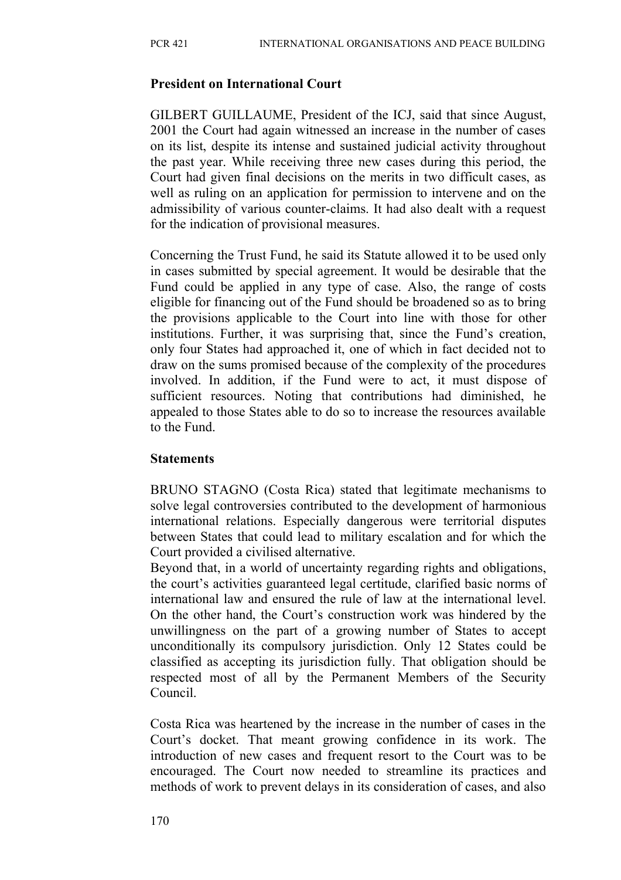**President on International Court**

GILBERT GUILLAUME, President of the ICJ, said that since August, 2001 the Court had again witnessed an increase in the number of cases on its list, despite its intense and sustained judicial activity throughout the past year. While receiving three new cases during this period, the Court had given final decisions on the merits in two difficult cases, as well as ruling on an application for permission to intervene and on the admissibility of various counter-claims. It had also dealt with a request for the indication of provisional measures.

Concerning the Trust Fund, he said its Statute allowed it to be used only in cases submitted by special agreement. It would be desirable that the Fund could be applied in any type of case. Also, the range of costs eligible for financing out of the Fund should be broadened so as to bring the provisions applicable to the Court into line with those for other institutions. Further, it was surprising that, since the Fund's creation, only four States had approached it, one of which in fact decided not to draw on the sums promised because of the complexity of the procedures involved. In addition, if the Fund were to act, it must dispose of sufficient resources. Noting that contributions had diminished, he appealed to those States able to do so to increase the resources available to the Fund.

**Statements**

BRUNO STAGNO (Costa Rica) stated that legitimate mechanisms to solve legal controversies contributed to the development of harmonious international relations. Especially dangerous were territorial disputes between States that could lead to military escalation and for which the Court provided a civilised alternative.

Beyond that, in a world of uncertainty regarding rights and obligations, the court's activities guaranteed legal certitude, clarified basic norms of international law and ensured the rule of law at the international level. On the other hand, the Court's construction work was hindered by the unwillingness on the part of a growing number of States to accept unconditionally its compulsory jurisdiction. Only 12 States could be classified as accepting its jurisdiction fully. That obligation should be respected most of all by the Permanent Members of the Security Council.

Costa Rica was heartened by the increase in the number of cases in the Court's docket. That meant growing confidence in its work. The introduction of new cases and frequent resort to the Court was to be encouraged. The Court now needed to streamline its practices and methods of work to prevent delays in its consideration of cases, and also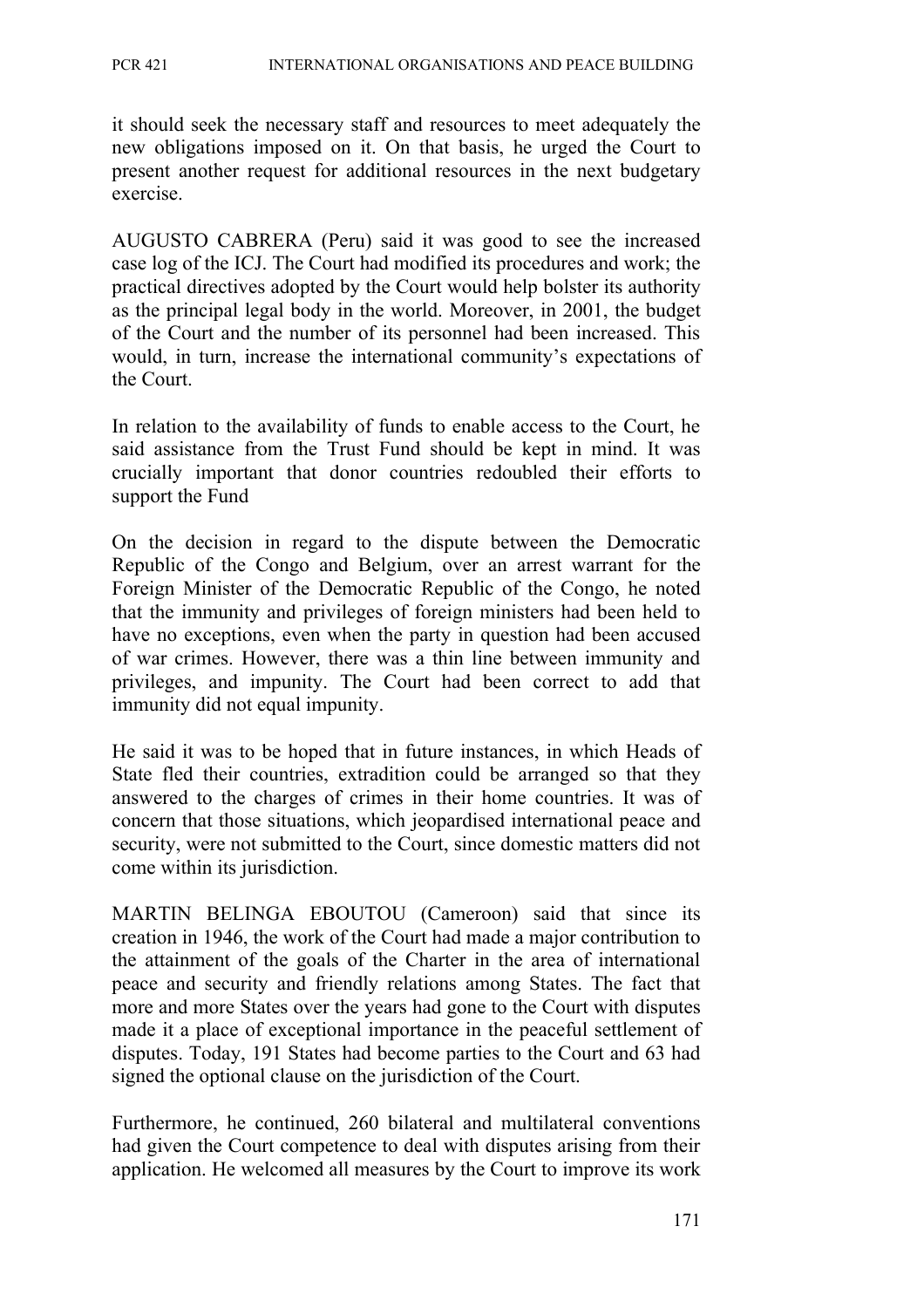it should seek the necessary staff and resources to meet adequately the new obligations imposed on it. On that basis, he urged the Court to present another request for additional resources in the next budgetary exercise.

AUGUSTO CABRERA (Peru) said it was good to see the increased case log of the ICJ. The Court had modified its procedures and work; the practical directives adopted by the Court would help bolster its authority as the principal legal body in the world. Moreover, in 2001, the budget of the Court and the number of its personnel had been increased. This would, in turn, increase the international community's expectations of the Court.

In relation to the availability of funds to enable access to the Court, he said assistance from the Trust Fund should be kept in mind. It was crucially important that donor countries redoubled their efforts to support the Fund

On the decision in regard to the dispute between the Democratic Republic of the Congo and Belgium, over an arrest warrant for the Foreign Minister of the Democratic Republic of the Congo, he noted that the immunity and privileges of foreign ministers had been held to have no exceptions, even when the party in question had been accused of war crimes. However, there was a thin line between immunity and privileges, and impunity. The Court had been correct to add that immunity did not equal impunity.

He said it was to be hoped that in future instances, in which Heads of State fled their countries, extradition could be arranged so that they answered to the charges of crimes in their home countries. It was of concern that those situations, which jeopardised international peace and security, were not submitted to the Court, since domestic matters did not come within its jurisdiction.

MARTIN BELINGA EBOUTOU (Cameroon) said that since its creation in 1946, the work of the Court had made a major contribution to the attainment of the goals of the Charter in the area of international peace and security and friendly relations among States. The fact that more and more States over the years had gone to the Court with disputes made it a place of exceptional importance in the peaceful settlement of disputes. Today, 191 States had become parties to the Court and 63 had signed the optional clause on the jurisdiction of the Court.

Furthermore, he continued, 260 bilateral and multilateral conventions had given the Court competence to deal with disputes arising from their application. He welcomed all measures by the Court to improve its work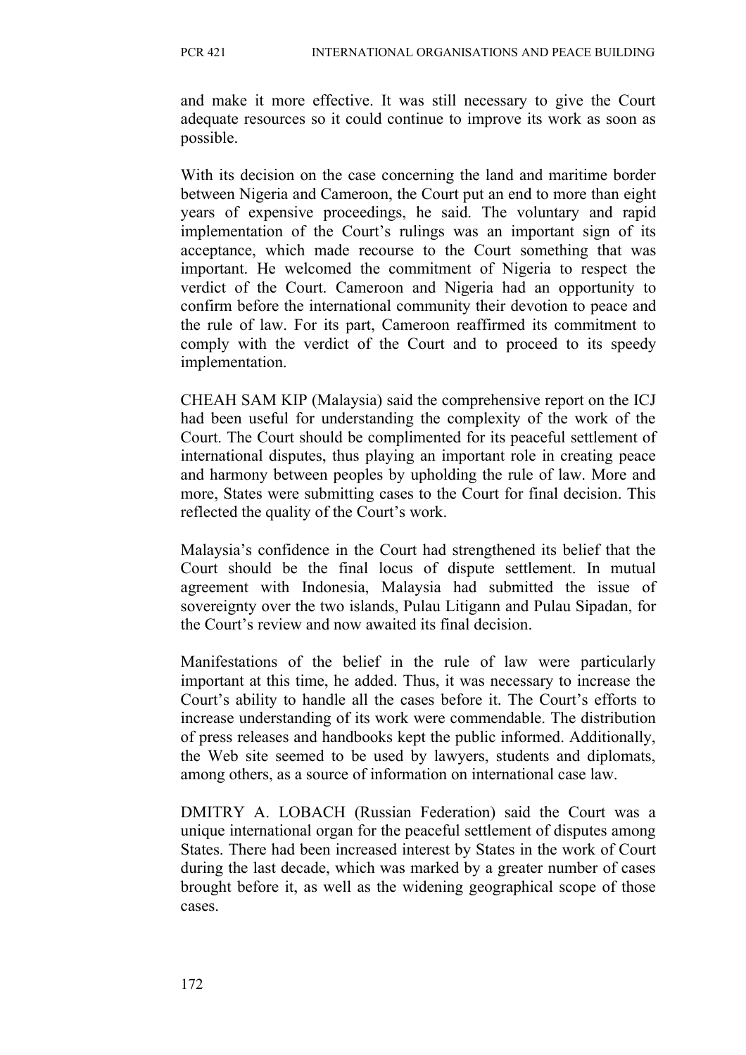and make it more effective. It was still necessary to give the Court adequate resources so it could continue to improve its work as soon as possible.

With its decision on the case concerning the land and maritime border between Nigeria and Cameroon, the Court put an end to more than eight years of expensive proceedings, he said. The voluntary and rapid implementation of the Court's rulings was an important sign of its acceptance, which made recourse to the Court something that was important. He welcomed the commitment of Nigeria to respect the verdict of the Court. Cameroon and Nigeria had an opportunity to confirm before the international community their devotion to peace and the rule of law. For its part, Cameroon reaffirmed its commitment to comply with the verdict of the Court and to proceed to its speedy implementation.

CHEAH SAM KIP (Malaysia) said the comprehensive report on the ICJ had been useful for understanding the complexity of the work of the Court. The Court should be complimented for its peaceful settlement of international disputes, thus playing an important role in creating peace and harmony between peoples by upholding the rule of law. More and more, States were submitting cases to the Court for final decision. This reflected the quality of the Court's work.

Malaysia's confidence in the Court had strengthened its belief that the Court should be the final locus of dispute settlement. In mutual agreement with Indonesia, Malaysia had submitted the issue of sovereignty over the two islands, Pulau Litigann and Pulau Sipadan, for the Court's review and now awaited its final decision.

Manifestations of the belief in the rule of law were particularly important at this time, he added. Thus, it was necessary to increase the Court's ability to handle all the cases before it. The Court's efforts to increase understanding of its work were commendable. The distribution of press releases and handbooks kept the public informed. Additionally, the Web site seemed to be used by lawyers, students and diplomats, among others, as a source of information on international case law.

DMITRY A. LOBACH (Russian Federation) said the Court was a unique international organ for the peaceful settlement of disputes among States. There had been increased interest by States in the work of Court during the last decade, which was marked by a greater number of cases brought before it, as well as the widening geographical scope of those cases.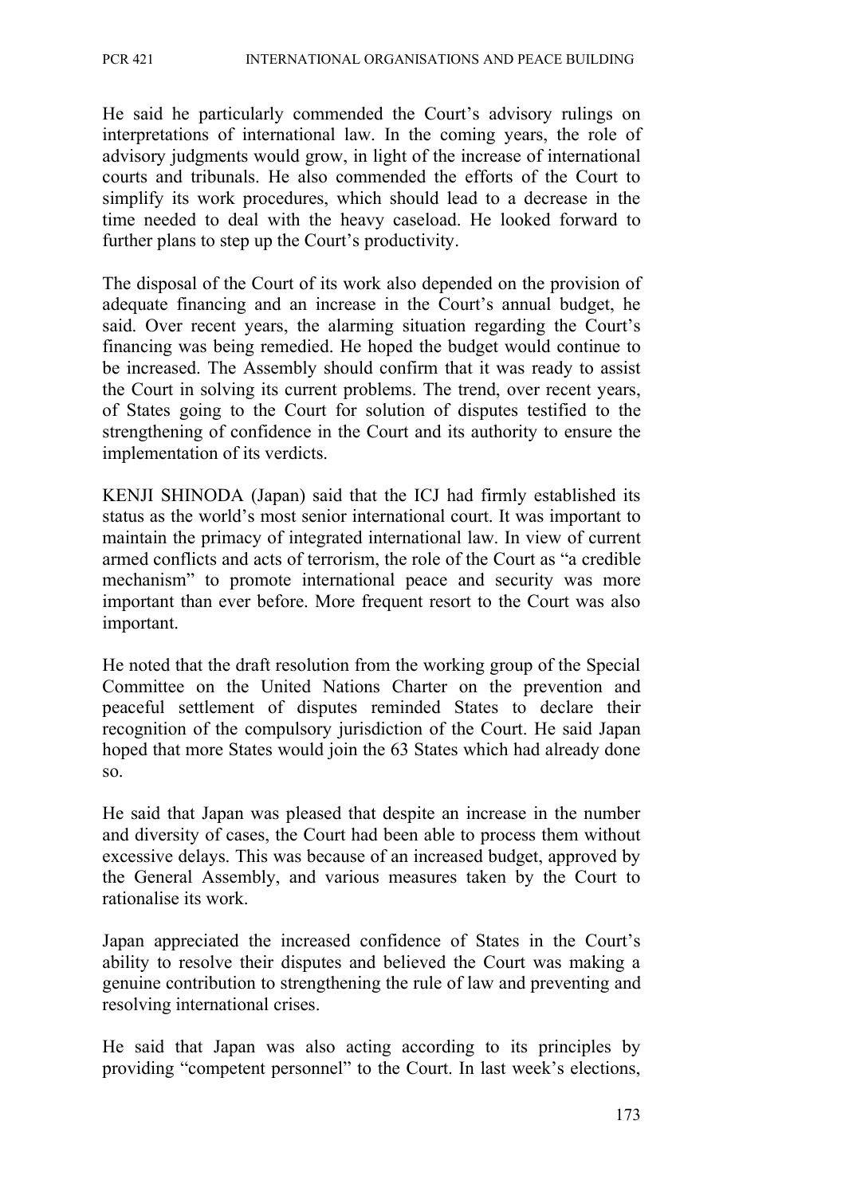He said he particularly commended the Court's advisory rulings on interpretations of international law. In the coming years, the role of advisory judgments would grow, in light of the increase of international courts and tribunals. He also commended the efforts of the Court to simplify its work procedures, which should lead to a decrease in the time needed to deal with the heavy caseload. He looked forward to further plans to step up the Court's productivity.

The disposal of the Court of its work also depended on the provision of adequate financing and an increase in the Court's annual budget, he said. Over recent years, the alarming situation regarding the Court's financing was being remedied. He hoped the budget would continue to be increased. The Assembly should confirm that it was ready to assist the Court in solving its current problems. The trend, over recent years, of States going to the Court for solution of disputes testified to the strengthening of confidence in the Court and its authority to ensure the implementation of its verdicts.

KENJI SHINODA (Japan) said that the ICJ had firmly established its status as the world's most senior international court. It was important to maintain the primacy of integrated international law. In view of current armed conflicts and acts of terrorism, the role of the Court as "a credible mechanism" to promote international peace and security was more important than ever before. More frequent resort to the Court was also important.

He noted that the draft resolution from the working group of the Special Committee on the United Nations Charter on the prevention and peaceful settlement of disputes reminded States to declare their recognition of the compulsory jurisdiction of the Court. He said Japan hoped that more States would join the 63 States which had already done so.

He said that Japan was pleased that despite an increase in the number and diversity of cases, the Court had been able to process them without excessive delays. This was because of an increased budget, approved by the General Assembly, and various measures taken by the Court to rationalise its work.

Japan appreciated the increased confidence of States in the Court's ability to resolve their disputes and believed the Court was making a genuine contribution to strengthening the rule of law and preventing and resolving international crises.

He said that Japan was also acting according to its principles by providing "competent personnel" to the Court. In last week's elections,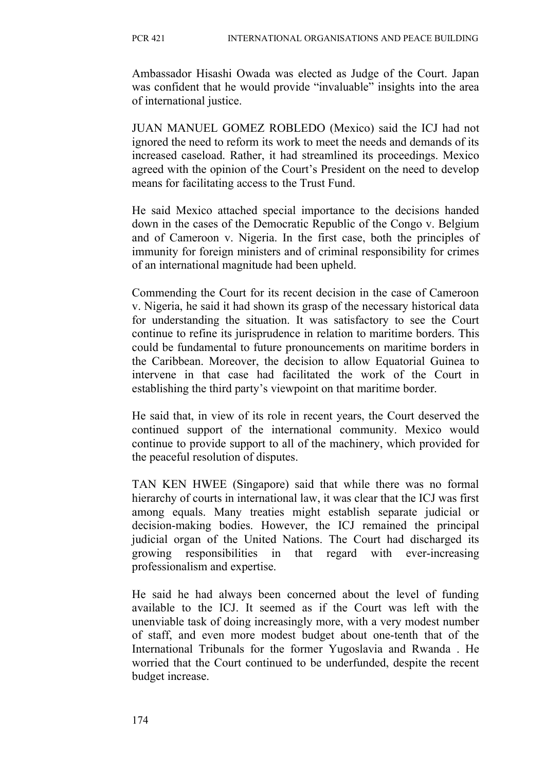Ambassador Hisashi Owada was elected as Judge of the Court. Japan was confident that he would provide "invaluable" insights into the area of international justice.

JUAN MANUEL GOMEZ ROBLEDO (Mexico) said the ICJ had not ignored the need to reform its work to meet the needs and demands of its increased caseload. Rather, it had streamlined its proceedings. Mexico agreed with the opinion of the Court's President on the need to develop means for facilitating access to the Trust Fund.

He said Mexico attached special importance to the decisions handed down in the cases of the Democratic Republic of the Congo v. Belgium and of Cameroon v. Nigeria. In the first case, both the principles of immunity for foreign ministers and of criminal responsibility for crimes of an international magnitude had been upheld.

Commending the Court for its recent decision in the case of Cameroon v. Nigeria, he said it had shown its grasp of the necessary historical data for understanding the situation. It was satisfactory to see the Court continue to refine its jurisprudence in relation to maritime borders. This could be fundamental to future pronouncements on maritime borders in the Caribbean. Moreover, the decision to allow Equatorial Guinea to intervene in that case had facilitated the work of the Court in establishing the third party's viewpoint on that maritime border.

He said that, in view of its role in recent years, the Court deserved the continued support of the international community. Mexico would continue to provide support to all of the machinery, which provided for the peaceful resolution of disputes.

TAN KEN HWEE (Singapore) said that while there was no formal hierarchy of courts in international law, it was clear that the ICJ was first among equals. Many treaties might establish separate judicial or decision-making bodies. However, the ICJ remained the principal judicial organ of the United Nations. The Court had discharged its growing responsibilities in that regard with ever-increasing professionalism and expertise.

He said he had always been concerned about the level of funding available to the ICJ. It seemed as if the Court was left with the unenviable task of doing increasingly more, with a very modest number of staff, and even more modest budget about one-tenth that of the International Tribunals for the former Yugoslavia and Rwanda . He worried that the Court continued to be underfunded, despite the recent budget increase.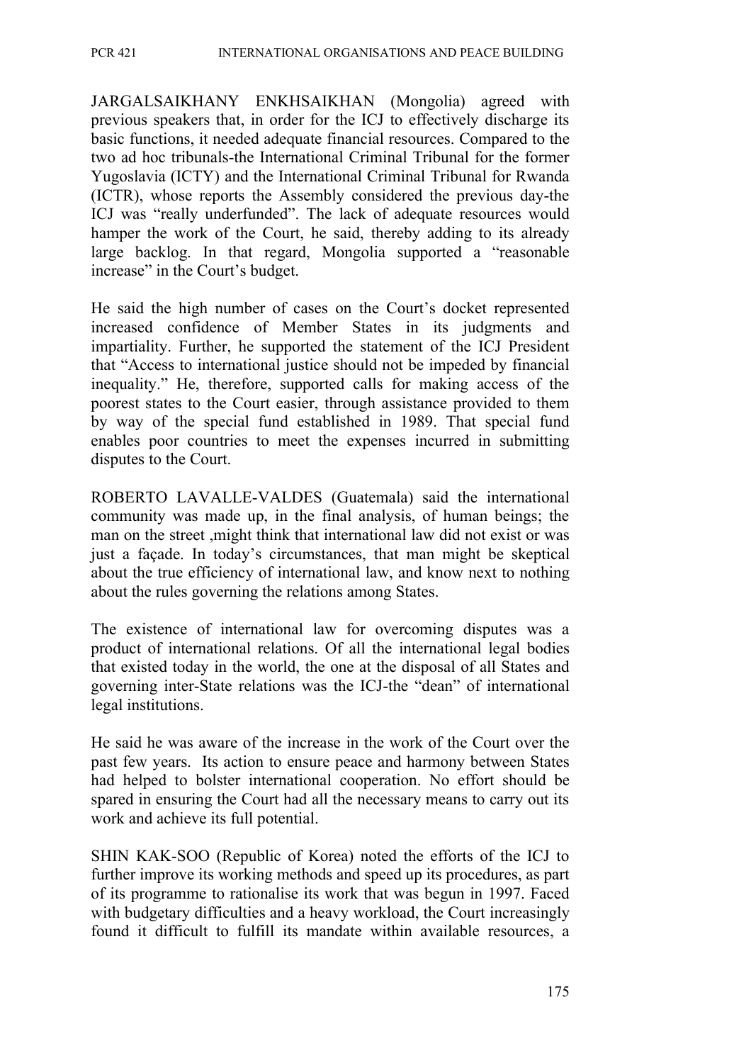JARGALSAIKHANY ENKHSAIKHAN (Mongolia) agreed with previous speakers that, in order for the ICJ to effectively discharge its basic functions, it needed adequate financial resources. Compared to the two ad hoc tribunals-the International Criminal Tribunal for the former Yugoslavia (ICTY) and the International Criminal Tribunal for Rwanda (ICTR), whose reports the Assembly considered the previous day-the ICJ was "really underfunded". The lack of adequate resources would hamper the work of the Court, he said, thereby adding to its already large backlog. In that regard, Mongolia supported a "reasonable increase" in the Court's budget.

He said the high number of cases on the Court's docket represented increased confidence of Member States in its judgments and impartiality. Further, he supported the statement of the ICJ President that "Access to international justice should not be impeded by financial inequality." He, therefore, supported calls for making access of the poorest states to the Court easier, through assistance provided to them by way of the special fund established in 1989. That special fund enables poor countries to meet the expenses incurred in submitting disputes to the Court.

ROBERTO LAVALLE-VALDES (Guatemala) said the international community was made up, in the final analysis, of human beings; the man on the street ,might think that international law did not exist or was just a façade. In today's circumstances, that man might be skeptical about the true efficiency of international law, and know next to nothing about the rules governing the relations among States.

The existence of international law for overcoming disputes was a product of international relations. Of all the international legal bodies that existed today in the world, the one at the disposal of all States and governing inter-State relations was the ICJ-the "dean" of international legal institutions.

He said he was aware of the increase in the work of the Court over the past few years. Its action to ensure peace and harmony between States had helped to bolster international cooperation. No effort should be spared in ensuring the Court had all the necessary means to carry out its work and achieve its full potential.

SHIN KAK-SOO (Republic of Korea) noted the efforts of the ICJ to further improve its working methods and speed up its procedures, as part of its programme to rationalise its work that was begun in 1997. Faced with budgetary difficulties and a heavy workload, the Court increasingly found it difficult to fulfill its mandate within available resources, a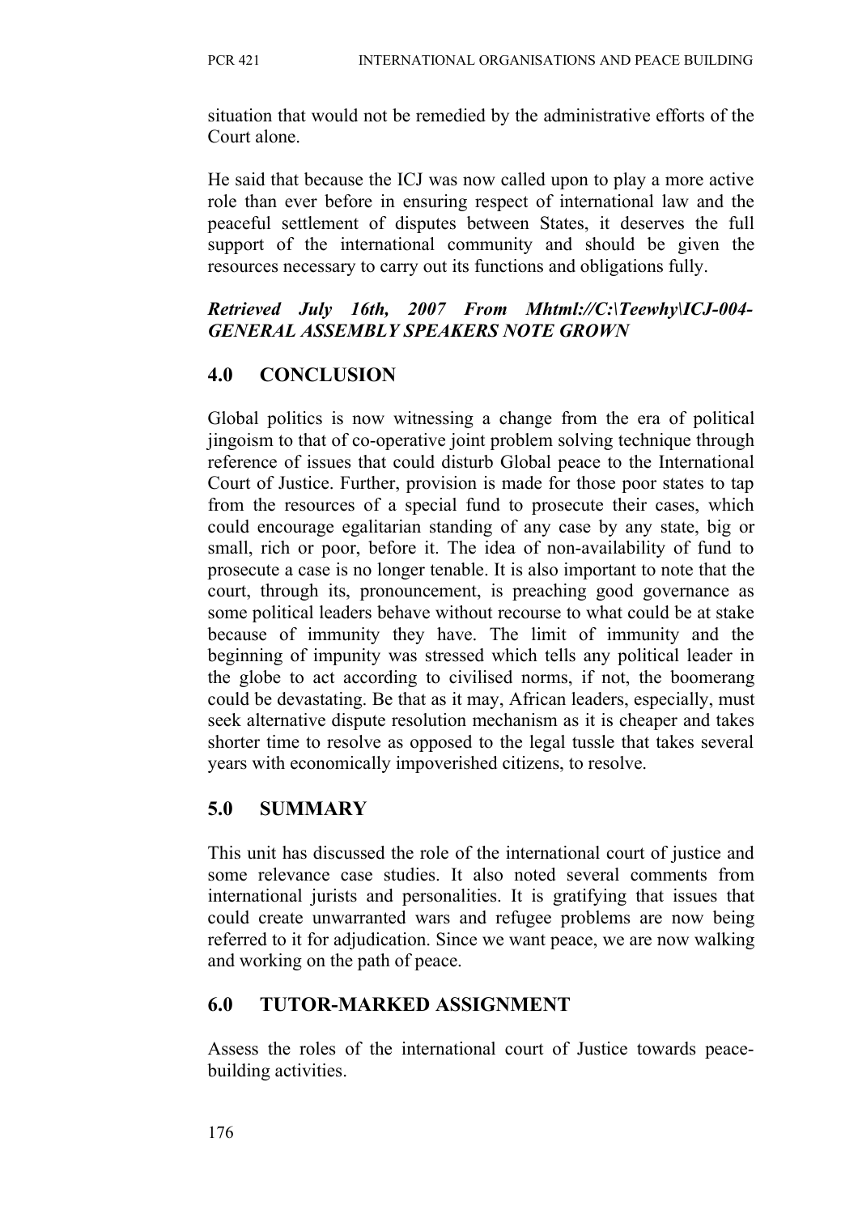situation that would not be remedied by the administrative efforts of the Court alone.

He said that because the ICJ was now called upon to play a more active role than ever before in ensuring respect of international law and the peaceful settlement of disputes between States, it deserves the full support of the international community and should be given the resources necessary to carry out its functions and obligations fully.

***Retrieved July 16th, 2007 From Mhtml://C:\Teewhy\ICJ-004-GENERAL ASSEMBLY SPEAKERS NOTE GROWN***

## 4.0 CONCLUSION

Global politics is now witnessing a change from the era of political jingoism to that of co-operative joint problem solving technique through reference of issues that could disturb Global peace to the International Court of Justice. Further, provision is made for those poor states to tap from the resources of a special fund to prosecute their cases, which could encourage egalitarian standing of any case by any state, big or small, rich or poor, before it. The idea of non-availability of fund to prosecute a case is no longer tenable. It is also important to note that the court, through its, pronouncement, is preaching good governance as some political leaders behave without recourse to what could be at stake because of immunity they have. The limit of immunity and the beginning of impunity was stressed which tells any political leader in the globe to act according to civilised norms, if not, the boomerang could be devastating. Be that as it may, African leaders, especially, must seek alternative dispute resolution mechanism as it is cheaper and takes shorter time to resolve as opposed to the legal tussle that takes several years with economically impoverished citizens, to resolve.

## 5.0 SUMMARY

This unit has discussed the role of the international court of justice and some relevance case studies. It also noted several comments from international jurists and personalities. It is gratifying that issues that could create unwarranted wars and refugee problems are now being referred to it for adjudication. Since we want peace, we are now walking and working on the path of peace.

## 6.0 TUTOR-MARKED ASSIGNMENT

Assess the roles of the international court of Justice towards peace-building activities.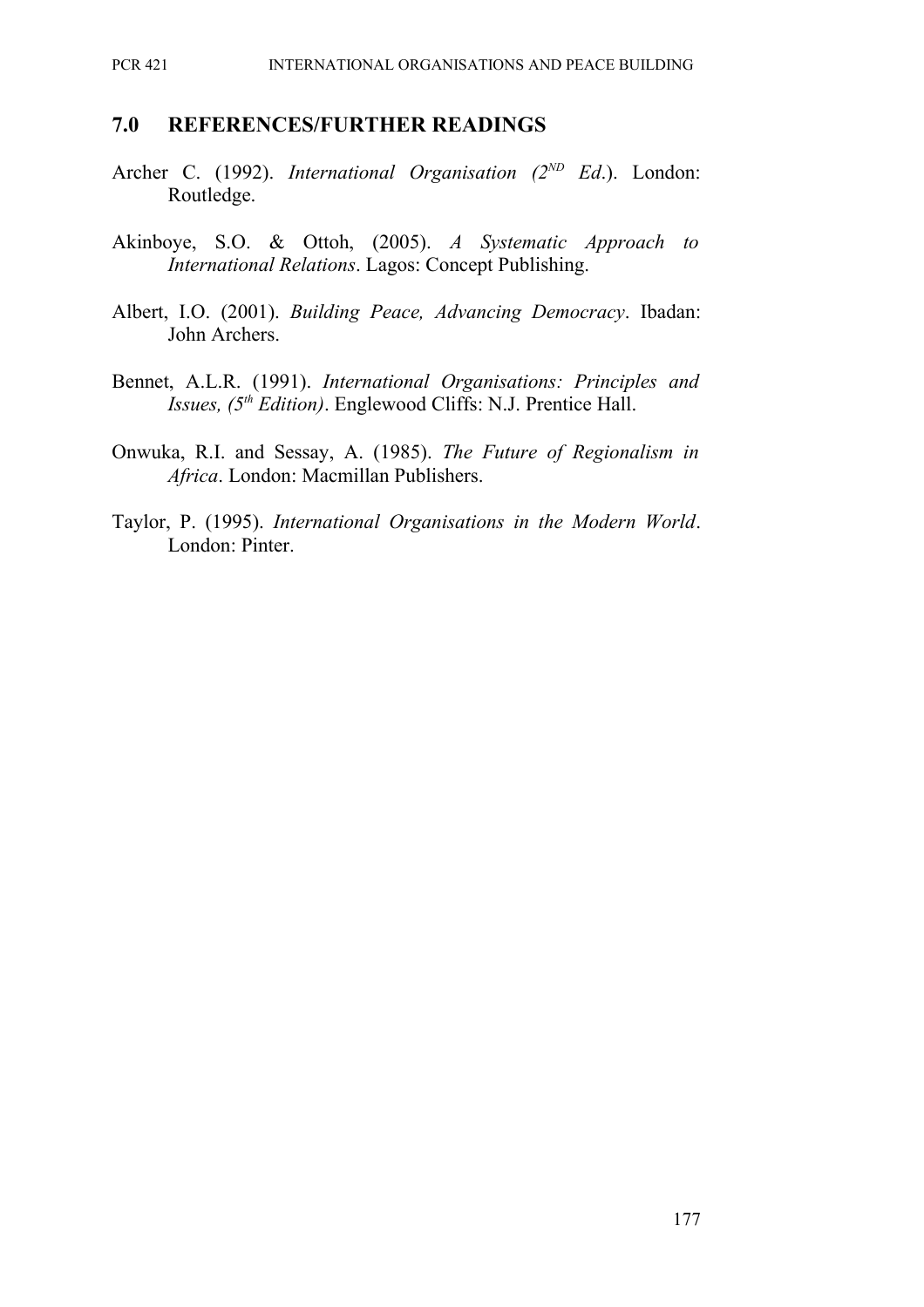## 7.0 REFERENCES/FURTHER READINGS

Archer C. (1992). *International Organisation (2^ND^ Ed.)*. London: Routledge.

Akinboye, S.O. & Ottoh, (2005). *A Systematic Approach to International Relations*. Lagos: Concept Publishing.

Albert, I.O. (2001). *Building Peace, Advancing Democracy*. Ibadan: John Archers.

Bennet, A.L.R. (1991). *International Organisations: Principles and Issues, (5th Edition)*. Englewood Cliffs: N.J. Prentice Hall.

Onwuka, R.I. and Sessay, A. (1985). *The Future of Regionalism in Africa*. London: Macmillan Publishers.

Taylor, P. (1995). *International Organisations in the Modern World*. London: Pinter.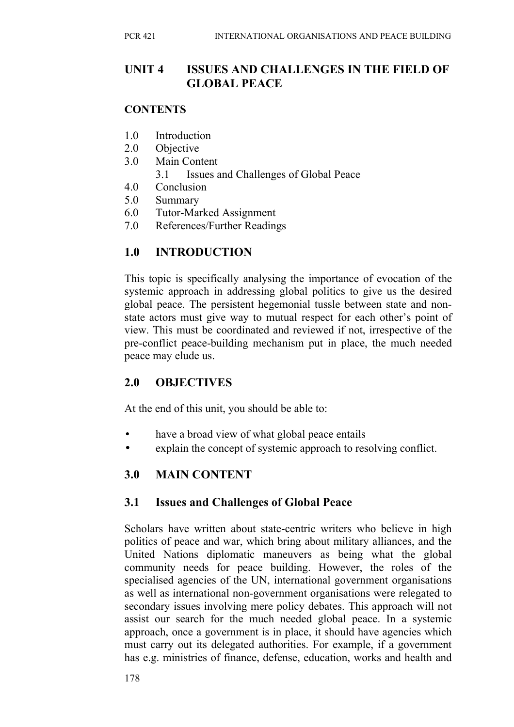## UNIT 4 ISSUES AND CHALLENGES IN THE FIELD OF GLOBAL PEACE

**CONTENTS**

1.0 Introduction
2.0 Objective
3.0 Main Content
    3.1 Issues and Challenges of Global Peace
4.0 Conclusion
5.0 Summary
6.0 Tutor-Marked Assignment
7.0 References/Further Readings

## 1.0 INTRODUCTION

This topic is specifically analysing the importance of evocation of the systemic approach in addressing global politics to give us the desired global peace. The persistent hegemonial tussle between state and non-state actors must give way to mutual respect for each other's point of view. This must be coordinated and reviewed if not, irrespective of the pre-conflict peace-building mechanism put in place, the much needed peace may elude us.

## 2.0 OBJECTIVES

At the end of this unit, you should be able to:

- have a broad view of what global peace entails
- explain the concept of systemic approach to resolving conflict.

## 3.0 MAIN CONTENT

### 3.1 Issues and Challenges of Global Peace

Scholars have written about state-centric writers who believe in high politics of peace and war, which bring about military alliances, and the United Nations diplomatic maneuvers as being what the global community needs for peace building. However, the roles of the specialised agencies of the UN, international government organisations as well as international non-government organisations were relegated to secondary issues involving mere policy debates. This approach will not assist our search for the much needed global peace. In a systemic approach, once a government is in place, it should have agencies which must carry out its delegated authorities. For example, if a government has e.g. ministries of finance, defense, education, works and health and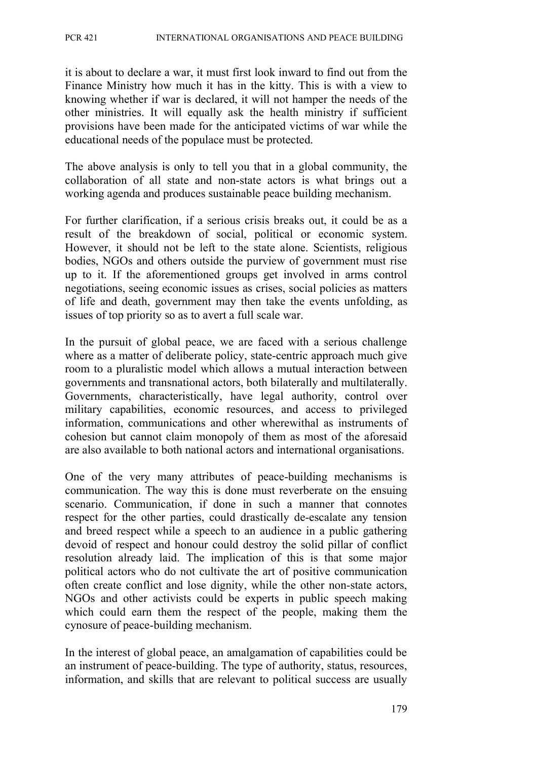it is about to declare a war, it must first look inward to find out from the Finance Ministry how much it has in the kitty. This is with a view to knowing whether if war is declared, it will not hamper the needs of the other ministries. It will equally ask the health ministry if sufficient provisions have been made for the anticipated victims of war while the educational needs of the populace must be protected.

The above analysis is only to tell you that in a global community, the collaboration of all state and non-state actors is what brings out a working agenda and produces sustainable peace building mechanism.

For further clarification, if a serious crisis breaks out, it could be as a result of the breakdown of social, political or economic system. However, it should not be left to the state alone. Scientists, religious bodies, NGOs and others outside the purview of government must rise up to it. If the aforementioned groups get involved in arms control negotiations, seeing economic issues as crises, social policies as matters of life and death, government may then take the events unfolding, as issues of top priority so as to avert a full scale war.

In the pursuit of global peace, we are faced with a serious challenge where as a matter of deliberate policy, state-centric approach much give room to a pluralistic model which allows a mutual interaction between governments and transnational actors, both bilaterally and multilaterally. Governments, characteristically, have legal authority, control over military capabilities, economic resources, and access to privileged information, communications and other wherewithal as instruments of cohesion but cannot claim monopoly of them as most of the aforesaid are also available to both national actors and international organisations.

One of the very many attributes of peace-building mechanisms is communication. The way this is done must reverberate on the ensuing scenario. Communication, if done in such a manner that connotes respect for the other parties, could drastically de-escalate any tension and breed respect while a speech to an audience in a public gathering devoid of respect and honour could destroy the solid pillar of conflict resolution already laid. The implication of this is that some major political actors who do not cultivate the art of positive communication often create conflict and lose dignity, while the other non-state actors, NGOs and other activists could be experts in public speech making which could earn them the respect of the people, making them the cynosure of peace-building mechanism.

In the interest of global peace, an amalgamation of capabilities could be an instrument of peace-building. The type of authority, status, resources, information, and skills that are relevant to political success are usually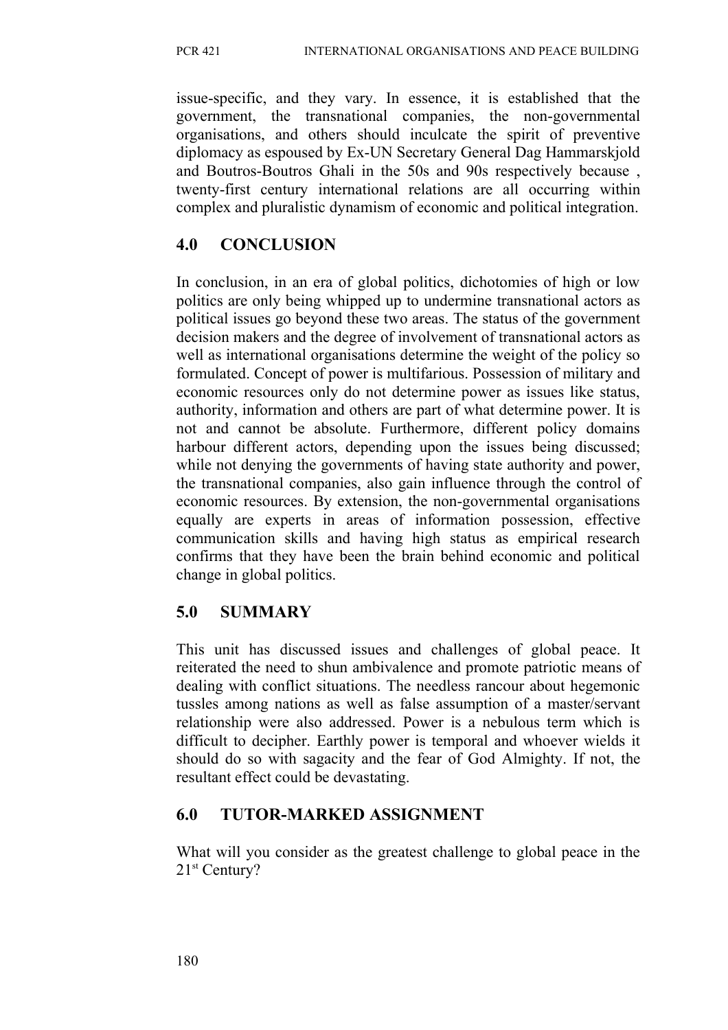issue-specific, and they vary. In essence, it is established that the government, the transnational companies, the non-governmental organisations, and others should inculcate the spirit of preventive diplomacy as espoused by Ex-UN Secretary General Dag Hammarskjold and Boutros-Boutros Ghali in the 50s and 90s respectively because , twenty-first century international relations are all occurring within complex and pluralistic dynamism of economic and political integration.

## 4.0 CONCLUSION

In conclusion, in an era of global politics, dichotomies of high or low politics are only being whipped up to undermine transnational actors as political issues go beyond these two areas. The status of the government decision makers and the degree of involvement of transnational actors as well as international organisations determine the weight of the policy so formulated. Concept of power is multifarious. Possession of military and economic resources only do not determine power as issues like status, authority, information and others are part of what determine power. It is not and cannot be absolute. Furthermore, different policy domains harbour different actors, depending upon the issues being discussed; while not denying the governments of having state authority and power, the transnational companies, also gain influence through the control of economic resources. By extension, the non-governmental organisations equally are experts in areas of information possession, effective communication skills and having high status as empirical research confirms that they have been the brain behind economic and political change in global politics.

## 5.0 SUMMARY

This unit has discussed issues and challenges of global peace. It reiterated the need to shun ambivalence and promote patriotic means of dealing with conflict situations. The needless rancour about hegemonic tussles among nations as well as false assumption of a master/servant relationship were also addressed. Power is a nebulous term which is difficult to decipher. Earthly power is temporal and whoever wields it should do so with sagacity and the fear of God Almighty. If not, the resultant effect could be devastating.

## 6.0 TUTOR-MARKED ASSIGNMENT

What will you consider as the greatest challenge to global peace in the 21st Century?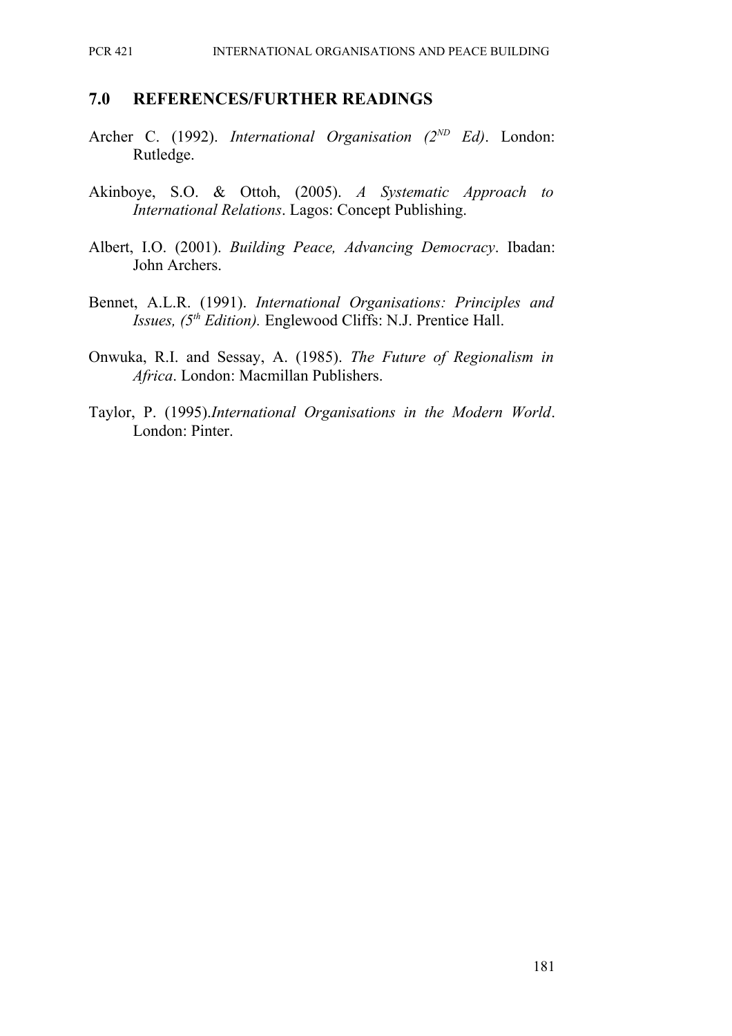## 7.0 REFERENCES/FURTHER READINGS

Archer C. (1992). *International Organisation (2ND Ed)*. London: Rutledge.

Akinboye, S.O. & Ottoh, (2005). *A Systematic Approach to International Relations*. Lagos: Concept Publishing.

Albert, I.O. (2001). *Building Peace, Advancing Democracy*. Ibadan: John Archers.

Bennet, A.L.R. (1991). *International Organisations: Principles and Issues, (5th Edition).* Englewood Cliffs: N.J. Prentice Hall.

Onwuka, R.I. and Sessay, A. (1985). *The Future of Regionalism in Africa*. London: Macmillan Publishers.

Taylor, P. (1995).*International Organisations in the Modern World*. London: Pinter.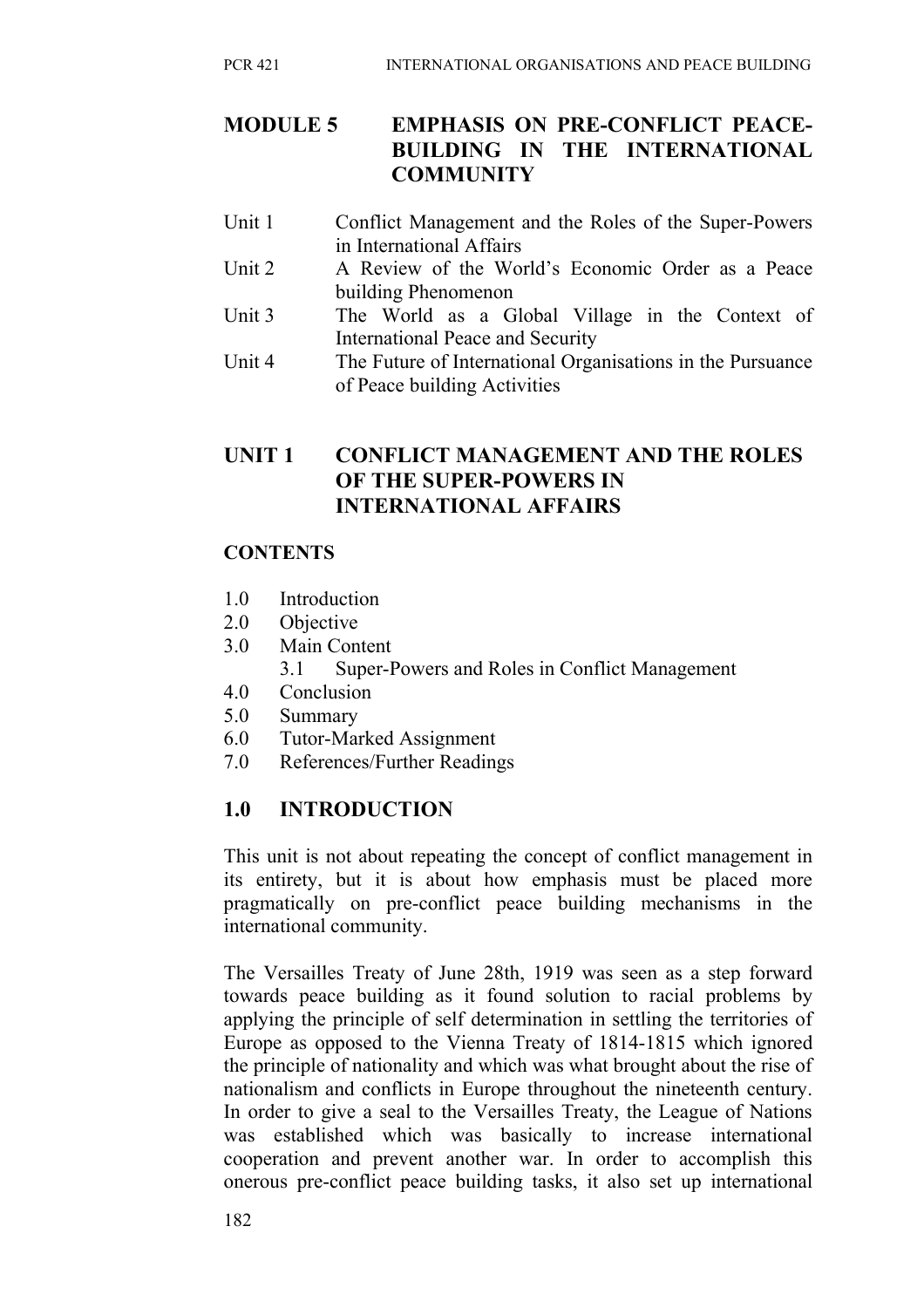# MODULE 5 EMPHASIS ON PRE-CONFLICT PEACE-BUILDING IN THE INTERNATIONAL COMMUNITY

Unit 1 Conflict Management and the Roles of the Super-Powers in International Affairs
Unit 2 A Review of the World's Economic Order as a Peace building Phenomenon
Unit 3 The World as a Global Village in the Context of International Peace and Security
Unit 4 The Future of International Organisations in the Pursuance of Peace building Activities

# UNIT 1 CONFLICT MANAGEMENT AND THE ROLES OF THE SUPER-POWERS IN INTERNATIONAL AFFAIRS

## CONTENTS

1.0 Introduction
2.0 Objective
3.0 Main Content
 3.1 Super-Powers and Roles in Conflict Management
4.0 Conclusion
5.0 Summary
6.0 Tutor-Marked Assignment
7.0 References/Further Readings

## 1.0 INTRODUCTION

This unit is not about repeating the concept of conflict management in its entirety, but it is about how emphasis must be placed more pragmatically on pre-conflict peace building mechanisms in the international community.

The Versailles Treaty of June 28th, 1919 was seen as a step forward towards peace building as it found solution to racial problems by applying the principle of self determination in settling the territories of Europe as opposed to the Vienna Treaty of 1814-1815 which ignored the principle of nationality and which was what brought about the rise of nationalism and conflicts in Europe throughout the nineteenth century. In order to give a seal to the Versailles Treaty, the League of Nations was established which was basically to increase international cooperation and prevent another war. In order to accomplish this onerous pre-conflict peace building tasks, it also set up international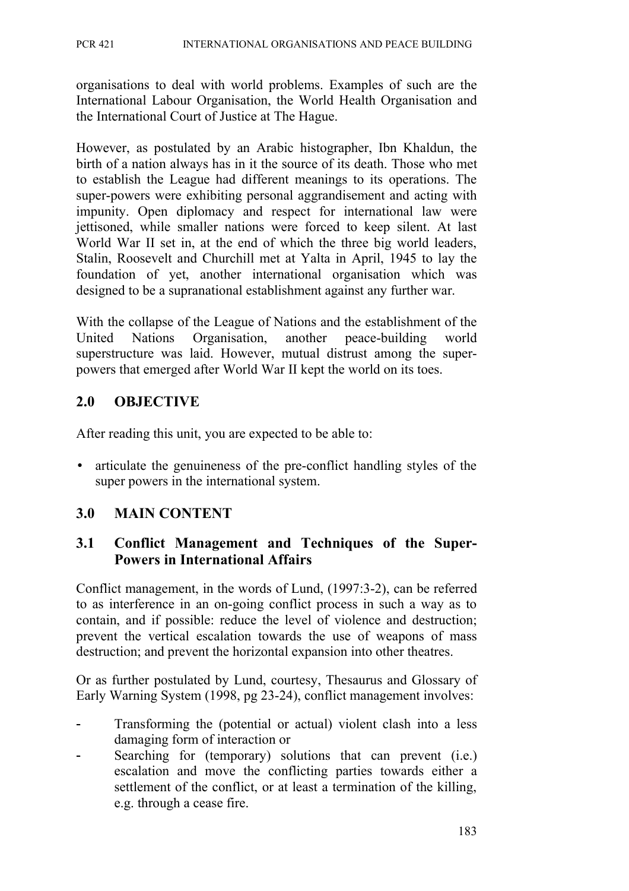organisations to deal with world problems. Examples of such are the International Labour Organisation, the World Health Organisation and the International Court of Justice at The Hague.

However, as postulated by an Arabic histographer, Ibn Khaldun, the birth of a nation always has in it the source of its death. Those who met to establish the League had different meanings to its operations. The super-powers were exhibiting personal aggrandisement and acting with impunity. Open diplomacy and respect for international law were jettisoned, while smaller nations were forced to keep silent. At last World War II set in, at the end of which the three big world leaders, Stalin, Roosevelt and Churchill met at Yalta in April, 1945 to lay the foundation of yet, another international organisation which was designed to be a supranational establishment against any further war.

With the collapse of the League of Nations and the establishment of the United Nations Organisation, another peace-building world superstructure was laid. However, mutual distrust among the super-powers that emerged after World War II kept the world on its toes.

## 2.0 OBJECTIVE

After reading this unit, you are expected to be able to:

- articulate the genuineness of the pre-conflict handling styles of the super powers in the international system.

## 3.0 MAIN CONTENT

### 3.1 Conflict Management and Techniques of the Super-Powers in International Affairs

Conflict management, in the words of Lund, (1997:3-2), can be referred to as interference in an on-going conflict process in such a way as to contain, and if possible: reduce the level of violence and destruction; prevent the vertical escalation towards the use of weapons of mass destruction; and prevent the horizontal expansion into other theatres.

Or as further postulated by Lund, courtesy, Thesaurus and Glossary of Early Warning System (1998, pg 23-24), conflict management involves:

- Transforming the (potential or actual) violent clash into a less damaging form of interaction or
- Searching for (temporary) solutions that can prevent (i.e.) escalation and move the conflicting parties towards either a settlement of the conflict, or at least a termination of the killing, e.g. through a cease fire.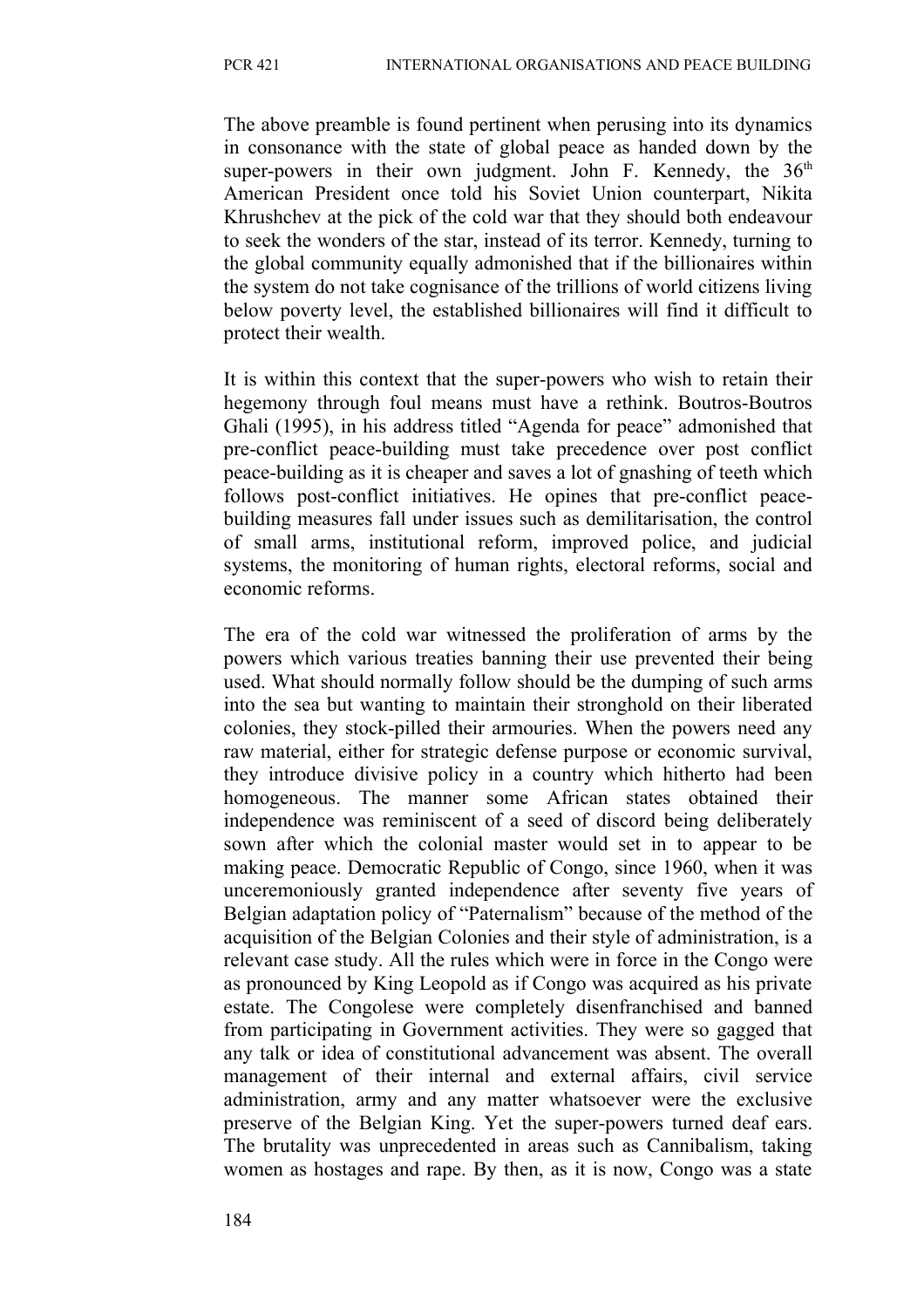The above preamble is found pertinent when perusing into its dynamics in consonance with the state of global peace as handed down by the super-powers in their own judgment. John F. Kennedy, the 36th American President once told his Soviet Union counterpart, Nikita Khrushchev at the pick of the cold war that they should both endeavour to seek the wonders of the star, instead of its terror. Kennedy, turning to the global community equally admonished that if the billionaires within the system do not take cognisance of the trillions of world citizens living below poverty level, the established billionaires will find it difficult to protect their wealth.

It is within this context that the super-powers who wish to retain their hegemony through foul means must have a rethink. Boutros-Boutros Ghali (1995), in his address titled "Agenda for peace" admonished that pre-conflict peace-building must take precedence over post conflict peace-building as it is cheaper and saves a lot of gnashing of teeth which follows post-conflict initiatives. He opines that pre-conflict peace-building measures fall under issues such as demilitarisation, the control of small arms, institutional reform, improved police, and judicial systems, the monitoring of human rights, electoral reforms, social and economic reforms.

The era of the cold war witnessed the proliferation of arms by the powers which various treaties banning their use prevented their being used. What should normally follow should be the dumping of such arms into the sea but wanting to maintain their stronghold on their liberated colonies, they stock-pilled their armouries. When the powers need any raw material, either for strategic defense purpose or economic survival, they introduce divisive policy in a country which hitherto had been homogeneous. The manner some African states obtained their independence was reminiscent of a seed of discord being deliberately sown after which the colonial master would set in to appear to be making peace. Democratic Republic of Congo, since 1960, when it was unceremoniously granted independence after seventy five years of Belgian adaptation policy of "Paternalism" because of the method of the acquisition of the Belgian Colonies and their style of administration, is a relevant case study. All the rules which were in force in the Congo were as pronounced by King Leopold as if Congo was acquired as his private estate. The Congolese were completely disenfranchised and banned from participating in Government activities. They were so gagged that any talk or idea of constitutional advancement was absent. The overall management of their internal and external affairs, civil service administration, army and any matter whatsoever were the exclusive preserve of the Belgian King. Yet the super-powers turned deaf ears. The brutality was unprecedented in areas such as Cannibalism, taking women as hostages and rape. By then, as it is now, Congo was a state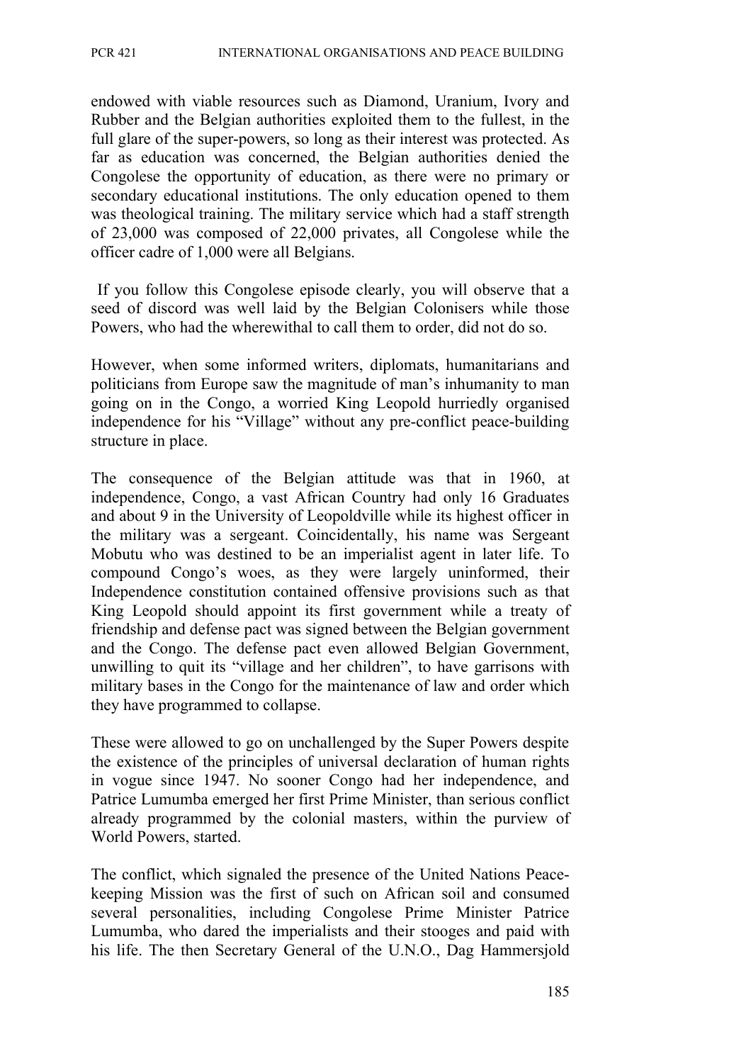endowed with viable resources such as Diamond, Uranium, Ivory and Rubber and the Belgian authorities exploited them to the fullest, in the full glare of the super-powers, so long as their interest was protected. As far as education was concerned, the Belgian authorities denied the Congolese the opportunity of education, as there were no primary or secondary educational institutions. The only education opened to them was theological training. The military service which had a staff strength of 23,000 was composed of 22,000 privates, all Congolese while the officer cadre of 1,000 were all Belgians.

If you follow this Congolese episode clearly, you will observe that a seed of discord was well laid by the Belgian Colonisers while those Powers, who had the wherewithal to call them to order, did not do so.

However, when some informed writers, diplomats, humanitarians and politicians from Europe saw the magnitude of man's inhumanity to man going on in the Congo, a worried King Leopold hurriedly organised independence for his "Village" without any pre-conflict peace-building structure in place.

The consequence of the Belgian attitude was that in 1960, at independence, Congo, a vast African Country had only 16 Graduates and about 9 in the University of Leopoldville while its highest officer in the military was a sergeant. Coincidentally, his name was Sergeant Mobutu who was destined to be an imperialist agent in later life. To compound Congo's woes, as they were largely uninformed, their Independence constitution contained offensive provisions such as that King Leopold should appoint its first government while a treaty of friendship and defense pact was signed between the Belgian government and the Congo. The defense pact even allowed Belgian Government, unwilling to quit its "village and her children", to have garrisons with military bases in the Congo for the maintenance of law and order which they have programmed to collapse.

These were allowed to go on unchallenged by the Super Powers despite the existence of the principles of universal declaration of human rights in vogue since 1947. No sooner Congo had her independence, and Patrice Lumumba emerged her first Prime Minister, than serious conflict already programmed by the colonial masters, within the purview of World Powers, started.

The conflict, which signaled the presence of the United Nations Peace-keeping Mission was the first of such on African soil and consumed several personalities, including Congolese Prime Minister Patrice Lumumba, who dared the imperialists and their stooges and paid with his life. The then Secretary General of the U.N.O., Dag Hammersjold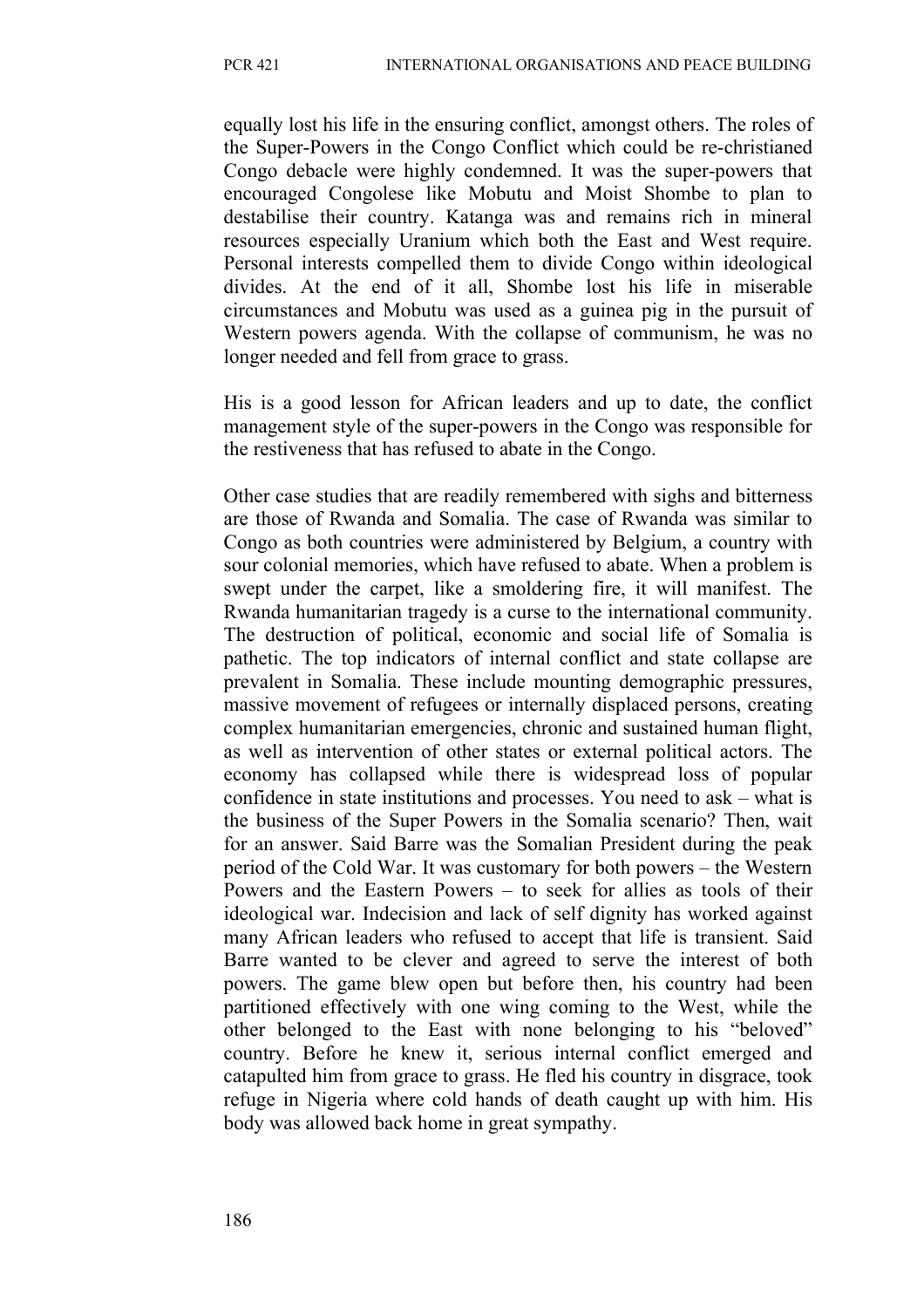equally lost his life in the ensuring conflict, amongst others. The roles of the Super-Powers in the Congo Conflict which could be re-christianed Congo debacle were highly condemned. It was the super-powers that encouraged Congolese like Mobutu and Moist Shombe to plan to destabilise their country. Katanga was and remains rich in mineral resources especially Uranium which both the East and West require. Personal interests compelled them to divide Congo within ideological divides. At the end of it all, Shombe lost his life in miserable circumstances and Mobutu was used as a guinea pig in the pursuit of Western powers agenda. With the collapse of communism, he was no longer needed and fell from grace to grass.

His is a good lesson for African leaders and up to date, the conflict management style of the super-powers in the Congo was responsible for the restiveness that has refused to abate in the Congo.

Other case studies that are readily remembered with sighs and bitterness are those of Rwanda and Somalia. The case of Rwanda was similar to Congo as both countries were administered by Belgium, a country with sour colonial memories, which have refused to abate. When a problem is swept under the carpet, like a smoldering fire, it will manifest. The Rwanda humanitarian tragedy is a curse to the international community. The destruction of political, economic and social life of Somalia is pathetic. The top indicators of internal conflict and state collapse are prevalent in Somalia. These include mounting demographic pressures, massive movement of refugees or internally displaced persons, creating complex humanitarian emergencies, chronic and sustained human flight, as well as intervention of other states or external political actors. The economy has collapsed while there is widespread loss of popular confidence in state institutions and processes. You need to ask – what is the business of the Super Powers in the Somalia scenario? Then, wait for an answer. Said Barre was the Somalian President during the peak period of the Cold War. It was customary for both powers – the Western Powers and the Eastern Powers – to seek for allies as tools of their ideological war. Indecision and lack of self dignity has worked against many African leaders who refused to accept that life is transient. Said Barre wanted to be clever and agreed to serve the interest of both powers. The game blew open but before then, his country had been partitioned effectively with one wing coming to the West, while the other belonged to the East with none belonging to his "beloved" country. Before he knew it, serious internal conflict emerged and catapulted him from grace to grass. He fled his country in disgrace, took refuge in Nigeria where cold hands of death caught up with him. His body was allowed back home in great sympathy.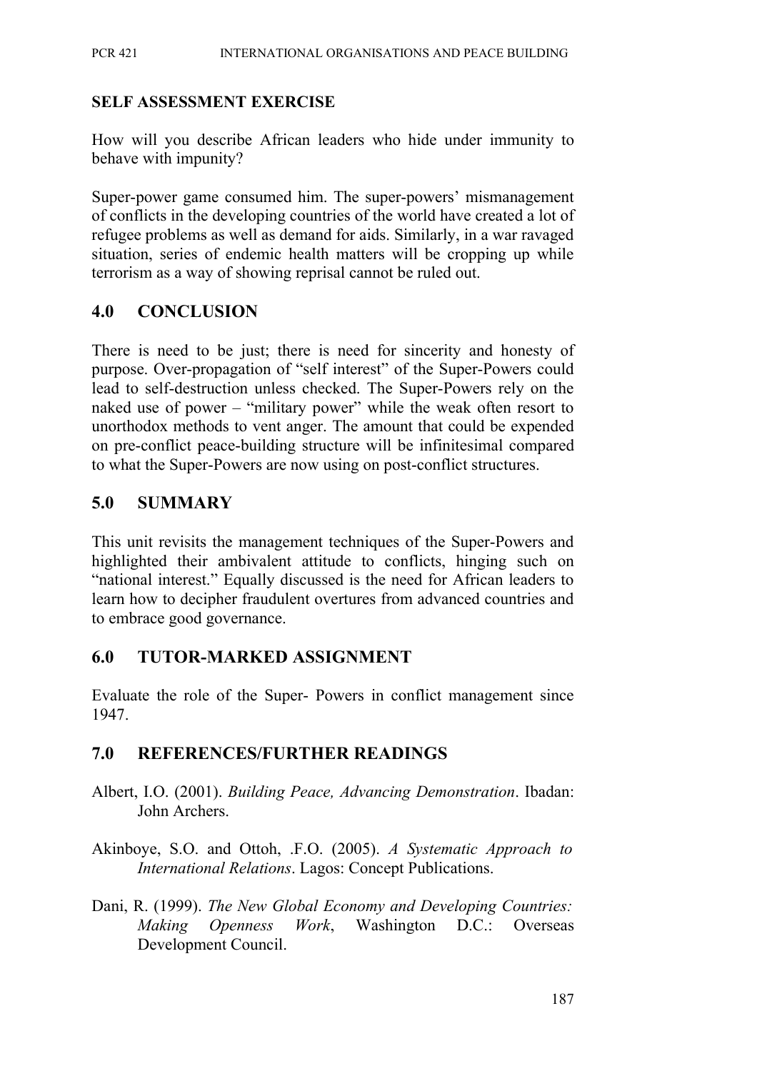**SELF ASSESSMENT EXERCISE**

How will you describe African leaders who hide under immunity to behave with impunity?

Super-power game consumed him. The super-powers' mismanagement of conflicts in the developing countries of the world have created a lot of refugee problems as well as demand for aids. Similarly, in a war ravaged situation, series of endemic health matters will be cropping up while terrorism as a way of showing reprisal cannot be ruled out.

## 4.0 CONCLUSION

There is need to be just; there is need for sincerity and honesty of purpose. Over-propagation of "self interest" of the Super-Powers could lead to self-destruction unless checked. The Super-Powers rely on the naked use of power – "military power" while the weak often resort to unorthodox methods to vent anger. The amount that could be expended on pre-conflict peace-building structure will be infinitesimal compared to what the Super-Powers are now using on post-conflict structures.

## 5.0 SUMMARY

This unit revisits the management techniques of the Super-Powers and highlighted their ambivalent attitude to conflicts, hinging such on "national interest." Equally discussed is the need for African leaders to learn how to decipher fraudulent overtures from advanced countries and to embrace good governance.

## 6.0 TUTOR-MARKED ASSIGNMENT

Evaluate the role of the Super- Powers in conflict management since 1947.

## 7.0 REFERENCES/FURTHER READINGS

Albert, I.O. (2001). *Building Peace, Advancing Demonstration*. Ibadan: John Archers.

Akinboye, S.O. and Ottoh, .F.O. (2005). *A Systematic Approach to International Relations*. Lagos: Concept Publications.

Dani, R. (1999). *The New Global Economy and Developing Countries: Making Openness Work*, Washington D.C.: Overseas Development Council.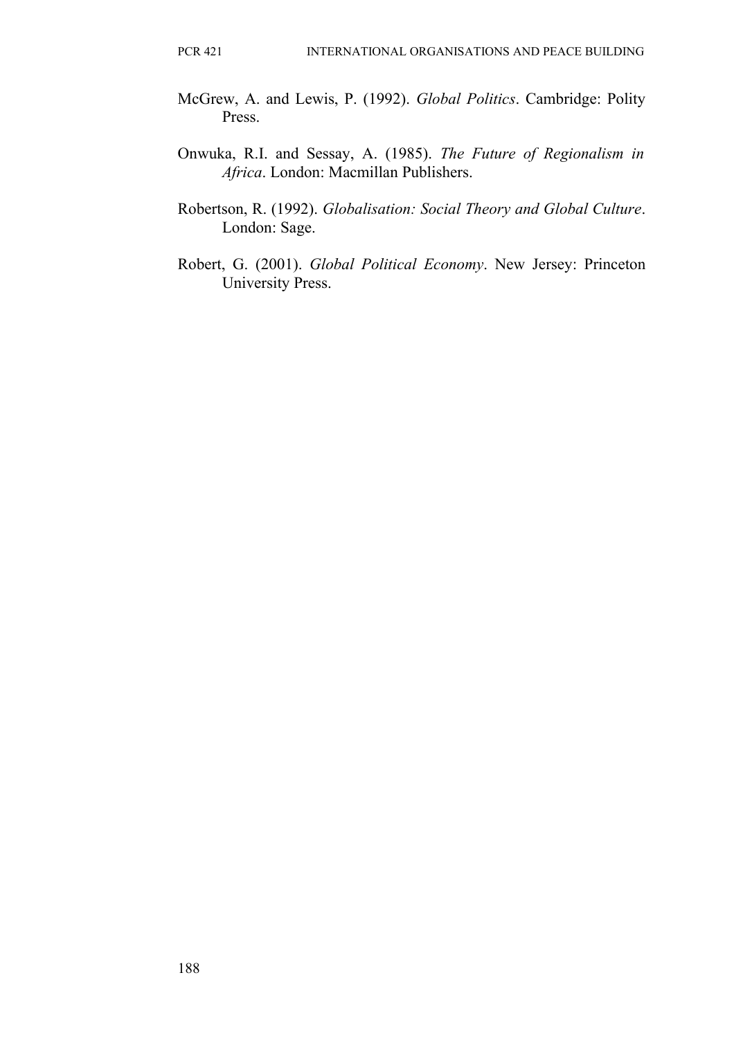McGrew, A. and Lewis, P. (1992). *Global Politics*. Cambridge: Polity Press.

Onwuka, R.I. and Sessay, A. (1985). *The Future of Regionalism in Africa*. London: Macmillan Publishers.

Robertson, R. (1992). *Globalisation: Social Theory and Global Culture*. London: Sage.

Robert, G. (2001). *Global Political Economy*. New Jersey: Princeton University Press.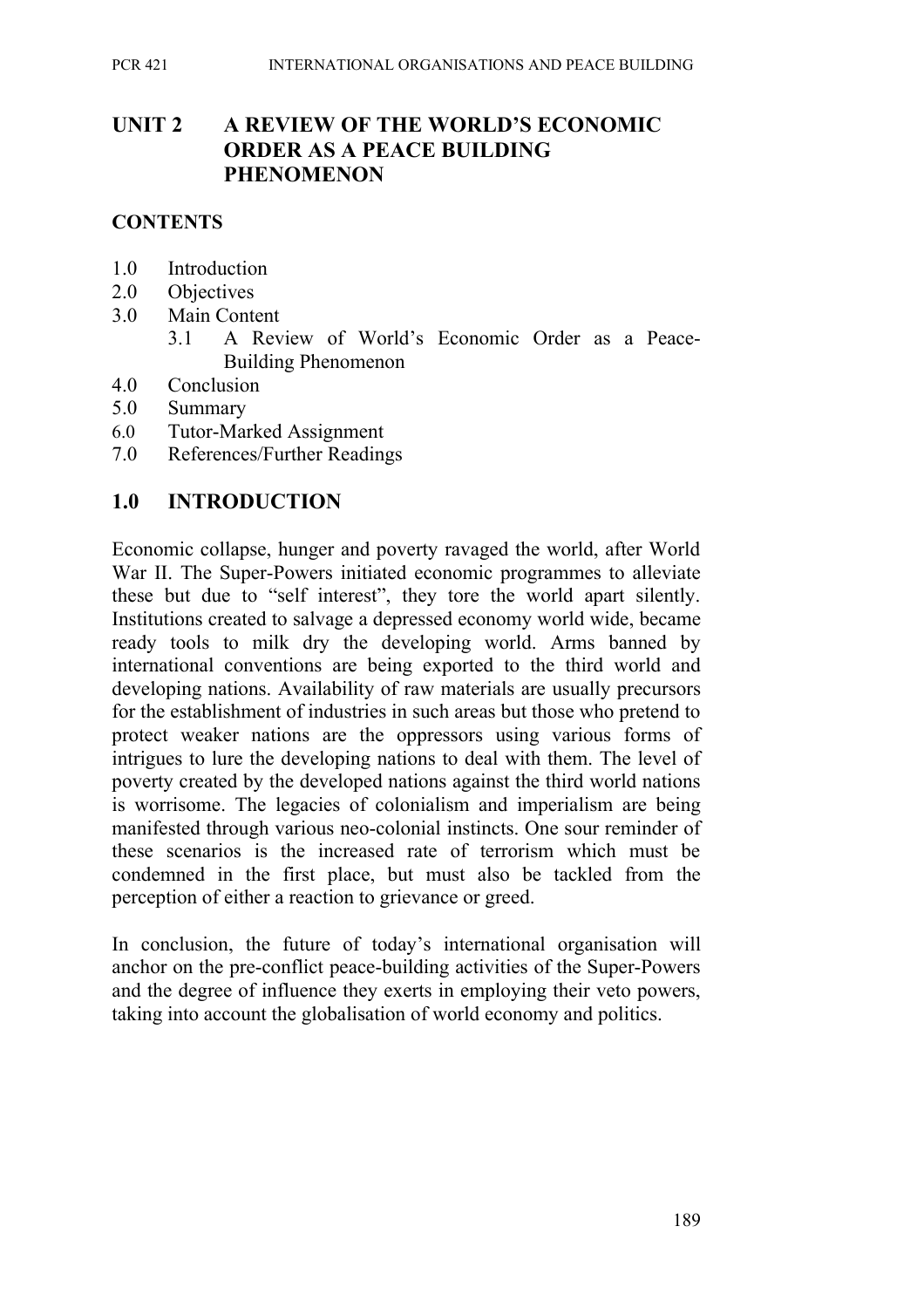## UNIT 2 A REVIEW OF THE WORLD'S ECONOMIC ORDER AS A PEACE BUILDING PHENOMENON

### CONTENTS

1.0 Introduction
2.0 Objectives
3.0 Main Content
   3.1 A Review of World's Economic Order as a Peace-Building Phenomenon
4.0 Conclusion
5.0 Summary
6.0 Tutor-Marked Assignment
7.0 References/Further Readings

### 1.0 INTRODUCTION

Economic collapse, hunger and poverty ravaged the world, after World War II. The Super-Powers initiated economic programmes to alleviate these but due to "self interest", they tore the world apart silently. Institutions created to salvage a depressed economy world wide, became ready tools to milk dry the developing world. Arms banned by international conventions are being exported to the third world and developing nations. Availability of raw materials are usually precursors for the establishment of industries in such areas but those who pretend to protect weaker nations are the oppressors using various forms of intrigues to lure the developing nations to deal with them. The level of poverty created by the developed nations against the third world nations is worrisome. The legacies of colonialism and imperialism are being manifested through various neo-colonial instincts. One sour reminder of these scenarios is the increased rate of terrorism which must be condemned in the first place, but must also be tackled from the perception of either a reaction to grievance or greed.

In conclusion, the future of today's international organisation will anchor on the pre-conflict peace-building activities of the Super-Powers and the degree of influence they exerts in employing their veto powers, taking into account the globalisation of world economy and politics.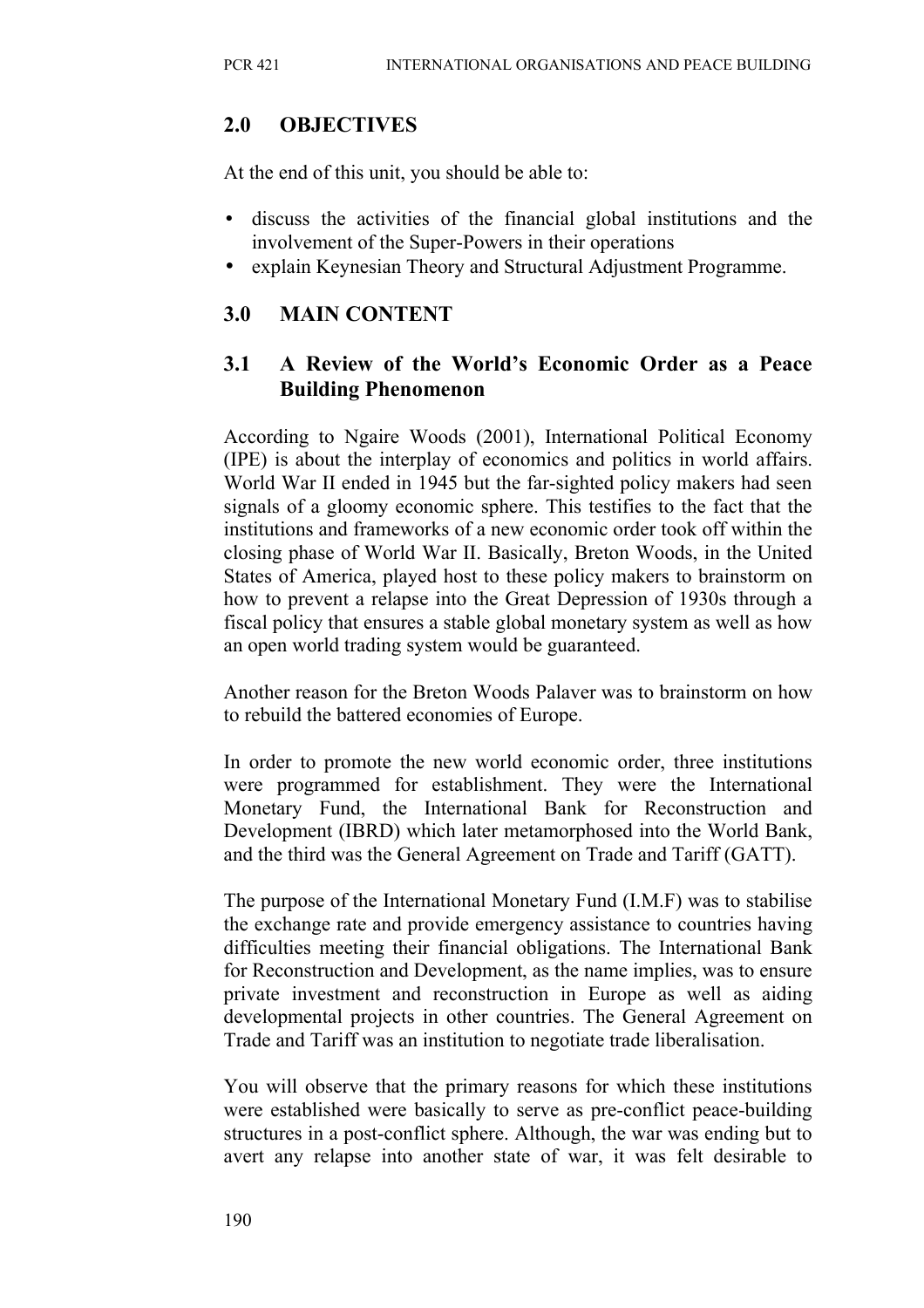## 2.0 OBJECTIVES

At the end of this unit, you should be able to:

- discuss the activities of the financial global institutions and the involvement of the Super-Powers in their operations
- explain Keynesian Theory and Structural Adjustment Programme.

## 3.0 MAIN CONTENT

### 3.1 A Review of the World's Economic Order as a Peace Building Phenomenon

According to Ngaire Woods (2001), International Political Economy (IPE) is about the interplay of economics and politics in world affairs. World War II ended in 1945 but the far-sighted policy makers had seen signals of a gloomy economic sphere. This testifies to the fact that the institutions and frameworks of a new economic order took off within the closing phase of World War II. Basically, Breton Woods, in the United States of America, played host to these policy makers to brainstorm on how to prevent a relapse into the Great Depression of 1930s through a fiscal policy that ensures a stable global monetary system as well as how an open world trading system would be guaranteed.

Another reason for the Breton Woods Palaver was to brainstorm on how to rebuild the battered economies of Europe.

In order to promote the new world economic order, three institutions were programmed for establishment. They were the International Monetary Fund, the International Bank for Reconstruction and Development (IBRD) which later metamorphosed into the World Bank, and the third was the General Agreement on Trade and Tariff (GATT).

The purpose of the International Monetary Fund (I.M.F) was to stabilise the exchange rate and provide emergency assistance to countries having difficulties meeting their financial obligations. The International Bank for Reconstruction and Development, as the name implies, was to ensure private investment and reconstruction in Europe as well as aiding developmental projects in other countries. The General Agreement on Trade and Tariff was an institution to negotiate trade liberalisation.

You will observe that the primary reasons for which these institutions were established were basically to serve as pre-conflict peace-building structures in a post-conflict sphere. Although, the war was ending but to avert any relapse into another state of war, it was felt desirable to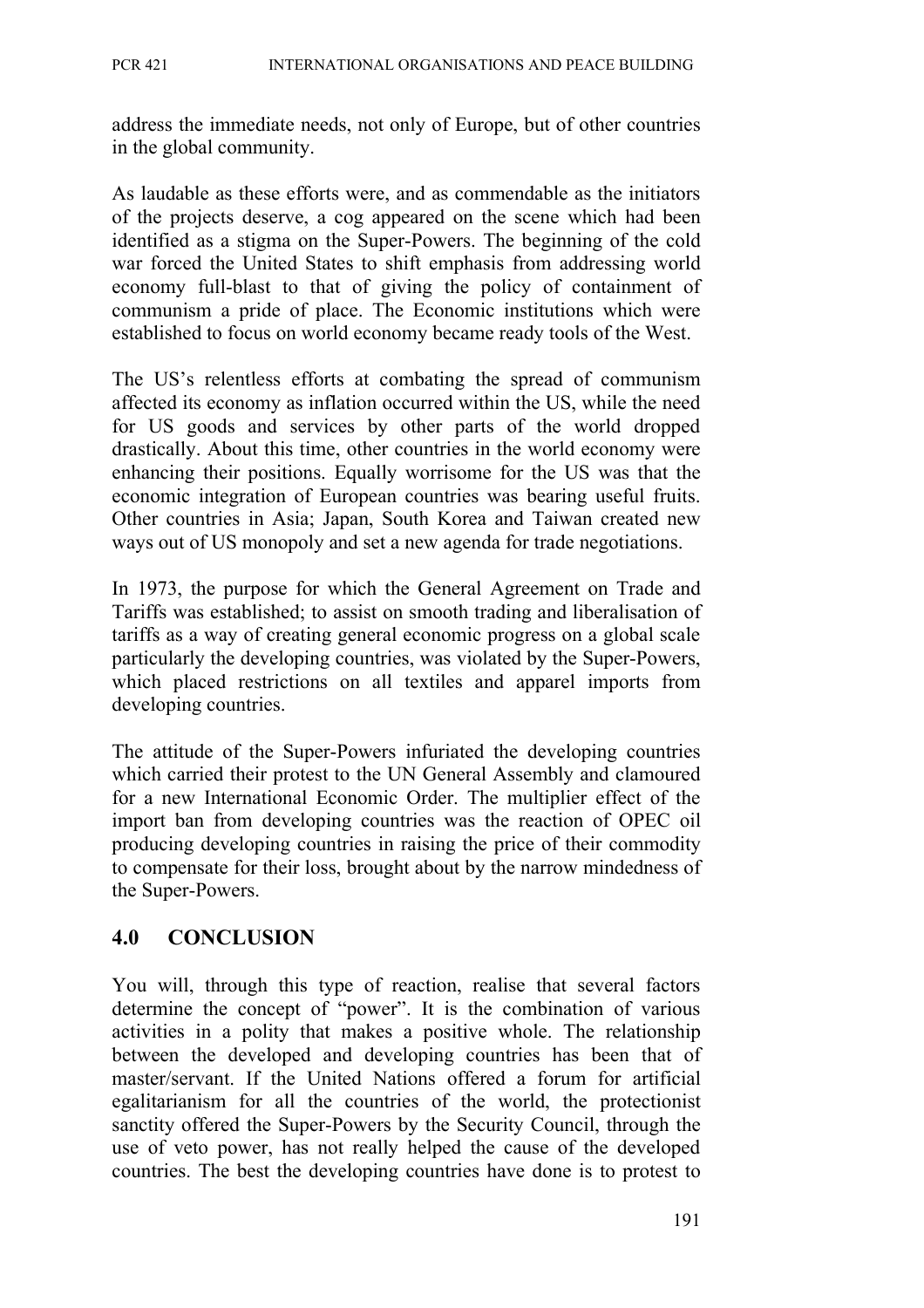address the immediate needs, not only of Europe, but of other countries in the global community.

As laudable as these efforts were, and as commendable as the initiators of the projects deserve, a cog appeared on the scene which had been identified as a stigma on the Super-Powers. The beginning of the cold war forced the United States to shift emphasis from addressing world economy full-blast to that of giving the policy of containment of communism a pride of place. The Economic institutions which were established to focus on world economy became ready tools of the West.

The US's relentless efforts at combating the spread of communism affected its economy as inflation occurred within the US, while the need for US goods and services by other parts of the world dropped drastically. About this time, other countries in the world economy were enhancing their positions. Equally worrisome for the US was that the economic integration of European countries was bearing useful fruits. Other countries in Asia; Japan, South Korea and Taiwan created new ways out of US monopoly and set a new agenda for trade negotiations.

In 1973, the purpose for which the General Agreement on Trade and Tariffs was established; to assist on smooth trading and liberalisation of tariffs as a way of creating general economic progress on a global scale particularly the developing countries, was violated by the Super-Powers, which placed restrictions on all textiles and apparel imports from developing countries.

The attitude of the Super-Powers infuriated the developing countries which carried their protest to the UN General Assembly and clamoured for a new International Economic Order. The multiplier effect of the import ban from developing countries was the reaction of OPEC oil producing developing countries in raising the price of their commodity to compensate for their loss, brought about by the narrow mindedness of the Super-Powers.

## 4.0 CONCLUSION

You will, through this type of reaction, realise that several factors determine the concept of "power". It is the combination of various activities in a polity that makes a positive whole. The relationship between the developed and developing countries has been that of master/servant. If the United Nations offered a forum for artificial egalitarianism for all the countries of the world, the protectionist sanctity offered the Super-Powers by the Security Council, through the use of veto power, has not really helped the cause of the developed countries. The best the developing countries have done is to protest to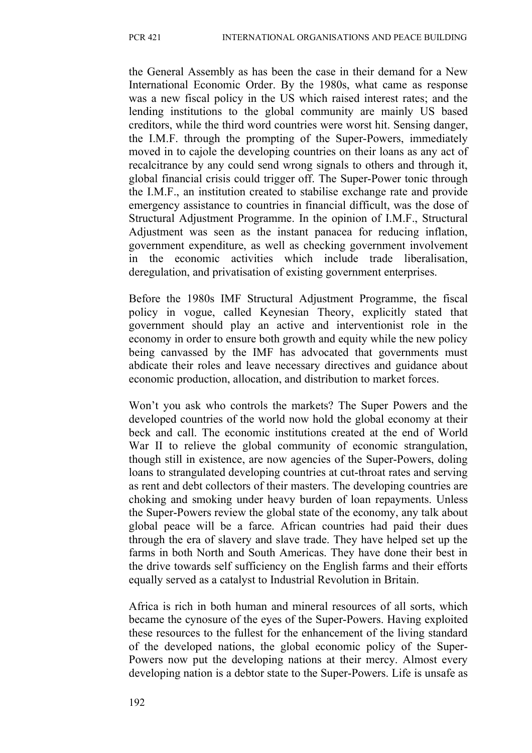the General Assembly as has been the case in their demand for a New International Economic Order. By the 1980s, what came as response was a new fiscal policy in the US which raised interest rates; and the lending institutions to the global community are mainly US based creditors, while the third word countries were worst hit. Sensing danger, the I.M.F. through the prompting of the Super-Powers, immediately moved in to cajole the developing countries on their loans as any act of recalcitrance by any could send wrong signals to others and through it, global financial crisis could trigger off. The Super-Power tonic through the I.M.F., an institution created to stabilise exchange rate and provide emergency assistance to countries in financial difficult, was the dose of Structural Adjustment Programme. In the opinion of I.M.F., Structural Adjustment was seen as the instant panacea for reducing inflation, government expenditure, as well as checking government involvement in the economic activities which include trade liberalisation, deregulation, and privatisation of existing government enterprises.

Before the 1980s IMF Structural Adjustment Programme, the fiscal policy in vogue, called Keynesian Theory, explicitly stated that government should play an active and interventionist role in the economy in order to ensure both growth and equity while the new policy being canvassed by the IMF has advocated that governments must abdicate their roles and leave necessary directives and guidance about economic production, allocation, and distribution to market forces.

Won't you ask who controls the markets? The Super Powers and the developed countries of the world now hold the global economy at their beck and call. The economic institutions created at the end of World War II to relieve the global community of economic strangulation, though still in existence, are now agencies of the Super-Powers, doling loans to strangulated developing countries at cut-throat rates and serving as rent and debt collectors of their masters. The developing countries are choking and smoking under heavy burden of loan repayments. Unless the Super-Powers review the global state of the economy, any talk about global peace will be a farce. African countries had paid their dues through the era of slavery and slave trade. They have helped set up the farms in both North and South Americas. They have done their best in the drive towards self sufficiency on the English farms and their efforts equally served as a catalyst to Industrial Revolution in Britain.

Africa is rich in both human and mineral resources of all sorts, which became the cynosure of the eyes of the Super-Powers. Having exploited these resources to the fullest for the enhancement of the living standard of the developed nations, the global economic policy of the Super-Powers now put the developing nations at their mercy. Almost every developing nation is a debtor state to the Super-Powers. Life is unsafe as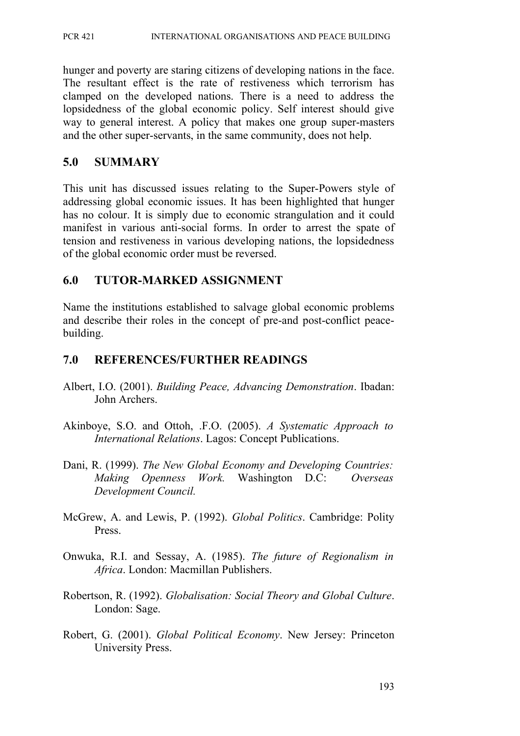hunger and poverty are staring citizens of developing nations in the face. The resultant effect is the rate of restiveness which terrorism has clamped on the developed nations. There is a need to address the lopsidedness of the global economic policy. Self interest should give way to general interest. A policy that makes one group super-masters and the other super-servants, in the same community, does not help.

## 5.0 SUMMARY

This unit has discussed issues relating to the Super-Powers style of addressing global economic issues. It has been highlighted that hunger has no colour. It is simply due to economic strangulation and it could manifest in various anti-social forms. In order to arrest the spate of tension and restiveness in various developing nations, the lopsidedness of the global economic order must be reversed.

## 6.0 TUTOR-MARKED ASSIGNMENT

Name the institutions established to salvage global economic problems and describe their roles in the concept of pre-and post-conflict peace-building.

## 7.0 REFERENCES/FURTHER READINGS

Albert, I.O. (2001). *Building Peace, Advancing Demonstration*. Ibadan: John Archers.

Akinboye, S.O. and Ottoh, .F.O. (2005). *A Systematic Approach to International Relations*. Lagos: Concept Publications.

Dani, R. (1999). *The New Global Economy and Developing Countries: Making Openness Work.* Washington D.C: *Overseas Development Council.*

McGrew, A. and Lewis, P. (1992). *Global Politics*. Cambridge: Polity Press.

Onwuka, R.I. and Sessay, A. (1985). *The future of Regionalism in Africa*. London: Macmillan Publishers.

Robertson, R. (1992). *Globalisation: Social Theory and Global Culture*. London: Sage.

Robert, G. (2001). *Global Political Economy*. New Jersey: Princeton University Press.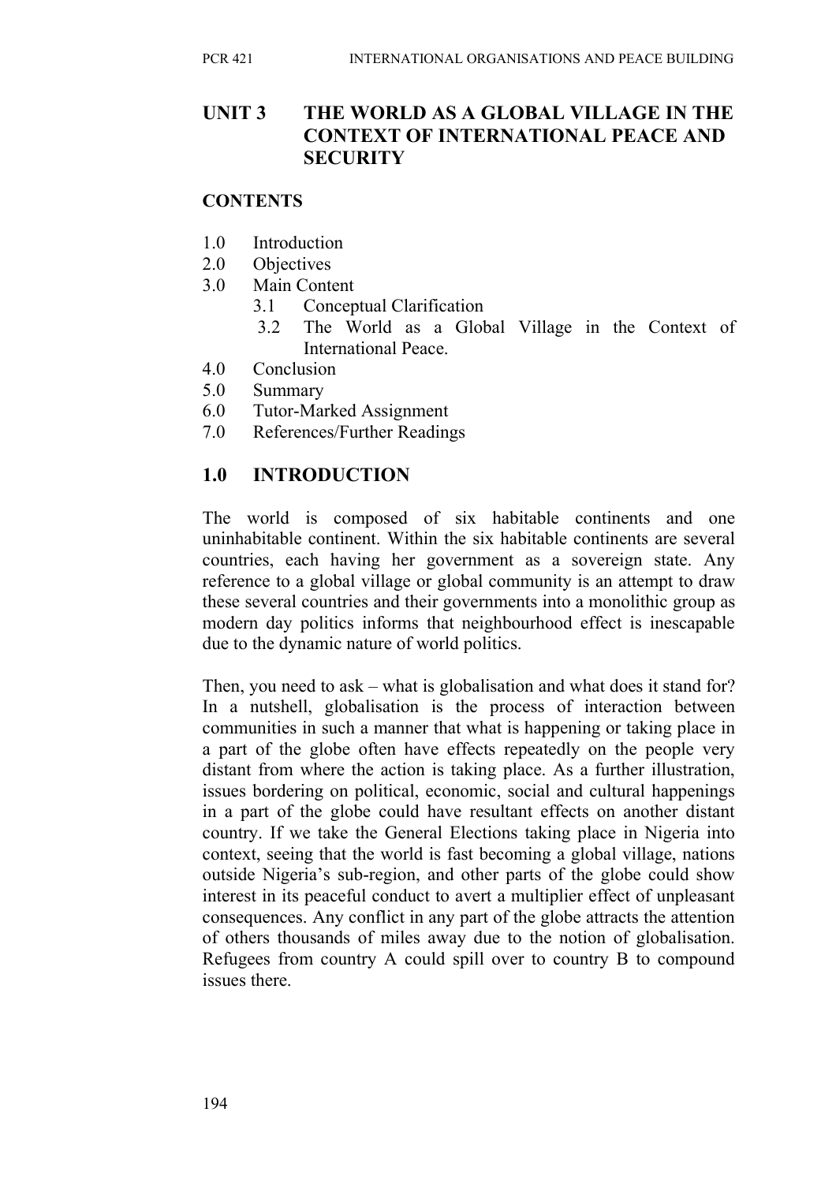## UNIT 3 THE WORLD AS A GLOBAL VILLAGE IN THE CONTEXT OF INTERNATIONAL PEACE AND SECURITY

### CONTENTS

1.0 Introduction
2.0 Objectives
3.0 Main Content
   3.1 Conceptual Clarification
   3.2 The World as a Global Village in the Context of International Peace.
4.0 Conclusion
5.0 Summary
6.0 Tutor-Marked Assignment
7.0 References/Further Readings

## 1.0 INTRODUCTION

The world is composed of six habitable continents and one uninhabitable continent. Within the six habitable continents are several countries, each having her government as a sovereign state. Any reference to a global village or global community is an attempt to draw these several countries and their governments into a monolithic group as modern day politics informs that neighbourhood effect is inescapable due to the dynamic nature of world politics.

Then, you need to ask – what is globalisation and what does it stand for? In a nutshell, globalisation is the process of interaction between communities in such a manner that what is happening or taking place in a part of the globe often have effects repeatedly on the people very distant from where the action is taking place. As a further illustration, issues bordering on political, economic, social and cultural happenings in a part of the globe could have resultant effects on another distant country. If we take the General Elections taking place in Nigeria into context, seeing that the world is fast becoming a global village, nations outside Nigeria's sub-region, and other parts of the globe could show interest in its peaceful conduct to avert a multiplier effect of unpleasant consequences. Any conflict in any part of the globe attracts the attention of others thousands of miles away due to the notion of globalisation. Refugees from country A could spill over to country B to compound issues there.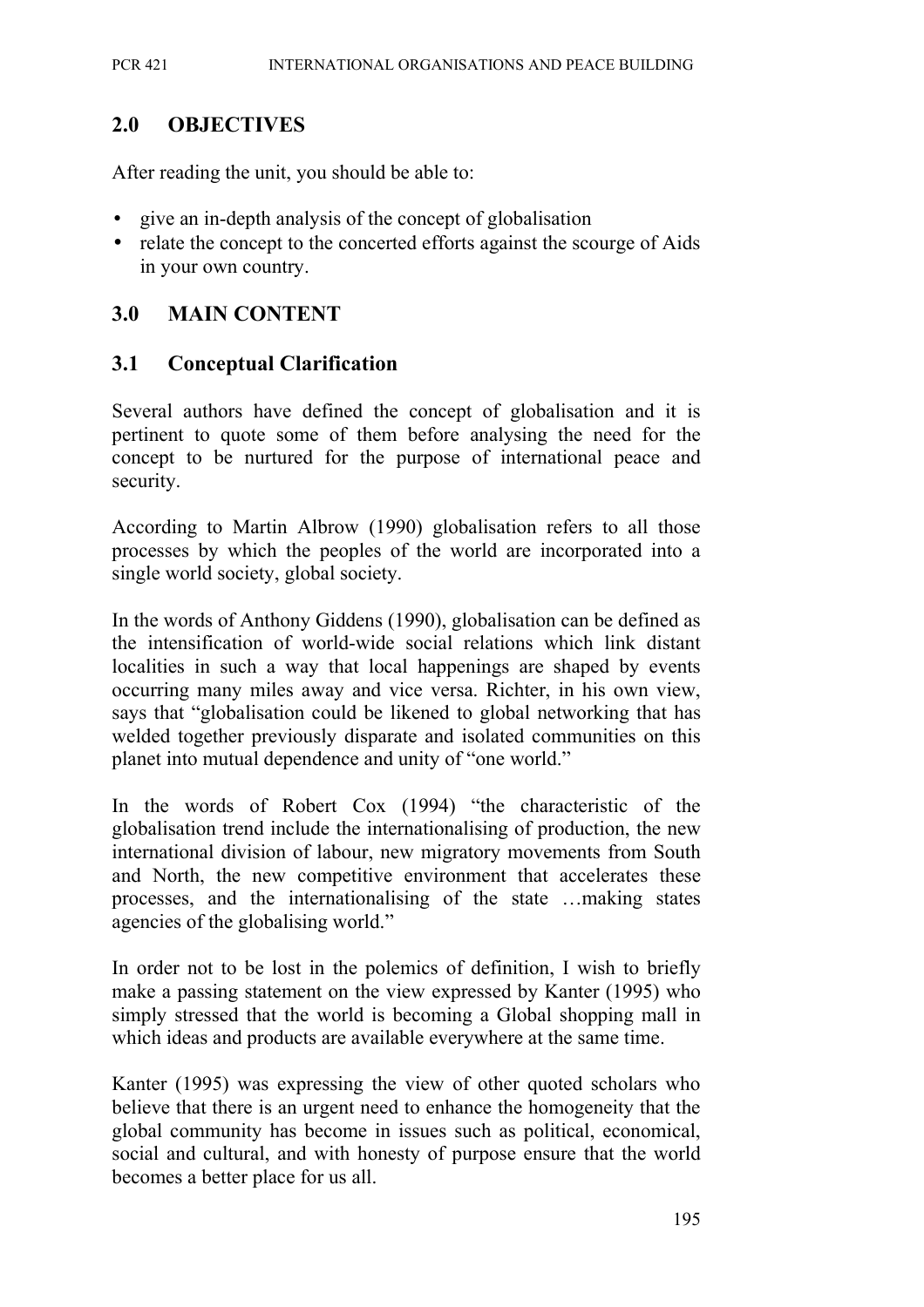## 2.0 OBJECTIVES

After reading the unit, you should be able to:

- give an in-depth analysis of the concept of globalisation
- relate the concept to the concerted efforts against the scourge of Aids in your own country.

## 3.0 MAIN CONTENT

### 3.1 Conceptual Clarification

Several authors have defined the concept of globalisation and it is pertinent to quote some of them before analysing the need for the concept to be nurtured for the purpose of international peace and security.

According to Martin Albrow (1990) globalisation refers to all those processes by which the peoples of the world are incorporated into a single world society, global society.

In the words of Anthony Giddens (1990), globalisation can be defined as the intensification of world-wide social relations which link distant localities in such a way that local happenings are shaped by events occurring many miles away and vice versa. Richter, in his own view, says that "globalisation could be likened to global networking that has welded together previously disparate and isolated communities on this planet into mutual dependence and unity of "one world."

In the words of Robert Cox (1994) "the characteristic of the globalisation trend include the internationalising of production, the new international division of labour, new migratory movements from South and North, the new competitive environment that accelerates these processes, and the internationalising of the state …making states agencies of the globalising world."

In order not to be lost in the polemics of definition, I wish to briefly make a passing statement on the view expressed by Kanter (1995) who simply stressed that the world is becoming a Global shopping mall in which ideas and products are available everywhere at the same time.

Kanter (1995) was expressing the view of other quoted scholars who believe that there is an urgent need to enhance the homogeneity that the global community has become in issues such as political, economical, social and cultural, and with honesty of purpose ensure that the world becomes a better place for us all.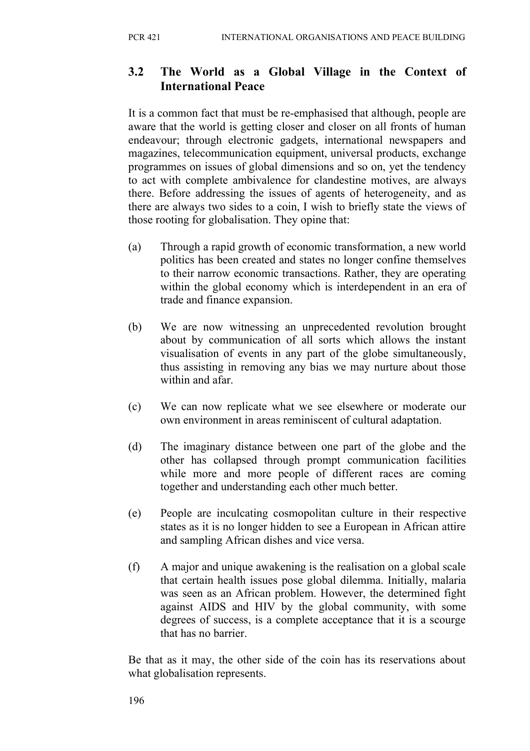## 3.2 The World as a Global Village in the Context of International Peace

It is a common fact that must be re-emphasised that although, people are aware that the world is getting closer and closer on all fronts of human endeavour; through electronic gadgets, international newspapers and magazines, telecommunication equipment, universal products, exchange programmes on issues of global dimensions and so on, yet the tendency to act with complete ambivalence for clandestine motives, are always there. Before addressing the issues of agents of heterogeneity, and as there are always two sides to a coin, I wish to briefly state the views of those rooting for globalisation. They opine that:

(a) Through a rapid growth of economic transformation, a new world politics has been created and states no longer confine themselves to their narrow economic transactions. Rather, they are operating within the global economy which is interdependent in an era of trade and finance expansion.

(b) We are now witnessing an unprecedented revolution brought about by communication of all sorts which allows the instant visualisation of events in any part of the globe simultaneously, thus assisting in removing any bias we may nurture about those within and afar.

(c) We can now replicate what we see elsewhere or moderate our own environment in areas reminiscent of cultural adaptation.

(d) The imaginary distance between one part of the globe and the other has collapsed through prompt communication facilities while more and more people of different races are coming together and understanding each other much better.

(e) People are inculcating cosmopolitan culture in their respective states as it is no longer hidden to see a European in African attire and sampling African dishes and vice versa.

(f) A major and unique awakening is the realisation on a global scale that certain health issues pose global dilemma. Initially, malaria was seen as an African problem. However, the determined fight against AIDS and HIV by the global community, with some degrees of success, is a complete acceptance that it is a scourge that has no barrier.

Be that as it may, the other side of the coin has its reservations about what globalisation represents.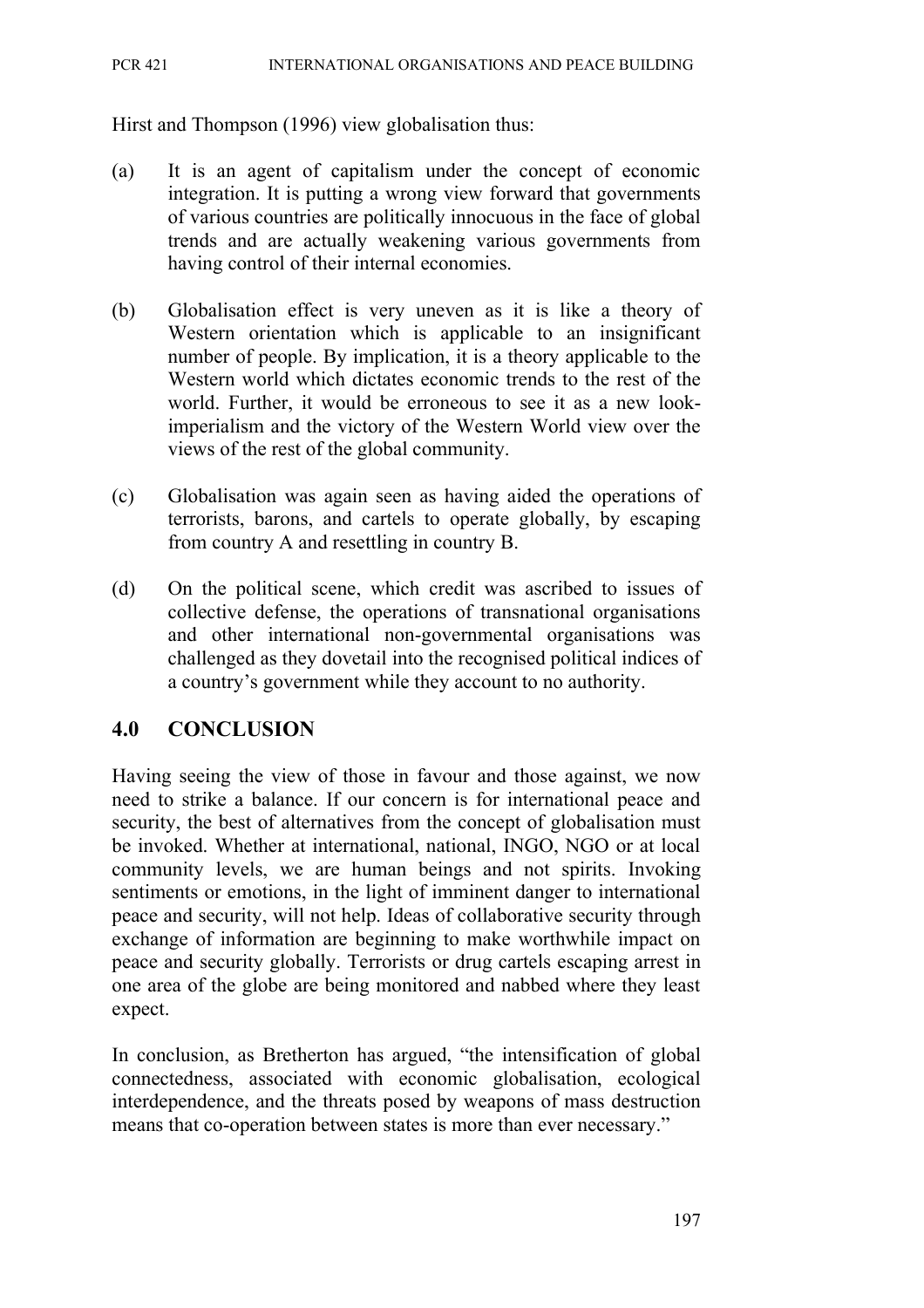Hirst and Thompson (1996) view globalisation thus:

(a) It is an agent of capitalism under the concept of economic integration. It is putting a wrong view forward that governments of various countries are politically innocuous in the face of global trends and are actually weakening various governments from having control of their internal economies.

(b) Globalisation effect is very uneven as it is like a theory of Western orientation which is applicable to an insignificant number of people. By implication, it is a theory applicable to the Western world which dictates economic trends to the rest of the world. Further, it would be erroneous to see it as a new look-imperialism and the victory of the Western World view over the views of the rest of the global community.

(c) Globalisation was again seen as having aided the operations of terrorists, barons, and cartels to operate globally, by escaping from country A and resettling in country B.

(d) On the political scene, which credit was ascribed to issues of collective defense, the operations of transnational organisations and other international non-governmental organisations was challenged as they dovetail into the recognised political indices of a country's government while they account to no authority.

## 4.0 CONCLUSION

Having seeing the view of those in favour and those against, we now need to strike a balance. If our concern is for international peace and security, the best of alternatives from the concept of globalisation must be invoked. Whether at international, national, INGO, NGO or at local community levels, we are human beings and not spirits. Invoking sentiments or emotions, in the light of imminent danger to international peace and security, will not help. Ideas of collaborative security through exchange of information are beginning to make worthwhile impact on peace and security globally. Terrorists or drug cartels escaping arrest in one area of the globe are being monitored and nabbed where they least expect.

In conclusion, as Bretherton has argued, "the intensification of global connectedness, associated with economic globalisation, ecological interdependence, and the threats posed by weapons of mass destruction means that co-operation between states is more than ever necessary."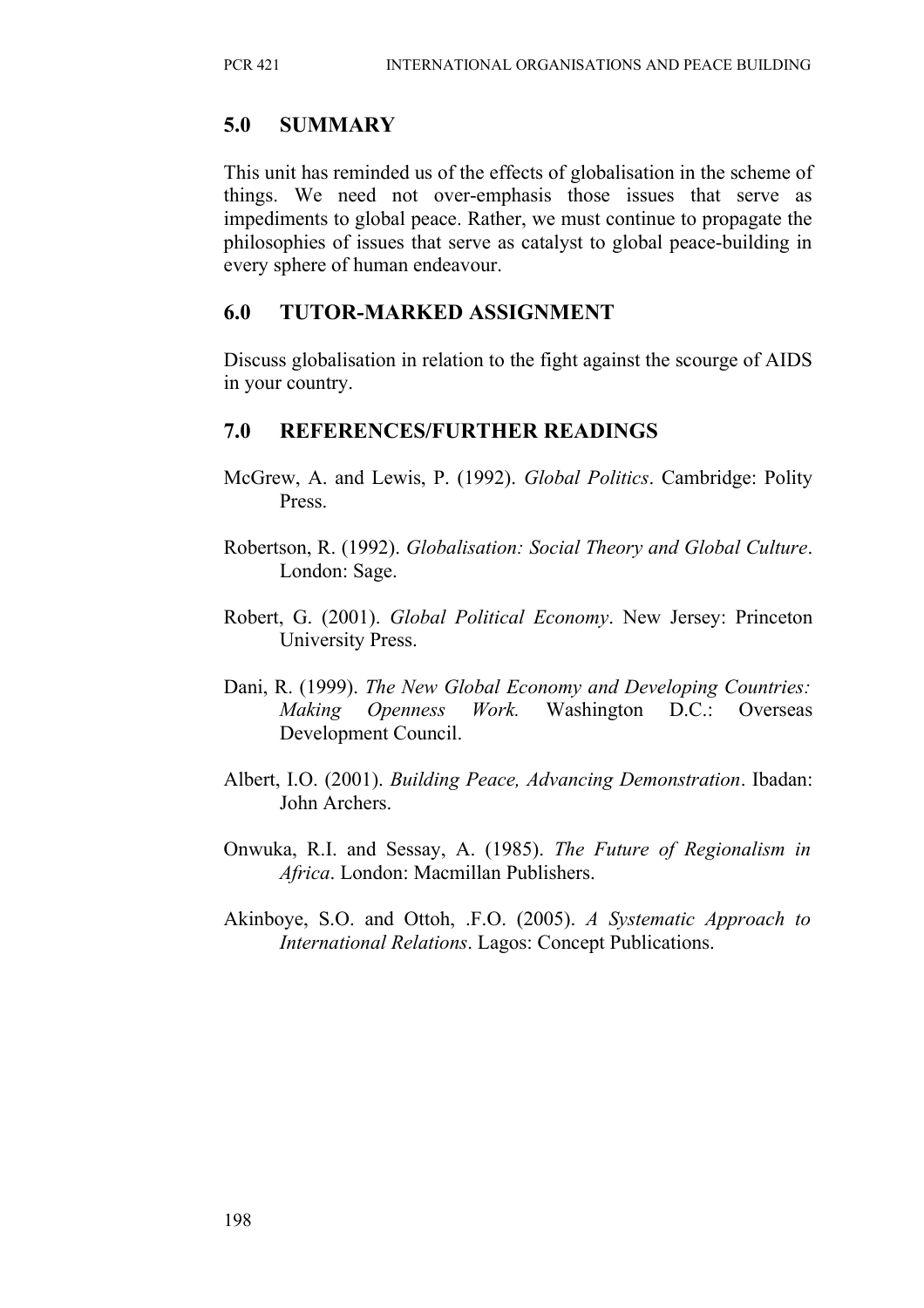## 5.0 SUMMARY

This unit has reminded us of the effects of globalisation in the scheme of things. We need not over-emphasis those issues that serve as impediments to global peace. Rather, we must continue to propagate the philosophies of issues that serve as catalyst to global peace-building in every sphere of human endeavour.

## 6.0 TUTOR-MARKED ASSIGNMENT

Discuss globalisation in relation to the fight against the scourge of AIDS in your country.

## 7.0 REFERENCES/FURTHER READINGS

McGrew, A. and Lewis, P. (1992). *Global Politics*. Cambridge: Polity Press.

Robertson, R. (1992). *Globalisation: Social Theory and Global Culture*. London: Sage.

Robert, G. (2001). *Global Political Economy*. New Jersey: Princeton University Press.

Dani, R. (1999). *The New Global Economy and Developing Countries: Making Openness Work.* Washington D.C.: Overseas Development Council.

Albert, I.O. (2001). *Building Peace, Advancing Demonstration*. Ibadan: John Archers.

Onwuka, R.I. and Sessay, A. (1985). *The Future of Regionalism in Africa*. London: Macmillan Publishers.

Akinboye, S.O. and Ottoh, .F.O. (2005). *A Systematic Approach to International Relations*. Lagos: Concept Publications.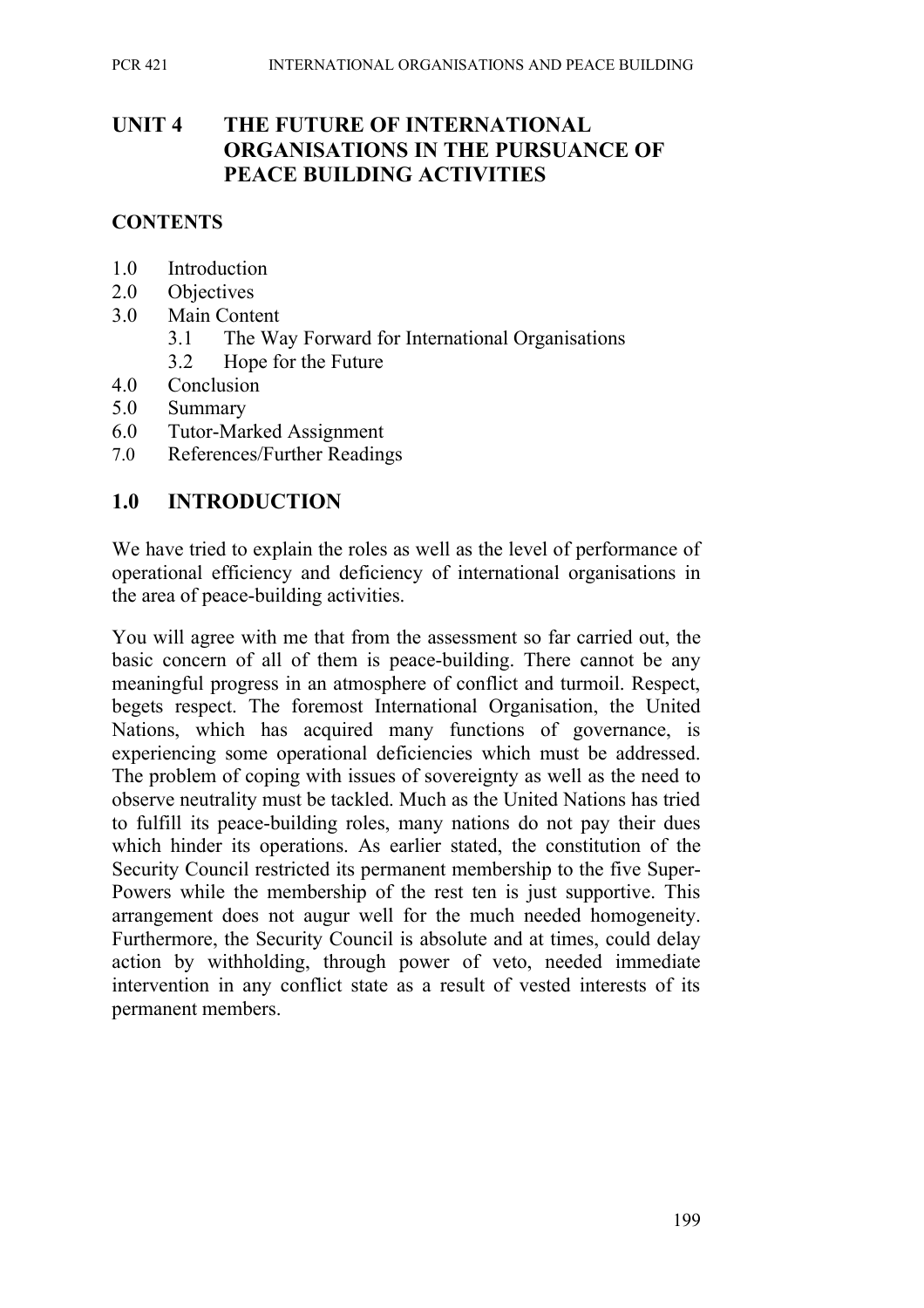# UNIT 4 THE FUTURE OF INTERNATIONAL ORGANISATIONS IN THE PURSUANCE OF PEACE BUILDING ACTIVITIES

## CONTENTS

1.0 Introduction
2.0 Objectives
3.0 Main Content
  3.1 The Way Forward for International Organisations
  3.2 Hope for the Future
4.0 Conclusion
5.0 Summary
6.0 Tutor-Marked Assignment
7.0 References/Further Readings

## 1.0 INTRODUCTION

We have tried to explain the roles as well as the level of performance of operational efficiency and deficiency of international organisations in the area of peace-building activities.

You will agree with me that from the assessment so far carried out, the basic concern of all of them is peace-building. There cannot be any meaningful progress in an atmosphere of conflict and turmoil. Respect, begets respect. The foremost International Organisation, the United Nations, which has acquired many functions of governance, is experiencing some operational deficiencies which must be addressed. The problem of coping with issues of sovereignty as well as the need to observe neutrality must be tackled. Much as the United Nations has tried to fulfill its peace-building roles, many nations do not pay their dues which hinder its operations. As earlier stated, the constitution of the Security Council restricted its permanent membership to the five Super-Powers while the membership of the rest ten is just supportive. This arrangement does not augur well for the much needed homogeneity. Furthermore, the Security Council is absolute and at times, could delay action by withholding, through power of veto, needed immediate intervention in any conflict state as a result of vested interests of its permanent members.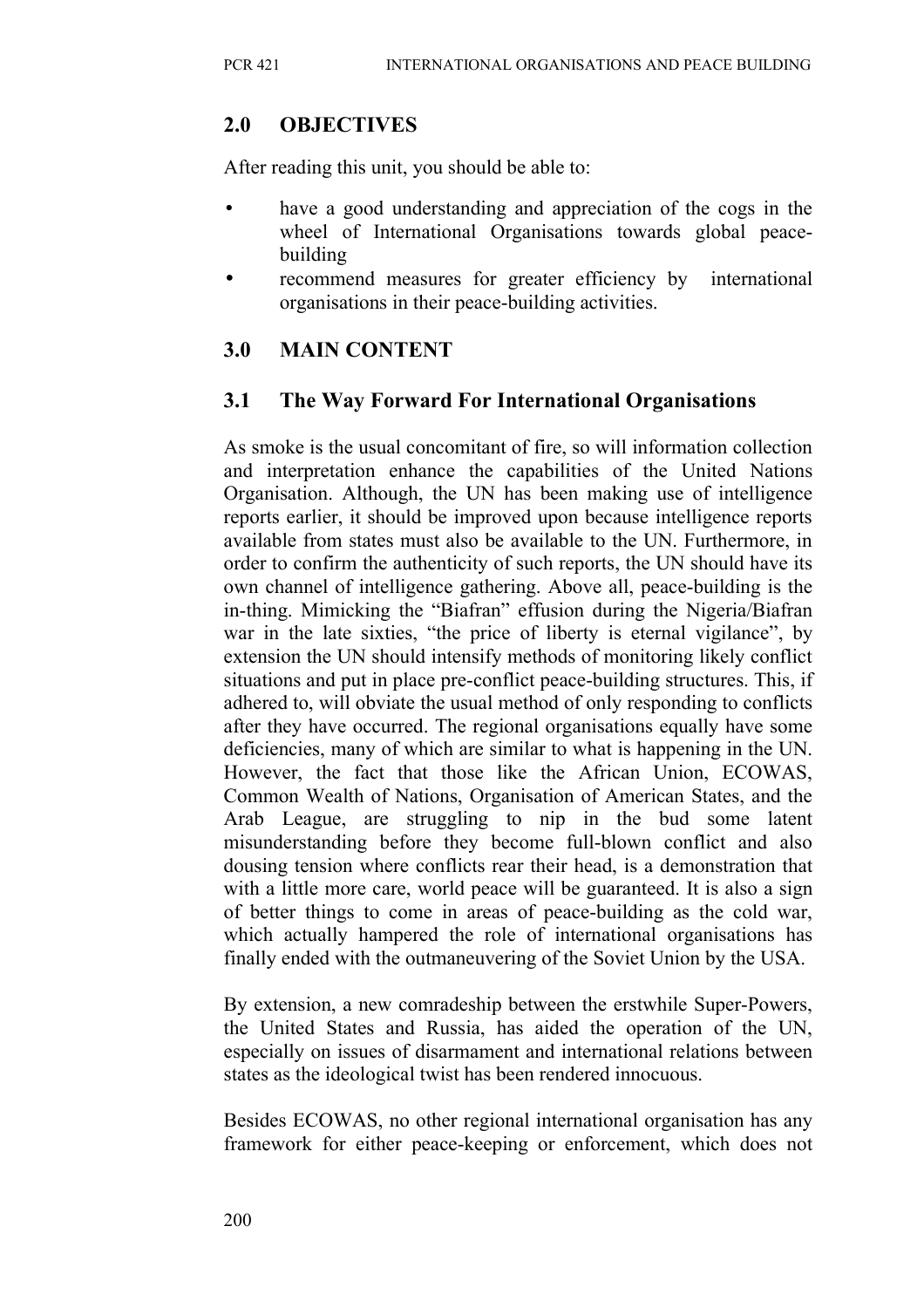## 2.0 OBJECTIVES

After reading this unit, you should be able to:

- have a good understanding and appreciation of the cogs in the wheel of International Organisations towards global peace-building
- recommend measures for greater efficiency by international organisations in their peace-building activities.

## 3.0 MAIN CONTENT

### 3.1 The Way Forward For International Organisations

As smoke is the usual concomitant of fire, so will information collection and interpretation enhance the capabilities of the United Nations Organisation. Although, the UN has been making use of intelligence reports earlier, it should be improved upon because intelligence reports available from states must also be available to the UN. Furthermore, in order to confirm the authenticity of such reports, the UN should have its own channel of intelligence gathering. Above all, peace-building is the in-thing. Mimicking the "Biafran" effusion during the Nigeria/Biafran war in the late sixties, "the price of liberty is eternal vigilance", by extension the UN should intensify methods of monitoring likely conflict situations and put in place pre-conflict peace-building structures. This, if adhered to, will obviate the usual method of only responding to conflicts after they have occurred. The regional organisations equally have some deficiencies, many of which are similar to what is happening in the UN. However, the fact that those like the African Union, ECOWAS, Common Wealth of Nations, Organisation of American States, and the Arab League, are struggling to nip in the bud some latent misunderstanding before they become full-blown conflict and also dousing tension where conflicts rear their head, is a demonstration that with a little more care, world peace will be guaranteed. It is also a sign of better things to come in areas of peace-building as the cold war, which actually hampered the role of international organisations has finally ended with the outmaneuvering of the Soviet Union by the USA.

By extension, a new comradeship between the erstwhile Super-Powers, the United States and Russia, has aided the operation of the UN, especially on issues of disarmament and international relations between states as the ideological twist has been rendered innocuous.

Besides ECOWAS, no other regional international organisation has any framework for either peace-keeping or enforcement, which does not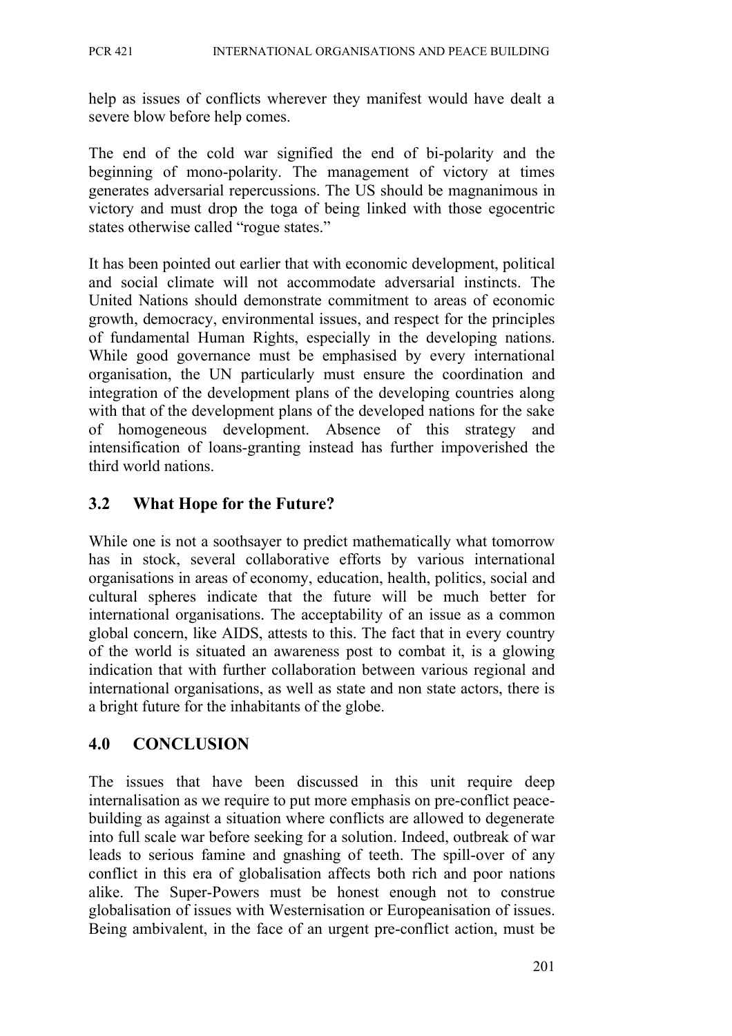help as issues of conflicts wherever they manifest would have dealt a severe blow before help comes.

The end of the cold war signified the end of bi-polarity and the beginning of mono-polarity. The management of victory at times generates adversarial repercussions. The US should be magnanimous in victory and must drop the toga of being linked with those egocentric states otherwise called "rogue states."

It has been pointed out earlier that with economic development, political and social climate will not accommodate adversarial instincts. The United Nations should demonstrate commitment to areas of economic growth, democracy, environmental issues, and respect for the principles of fundamental Human Rights, especially in the developing nations. While good governance must be emphasised by every international organisation, the UN particularly must ensure the coordination and integration of the development plans of the developing countries along with that of the development plans of the developed nations for the sake of homogeneous development. Absence of this strategy and intensification of loans-granting instead has further impoverished the third world nations.

## 3.2 What Hope for the Future?

While one is not a soothsayer to predict mathematically what tomorrow has in stock, several collaborative efforts by various international organisations in areas of economy, education, health, politics, social and cultural spheres indicate that the future will be much better for international organisations. The acceptability of an issue as a common global concern, like AIDS, attests to this. The fact that in every country of the world is situated an awareness post to combat it, is a glowing indication that with further collaboration between various regional and international organisations, as well as state and non state actors, there is a bright future for the inhabitants of the globe.

## 4.0 CONCLUSION

The issues that have been discussed in this unit require deep internalisation as we require to put more emphasis on pre-conflict peace-building as against a situation where conflicts are allowed to degenerate into full scale war before seeking for a solution. Indeed, outbreak of war leads to serious famine and gnashing of teeth. The spill-over of any conflict in this era of globalisation affects both rich and poor nations alike. The Super-Powers must be honest enough not to construe globalisation of issues with Westernisation or Europeanisation of issues. Being ambivalent, in the face of an urgent pre-conflict action, must be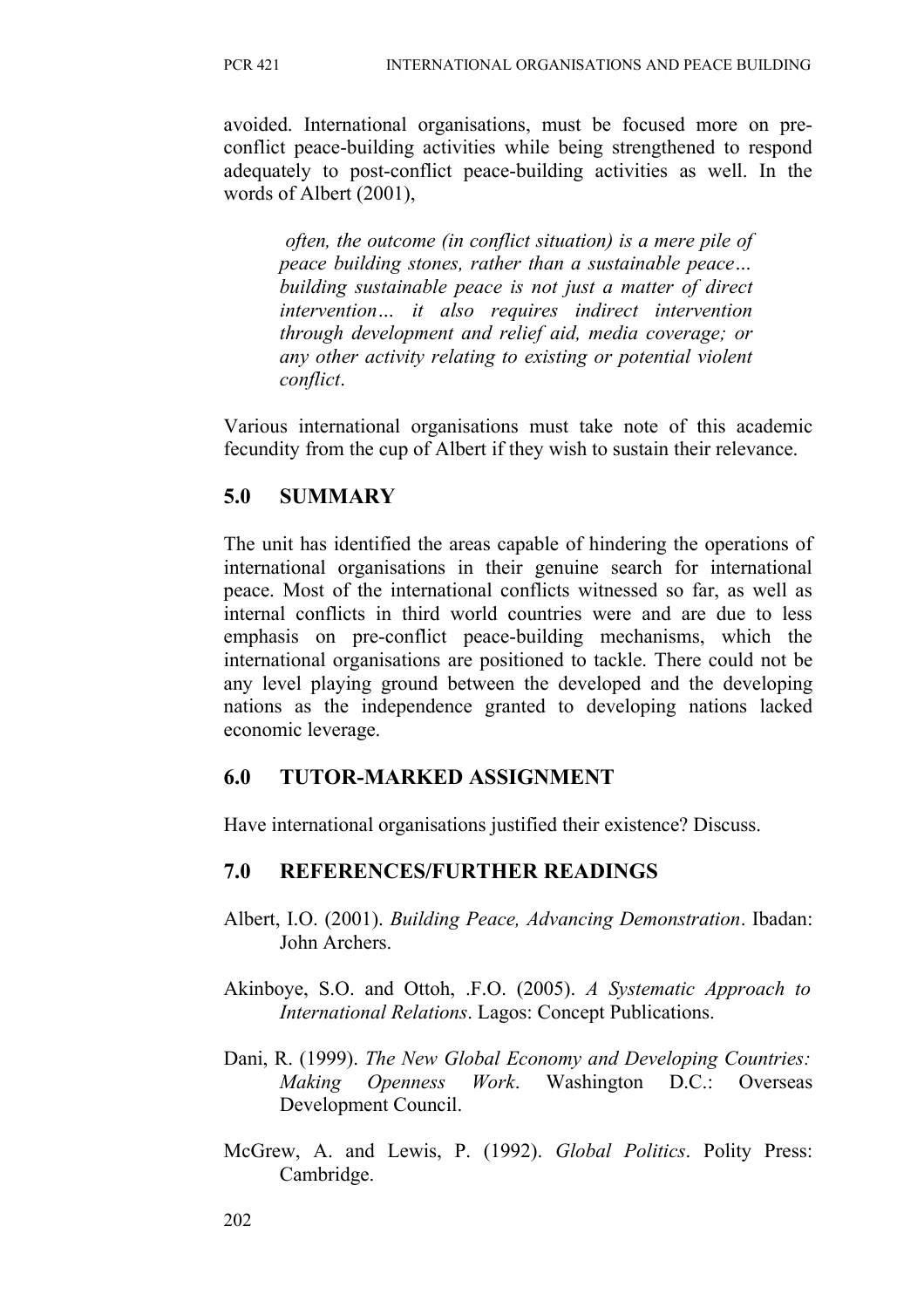avoided. International organisations, must be focused more on pre-conflict peace-building activities while being strengthened to respond adequately to post-conflict peace-building activities as well. In the words of Albert (2001),

> *often, the outcome (in conflict situation) is a mere pile of peace building stones, rather than a sustainable peace… building sustainable peace is not just a matter of direct intervention… it also requires indirect intervention through development and relief aid, media coverage; or any other activity relating to existing or potential violent conflict*.

Various international organisations must take note of this academic fecundity from the cup of Albert if they wish to sustain their relevance.

## 5.0 SUMMARY

The unit has identified the areas capable of hindering the operations of international organisations in their genuine search for international peace. Most of the international conflicts witnessed so far, as well as internal conflicts in third world countries were and are due to less emphasis on pre-conflict peace-building mechanisms, which the international organisations are positioned to tackle. There could not be any level playing ground between the developed and the developing nations as the independence granted to developing nations lacked economic leverage.

## 6.0 TUTOR-MARKED ASSIGNMENT

Have international organisations justified their existence? Discuss.

## 7.0 REFERENCES/FURTHER READINGS

Albert, I.O. (2001). *Building Peace, Advancing Demonstration*. Ibadan: John Archers.

Akinboye, S.O. and Ottoh, .F.O. (2005). *A Systematic Approach to International Relations*. Lagos: Concept Publications.

Dani, R. (1999). *The New Global Economy and Developing Countries: Making Openness Work*. Washington D.C.: Overseas Development Council.

McGrew, A. and Lewis, P. (1992). *Global Politics*. Polity Press: Cambridge.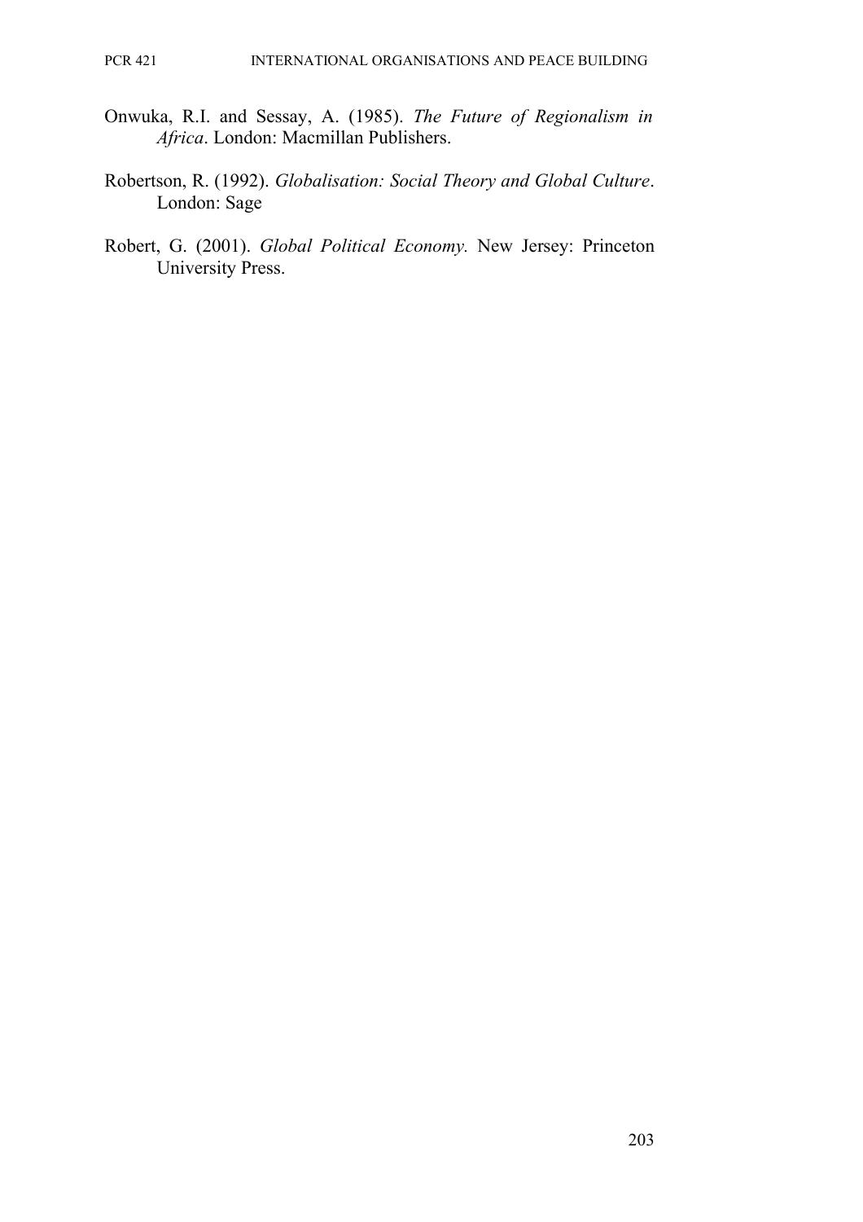Onwuka, R.I. and Sessay, A. (1985). *The Future of Regionalism in Africa*. London: Macmillan Publishers.

Robertson, R. (1992). *Globalisation: Social Theory and Global Culture*. London: Sage

Robert, G. (2001). *Global Political Economy.* New Jersey: Princeton University Press.